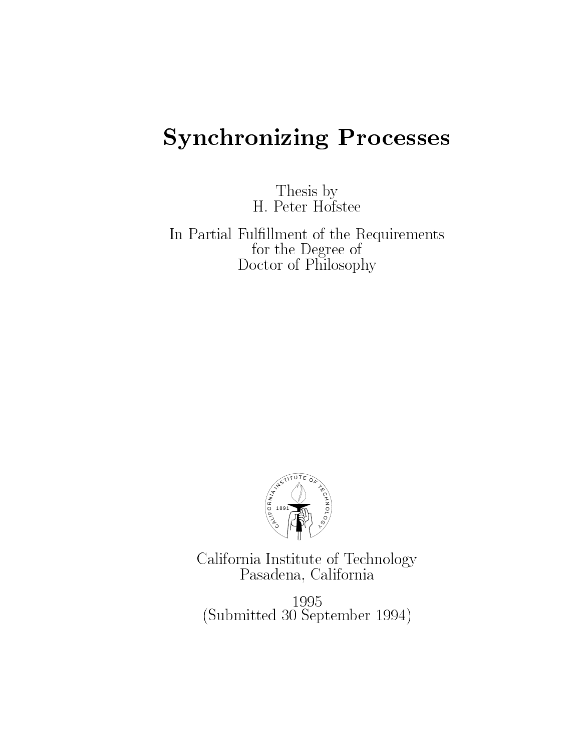# Synchronizing Processes

Thesis by
H. Peter Hofstee

In Partial Fulfillment of the Requirements
for the Degree of
Doctor of Philosophy

California Institute of Technology
Pasadena, California

1995
(Submitted 30 September 1994)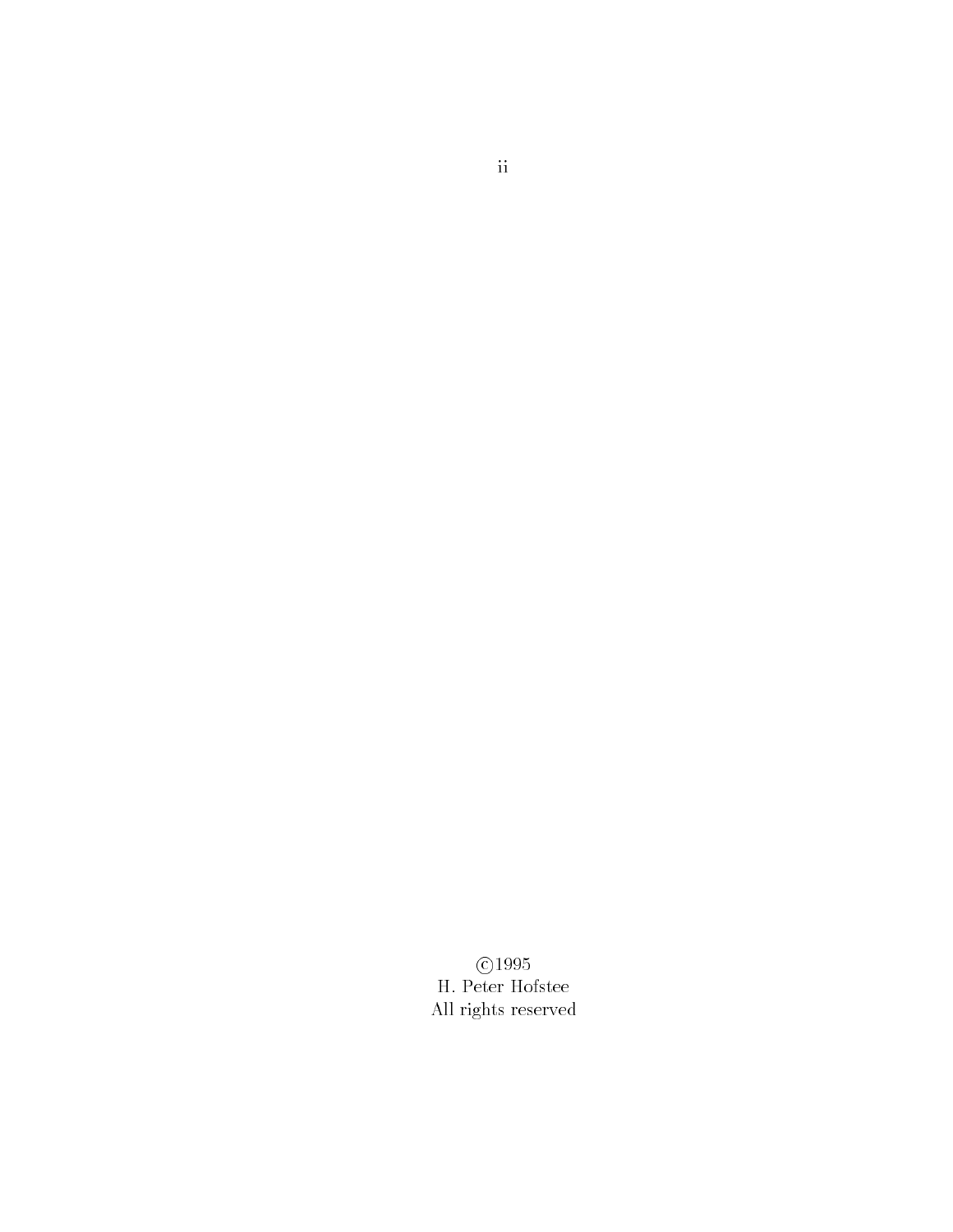©1995  
H. Peter Hofstee  
All rights reserved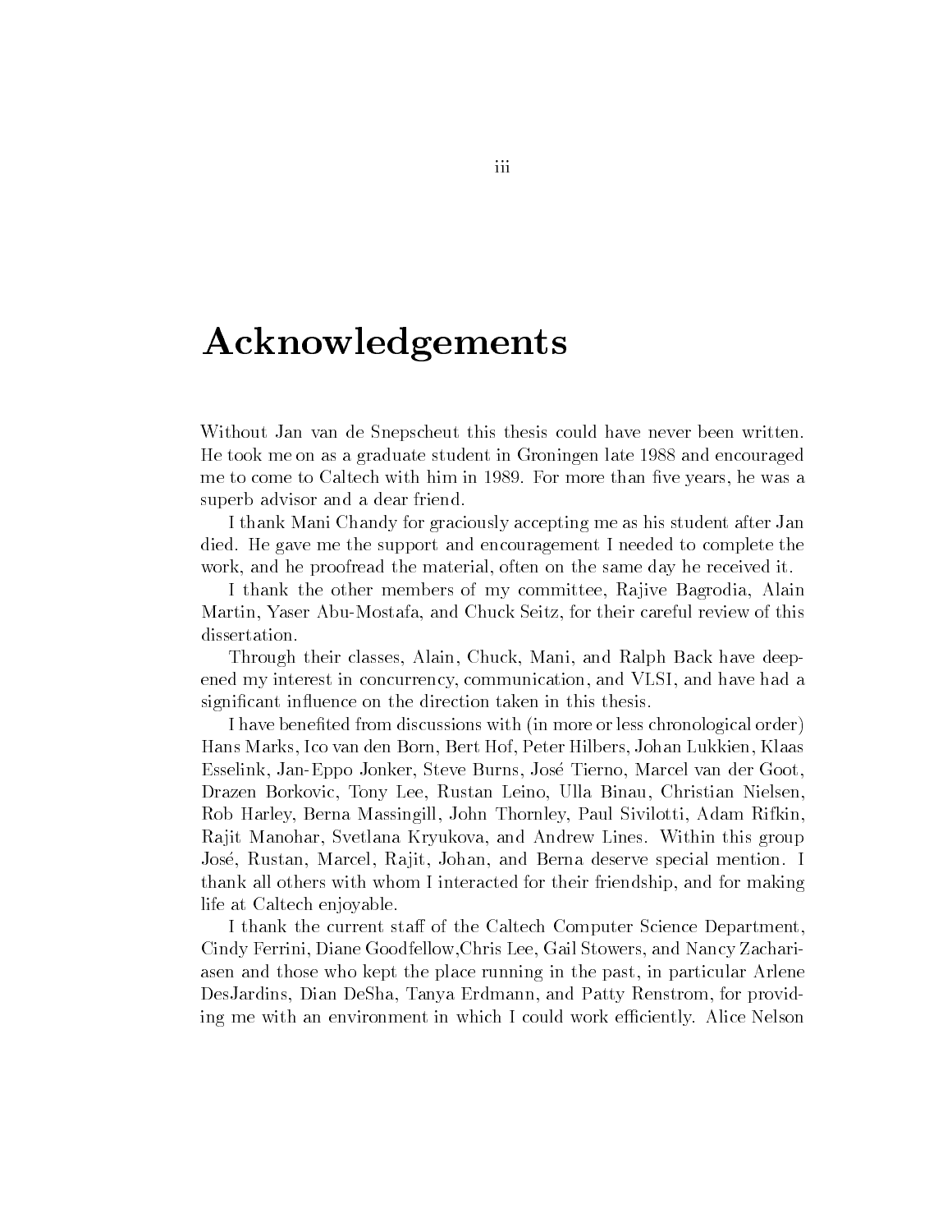# Acknowledgements

Without Jan van de Snepscheut this thesis could have never been written. He took me on as a graduate student in Groningen late 1988 and encouraged me to come to Caltech with him in 1989. For more than five years, he was a superb advisor and a dear friend.

I thank Mani Chandy for graciously accepting me as his student after Jan died. He gave me the support and encouragement I needed to complete the work, and he proofread the material, often on the same day he received it.

I thank the other members of my committee, Rajive Bagrodia, Alain Martin, Yaser Abu-Mostafa, and Chuck Seitz, for their careful review of this dissertation.

Through their classes, Alain, Chuck, Mani, and Ralph Back have deepened my interest in concurrency, communication, and VLSI, and have had a significant influence on the direction taken in this thesis.

I have benefited from discussions with (in more or less chronological order) Hans Marks, Ico van den Born, Bert Hof, Peter Hilbers, Johan Lukkien, Klaas Esselink, Jan-Eppo Jonker, Steve Burns, José Tierno, Marcel van der Goot, Drazen Borkovic, Tony Lee, Rustan Leino, Ulla Binau, Christian Nielsen, Rob Harley, Berna Massingill, John Thornley, Paul Sivilotti, Adam Rifkin, Rajit Manohar, Svetlana Kryukova, and Andrew Lines. Within this group José, Rustan, Marcel, Rajit, Johan, and Berna deserve special mention. I thank all others with whom I interacted for their friendship, and for making life at Caltech enjoyable.

I thank the current staff of the Caltech Computer Science Department, Cindy Ferrini, Diane Goodfellow,Chris Lee, Gail Stowers, and Nancy Zachariasen and those who kept the place running in the past, in particular Arlene DesJardins, Dian DeSha, Tanya Erdmann, and Patty Renstrom, for providing me with an environment in which I could work efficiently. Alice Nelson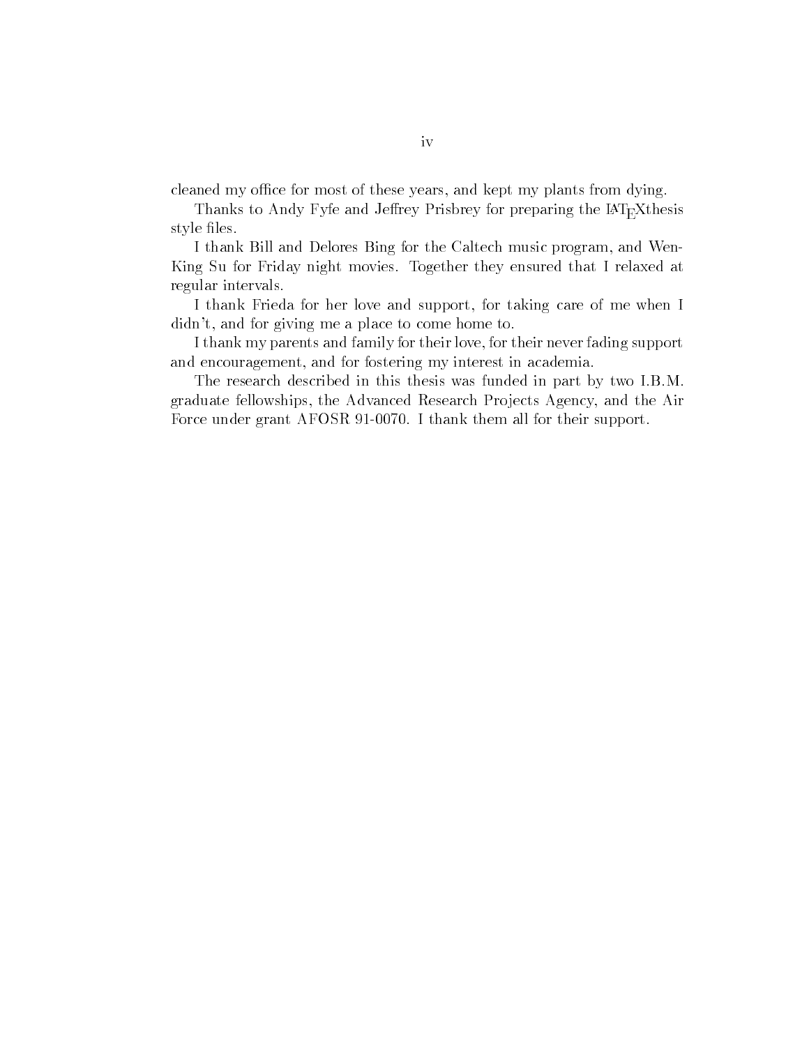cleaned my office for most of these years, and kept my plants from dying.

Thanks to Andy Fyfe and Jeffrey Prisbrey for preparing the LaTeXthesis style files.

I thank Bill and Delores Bing for the Caltech music program, and Wen-King Su for Friday night movies. Together they ensured that I relaxed at regular intervals.

I thank Frieda for her love and support, for taking care of me when I didn't, and for giving me a place to come home to.

I thank my parents and family for their love, for their never fading support and encouragement, and for fostering my interest in academia.

The research described in this thesis was funded in part by two I.B.M. graduate fellowships, the Advanced Research Projects Agency, and the Air Force under grant AFOSR 91-0070. I thank them all for their support.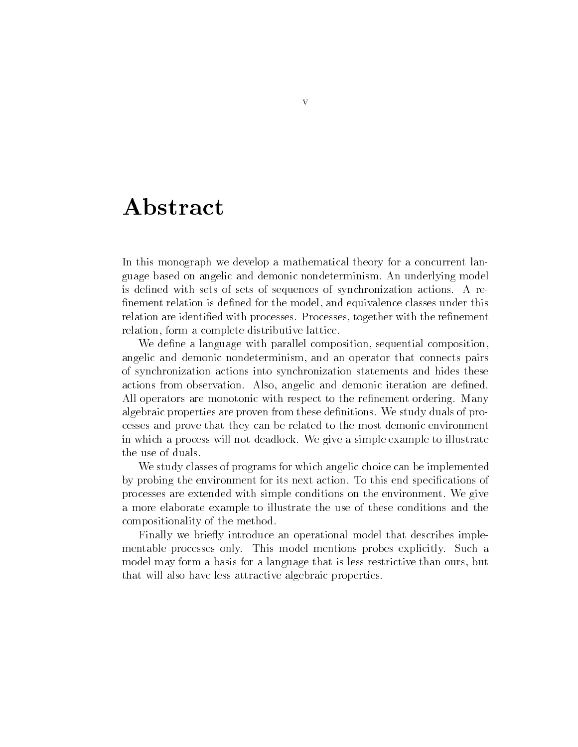# Abstract

In this monograph we develop a mathematical theory for a concurrent language based on angelic and demonic nondeterminism. An underlying model is defined with sets of sets of sequences of synchronization actions. A refinement relation is defined for the model, and equivalence classes under this relation are identified with processes. Processes, together with the refinement relation, form a complete distributive lattice.

We define a language with parallel composition, sequential composition, angelic and demonic nondeterminism, and an operator that connects pairs of synchronization actions into synchronization statements and hides these actions from observation. Also, angelic and demonic iteration are defined. All operators are monotonic with respect to the refinement ordering. Many algebraic properties are proven from these definitions. We study duals of processes and prove that they can be related to the most demonic environment in which a process will not deadlock. We give a simple example to illustrate the use of duals.

We study classes of programs for which angelic choice can be implemented by probing the environment for its next action. To this end specifications of processes are extended with simple conditions on the environment. We give a more elaborate example to illustrate the use of these conditions and the compositionality of the method.

Finally we briefly introduce an operational model that describes implementable processes only. This model mentions probes explicitly. Such a model may form a basis for a language that is less restrictive than ours, but that will also have less attractive algebraic properties.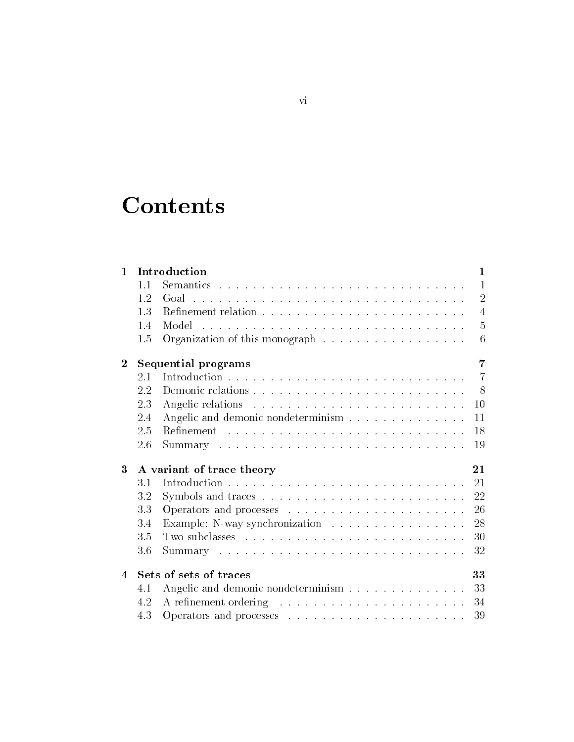# Contents

| | | |
|---|---|---|
| **1** | **Introduction** | **1** |
| 1.1 | Semantics | 1 |
| 1.2 | Goal | 2 |
| 1.3 | Refinement relation | 4 |
| 1.4 | Model | 5 |
| 1.5 | Organization of this monograph | 6 |
| **2** | **Sequential programs** | **7** |
| 2.1 | Introduction | 7 |
| 2.2 | Demonic relations | 8 |
| 2.3 | Angelic relations | 10 |
| 2.4 | Angelic and demonic nondeterminism | 11 |
| 2.5 | Refinement | 18 |
| 2.6 | Summary | 19 |
| **3** | **A variant of trace theory** | **21** |
| 3.1 | Introduction | 21 |
| 3.2 | Symbols and traces | 22 |
| 3.3 | Operators and processes | 26 |
| 3.4 | Example: N-way synchronization | 28 |
| 3.5 | Two subclasses | 30 |
| 3.6 | Summary | 32 |
| **4** | **Sets of sets of traces** | **33** |
| 4.1 | Angelic and demonic nondeterminism | 33 |
| 4.2 | A refinement ordering | 34 |
| 4.3 | Operators and processes | 39 |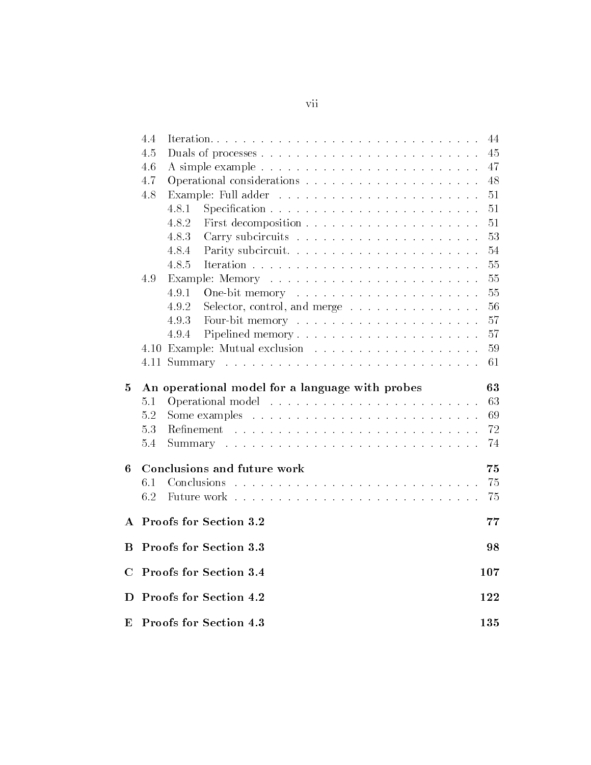- 4.4 Iteration . . . . . . . . . . . . . . . . . . . . . . . . . . . . . . . 44
- 4.5 Duals of processes . . . . . . . . . . . . . . . . . . . . . . . . . 45
- 4.6 A simple example . . . . . . . . . . . . . . . . . . . . . . . . . . 47
- 4.7 Operational considerations . . . . . . . . . . . . . . . . . . . . 48
- 4.8 Example: Full adder . . . . . . . . . . . . . . . . . . . . . . . . 51
  - 4.8.1 Specification . . . . . . . . . . . . . . . . . . . . . . . . 51
  - 4.8.2 First decomposition . . . . . . . . . . . . . . . . . . . . 51
  - 4.8.3 Carry subcircuits . . . . . . . . . . . . . . . . . . . . . 53
  - 4.8.4 Parity subcircuit. . . . . . . . . . . . . . . . . . . . . . 54
  - 4.8.5 Iteration . . . . . . . . . . . . . . . . . . . . . . . . . . 55
- 4.9 Example: Memory . . . . . . . . . . . . . . . . . . . . . . . . . 55
  - 4.9.1 One-bit memory . . . . . . . . . . . . . . . . . . . . . . 55
  - 4.9.2 Selector, control, and merge . . . . . . . . . . . . . . . 56
  - 4.9.3 Four-bit memory . . . . . . . . . . . . . . . . . . . . . . 57
  - 4.9.4 Pipelined memory . . . . . . . . . . . . . . . . . . . . . 57
- 4.10 Example: Mutual exclusion . . . . . . . . . . . . . . . . . . . . 59
- 4.11 Summary . . . . . . . . . . . . . . . . . . . . . . . . . . . . . . 61

**5 An operational model for a language with probes** **63**

- 5.1 Operational model . . . . . . . . . . . . . . . . . . . . . . . . . 63
- 5.2 Some examples . . . . . . . . . . . . . . . . . . . . . . . . . . . 69
- 5.3 Refinement . . . . . . . . . . . . . . . . . . . . . . . . . . . . . 72
- 5.4 Summary . . . . . . . . . . . . . . . . . . . . . . . . . . . . . . 74

**6 Conclusions and future work** **75**

- 6.1 Conclusions . . . . . . . . . . . . . . . . . . . . . . . . . . . . . 75
- 6.2 Future work . . . . . . . . . . . . . . . . . . . . . . . . . . . . . 75

**A Proofs for Section 3.2** **77**

**B Proofs for Section 3.3** **98**

**C Proofs for Section 3.4** **107**

**D Proofs for Section 4.2** **122**

**E Proofs for Section 4.3** **135**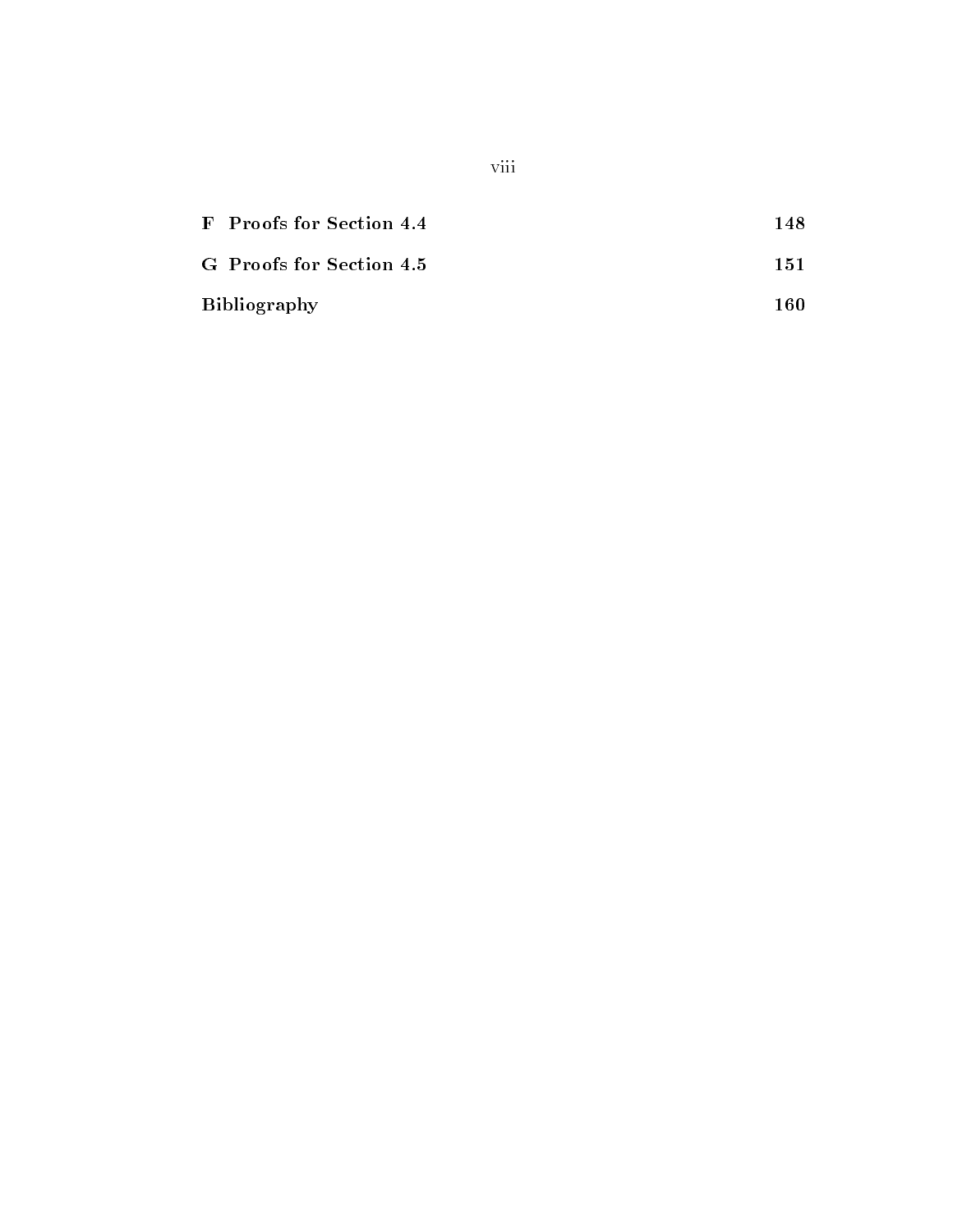**F Proofs for Section 4.4** 148

**G Proofs for Section 4.5** 151

**Bibliography** 160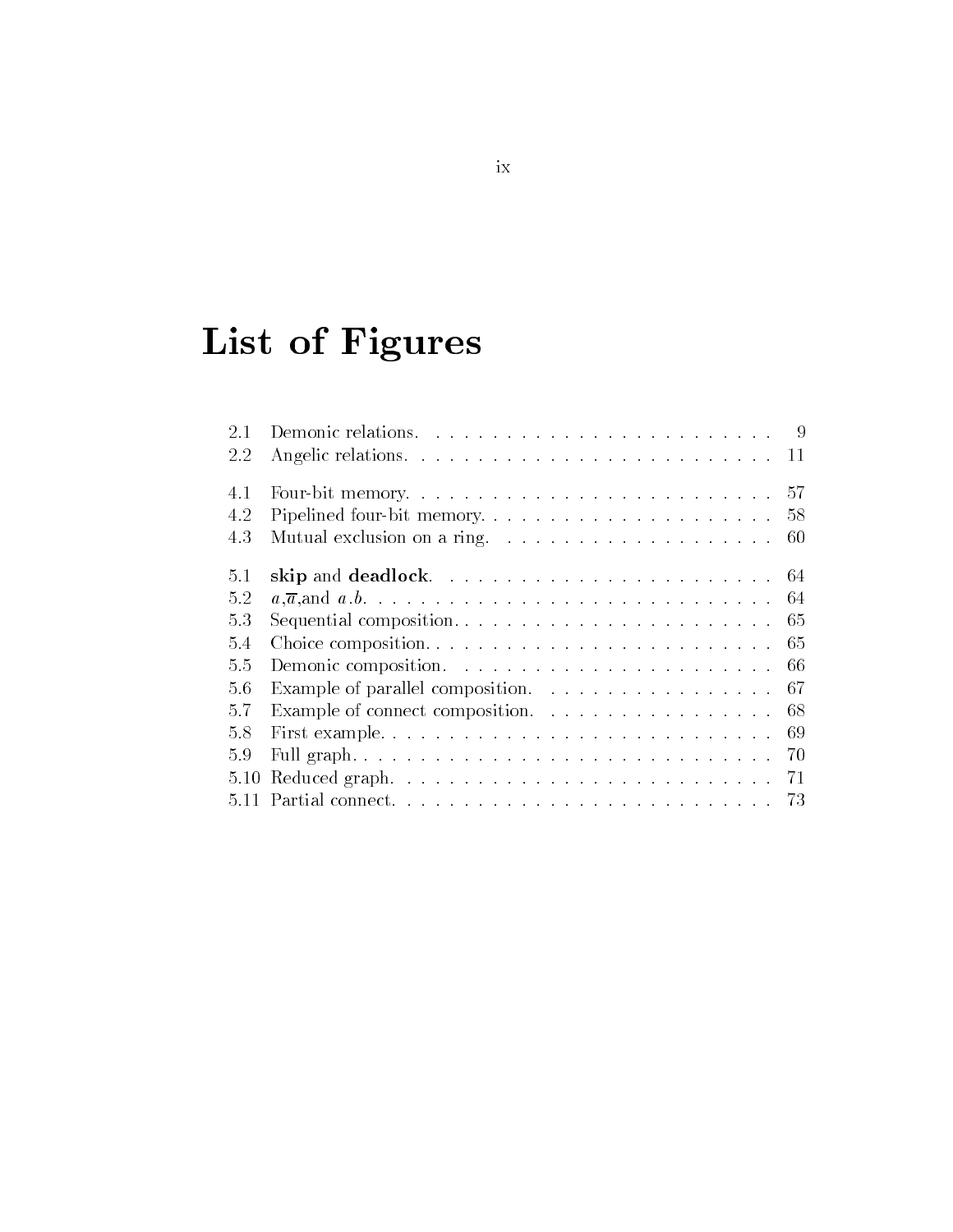# List of Figures

| | | |
|---|---|---|
| 2.1 | Demonic relations. | 9 |
| 2.2 | Angelic relations. | 11 |
| 4.1 | Four-bit memory. | 57 |
| 4.2 | Pipelined four-bit memory. | 58 |
| 4.3 | Mutual exclusion on a ring. | 60 |
| 5.1 | **skip** and **deadlock**. | 64 |
| 5.2 | $a$,$\overline{a}$,and $a.b$. | 64 |
| 5.3 | Sequential composition. | 65 |
| 5.4 | Choice composition. | 65 |
| 5.5 | Demonic composition. | 66 |
| 5.6 | Example of parallel composition. | 67 |
| 5.7 | Example of connect composition. | 68 |
| 5.8 | First example. | 69 |
| 5.9 | Full graph. | 70 |
| 5.10 | Reduced graph. | 71 |
| 5.11 | Partial connect. | 73 |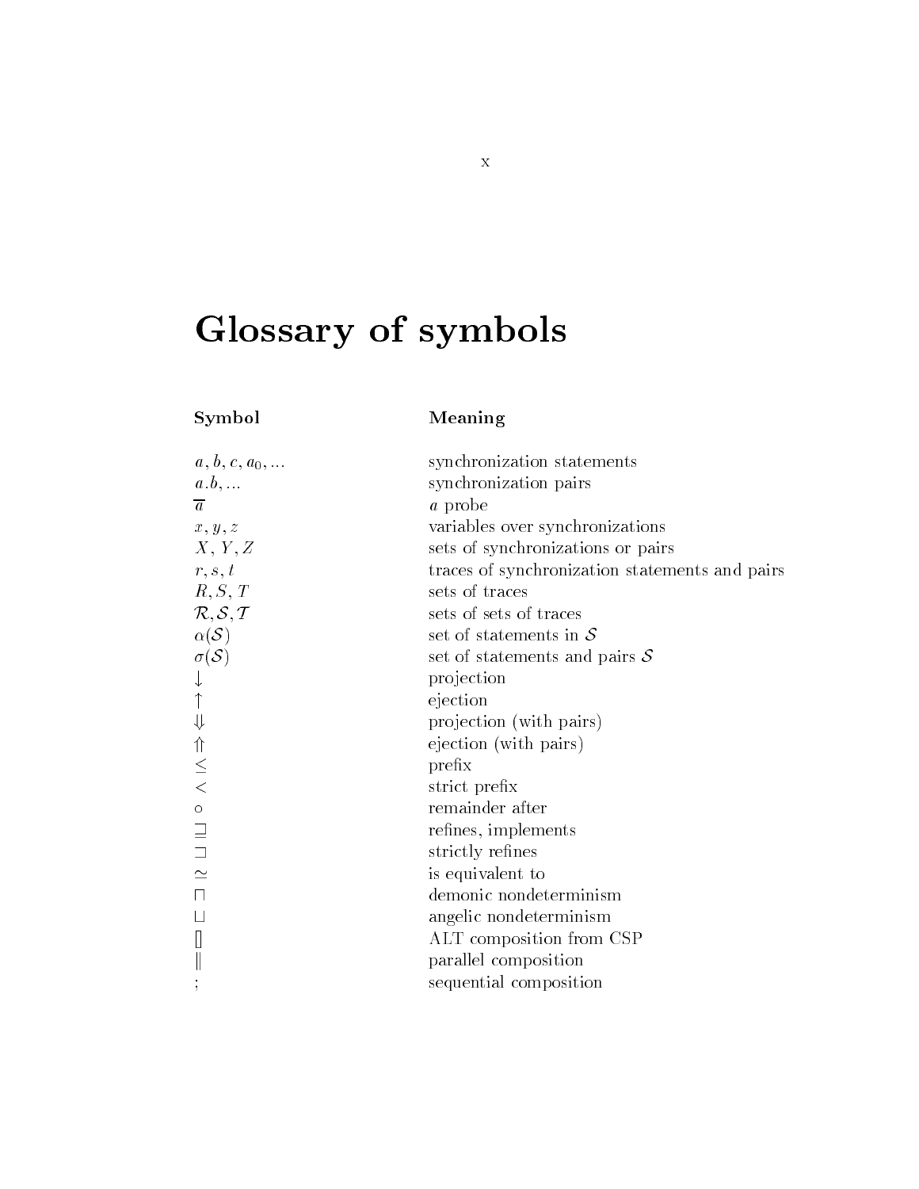# Glossary of symbols

| Symbol | Meaning |
| --- | --- |
| $a, b, c, a_0, \ldots$ | synchronization statements |
| $a.b, \ldots$ | synchronization pairs |
| $\overline{a}$ | $a$ probe |
| $x, y, z$ | variables over synchronizations |
| $X, Y, Z$ | sets of synchronizations or pairs |
| $r, s, t$ | traces of synchronization statements and pairs |
| $R, S, T$ | sets of traces |
| $\mathcal{R}, \mathcal{S}, \mathcal{T}$ | sets of sets of traces |
| $\alpha(\mathcal{S})$ | set of statements in $\mathcal{S}$ |
| $\sigma(\mathcal{S})$ | set of statements and pairs $\mathcal{S}$ |
| $\downarrow$ | projection |
| $\uparrow$ | ejection |
| $\Downarrow$ | projection (with pairs) |
| $\Uparrow$ | ejection (with pairs) |
| $\leq$ | prefix |
| $<$ | strict prefix |
| $\circ$ | remainder after |
| $\sqsupseteq$ | refines, implements |
| $\sqsupset$ | strictly refines |
| $\simeq$ | is equivalent to |
| $\sqcap$ | demonic nondeterminism |
| $\sqcup$ | angelic nondeterminism |
| $[]$ | ALT composition from CSP |
| $\|$ | parallel composition |
| $;$ | sequential composition |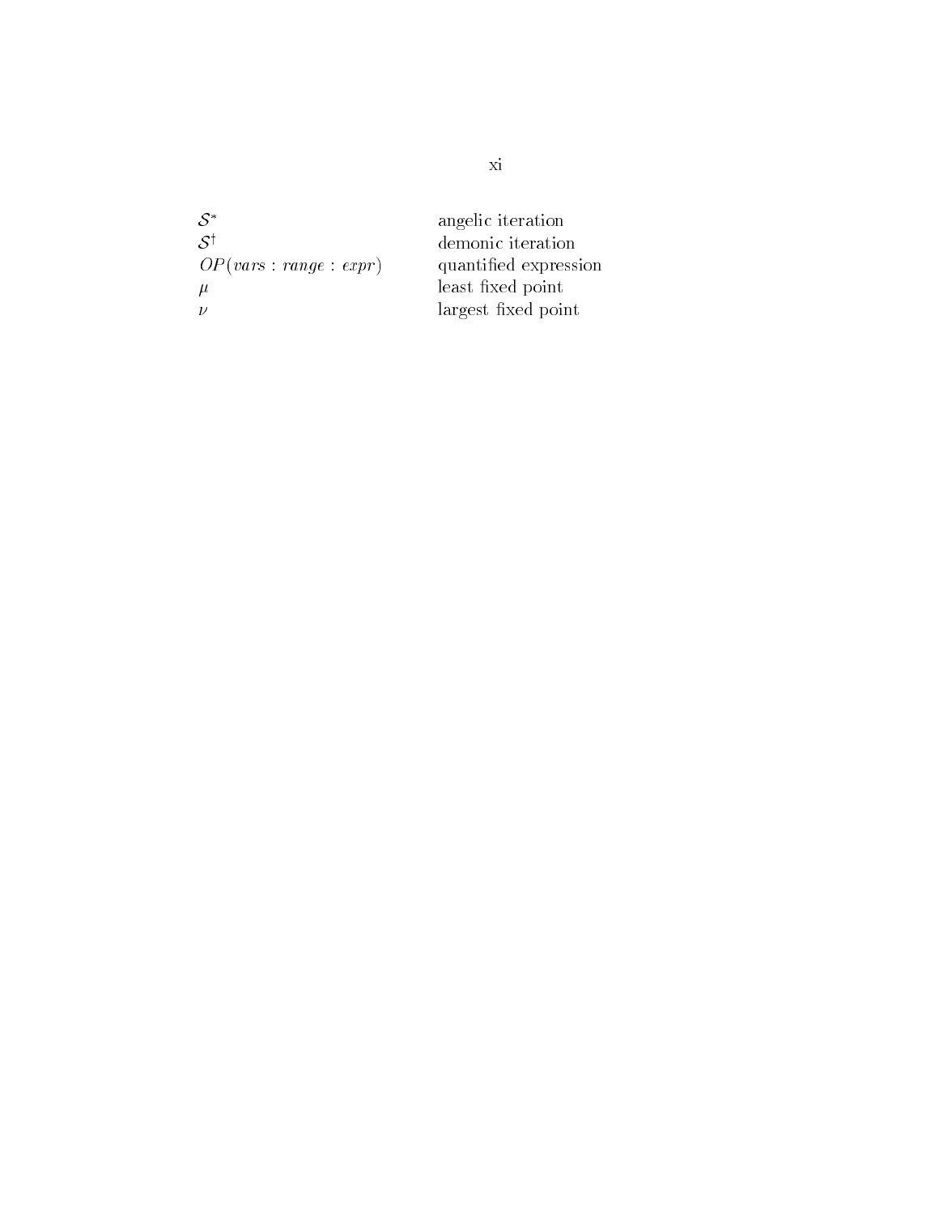| | |
|---|---|
| $\mathcal{S}^*$ | angelic iteration |
| $\mathcal{S}^\dagger$ | demonic iteration |
| $OP(vars : range : expr)$ | quantified expression |
| $\mu$ | least fixed point |
| $\nu$ | largest fixed point |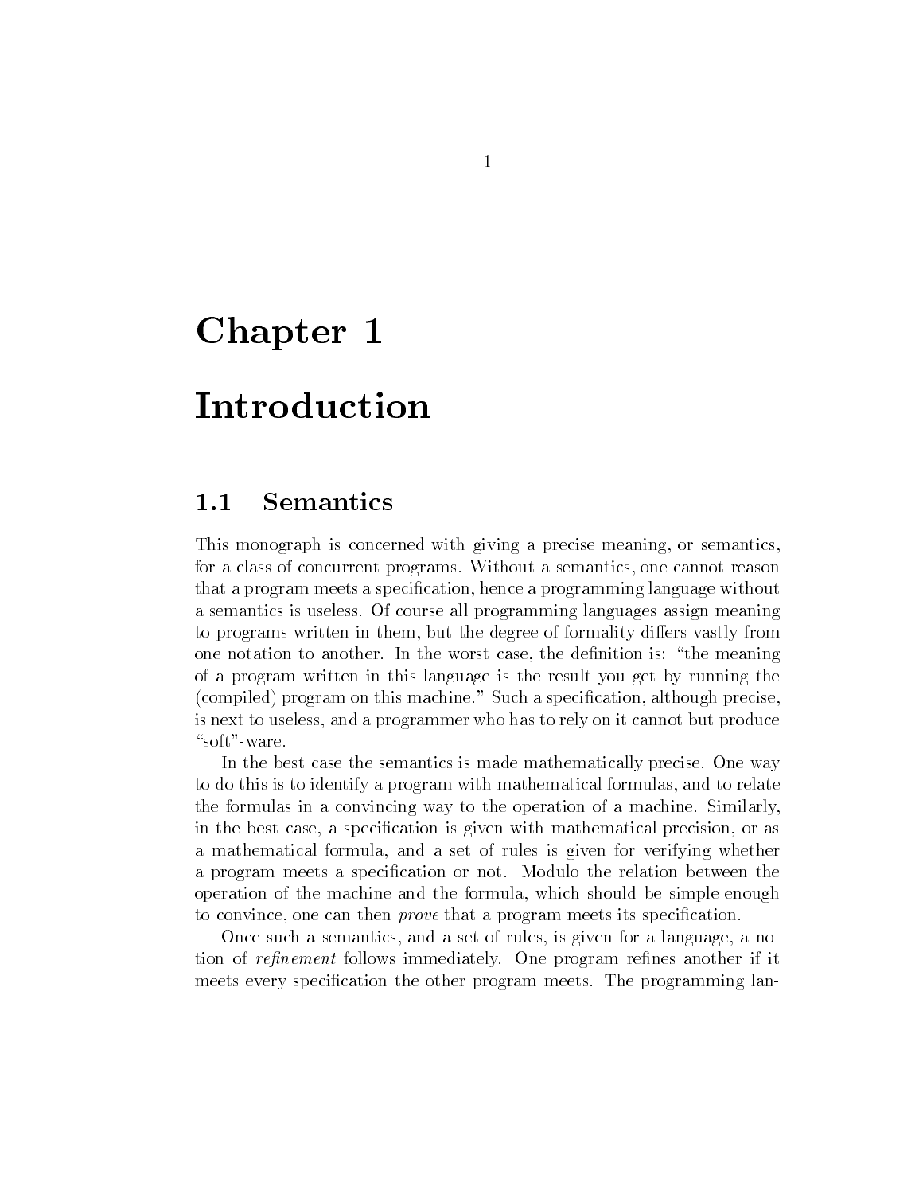# Chapter 1

# Introduction

## 1.1 Semantics

This monograph is concerned with giving a precise meaning, or semantics, for a class of concurrent programs. Without a semantics, one cannot reason that a program meets a specification, hence a programming language without a semantics is useless. Of course all programming languages assign meaning to programs written in them, but the degree of formality differs vastly from one notation to another. In the worst case, the definition is: "the meaning of a program written in this language is the result you get by running the (compiled) program on this machine." Such a specification, although precise, is next to useless, and a programmer who has to rely on it cannot but produce "soft"-ware.

In the best case the semantics is made mathematically precise. One way to do this is to identify a program with mathematical formulas, and to relate the formulas in a convincing way to the operation of a machine. Similarly, in the best case, a specification is given with mathematical precision, or as a mathematical formula, and a set of rules is given for verifying whether a program meets a specification or not. Modulo the relation between the operation of the machine and the formula, which should be simple enough to convince, one can then *prove* that a program meets its specification.

Once such a semantics, and a set of rules, is given for a language, a notion of *refinement* follows immediately. One program refines another if it meets every specification the other program meets. The programming lan-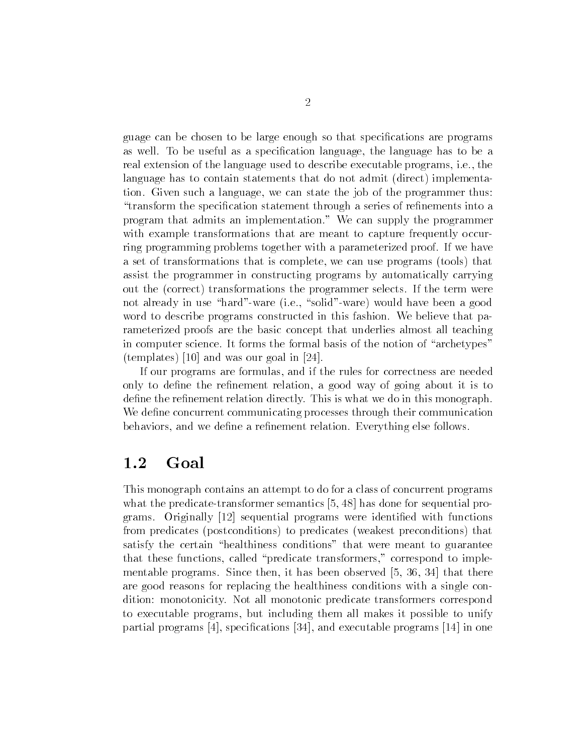guage can be chosen to be large enough so that specifications are programs as well. To be useful as a specification language, the language has to be a real extension of the language used to describe executable programs, i.e., the language has to contain statements that do not admit (direct) implementation. Given such a language, we can state the job of the programmer thus: "transform the specification statement through a series of refinements into a program that admits an implementation." We can supply the programmer with example transformations that are meant to capture frequently occurring programming problems together with a parameterized proof. If we have a set of transformations that is complete, we can use programs (tools) that assist the programmer in constructing programs by automatically carrying out the (correct) transformations the programmer selects. If the term were not already in use "hard"-ware (i.e., "solid"-ware) would have been a good word to describe programs constructed in this fashion. We believe that parameterized proofs are the basic concept that underlies almost all teaching in computer science. It forms the formal basis of the notion of "archetypes" (templates) [10] and was our goal in [24].

If our programs are formulas, and if the rules for correctness are needed only to define the refinement relation, a good way of going about it is to define the refinement relation directly. This is what we do in this monograph. We define concurrent communicating processes through their communication behaviors, and we define a refinement relation. Everything else follows.

## 1.2 Goal

This monograph contains an attempt to do for a class of concurrent programs what the predicate-transformer semantics [5, 48] has done for sequential programs. Originally [12] sequential programs were identified with functions from predicates (postconditions) to predicates (weakest preconditions) that satisfy the certain "healthiness conditions" that were meant to guarantee that these functions, called "predicate transformers," correspond to implementable programs. Since then, it has been observed [5, 36, 34] that there are good reasons for replacing the healthiness conditions with a single condition: monotonicity. Not all monotonic predicate transformers correspond to executable programs, but including them all makes it possible to unify partial programs [4], specifications [34], and executable programs [14] in one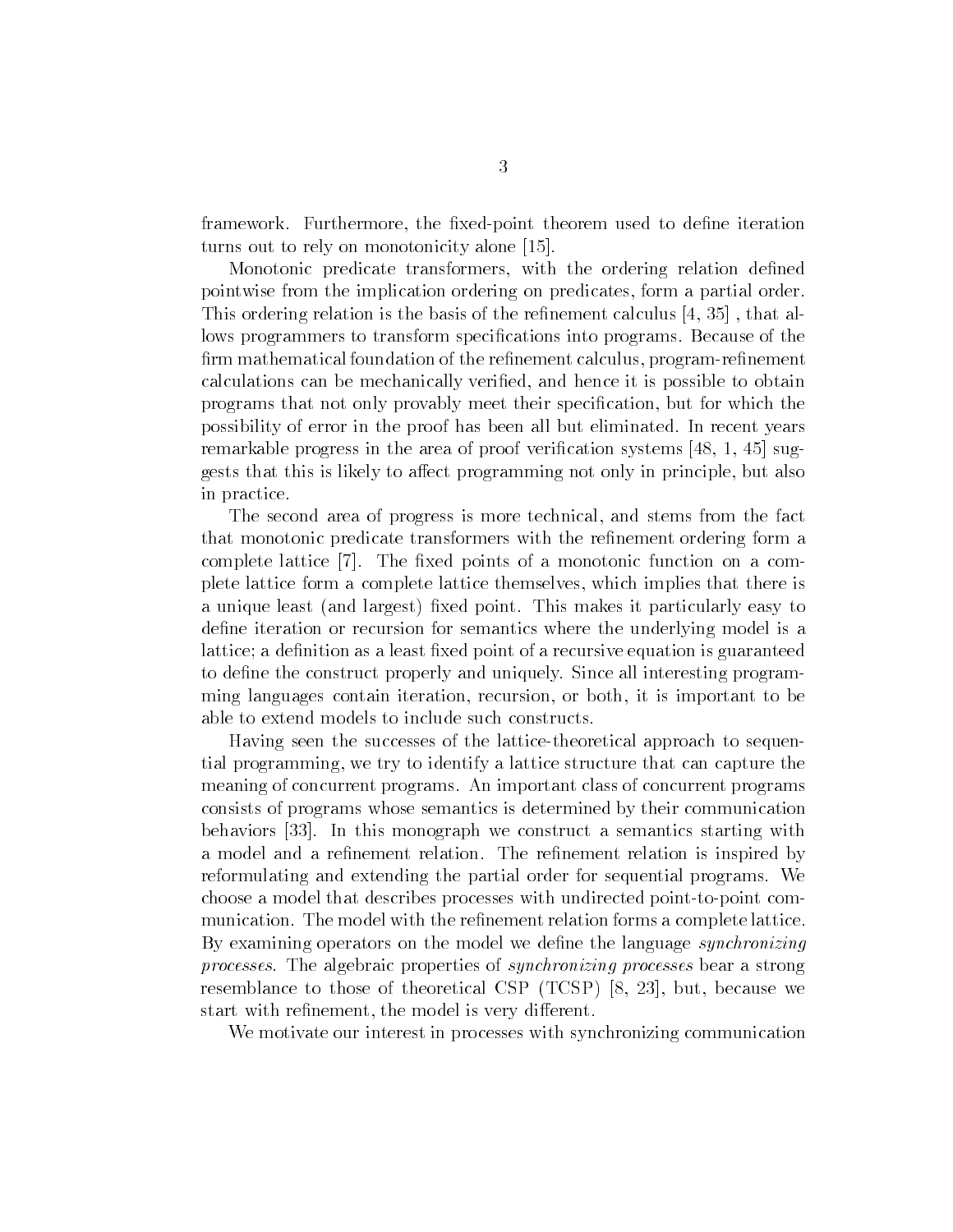framework. Furthermore, the fixed-point theorem used to define iteration turns out to rely on monotonicity alone [15].

Monotonic predicate transformers, with the ordering relation defined pointwise from the implication ordering on predicates, form a partial order. This ordering relation is the basis of the refinement calculus [4, 35] , that allows programmers to transform specifications into programs. Because of the firm mathematical foundation of the refinement calculus, program-refinement calculations can be mechanically verified, and hence it is possible to obtain programs that not only provably meet their specification, but for which the possibility of error in the proof has been all but eliminated. In recent years remarkable progress in the area of proof verification systems [48, 1, 45] suggests that this is likely to affect programming not only in principle, but also in practice.

The second area of progress is more technical, and stems from the fact that monotonic predicate transformers with the refinement ordering form a complete lattice [7]. The fixed points of a monotonic function on a complete lattice form a complete lattice themselves, which implies that there is a unique least (and largest) fixed point. This makes it particularly easy to define iteration or recursion for semantics where the underlying model is a lattice; a definition as a least fixed point of a recursive equation is guaranteed to define the construct properly and uniquely. Since all interesting programming languages contain iteration, recursion, or both, it is important to be able to extend models to include such constructs.

Having seen the successes of the lattice-theoretical approach to sequential programming, we try to identify a lattice structure that can capture the meaning of concurrent programs. An important class of concurrent programs consists of programs whose semantics is determined by their communication behaviors [33]. In this monograph we construct a semantics starting with a model and a refinement relation. The refinement relation is inspired by reformulating and extending the partial order for sequential programs. We choose a model that describes processes with undirected point-to-point communication. The model with the refinement relation forms a complete lattice. By examining operators on the model we define the language *synchronizing processes*. The algebraic properties of *synchronizing processes* bear a strong resemblance to those of theoretical CSP (TCSP) [8, 23], but, because we start with refinement, the model is very different.

We motivate our interest in processes with synchronizing communication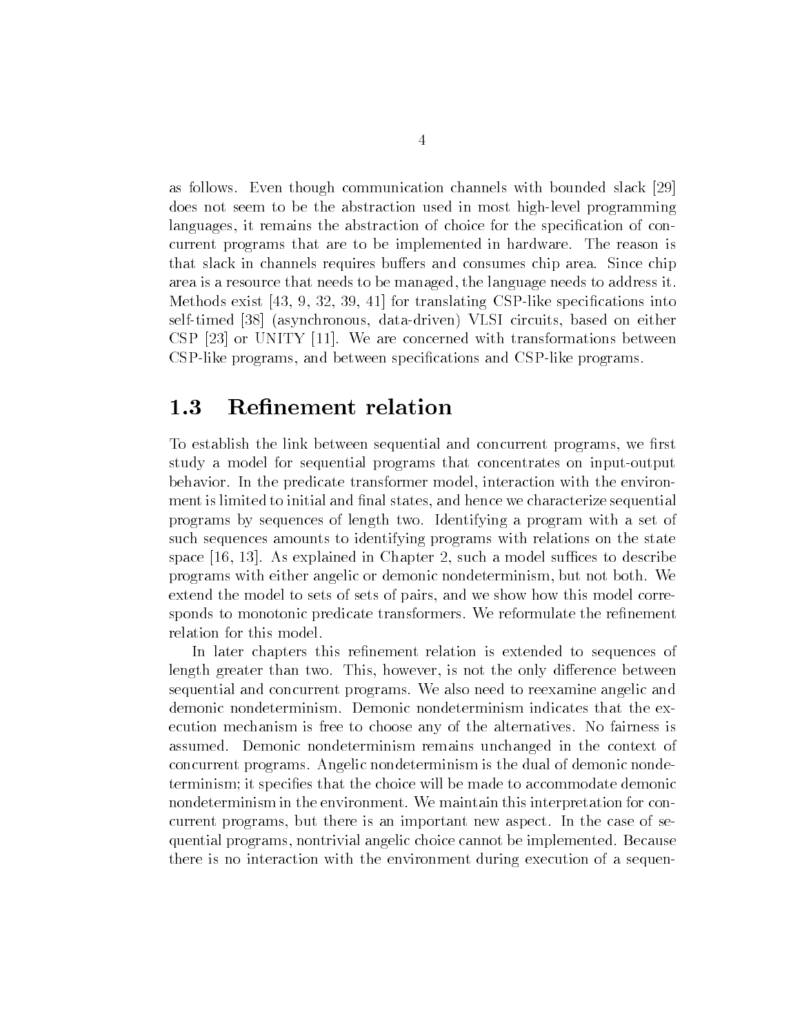as follows. Even though communication channels with bounded slack [29] does not seem to be the abstraction used in most high-level programming languages, it remains the abstraction of choice for the specification of concurrent programs that are to be implemented in hardware. The reason is that slack in channels requires buffers and consumes chip area. Since chip area is a resource that needs to be managed, the language needs to address it. Methods exist [43, 9, 32, 39, 41] for translating CSP-like specifications into self-timed [38] (asynchronous, data-driven) VLSI circuits, based on either CSP [23] or UNITY [11]. We are concerned with transformations between CSP-like programs, and between specifications and CSP-like programs.

## 1.3 Refinement relation

To establish the link between sequential and concurrent programs, we first study a model for sequential programs that concentrates on input-output behavior. In the predicate transformer model, interaction with the environment is limited to initial and final states, and hence we characterize sequential programs by sequences of length two. Identifying a program with a set of such sequences amounts to identifying programs with relations on the state space [16, 13]. As explained in Chapter 2, such a model suffices to describe programs with either angelic or demonic nondeterminism, but not both. We extend the model to sets of sets of pairs, and we show how this model corresponds to monotonic predicate transformers. We reformulate the refinement relation for this model.

In later chapters this refinement relation is extended to sequences of length greater than two. This, however, is not the only difference between sequential and concurrent programs. We also need to reexamine angelic and demonic nondeterminism. Demonic nondeterminism indicates that the execution mechanism is free to choose any of the alternatives. No fairness is assumed. Demonic nondeterminism remains unchanged in the context of concurrent programs. Angelic nondeterminism is the dual of demonic nondeterminism; it specifies that the choice will be made to accommodate demonic nondeterminism in the environment. We maintain this interpretation for concurrent programs, but there is an important new aspect. In the case of sequential programs, nontrivial angelic choice cannot be implemented. Because there is no interaction with the environment during execution of a sequen-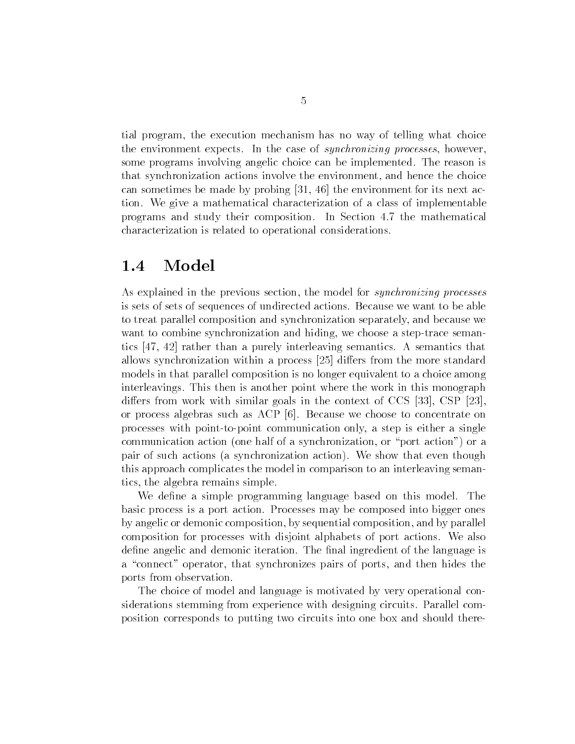tial program, the execution mechanism has no way of telling what choice the environment expects. In the case of *synchronizing processes*, however, some programs involving angelic choice can be implemented. The reason is that synchronization actions involve the environment, and hence the choice can sometimes be made by probing [31, 46] the environment for its next action. We give a mathematical characterization of a class of implementable programs and study their composition. In Section 4.7 the mathematical characterization is related to operational considerations.

## 1.4 Model

As explained in the previous section, the model for *synchronizing processes* is sets of sets of sequences of undirected actions. Because we want to be able to treat parallel composition and synchronization separately, and because we want to combine synchronization and hiding, we choose a step-trace semantics [47, 42] rather than a purely interleaving semantics. A semantics that allows synchronization within a process [25] differs from the more standard models in that parallel composition is no longer equivalent to a choice among interleavings. This then is another point where the work in this monograph differs from work with similar goals in the context of CCS [33], CSP [23], or process algebras such as ACP [6]. Because we choose to concentrate on processes with point-to-point communication only, a step is either a single communication action (one half of a synchronization, or "port action") or a pair of such actions (a synchronization action). We show that even though this approach complicates the model in comparison to an interleaving semantics, the algebra remains simple.

We define a simple programming language based on this model. The basic process is a port action. Processes may be composed into bigger ones by angelic or demonic composition, by sequential composition, and by parallel composition for processes with disjoint alphabets of port actions. We also define angelic and demonic iteration. The final ingredient of the language is a "connect" operator, that synchronizes pairs of ports, and then hides the ports from observation.

The choice of model and language is motivated by very operational considerations stemming from experience with designing circuits. Parallel composition corresponds to putting two circuits into one box and should there-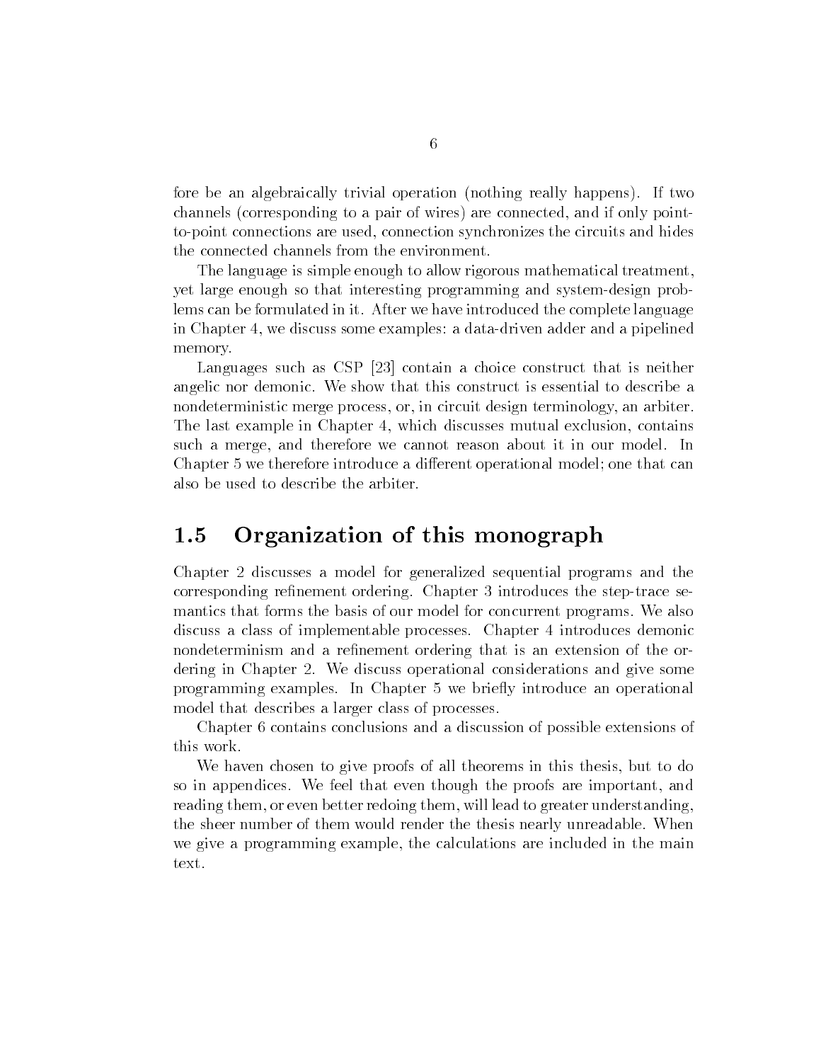fore be an algebraically trivial operation (nothing really happens). If two channels (corresponding to a pair of wires) are connected, and if only point-to-point connections are used, connection synchronizes the circuits and hides the connected channels from the environment.

The language is simple enough to allow rigorous mathematical treatment, yet large enough so that interesting programming and system-design problems can be formulated in it. After we have introduced the complete language in Chapter 4, we discuss some examples: a data-driven adder and a pipelined memory.

Languages such as CSP [23] contain a choice construct that is neither angelic nor demonic. We show that this construct is essential to describe a nondeterministic merge process, or, in circuit design terminology, an arbiter. The last example in Chapter 4, which discusses mutual exclusion, contains such a merge, and therefore we cannot reason about it in our model. In Chapter 5 we therefore introduce a different operational model; one that can also be used to describe the arbiter.

## 1.5 Organization of this monograph

Chapter 2 discusses a model for generalized sequential programs and the corresponding refinement ordering. Chapter 3 introduces the step-trace semantics that forms the basis of our model for concurrent programs. We also discuss a class of implementable processes. Chapter 4 introduces demonic nondeterminism and a refinement ordering that is an extension of the ordering in Chapter 2. We discuss operational considerations and give some programming examples. In Chapter 5 we briefly introduce an operational model that describes a larger class of processes.

Chapter 6 contains conclusions and a discussion of possible extensions of this work.

We haven chosen to give proofs of all theorems in this thesis, but to do so in appendices. We feel that even though the proofs are important, and reading them, or even better redoing them, will lead to greater understanding, the sheer number of them would render the thesis nearly unreadable. When we give a programming example, the calculations are included in the main text.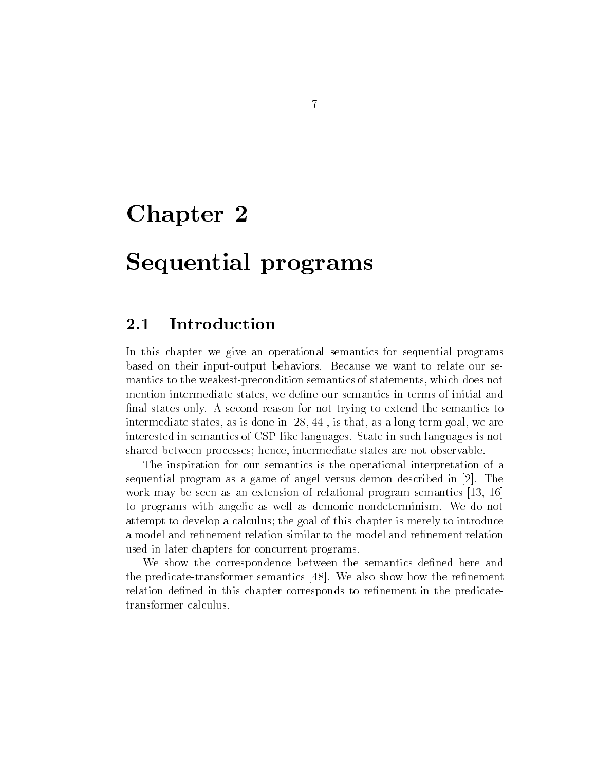# Chapter 2

# Sequential programs

## 2.1 Introduction

In this chapter we give an operational semantics for sequential programs based on their input-output behaviors. Because we want to relate our semantics to the weakest-precondition semantics of statements, which does not mention intermediate states, we define our semantics in terms of initial and final states only. A second reason for not trying to extend the semantics to intermediate states, as is done in [28, 44], is that, as a long term goal, we are interested in semantics of CSP-like languages. State in such languages is not shared between processes; hence, intermediate states are not observable.

The inspiration for our semantics is the operational interpretation of a sequential program as a game of angel versus demon described in [2]. The work may be seen as an extension of relational program semantics [13, 16] to programs with angelic as well as demonic nondeterminism. We do not attempt to develop a calculus; the goal of this chapter is merely to introduce a model and refinement relation similar to the model and refinement relation used in later chapters for concurrent programs.

We show the correspondence between the semantics defined here and the predicate-transformer semantics [48]. We also show how the refinement relation defined in this chapter corresponds to refinement in the predicate-transformer calculus.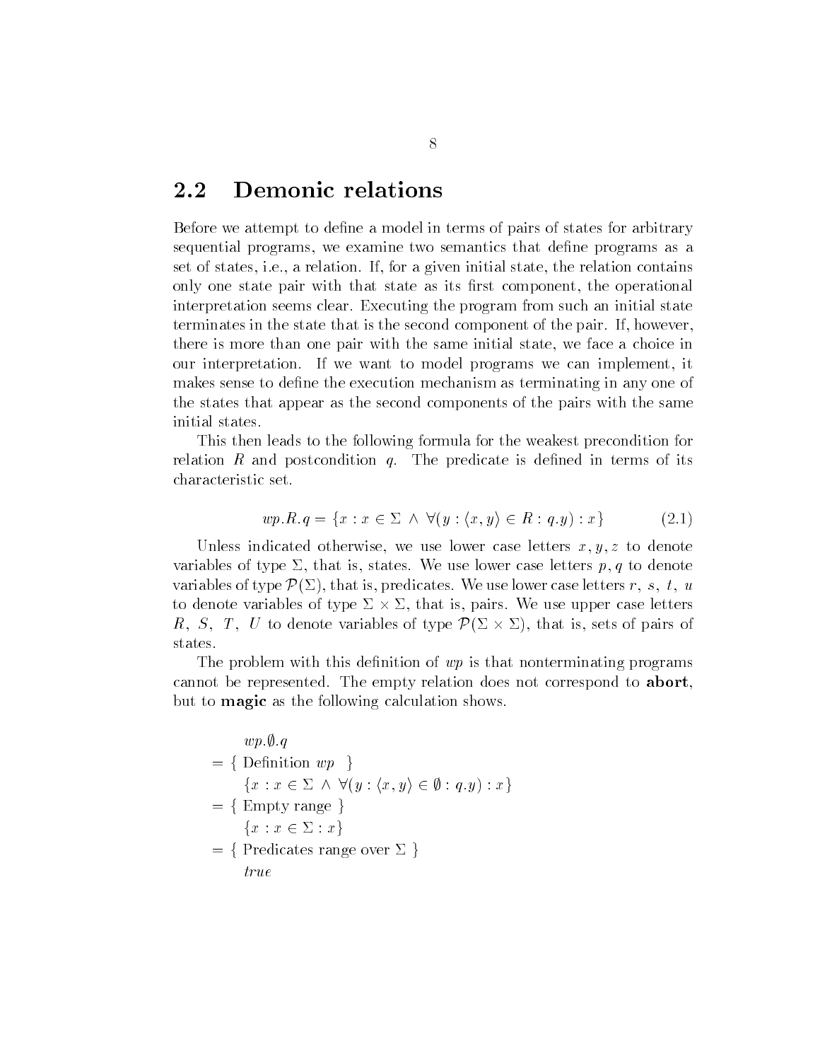## 2.2 Demonic relations

Before we attempt to define a model in terms of pairs of states for arbitrary sequential programs, we examine two semantics that define programs as a set of states, i.e., a relation. If, for a given initial state, the relation contains only one state pair with that state as its first component, the operational interpretation seems clear. Executing the program from such an initial state terminates in the state that is the second component of the pair. If, however, there is more than one pair with the same initial state, we face a choice in our interpretation. If we want to model programs we can implement, it makes sense to define the execution mechanism as terminating in any one of the states that appear as the second components of the pairs with the same initial states.

This then leads to the following formula for the weakest precondition for relation $R$ and postcondition $q$. The predicate is defined in terms of its characteristic set.

$$wp.R.q = \{x : x \in \Sigma \ \wedge \ \forall(y : \langle x, y \rangle \in R : q.y) : x\} \tag{2.1}$$

Unless indicated otherwise, we use lower case letters $x, y, z$ to denote variables of type $\Sigma$, that is, states. We use lower case letters $p, q$ to denote variables of type $\mathcal{P}(\Sigma)$, that is, predicates. We use lower case letters $r$, $s$, $t$, $u$ to denote variables of type $\Sigma \times \Sigma$, that is, pairs. We use upper case letters $R$, $S$, $T$, $U$ to denote variables of type $\mathcal{P}(\Sigma \times \Sigma)$, that is, sets of pairs of states.

The problem with this definition of $wp$ is that nonterminating programs cannot be represented. The empty relation does not correspond to **abort**, but to **magic** as the following calculation shows.

$$
\begin{array}{ll}
 & wp.\emptyset.q \\
= & \{ \text{ Definition } wp \ \} \\
 & \{x : x \in \Sigma \ \wedge \ \forall(y : \langle x, y \rangle \in \emptyset : q.y) : x\} \\
= & \{ \text{ Empty range } \} \\
 & \{x : x \in \Sigma : x\} \\
= & \{ \text{ Predicates range over } \Sigma \ \} \\
 & true
\end{array}
$$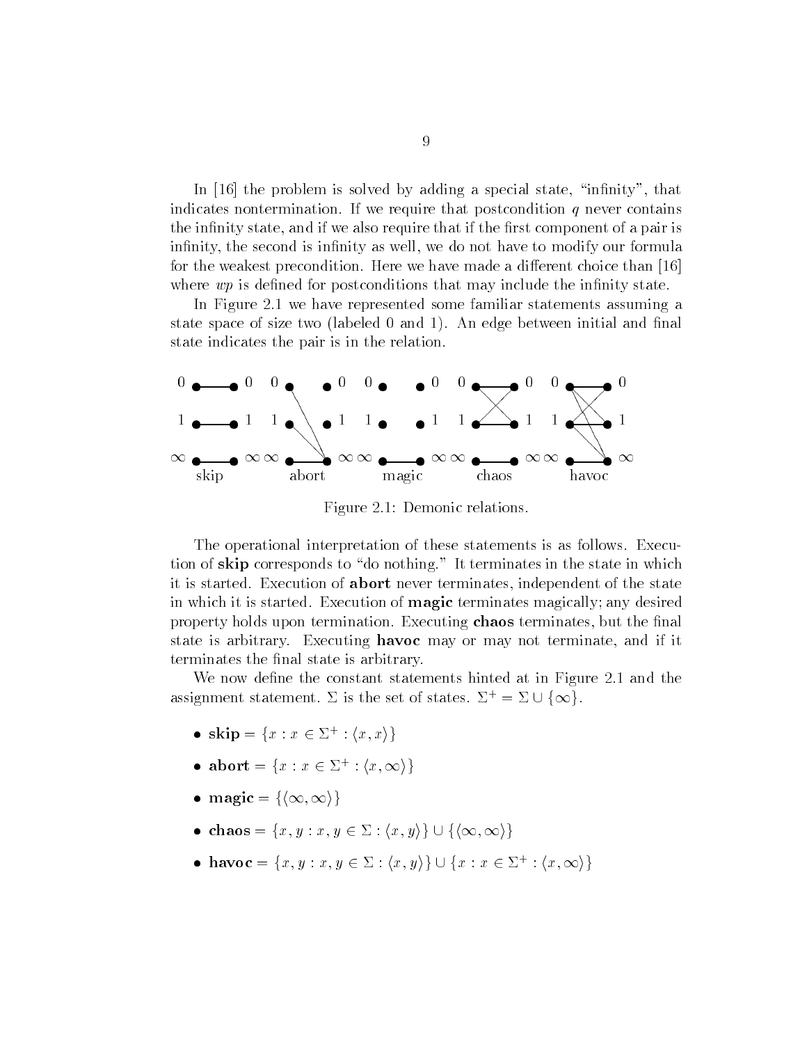In [16] the problem is solved by adding a special state, "infinity", that indicates nontermination. If we require that postcondition $q$ never contains the infinity state, and if we also require that if the first component of a pair is infinity, the second is infinity as well, we do not have to modify our formula for the weakest precondition. Here we have made a different choice than [16] where *wp* is defined for postconditions that may include the infinity state.

In Figure 2.1 we have represented some familiar statements assuming a state space of size two (labeled 0 and 1). An edge between initial and final state indicates the pair is in the relation.

Figure 2.1: Demonic relations.

The operational interpretation of these statements is as follows. Execution of **skip** corresponds to "do nothing." It terminates in the state in which it is started. Execution of **abort** never terminates, independent of the state in which it is started. Execution of **magic** terminates magically; any desired property holds upon termination. Executing **chaos** terminates, but the final state is arbitrary. Executing **havoc** may or may not terminate, and if it terminates the final state is arbitrary.

We now define the constant statements hinted at in Figure 2.1 and the assignment statement. $\Sigma$ is the set of states. $\Sigma^+ = \Sigma \cup \{\infty\}$.

- **skip** $= \{x : x \in \Sigma^+ : \langle x, x \rangle\}$
- **abort** $= \{x : x \in \Sigma^+ : \langle x, \infty \rangle\}$
- **magic** $= \{\langle \infty, \infty \rangle\}$
- **chaos** $= \{x, y : x, y \in \Sigma : \langle x, y \rangle\} \cup \{\langle \infty, \infty \rangle\}$
- **havoc** $= \{x, y : x, y \in \Sigma : \langle x, y \rangle\} \cup \{x : x \in \Sigma^+ : \langle x, \infty \rangle\}$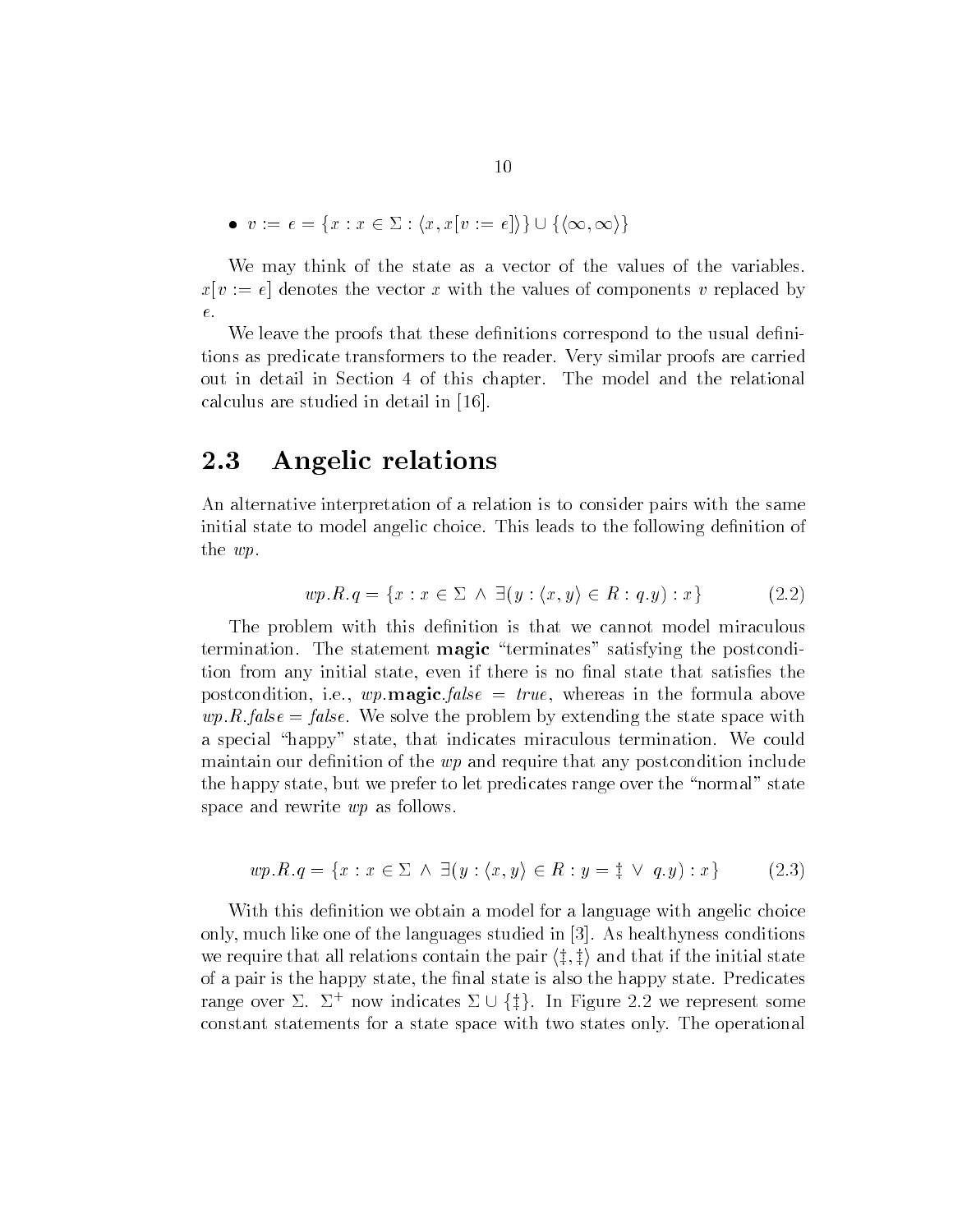- $v := e = \{x : x \in \Sigma : \langle x, x[v := e] \rangle\} \cup \{\langle \infty, \infty \rangle\}$

We may think of the state as a vector of the values of the variables. $x[v := e]$ denotes the vector $x$ with the values of components $v$ replaced by $e$.

We leave the proofs that these definitions correspond to the usual definitions as predicate transformers to the reader. Very similar proofs are carried out in detail in Section 4 of this chapter. The model and the relational calculus are studied in detail in [16].

## 2.3 Angelic relations

An alternative interpretation of a relation is to consider pairs with the same initial state to model angelic choice. This leads to the following definition of the *wp*.

$$wp.R.q = \{x : x \in \Sigma \ \wedge \ \exists (y : \langle x, y \rangle \in R : q.y) : x\} \tag{2.2}$$

The problem with this definition is that we cannot model miraculous termination. The statement **magic** "terminates" satisfying the postcondition from any initial state, even if there is no final state that satisfies the postcondition, i.e., $wp.\mathbf{magic}.false = true$, whereas in the formula above $wp.R.false = false$. We solve the problem by extending the state space with a special "happy" state, that indicates miraculous termination. We could maintain our definition of the *wp* and require that any postcondition include the happy state, but we prefer to let predicates range over the "normal" state space and rewrite *wp* as follows.

$$wp.R.q = \{x : x \in \Sigma \ \wedge \ \exists (y : \langle x, y \rangle \in R : y = \ddagger \ \vee \ q.y) : x\} \tag{2.3}$$

With this definition we obtain a model for a language with angelic choice only, much like one of the languages studied in [3]. As healthyness conditions we require that all relations contain the pair $\langle \ddagger, \ddagger \rangle$ and that if the initial state of a pair is the happy state, the final state is also the happy state. Predicates range over $\Sigma$. $\Sigma^+$ now indicates $\Sigma \cup \{\ddagger\}$. In Figure 2.2 we represent some constant statements for a state space with two states only. The operational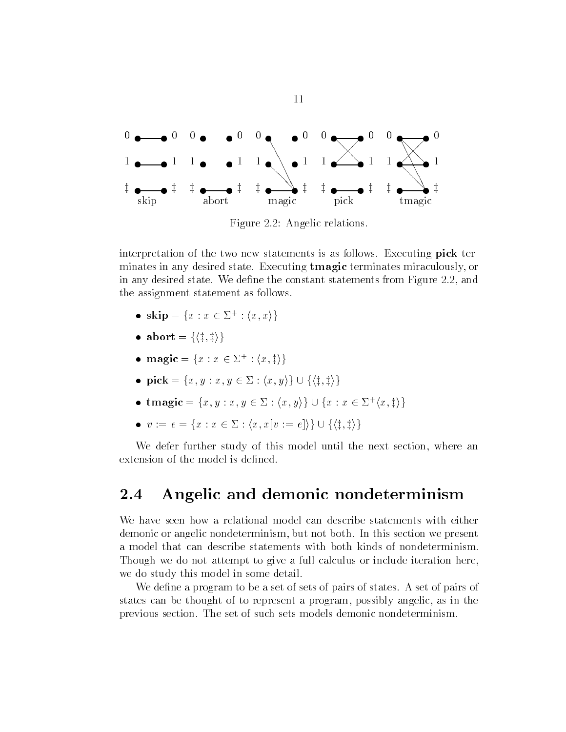Figure 2.2: Angelic relations.

interpretation of the two new statements is as follows. Executing **pick** terminates in any desired state. Executing **tmagic** terminates miraculously, or in any desired state. We define the constant statements from Figure 2.2, and the assignment statement as follows.

- **skip** $= \{x : x \in \Sigma^+ : \langle x, x\rangle\}$
- **abort** $= \{\langle \ddagger, \ddagger\rangle\}$
- **magic** $= \{x : x \in \Sigma^+ : \langle x, \ddagger\rangle\}$
- **pick** $= \{x, y : x, y \in \Sigma : \langle x, y\rangle\} \cup \{\langle \ddagger, \ddagger\rangle\}$
- **tmagic** $= \{x, y : x, y \in \Sigma : \langle x, y\rangle\} \cup \{x : x \in \Sigma^+ \langle x, \ddagger\rangle\}$
- $v := e = \{x : x \in \Sigma : \langle x, x[v := e]\rangle\} \cup \{\langle \ddagger, \ddagger\rangle\}$

We defer further study of this model until the next section, where an extension of the model is defined.

## 2.4 Angelic and demonic nondeterminism

We have seen how a relational model can describe statements with either demonic or angelic nondeterminism, but not both. In this section we present a model that can describe statements with both kinds of nondeterminism. Though we do not attempt to give a full calculus or include iteration here, we do study this model in some detail.

We define a program to be a set of sets of pairs of states. A set of pairs of states can be thought of to represent a program, possibly angelic, as in the previous section. The set of such sets models demonic nondeterminism.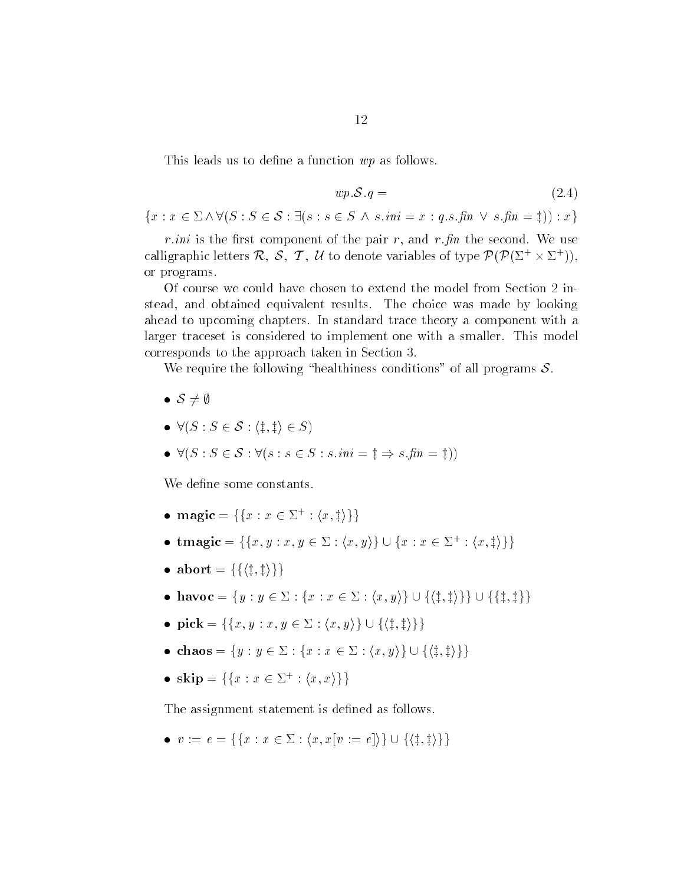This leads us to define a function $wp$ as follows.

$$wp.\mathcal{S}.q = \tag{2.4}$$

$$\{x : x \in \Sigma \wedge \forall(S : S \in \mathcal{S} : \exists(s : s \in S \ \wedge \ s.ini = x : q.s.fin \ \vee \ s.fin = \ddagger)) : x\}$$

$r.ini$ is the first component of the pair $r$, and $r.fin$ the second. We use calligraphic letters $\mathcal{R}$, $\mathcal{S}$, $\mathcal{T}$, $\mathcal{U}$ to denote variables of type $\mathcal{P}(\mathcal{P}(\Sigma^+ \times \Sigma^+))$, or programs.

Of course we could have chosen to extend the model from Section 2 instead, and obtained equivalent results. The choice was made by looking ahead to upcoming chapters. In standard trace theory a component with a larger traceset is considered to implement one with a smaller. This model corresponds to the approach taken in Section 3.

We require the following "healthiness conditions" of all programs $\mathcal{S}$.

- $\mathcal{S} \neq \emptyset$
- $\forall(S : S \in \mathcal{S} : \langle \ddagger, \ddagger \rangle \in S)$
- $\forall(S : S \in \mathcal{S} : \forall(s : s \in S : s.ini = \ddagger \Rightarrow s.fin = \ddagger))$

We define some constants.

- **magic** $= \{\{x : x \in \Sigma^+ : \langle x, \ddagger \rangle\}\}$
- **tmagic** $= \{\{x, y : x, y \in \Sigma : \langle x, y \rangle\} \cup \{x : x \in \Sigma^+ : \langle x, \ddagger \rangle\}\}$
- **abort** $= \{\{\langle \ddagger, \ddagger \rangle\}\}$
- **havoc** $= \{y : y \in \Sigma : \{x : x \in \Sigma : \langle x, y \rangle\} \cup \{\langle \ddagger, \ddagger \rangle\}\} \cup \{\{\ddagger, \ddagger\}\}$
- **pick** $= \{\{x, y : x, y \in \Sigma : \langle x, y \rangle\} \cup \{\langle \ddagger, \ddagger \rangle\}\}$
- **chaos** $= \{y : y \in \Sigma : \{x : x \in \Sigma : \langle x, y \rangle\} \cup \{\langle \ddagger, \ddagger \rangle\}\}$
- **skip** $= \{\{x : x \in \Sigma^+ : \langle x, x \rangle\}\}$

The assignment statement is defined as follows.

- $v := e = \{\{x : x \in \Sigma : \langle x, x[v := e] \rangle\} \cup \{\langle \ddagger, \ddagger \rangle\}\}$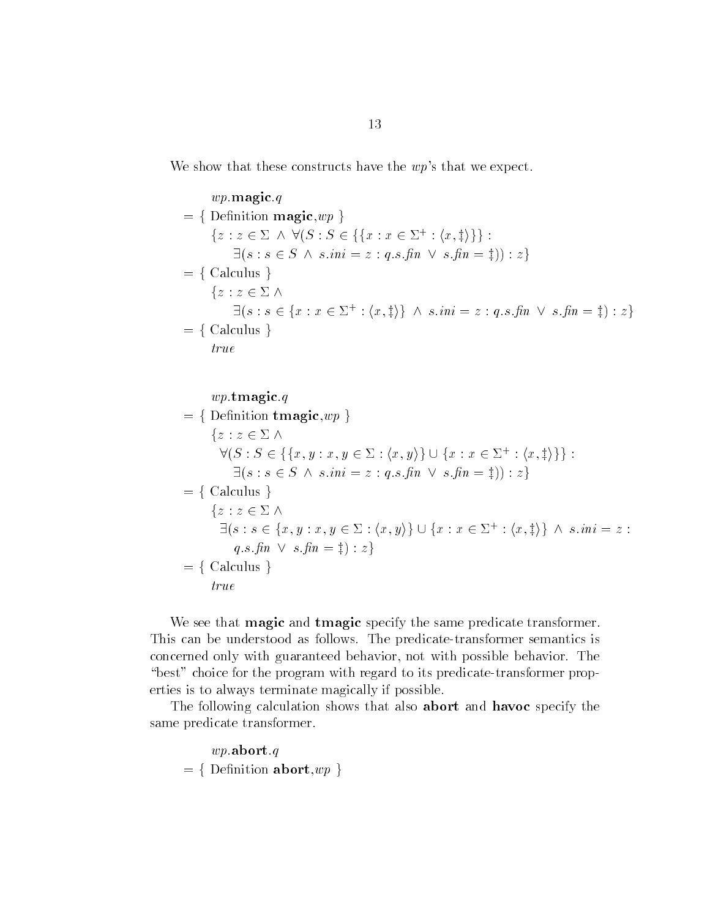We show that these constructs have the $wp$'s that we expect.

$$
\begin{array}{l}
\quad wp.\mathbf{magic}.q \\
= \{ \text{ Definition } \mathbf{magic}, wp \ \} \\
\quad \{z : z \in \Sigma \ \wedge \ \forall(S : S \in \{\{x : x \in \Sigma^+ : \langle x, \ddagger \rangle\}\} : \\
\qquad \exists(s : s \in S \ \wedge \ s.ini = z : q.s.fin \ \vee \ s.fin = \ddagger)) : z\} \\
= \{ \text{ Calculus } \} \\
\quad \{z : z \in \Sigma \ \wedge \\
\qquad \exists(s : s \in \{x : x \in \Sigma^+ : \langle x, \ddagger \rangle\} \ \wedge \ s.ini = z : q.s.fin \ \vee \ s.fin = \ddagger) : z\} \\
= \{ \text{ Calculus } \} \\
\quad true
\end{array}
$$

$$
\begin{array}{l}
\quad wp.\mathbf{tmagic}.q \\
= \{ \text{ Definition } \mathbf{tmagic}, wp \ \} \\
\quad \{z : z \in \Sigma \ \wedge \\
\quad \ \forall(S : S \in \{\{x, y : x, y \in \Sigma : \langle x, y \rangle\} \cup \{x : x \in \Sigma^+ : \langle x, \ddagger \rangle\}\} : \\
\qquad \exists(s : s \in S \ \wedge \ s.ini = z : q.s.fin \ \vee \ s.fin = \ddagger)) : z\} \\
= \{ \text{ Calculus } \} \\
\quad \{z : z \in \Sigma \ \wedge \\
\quad \ \exists(s : s \in \{x, y : x, y \in \Sigma : \langle x, y \rangle\} \cup \{x : x \in \Sigma^+ : \langle x, \ddagger \rangle\} \ \wedge \ s.ini = z : \\
\qquad q.s.fin \ \vee \ s.fin = \ddagger) : z\} \\
= \{ \text{ Calculus } \} \\
\quad true
\end{array}
$$

We see that **magic** and **tmagic** specify the same predicate transformer. This can be understood as follows. The predicate-transformer semantics is concerned only with guaranteed behavior, not with possible behavior. The "best" choice for the program with regard to its predicate-transformer properties is to always terminate magically if possible.

The following calculation shows that also **abort** and **havoc** specify the same predicate transformer.

$$
\begin{array}{l}
\quad wp.\mathbf{abort}.q \\
= \{ \text{ Definition } \mathbf{abort}, wp \ \}
\end{array}
$$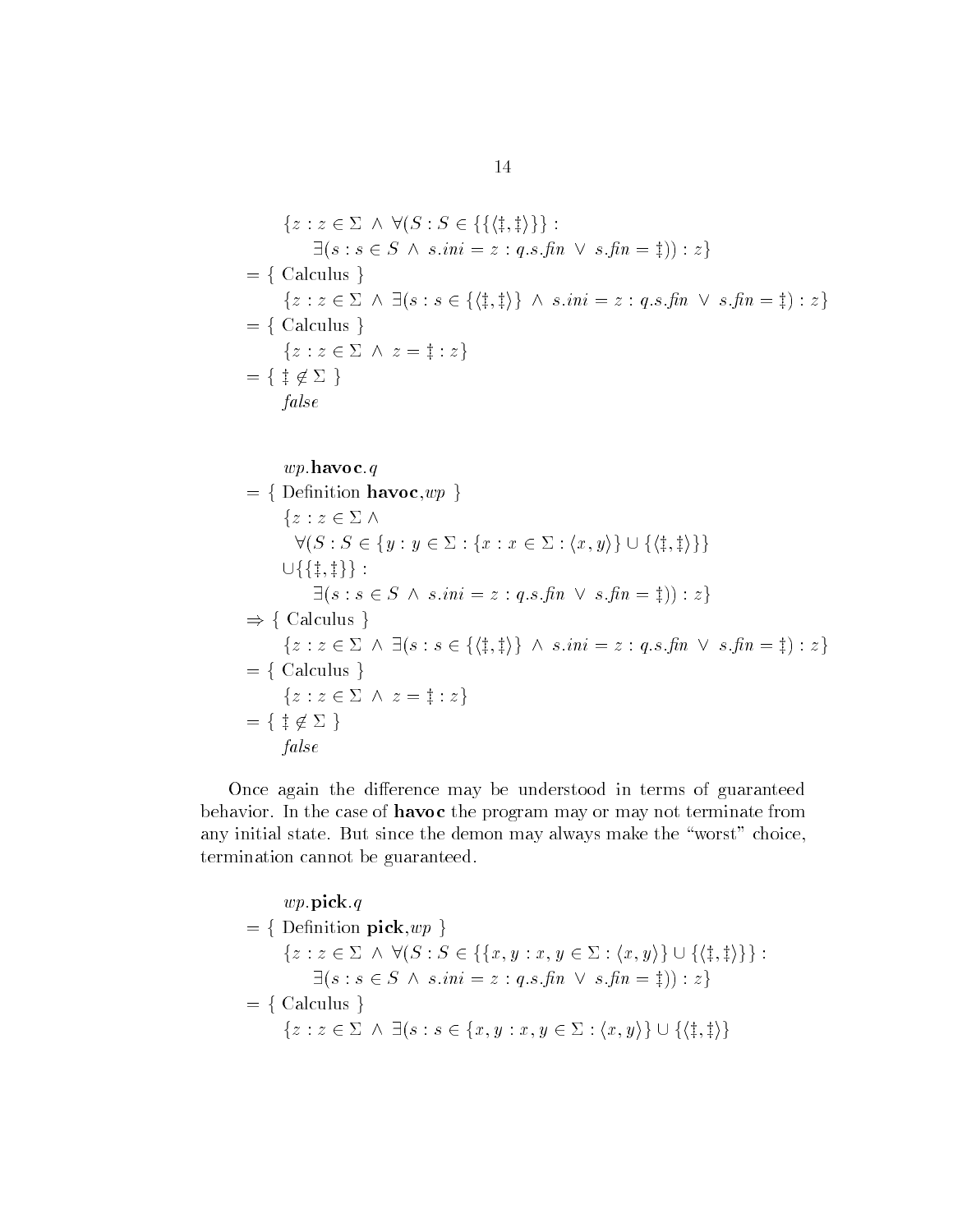$$\{z : z \in \Sigma \ \wedge \ \forall (S : S \in \{\{\langle \ddagger, \ddagger \rangle\}\} :$$
$$\exists (s : s \in S \ \wedge \ s.ini = z : q.s.fin \ \vee \ s.fin = \ddagger)) : z\}$$

$= \{$ Calculus $\}$

$$\{z : z \in \Sigma \ \wedge \ \exists (s : s \in \{\langle \ddagger, \ddagger \rangle\} \ \wedge \ s.ini = z : q.s.fin \ \vee \ s.fin = \ddagger) : z\}$$

$= \{$ Calculus $\}$

$$\{z : z \in \Sigma \ \wedge \ z = \ddagger : z\}$$

$= \{ \ddagger \notin \Sigma \}$

*false*

$wp.$**havoc**$.q$

$= \{$ Definition **havoc**,$wp$ $\}$

$$\{z : z \in \Sigma \ \wedge$$
$$\forall (S : S \in \{y : y \in \Sigma : \{x : x \in \Sigma : \langle x, y \rangle\} \cup \{\langle \ddagger, \ddagger \rangle\}\}$$
$$\cup \{\{\ddagger, \ddagger\}\} :$$
$$\exists (s : s \in S \ \wedge \ s.ini = z : q.s.fin \ \vee \ s.fin = \ddagger)) : z\}$$

$\Rightarrow \{$ Calculus $\}$

$$\{z : z \in \Sigma \ \wedge \ \exists (s : s \in \{\langle \ddagger, \ddagger \rangle\} \ \wedge \ s.ini = z : q.s.fin \ \vee \ s.fin = \ddagger) : z\}$$

$= \{$ Calculus $\}$

$$\{z : z \in \Sigma \ \wedge \ z = \ddagger : z\}$$

$= \{ \ddagger \notin \Sigma \}$

*false*

Once again the difference may be understood in terms of guaranteed behavior. In the case of **havoc** the program may or may not terminate from any initial state. But since the demon may always make the "worst" choice, termination cannot be guaranteed.

$wp.$**pick**$.q$

$= \{$ Definition **pick**,$wp$ $\}$

$$\{z : z \in \Sigma \ \wedge \ \forall (S : S \in \{\{x, y : x, y \in \Sigma : \langle x, y \rangle\} \cup \{\langle \ddagger, \ddagger \rangle\}\} :$$
$$\exists (s : s \in S \ \wedge \ s.ini = z : q.s.fin \ \vee \ s.fin = \ddagger)) : z\}$$

$= \{$ Calculus $\}$

$$\{z : z \in \Sigma \ \wedge \ \exists (s : s \in \{x, y : x, y \in \Sigma : \langle x, y \rangle\} \cup \{\langle \ddagger, \ddagger \rangle\}$$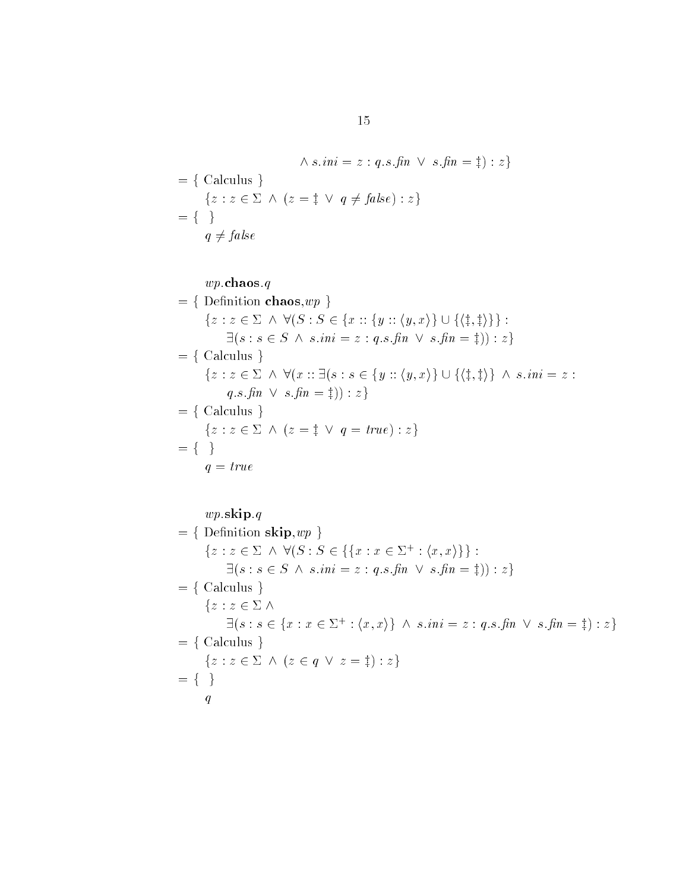$$\wedge\ s.ini = z : q.s.fin\ \vee\ s.fin = \ddagger) : z\}$$

$= \{$ Calculus $\}$

$$\{z : z \in \Sigma\ \wedge\ (z = \ddagger\ \vee\ q \neq \mathit{false}) : z\}$$

$= \{\ \ \}$

$$q \neq \mathit{false}$$

$$wp.\mathbf{chaos}.q$$

$= \{$ Definition $\mathbf{chaos}$,$wp$ $\}$

$$\{z : z \in \Sigma\ \wedge\ \forall(S : S \in \{x :: \{y :: \langle y, x\rangle\} \cup \{\langle\ddagger,\ddagger\rangle\}\} :$$
$$\exists(s : s \in S\ \wedge\ s.ini = z : q.s.fin\ \vee\ s.fin = \ddagger)) : z\}$$

$= \{$ Calculus $\}$

$$\{z : z \in \Sigma\ \wedge\ \forall(x :: \exists(s : s \in \{y :: \langle y, x\rangle\} \cup \{\langle\ddagger,\ddagger\rangle\}\ \wedge\ s.ini = z :$$
$$q.s.fin\ \vee\ s.fin = \ddagger)) : z\}$$

$= \{$ Calculus $\}$

$$\{z : z \in \Sigma\ \wedge\ (z = \ddagger\ \vee\ q = \mathit{true}) : z\}$$

$= \{\ \ \}$

$$q = \mathit{true}$$

$$wp.\mathbf{skip}.q$$

$= \{$ Definition $\mathbf{skip}$,$wp$ $\}$

$$\{z : z \in \Sigma\ \wedge\ \forall(S : S \in \{\{x : x \in \Sigma^+ : \langle x, x\rangle\}\} :$$
$$\exists(s : s \in S\ \wedge\ s.ini = z : q.s.fin\ \vee\ s.fin = \ddagger)) : z\}$$

$= \{$ Calculus $\}$

$$\{z : z \in \Sigma\ \wedge$$
$$\exists(s : s \in \{x : x \in \Sigma^+ : \langle x, x\rangle\}\ \wedge\ s.ini = z : q.s.fin\ \vee\ s.fin = \ddagger) : z\}$$

$= \{$ Calculus $\}$

$$\{z : z \in \Sigma\ \wedge\ (z \in q\ \vee\ z = \ddagger) : z\}$$

$= \{\ \ \}$

$$q$$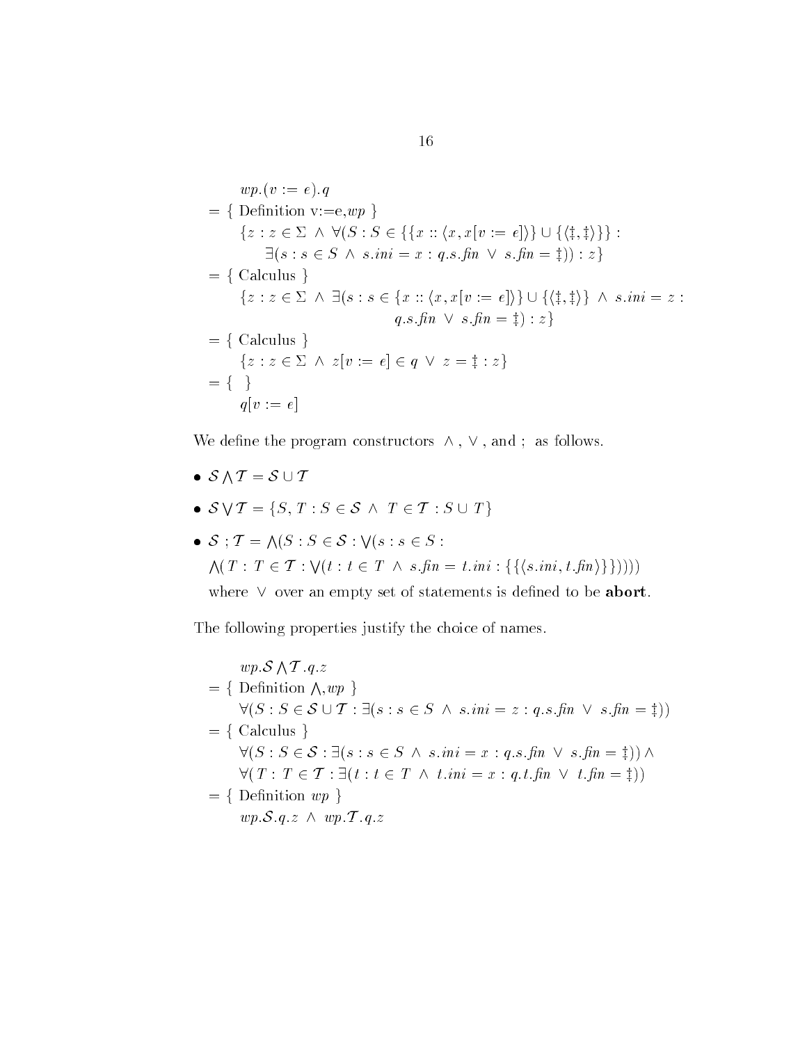$$
\begin{array}{l}
wp.(v := e).q \\
= \{ \text{ Definition v:=e,} wp \ \} \\
\quad \{z : z \in \Sigma \ \wedge \ \forall (S : S \in \{\{x :: \langle x, x[v := e]\rangle\} \cup \{\langle \ddagger, \ddagger \rangle\}\} : \\
\qquad \exists (s : s \in S \ \wedge \ s.ini = x : q.s.fin \ \vee \ s.fin = \ddagger)) : z\} \\
= \{ \text{ Calculus } \} \\
\quad \{z : z \in \Sigma \ \wedge \ \exists (s : s \in \{x :: \langle x, x[v := e]\rangle\} \cup \{\langle \ddagger, \ddagger \rangle\} \ \wedge \ s.ini = z : \\
\qquad\qquad\qquad q.s.fin \ \vee \ s.fin = \ddagger) : z\} \\
= \{ \text{ Calculus } \} \\
\quad \{z : z \in \Sigma \ \wedge \ z[v := e] \in q \ \vee \ z = \ddagger : z\} \\
= \{ \quad \} \\
\quad q[v := e]
\end{array}
$$

We define the program constructors $\wedge$ , $\vee$ , and ; as follows.

- $\mathcal{S} \bigwedge \mathcal{T} = \mathcal{S} \cup \mathcal{T}$
- $\mathcal{S} \bigvee \mathcal{T} = \{S, T : S \in \mathcal{S} \ \wedge \ T \in \mathcal{T} : S \cup T\}$
- $\mathcal{S} \ ; \mathcal{T} = \bigwedge (S : S \in \mathcal{S} : \bigvee (s : s \in S :$
  $\bigwedge (T : T \in \mathcal{T} : \bigvee (t : t \in T \ \wedge \ s.fin = t.ini : \{\{\langle s.ini, t.fin\rangle\}\}))))$
  
  where $\vee$ over an empty set of statements is defined to be **abort**.

The following properties justify the choice of names.

$$
\begin{array}{l}
wp.\mathcal{S} \bigwedge \mathcal{T}.q.z \\
= \{ \text{ Definition } \bigwedge, wp \ \} \\
\quad \forall (S : S \in \mathcal{S} \cup \mathcal{T} : \exists (s : s \in S \ \wedge \ s.ini = z : q.s.fin \ \vee \ s.fin = \ddagger)) \\
= \{ \text{ Calculus } \} \\
\quad \forall (S : S \in \mathcal{S} : \exists (s : s \in S \ \wedge \ s.ini = x : q.s.fin \ \vee \ s.fin = \ddagger)) \wedge \\
\quad \forall (T : T \in \mathcal{T} : \exists (t : t \in T \ \wedge \ t.ini = x : q.t.fin \ \vee \ t.fin = \ddagger)) \\
= \{ \text{ Definition } wp \ \} \\
\quad wp.\mathcal{S}.q.z \ \wedge \ wp.\mathcal{T}.q.z
\end{array}
$$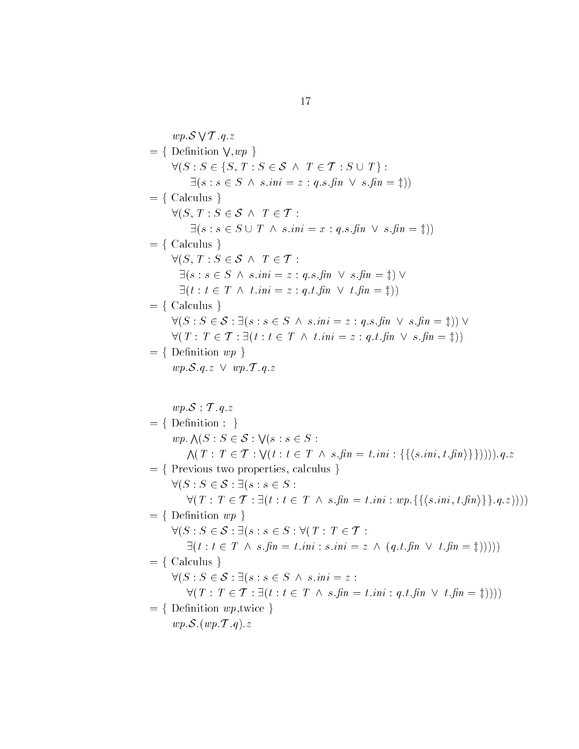$$
\begin{array}{l}
\quad wp.\mathcal{S} \bigvee \mathcal{T}.q.z \\
= \{ \text{ Definition } \bigvee, wp \ \} \\
\quad \forall (S : S \in \{S, T : S \in \mathcal{S} \ \wedge \ T \in \mathcal{T} : S \cup T\} : \\
\qquad \exists (s : s \in S \ \wedge \ s.ini = z : q.s.fin \ \vee \ s.fin = \ddagger)) \\
= \{ \text{ Calculus } \} \\
\quad \forall (S, T : S \in \mathcal{S} \ \wedge \ T \in \mathcal{T} : \\
\qquad \exists (s : s \in S \cup T \ \wedge \ s.ini = x : q.s.fin \ \vee \ s.fin = \ddagger)) \\
= \{ \text{ Calculus } \} \\
\quad \forall (S, T : S \in \mathcal{S} \ \wedge \ T \in \mathcal{T} : \\
\qquad \exists (s : s \in S \ \wedge \ s.ini = z : q.s.fin \ \vee \ s.fin = \ddagger) \ \vee \\
\qquad \exists (t : t \in T \ \wedge \ t.ini = z : q.t.fin \ \vee \ t.fin = \ddagger)) \\
= \{ \text{ Calculus } \} \\
\quad \forall (S : S \in \mathcal{S} : \exists (s : s \in S \ \wedge \ s.ini = z : q.s.fin \ \vee \ s.fin = \ddagger)) \ \vee \\
\quad \forall (T : T \in \mathcal{T} : \exists (t : t \in T \ \wedge \ t.ini = z : q.t.fin \ \vee \ s.fin = \ddagger)) \\
= \{ \text{ Definition } wp \ \} \\
\quad wp.\mathcal{S}.q.z \ \vee \ wp.\mathcal{T}.q.z
\end{array}
$$

$$
\begin{array}{l}
\quad wp.\mathcal{S} \ ; \mathcal{T}.q.z \\
= \{ \text{ Definition } ; \ \} \\
\quad wp. \bigwedge (S : S \in \mathcal{S} : \bigvee (s : s \in S : \\
\qquad \bigwedge (T : T \in \mathcal{T} : \bigvee (t : t \in T \ \wedge \ s.fin = t.ini : \{\{\langle s.ini, t.fin \rangle\}\}))))).q.z \\
= \{ \text{ Previous two properties, calculus } \} \\
\quad \forall (S : S \in \mathcal{S} : \exists (s : s \in S : \\
\qquad \forall (T : T \in \mathcal{T} : \exists (t : t \in T \ \wedge \ s.fin = t.ini : wp.\{\{\langle s.ini, t.fin \rangle\}\}.q.z)))) \\
= \{ \text{ Definition } wp \ \} \\
\quad \forall (S : S \in \mathcal{S} : \exists (s : s \in S : \forall (T : T \in \mathcal{T} : \\
\qquad \exists (t : t \in T \ \wedge \ s.fin = t.ini : s.ini = z \ \wedge \ (q.t.fin \ \vee \ t.fin = \ddagger))))) \\
= \{ \text{ Calculus } \} \\
\quad \forall (S : S \in \mathcal{S} : \exists (s : s \in S \ \wedge \ s.ini = z : \\
\qquad \forall (T : T \in \mathcal{T} : \exists (t : t \in T \ \wedge \ s.fin = t.ini : q.t.fin \ \vee \ t.fin = \ddagger)))) \\
= \{ \text{ Definition } wp\text{,twice } \} \\
\quad wp.\mathcal{S}.(wp.\mathcal{T}.q).z
\end{array}
$$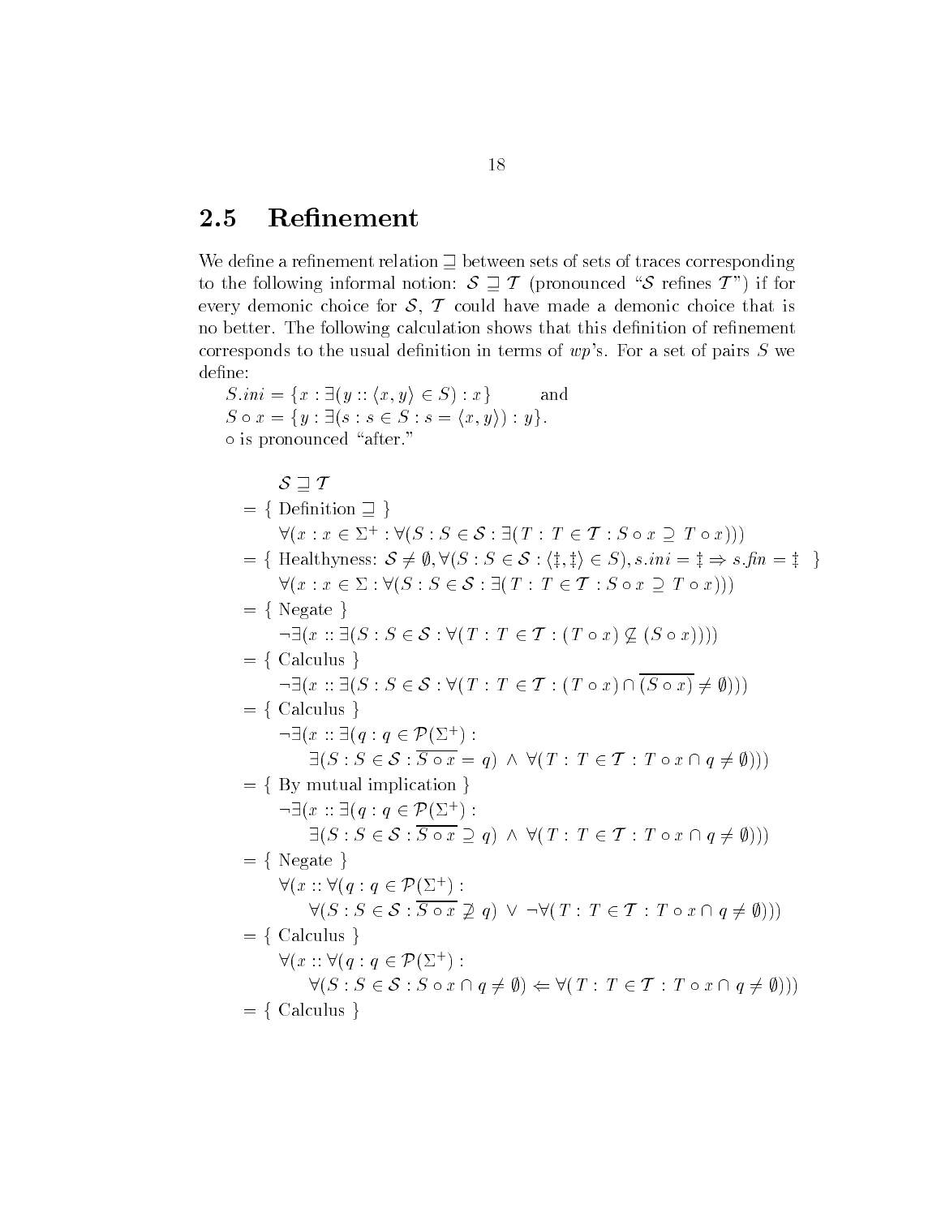## 2.5 Refinement

We define a refinement relation $\sqsupseteq$ between sets of sets of traces corresponding to the following informal notion: $\mathcal{S} \sqsupseteq \mathcal{T}$ (pronounced "$\mathcal{S}$ refines $\mathcal{T}$") if for every demonic choice for $\mathcal{S}$, $\mathcal{T}$ could have made a demonic choice that is no better. The following calculation shows that this definition of refinement corresponds to the usual definition in terms of *wp*'s. For a set of pairs $S$ we define:

$S.ini = \{x : \exists(y :: \langle x, y\rangle \in S) : x\}$ and
$S \circ x = \{y : \exists(s : s \in S : s = \langle x, y\rangle) : y\}$.
$\circ$ is pronounced "after."

$$
\begin{aligned}
& \mathcal{S} \sqsupseteq \mathcal{T} \\
= & \ \{ \text{ Definition } \sqsupseteq \ \} \\
& \quad \forall(x : x \in \Sigma^+ : \forall(S : S \in \mathcal{S} : \exists(T : T \in \mathcal{T} : S \circ x \supseteq T \circ x))) \\
= & \ \{ \text{ Healthyness: } \mathcal{S} \neq \emptyset, \forall(S : S \in \mathcal{S} : \langle \ddagger, \ddagger\rangle \in S), s.ini = \ddagger \Rightarrow s.\mathit{fin} = \ddagger \ \} \\
& \quad \forall(x : x \in \Sigma : \forall(S : S \in \mathcal{S} : \exists(T : T \in \mathcal{T} : S \circ x \supseteq T \circ x))) \\
= & \ \{ \text{ Negate } \} \\
& \quad \neg\exists(x :: \exists(S : S \in \mathcal{S} : \forall(T : T \in \mathcal{T} : (T \circ x) \not\subseteq (S \circ x)))) \\
= & \ \{ \text{ Calculus } \} \\
& \quad \neg\exists(x :: \exists(S : S \in \mathcal{S} : \forall(T : T \in \mathcal{T} : (T \circ x) \cap \overline{(S \circ x)} \neq \emptyset))) \\
= & \ \{ \text{ Calculus } \} \\
& \quad \neg\exists(x :: \exists(q : q \in \mathcal{P}(\Sigma^+) : \\
& \qquad \exists(S : S \in \mathcal{S} : \overline{S \circ x} = q) \ \wedge \ \forall(T : T \in \mathcal{T} : T \circ x \cap q \neq \emptyset))) \\
= & \ \{ \text{ By mutual implication } \} \\
& \quad \neg\exists(x :: \exists(q : q \in \mathcal{P}(\Sigma^+) : \\
& \qquad \exists(S : S \in \mathcal{S} : \overline{S \circ x} \supseteq q) \ \wedge \ \forall(T : T \in \mathcal{T} : T \circ x \cap q \neq \emptyset))) \\
= & \ \{ \text{ Negate } \} \\
& \quad \forall(x :: \forall(q : q \in \mathcal{P}(\Sigma^+) : \\
& \qquad \forall(S : S \in \mathcal{S} : \overline{S \circ x} \not\supseteq q) \ \vee \ \neg\forall(T : T \in \mathcal{T} : T \circ x \cap q \neq \emptyset))) \\
= & \ \{ \text{ Calculus } \} \\
& \quad \forall(x :: \forall(q : q \in \mathcal{P}(\Sigma^+) : \\
& \qquad \forall(S : S \in \mathcal{S} : S \circ x \cap q \neq \emptyset) \Leftarrow \forall(T : T \in \mathcal{T} : T \circ x \cap q \neq \emptyset))) \\
= & \ \{ \text{ Calculus } \}
\end{aligned}
$$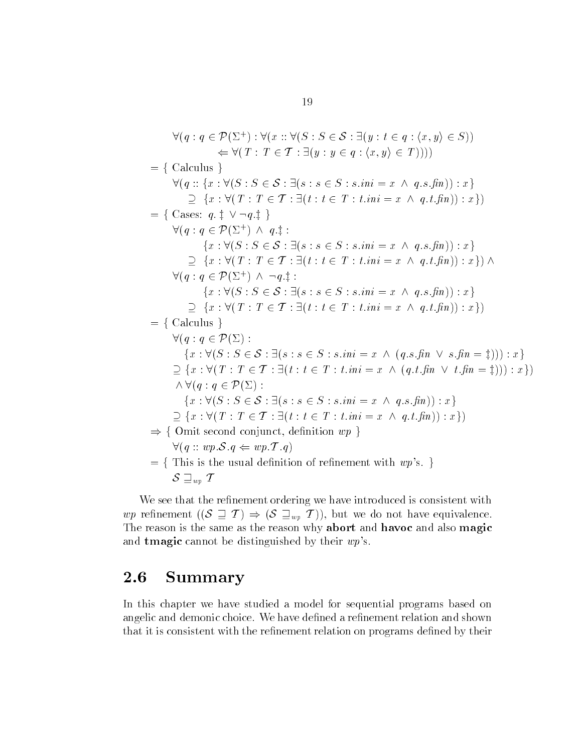$$
\begin{array}{l}
\quad \forall (q : q \in \mathcal{P}(\Sigma^+) : \forall (x :: \forall (S : S \in \mathcal{S} : \exists (y : t \in q : \langle x, y\rangle \in S)) \\
\qquad\qquad \Leftarrow \forall (\,T : T \in \mathcal{T} : \exists (y : y \in q : \langle x, y \rangle \in T)))) \\
= \{ \text{ Calculus } \} \\
\quad \forall (q :: \{x : \forall (S : S \in \mathcal{S} : \exists (s : s \in S : s.ini = x \ \wedge \ q.s.fin)) : x\} \\
\qquad \supseteq \ \{x : \forall (\,T : T \in \mathcal{T} : \exists (t : t \in T : t.ini = x \ \wedge \ q.t.fin)) : x\}) \\
= \{ \text{ Cases: } q.\ddagger \vee \neg q.\ddagger \ \} \\
\quad \forall (q : q \in \mathcal{P}(\Sigma^+) \ \wedge \ q.\ddagger : \\
\qquad\qquad \{x : \forall (S : S \in \mathcal{S} : \exists (s : s \in S : s.ini = x \ \wedge \ q.s.fin)) : x\} \\
\qquad \supseteq \ \{x : \forall (\,T : T \in \mathcal{T} : \exists (t : t \in T : t.ini = x \ \wedge \ q.t.fin)) : x\}) \ \wedge \\
\quad \forall (q : q \in \mathcal{P}(\Sigma^+) \ \wedge \ \neg q.\ddagger : \\
\qquad\qquad \{x : \forall (S : S \in \mathcal{S} : \exists (s : s \in S : s.ini = x \ \wedge \ q.s.fin)) : x\} \\
\qquad \supseteq \ \{x : \forall (\,T : T \in \mathcal{T} : \exists (t : t \in T : t.ini = x \ \wedge \ q.t.fin)) : x\}) \\
= \{ \text{ Calculus } \} \\
\quad \forall (q : q \in \mathcal{P}(\Sigma) : \\
\qquad \{x : \forall (S : S \in \mathcal{S} : \exists (s : s \in S : s.ini = x \ \wedge \ (q.s.fin \ \vee \ s.fin = \ddagger))) : x\} \\
\quad \supseteq \{x : \forall (\,T : T \in \mathcal{T} : \exists (t : t \in T : t.ini = x \ \wedge \ (q.t.fin \ \vee \ t.fin = \ddagger))) : x\}) \\
\quad \wedge \forall (q : q \in \mathcal{P}(\Sigma) : \\
\qquad \{x : \forall (S : S \in \mathcal{S} : \exists (s : s \in S : s.ini = x \ \wedge \ q.s.fin)) : x\} \\
\quad \supseteq \{x : \forall (\,T : T \in \mathcal{T} : \exists (t : t \in T : t.ini = x \ \wedge \ q.t.fin)) : x\}) \\
\Rightarrow \{ \text{ Omit second conjunct, definition } wp \ \} \\
\quad \forall (q :: wp.\mathcal{S}.q \Leftarrow wp.\mathcal{T}.q) \\
= \{ \text{ This is the usual definition of refinement with } wp\text{'s.} \ \} \\
\quad \mathcal{S} \sqsupseteq_{wp} \mathcal{T}
\end{array}
$$

We see that the refinement ordering we have introduced is consistent with $wp$ refinement ($(\mathcal{S} \sqsupseteq \mathcal{T}) \Rightarrow (\mathcal{S} \sqsupseteq_{wp} \mathcal{T})$), but we do not have equivalence. The reason is the same as the reason why **abort** and **havoc** and also **magic** and **tmagic** cannot be distinguished by their $wp$'s.

## 2.6 Summary

In this chapter we have studied a model for sequential programs based on angelic and demonic choice. We have defined a refinement relation and shown that it is consistent with the refinement relation on programs defined by their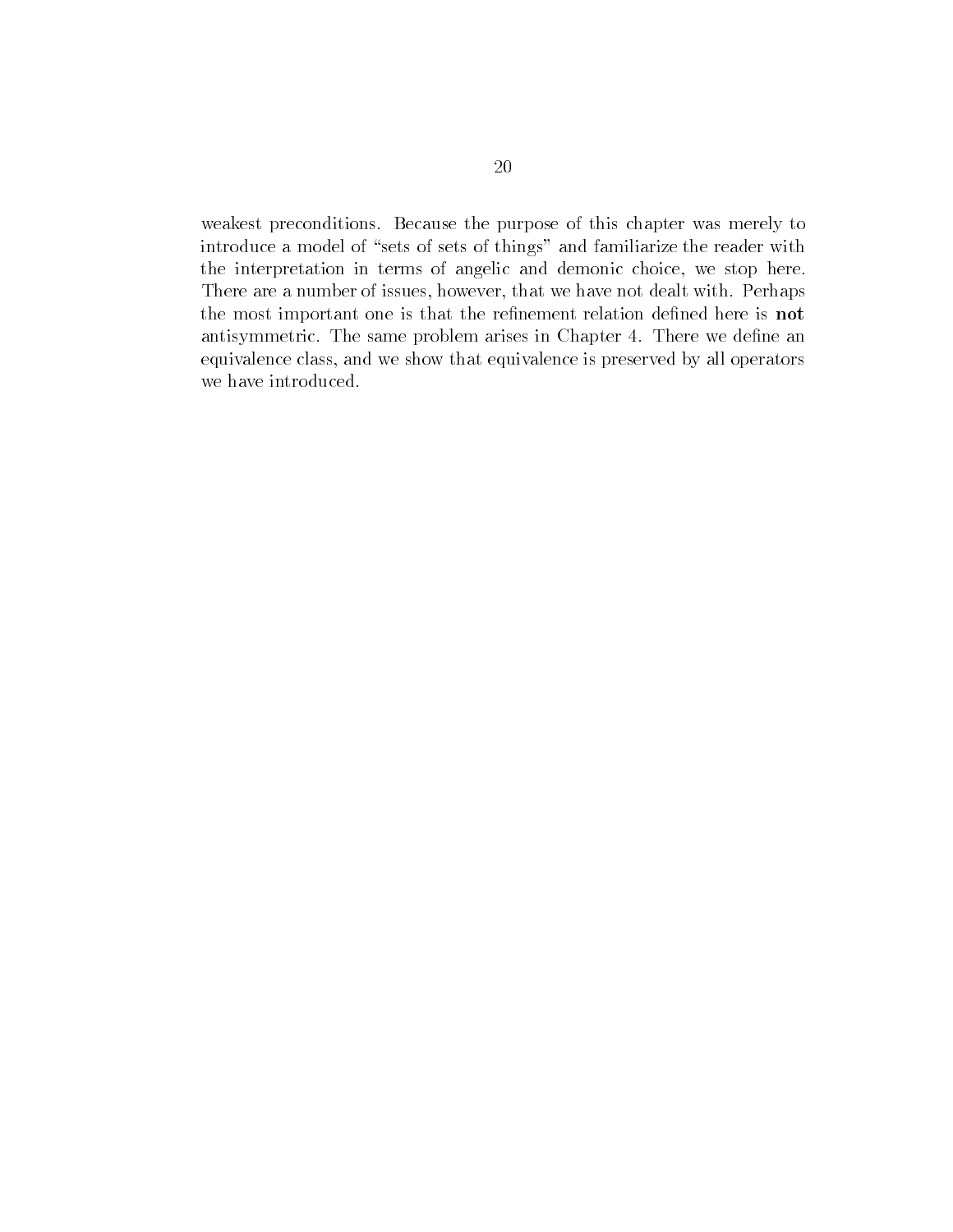weakest preconditions. Because the purpose of this chapter was merely to introduce a model of "sets of sets of things" and familiarize the reader with the interpretation in terms of angelic and demonic choice, we stop here. There are a number of issues, however, that we have not dealt with. Perhaps the most important one is that the refinement relation defined here is **not** antisymmetric. The same problem arises in Chapter 4. There we define an equivalence class, and we show that equivalence is preserved by all operators we have introduced.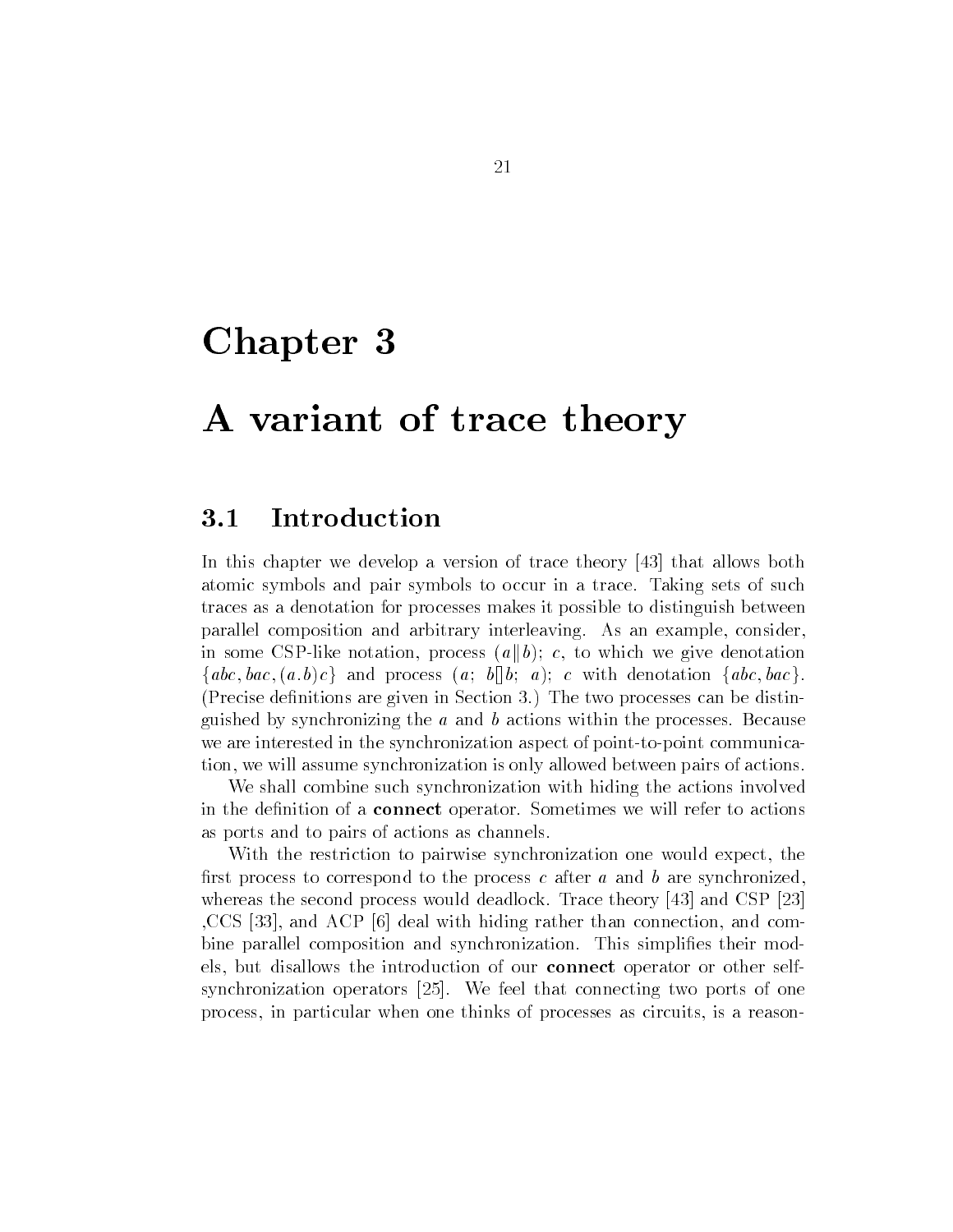# Chapter 3

# A variant of trace theory

## 3.1 Introduction

In this chapter we develop a version of trace theory [43] that allows both atomic symbols and pair symbols to occur in a trace. Taking sets of such traces as a denotation for processes makes it possible to distinguish between parallel composition and arbitrary interleaving. As an example, consider, in some CSP-like notation, process $(a \| b);\ c$, to which we give denotation $\{abc, bac, (a.b)c\}$ and process $(a;\ b [] b;\ a);\ c$ with denotation $\{abc, bac\}$. (Precise definitions are given in Section 3.) The two processes can be distinguished by synchronizing the $a$ and $b$ actions within the processes. Because we are interested in the synchronization aspect of point-to-point communication, we will assume synchronization is only allowed between pairs of actions.

We shall combine such synchronization with hiding the actions involved in the definition of a **connect** operator. Sometimes we will refer to actions as ports and to pairs of actions as channels.

With the restriction to pairwise synchronization one would expect, the first process to correspond to the process $c$ after $a$ and $b$ are synchronized, whereas the second process would deadlock. Trace theory [43] and CSP [23] ,CCS [33], and ACP [6] deal with hiding rather than connection, and combine parallel composition and synchronization. This simplifies their models, but disallows the introduction of our **connect** operator or other self-synchronization operators [25]. We feel that connecting two ports of one process, in particular when one thinks of processes as circuits, is a reason-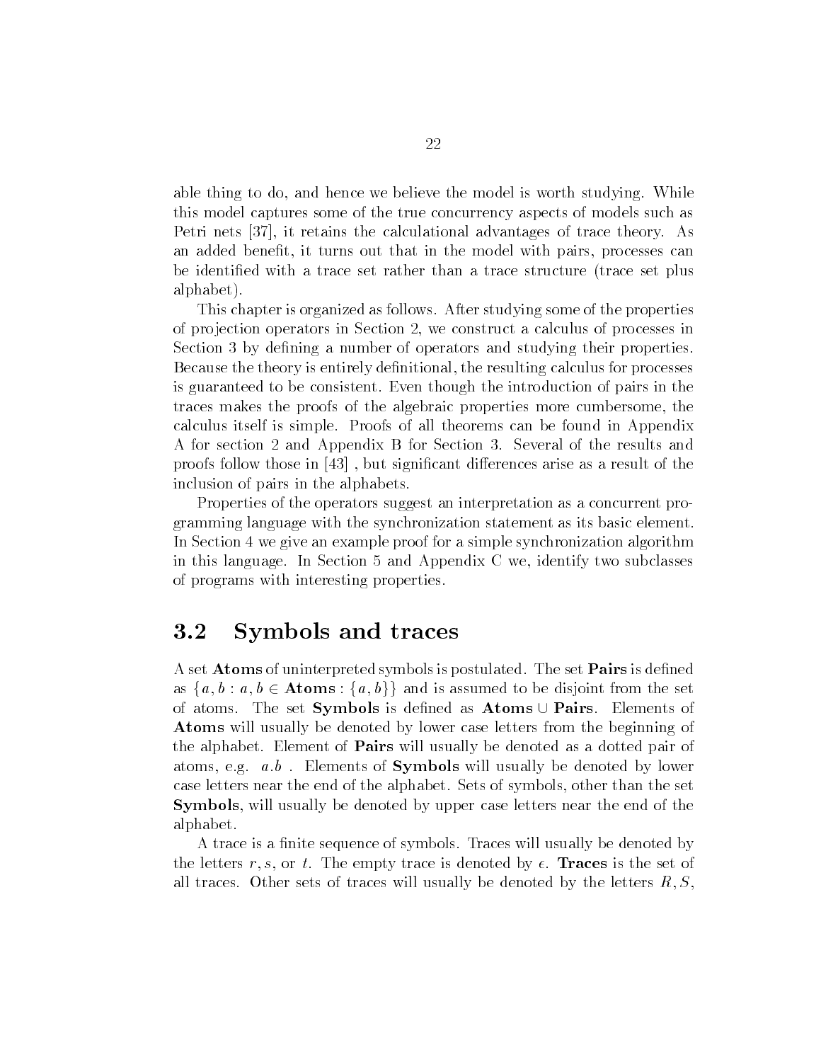able thing to do, and hence we believe the model is worth studying. While this model captures some of the true concurrency aspects of models such as Petri nets [37], it retains the calculational advantages of trace theory. As an added benefit, it turns out that in the model with pairs, processes can be identified with a trace set rather than a trace structure (trace set plus alphabet).

This chapter is organized as follows. After studying some of the properties of projection operators in Section 2, we construct a calculus of processes in Section 3 by defining a number of operators and studying their properties. Because the theory is entirely definitional, the resulting calculus for processes is guaranteed to be consistent. Even though the introduction of pairs in the traces makes the proofs of the algebraic properties more cumbersome, the calculus itself is simple. Proofs of all theorems can be found in Appendix A for section 2 and Appendix B for Section 3. Several of the results and proofs follow those in [43] , but significant differences arise as a result of the inclusion of pairs in the alphabets.

Properties of the operators suggest an interpretation as a concurrent programming language with the synchronization statement as its basic element. In Section 4 we give an example proof for a simple synchronization algorithm in this language. In Section 5 and Appendix C we, identify two subclasses of programs with interesting properties.

## 3.2 Symbols and traces

A set **Atoms** of uninterpreted symbols is postulated. The set **Pairs** is defined as $\{a, b : a, b \in \mathbf{Atoms} : \{a, b\}\}$ and is assumed to be disjoint from the set of atoms. The set **Symbols** is defined as $\mathbf{Atoms} \cup \mathbf{Pairs}$. Elements of **Atoms** will usually be denoted by lower case letters from the beginning of the alphabet. Element of **Pairs** will usually be denoted as a dotted pair of atoms, e.g. $a.b$ . Elements of **Symbols** will usually be denoted by lower case letters near the end of the alphabet. Sets of symbols, other than the set **Symbols**, will usually be denoted by upper case letters near the end of the alphabet.

A trace is a finite sequence of symbols. Traces will usually be denoted by the letters $r, s$, or $t$. The empty trace is denoted by $\epsilon$. **Traces** is the set of all traces. Other sets of traces will usually be denoted by the letters $R, S$,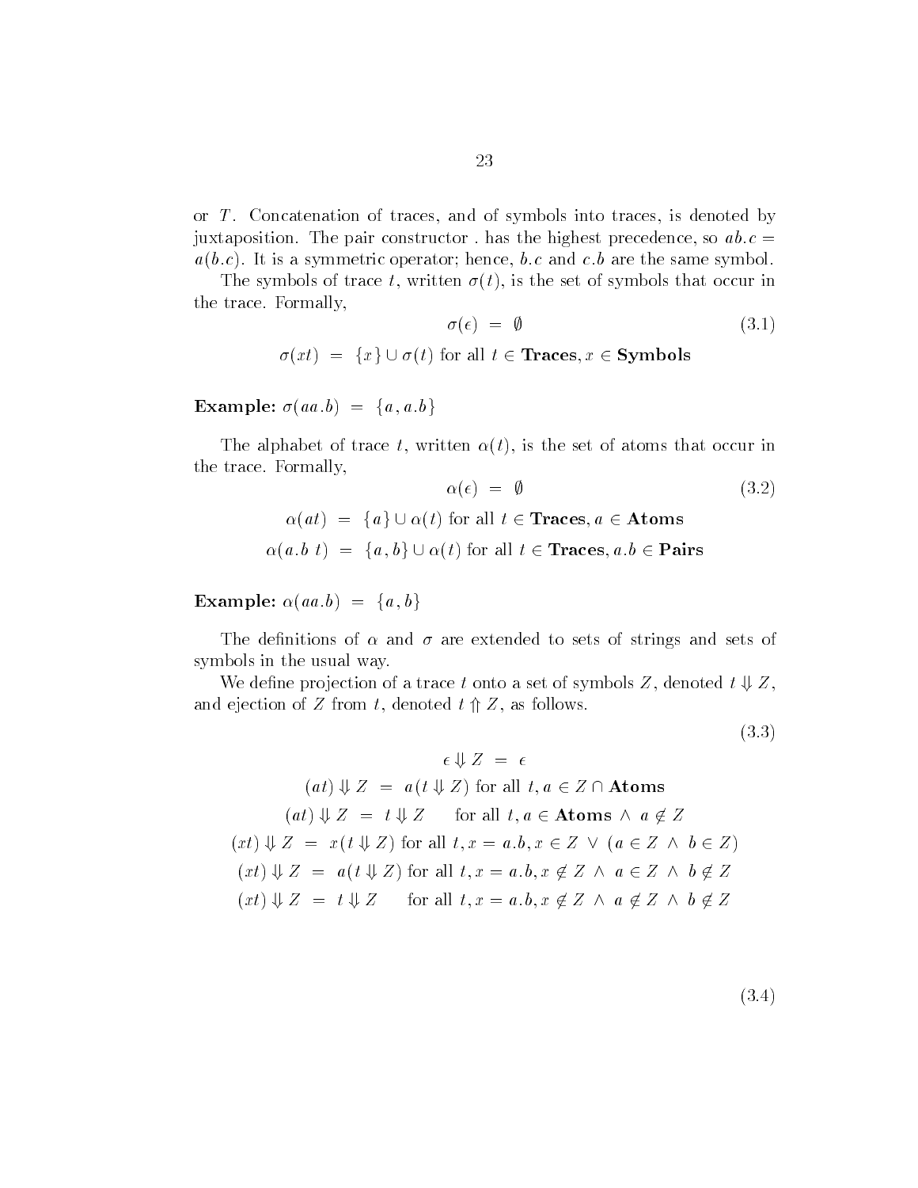or $T$. Concatenation of traces, and of symbols into traces, is denoted by juxtaposition. The pair constructor . has the highest precedence, so $ab.c = a(b.c)$. It is a symmetric operator; hence, $b.c$ and $c.b$ are the same symbol.

The symbols of trace $t$, written $\sigma(t)$, is the set of symbols that occur in the trace. Formally,

$$\begin{aligned} \sigma(\epsilon) &= \emptyset \\ \sigma(xt) &= \{x\} \cup \sigma(t) \text{ for all } t \in \textbf{Traces}, x \in \textbf{Symbols} \end{aligned} \tag{3.1}$$

**Example:** $\sigma(aa.b) = \{a, a.b\}$

The alphabet of trace $t$, written $\alpha(t)$, is the set of atoms that occur in the trace. Formally,

$$\begin{aligned} \alpha(\epsilon) &= \emptyset \\ \alpha(at) &= \{a\} \cup \alpha(t) \text{ for all } t \in \textbf{Traces}, a \in \textbf{Atoms} \\ \alpha(a.b\ t) &= \{a, b\} \cup \alpha(t) \text{ for all } t \in \textbf{Traces}, a.b \in \textbf{Pairs} \end{aligned} \tag{3.2}$$

**Example:** $\alpha(aa.b) = \{a, b\}$

The definitions of $\alpha$ and $\sigma$ are extended to sets of strings and sets of symbols in the usual way.

We define projection of a trace $t$ onto a set of symbols $Z$, denoted $t \Downarrow Z$, and ejection of $Z$ from $t$, denoted $t \Uparrow Z$, as follows.

$$\begin{aligned} \epsilon \Downarrow Z &= \epsilon \\ (at) \Downarrow Z &= a(t \Downarrow Z) \text{ for all } t, a \in Z \cap \textbf{Atoms} \\ (at) \Downarrow Z &= t \Downarrow Z \quad \text{ for all } t, a \in \textbf{Atoms} \wedge a \notin Z \\ (xt) \Downarrow Z &= x(t \Downarrow Z) \text{ for all } t, x = a.b, x \in Z \vee (a \in Z \wedge b \in Z) \\ (xt) \Downarrow Z &= a(t \Downarrow Z) \text{ for all } t, x = a.b, x \notin Z \wedge a \in Z \wedge b \notin Z \\ (xt) \Downarrow Z &= t \Downarrow Z \quad \text{ for all } t, x = a.b, x \notin Z \wedge a \notin Z \wedge b \notin Z \end{aligned} \tag{3.3}$$

$$\tag{3.4}$$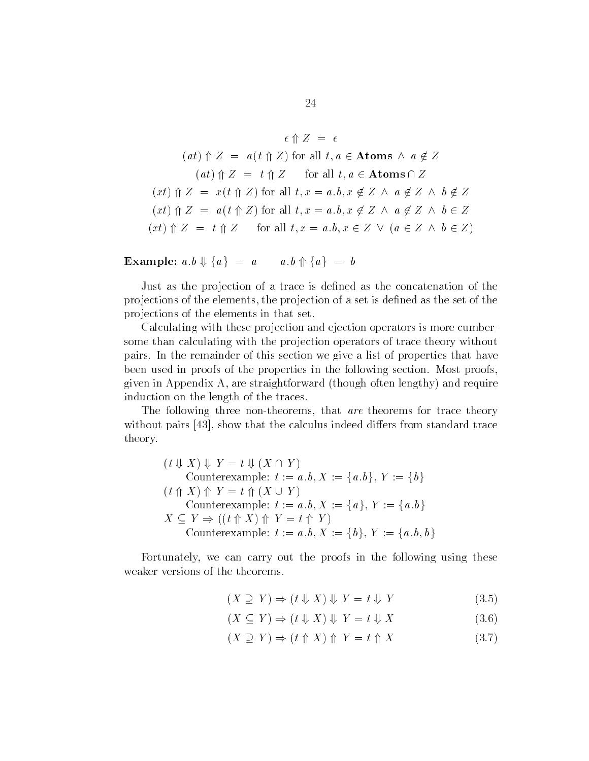$$
\begin{aligned}
\epsilon \Uparrow Z &= \epsilon \\
(at) \Uparrow Z &= a(t \Uparrow Z) \text{ for all } t, a \in \textbf{Atoms} \wedge a \notin Z \\
(at) \Uparrow Z &= t \Uparrow Z \quad \text{ for all } t, a \in \textbf{Atoms} \cap Z \\
(xt) \Uparrow Z &= x(t \Uparrow Z) \text{ for all } t, x = a.b, x \notin Z \wedge a \notin Z \wedge b \notin Z \\
(xt) \Uparrow Z &= a(t \Uparrow Z) \text{ for all } t, x = a.b, x \notin Z \wedge a \notin Z \wedge b \in Z \\
(xt) \Uparrow Z &= t \Uparrow Z \quad \text{ for all } t, x = a.b, x \in Z \vee (a \in Z \wedge b \in Z)
\end{aligned}
$$

**Example:** $a.b \Downarrow \{a\} = a \qquad a.b \Uparrow \{a\} = b$

Just as the projection of a trace is defined as the concatenation of the projections of the elements, the projection of a set is defined as the set of the projections of the elements in that set.

Calculating with these projection and ejection operators is more cumbersome than calculating with the projection operators of trace theory without pairs. In the remainder of this section we give a list of properties that have been used in proofs of the properties in the following section. Most proofs, given in Appendix A, are straightforward (though often lengthy) and require induction on the length of the traces.

The following three non-theorems, that *are* theorems for trace theory without pairs [43], show that the calculus indeed differs from standard trace theory.

$(t \Downarrow X) \Downarrow Y = t \Downarrow (X \cap Y)$
Counterexample: $t := a.b$, $X := \{a.b\}$, $Y := \{b\}$
$(t \Uparrow X) \Uparrow Y = t \Uparrow (X \cup Y)$
Counterexample: $t := a.b$, $X := \{a\}$, $Y := \{a.b\}$
$X \subseteq Y \Rightarrow ((t \Uparrow X) \Uparrow Y = t \Uparrow Y)$
Counterexample: $t := a.b$, $X := \{b\}$, $Y := \{a.b, b\}$

Fortunately, we can carry out the proofs in the following using these weaker versions of the theorems.

$$(X \supseteq Y) \Rightarrow (t \Downarrow X) \Downarrow Y = t \Downarrow Y \tag{3.5}$$

$$(X \subseteq Y) \Rightarrow (t \Downarrow X) \Downarrow Y = t \Downarrow X \tag{3.6}$$

$$(X \supseteq Y) \Rightarrow (t \Uparrow X) \Uparrow Y = t \Uparrow X \tag{3.7}$$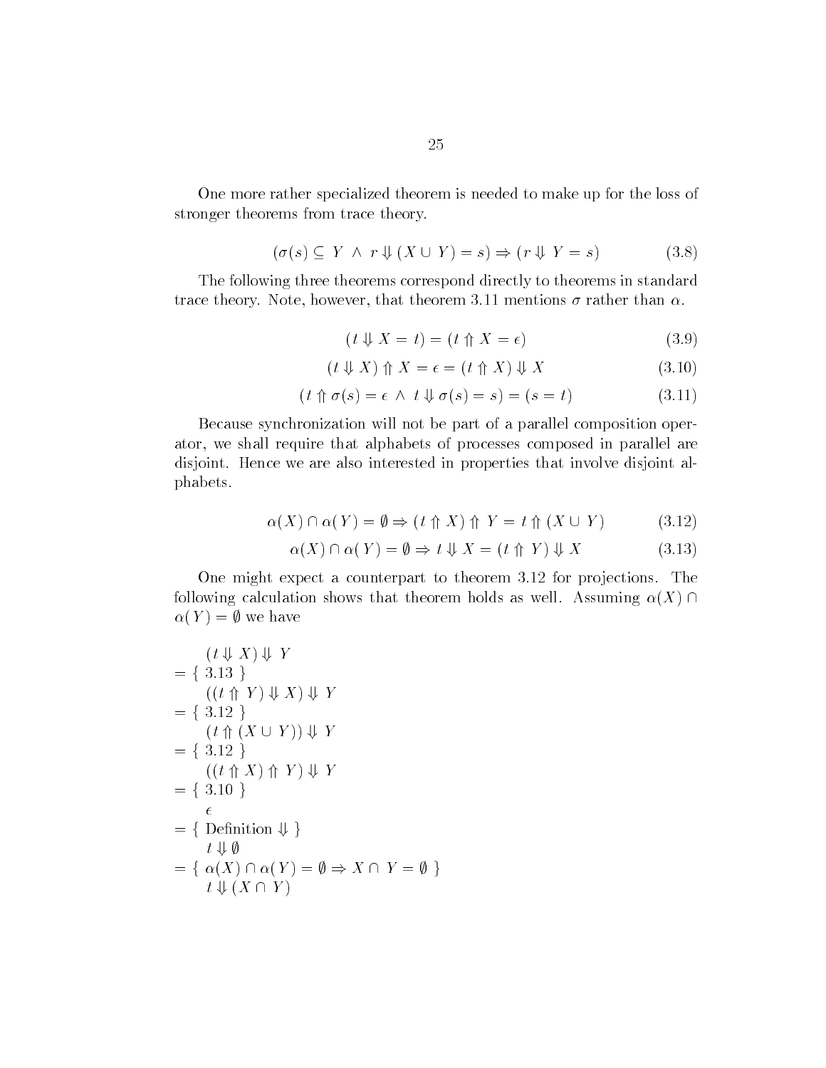One more rather specialized theorem is needed to make up for the loss of stronger theorems from trace theory.

$$(\sigma(s) \subseteq Y \ \wedge \ r \Downarrow (X \cup Y) = s) \Rightarrow (r \Downarrow Y = s) \tag{3.8}$$

The following three theorems correspond directly to theorems in standard trace theory. Note, however, that theorem 3.11 mentions $\sigma$ rather than $\alpha$.

$$(t \Downarrow X = t) = (t \Uparrow X = \epsilon) \tag{3.9}$$

$$(t \Downarrow X) \Uparrow X = \epsilon = (t \Uparrow X) \Downarrow X \tag{3.10}$$

$$(t \Uparrow \sigma(s) = \epsilon \ \wedge \ t \Downarrow \sigma(s) = s) = (s = t) \tag{3.11}$$

Because synchronization will not be part of a parallel composition operator, we shall require that alphabets of processes composed in parallel are disjoint. Hence we are also interested in properties that involve disjoint alphabets.

$$\alpha(X) \cap \alpha(Y) = \emptyset \Rightarrow (t \Uparrow X) \Uparrow Y = t \Uparrow (X \cup Y) \tag{3.12}$$

$$\alpha(X) \cap \alpha(Y) = \emptyset \Rightarrow t \Downarrow X = (t \Uparrow Y) \Downarrow X \tag{3.13}$$

One might expect a counterpart to theorem 3.12 for projections. The following calculation shows that theorem holds as well. Assuming $\alpha(X) \cap \alpha(Y) = \emptyset$ we have

$$
\begin{aligned}
& \quad (t \Downarrow X) \Downarrow Y \\
&= \{ \ 3.13 \ \} \\
& \quad ((t \Uparrow Y) \Downarrow X) \Downarrow Y \\
&= \{ \ 3.12 \ \} \\
& \quad (t \Uparrow (X \cup Y)) \Downarrow Y \\
&= \{ \ 3.12 \ \} \\
& \quad ((t \Uparrow X) \Uparrow Y) \Downarrow Y \\
&= \{ \ 3.10 \ \} \\
& \quad \epsilon \\
&= \{ \ \text{Definition} \Downarrow \ \} \\
& \quad t \Downarrow \emptyset \\
&= \{ \ \alpha(X) \cap \alpha(Y) = \emptyset \Rightarrow X \cap Y = \emptyset \ \} \\
& \quad t \Downarrow (X \cap Y)
\end{aligned}
$$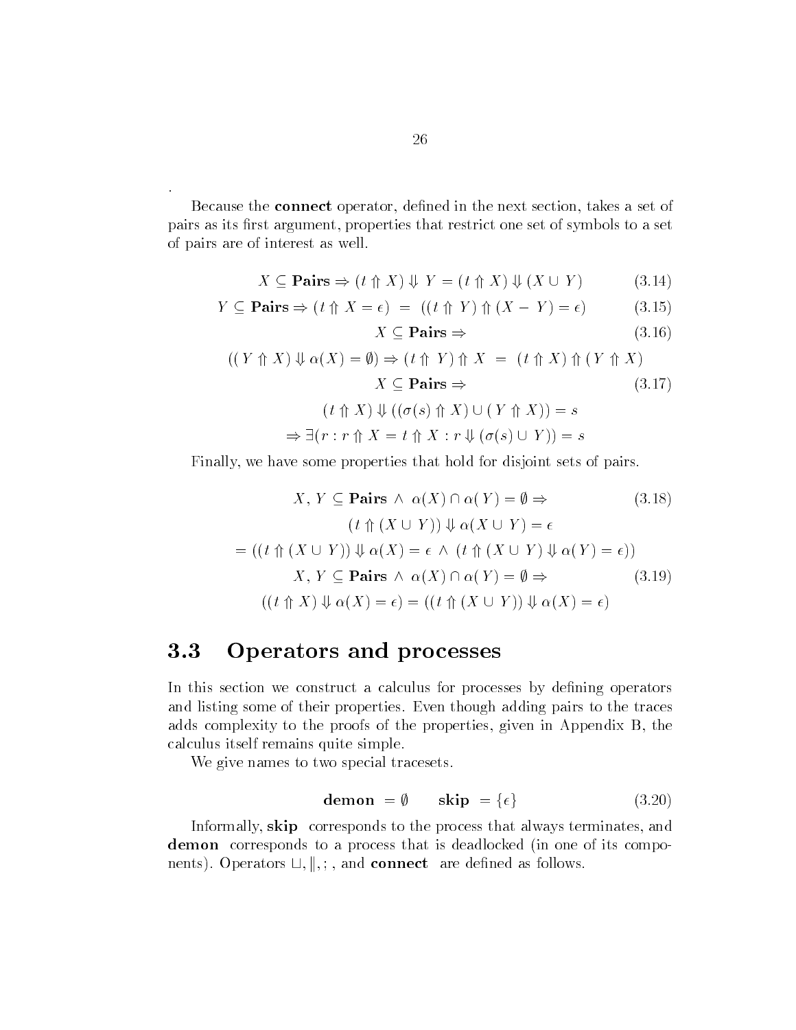.

Because the **connect** operator, defined in the next section, takes a set of pairs as its first argument, properties that restrict one set of symbols to a set of pairs are of interest as well.

$$X \subseteq \mathbf{Pairs} \Rightarrow (t \Uparrow X) \Downarrow Y = (t \Uparrow X) \Downarrow (X \cup Y) \tag{3.14}$$

$$Y \subseteq \mathbf{Pairs} \Rightarrow (t \Uparrow X = \epsilon) \;=\; ((t \Uparrow Y) \Uparrow (X - Y) = \epsilon) \tag{3.15}$$

$$X \subseteq \mathbf{Pairs} \Rightarrow \tag{3.16}$$
$$((Y \Uparrow X) \Downarrow \alpha(X) = \emptyset) \Rightarrow (t \Uparrow Y) \Uparrow X \;=\; (t \Uparrow X) \Uparrow (Y \Uparrow X)$$

$$X \subseteq \mathbf{Pairs} \Rightarrow \tag{3.17}$$
$$(t \Uparrow X) \Downarrow ((\sigma(s) \Uparrow X) \cup (Y \Uparrow X)) = s$$
$$\Rightarrow \exists (r : r \Uparrow X = t \Uparrow X : r \Downarrow (\sigma(s) \cup Y)) = s$$

Finally, we have some properties that hold for disjoint sets of pairs.

$$X, Y \subseteq \mathbf{Pairs} \wedge \alpha(X) \cap \alpha(Y) = \emptyset \Rightarrow \tag{3.18}$$
$$(t \Uparrow (X \cup Y)) \Downarrow \alpha(X \cup Y) = \epsilon$$
$$= ((t \Uparrow (X \cup Y)) \Downarrow \alpha(X) = \epsilon \wedge (t \Uparrow (X \cup Y) \Downarrow \alpha(Y) = \epsilon))$$

$$X, Y \subseteq \mathbf{Pairs} \wedge \alpha(X) \cap \alpha(Y) = \emptyset \Rightarrow \tag{3.19}$$
$$((t \Uparrow X) \Downarrow \alpha(X) = \epsilon) = ((t \Uparrow (X \cup Y)) \Downarrow \alpha(X) = \epsilon)$$

## 3.3 Operators and processes

In this section we construct a calculus for processes by defining operators and listing some of their properties. Even though adding pairs to the traces adds complexity to the proofs of the properties, given in Appendix B, the calculus itself remains quite simple.

We give names to two special tracesets.

$$\mathbf{demon} = \emptyset \qquad \mathbf{skip} = \{\epsilon\} \tag{3.20}$$

Informally, **skip** corresponds to the process that always terminates, and **demon** corresponds to a process that is deadlocked (in one of its components). Operators $\sqcup, \|, ;$ , and **connect** are defined as follows.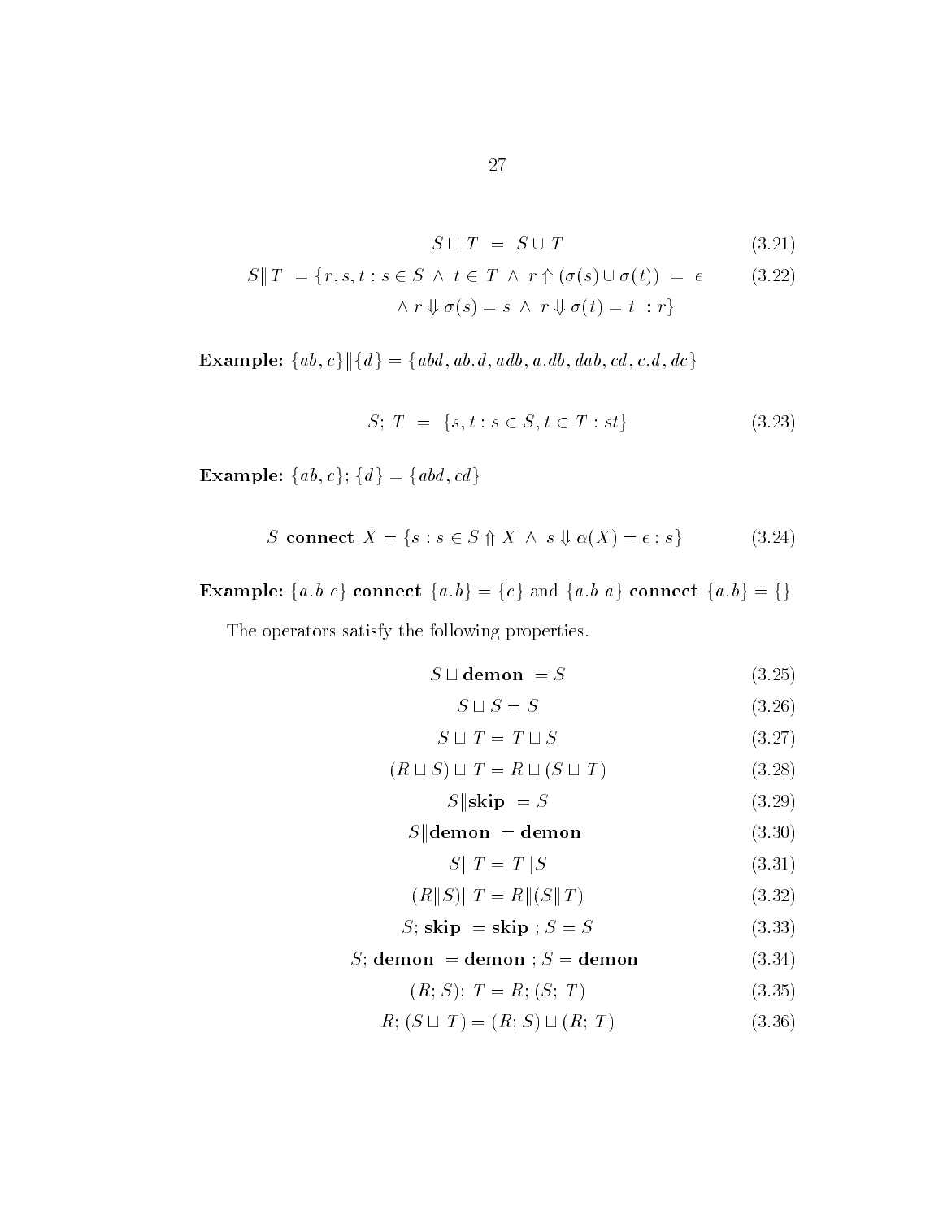$$S \sqcup T \;=\; S \cup T \tag{3.21}$$

$$S \| T \;=\{r, s, t : s \in S \;\wedge\; t \in T \;\wedge\; r \Uparrow (\sigma(s) \cup \sigma(t)) \;=\; \epsilon \\ \wedge\; r \Downarrow \sigma(s) = s \;\wedge\; r \Downarrow \sigma(t) = t \;: r\} \tag{3.22}$$

**Example:** $\{ab, c\} \| \{d\} = \{abd, ab.d, adb, a.db, dab, cd, c.d, dc\}$

$$S;\, T \;=\; \{s, t : s \in S, t \in T : st\} \tag{3.23}$$

**Example:** $\{ab, c\}; \{d\} = \{abd, cd\}$

$$S \;\textbf{connect}\; X = \{s : s \in S \Uparrow X \;\wedge\; s \Downarrow \alpha(X) = \epsilon : s\} \tag{3.24}$$

**Example:** $\{a.b\ c\}$ **connect** $\{a.b\} = \{c\}$ and $\{a.b\ a\}$ **connect** $\{a.b\} = \{\}$

The operators satisfy the following properties.

$$S \sqcup \textbf{demon} \;= S \tag{3.25}$$

$$S \sqcup S = S \tag{3.26}$$

$$S \sqcup T = T \sqcup S \tag{3.27}$$

$$(R \sqcup S) \sqcup T = R \sqcup (S \sqcup T) \tag{3.28}$$

$$S \| \textbf{skip} \;= S \tag{3.29}$$

$$S \| \textbf{demon} \;= \textbf{demon} \tag{3.30}$$

$$S \| T = T \| S \tag{3.31}$$

$$(R \| S) \| T = R \| (S \| T) \tag{3.32}$$

$$S;\, \textbf{skip} \;= \textbf{skip}\;; S = S \tag{3.33}$$

$$S;\, \textbf{demon} \;= \textbf{demon}\;; S = \textbf{demon} \tag{3.34}$$

$$(R;\, S);\, T = R;\, (S;\, T) \tag{3.35}$$

$$R;\, (S \sqcup T) = (R;\, S) \sqcup (R;\, T) \tag{3.36}$$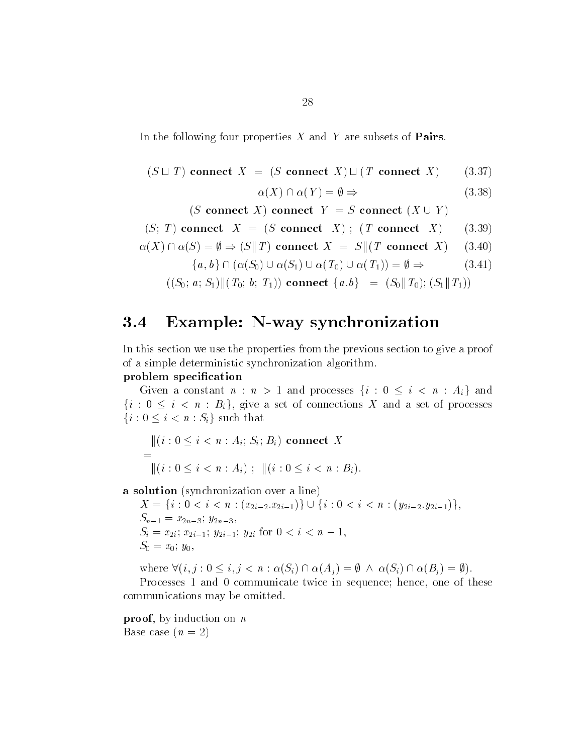In the following four properties $X$ and $Y$ are subsets of **Pairs**.

$$(S \sqcup T) \textbf{ connect } X \;=\; (S \textbf{ connect } X) \sqcup (T \textbf{ connect } X) \qquad (3.37)$$

$$\alpha(X) \cap \alpha(Y) = \emptyset \Rightarrow \qquad (3.38)$$

$$(S \textbf{ connect } X) \textbf{ connect } Y \;= S \textbf{ connect } (X \cup Y)$$

$$(S;\, T) \textbf{ connect } \; X \;=\; (S \textbf{ connect } \; X)\;;\; (T \textbf{ connect } \; X) \qquad (3.39)$$

$$\alpha(X) \cap \alpha(S) = \emptyset \Rightarrow (S \| T) \textbf{ connect } X \;=\; S \| (T \textbf{ connect } X) \qquad (3.40)$$

$$\{a, b\} \cap (\alpha(S_0) \cup \alpha(S_1) \cup \alpha(T_0) \cup \alpha(T_1)) = \emptyset \Rightarrow \qquad (3.41)$$

$$((S_0;\, a;\, S_1) \| (T_0;\, b;\, T_1)) \textbf{ connect } \{a.b\} \;=\; (S_0 \| T_0);\, (S_1 \| T_1))$$

## 3.4 Example: N-way synchronization

In this section we use the properties from the previous section to give a proof of a simple deterministic synchronization algorithm.

**problem specification**

Given a constant $n : n > 1$ and processes $\{i : 0 \le i < n : A_i\}$ and $\{i : 0 \le i < n : B_i\}$, give a set of connections $X$ and a set of processes $\{i : 0 \le i < n : S_i\}$ such that

$$\|(i : 0 \le i < n : A_i;\, S_i;\, B_i) \textbf{ connect } X$$
$$=$$
$$\|(i : 0 \le i < n : A_i)\;;\; \|(i : 0 \le i < n : B_i).$$

**a solution** (synchronization over a line)

$X = \{i : 0 < i < n : (x_{2i-2}.x_{2i-1})\} \cup \{i : 0 < i < n : (y_{2i-2}.y_{2i-1})\}$,
$S_{n-1} = x_{2n-3};\, y_{2n-3}$,
$S_i = x_{2i};\, x_{2i-1};\, y_{2i-1};\, y_{2i}$ for $0 < i < n-1$,
$S_0 = x_0;\, y_0$,

where $\forall (i, j : 0 \le i, j < n : \alpha(S_i) \cap \alpha(A_j) = \emptyset \;\wedge\; \alpha(S_i) \cap \alpha(B_j) = \emptyset)$.

Processes 1 and 0 communicate twice in sequence; hence, one of these communications may be omitted.

**proof**, by induction on $n$

Base case ($n = 2$)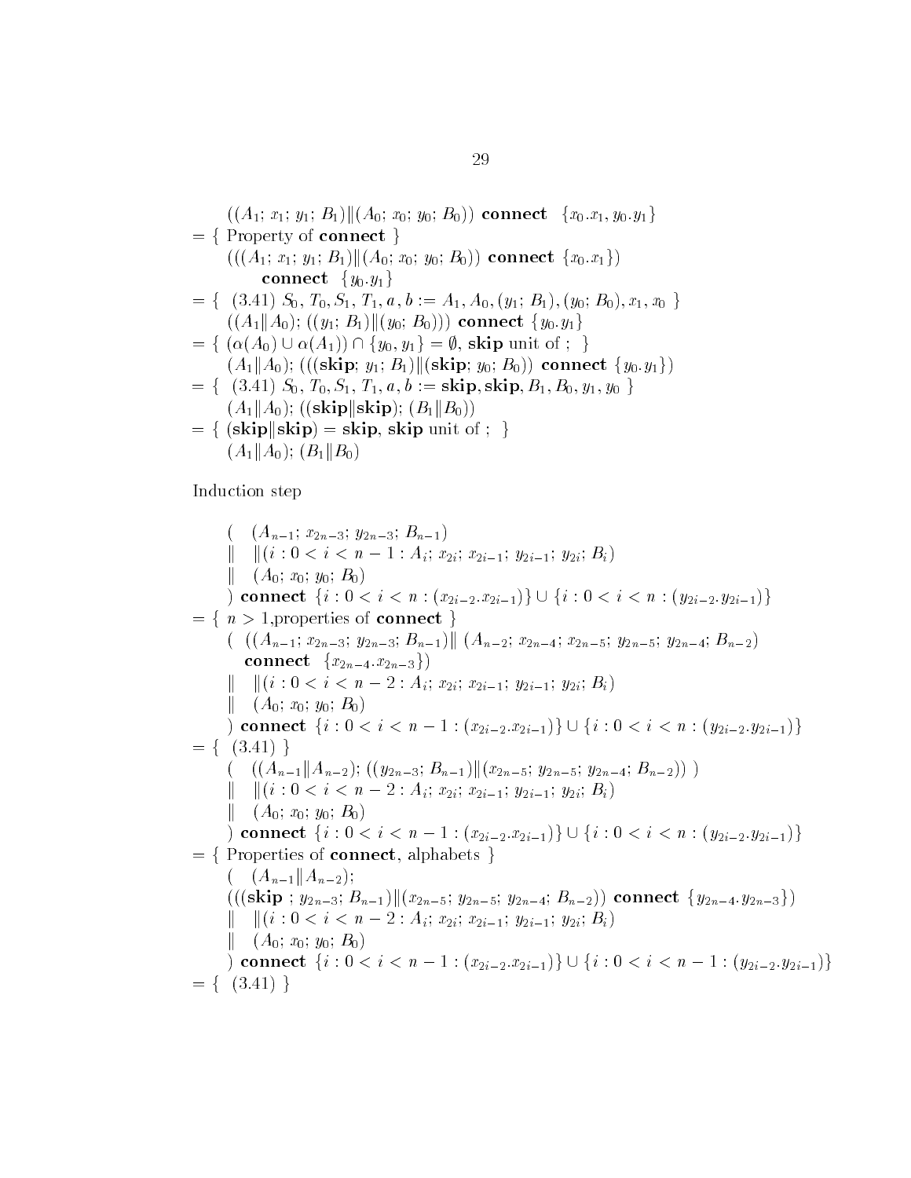$$((A_1;\, x_1;\, y_1;\, B_1) \| (A_0;\, x_0;\, y_0;\, B_0)) \textbf{ connect } \{x_0.x_1, y_0.y_1\}$$

$= \{$ Property of **connect** $\}$

$$(((A_1;\, x_1;\, y_1;\, B_1) \| (A_0;\, x_0;\, y_0;\, B_0)) \textbf{ connect } \{x_0.x_1\}) \textbf{ connect } \{y_0.y_1\}$$

$= \{$ (3.41) $S_0, T_0, S_1, T_1, a, b := A_1, A_0, (y_1;\, B_1), (y_0;\, B_0), x_1, x_0$ $\}$

$$((A_1 \| A_0);\, ((y_1;\, B_1) \| (y_0;\, B_0))) \textbf{ connect } \{y_0.y_1\}$$

$= \{$ $(\alpha(A_0) \cup \alpha(A_1)) \cap \{y_0, y_1\} = \emptyset$, **skip** unit of ; $\}$

$$(A_1 \| A_0);\, (((\textbf{skip};\, y_1;\, B_1) \| (\textbf{skip};\, y_0;\, B_0)) \textbf{ connect } \{y_0.y_1\})$$

$= \{$ (3.41) $S_0, T_0, S_1, T_1, a, b := \textbf{skip}, \textbf{skip}, B_1, B_0, y_1, y_0$ $\}$

$$(A_1 \| A_0);\, ((\textbf{skip} \| \textbf{skip});\, (B_1 \| B_0))$$

$= \{$ $(\textbf{skip} \| \textbf{skip}) = \textbf{skip}$, **skip** unit of ; $\}$

$$(A_1 \| A_0);\, (B_1 \| B_0)$$

Induction step

$$\begin{array}{l}
(\quad (A_{n-1};\, x_{2n-3};\, y_{2n-3};\, B_{n-1}) \\
\|\quad \|(i : 0 < i < n-1 : A_i;\, x_{2i};\, x_{2i-1};\, y_{2i-1};\, y_{2i};\, B_i) \\
\|\quad (A_0;\, x_0;\, y_0;\, B_0) \\
)\textbf{ connect } \{i : 0 < i < n : (x_{2i-2}.x_{2i-1})\} \cup \{i : 0 < i < n : (y_{2i-2}.y_{2i-1})\}
\end{array}$$

$= \{$ $n > 1$, properties of **connect** $\}$

$$\begin{array}{l}
(\quad ((A_{n-1};\, x_{2n-3};\, y_{2n-3};\, B_{n-1}) \| (A_{n-2};\, x_{2n-4};\, x_{2n-5};\, y_{2n-5};\, y_{2n-4};\, B_{n-2}) \\
\quad \textbf{connect } \{x_{2n-4}.x_{2n-3}\}) \\
\|\quad \|(i : 0 < i < n-2 : A_i;\, x_{2i};\, x_{2i-1};\, y_{2i-1};\, y_{2i};\, B_i) \\
\|\quad (A_0;\, x_0;\, y_0;\, B_0) \\
)\textbf{ connect } \{i : 0 < i < n-1 : (x_{2i-2}.x_{2i-1})\} \cup \{i : 0 < i < n : (y_{2i-2}.y_{2i-1})\}
\end{array}$$

$= \{$ (3.41) $\}$

$$\begin{array}{l}
(\quad ((A_{n-1} \| A_{n-2});\, ((y_{2n-3};\, B_{n-1}) \| (x_{2n-5};\, y_{2n-5};\, y_{2n-4};\, B_{n-2}))\ ) \\
\|\quad \|(i : 0 < i < n-2 : A_i;\, x_{2i};\, x_{2i-1};\, y_{2i-1};\, y_{2i};\, B_i) \\
\|\quad (A_0;\, x_0;\, y_0;\, B_0) \\
)\textbf{ connect } \{i : 0 < i < n-1 : (x_{2i-2}.x_{2i-1})\} \cup \{i : 0 < i < n : (y_{2i-2}.y_{2i-1})\}
\end{array}$$

$= \{$ Properties of **connect**, alphabets $\}$

$$\begin{array}{l}
(\quad (A_{n-1} \| A_{n-2}); \\
(((\textbf{skip}\ ;\, y_{2n-3};\, B_{n-1}) \| (x_{2n-5};\, y_{2n-5};\, y_{2n-4};\, B_{n-2})) \textbf{ connect } \{y_{2n-4}.y_{2n-3}\}) \\
\|\quad \|(i : 0 < i < n-2 : A_i;\, x_{2i};\, x_{2i-1};\, y_{2i-1};\, y_{2i};\, B_i) \\
\|\quad (A_0;\, x_0;\, y_0;\, B_0) \\
)\textbf{ connect } \{i : 0 < i < n-1 : (x_{2i-2}.x_{2i-1})\} \cup \{i : 0 < i < n-1 : (y_{2i-2}.y_{2i-1})\}
\end{array}$$

$= \{$ (3.41) $\}$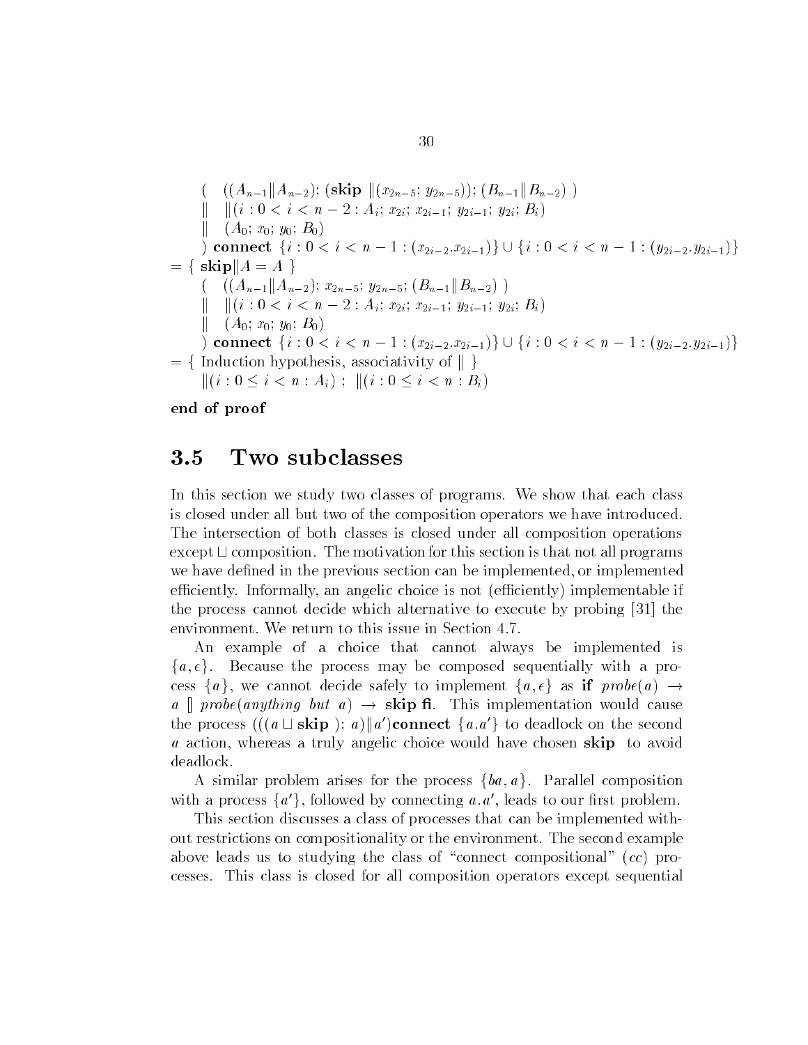$$
\begin{array}{l}
\quad (\quad ((A_{n-1} \| A_{n-2});\ (\mathbf{skip}\ \| (x_{2n-5};\ y_{2n-5}));\ (B_{n-1} \| B_{n-2})\ ) \\
\quad \| \quad \| (i : 0 < i < n-2 : A_i;\ x_{2i};\ x_{2i-1};\ y_{2i-1};\ y_{2i};\ B_i) \\
\quad \| \quad (A_0;\ x_0;\ y_0;\ B_0) \\
\quad )\ \mathbf{connect}\ \{i : 0 < i < n-1 : (x_{2i-2}.x_{2i-1})\} \cup \{i : 0 < i < n-1 : (y_{2i-2}.y_{2i-1})\} \\
= \{\ \mathbf{skip} \| A = A\ \} \\
\quad (\quad ((A_{n-1} \| A_{n-2});\ x_{2n-5};\ y_{2n-5};\ (B_{n-1} \| B_{n-2})\ ) \\
\quad \| \quad \| (i : 0 < i < n-2 : A_i;\ x_{2i};\ x_{2i-1};\ y_{2i-1};\ y_{2i};\ B_i) \\
\quad \| \quad (A_0;\ x_0;\ y_0;\ B_0) \\
\quad )\ \mathbf{connect}\ \{i : 0 < i < n-1 : (x_{2i-2}.x_{2i-1})\} \cup \{i : 0 < i < n-1 : (y_{2i-2}.y_{2i-1})\} \\
= \{\ \text{Induction hypothesis, associativity of } \|\ \} \\
\quad \| (i : 0 \leq i < n : A_i)\ ;\ \ \| (i : 0 \leq i < n : B_i)
\end{array}
$$

**end of proof**

## 3.5 Two subclasses

In this section we study two classes of programs. We show that each class is closed under all but two of the composition operators we have introduced. The intersection of both classes is closed under all composition operations except $\sqcup$ composition. The motivation for this section is that not all programs we have defined in the previous section can be implemented, or implemented efficiently. Informally, an angelic choice is not (efficiently) implementable if the process cannot decide which alternative to execute by probing [31] the environment. We return to this issue in Section 4.7.

An example of a choice that cannot always be implemented is $\{a, \epsilon\}$. Because the process may be composed sequentially with a process $\{a\}$, we cannot decide safely to implement $\{a, \epsilon\}$ as **if** $probe(a) \rightarrow a\ []\ probe(anything\ but\ a) \rightarrow$ **skip fi**. This implementation would cause the process $(((a \sqcup \mathbf{skip}\ );\ a) \| a')\mathbf{connect}\ \{a.a'\}$ to deadlock on the second $a$ action, whereas a truly angelic choice would have chosen **skip** to avoid deadlock.

A similar problem arises for the process $\{ba, a\}$. Parallel composition with a process $\{a'\}$, followed by connecting $a.a'$, leads to our first problem.

This section discusses a class of processes that can be implemented without restrictions on compositionality or the environment. The second example above leads us to studying the class of "connect compositional" ($cc$) processes. This class is closed for all composition operators except sequential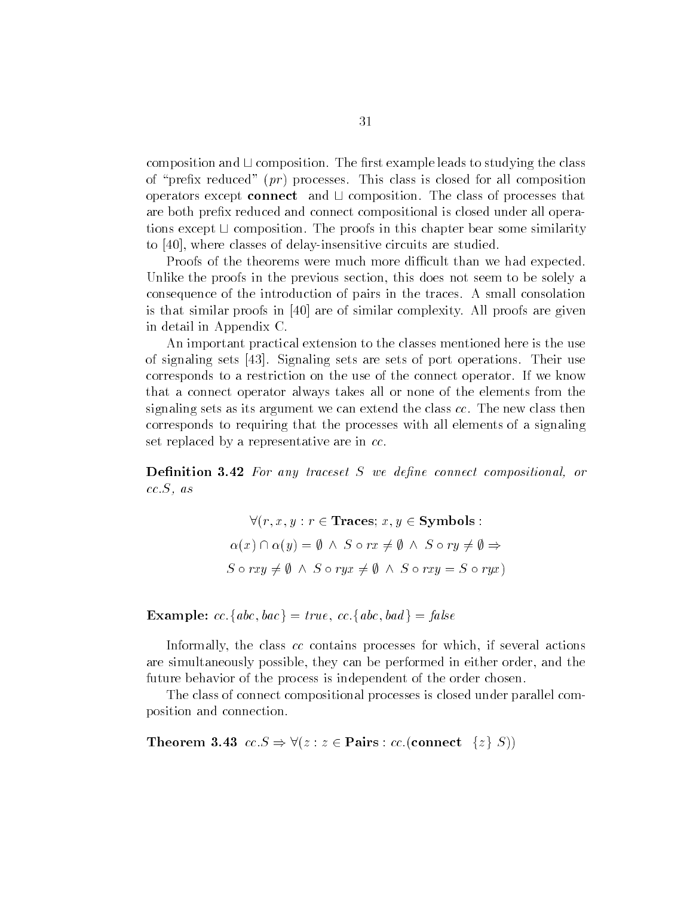composition and $\sqcup$ composition. The first example leads to studying the class of "prefix reduced" ($pr$) processes. This class is closed for all composition operators except **connect** and $\sqcup$ composition. The class of processes that are both prefix reduced and connect compositional is closed under all operations except $\sqcup$ composition. The proofs in this chapter bear some similarity to [40], where classes of delay-insensitive circuits are studied.

Proofs of the theorems were much more difficult than we had expected. Unlike the proofs in the previous section, this does not seem to be solely a consequence of the introduction of pairs in the traces. A small consolation is that similar proofs in [40] are of similar complexity. All proofs are given in detail in Appendix C.

An important practical extension to the classes mentioned here is the use of signaling sets [43]. Signaling sets are sets of port operations. Their use corresponds to a restriction on the use of the connect operator. If we know that a connect operator always takes all or none of the elements from the signaling sets as its argument we can extend the class $cc$. The new class then corresponds to requiring that the processes with all elements of a signaling set replaced by a representative are in $cc$.

**Definition 3.42** *For any traceset $S$ we define connect compositional, or $cc.S$, as*

$$\forall(r, x, y : r \in \textbf{Traces};\ x, y \in \textbf{Symbols} :$$
$$\alpha(x) \cap \alpha(y) = \emptyset\ \wedge\ S \circ rx \neq \emptyset\ \wedge\ S \circ ry \neq \emptyset \Rightarrow$$
$$S \circ rxy \neq \emptyset\ \wedge\ S \circ ryx \neq \emptyset\ \wedge\ S \circ rxy = S \circ ryx)$$

**Example:** $cc.\{abc, bac\} = true$, $cc.\{abc, bad\} = false$

Informally, the class $cc$ contains processes for which, if several actions are simultaneously possible, they can be performed in either order, and the future behavior of the process is independent of the order chosen.

The class of connect compositional processes is closed under parallel composition and connection.

**Theorem 3.43** $cc.S \Rightarrow \forall(z : z \in \textbf{Pairs} : cc.(\textbf{connect}\ \ \{z\}\ S))$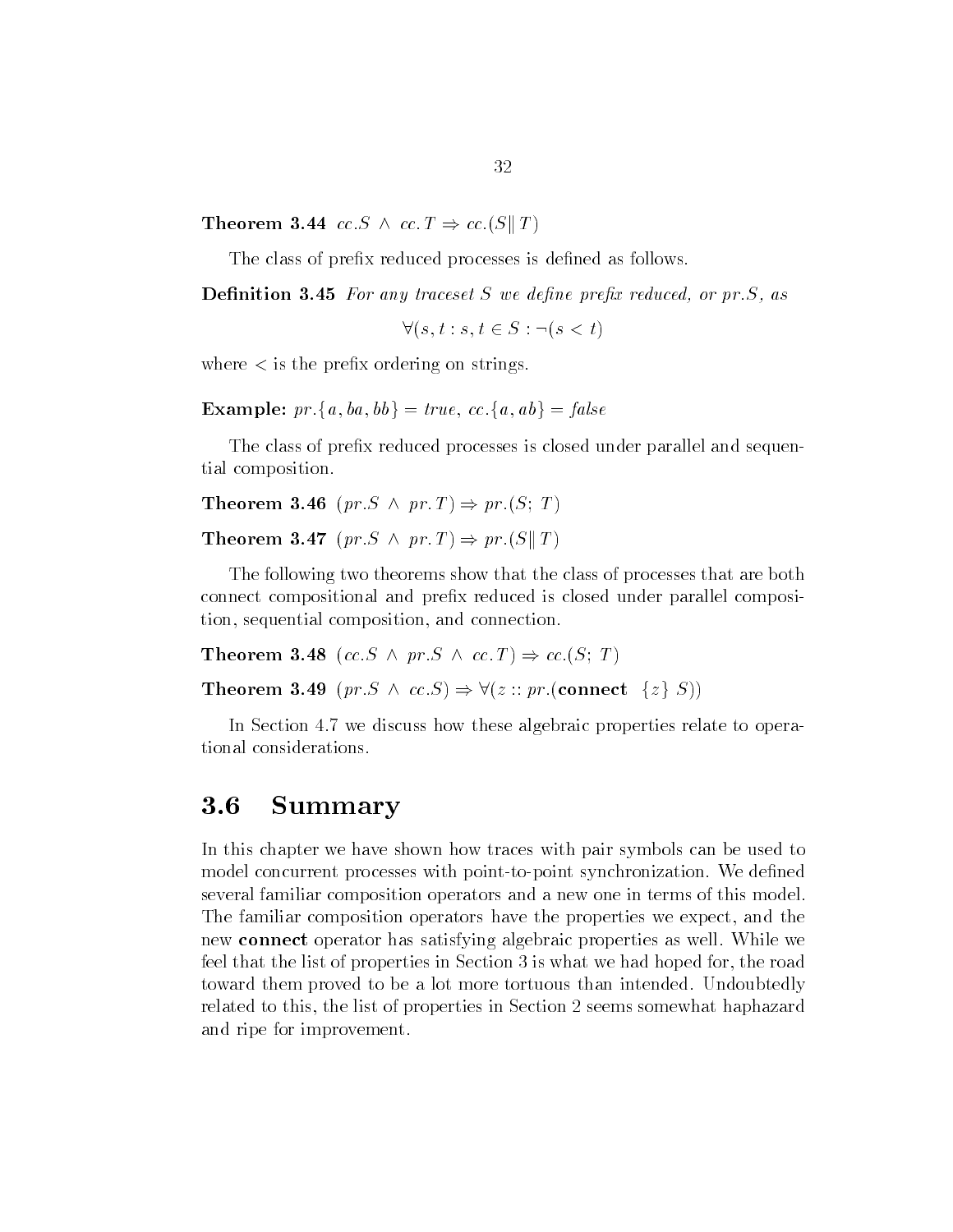**Theorem 3.44** $cc.S \wedge cc.T \Rightarrow cc.(S \| T)$

The class of prefix reduced processes is defined as follows.

**Definition 3.45** *For any traceset S we define prefix reduced, or pr.S, as*

$$\forall(s, t : s, t \in S : \neg(s < t)$$

where $<$ is the prefix ordering on strings.

**Example:** $pr.\{a, ba, bb\} = true$, $cc.\{a, ab\} = false$

The class of prefix reduced processes is closed under parallel and sequential composition.

**Theorem 3.46** $(pr.S \wedge pr.T) \Rightarrow pr.(S;\ T)$

**Theorem 3.47** $(pr.S \wedge pr.T) \Rightarrow pr.(S \| T)$

The following two theorems show that the class of processes that are both connect compositional and prefix reduced is closed under parallel composition, sequential composition, and connection.

**Theorem 3.48** $(cc.S \wedge pr.S \wedge cc.T) \Rightarrow cc.(S;\ T)$

**Theorem 3.49** $(pr.S \wedge cc.S) \Rightarrow \forall(z :: pr.(\textbf{connect}\ \ \{z\}\ S))$

In Section 4.7 we discuss how these algebraic properties relate to operational considerations.

## 3.6 Summary

In this chapter we have shown how traces with pair symbols can be used to model concurrent processes with point-to-point synchronization. We defined several familiar composition operators and a new one in terms of this model. The familiar composition operators have the properties we expect, and the new **connect** operator has satisfying algebraic properties as well. While we feel that the list of properties in Section 3 is what we had hoped for, the road toward them proved to be a lot more tortuous than intended. Undoubtedly related to this, the list of properties in Section 2 seems somewhat haphazard and ripe for improvement.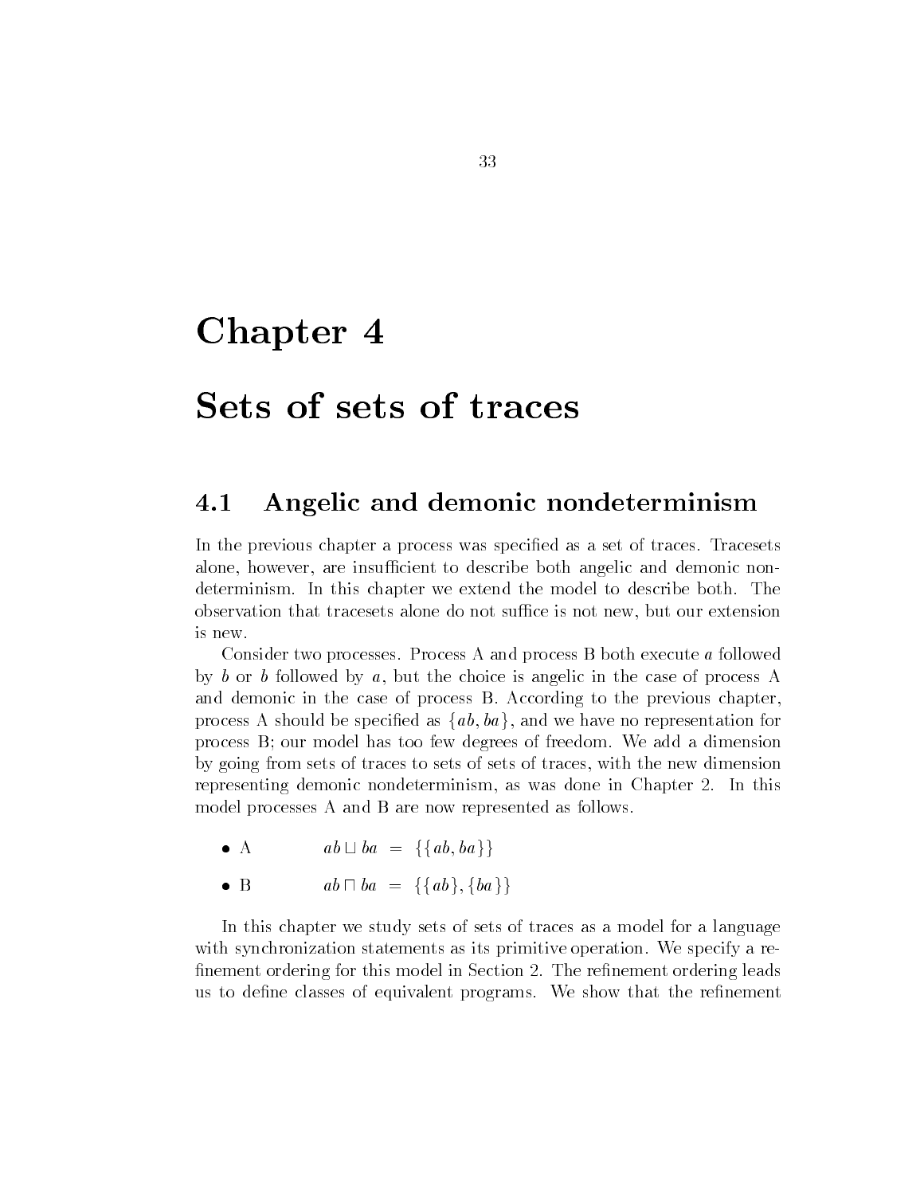# Chapter 4

# Sets of sets of traces

## 4.1 Angelic and demonic nondeterminism

In the previous chapter a process was specified as a set of traces. Tracesets alone, however, are insufficient to describe both angelic and demonic nondeterminism. In this chapter we extend the model to describe both. The observation that tracesets alone do not suffice is not new, but our extension is new.

Consider two processes. Process A and process B both execute $a$ followed by $b$ or $b$ followed by $a$, but the choice is angelic in the case of process A and demonic in the case of process B. According to the previous chapter, process A should be specified as $\{ab, ba\}$, and we have no representation for process B; our model has too few degrees of freedom. We add a dimension by going from sets of traces to sets of sets of traces, with the new dimension representing demonic nondeterminism, as was done in Chapter 2. In this model processes A and B are now represented as follows.

- A $\qquad ab \sqcup ba \;=\; \{\{ab, ba\}\}$
- B $\qquad ab \sqcap ba \;=\; \{\{ab\}, \{ba\}\}$

In this chapter we study sets of sets of traces as a model for a language with synchronization statements as its primitive operation. We specify a refinement ordering for this model in Section 2. The refinement ordering leads us to define classes of equivalent programs. We show that the refinement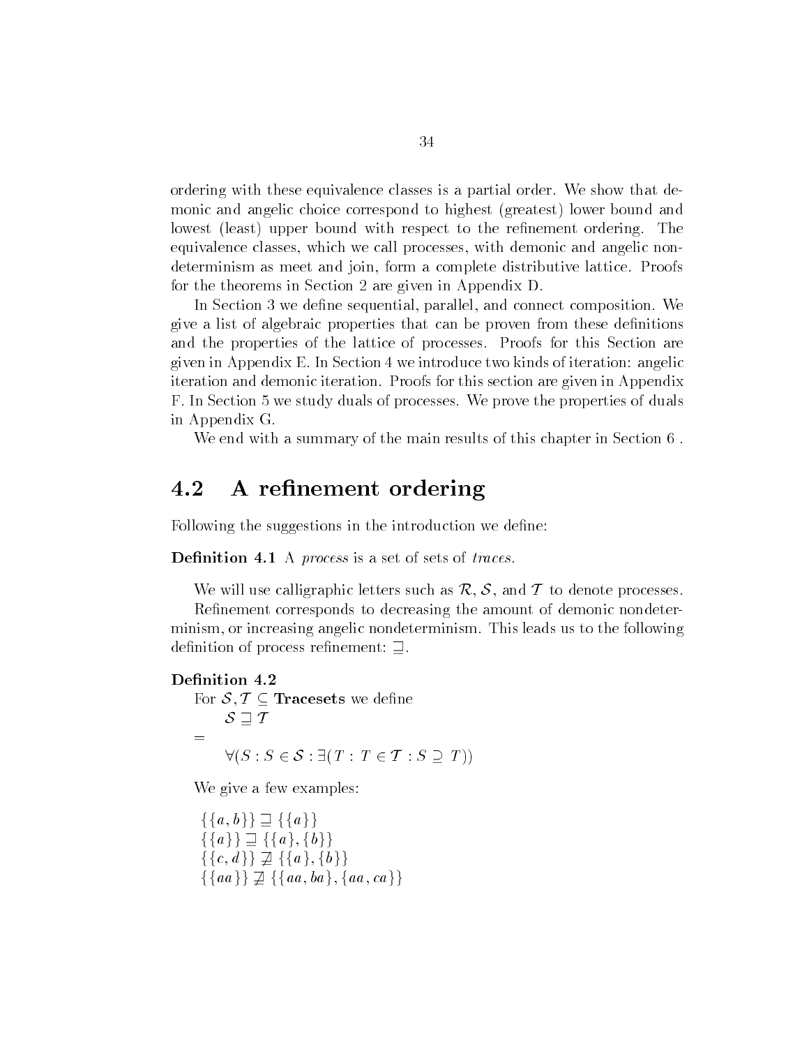ordering with these equivalence classes is a partial order. We show that demonic and angelic choice correspond to highest (greatest) lower bound and lowest (least) upper bound with respect to the refinement ordering. The equivalence classes, which we call processes, with demonic and angelic nondeterminism as meet and join, form a complete distributive lattice. Proofs for the theorems in Section 2 are given in Appendix D.

In Section 3 we define sequential, parallel, and connect composition. We give a list of algebraic properties that can be proven from these definitions and the properties of the lattice of processes. Proofs for this Section are given in Appendix E. In Section 4 we introduce two kinds of iteration: angelic iteration and demonic iteration. Proofs for this section are given in Appendix F. In Section 5 we study duals of processes. We prove the properties of duals in Appendix G.

We end with a summary of the main results of this chapter in Section 6 .

## 4.2 A refinement ordering

Following the suggestions in the introduction we define:

**Definition 4.1** A *process* is a set of sets of *traces*.

We will use calligraphic letters such as $\mathcal{R}$, $\mathcal{S}$, and $\mathcal{T}$ to denote processes.

Refinement corresponds to decreasing the amount of demonic nondeterminism, or increasing angelic nondeterminism. This leads us to the following definition of process refinement: $\sqsupseteq$.

**Definition 4.2**

For $\mathcal{S}, \mathcal{T} \subseteq$ **Tracesets** we define

$\mathcal{S} \sqsupseteq \mathcal{T}$

$=$

$\forall (S : S \in \mathcal{S} : \exists (T : T \in \mathcal{T} : S \supseteq T))$

We give a few examples:

$\{\{a, b\}\} \sqsupseteq \{\{a\}\}$
$\{\{a\}\} \sqsupseteq \{\{a\}, \{b\}\}$
$\{\{c, d\}\} \not\sqsupseteq \{\{a\}, \{b\}\}$
$\{\{aa\}\} \not\sqsupseteq \{\{aa, ba\}, \{aa, ca\}\}$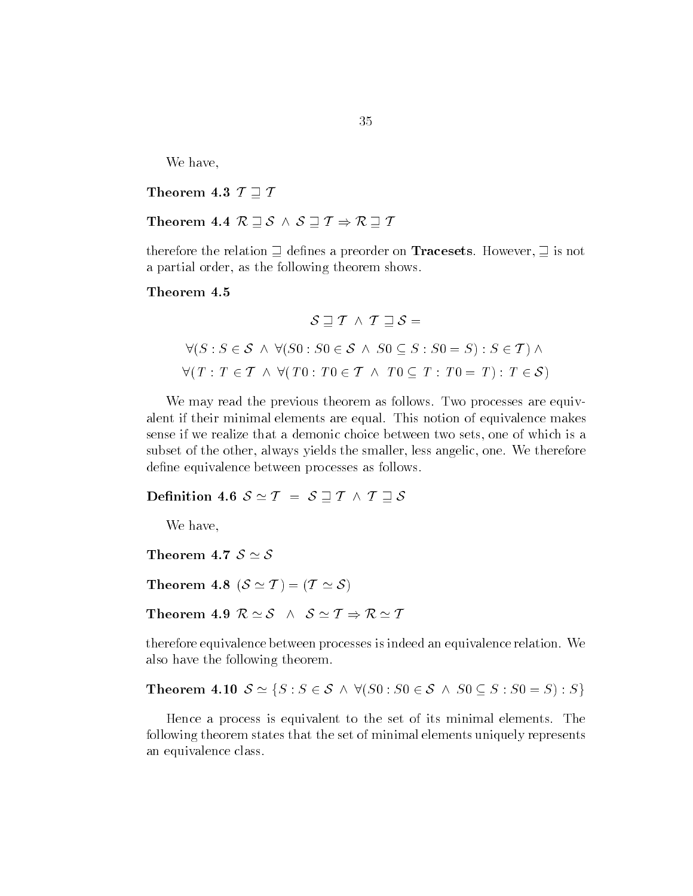We have,

**Theorem 4.3** $\mathcal{T} \sqsupseteq \mathcal{T}$

**Theorem 4.4** $\mathcal{R} \sqsupseteq \mathcal{S} \ \wedge \ \mathcal{S} \sqsupseteq \mathcal{T} \Rightarrow \mathcal{R} \sqsupseteq \mathcal{T}$

therefore the relation $\sqsupseteq$ defines a preorder on **Tracesets**. However, $\sqsupseteq$ is not a partial order, as the following theorem shows.

**Theorem 4.5**

$$\mathcal{S} \sqsupseteq \mathcal{T} \ \wedge \ \mathcal{T} \sqsupseteq \mathcal{S} =$$

$$\forall (S : S \in \mathcal{S} \ \wedge \ \forall (S0 : S0 \in \mathcal{S} \ \wedge \ S0 \subseteq S : S0 = S) : S \in \mathcal{T}) \ \wedge$$

$$\forall (T : T \in \mathcal{T} \ \wedge \ \forall (T0 : T0 \in \mathcal{T} \ \wedge \ T0 \subseteq T : T0 = T) : T \in \mathcal{S})$$

We may read the previous theorem as follows. Two processes are equivalent if their minimal elements are equal. This notion of equivalence makes sense if we realize that a demonic choice between two sets, one of which is a subset of the other, always yields the smaller, less angelic, one. We therefore define equivalence between processes as follows.

**Definition 4.6** $\mathcal{S} \simeq \mathcal{T} \ = \ \mathcal{S} \sqsupseteq \mathcal{T} \ \wedge \ \mathcal{T} \sqsupseteq \mathcal{S}$

We have,

**Theorem 4.7** $\mathcal{S} \simeq \mathcal{S}$

**Theorem 4.8** $(\mathcal{S} \simeq \mathcal{T}) = (\mathcal{T} \simeq \mathcal{S})$

**Theorem 4.9** $\mathcal{R} \simeq \mathcal{S} \ \ \wedge \ \ \mathcal{S} \simeq \mathcal{T} \Rightarrow \mathcal{R} \simeq \mathcal{T}$

therefore equivalence between processes is indeed an equivalence relation. We also have the following theorem.

**Theorem 4.10** $\mathcal{S} \simeq \{S : S \in \mathcal{S} \ \wedge \ \forall (S0 : S0 \in \mathcal{S} \ \wedge \ S0 \subseteq S : S0 = S) : S\}$

Hence a process is equivalent to the set of its minimal elements. The following theorem states that the set of minimal elements uniquely represents an equivalence class.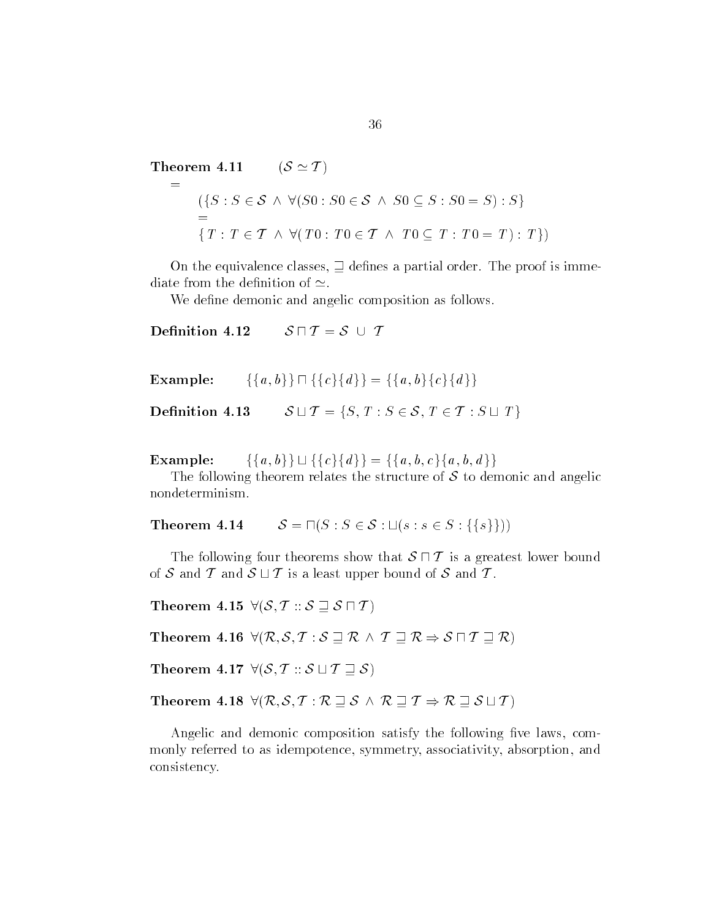**Theorem 4.11** $(\mathcal{S} \simeq \mathcal{T})$

$$=$$

$$(\{S : S \in \mathcal{S} \wedge \forall(S0 : S0 \in \mathcal{S} \wedge S0 \subseteq S : S0 = S) : S\}$$

$$=$$

$$\{T : T \in \mathcal{T} \wedge \forall(T0 : T0 \in \mathcal{T} \wedge T0 \subseteq T : T0 = T) : T\})$$

On the equivalence classes, $\sqsupseteq$ defines a partial order. The proof is immediate from the definition of $\simeq$.

We define demonic and angelic composition as follows.

**Definition 4.12** $\mathcal{S} \sqcap \mathcal{T} = \mathcal{S} \cup \mathcal{T}$

**Example:** $\{\{a, b\}\} \sqcap \{\{c\}\{d\}\} = \{\{a, b\}\{c\}\{d\}\}$

**Definition 4.13** $\mathcal{S} \sqcup \mathcal{T} = \{S, T : S \in \mathcal{S}, T \in \mathcal{T} : S \sqcup T\}$

**Example:** $\{\{a, b\}\} \sqcup \{\{c\}\{d\}\} = \{\{a, b, c\}\{a, b, d\}\}$

The following theorem relates the structure of $\mathcal{S}$ to demonic and angelic nondeterminism.

**Theorem 4.14** $\mathcal{S} = \sqcap(S : S \in \mathcal{S} : \sqcup(s : s \in S : \{\{s\}\}))$

The following four theorems show that $\mathcal{S} \sqcap \mathcal{T}$ is a greatest lower bound of $\mathcal{S}$ and $\mathcal{T}$ and $\mathcal{S} \sqcup \mathcal{T}$ is a least upper bound of $\mathcal{S}$ and $\mathcal{T}$.

**Theorem 4.15** $\forall(\mathcal{S}, \mathcal{T} :: \mathcal{S} \sqsupseteq \mathcal{S} \sqcap \mathcal{T})$

**Theorem 4.16** $\forall(\mathcal{R}, \mathcal{S}, \mathcal{T} : \mathcal{S} \sqsupseteq \mathcal{R} \wedge \mathcal{T} \sqsupseteq \mathcal{R} \Rightarrow \mathcal{S} \sqcap \mathcal{T} \sqsupseteq \mathcal{R})$

**Theorem 4.17** $\forall(\mathcal{S}, \mathcal{T} :: \mathcal{S} \sqcup \mathcal{T} \sqsupseteq \mathcal{S})$

**Theorem 4.18** $\forall(\mathcal{R}, \mathcal{S}, \mathcal{T} : \mathcal{R} \sqsupseteq \mathcal{S} \wedge \mathcal{R} \sqsupseteq \mathcal{T} \Rightarrow \mathcal{R} \sqsupseteq \mathcal{S} \sqcup \mathcal{T})$

Angelic and demonic composition satisfy the following five laws, commonly referred to as idempotence, symmetry, associativity, absorption, and consistency.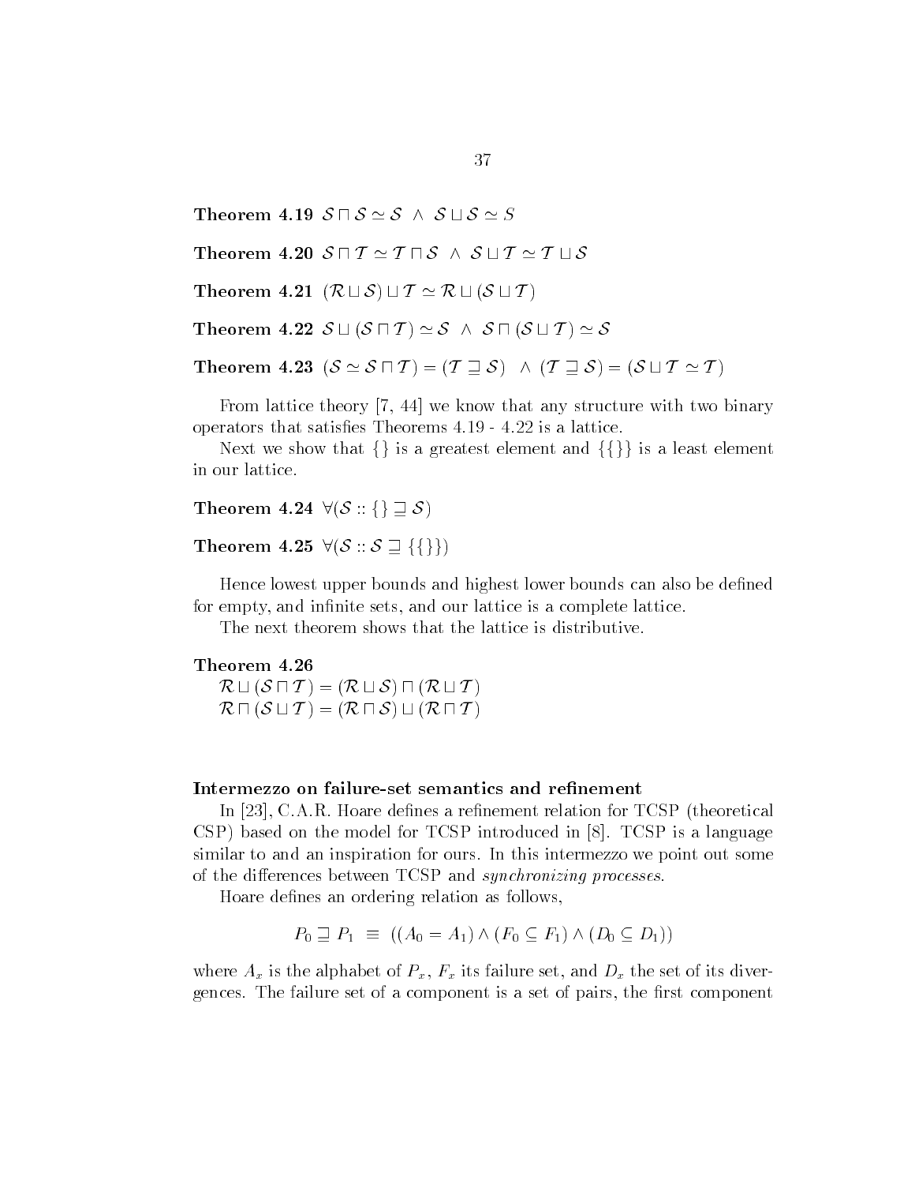**Theorem 4.19** $\mathcal{S} \sqcap \mathcal{S} \simeq \mathcal{S} \ \wedge \ \mathcal{S} \sqcup \mathcal{S} \simeq S$

**Theorem 4.20** $\mathcal{S} \sqcap \mathcal{T} \simeq \mathcal{T} \sqcap \mathcal{S} \ \wedge \ \mathcal{S} \sqcup \mathcal{T} \simeq \mathcal{T} \sqcup \mathcal{S}$

**Theorem 4.21** $(\mathcal{R} \sqcup \mathcal{S}) \sqcup \mathcal{T} \simeq \mathcal{R} \sqcup (\mathcal{S} \sqcup \mathcal{T})$

**Theorem 4.22** $\mathcal{S} \sqcup (\mathcal{S} \sqcap \mathcal{T}) \simeq \mathcal{S} \ \wedge \ \mathcal{S} \sqcap (\mathcal{S} \sqcup \mathcal{T}) \simeq \mathcal{S}$

**Theorem 4.23** $(\mathcal{S} \simeq \mathcal{S} \sqcap \mathcal{T}) = (\mathcal{T} \sqsupseteq \mathcal{S}) \ \wedge \ (\mathcal{T} \sqsupseteq \mathcal{S}) = (\mathcal{S} \sqcup \mathcal{T} \simeq \mathcal{T})$

From lattice theory [7, 44] we know that any structure with two binary operators that satisfies Theorems 4.19 - 4.22 is a lattice.

Next we show that $\{\}$ is a greatest element and $\{\{\}\}$ is a least element in our lattice.

**Theorem 4.24** $\forall(\mathcal{S} :: \{\} \sqsupseteq \mathcal{S})$

**Theorem 4.25** $\forall(\mathcal{S} :: \mathcal{S} \sqsupseteq \{\{\}\})$

Hence lowest upper bounds and highest lower bounds can also be defined for empty, and infinite sets, and our lattice is a complete lattice.

The next theorem shows that the lattice is distributive.

**Theorem 4.26**
$\mathcal{R} \sqcup (\mathcal{S} \sqcap \mathcal{T}) = (\mathcal{R} \sqcup \mathcal{S}) \sqcap (\mathcal{R} \sqcup \mathcal{T})$
$\mathcal{R} \sqcap (\mathcal{S} \sqcup \mathcal{T}) = (\mathcal{R} \sqcap \mathcal{S}) \sqcup (\mathcal{R} \sqcap \mathcal{T})$

### Intermezzo on failure-set semantics and refinement

In [23], C.A.R. Hoare defines a refinement relation for TCSP (theoretical CSP) based on the model for TCSP introduced in [8]. TCSP is a language similar to and an inspiration for ours. In this intermezzo we point out some of the differences between TCSP and *synchronizing processes*.

Hoare defines an ordering relation as follows,

$$P_0 \sqsupseteq P_1 \ \equiv \ ((A_0 = A_1) \wedge (F_0 \subseteq F_1) \wedge (D_0 \subseteq D_1))$$

where $A_x$ is the alphabet of $P_x$, $F_x$ its failure set, and $D_x$ the set of its divergences. The failure set of a component is a set of pairs, the first component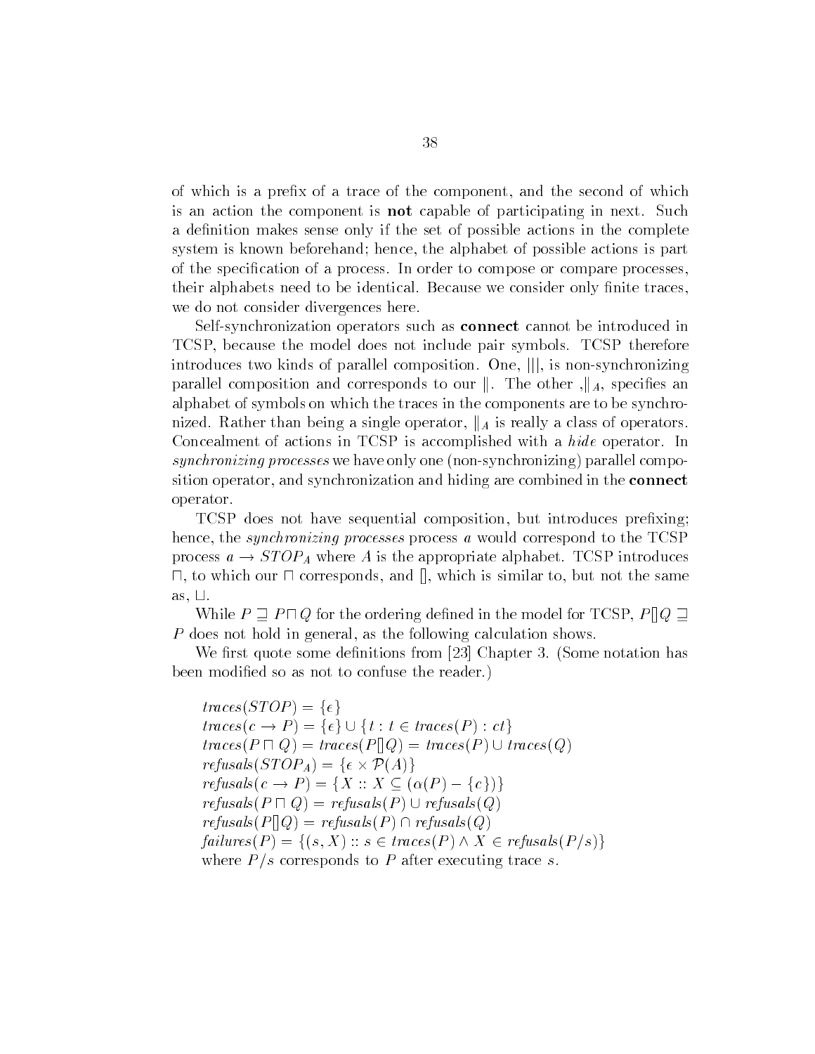of which is a prefix of a trace of the component, and the second of which is an action the component is **not** capable of participating in next. Such a definition makes sense only if the set of possible actions in the complete system is known beforehand; hence, the alphabet of possible actions is part of the specification of a process. In order to compose or compare processes, their alphabets need to be identical. Because we consider only finite traces, we do not consider divergences here.

Self-synchronization operators such as **connect** cannot be introduced in TCSP, because the model does not include pair symbols. TCSP therefore introduces two kinds of parallel composition. One, $|||$, is non-synchronizing parallel composition and corresponds to our $\|$. The other ,$\|_A$, specifies an alphabet of symbols on which the traces in the components are to be synchronized. Rather than being a single operator, $\|_A$ is really a class of operators. Concealment of actions in TCSP is accomplished with a *hide* operator. In *synchronizing processes* we have only one (non-synchronizing) parallel composition operator, and synchronization and hiding are combined in the **connect** operator.

TCSP does not have sequential composition, but introduces prefixing; hence, the *synchronizing processes* process $a$ would correspond to the TCSP process $a \rightarrow STOP_A$ where $A$ is the appropriate alphabet. TCSP introduces $\sqcap$, to which our $\sqcap$ corresponds, and $[]$, which is similar to, but not the same as, $\sqcup$.

While $P \sqsupseteq P \sqcap Q$ for the ordering defined in the model for TCSP, $P[]Q \sqsupseteq P$ does not hold in general, as the following calculation shows.

We first quote some definitions from [23] Chapter 3. (Some notation has been modified so as not to confuse the reader.)

$$
\begin{array}{l}
traces(STOP) = \{\epsilon\} \\
traces(c \rightarrow P) = \{\epsilon\} \cup \{t : t \in traces(P) : ct\} \\
traces(P \sqcap Q) = traces(P[]Q) = traces(P) \cup traces(Q) \\
refusals(STOP_A) = \{\epsilon \times \mathcal{P}(A)\} \\
refusals(c \rightarrow P) = \{X :: X \subseteq (\alpha(P) - \{c\})\} \\
refusals(P \sqcap Q) = refusals(P) \cup refusals(Q) \\
refusals(P[]Q) = refusals(P) \cap refusals(Q) \\
failures(P) = \{(s, X) :: s \in traces(P) \wedge X \in refusals(P/s)\}
\end{array}
$$

where $P/s$ corresponds to $P$ after executing trace $s$.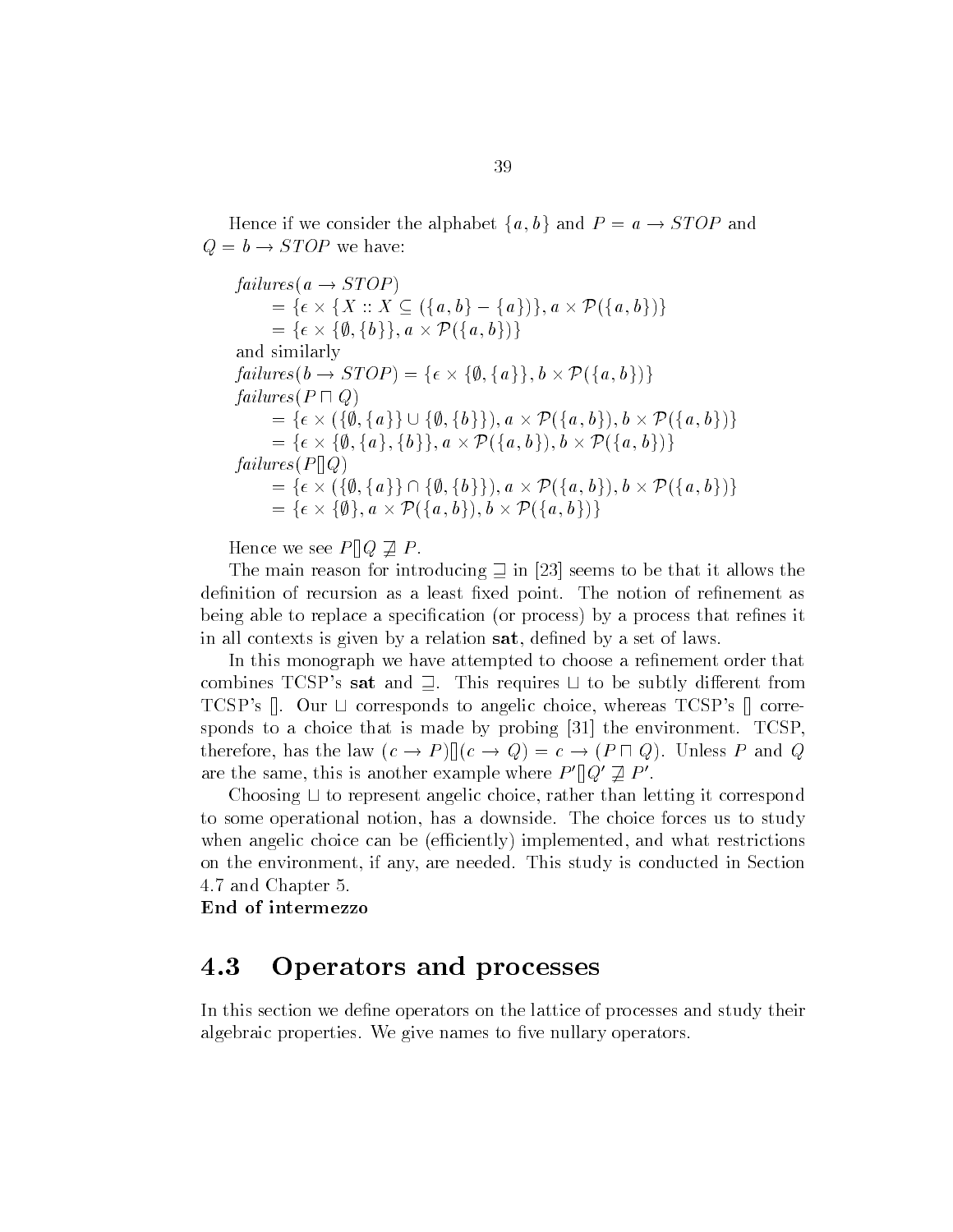Hence if we consider the alphabet $\{a, b\}$ and $P = a \rightarrow STOP$ and $Q = b \rightarrow STOP$ we have:

$$
\begin{aligned}
& \mathit{failures}(a \rightarrow STOP) \\
& \quad = \{\epsilon \times \{X :: X \subseteq (\{a, b\} - \{a\})\}, a \times \mathcal{P}(\{a, b\})\} \\
& \quad = \{\epsilon \times \{\emptyset, \{b\}\}, a \times \mathcal{P}(\{a, b\})\} \\
& \text{and similarly} \\
& \mathit{failures}(b \rightarrow STOP) = \{\epsilon \times \{\emptyset, \{a\}\}, b \times \mathcal{P}(\{a, b\})\} \\
& \mathit{failures}(P \sqcap Q) \\
& \quad = \{\epsilon \times (\{\emptyset, \{a\}\} \cup \{\emptyset, \{b\}\}), a \times \mathcal{P}(\{a, b\}), b \times \mathcal{P}(\{a, b\})\} \\
& \quad = \{\epsilon \times \{\emptyset, \{a\}, \{b\}\}, a \times \mathcal{P}(\{a, b\}), b \times \mathcal{P}(\{a, b\})\} \\
& \mathit{failures}(P [] Q) \\
& \quad = \{\epsilon \times (\{\emptyset, \{a\}\} \cap \{\emptyset, \{b\}\}), a \times \mathcal{P}(\{a, b\}), b \times \mathcal{P}(\{a, b\})\} \\
& \quad = \{\epsilon \times \{\emptyset\}, a \times \mathcal{P}(\{a, b\}), b \times \mathcal{P}(\{a, b\})\}
\end{aligned}
$$

Hence we see $P [] Q \not\sqsupseteq P$.

The main reason for introducing $\sqsupseteq$ in [23] seems to be that it allows the definition of recursion as a least fixed point. The notion of refinement as being able to replace a specification (or process) by a process that refines it in all contexts is given by a relation **sat**, defined by a set of laws.

In this monograph we have attempted to choose a refinement order that combines TCSP's **sat** and $\sqsupseteq$. This requires $\sqcup$ to be subtly different from TCSP's $[]$. Our $\sqcup$ corresponds to angelic choice, whereas TCSP's $[]$ corresponds to a choice that is made by probing [31] the environment. TCSP, therefore, has the law $(c \rightarrow P) [] (c \rightarrow Q) = c \rightarrow (P \sqcap Q)$. Unless $P$ and $Q$ are the same, this is another example where $P' [] Q' \not\sqsupseteq P'$.

Choosing $\sqcup$ to represent angelic choice, rather than letting it correspond to some operational notion, has a downside. The choice forces us to study when angelic choice can be (efficiently) implemented, and what restrictions on the environment, if any, are needed. This study is conducted in Section 4.7 and Chapter 5.

**End of intermezzo**

## 4.3 Operators and processes

In this section we define operators on the lattice of processes and study their algebraic properties. We give names to five nullary operators.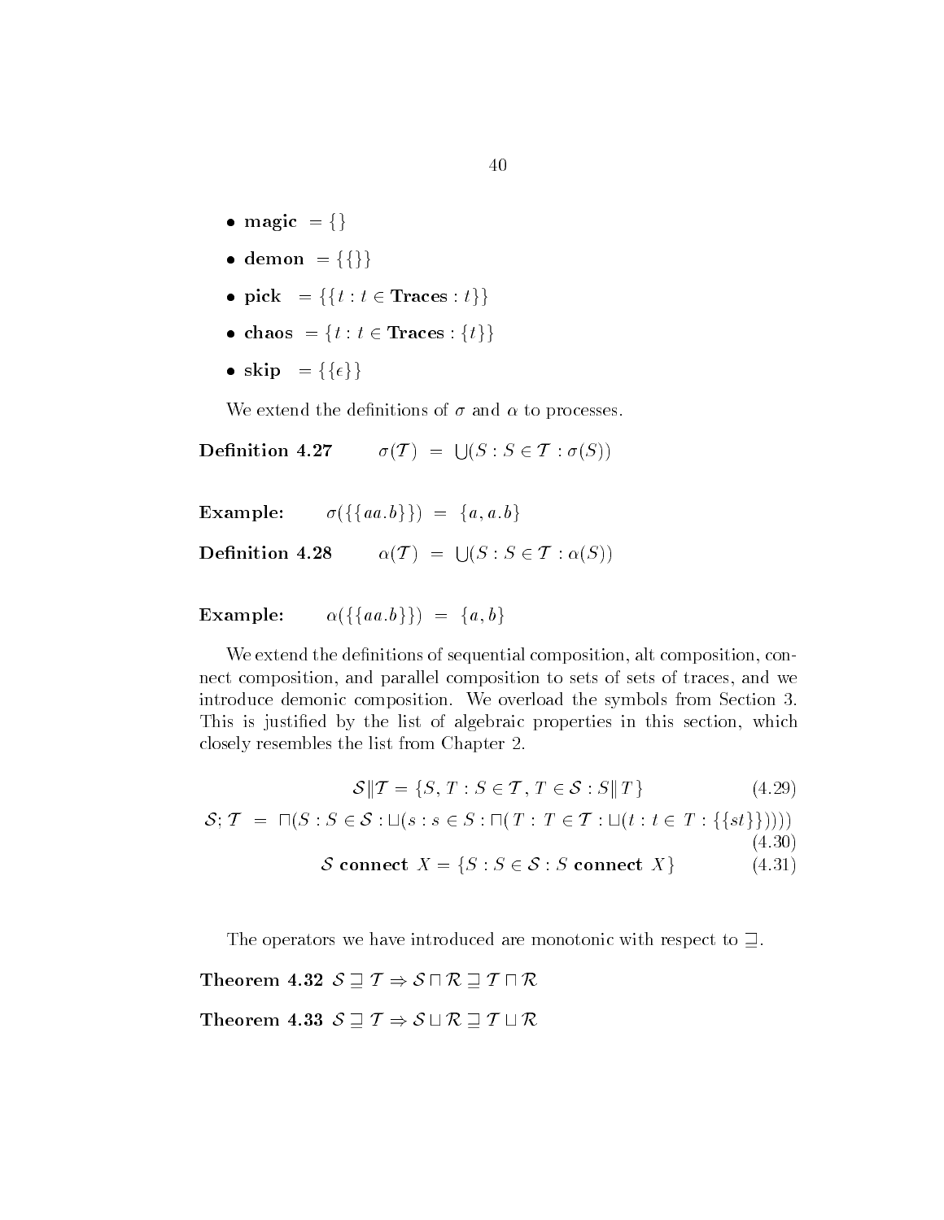- **magic** $= \{\}$
- **demon** $= \{\{\}\}$
- **pick** $= \{\{t : t \in \textbf{Traces} : t\}\}$
- **chaos** $= \{t : t \in \textbf{Traces} : \{t\}\}$
- **skip** $= \{\{\epsilon\}\}$

We extend the definitions of $\sigma$ and $\alpha$ to processes.

**Definition 4.27** $\quad \sigma(\mathcal{T}) \;=\; \bigcup(S : S \in \mathcal{T} : \sigma(S))$

**Example:** $\quad \sigma(\{\{aa.b\}\}) \;=\; \{a, a.b\}$

**Definition 4.28** $\quad \alpha(\mathcal{T}) \;=\; \bigcup(S : S \in \mathcal{T} : \alpha(S))$

**Example:** $\quad \alpha(\{\{aa.b\}\}) \;=\; \{a, b\}$

We extend the definitions of sequential composition, alt composition, connect composition, and parallel composition to sets of sets of traces, and we introduce demonic composition. We overload the symbols from Section 3. This is justified by the list of algebraic properties in this section, which closely resembles the list from Chapter 2.

$$\mathcal{S} \| \mathcal{T} = \{S, T : S \in \mathcal{T}, T \in \mathcal{S} : S \| T\} \tag{4.29}$$

$$\mathcal{S}; \mathcal{T} \;=\; \sqcap(S : S \in \mathcal{S} : \sqcup(s : s \in S : \sqcap(T : T \in \mathcal{T} : \sqcup(t : t \in T : \{\{st\}\})))) \tag{4.30}$$

$$\mathcal{S} \textbf{ connect } X = \{S : S \in \mathcal{S} : S \textbf{ connect } X\} \tag{4.31}$$

The operators we have introduced are monotonic with respect to $\sqsupseteq$.

**Theorem 4.32** $\mathcal{S} \sqsupseteq \mathcal{T} \Rightarrow \mathcal{S} \sqcap \mathcal{R} \sqsupseteq \mathcal{T} \sqcap \mathcal{R}$

**Theorem 4.33** $\mathcal{S} \sqsupseteq \mathcal{T} \Rightarrow \mathcal{S} \sqcup \mathcal{R} \sqsupseteq \mathcal{T} \sqcup \mathcal{R}$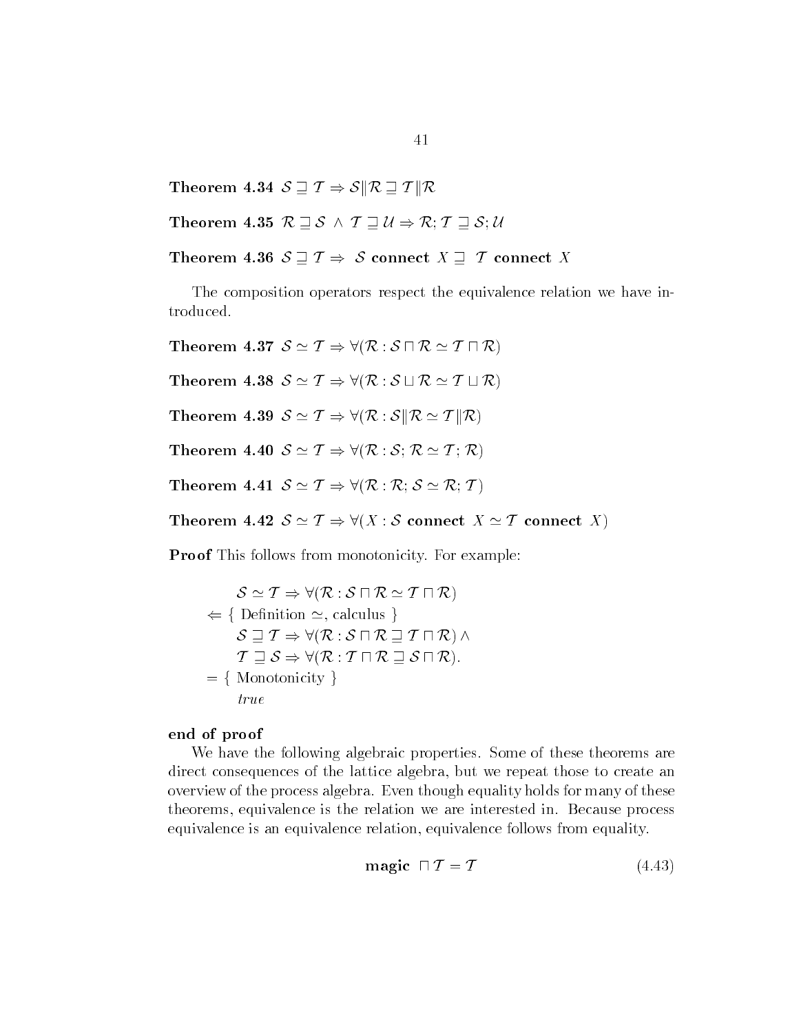**Theorem 4.34** $\mathcal{S} \sqsupseteq \mathcal{T} \Rightarrow \mathcal{S} \| \mathcal{R} \sqsupseteq \mathcal{T} \| \mathcal{R}$

**Theorem 4.35** $\mathcal{R} \sqsupseteq \mathcal{S} \wedge \mathcal{T} \sqsupseteq \mathcal{U} \Rightarrow \mathcal{R}; \mathcal{T} \sqsupseteq \mathcal{S}; \mathcal{U}$

**Theorem 4.36** $\mathcal{S} \sqsupseteq \mathcal{T} \Rightarrow \mathcal{S}$ **connect** $X \sqsupseteq \mathcal{T}$ **connect** $X$

The composition operators respect the equivalence relation we have introduced.

**Theorem 4.37** $\mathcal{S} \simeq \mathcal{T} \Rightarrow \forall(\mathcal{R} : \mathcal{S} \sqcap \mathcal{R} \simeq \mathcal{T} \sqcap \mathcal{R})$

**Theorem 4.38** $\mathcal{S} \simeq \mathcal{T} \Rightarrow \forall(\mathcal{R} : \mathcal{S} \sqcup \mathcal{R} \simeq \mathcal{T} \sqcup \mathcal{R})$

**Theorem 4.39** $\mathcal{S} \simeq \mathcal{T} \Rightarrow \forall(\mathcal{R} : \mathcal{S} \| \mathcal{R} \simeq \mathcal{T} \| \mathcal{R})$

**Theorem 4.40** $\mathcal{S} \simeq \mathcal{T} \Rightarrow \forall(\mathcal{R} : \mathcal{S}; \mathcal{R} \simeq \mathcal{T}; \mathcal{R})$

**Theorem 4.41** $\mathcal{S} \simeq \mathcal{T} \Rightarrow \forall(\mathcal{R} : \mathcal{R}; \mathcal{S} \simeq \mathcal{R}; \mathcal{T})$

**Theorem 4.42** $\mathcal{S} \simeq \mathcal{T} \Rightarrow \forall(X : \mathcal{S}$ **connect** $X \simeq \mathcal{T}$ **connect** $X)$

**Proof** This follows from monotonicity. For example:

$$
\begin{array}{ll}
& \mathcal{S} \simeq \mathcal{T} \Rightarrow \forall(\mathcal{R} : \mathcal{S} \sqcap \mathcal{R} \simeq \mathcal{T} \sqcap \mathcal{R}) \\
\Leftarrow & \{ \text{ Definition } \simeq, \text{ calculus } \} \\
& \mathcal{S} \sqsupseteq \mathcal{T} \Rightarrow \forall(\mathcal{R} : \mathcal{S} \sqcap \mathcal{R} \sqsupseteq \mathcal{T} \sqcap \mathcal{R}) \wedge \\
& \mathcal{T} \sqsupseteq \mathcal{S} \Rightarrow \forall(\mathcal{R} : \mathcal{T} \sqcap \mathcal{R} \sqsupseteq \mathcal{S} \sqcap \mathcal{R}). \\
= & \{ \text{ Monotonicity } \} \\
& \mathit{true}
\end{array}
$$

**end of proof**

We have the following algebraic properties. Some of these theorems are direct consequences of the lattice algebra, but we repeat those to create an overview of the process algebra. Even though equality holds for many of these theorems, equivalence is the relation we are interested in. Because process equivalence is an equivalence relation, equivalence follows from equality.

$$
\textbf{magic} \sqcap \mathcal{T} = \mathcal{T} \tag{4.43}
$$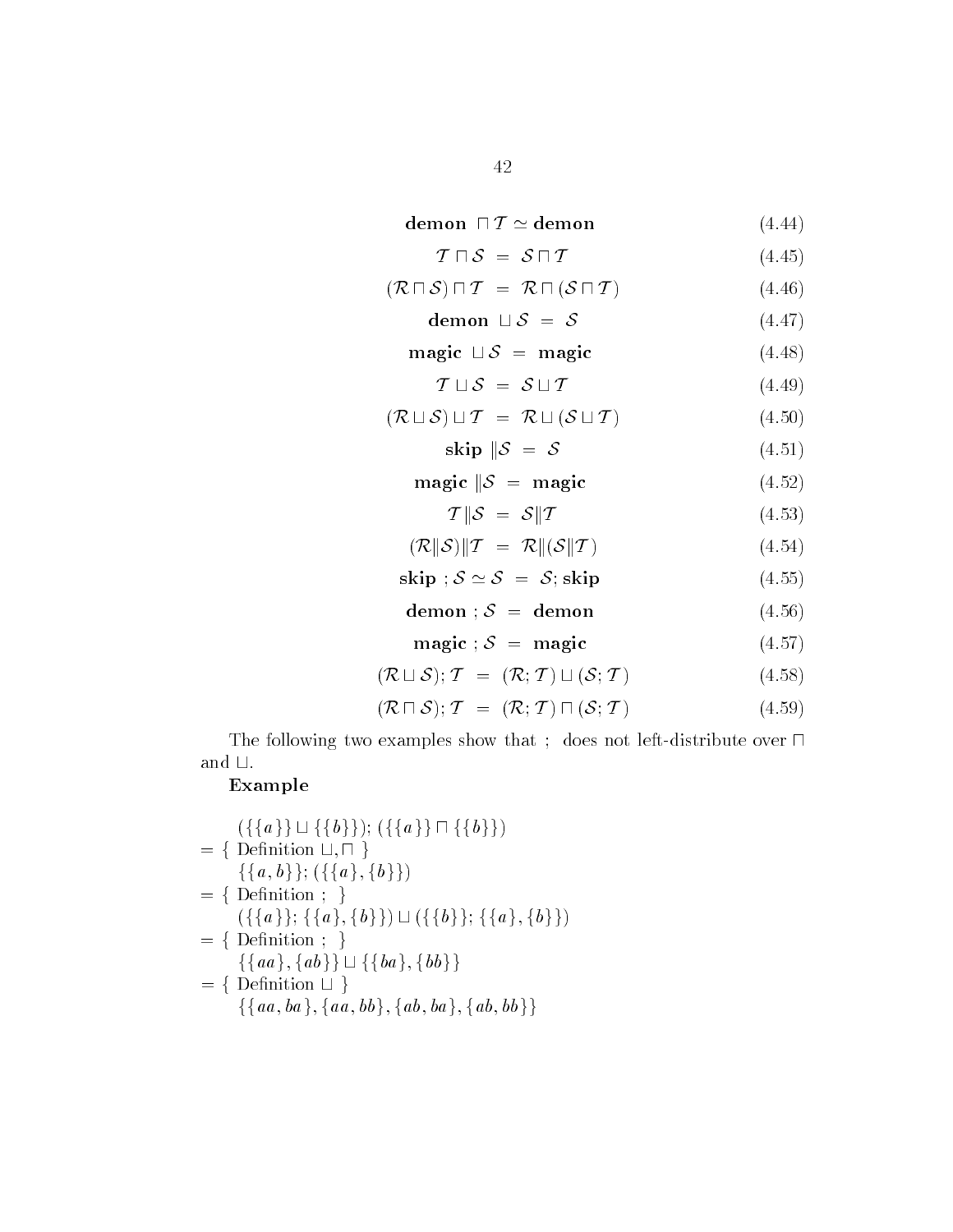$$\textbf{demon} \sqcap \mathcal{T} \simeq \textbf{demon} \tag{4.44}$$

$$\mathcal{T} \sqcap \mathcal{S} \;=\; \mathcal{S} \sqcap \mathcal{T} \tag{4.45}$$

$$(\mathcal{R} \sqcap \mathcal{S}) \sqcap \mathcal{T} \;=\; \mathcal{R} \sqcap (\mathcal{S} \sqcap \mathcal{T}) \tag{4.46}$$

$$\textbf{demon} \sqcup \mathcal{S} \;=\; \mathcal{S} \tag{4.47}$$

$$\textbf{magic} \sqcup \mathcal{S} \;=\; \textbf{magic} \tag{4.48}$$

$$\mathcal{T} \sqcup \mathcal{S} \;=\; \mathcal{S} \sqcup \mathcal{T} \tag{4.49}$$

$$(\mathcal{R} \sqcup \mathcal{S}) \sqcup \mathcal{T} \;=\; \mathcal{R} \sqcup (\mathcal{S} \sqcup \mathcal{T}) \tag{4.50}$$

$$\textbf{skip} \,\|\mathcal{S} \;=\; \mathcal{S} \tag{4.51}$$

$$\textbf{magic} \,\|\mathcal{S} \;=\; \textbf{magic} \tag{4.52}$$

$$\mathcal{T}\|\mathcal{S} \;=\; \mathcal{S}\|\mathcal{T} \tag{4.53}$$

$$(\mathcal{R}\|\mathcal{S})\|\mathcal{T} \;=\; \mathcal{R}\|(\mathcal{S}\|\mathcal{T}) \tag{4.54}$$

$$\textbf{skip} \,;\mathcal{S} \simeq \mathcal{S} \;=\; \mathcal{S};\textbf{skip} \tag{4.55}$$

$$\textbf{demon} \,;\mathcal{S} \;=\; \textbf{demon} \tag{4.56}$$

$$\textbf{magic} \,;\mathcal{S} \;=\; \textbf{magic} \tag{4.57}$$

$$(\mathcal{R} \sqcup \mathcal{S});\mathcal{T} \;=\; (\mathcal{R};\mathcal{T}) \sqcup (\mathcal{S};\mathcal{T}) \tag{4.58}$$

$$(\mathcal{R} \sqcap \mathcal{S});\mathcal{T} \;=\; (\mathcal{R};\mathcal{T}) \sqcap (\mathcal{S};\mathcal{T}) \tag{4.59}$$

The following two examples show that ; does not left-distribute over $\sqcap$ and $\sqcup$.

**Example**

$(\{\{a\}\} \sqcup \{\{b\}\}); (\{\{a\}\} \sqcap \{\{b\}\})$

$= \{$ Definition $\sqcup, \sqcap$ $\}$

$\{\{a,b\}\}; (\{\{a\},\{b\}\})$

$= \{$ Definition ; $\}$

$(\{\{a\}\}; \{\{a\},\{b\}\}) \sqcup (\{\{b\}\}; \{\{a\},\{b\}\})$

$= \{$ Definition ; $\}$

$\{\{aa\},\{ab\}\} \sqcup \{\{ba\},\{bb\}\}$

$= \{$ Definition $\sqcup$ $\}$

$\{\{aa,ba\},\{aa,bb\},\{ab,ba\},\{ab,bb\}\}$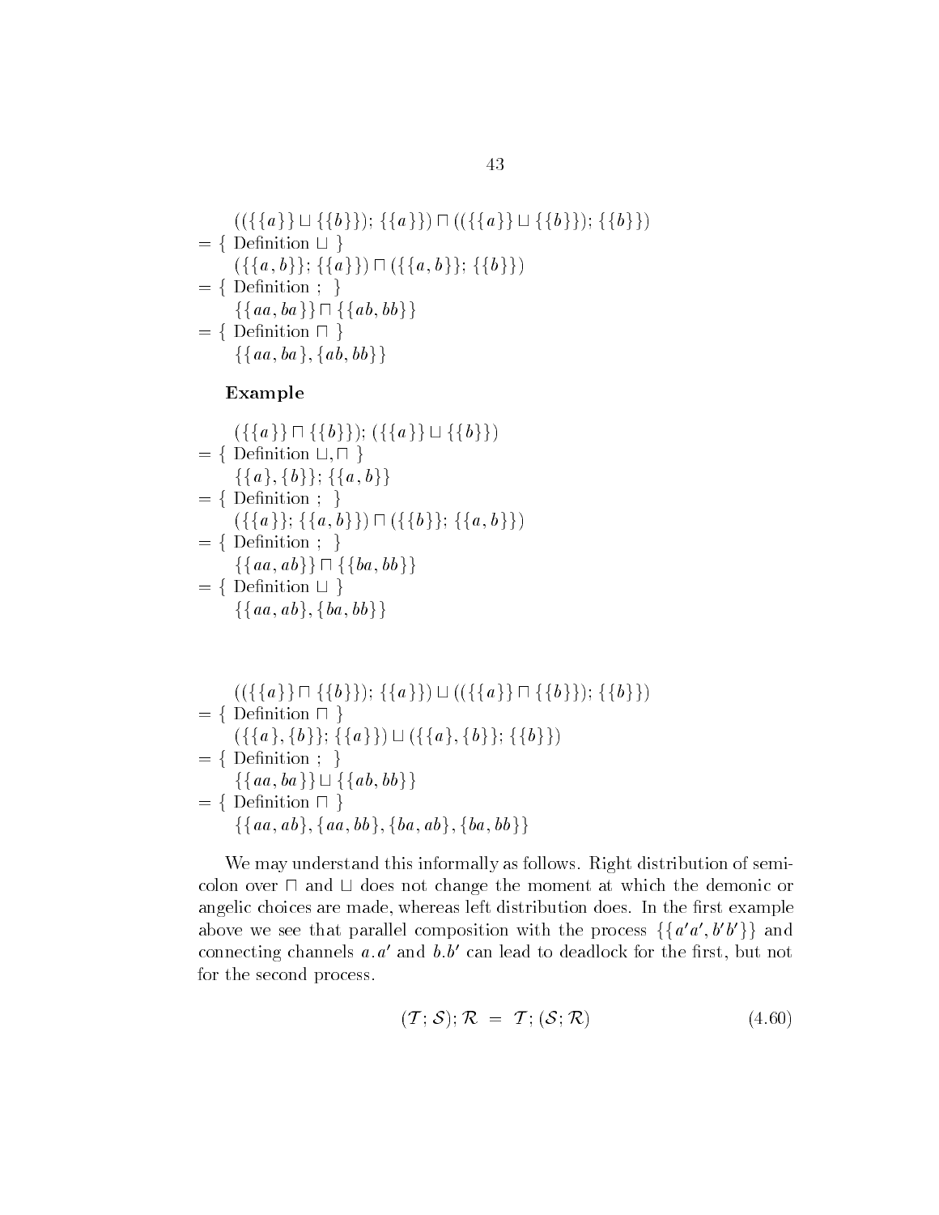$$
\begin{array}{l}
\quad ((\{\{a\}\} \sqcup \{\{b\}\}); \{\{a\}\}) \sqcap ((\{\{a\}\} \sqcup \{\{b\}\}); \{\{b\}\}) \\
= \{ \text{ Definition } \sqcup \ \} \\
\quad (\{\{a,b\}\}; \{\{a\}\}) \sqcap (\{\{a,b\}\}; \{\{b\}\}) \\
= \{ \text{ Definition } ; \ \} \\
\quad \{\{aa, ba\}\} \sqcap \{\{ab, bb\}\} \\
= \{ \text{ Definition } \sqcap \ \} \\
\quad \{\{aa, ba\}, \{ab, bb\}\}
\end{array}
$$

**Example**

$$
\begin{array}{l}
\quad (\{\{a\}\} \sqcap \{\{b\}\}); (\{\{a\}\} \sqcup \{\{b\}\}) \\
= \{ \text{ Definition } \sqcup, \sqcap \ \} \\
\quad \{\{a\}, \{b\}\}; \{\{a,b\}\} \\
= \{ \text{ Definition } ; \ \} \\
\quad (\{\{a\}\}; \{\{a,b\}\}) \sqcap (\{\{b\}\}; \{\{a,b\}\}) \\
= \{ \text{ Definition } ; \ \} \\
\quad \{\{aa, ab\}\} \sqcap \{\{ba, bb\}\} \\
= \{ \text{ Definition } \sqcup \ \} \\
\quad \{\{aa, ab\}, \{ba, bb\}\}
\end{array}
$$

$$
\begin{array}{l}
\quad ((\{\{a\}\} \sqcap \{\{b\}\}); \{\{a\}\}) \sqcup ((\{\{a\}\} \sqcap \{\{b\}\}); \{\{b\}\}) \\
= \{ \text{ Definition } \sqcap \ \} \\
\quad (\{\{a\}, \{b\}\}; \{\{a\}\}) \sqcup (\{\{a\}, \{b\}\}; \{\{b\}\}) \\
= \{ \text{ Definition } ; \ \} \\
\quad \{\{aa, ba\}\} \sqcup \{\{ab, bb\}\} \\
= \{ \text{ Definition } \sqcap \ \} \\
\quad \{\{aa, ab\}, \{aa, bb\}, \{ba, ab\}, \{ba, bb\}\}
\end{array}
$$

We may understand this informally as follows. Right distribution of semicolon over $\sqcap$ and $\sqcup$ does not change the moment at which the demonic or angelic choices are made, whereas left distribution does. In the first example above we see that parallel composition with the process $\{\{a'a', b'b'\}\}$ and connecting channels $a.a'$ and $b.b'$ can lead to deadlock for the first, but not for the second process.

$$
(\mathcal{T}; \mathcal{S}); \mathcal{R} \ = \ \mathcal{T}; (\mathcal{S}; \mathcal{R}) \tag{4.60}
$$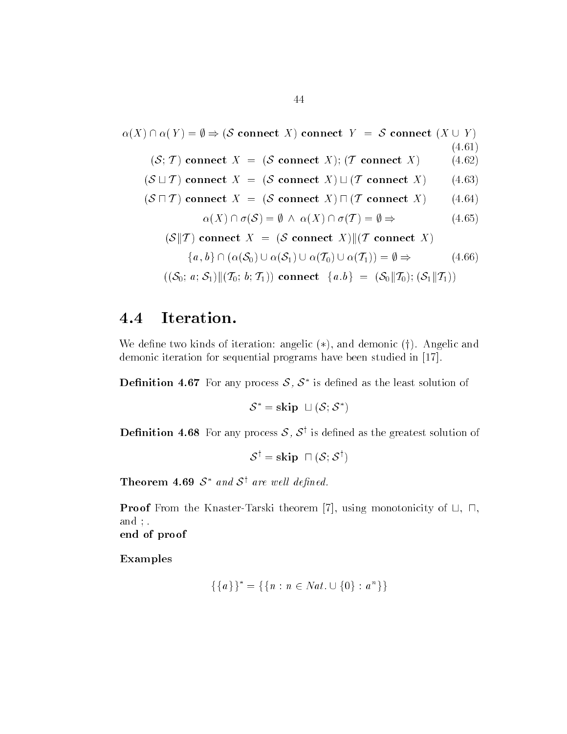$$\alpha(X) \cap \alpha(Y) = \emptyset \Rightarrow (\mathcal{S} \text{ **connect** } X) \text{ **connect** } Y \ = \ \mathcal{S} \text{ **connect** } (X \cup Y) \tag{4.61}$$

$$(\mathcal{S}; \mathcal{T}) \textbf{ connect } X \ = \ (\mathcal{S} \textbf{ connect } X); (\mathcal{T} \textbf{ connect } X) \tag{4.62}$$

$$(\mathcal{S} \sqcup \mathcal{T}) \textbf{ connect } X \ = \ (\mathcal{S} \textbf{ connect } X) \sqcup (\mathcal{T} \textbf{ connect } X) \tag{4.63}$$

$$(\mathcal{S} \sqcap \mathcal{T}) \textbf{ connect } X \ = \ (\mathcal{S} \textbf{ connect } X) \sqcap (\mathcal{T} \textbf{ connect } X) \tag{4.64}$$

$$\alpha(X) \cap \sigma(\mathcal{S}) = \emptyset \ \wedge \ \alpha(X) \cap \sigma(\mathcal{T}) = \emptyset \Rightarrow \tag{4.65}$$

$$(\mathcal{S} \| \mathcal{T}) \textbf{ connect } X \ = \ (\mathcal{S} \textbf{ connect } X) \| (\mathcal{T} \textbf{ connect } X)$$

$$\{a, b\} \cap (\alpha(\mathcal{S}_0) \cup \alpha(\mathcal{S}_1) \cup \alpha(\mathcal{T}_0) \cup \alpha(\mathcal{T}_1)) = \emptyset \Rightarrow \tag{4.66}$$

$$((\mathcal{S}_0; a; \mathcal{S}_1) \| (\mathcal{T}_0; b; \mathcal{T}_1)) \textbf{ connect } \ \{a.b\} \ = \ (\mathcal{S}_0 \| \mathcal{T}_0); (\mathcal{S}_1 \| \mathcal{T}_1))$$

## 4.4 Iteration.

We define two kinds of iteration: angelic ($*$), and demonic ($\dagger$). Angelic and demonic iteration for sequential programs have been studied in [17].

**Definition 4.67** For any process $\mathcal{S}$, $\mathcal{S}^*$ is defined as the least solution of

$$\mathcal{S}^* = \textbf{skip} \ \sqcup (\mathcal{S}; \mathcal{S}^*)$$

**Definition 4.68** For any process $\mathcal{S}$, $\mathcal{S}^\dagger$ is defined as the greatest solution of

$$\mathcal{S}^\dagger = \textbf{skip} \ \sqcap (\mathcal{S}; \mathcal{S}^\dagger)$$

**Theorem 4.69** *$\mathcal{S}^*$ and $\mathcal{S}^\dagger$ are well defined.*

**Proof** From the Knaster-Tarski theorem [7], using monotonicity of $\sqcup$, $\sqcap$, and ; .
**end of proof**

**Examples**

$$\{\{a\}\}^* = \{\{n : n \in Nat. \cup \{0\} : a^n\}\}$$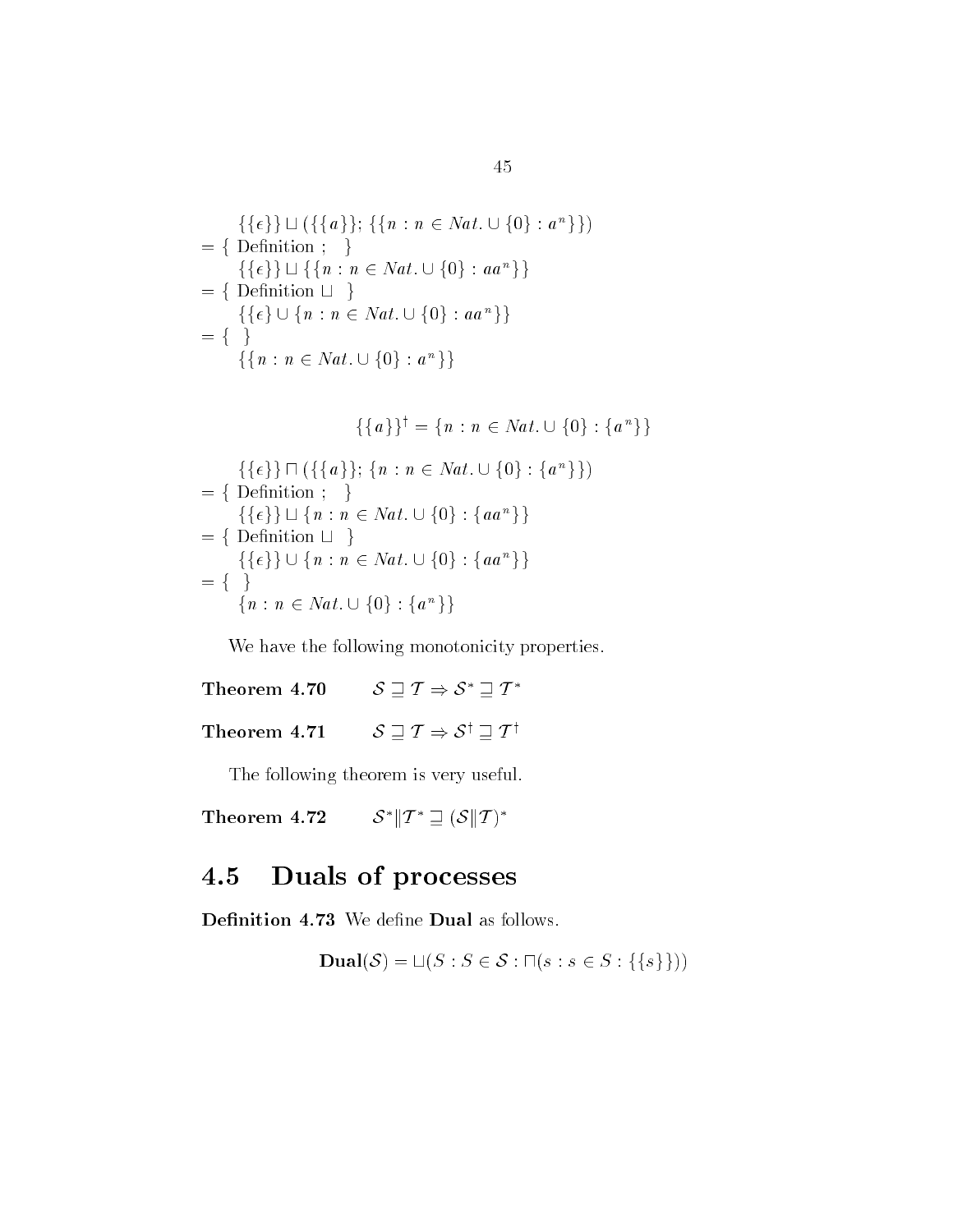$$
\begin{aligned}
& \quad \{\{\epsilon\}\} \sqcup (\{\{a\}\}; \{\{n : n \in Nat. \cup \{0\} : a^n\}\}) \\
&= \{ \text{ Definition } ; \ \} \\
& \quad \{\{\epsilon\}\} \sqcup \{\{n : n \in Nat. \cup \{0\} : aa^n\}\} \\
&= \{ \text{ Definition } \sqcup \ \} \\
& \quad \{\{\epsilon\} \cup \{n : n \in Nat. \cup \{0\} : aa^n\}\} \\
&= \{ \ \} \\
& \quad \{\{n : n \in Nat. \cup \{0\} : a^n\}\}
\end{aligned}
$$

$$
\{\{a\}\}^\dagger = \{n : n \in Nat. \cup \{0\} : \{a^n\}\}
$$

$$
\begin{aligned}
& \quad \{\{\epsilon\}\} \sqcap (\{\{a\}\}; \{n : n \in Nat. \cup \{0\} : \{a^n\}\}) \\
&= \{ \text{ Definition } ; \ \} \\
& \quad \{\{\epsilon\}\} \sqcup \{n : n \in Nat. \cup \{0\} : \{aa^n\}\} \\
&= \{ \text{ Definition } \sqcup \ \} \\
& \quad \{\{\epsilon\}\} \cup \{n : n \in Nat. \cup \{0\} : \{aa^n\}\} \\
&= \{ \ \} \\
& \quad \{n : n \in Nat. \cup \{0\} : \{a^n\}\}
\end{aligned}
$$

We have the following monotonicity properties.

**Theorem 4.70** $\quad \mathcal{S} \sqsupseteq \mathcal{T} \Rightarrow \mathcal{S}^* \sqsupseteq \mathcal{T}^*$

**Theorem 4.71** $\quad \mathcal{S} \sqsupseteq \mathcal{T} \Rightarrow \mathcal{S}^\dagger \sqsupseteq \mathcal{T}^\dagger$

The following theorem is very useful.

**Theorem 4.72** $\quad \mathcal{S}^* \| \mathcal{T}^* \sqsupseteq (\mathcal{S} \| \mathcal{T})^*$

## 4.5 Duals of processes

**Definition 4.73** We define **Dual** as follows.

$$
\mathbf{Dual}(\mathcal{S}) = \sqcup(S : S \in \mathcal{S} : \sqcap(s : s \in S : \{\{s\}\}))
$$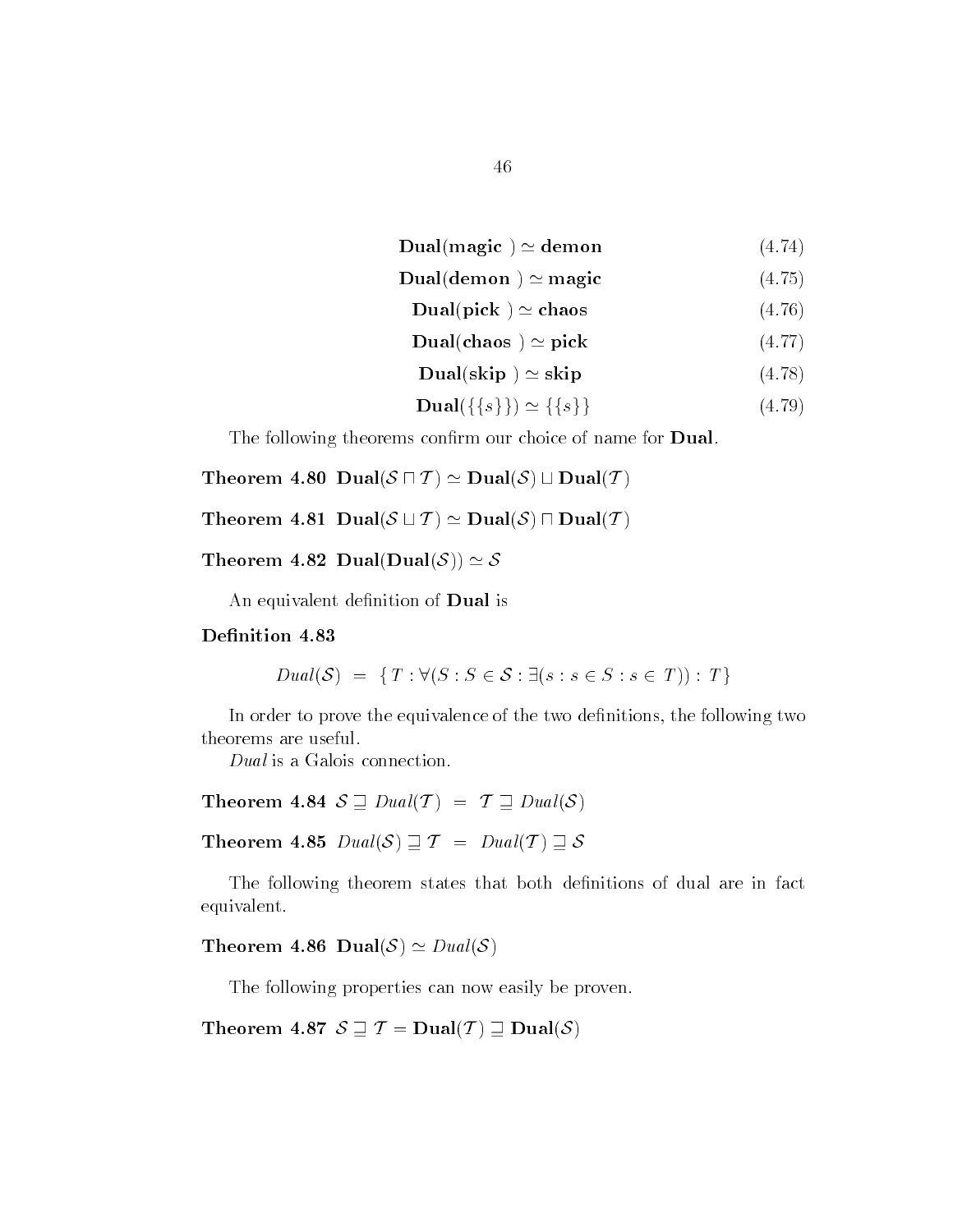$$\mathbf{Dual}(\mathbf{magic}\ ) \simeq \mathbf{demon} \tag{4.74}$$

$$\mathbf{Dual}(\mathbf{demon}\ ) \simeq \mathbf{magic} \tag{4.75}$$

$$\mathbf{Dual}(\mathbf{pick}\ ) \simeq \mathbf{chaos} \tag{4.76}$$

$$\mathbf{Dual}(\mathbf{chaos}\ ) \simeq \mathbf{pick} \tag{4.77}$$

$$\mathbf{Dual}(\mathbf{skip}\ ) \simeq \mathbf{skip} \tag{4.78}$$

$$\mathbf{Dual}(\{\{s\}\}) \simeq \{\{s\}\} \tag{4.79}$$

The following theorems confirm our choice of name for **Dual**.

**Theorem 4.80** $\mathbf{Dual}(\mathcal{S} \sqcap \mathcal{T}) \simeq \mathbf{Dual}(\mathcal{S}) \sqcup \mathbf{Dual}(\mathcal{T})$

**Theorem 4.81** $\mathbf{Dual}(\mathcal{S} \sqcup \mathcal{T}) \simeq \mathbf{Dual}(\mathcal{S}) \sqcap \mathbf{Dual}(\mathcal{T})$

**Theorem 4.82** $\mathbf{Dual}(\mathbf{Dual}(\mathcal{S})) \simeq \mathcal{S}$

An equivalent definition of **Dual** is

**Definition 4.83**

$$Dual(\mathcal{S}) \;=\; \{\, T : \forall(S : S \in \mathcal{S} : \exists(s : s \in S : s \in T)) : T\,\}$$

In order to prove the equivalence of the two definitions, the following two theorems are useful.

*Dual* is a Galois connection.

**Theorem 4.84** $\mathcal{S} \sqsupseteq Dual(\mathcal{T}) \;=\; \mathcal{T} \sqsupseteq Dual(\mathcal{S})$

**Theorem 4.85** $Dual(\mathcal{S}) \sqsupseteq \mathcal{T} \;=\; Dual(\mathcal{T}) \sqsupseteq \mathcal{S}$

The following theorem states that both definitions of dual are in fact equivalent.

**Theorem 4.86** $\mathbf{Dual}(\mathcal{S}) \simeq Dual(\mathcal{S})$

The following properties can now easily be proven.

**Theorem 4.87** $\mathcal{S} \sqsupseteq \mathcal{T} = \mathbf{Dual}(\mathcal{T}) \sqsupseteq \mathbf{Dual}(\mathcal{S})$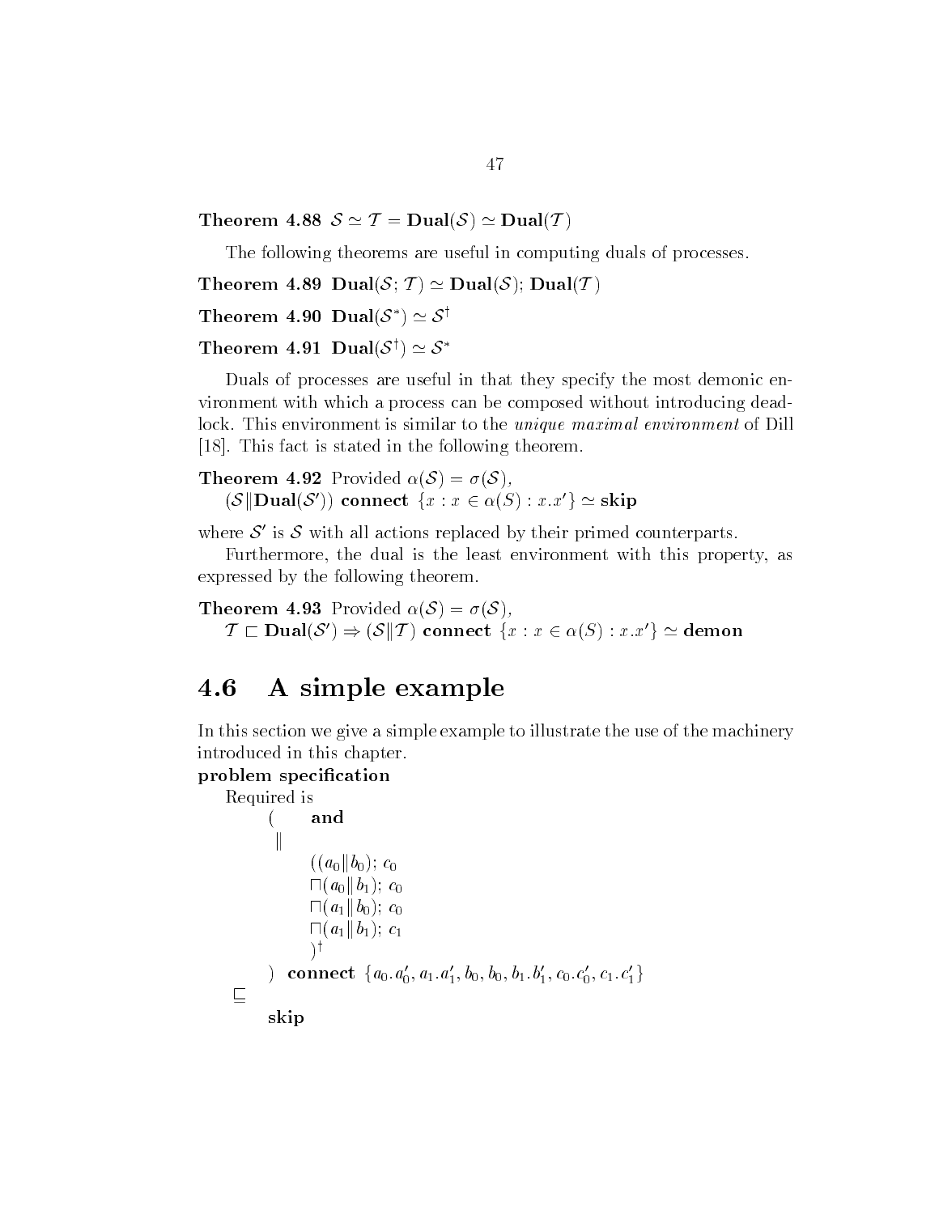**Theorem 4.88** $\mathcal{S} \simeq \mathcal{T} = \mathbf{Dual}(\mathcal{S}) \simeq \mathbf{Dual}(\mathcal{T})$

The following theorems are useful in computing duals of processes.

**Theorem 4.89** $\mathbf{Dual}(\mathcal{S}; \mathcal{T}) \simeq \mathbf{Dual}(\mathcal{S}); \mathbf{Dual}(\mathcal{T})$

**Theorem 4.90** $\mathbf{Dual}(\mathcal{S}^*) \simeq \mathcal{S}^\dagger$

**Theorem 4.91** $\mathbf{Dual}(\mathcal{S}^\dagger) \simeq \mathcal{S}^*$

Duals of processes are useful in that they specify the most demonic environment with which a process can be composed without introducing deadlock. This environment is similar to the *unique maximal environment* of Dill [18]. This fact is stated in the following theorem.

**Theorem 4.92** Provided $\alpha(\mathcal{S}) = \sigma(\mathcal{S})$,
$(\mathcal{S} \| \mathbf{Dual}(\mathcal{S}'))$ **connect** $\{x : x \in \alpha(S) : x.x'\} \simeq \mathbf{skip}$

where $\mathcal{S}'$ is $\mathcal{S}$ with all actions replaced by their primed counterparts.

Furthermore, the dual is the least environment with this property, as expressed by the following theorem.

**Theorem 4.93** Provided $\alpha(\mathcal{S}) = \sigma(\mathcal{S})$,
$\mathcal{T} \sqsubset \mathbf{Dual}(\mathcal{S}') \Rightarrow (\mathcal{S} \| \mathcal{T})$ **connect** $\{x : x \in \alpha(S) : x.x'\} \simeq \mathbf{demon}$

## 4.6 A simple example

In this section we give a simple example to illustrate the use of the machinery introduced in this chapter.

**problem specification**

Required is

$$
\begin{array}{l}
\quad (\quad \mathbf{and} \\
\quad \| \\
\qquad ((a_0 \| b_0);\ c_0 \\
\qquad \sqcap (a_0 \| b_1);\ c_0 \\
\qquad \sqcap (a_1 \| b_0);\ c_0 \\
\qquad \sqcap (a_1 \| b_1);\ c_1 \\
\qquad )^\dagger \\
\quad )\ \mathbf{connect}\ \{a_0.a_0', a_1.a_1', b_0, b_0, b_1.b_1', c_0.c_0', c_1.c_1'\} \\
\sqsubseteq \\
\quad \mathbf{skip}
\end{array}
$$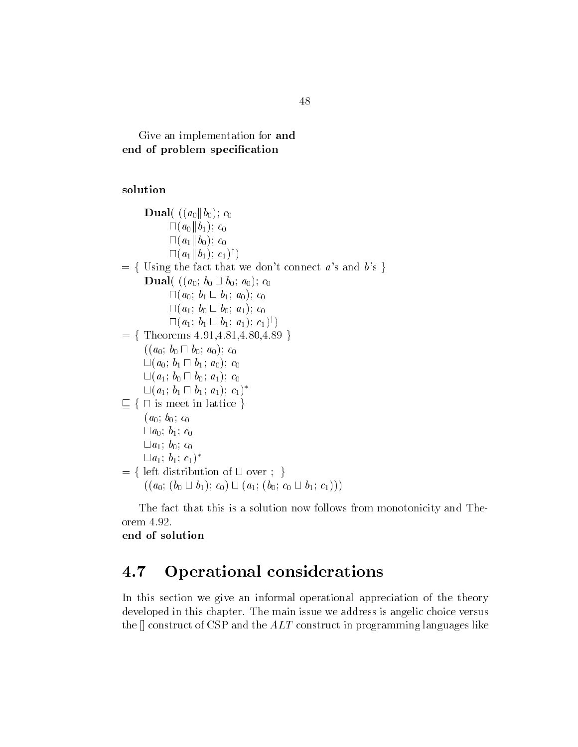Give an implementation for **and**
**end of problem specification**

**solution**

$$
\begin{array}{l}
\quad \mathbf{Dual}(\ ((a_0 \| b_0);\ c_0 \\
\qquad \sqcap (a_0 \| b_1);\ c_0 \\
\qquad \sqcap (a_1 \| b_0);\ c_0 \\
\qquad \sqcap (a_1 \| b_1);\ c_1)^{\dagger}) \\
= \{ \text{ Using the fact that we don't connect } a\text{'s and } b\text{'s } \} \\
\quad \mathbf{Dual}(\ ((a_0;\ b_0 \sqcup b_0;\ a_0);\ c_0 \\
\qquad \sqcap (a_0;\ b_1 \sqcup b_1;\ a_0);\ c_0 \\
\qquad \sqcap (a_1;\ b_0 \sqcup b_0;\ a_1);\ c_0 \\
\qquad \sqcap (a_1;\ b_1 \sqcup b_1;\ a_1);\ c_1)^{\dagger}) \\
= \{ \text{ Theorems 4.91,4.81,4.80,4.89 } \} \\
\quad ((a_0;\ b_0 \sqcap b_0;\ a_0);\ c_0 \\
\quad \sqcup (a_0;\ b_1 \sqcap b_1;\ a_0);\ c_0 \\
\quad \sqcup (a_1;\ b_0 \sqcap b_0;\ a_1);\ c_0 \\
\quad \sqcup (a_1;\ b_1 \sqcap b_1;\ a_1);\ c_1)^{*} \\
\sqsubseteq \{ \ \sqcap \text{ is meet in lattice } \} \\
\quad (a_0;\ b_0;\ c_0 \\
\quad \sqcup a_0;\ b_1;\ c_0 \\
\quad \sqcup a_1;\ b_0;\ c_0 \\
\quad \sqcup a_1;\ b_1;\ c_1)^{*} \\
= \{ \text{ left distribution of } \sqcup \text{ over } ; \ \} \\
\quad ((a_0;\ (b_0 \sqcup b_1);\ c_0) \sqcup (a_1;\ (b_0;\ c_0 \sqcup b_1;\ c_1)))
\end{array}
$$

The fact that this is a solution now follows from monotonicity and Theorem 4.92.
**end of solution**

## 4.7 Operational considerations

In this section we give an informal operational appreciation of the theory developed in this chapter. The main issue we address is angelic choice versus the [] construct of CSP and the *ALT* construct in programming languages like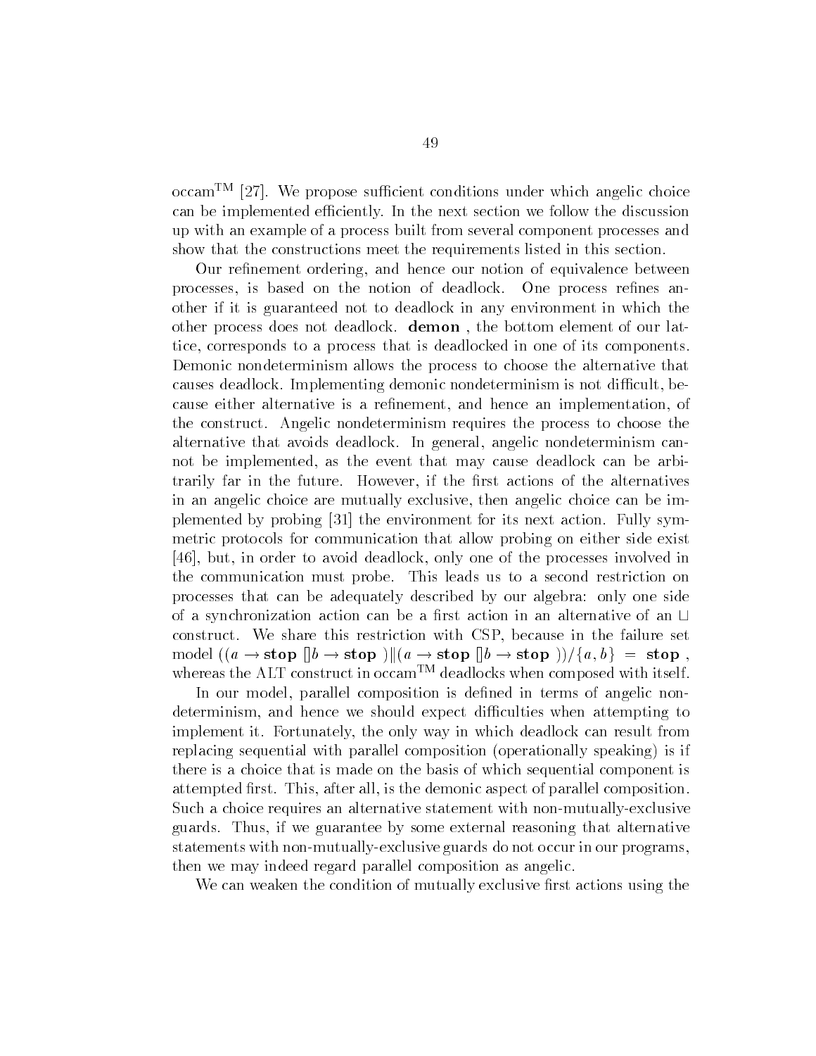occam$^{TM}$ [27]. We propose sufficient conditions under which angelic choice can be implemented efficiently. In the next section we follow the discussion up with an example of a process built from several component processes and show that the constructions meet the requirements listed in this section.

Our refinement ordering, and hence our notion of equivalence between processes, is based on the notion of deadlock. One process refines another if it is guaranteed not to deadlock in any environment in which the other process does not deadlock. **demon** , the bottom element of our lattice, corresponds to a process that is deadlocked in one of its components. Demonic nondeterminism allows the process to choose the alternative that causes deadlock. Implementing demonic nondeterminism is not difficult, because either alternative is a refinement, and hence an implementation, of the construct. Angelic nondeterminism requires the process to choose the alternative that avoids deadlock. In general, angelic nondeterminism cannot be implemented, as the event that may cause deadlock can be arbitrarily far in the future. However, if the first actions of the alternatives in an angelic choice are mutually exclusive, then angelic choice can be implemented by probing [31] the environment for its next action. Fully symmetric protocols for communication that allow probing on either side exist [46], but, in order to avoid deadlock, only one of the processes involved in the communication must probe. This leads us to a second restriction on processes that can be adequately described by our algebra: only one side of a synchronization action can be a first action in an alternative of an $\sqcup$ construct. We share this restriction with CSP, because in the failure set model $((a \rightarrow \mathbf{stop}\ [] b \rightarrow \mathbf{stop}\ ) \| (a \rightarrow \mathbf{stop}\ [] b \rightarrow \mathbf{stop}\ ))/\{a, b\} = \mathbf{stop}$ , whereas the ALT construct in occam$^{TM}$ deadlocks when composed with itself.

In our model, parallel composition is defined in terms of angelic nondeterminism, and hence we should expect difficulties when attempting to implement it. Fortunately, the only way in which deadlock can result from replacing sequential with parallel composition (operationally speaking) is if there is a choice that is made on the basis of which sequential component is attempted first. This, after all, is the demonic aspect of parallel composition. Such a choice requires an alternative statement with non-mutually-exclusive guards. Thus, if we guarantee by some external reasoning that alternative statements with non-mutually-exclusive guards do not occur in our programs, then we may indeed regard parallel composition as angelic.

We can weaken the condition of mutually exclusive first actions using the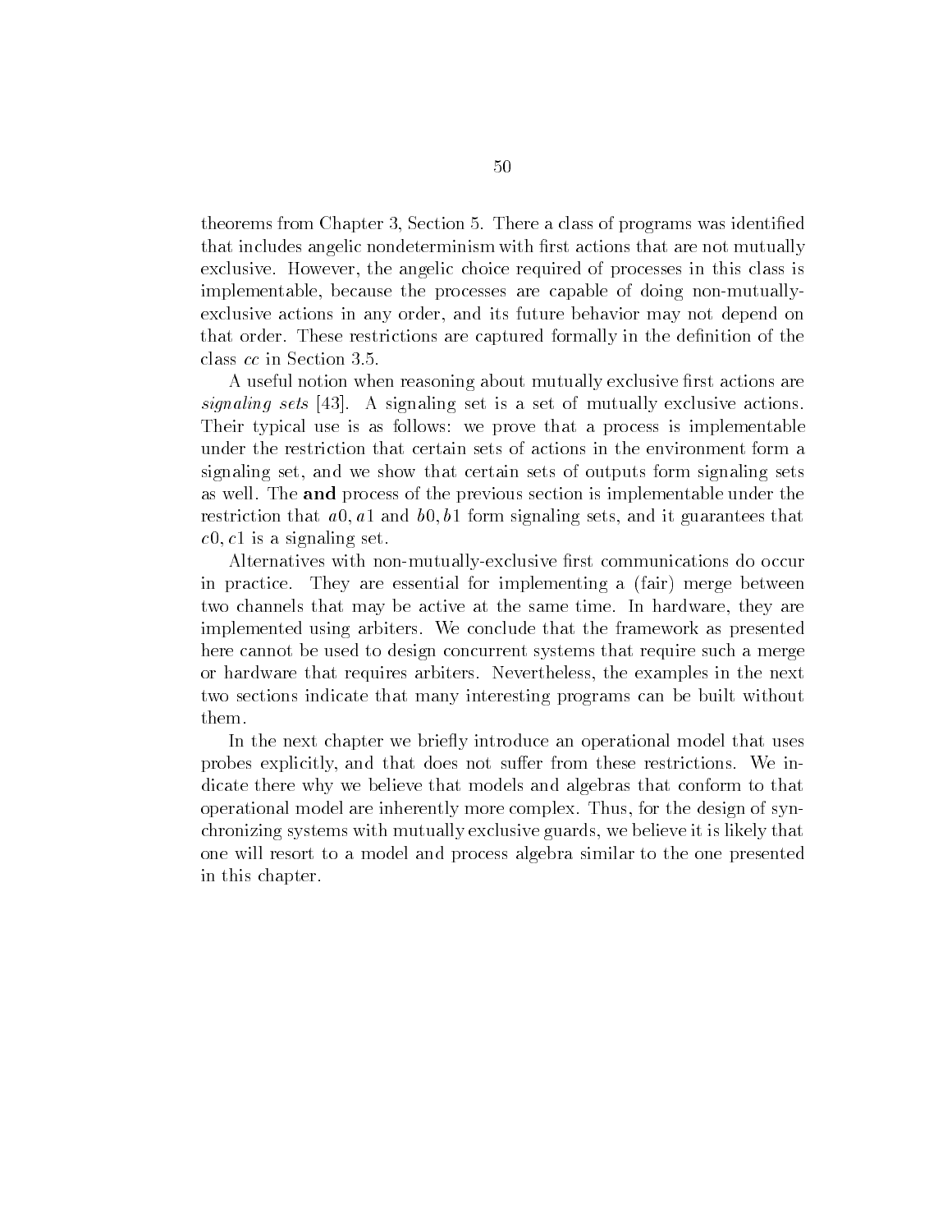theorems from Chapter 3, Section 5. There a class of programs was identified that includes angelic nondeterminism with first actions that are not mutually exclusive. However, the angelic choice required of processes in this class is implementable, because the processes are capable of doing non-mutually-exclusive actions in any order, and its future behavior may not depend on that order. These restrictions are captured formally in the definition of the class *cc* in Section 3.5.

A useful notion when reasoning about mutually exclusive first actions are *signaling sets* [43]. A signaling set is a set of mutually exclusive actions. Their typical use is as follows: we prove that a process is implementable under the restriction that certain sets of actions in the environment form a signaling set, and we show that certain sets of outputs form signaling sets as well. The **and** process of the previous section is implementable under the restriction that $a0, a1$ and $b0, b1$ form signaling sets, and it guarantees that $c0, c1$ is a signaling set.

Alternatives with non-mutually-exclusive first communications do occur in practice. They are essential for implementing a (fair) merge between two channels that may be active at the same time. In hardware, they are implemented using arbiters. We conclude that the framework as presented here cannot be used to design concurrent systems that require such a merge or hardware that requires arbiters. Nevertheless, the examples in the next two sections indicate that many interesting programs can be built without them.

In the next chapter we briefly introduce an operational model that uses probes explicitly, and that does not suffer from these restrictions. We indicate there why we believe that models and algebras that conform to that operational model are inherently more complex. Thus, for the design of synchronizing systems with mutually exclusive guards, we believe it is likely that one will resort to a model and process algebra similar to the one presented in this chapter.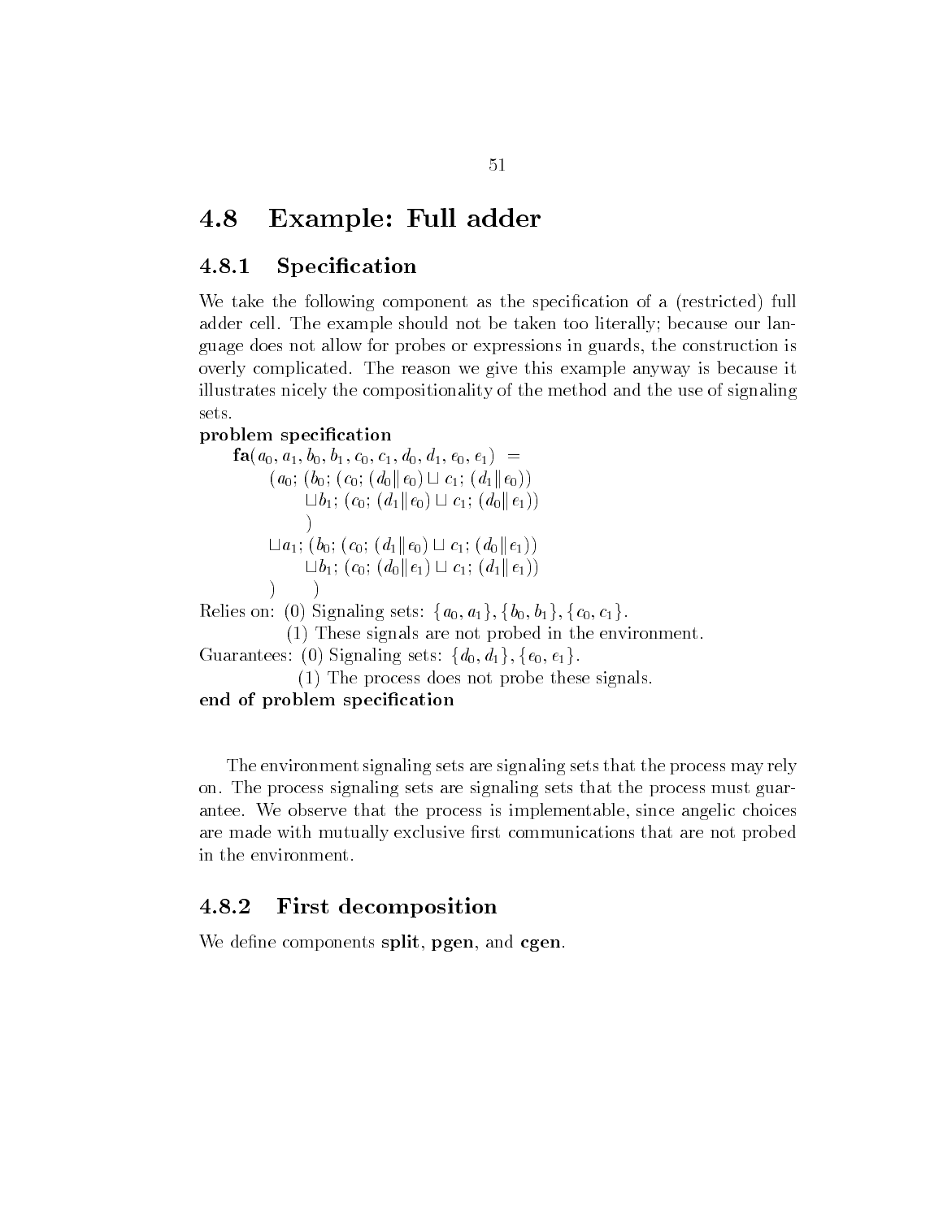## 4.8 Example: Full adder

### 4.8.1 Specification

We take the following component as the specification of a (restricted) full adder cell. The example should not be taken too literally; because our language does not allow for probes or expressions in guards, the construction is overly complicated. The reason we give this example anyway is because it illustrates nicely the compositionality of the method and the use of signaling sets.

**problem specification**

$$
\begin{array}{l}
\mathbf{fa}(a_0, a_1, b_0, b_1, c_0, c_1, d_0, d_1, e_0, e_1) \;=\\
\quad (a_0;\, (b_0;\, (c_0;\, (d_0 \| e_0) \sqcup c_1;\, (d_1 \| e_0))\\
\qquad\quad \sqcup b_1;\, (c_0;\, (d_1 \| e_0) \sqcup c_1;\, (d_0 \| e_1))\\
\qquad\quad )\\
\quad \sqcup a_1;\, (b_0;\, (c_0;\, (d_1 \| e_0) \sqcup c_1;\, (d_0 \| e_1))\\
\qquad\quad \sqcup b_1;\, (c_0;\, (d_0 \| e_1) \sqcup c_1;\, (d_1 \| e_1))\\
\quad )\quad )
\end{array}
$$

Relies on: (0) Signaling sets: $\{a_0, a_1\}, \{b_0, b_1\}, \{c_0, c_1\}$.

(1) These signals are not probed in the environment.

Guarantees: (0) Signaling sets: $\{d_0, d_1\}, \{e_0, e_1\}$.

(1) The process does not probe these signals.

**end of problem specification**

The environment signaling sets are signaling sets that the process may rely on. The process signaling sets are signaling sets that the process must guarantee. We observe that the process is implementable, since angelic choices are made with mutually exclusive first communications that are not probed in the environment.

### 4.8.2 First decomposition

We define components **split**, **pgen**, and **cgen**.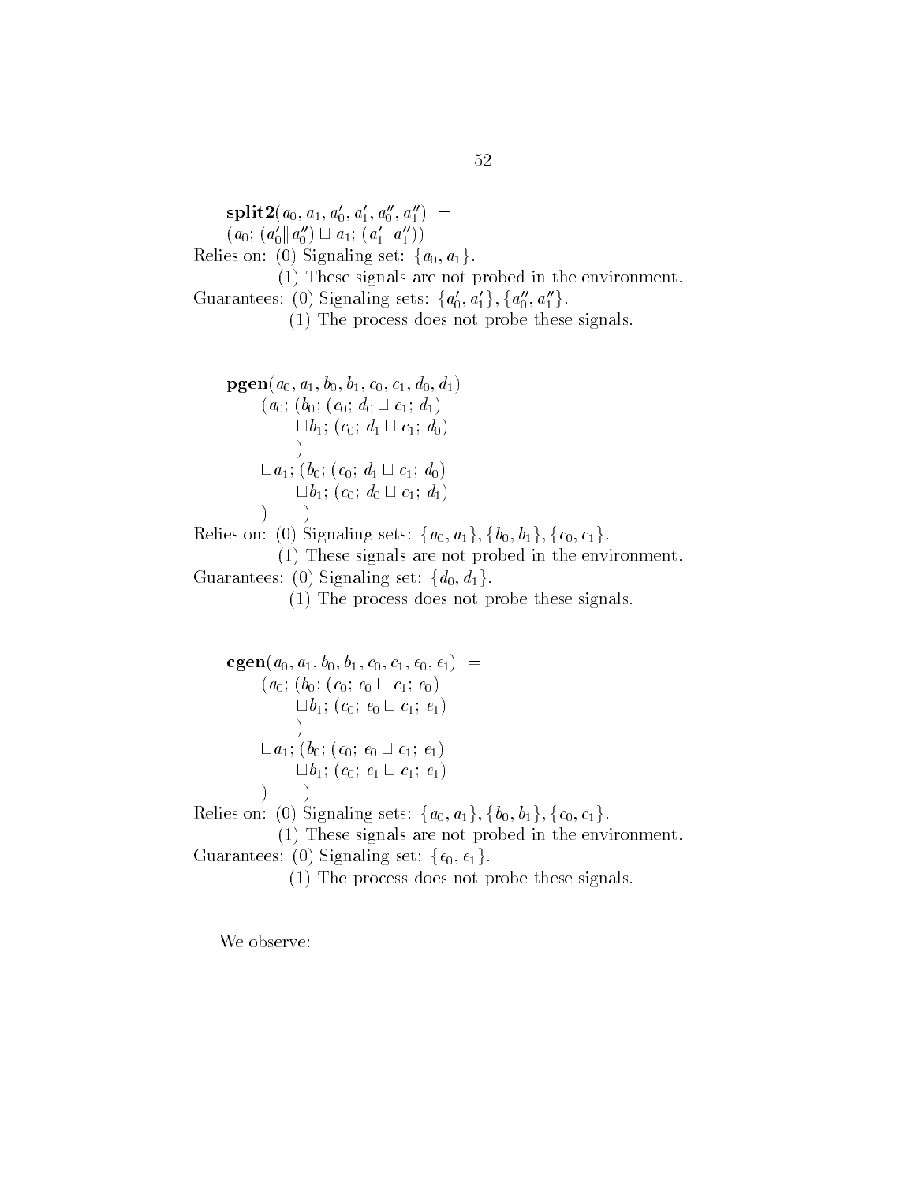$\mathbf{split2}(a_0, a_1, a_0', a_1', a_0'', a_1'')$ =
$(a_0;\ (a_0' \| a_0'') \sqcup a_1;\ (a_1' \| a_1''))$

Relies on: (0) Signaling set: $\{a_0, a_1\}$.
(1) These signals are not probed in the environment.

Guarantees: (0) Signaling sets: $\{a_0', a_1'\}, \{a_0'', a_1''\}$.
(1) The process does not probe these signals.

$\mathbf{pgen}(a_0, a_1, b_0, b_1, c_0, c_1, d_0, d_1)$ =

$$
\begin{array}{l}
(a_0;\ (b_0;\ (c_0;\ d_0 \sqcup c_1;\ d_1) \\
\qquad\quad \sqcup b_1;\ (c_0;\ d_1 \sqcup c_1;\ d_0) \\
\qquad\quad ) \\
\quad \sqcup a_1;\ (b_0;\ (c_0;\ d_1 \sqcup c_1;\ d_0) \\
\qquad\quad \sqcup b_1;\ (c_0;\ d_0 \sqcup c_1;\ d_1) \\
) \qquad )
\end{array}
$$

Relies on: (0) Signaling sets: $\{a_0, a_1\}, \{b_0, b_1\}, \{c_0, c_1\}$.
(1) These signals are not probed in the environment.

Guarantees: (0) Signaling set: $\{d_0, d_1\}$.
(1) The process does not probe these signals.

$\mathbf{cgen}(a_0, a_1, b_0, b_1, c_0, c_1, e_0, e_1)$ =

$$
\begin{array}{l}
(a_0;\ (b_0;\ (c_0;\ e_0 \sqcup c_1;\ e_0) \\
\qquad\quad \sqcup b_1;\ (c_0;\ e_0 \sqcup c_1;\ e_1) \\
\qquad\quad ) \\
\quad \sqcup a_1;\ (b_0;\ (c_0;\ e_0 \sqcup c_1;\ e_1) \\
\qquad\quad \sqcup b_1;\ (c_0;\ e_1 \sqcup c_1;\ e_1) \\
) \qquad )
\end{array}
$$

Relies on: (0) Signaling sets: $\{a_0, a_1\}, \{b_0, b_1\}, \{c_0, c_1\}$.
(1) These signals are not probed in the environment.

Guarantees: (0) Signaling set: $\{e_0, e_1\}$.
(1) The process does not probe these signals.

We observe: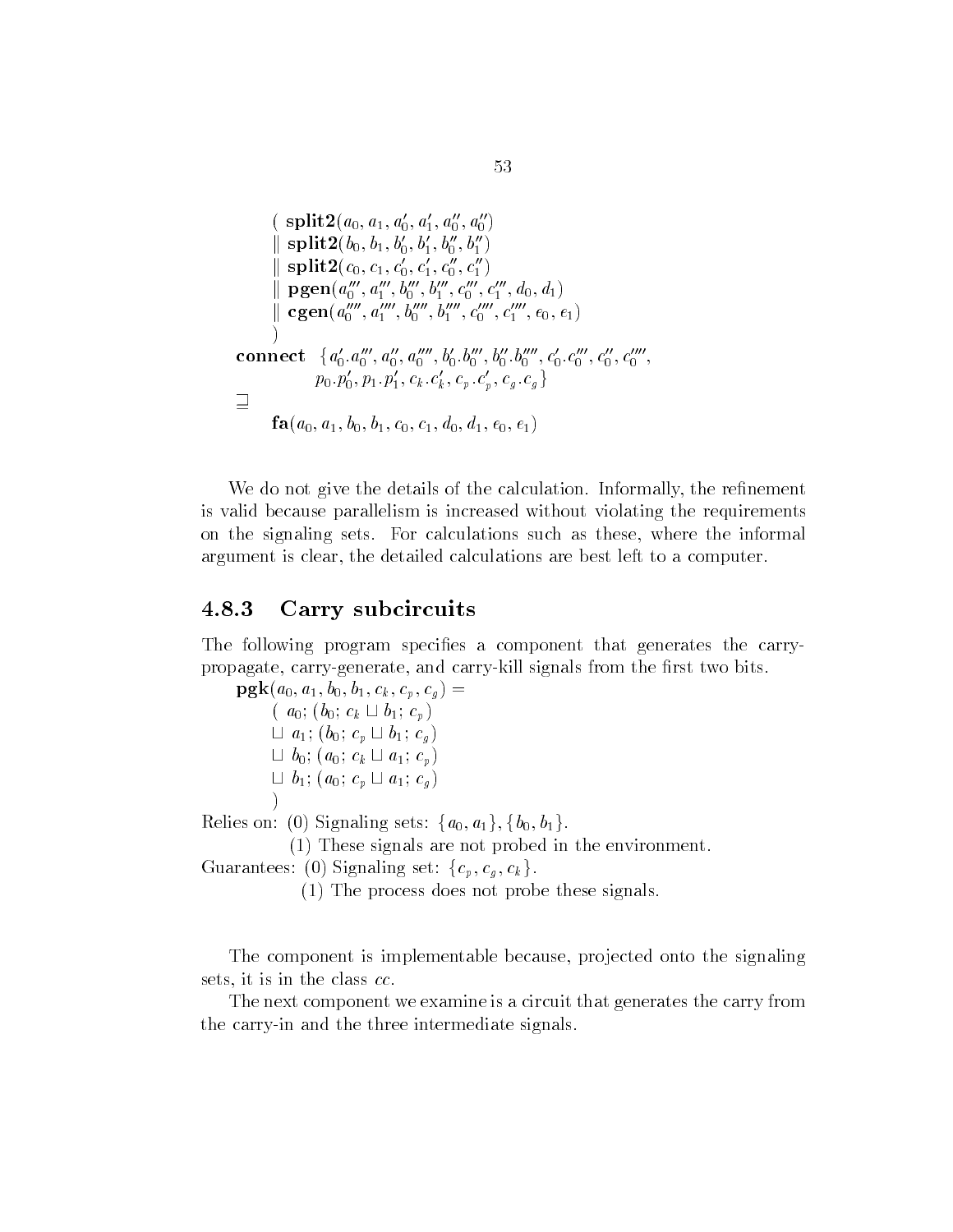$$
\begin{array}{l}
\quad (\ \mathbf{split2}(a_0, a_1, a_0', a_1', a_0'', a_0'') \\
\quad \|\ \mathbf{split2}(b_0, b_1, b_0', b_1', b_0'', b_1'') \\
\quad \|\ \mathbf{split2}(c_0, c_1, c_0', c_1', c_0'', c_1'') \\
\quad \|\ \mathbf{pgen}(a_0''', a_1''', b_0''', b_1''', c_0''', c_1''', d_0, d_1) \\
\quad \|\ \mathbf{cgen}(a_0'''', a_1'''', b_0'''', b_1'''', c_0'''', c_1'''', e_0, e_1) \\
\quad ) \\
\mathbf{connect}\ \ \{a_0'.a_0''', a_0'', a_0'''', b_0'.b_0''', b_0''.b_0'''', c_0'.c_0''', c_0'', c_0'''', \\
\qquad\qquad p_0.p_0', p_1.p_1', c_k.c_k', c_p.c_p', c_g.c_g\} \\
\sqsupseteq \\
\quad \mathbf{fa}(a_0, a_1, b_0, b_1, c_0, c_1, d_0, d_1, e_0, e_1)
\end{array}
$$

We do not give the details of the calculation. Informally, the refinement is valid because parallelism is increased without violating the requirements on the signaling sets. For calculations such as these, where the informal argument is clear, the detailed calculations are best left to a computer.

### 4.8.3 Carry subcircuits

The following program specifies a component that generates the carry-propagate, carry-generate, and carry-kill signals from the first two bits.

$$
\begin{array}{l}
\mathbf{pgk}(a_0, a_1, b_0, b_1, c_k, c_p, c_g) = \\
\quad (\ a_0; (b_0; c_k \sqcup b_1; c_p) \\
\quad \sqcup\ a_1; (b_0; c_p \sqcup b_1; c_g) \\
\quad \sqcup\ b_0; (a_0; c_k \sqcup a_1; c_p) \\
\quad \sqcup\ b_1; (a_0; c_p \sqcup a_1; c_g) \\
\quad )
\end{array}
$$

Relies on: (0) Signaling sets: $\{a_0, a_1\}, \{b_0, b_1\}$.

(1) These signals are not probed in the environment.

Guarantees: (0) Signaling set: $\{c_p, c_g, c_k\}$.

(1) The process does not probe these signals.

The component is implementable because, projected onto the signaling sets, it is in the class *cc*.

The next component we examine is a circuit that generates the carry from the carry-in and the three intermediate signals.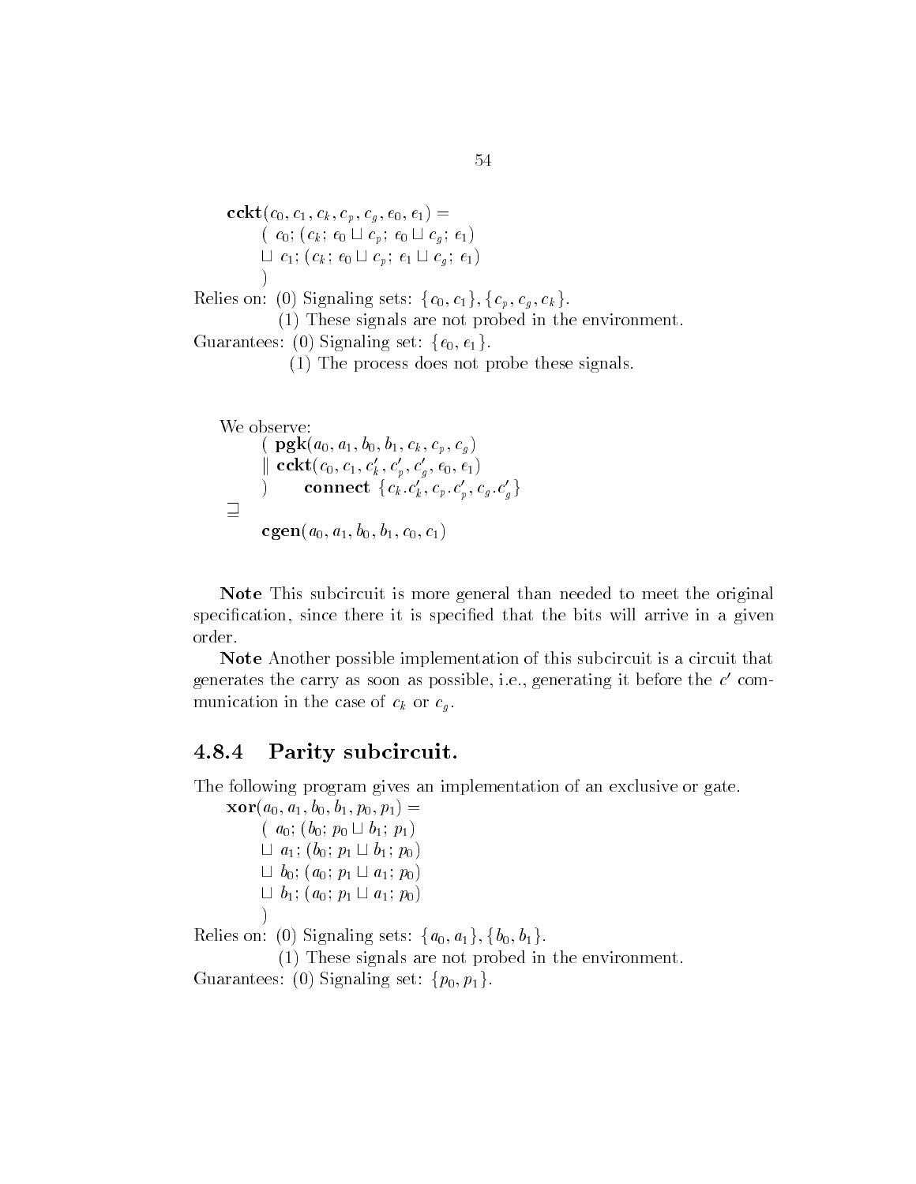$$
\begin{aligned}
&\mathbf{cckt}(c_0, c_1, c_k, c_p, c_g, e_0, e_1) = \\
&\quad (\ c_0; (c_k;\ e_0 \sqcup c_p;\ e_0 \sqcup c_g;\ e_1) \\
&\quad \sqcup\ c_1; (c_k;\ e_0 \sqcup c_p;\ e_1 \sqcup c_g;\ e_1) \\
&\quad )
\end{aligned}
$$

Relies on: (0) Signaling sets: $\{c_0, c_1\}, \{c_p, c_g, c_k\}$.

(1) These signals are not probed in the environment.

Guarantees: (0) Signaling set: $\{e_0, e_1\}$.

(1) The process does not probe these signals.

We observe:

$$
\begin{aligned}
&(\ \mathbf{pgk}(a_0, a_1, b_0, b_1, c_k, c_p, c_g) \\
&\ \|\ \mathbf{cckt}(c_0, c_1, c'_k, c'_p, c'_g, e_0, e_1) \\
&\ )\qquad \mathbf{connect}\ \{c_k.c'_k, c_p.c'_p, c_g.c'_g\} \\
\sqsupseteq & \\
&\quad \mathbf{cgen}(a_0, a_1, b_0, b_1, c_0, c_1)
\end{aligned}
$$

**Note** This subcircuit is more general than needed to meet the original specification, since there it is specified that the bits will arrive in a given order.

**Note** Another possible implementation of this subcircuit is a circuit that generates the carry as soon as possible, i.e., generating it before the $c'$ communication in the case of $c_k$ or $c_g$.

### 4.8.4 Parity subcircuit.

The following program gives an implementation of an exclusive or gate.

$$
\begin{aligned}
&\mathbf{xor}(a_0, a_1, b_0, b_1, p_0, p_1) = \\
&\quad (\ a_0; (b_0;\ p_0 \sqcup b_1;\ p_1) \\
&\quad \sqcup\ a_1; (b_0;\ p_1 \sqcup b_1;\ p_0) \\
&\quad \sqcup\ b_0; (a_0;\ p_1 \sqcup a_1;\ p_0) \\
&\quad \sqcup\ b_1; (a_0;\ p_1 \sqcup a_1;\ p_0) \\
&\quad )
\end{aligned}
$$

Relies on: (0) Signaling sets: $\{a_0, a_1\}, \{b_0, b_1\}$.

(1) These signals are not probed in the environment.

Guarantees: (0) Signaling set: $\{p_0, p_1\}$.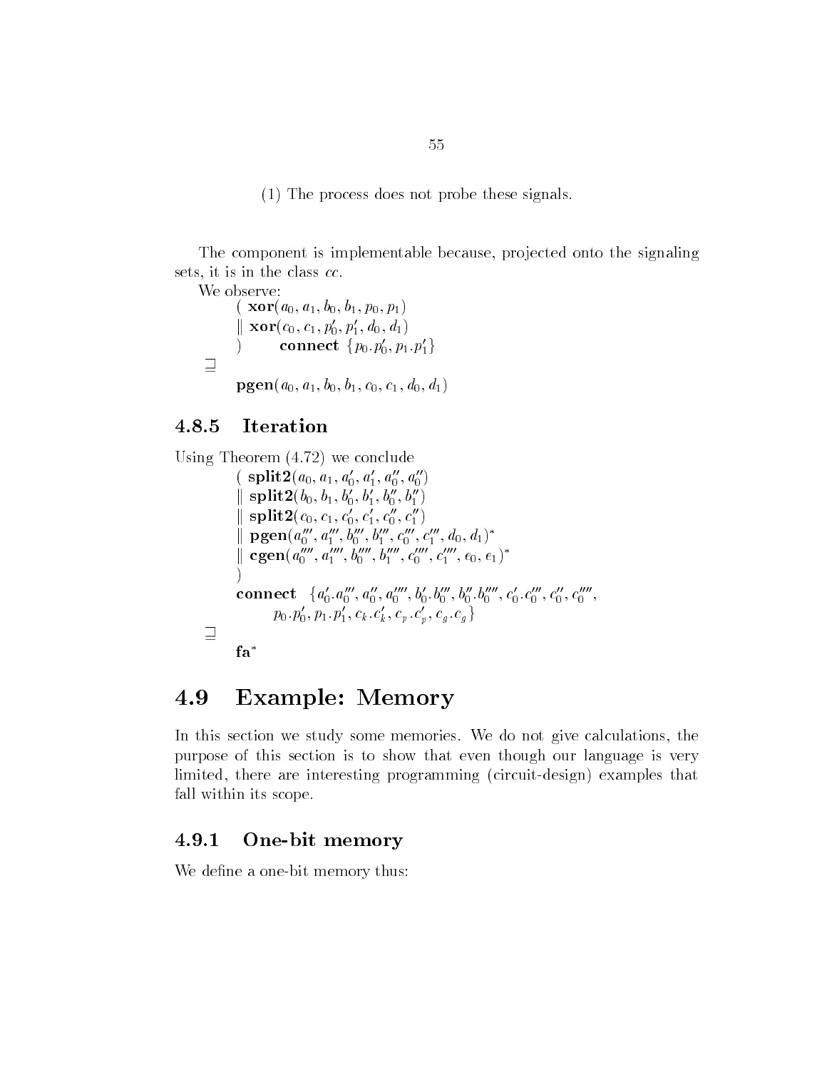(1) The process does not probe these signals.

The component is implementable because, projected onto the signaling sets, it is in the class *cc*.

We observe:

$$
\begin{array}{l}
\quad (\ \mathbf{xor}(a_0, a_1, b_0, b_1, p_0, p_1) \\
\quad \|\ \mathbf{xor}(c_0, c_1, p_0', p_1', d_0, d_1) \\
\quad )\qquad \mathbf{connect}\ \{p_0.p_0', p_1.p_1'\} \\
\sqsupseteq \\
\quad \mathbf{pgen}(a_0, a_1, b_0, b_1, c_0, c_1, d_0, d_1)
\end{array}
$$

### 4.8.5 Iteration

Using Theorem (4.72) we conclude

$$
\begin{array}{l}
\quad (\ \mathbf{split2}(a_0, a_1, a_0', a_1', a_0'', a_0'') \\
\quad \|\ \mathbf{split2}(b_0, b_1, b_0', b_1', b_0'', b_1'') \\
\quad \|\ \mathbf{split2}(c_0, c_1, c_0', c_1', c_0'', c_1'') \\
\quad \|\ \mathbf{pgen}(a_0''', a_1''', b_0''', b_1''', c_0''', c_1''', d_0, d_1)^* \\
\quad \|\ \mathbf{cgen}(a_0'''', a_1'''', b_0'''', b_1'''', c_0'''', c_1'''', e_0, e_1)^* \\
\quad ) \\
\quad \mathbf{connect}\ \ \{a_0'.a_0''', a_0'', a_0'''', b_0'.b_0''', b_0''.b_0'''', c_0'.c_0''', c_0'', c_0'''', \\
\qquad\qquad p_0.p_0', p_1.p_1', c_k.c_k', c_p.c_p', c_g.c_g\} \\
\sqsupseteq \\
\quad \mathbf{fa}^*
\end{array}
$$

## 4.9 Example: Memory

In this section we study some memories. We do not give calculations, the purpose of this section is to show that even though our language is very limited, there are interesting programming (circuit-design) examples that fall within its scope.

### 4.9.1 One-bit memory

We define a one-bit memory thus: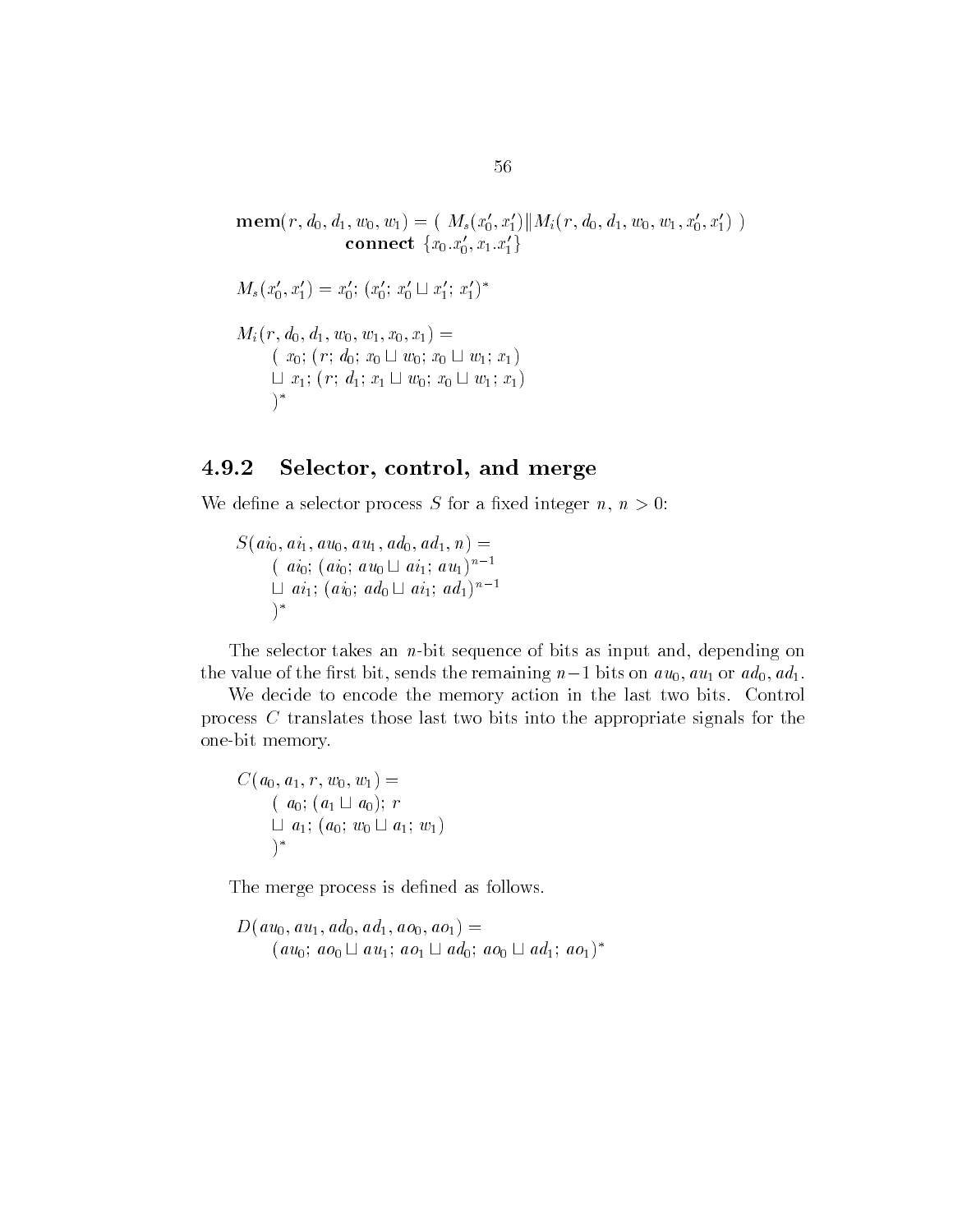$$\mathbf{mem}(r, d_0, d_1, w_0, w_1) = (\ M_s(x_0', x_1') \| M_i(r, d_0, d_1, w_0, w_1, x_0', x_1')\ )$$
$$\mathbf{connect}\ \{x_0.x_0', x_1.x_1'\}$$

$$M_s(x_0', x_1') = x_0';\ (x_0';\ x_0' \sqcup x_1';\ x_1')^*$$

$$\begin{aligned} &M_i(r, d_0, d_1, w_0, w_1, x_0, x_1) = \\ &\quad (\ x_0;\ (r;\ d_0;\ x_0 \sqcup w_0;\ x_0 \sqcup w_1;\ x_1) \\ &\quad \sqcup\ x_1;\ (r;\ d_1;\ x_1 \sqcup w_0;\ x_0 \sqcup w_1;\ x_1) \\ &\quad )^* \end{aligned}$$

### 4.9.2 Selector, control, and merge

We define a selector process $S$ for a fixed integer $n$, $n > 0$:

$$\begin{aligned} &S(ai_0, ai_1, au_0, au_1, ad_0, ad_1, n) = \\ &\quad (\ ai_0;\ (ai_0;\ au_0 \sqcup ai_1;\ au_1)^{n-1} \\ &\quad \sqcup\ ai_1;\ (ai_0;\ ad_0 \sqcup ai_1;\ ad_1)^{n-1} \\ &\quad )^* \end{aligned}$$

The selector takes an $n$-bit sequence of bits as input and, depending on the value of the first bit, sends the remaining $n-1$ bits on $au_0$, $au_1$ or $ad_0$, $ad_1$.

We decide to encode the memory action in the last two bits. Control process $C$ translates those last two bits into the appropriate signals for the one-bit memory.

$$\begin{aligned} &C(a_0, a_1, r, w_0, w_1) = \\ &\quad (\ a_0;\ (a_1 \sqcup a_0);\ r \\ &\quad \sqcup\ a_1;\ (a_0;\ w_0 \sqcup a_1;\ w_1) \\ &\quad )^* \end{aligned}$$

The merge process is defined as follows.

$$\begin{aligned} &D(au_0, au_1, ad_0, ad_1, ao_0, ao_1) = \\ &\quad (au_0;\ ao_0 \sqcup au_1;\ ao_1 \sqcup ad_0;\ ao_0 \sqcup ad_1;\ ao_1)^* \end{aligned}$$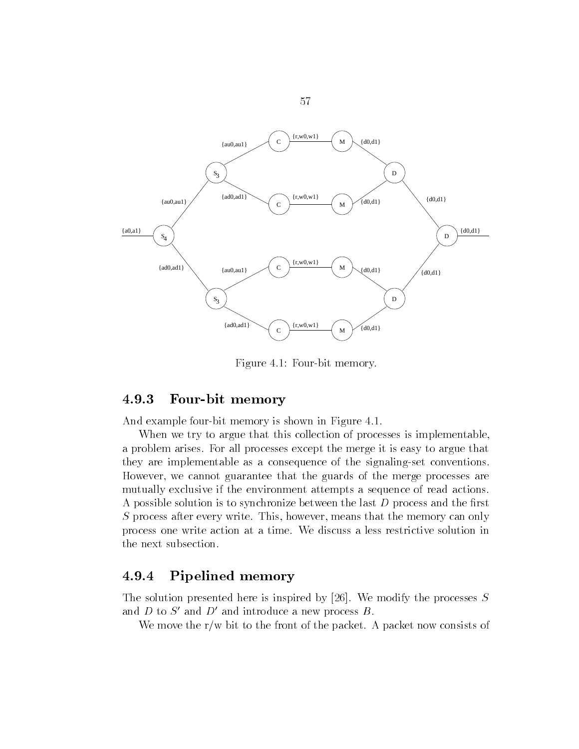Figure 4.1: Four-bit memory.

### 4.9.3 Four-bit memory

And example four-bit memory is shown in Figure 4.1.

When we try to argue that this collection of processes is implementable, a problem arises. For all processes except the merge it is easy to argue that they are implementable as a consequence of the signaling-set conventions. However, we cannot guarantee that the guards of the merge processes are mutually exclusive if the environment attempts a sequence of read actions. A possible solution is to synchronize between the last $D$ process and the first $S$ process after every write. This, however, means that the memory can only process one write action at a time. We discuss a less restrictive solution in the next subsection.

### 4.9.4 Pipelined memory

The solution presented here is inspired by [26]. We modify the processes $S$ and $D$ to $S'$ and $D'$ and introduce a new process $B$.

We move the r/w bit to the front of the packet. A packet now consists of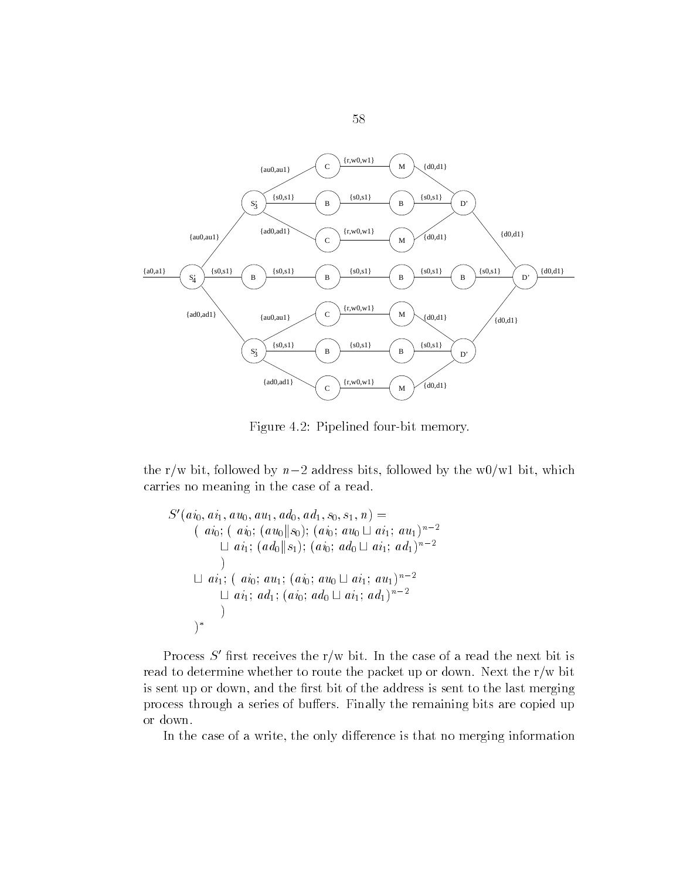Figure 4.2: Pipelined four-bit memory.

the r/w bit, followed by $n-2$ address bits, followed by the w0/w1 bit, which carries no meaning in the case of a read.

$$
\begin{array}{l}
S'(ai_0, ai_1, au_0, au_1, ad_0, ad_1, s_0, s_1, n) = \\
\quad (\ ai_0;\ (\ ai_0;\ (au_0 \| s_0);\ (ai_0;\ au_0 \sqcup ai_1;\ au_1)^{n-2} \\
\quad\quad \sqcup\ ai_1;\ (ad_0 \| s_1);\ (ai_0;\ ad_0 \sqcup ai_1;\ ad_1)^{n-2} \\
\quad\quad ) \\
\quad \sqcup\ ai_1;\ (\ ai_0;\ au_1;\ (ai_0;\ au_0 \sqcup ai_1;\ au_1)^{n-2} \\
\quad\quad \sqcup\ ai_1;\ ad_1;\ (ai_0;\ ad_0 \sqcup ai_1;\ ad_1)^{n-2} \\
\quad\quad ) \\
\quad )^*
\end{array}
$$

Process $S'$ first receives the r/w bit. In the case of a read the next bit is read to determine whether to route the packet up or down. Next the r/w bit is sent up or down, and the first bit of the address is sent to the last merging process through a series of buffers. Finally the remaining bits are copied up or down.

In the case of a write, the only difference is that no merging information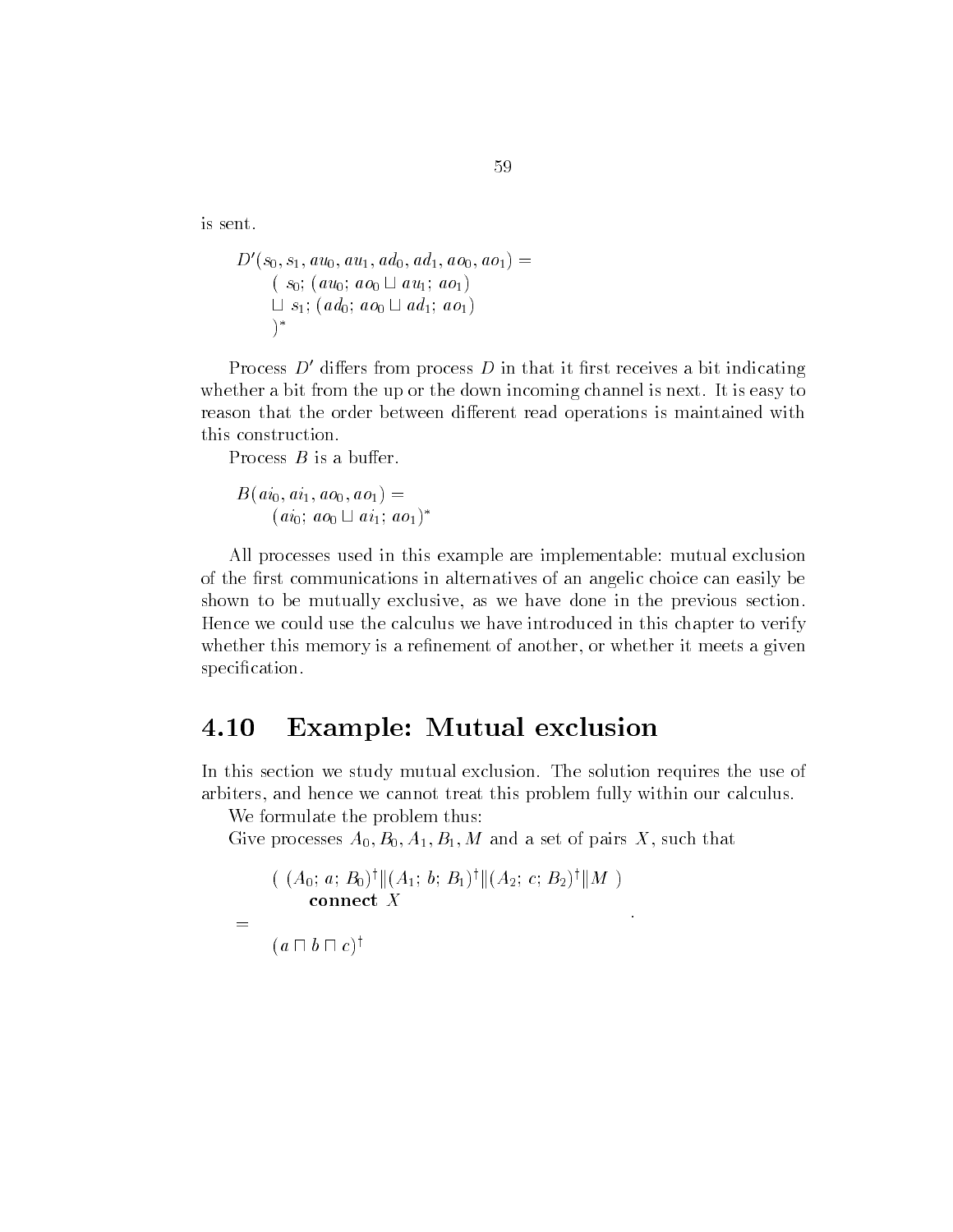is sent.

$$
\begin{array}{l}
D'(s_0, s_1, au_0, au_1, ad_0, ad_1, ao_0, ao_1) = \\
\quad (\ s_0;\ (au_0;\ ao_0 \sqcup au_1;\ ao_1) \\
\quad \sqcup\ s_1;\ (ad_0;\ ao_0 \sqcup ad_1;\ ao_1) \\
\quad )^*
\end{array}
$$

Process $D'$ differs from process $D$ in that it first receives a bit indicating whether a bit from the up or the down incoming channel is next. It is easy to reason that the order between different read operations is maintained with this construction.

Process $B$ is a buffer.

$$
\begin{array}{l}
B(ai_0, ai_1, ao_0, ao_1) = \\
\quad (ai_0;\ ao_0 \sqcup ai_1;\ ao_1)^*
\end{array}
$$

All processes used in this example are implementable: mutual exclusion of the first communications in alternatives of an angelic choice can easily be shown to be mutually exclusive, as we have done in the previous section. Hence we could use the calculus we have introduced in this chapter to verify whether this memory is a refinement of another, or whether it meets a given specification.

## 4.10 Example: Mutual exclusion

In this section we study mutual exclusion. The solution requires the use of arbiters, and hence we cannot treat this problem fully within our calculus.

We formulate the problem thus:

Give processes $A_0, B_0, A_1, B_1, M$ and a set of pairs $X$, such that

$$
\begin{array}{ll}
& (\ (A_0;\ a;\ B_0)^\dagger \| (A_1;\ b;\ B_1)^\dagger \| (A_2;\ c;\ B_2)^\dagger \| M\ ) \\
& \quad \textbf{connect}\ X \\
= & \\
& (a \sqcap b \sqcap c)^\dagger
\end{array}
$$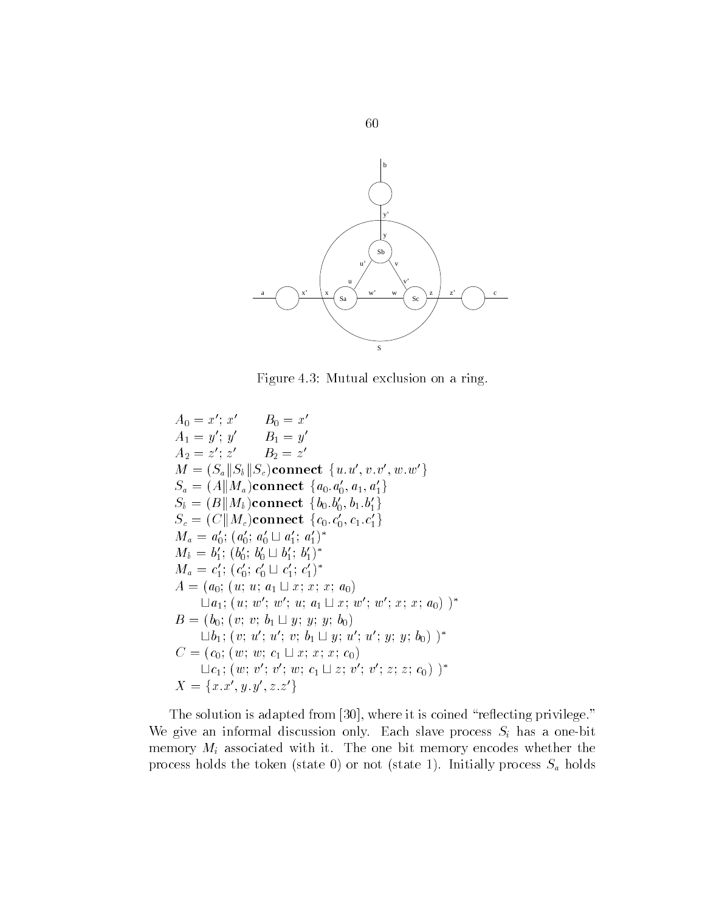Figure 4.3: Mutual exclusion on a ring.

$$
\begin{aligned}
&A_0 = x';\, x' \qquad B_0 = x' \\
&A_1 = y';\, y' \qquad B_1 = y' \\
&A_2 = z';\, z' \qquad B_2 = z' \\
&M = (S_a \| S_b \| S_c)\,\mathbf{connect}\ \{u.u', v.v', w.w'\} \\
&S_a = (A \| M_a)\,\mathbf{connect}\ \{a_0.a_0', a_1, a_1'\} \\
&S_b = (B \| M_b)\,\mathbf{connect}\ \{b_0.b_0', b_1.b_1'\} \\
&S_c = (C \| M_c)\,\mathbf{connect}\ \{c_0.c_0', c_1.c_1'\} \\
&M_a = a_0';\, (a_0';\, a_0' \sqcup a_1';\, a_1')^* \\
&M_b = b_1';\, (b_0';\, b_0' \sqcup b_1';\, b_1')^* \\
&M_a = c_1';\, (c_0';\, c_0' \sqcup c_1';\, c_1')^* \\
&A = (a_0;\, (u;\, u;\, a_1 \sqcup x;\, x;\, x;\, a_0) \\
&\quad \sqcup a_1;\, (u;\, w';\, w';\, u;\, a_1 \sqcup x;\, w';\, w';\, x;\, x;\, a_0)\ )^* \\
&B = (b_0;\, (v;\, v;\, b_1 \sqcup y;\, y;\, y;\, b_0) \\
&\quad \sqcup b_1;\, (v;\, u';\, u';\, v;\, b_1 \sqcup y;\, u';\, u';\, y;\, y;\, b_0)\ )^* \\
&C = (c_0;\, (w;\, w;\, c_1 \sqcup x;\, x;\, x;\, c_0) \\
&\quad \sqcup c_1;\, (w;\, v';\, v';\, w;\, c_1 \sqcup z;\, v';\, v';\, z;\, z;\, c_0)\ )^* \\
&X = \{x.x', y.y', z.z'\}
\end{aligned}
$$

The solution is adapted from [30], where it is coined "reflecting privilege." We give an informal discussion only. Each slave process $S_i$ has a one-bit memory $M_i$ associated with it. The one bit memory encodes whether the process holds the token (state 0) or not (state 1). Initially process $S_a$ holds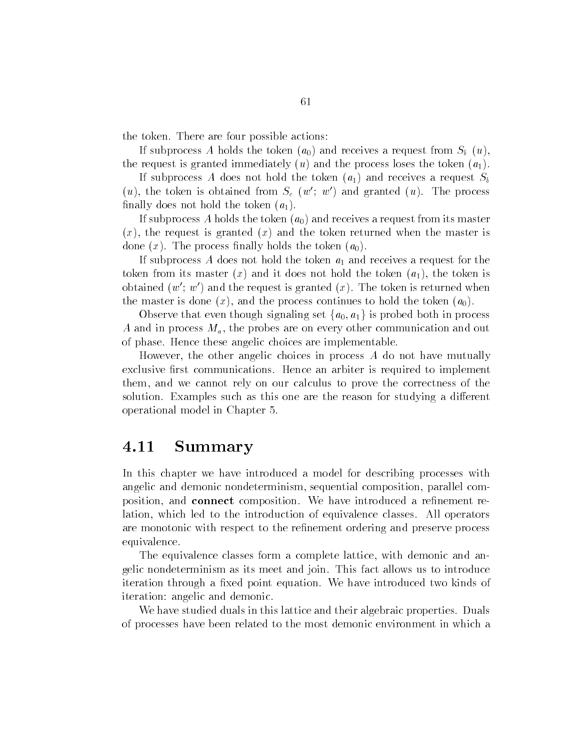the token. There are four possible actions:

If subprocess $A$ holds the token ($a_0$) and receives a request from $S_b$ ($u$), the request is granted immediately ($u$) and the process loses the token ($a_1$).

If subprocess $A$ does not hold the token ($a_1$) and receives a request $S_b$ ($u$), the token is obtained from $S_c$ ($w'$; $w'$) and granted ($u$). The process finally does not hold the token ($a_1$).

If subprocess $A$ holds the token ($a_0$) and receives a request from its master ($x$), the request is granted ($x$) and the token returned when the master is done ($x$). The process finally holds the token ($a_0$).

If subprocess $A$ does not hold the token $a_1$ and receives a request for the token from its master ($x$) and it does not hold the token ($a_1$), the token is obtained ($w'$; $w'$) and the request is granted ($x$). The token is returned when the master is done ($x$), and the process continues to hold the token ($a_0$).

Observe that even though signaling set $\{a_0, a_1\}$ is probed both in process $A$ and in process $M_a$, the probes are on every other communication and out of phase. Hence these angelic choices are implementable.

However, the other angelic choices in process $A$ do not have mutually exclusive first communications. Hence an arbiter is required to implement them, and we cannot rely on our calculus to prove the correctness of the solution. Examples such as this one are the reason for studying a different operational model in Chapter 5.

## 4.11 Summary

In this chapter we have introduced a model for describing processes with angelic and demonic nondeterminism, sequential composition, parallel composition, and **connect** composition. We have introduced a refinement relation, which led to the introduction of equivalence classes. All operators are monotonic with respect to the refinement ordering and preserve process equivalence.

The equivalence classes form a complete lattice, with demonic and angelic nondeterminism as its meet and join. This fact allows us to introduce iteration through a fixed point equation. We have introduced two kinds of iteration: angelic and demonic.

We have studied duals in this lattice and their algebraic properties. Duals of processes have been related to the most demonic environment in which a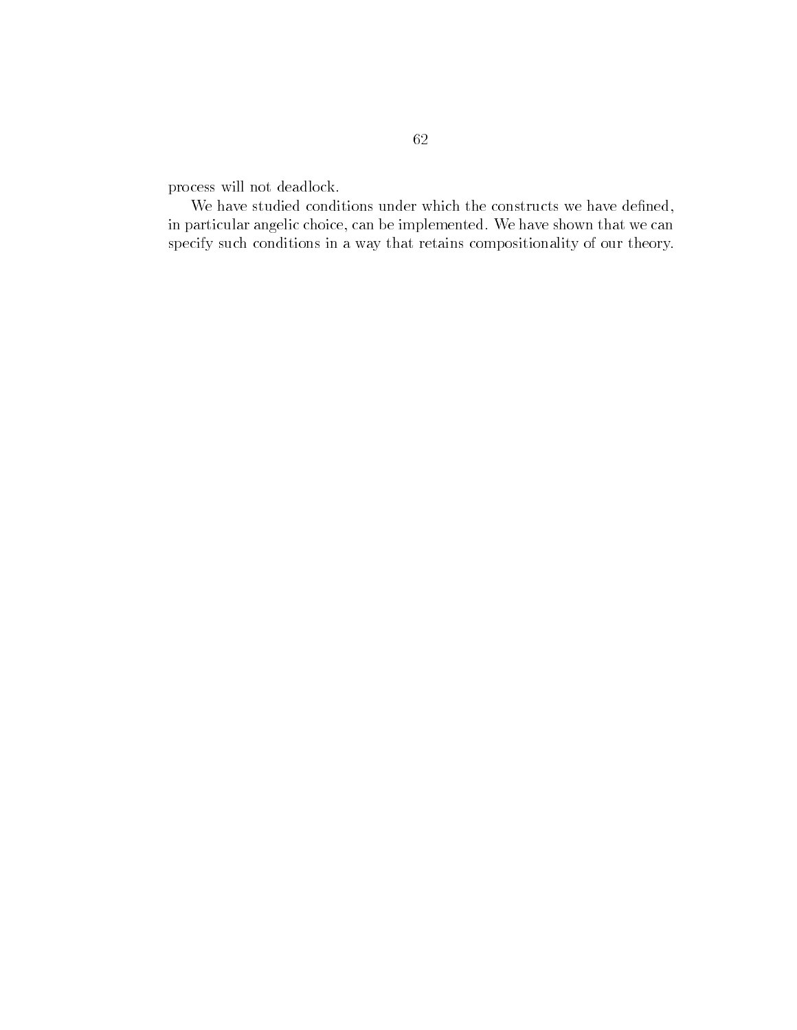process will not deadlock.

We have studied conditions under which the constructs we have defined, in particular angelic choice, can be implemented. We have shown that we can specify such conditions in a way that retains compositionality of our theory.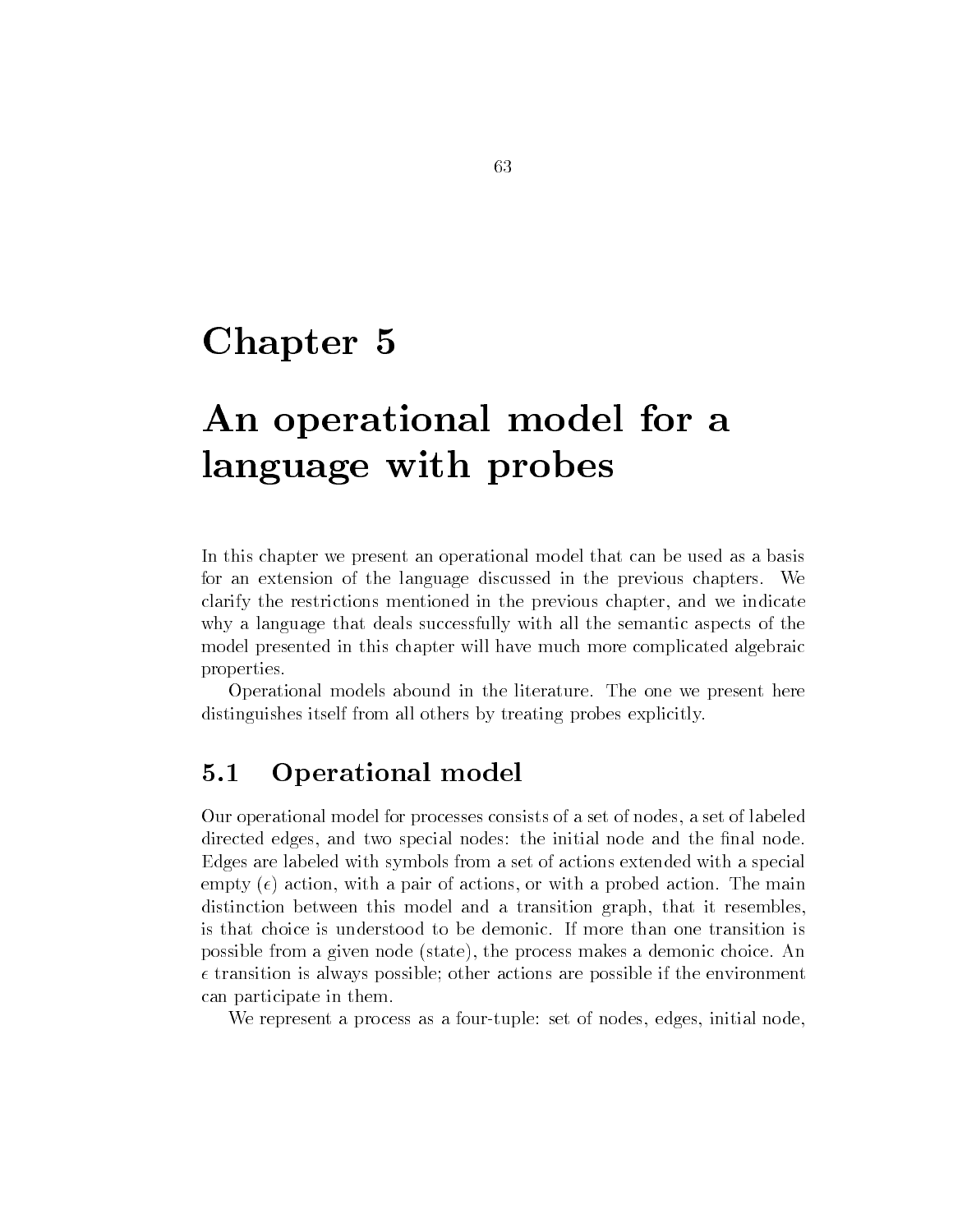# Chapter 5

# An operational model for a language with probes

In this chapter we present an operational model that can be used as a basis for an extension of the language discussed in the previous chapters. We clarify the restrictions mentioned in the previous chapter, and we indicate why a language that deals successfully with all the semantic aspects of the model presented in this chapter will have much more complicated algebraic properties.

Operational models abound in the literature. The one we present here distinguishes itself from all others by treating probes explicitly.

## 5.1 Operational model

Our operational model for processes consists of a set of nodes, a set of labeled directed edges, and two special nodes: the initial node and the final node. Edges are labeled with symbols from a set of actions extended with a special empty ($\epsilon$) action, with a pair of actions, or with a probed action. The main distinction between this model and a transition graph, that it resembles, is that choice is understood to be demonic. If more than one transition is possible from a given node (state), the process makes a demonic choice. An $\epsilon$ transition is always possible; other actions are possible if the environment can participate in them.

We represent a process as a four-tuple: set of nodes, edges, initial node,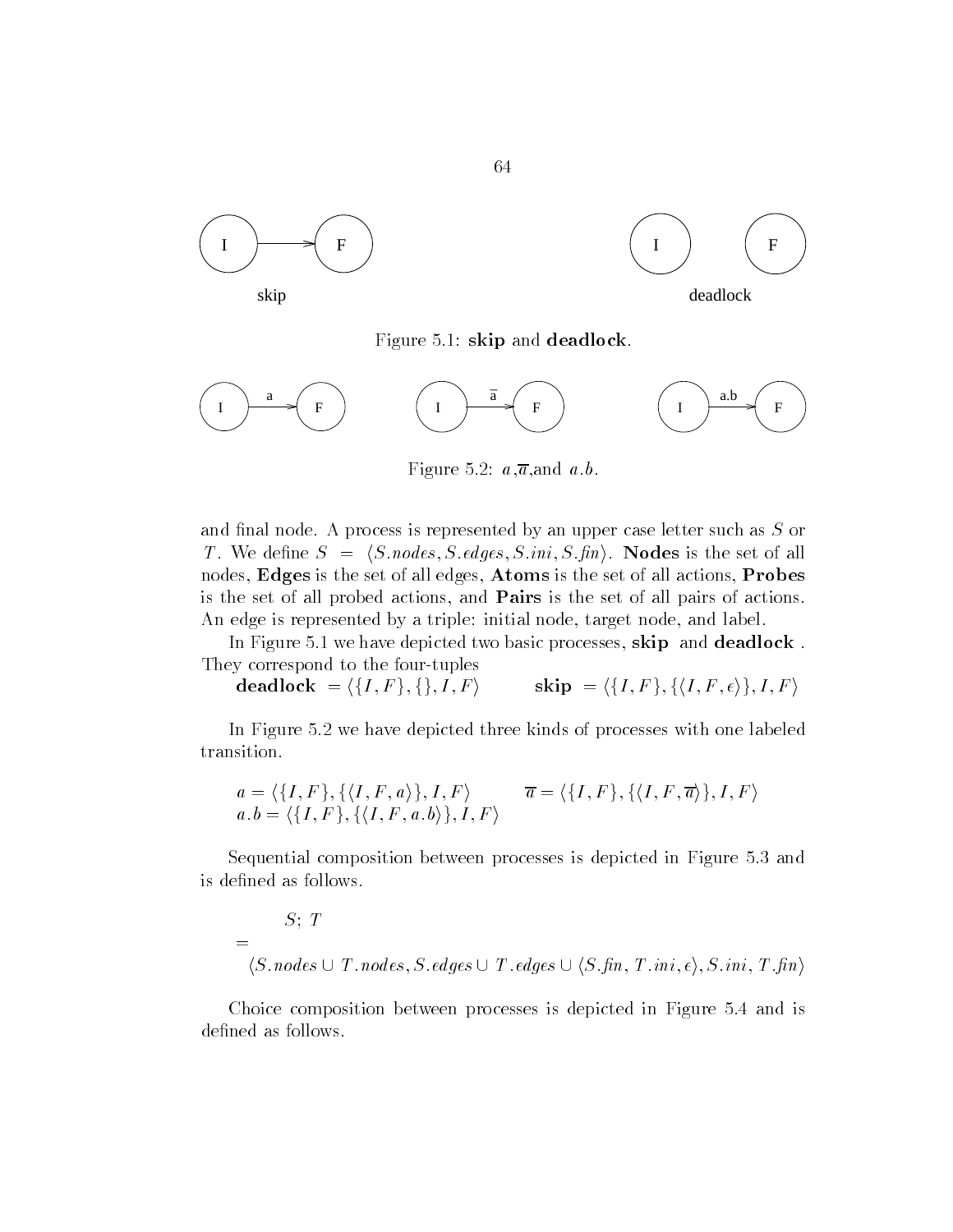Figure 5.1: **skip** and **deadlock**.

Figure 5.2: $a$,$\overline{a}$,and $a.b$.

and final node. A process is represented by an upper case letter such as $S$ or $T$. We define $S = \langle S.nodes, S.edges, S.ini, S.fin \rangle$. **Nodes** is the set of all nodes, **Edges** is the set of all edges, **Atoms** is the set of all actions, **Probes** is the set of all probed actions, and **Pairs** is the set of all pairs of actions. An edge is represented by a triple: initial node, target node, and label.

In Figure 5.1 we have depicted two basic processes, **skip** and **deadlock**. They correspond to the four-tuples

**deadlock** $= \langle \{I, F\}, \{\}, I, F \rangle$ **skip** $= \langle \{I, F\}, \{\langle I, F, \epsilon \rangle\}, I, F \rangle$

In Figure 5.2 we have depicted three kinds of processes with one labeled transition.

$$a = \langle \{I, F\}, \{\langle I, F, a \rangle\}, I, F \rangle \qquad \overline{a} = \langle \{I, F\}, \{\langle I, F, \overline{a} \rangle\}, I, F \rangle$$
$$a.b = \langle \{I, F\}, \{\langle I, F, a.b \rangle\}, I, F \rangle$$

Sequential composition between processes is depicted in Figure 5.3 and is defined as follows.

$$\begin{aligned} & S;\ T \\ = & \\ & \langle S.nodes \cup T.nodes, S.edges \cup T.edges \cup \langle S.fin, T.ini, \epsilon \rangle, S.ini, T.fin \rangle \end{aligned}$$

Choice composition between processes is depicted in Figure 5.4 and is defined as follows.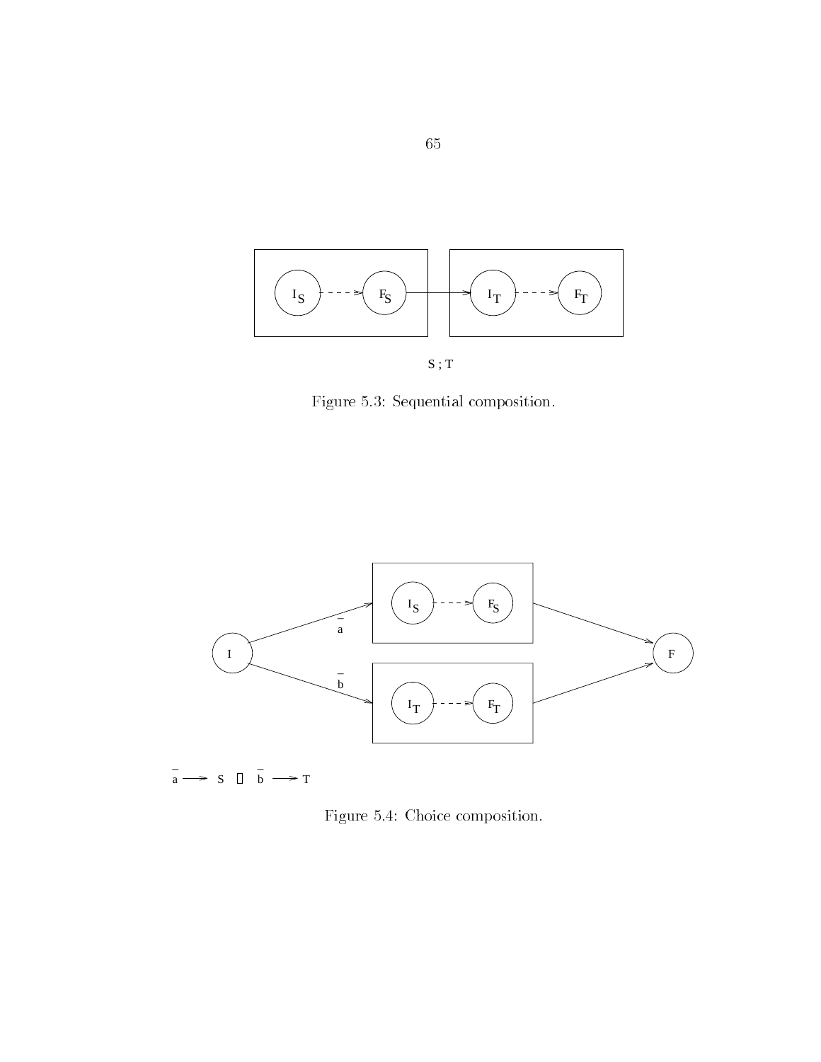$S \,;\, T$

Figure 5.3: Sequential composition.

$\bar{a} \longrightarrow S \;\square\; \bar{b} \longrightarrow T$

Figure 5.4: Choice composition.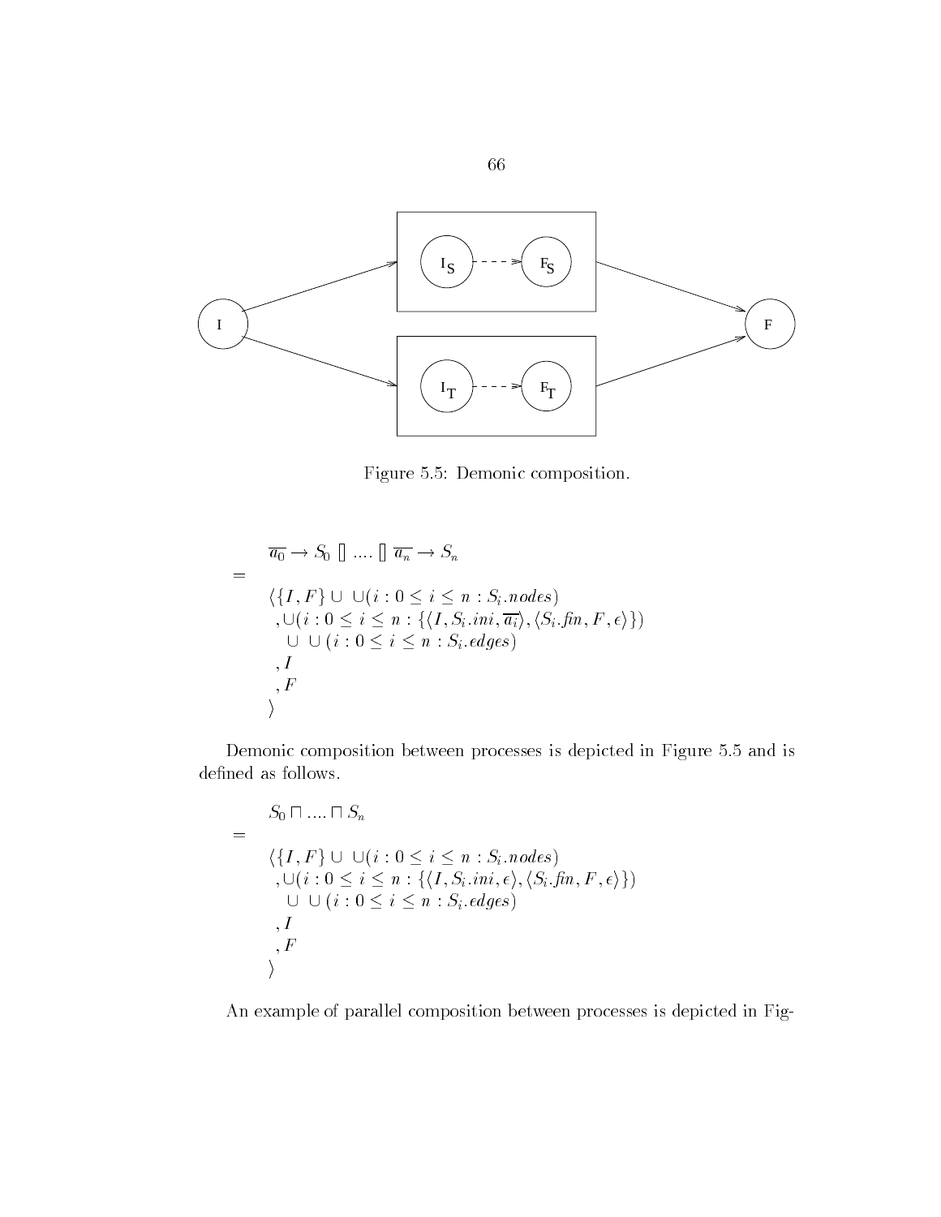Figure 5.5: Demonic composition.

$$
\begin{array}{ll}
 & \overline{a_0} \rightarrow S_0 \ [] \ .... \ [] \ \overline{a_n} \rightarrow S_n \\
= & \\
 & \langle \{I, F\} \cup \cup(i : 0 \leq i \leq n : S_i.nodes) \\
 & \ ,\cup(i : 0 \leq i \leq n : \{\langle I, S_i.ini, \overline{a_i}\rangle, \langle S_i.fin, F, \epsilon\rangle\}) \\
 & \quad \cup \ \cup(i : 0 \leq i \leq n : S_i.edges) \\
 & \ ,I \\
 & \ ,F \\
 & \rangle
\end{array}
$$

Demonic composition between processes is depicted in Figure 5.5 and is defined as follows.

$$
\begin{array}{ll}
 & S_0 \sqcap .... \sqcap S_n \\
= & \\
 & \langle \{I, F\} \cup \cup(i : 0 \leq i \leq n : S_i.nodes) \\
 & \ ,\cup(i : 0 \leq i \leq n : \{\langle I, S_i.ini, \epsilon\rangle, \langle S_i.fin, F, \epsilon\rangle\}) \\
 & \quad \cup \ \cup(i : 0 \leq i \leq n : S_i.edges) \\
 & \ ,I \\
 & \ ,F \\
 & \rangle
\end{array}
$$

An example of parallel composition between processes is depicted in Fig-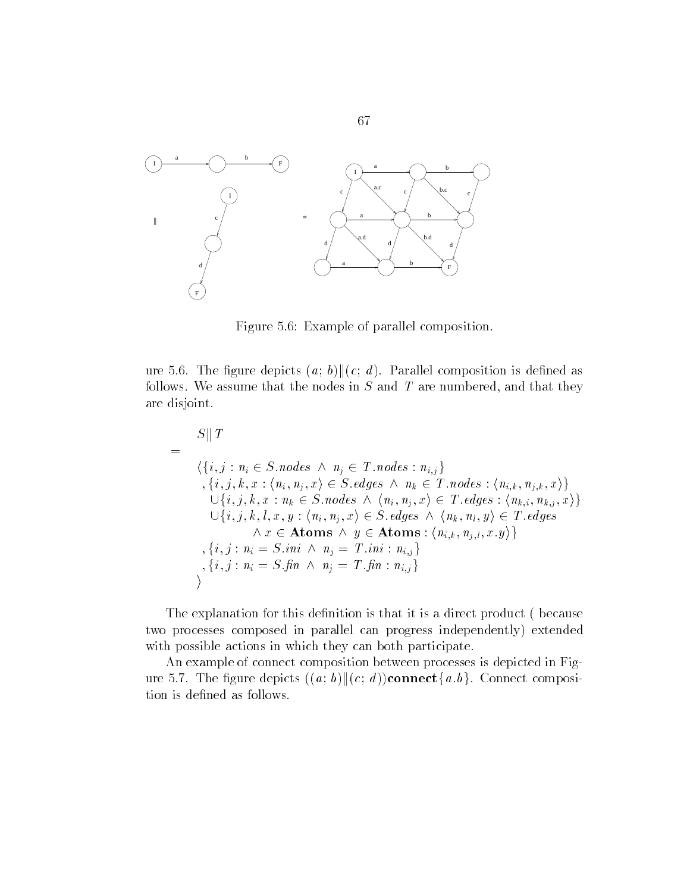Figure 5.6: Example of parallel composition.

ure 5.6. The figure depicts $(a;\ b)\|(c;\ d)$. Parallel composition is defined as follows. We assume that the nodes in $S$ and $T$ are numbered, and that they are disjoint.

$$
\begin{array}{rl}
& S\|T \\
= & \\
& \langle \{i,j : n_i \in S.nodes \ \wedge\ n_j \in T.nodes : n_{i,j}\} \\
& ,\{i,j,k,x : \langle n_i, n_j, x\rangle \in S.edges \ \wedge\ n_k \in T.nodes : \langle n_{i,k}, n_{j,k}, x\rangle\} \\
& \ \ \cup\{i,j,k,x : n_k \in S.nodes \ \wedge\ \langle n_i, n_j, x\rangle \in T.edges : \langle n_{k,i}, n_{k,j}, x\rangle\} \\
& \ \ \cup\{i,j,k,l,x,y : \langle n_i, n_j, x\rangle \in S.edges \ \wedge\ \langle n_k, n_l, y\rangle \in T.edges \\
& \qquad\qquad \wedge\ x \in \mathbf{Atoms} \ \wedge\ y \in \mathbf{Atoms} : \langle n_{i,k}, n_{j,l}, x.y\rangle\} \\
& ,\{i,j : n_i = S.ini \ \wedge\ n_j = T.ini : n_{i,j}\} \\
& ,\{i,j : n_i = S.fin \ \wedge\ n_j = T.fin : n_{i,j}\} \\
& \rangle
\end{array}
$$

The explanation for this definition is that it is a direct product ( because two processes composed in parallel can progress independently) extended with possible actions in which they can both participate.

An example of connect composition between processes is depicted in Figure 5.7. The figure depicts $((a;\ b)\|(c;\ d))$**connect**$\{a.b\}$. Connect composition is defined as follows.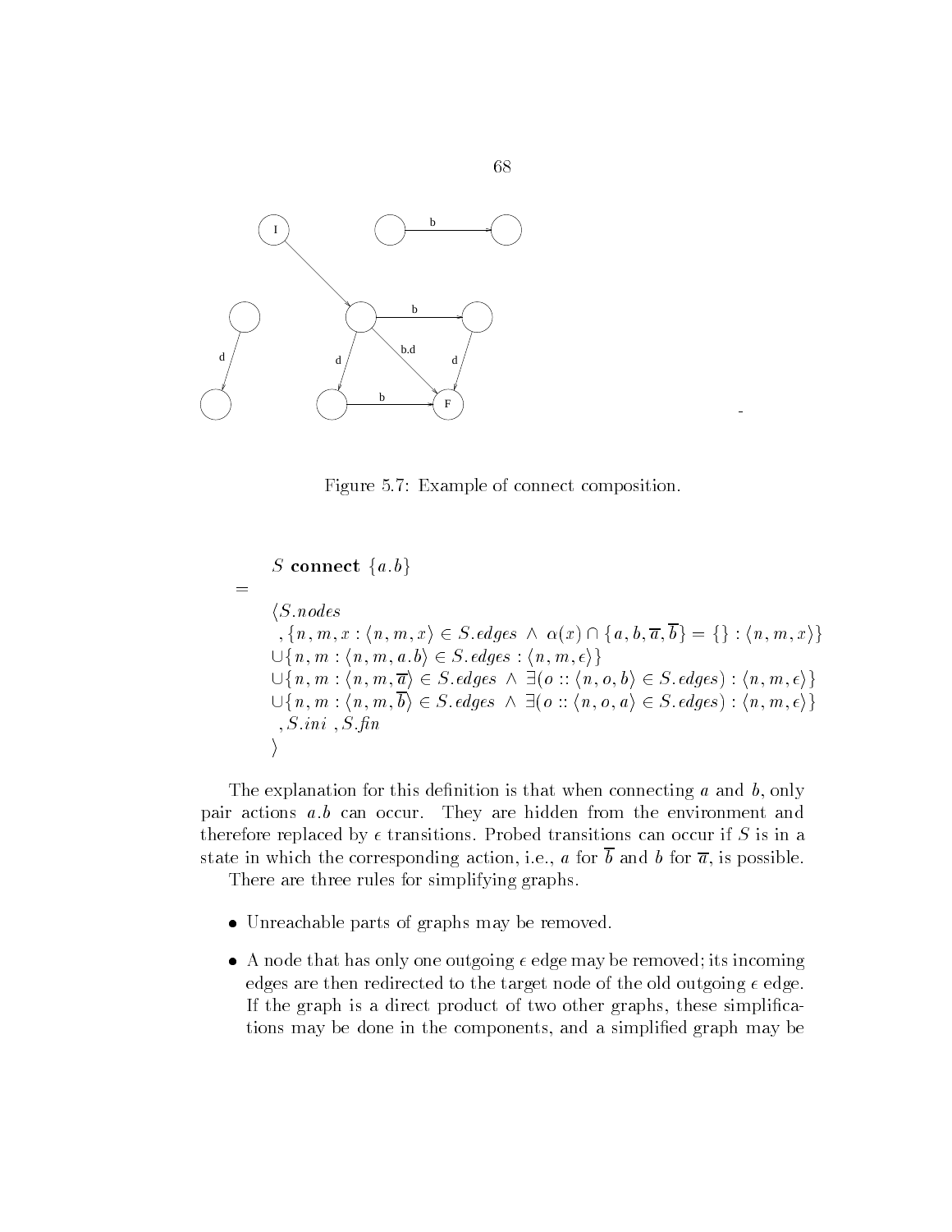Figure 5.7: Example of connect composition.

$$
\begin{array}{l}
S \textbf{ connect } \{a.b\} \\
= \\
\langle S.nodes \\
\ ,\{n,m,x : \langle n,m,x\rangle \in S.edges \ \wedge \ \alpha(x) \cap \{a,b,\overline{a},\overline{b}\} = \{\} : \langle n,m,x\rangle\} \\
\cup\{n,m : \langle n,m,a.b\rangle \in S.edges : \langle n,m,\epsilon\rangle\} \\
\cup\{n,m : \langle n,m,\overline{a}\rangle \in S.edges \ \wedge \ \exists(o :: \langle n,o,b\rangle \in S.edges) : \langle n,m,\epsilon\rangle\} \\
\cup\{n,m : \langle n,m,\overline{b}\rangle \in S.edges \ \wedge \ \exists(o :: \langle n,o,a\rangle \in S.edges) : \langle n,m,\epsilon\rangle\} \\
\ ,S.ini\ ,S.fin \\
\rangle
\end{array}
$$

The explanation for this definition is that when connecting $a$ and $b$, only pair actions $a.b$ can occur. They are hidden from the environment and therefore replaced by $\epsilon$ transitions. Probed transitions can occur if $S$ is in a state in which the corresponding action, i.e., $a$ for $\overline{b}$ and $b$ for $\overline{a}$, is possible.

There are three rules for simplifying graphs.

- Unreachable parts of graphs may be removed.
- A node that has only one outgoing $\epsilon$ edge may be removed; its incoming edges are then redirected to the target node of the old outgoing $\epsilon$ edge. If the graph is a direct product of two other graphs, these simplifications may be done in the components, and a simplified graph may be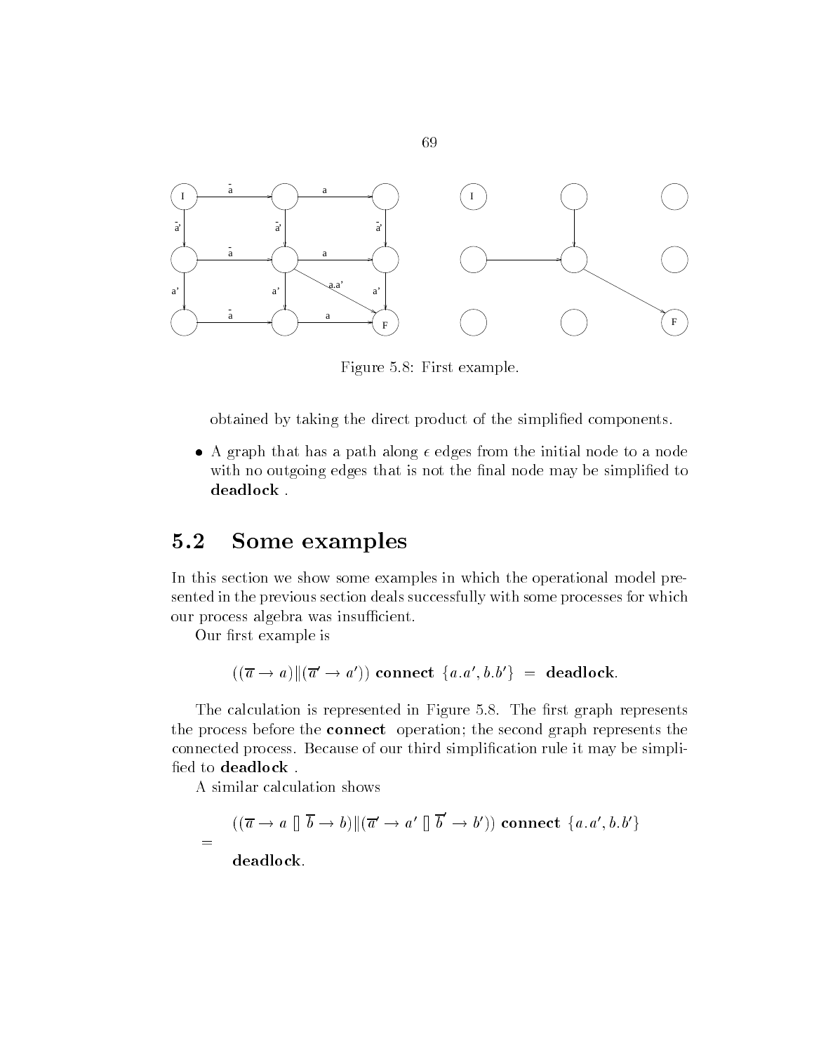Figure 5.8: First example.

obtained by taking the direct product of the simplified components.

- A graph that has a path along $\epsilon$ edges from the initial node to a node with no outgoing edges that is not the final node may be simplified to **deadlock** .

## 5.2 Some examples

In this section we show some examples in which the operational model presented in the previous section deals successfully with some processes for which our process algebra was insufficient.

Our first example is

$$((\overline{a} \rightarrow a)\|(\overline{a'} \rightarrow a')) \textbf{ connect } \{a.a', b.b'\} \;=\; \textbf{deadlock}.$$

The calculation is represented in Figure 5.8. The first graph represents the process before the **connect** operation; the second graph represents the connected process. Because of our third simplification rule it may be simplified to **deadlock** .

A similar calculation shows

$$\begin{array}{ll} & ((\overline{a} \rightarrow a \;[]\; \overline{b} \rightarrow b)\|(\overline{a'} \rightarrow a' \;[]\; \overline{b}' \rightarrow b')) \textbf{ connect } \{a.a', b.b'\} \\ = & \\ & \textbf{deadlock}. \end{array}$$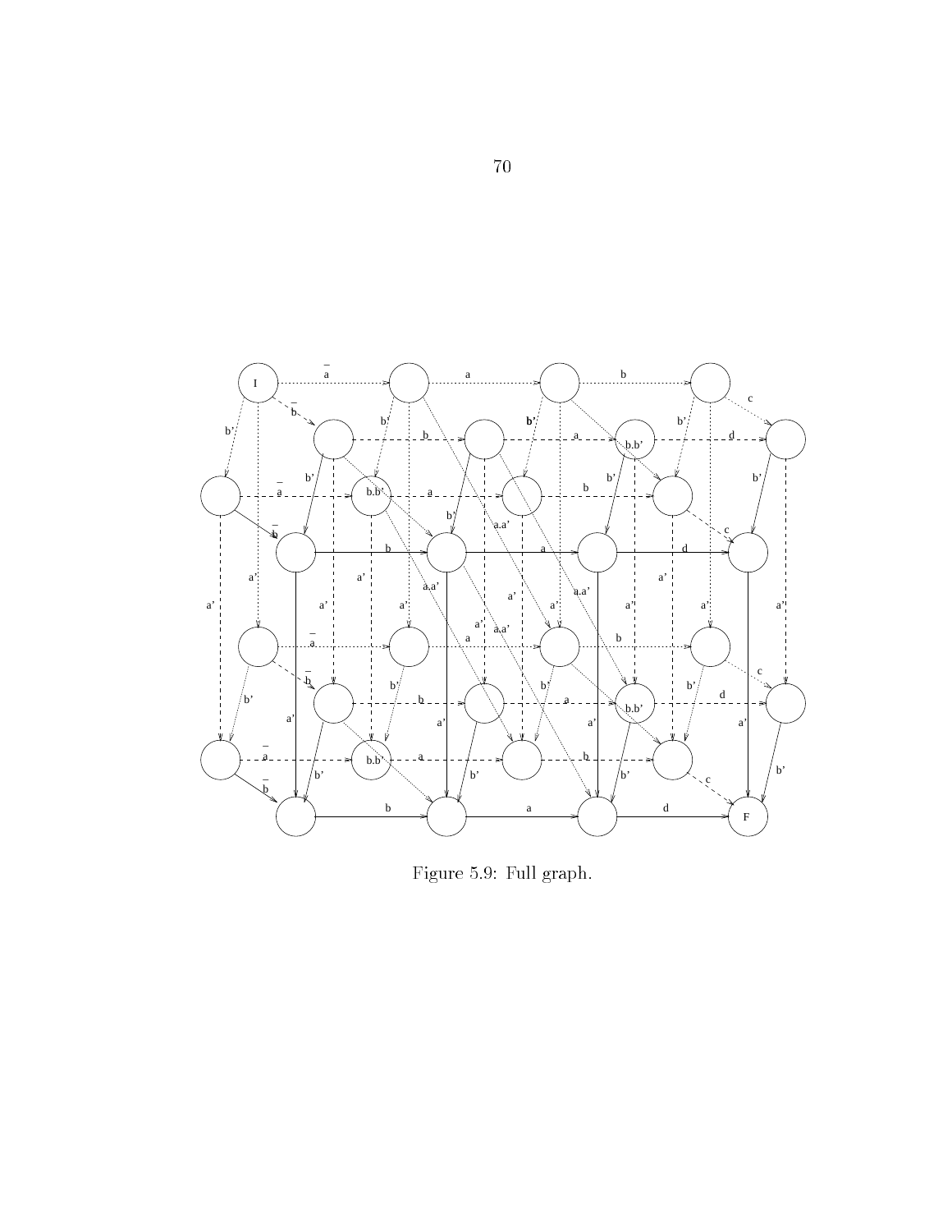Figure 5.9: Full graph.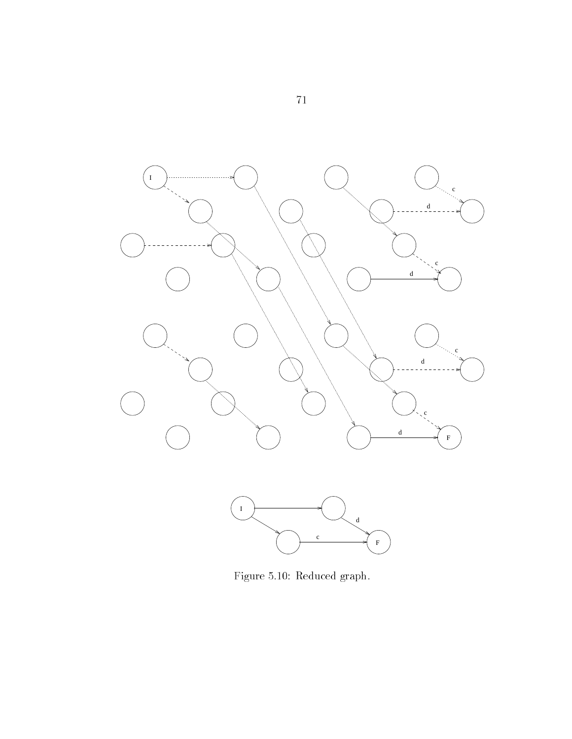Figure 5.10: Reduced graph.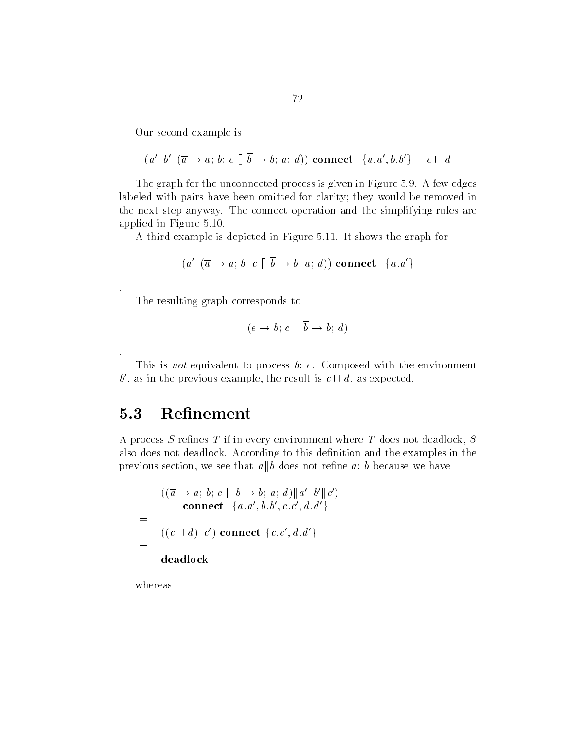Our second example is

$$(a' \| b' \| (\overline{a} \rightarrow a;\, b;\, c \;[]\; \overline{b} \rightarrow b;\, a;\, d)) \;\textbf{connect}\; \{a.a', b.b'\} = c \sqcap d$$

The graph for the unconnected process is given in Figure 5.9. A few edges labeled with pairs have been omitted for clarity; they would be removed in the next step anyway. The connect operation and the simplifying rules are applied in Figure 5.10.

A third example is depicted in Figure 5.11. It shows the graph for

$$(a' \| (\overline{a} \rightarrow a;\, b;\, c \;[]\; \overline{b} \rightarrow b;\, a;\, d)) \;\textbf{connect}\; \{a.a'\}$$

.

The resulting graph corresponds to

$$(\epsilon \rightarrow b;\, c \;[]\; \overline{b} \rightarrow b;\, d)$$

.

This is *not* equivalent to process $b;\, c$. Composed with the environment $b'$, as in the previous example, the result is $c \sqcap d$, as expected.

## 5.3 Refinement

A process $S$ refines $T$ if in every environment where $T$ does not deadlock, $S$ also does not deadlock. According to this definition and the examples in the previous section, we see that $a \| b$ does not refine $a;\, b$ because we have

$$\begin{aligned}
&((\overline{a} \rightarrow a;\, b;\, c \;[]\; \overline{b} \rightarrow b;\, a;\, d) \| a' \| b' \| c') \\
&\quad \textbf{connect}\; \{a.a', b.b', c.c', d.d'\} \\
= \; & \\
&((c \sqcap d) \| c') \;\textbf{connect}\; \{c.c', d.d'\} \\
= \; & \\
&\textbf{deadlock}
\end{aligned}$$

whereas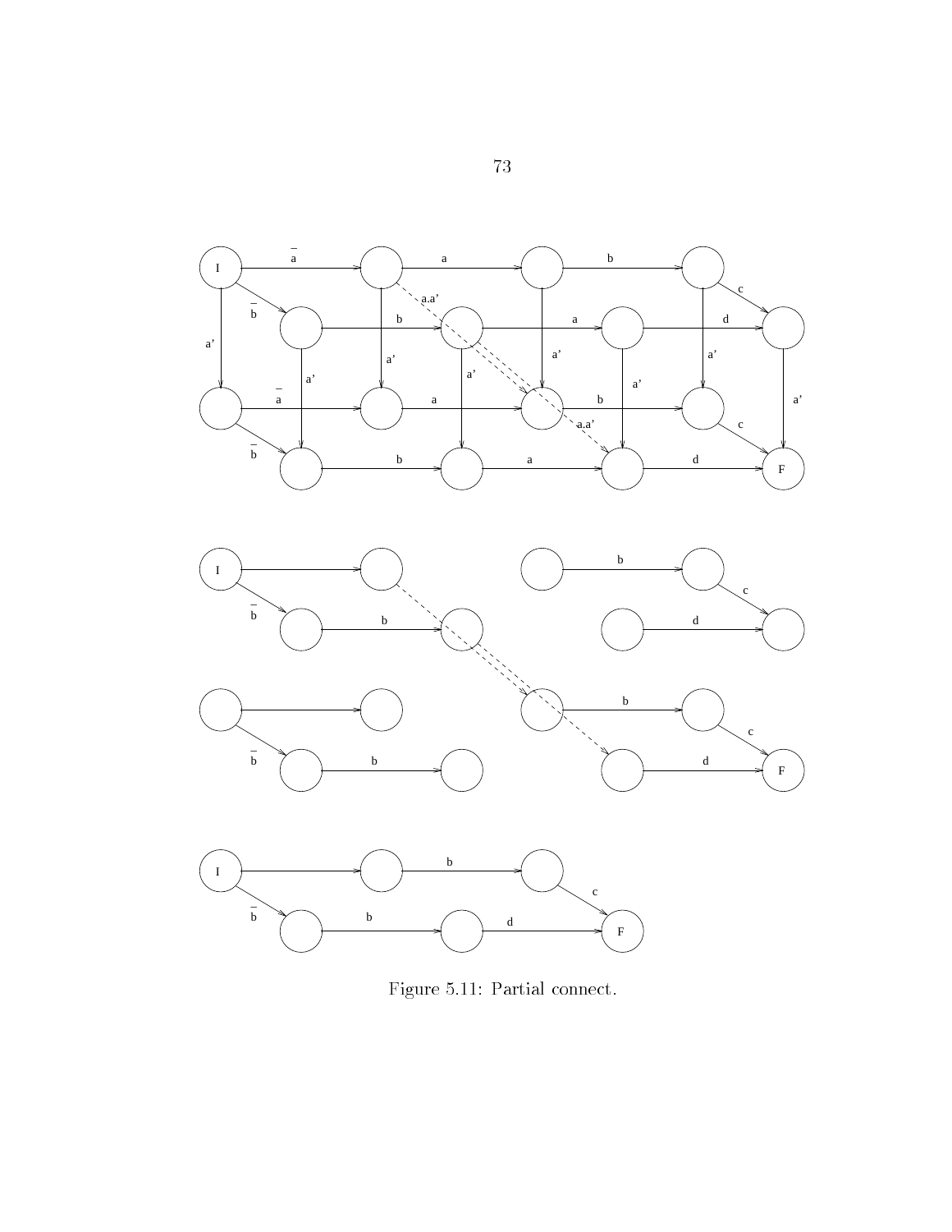Figure 5.11: Partial connect.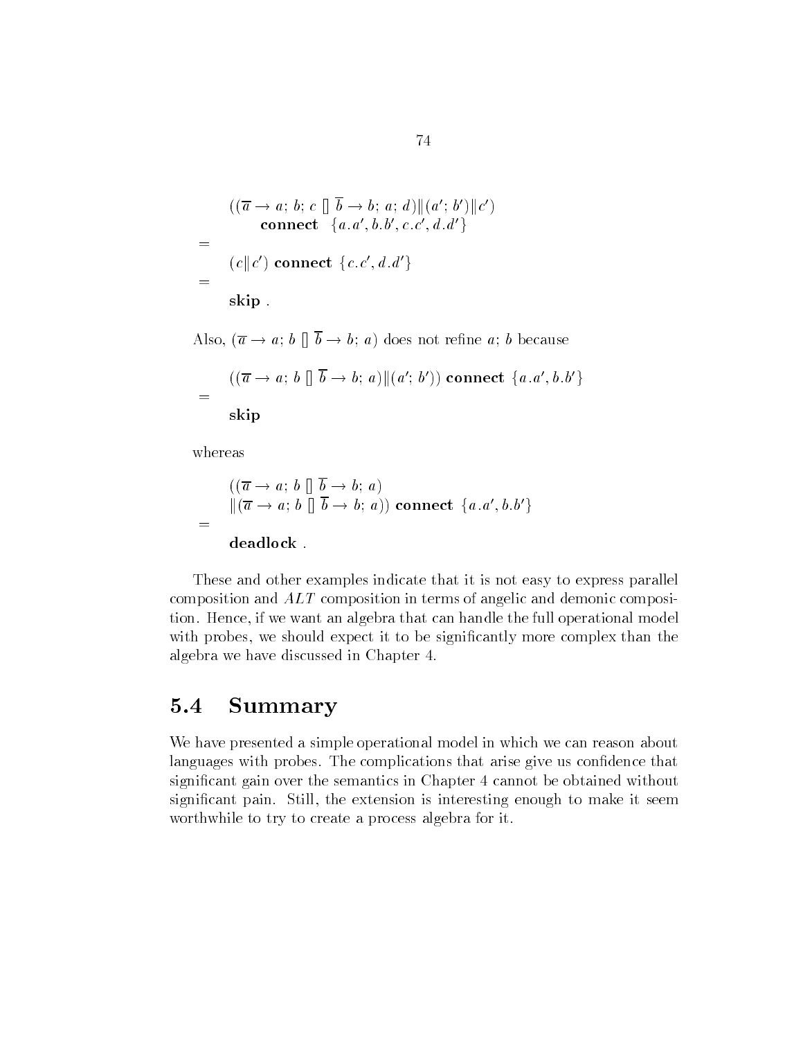$$
\begin{array}{l}
((\overline{a} \rightarrow a;\, b;\, c \;[]\; \overline{b} \rightarrow b;\, a;\, d) \| (a';\, b') \| c') \\
\quad\quad \textbf{connect} \;\; \{a.a',\, b.b',\, c.c',\, d.d'\} \\
= \\
\quad (c \| c') \;\textbf{connect}\; \{c.c',\, d.d'\} \\
= \\
\quad \textbf{skip}\;.
\end{array}
$$

Also, $(\overline{a} \rightarrow a;\, b \;[]\; \overline{b} \rightarrow b;\, a)$ does not refine $a;\, b$ because

$$
\begin{array}{l}
\quad ((\overline{a} \rightarrow a;\, b \;[]\; \overline{b} \rightarrow b;\, a) \| (a';\, b')) \;\textbf{connect}\; \{a.a',\, b.b'\} \\
= \\
\quad \textbf{skip}
\end{array}
$$

whereas

$$
\begin{array}{l}
\quad ((\overline{a} \rightarrow a;\, b \;[]\; \overline{b} \rightarrow b;\, a) \\
\quad \| (\overline{a} \rightarrow a;\, b \;[]\; \overline{b} \rightarrow b;\, a)) \;\textbf{connect}\; \{a.a',\, b.b'\} \\
= \\
\quad \textbf{deadlock}\;.
\end{array}
$$

These and other examples indicate that it is not easy to express parallel composition and $ALT$ composition in terms of angelic and demonic composition. Hence, if we want an algebra that can handle the full operational model with probes, we should expect it to be significantly more complex than the algebra we have discussed in Chapter 4.

## 5.4 Summary

We have presented a simple operational model in which we can reason about languages with probes. The complications that arise give us confidence that significant gain over the semantics in Chapter 4 cannot be obtained without significant pain. Still, the extension is interesting enough to make it seem worthwhile to try to create a process algebra for it.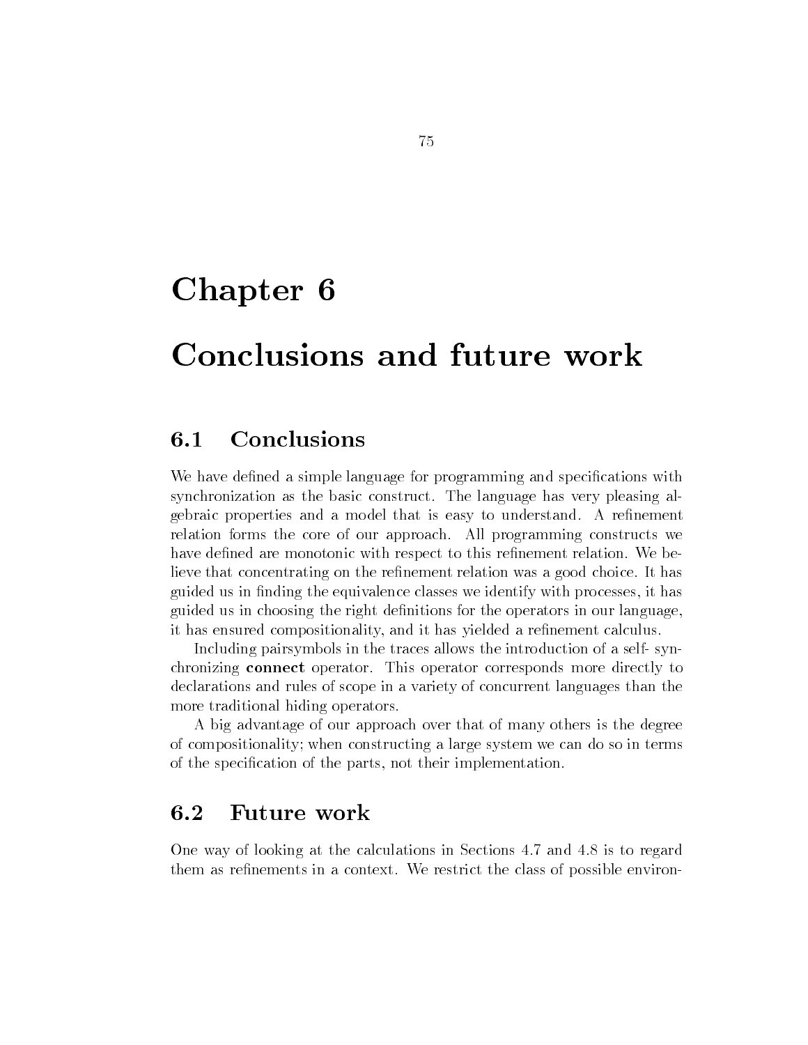# Chapter 6

# Conclusions and future work

## 6.1 Conclusions

We have defined a simple language for programming and specifications with synchronization as the basic construct. The language has very pleasing algebraic properties and a model that is easy to understand. A refinement relation forms the core of our approach. All programming constructs we have defined are monotonic with respect to this refinement relation. We believe that concentrating on the refinement relation was a good choice. It has guided us in finding the equivalence classes we identify with processes, it has guided us in choosing the right definitions for the operators in our language, it has ensured compositionality, and it has yielded a refinement calculus.

Including pairsymbols in the traces allows the introduction of a self- synchronizing **connect** operator. This operator corresponds more directly to declarations and rules of scope in a variety of concurrent languages than the more traditional hiding operators.

A big advantage of our approach over that of many others is the degree of compositionality; when constructing a large system we can do so in terms of the specification of the parts, not their implementation.

## 6.2 Future work

One way of looking at the calculations in Sections 4.7 and 4.8 is to regard them as refinements in a context. We restrict the class of possible environ-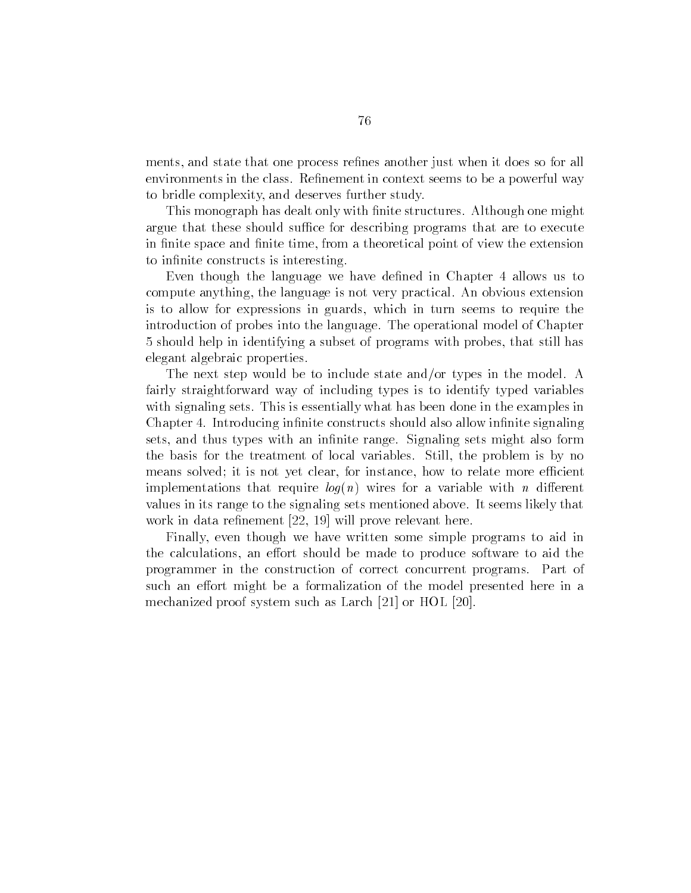ments, and state that one process refines another just when it does so for all environments in the class. Refinement in context seems to be a powerful way to bridle complexity, and deserves further study.

This monograph has dealt only with finite structures. Although one might argue that these should suffice for describing programs that are to execute in finite space and finite time, from a theoretical point of view the extension to infinite constructs is interesting.

Even though the language we have defined in Chapter 4 allows us to compute anything, the language is not very practical. An obvious extension is to allow for expressions in guards, which in turn seems to require the introduction of probes into the language. The operational model of Chapter 5 should help in identifying a subset of programs with probes, that still has elegant algebraic properties.

The next step would be to include state and/or types in the model. A fairly straightforward way of including types is to identify typed variables with signaling sets. This is essentially what has been done in the examples in Chapter 4. Introducing infinite constructs should also allow infinite signaling sets, and thus types with an infinite range. Signaling sets might also form the basis for the treatment of local variables. Still, the problem is by no means solved; it is not yet clear, for instance, how to relate more efficient implementations that require $log(n)$ wires for a variable with $n$ different values in its range to the signaling sets mentioned above. It seems likely that work in data refinement [22, 19] will prove relevant here.

Finally, even though we have written some simple programs to aid in the calculations, an effort should be made to produce software to aid the programmer in the construction of correct concurrent programs. Part of such an effort might be a formalization of the model presented here in a mechanized proof system such as Larch [21] or HOL [20].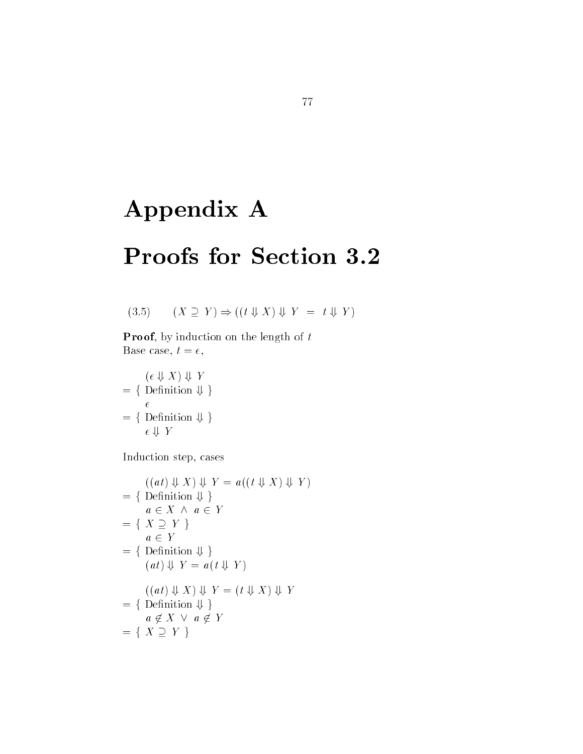# Appendix A

# Proofs for Section 3.2

$$(3.5) \qquad (X \supseteq Y) \Rightarrow ((t \Downarrow X) \Downarrow Y \;=\; t \Downarrow Y)$$

**Proof**, by induction on the length of $t$

Base case, $t = \epsilon$,

$$
\begin{aligned}
& (\epsilon \Downarrow X) \Downarrow Y \\
= \; & \{ \text{ Definition } \Downarrow \} \\
& \epsilon \\
= \; & \{ \text{ Definition } \Downarrow \} \\
& \epsilon \Downarrow Y
\end{aligned}
$$

Induction step, cases

$$
\begin{aligned}
& ((at) \Downarrow X) \Downarrow Y = a((t \Downarrow X) \Downarrow Y) \\
= \; & \{ \text{ Definition } \Downarrow \} \\
& a \in X \;\wedge\; a \in Y \\
= \; & \{ \; X \supseteq Y \; \} \\
& a \in Y \\
= \; & \{ \text{ Definition } \Downarrow \} \\
& (at) \Downarrow Y = a(t \Downarrow Y)
\end{aligned}
$$

$$
\begin{aligned}
& ((at) \Downarrow X) \Downarrow Y = (t \Downarrow X) \Downarrow Y \\
= \; & \{ \text{ Definition } \Downarrow \} \\
& a \notin X \;\vee\; a \notin Y \\
= \; & \{ \; X \supseteq Y \; \}
\end{aligned}
$$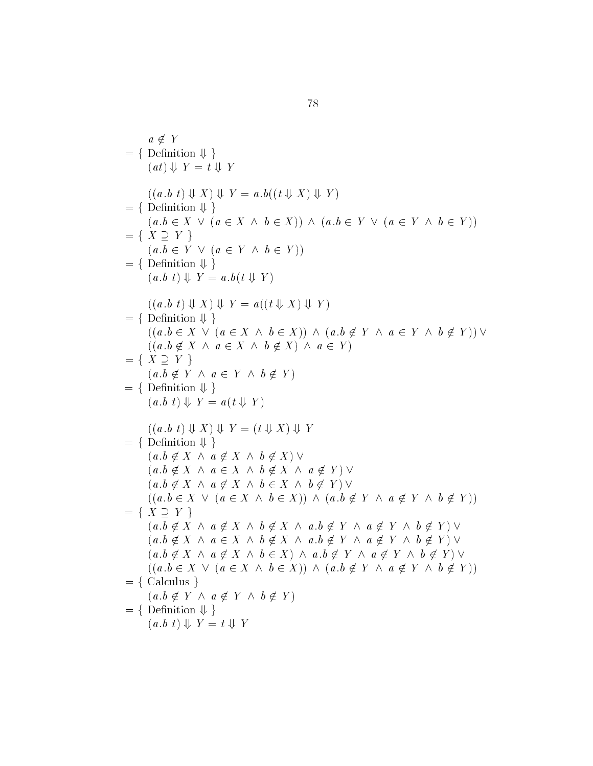$a \notin Y$

$= \{$ Definition $\Downarrow$ $\}$

$(at) \Downarrow Y = t \Downarrow Y$

$((a.b\ t) \Downarrow X) \Downarrow Y = a.b((t \Downarrow X) \Downarrow Y)$

$= \{$ Definition $\Downarrow$ $\}$

$(a.b \in X \ \vee\ (a \in X \ \wedge\ b \in X)) \ \wedge\ (a.b \in Y \ \vee\ (a \in Y \ \wedge\ b \in Y))$

$= \{ \ X \supseteq Y \ \}$

$(a.b \in Y \ \vee\ (a \in Y \ \wedge\ b \in Y))$

$= \{$ Definition $\Downarrow$ $\}$

$(a.b\ t) \Downarrow Y = a.b(t \Downarrow Y)$

$((a.b\ t) \Downarrow X) \Downarrow Y = a((t \Downarrow X) \Downarrow Y)$

$= \{$ Definition $\Downarrow$ $\}$

$((a.b \in X \ \vee\ (a \in X \ \wedge\ b \in X)) \ \wedge\ (a.b \notin Y \ \wedge\ a \in Y \ \wedge\ b \notin Y)) \vee$
$((a.b \notin X \ \wedge\ a \in X \ \wedge\ b \notin X) \ \wedge\ a \in Y)$

$= \{ \ X \supseteq Y \ \}$

$(a.b \notin Y \ \wedge\ a \in Y \ \wedge\ b \notin Y)$

$= \{$ Definition $\Downarrow$ $\}$

$(a.b\ t) \Downarrow Y = a(t \Downarrow Y)$

$((a.b\ t) \Downarrow X) \Downarrow Y = (t \Downarrow X) \Downarrow Y$

$= \{$ Definition $\Downarrow$ $\}$

$(a.b \notin X \ \wedge\ a \notin X \ \wedge\ b \notin X) \vee$
$(a.b \notin X \ \wedge\ a \in X \ \wedge\ b \notin X \ \wedge\ a \notin Y) \vee$
$(a.b \notin X \ \wedge\ a \notin X \ \wedge\ b \in X \ \wedge\ b \notin Y) \vee$
$((a.b \in X \ \vee\ (a \in X \ \wedge\ b \in X)) \ \wedge\ (a.b \notin Y \ \wedge\ a \notin Y \ \wedge\ b \notin Y))$

$= \{ \ X \supseteq Y \ \}$

$(a.b \notin X \ \wedge\ a \notin X \ \wedge\ b \notin X \ \wedge\ a.b \notin Y \ \wedge\ a \notin Y \ \wedge\ b \notin Y) \vee$
$(a.b \notin X \ \wedge\ a \in X \ \wedge\ b \notin X \ \wedge\ a.b \notin Y \ \wedge\ a \notin Y \ \wedge\ b \notin Y) \vee$
$(a.b \notin X \ \wedge\ a \notin X \ \wedge\ b \in X) \ \wedge\ a.b \notin Y \ \wedge\ a \notin Y \ \wedge\ b \notin Y) \vee$
$((a.b \in X \ \vee\ (a \in X \ \wedge\ b \in X)) \ \wedge\ (a.b \notin Y \ \wedge\ a \notin Y \ \wedge\ b \notin Y))$

$= \{$ Calculus $\}$

$(a.b \notin Y \ \wedge\ a \notin Y \ \wedge\ b \notin Y)$

$= \{$ Definition $\Downarrow$ $\}$

$(a.b\ t) \Downarrow Y = t \Downarrow Y$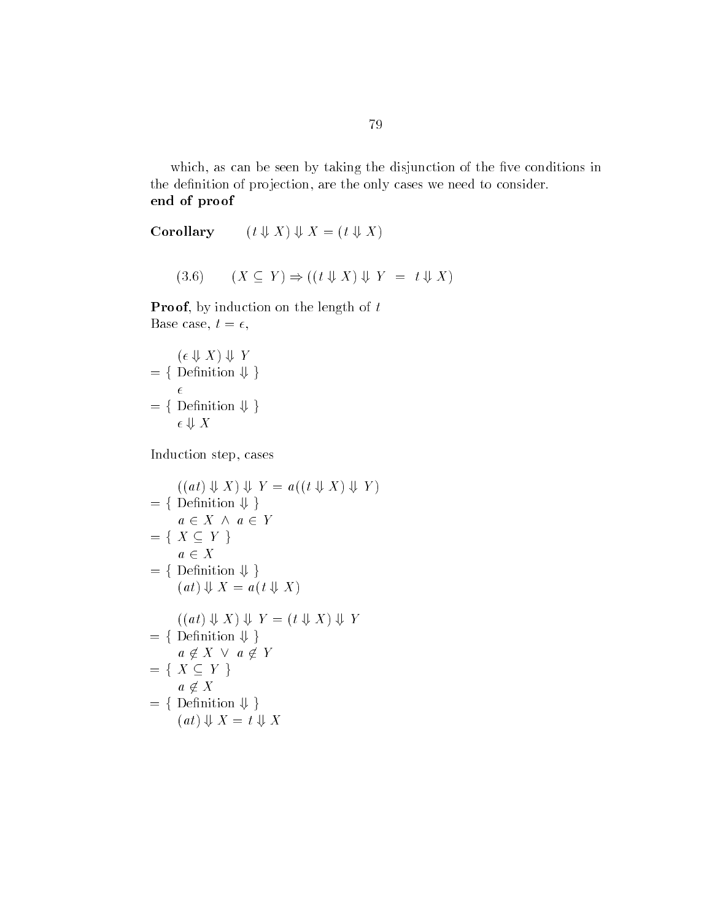which, as can be seen by taking the disjunction of the five conditions in the definition of projection, are the only cases we need to consider.
**end of proof**

**Corollary** $\quad (t \Downarrow X) \Downarrow X = (t \Downarrow X)$

$$(3.6) \qquad (X \subseteq Y) \Rightarrow ((t \Downarrow X) \Downarrow Y \ = \ t \Downarrow X)$$

**Proof**, by induction on the length of $t$
Base case, $t = \epsilon$,

$$
\begin{aligned}
& \quad (\epsilon \Downarrow X) \Downarrow Y \\
= & \ \{ \text{ Definition } \Downarrow \} \\
& \quad \epsilon \\
= & \ \{ \text{ Definition } \Downarrow \} \\
& \quad \epsilon \Downarrow X
\end{aligned}
$$

Induction step, cases

$$
\begin{aligned}
& \quad ((at) \Downarrow X) \Downarrow Y = a((t \Downarrow X) \Downarrow Y) \\
= & \ \{ \text{ Definition } \Downarrow \} \\
& \quad a \in X \ \wedge \ a \in Y \\
= & \ \{ \ X \subseteq Y \ \} \\
& \quad a \in X \\
= & \ \{ \text{ Definition } \Downarrow \} \\
& \quad (at) \Downarrow X = a(t \Downarrow X)
\end{aligned}
$$

$$
\begin{aligned}
& \quad ((at) \Downarrow X) \Downarrow Y = (t \Downarrow X) \Downarrow Y \\
= & \ \{ \text{ Definition } \Downarrow \} \\
& \quad a \notin X \ \vee \ a \notin Y \\
= & \ \{ \ X \subseteq Y \ \} \\
& \quad a \notin X \\
= & \ \{ \text{ Definition } \Downarrow \} \\
& \quad (at) \Downarrow X = t \Downarrow X
\end{aligned}
$$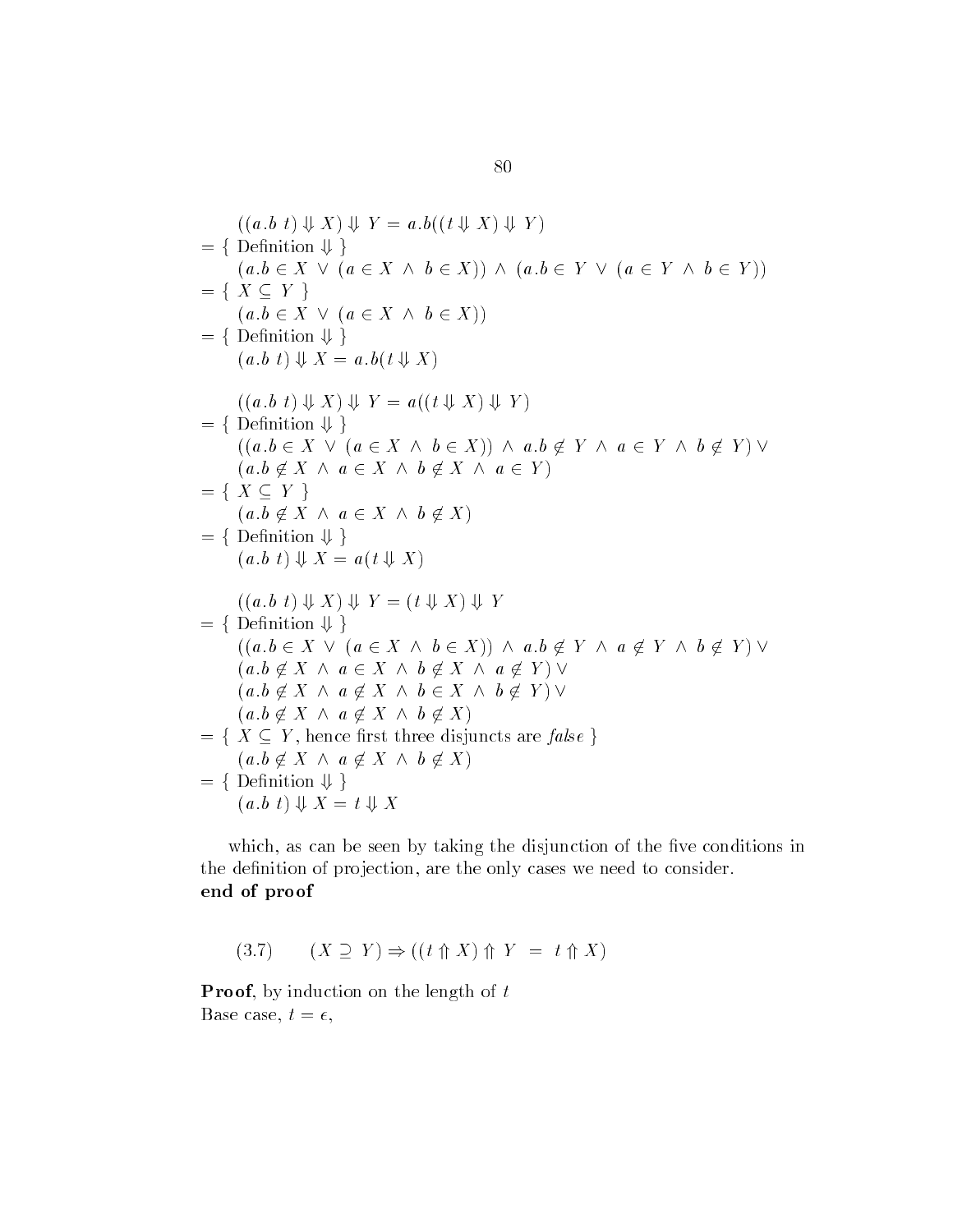$$
\begin{array}{l}
\quad ((a.b\ t) \Downarrow X) \Downarrow Y = a.b((t \Downarrow X) \Downarrow Y) \\
= \{ \text{ Definition } \Downarrow \} \\
\quad (a.b \in X \ \vee \ (a \in X \ \wedge \ b \in X)) \ \wedge \ (a.b \in Y \ \vee \ (a \in Y \ \wedge \ b \in Y)) \\
= \{ \ X \subseteq Y \ \} \\
\quad (a.b \in X \ \vee \ (a \in X \ \wedge \ b \in X)) \\
= \{ \text{ Definition } \Downarrow \} \\
\quad (a.b\ t) \Downarrow X = a.b(t \Downarrow X)
\end{array}
$$

$$
\begin{array}{l}
\quad ((a.b\ t) \Downarrow X) \Downarrow Y = a((t \Downarrow X) \Downarrow Y) \\
= \{ \text{ Definition } \Downarrow \} \\
\quad ((a.b \in X \ \vee \ (a \in X \ \wedge \ b \in X)) \ \wedge \ a.b \notin Y \ \wedge \ a \in Y \ \wedge \ b \notin Y) \ \vee \\
\quad (a.b \notin X \ \wedge \ a \in X \ \wedge \ b \notin X \ \wedge \ a \in Y) \\
= \{ \ X \subseteq Y \ \} \\
\quad (a.b \notin X \ \wedge \ a \in X \ \wedge \ b \notin X) \\
= \{ \text{ Definition } \Downarrow \} \\
\quad (a.b\ t) \Downarrow X = a(t \Downarrow X)
\end{array}
$$

$$
\begin{array}{l}
\quad ((a.b\ t) \Downarrow X) \Downarrow Y = (t \Downarrow X) \Downarrow Y \\
= \{ \text{ Definition } \Downarrow \} \\
\quad ((a.b \in X \ \vee \ (a \in X \ \wedge \ b \in X)) \ \wedge \ a.b \notin Y \ \wedge \ a \notin Y \ \wedge \ b \notin Y) \ \vee \\
\quad (a.b \notin X \ \wedge \ a \in X \ \wedge \ b \notin X \ \wedge \ a \notin Y) \ \vee \\
\quad (a.b \notin X \ \wedge \ a \notin X \ \wedge \ b \in X \ \wedge \ b \notin Y) \ \vee \\
\quad (a.b \notin X \ \wedge \ a \notin X \ \wedge \ b \notin X) \\
= \{ \ X \subseteq Y, \text{ hence first three disjuncts are } \mathit{false} \ \} \\
\quad (a.b \notin X \ \wedge \ a \notin X \ \wedge \ b \notin X) \\
= \{ \text{ Definition } \Downarrow \} \\
\quad (a.b\ t) \Downarrow X = t \Downarrow X
\end{array}
$$

which, as can be seen by taking the disjunction of the five conditions in the definition of projection, are the only cases we need to consider.
**end of proof**

$$(3.7) \qquad (X \supseteq Y) \Rightarrow ((t \Uparrow X) \Uparrow Y \ = \ t \Uparrow X)$$

**Proof**, by induction on the length of $t$
Base case, $t = \epsilon$,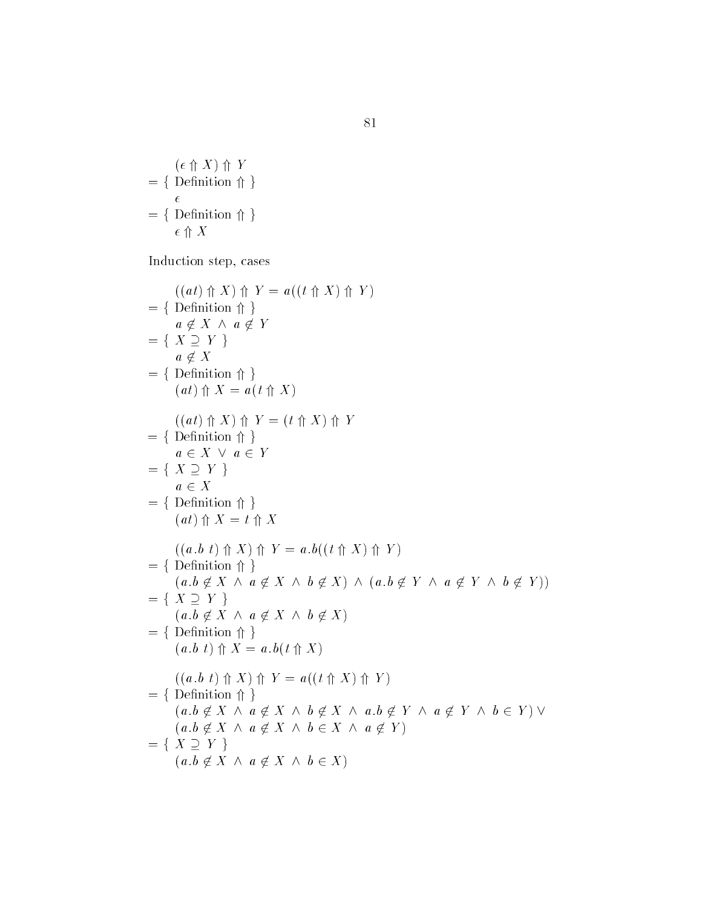$$
\begin{array}{l}
\quad (\epsilon \Uparrow X) \Uparrow Y \\
= \{ \text{ Definition } \Uparrow \} \\
\quad \epsilon \\
= \{ \text{ Definition } \Uparrow \} \\
\quad \epsilon \Uparrow X
\end{array}
$$

Induction step, cases

$$
\begin{array}{l}
\quad ((at) \Uparrow X) \Uparrow Y = a((t \Uparrow X) \Uparrow Y) \\
= \{ \text{ Definition } \Uparrow \} \\
\quad a \notin X \ \wedge \ a \notin Y \\
= \{ \ X \supseteq Y \ \} \\
\quad a \notin X \\
= \{ \text{ Definition } \Uparrow \} \\
\quad (at) \Uparrow X = a(t \Uparrow X)
\end{array}
$$

$$
\begin{array}{l}
\quad ((at) \Uparrow X) \Uparrow Y = (t \Uparrow X) \Uparrow Y \\
= \{ \text{ Definition } \Uparrow \} \\
\quad a \in X \ \vee \ a \in Y \\
= \{ \ X \supseteq Y \ \} \\
\quad a \in X \\
= \{ \text{ Definition } \Uparrow \} \\
\quad (at) \Uparrow X = t \Uparrow X
\end{array}
$$

$$
\begin{array}{l}
\quad ((a.b \ t) \Uparrow X) \Uparrow Y = a.b((t \Uparrow X) \Uparrow Y) \\
= \{ \text{ Definition } \Uparrow \} \\
\quad (a.b \notin X \ \wedge \ a \notin X \ \wedge \ b \notin X) \ \wedge \ (a.b \notin Y \ \wedge \ a \notin Y \ \wedge \ b \notin Y)) \\
= \{ \ X \supseteq Y \ \} \\
\quad (a.b \notin X \ \wedge \ a \notin X \ \wedge \ b \notin X) \\
= \{ \text{ Definition } \Uparrow \} \\
\quad (a.b \ t) \Uparrow X = a.b(t \Uparrow X)
\end{array}
$$

$$
\begin{array}{l}
\quad ((a.b \ t) \Uparrow X) \Uparrow Y = a((t \Uparrow X) \Uparrow Y) \\
= \{ \text{ Definition } \Uparrow \} \\
\quad (a.b \notin X \ \wedge \ a \notin X \ \wedge \ b \notin X \ \wedge \ a.b \notin Y \ \wedge \ a \notin Y \ \wedge \ b \in Y) \vee \\
\quad (a.b \notin X \ \wedge \ a \notin X \ \wedge \ b \in X \ \wedge \ a \notin Y) \\
= \{ \ X \supseteq Y \ \} \\
\quad (a.b \notin X \ \wedge \ a \notin X \ \wedge \ b \in X)
\end{array}
$$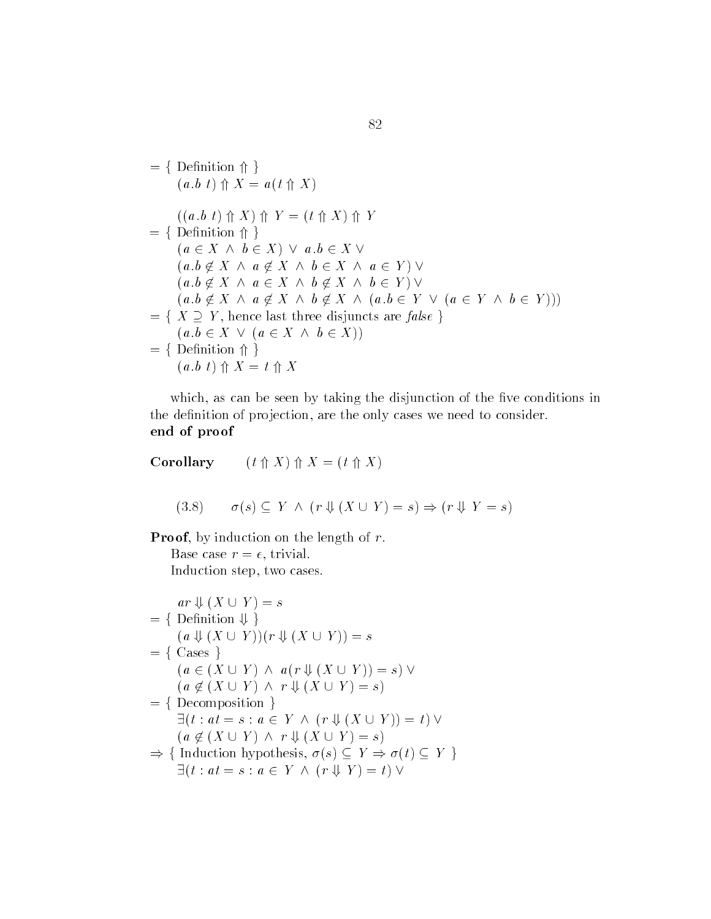$= \{$ Definition $\Uparrow$ $\}$
$\quad (a.b\ t) \Uparrow X = a(t \Uparrow X)$

$\quad ((a.b\ t) \Uparrow X) \Uparrow Y = (t \Uparrow X) \Uparrow Y$
$= \{$ Definition $\Uparrow$ $\}$
$\quad (a \in X \ \wedge\ b \in X) \ \vee\ a.b \in X \ \vee$
$\quad (a.b \notin X \ \wedge\ a \notin X \ \wedge\ b \in X \ \wedge\ a \in Y) \ \vee$
$\quad (a.b \notin X \ \wedge\ a \in X \ \wedge\ b \notin X \ \wedge\ b \in Y) \ \vee$
$\quad (a.b \notin X \ \wedge\ a \notin X \ \wedge\ b \notin X \ \wedge\ (a.b \in Y \ \vee\ (a \in Y \ \wedge\ b \in Y)))$
$= \{$ $X \supseteq Y$, hence last three disjuncts are *false* $\}$
$\quad (a.b \in X \ \vee\ (a \in X \ \wedge\ b \in X))$
$= \{$ Definition $\Uparrow$ $\}$
$\quad (a.b\ t) \Uparrow X = t \Uparrow X$

which, as can be seen by taking the disjunction of the five conditions in the definition of projection, are the only cases we need to consider.
**end of proof**

**Corollary** $\quad (t \Uparrow X) \Uparrow X = (t \Uparrow X)$

(3.8) $\quad \sigma(s) \subseteq Y \ \wedge\ (r \Downarrow (X \cup Y) = s) \Rightarrow (r \Downarrow Y = s)$

**Proof**, by induction on the length of $r$.
Base case $r = \epsilon$, trivial.
Induction step, two cases.

$\quad ar \Downarrow (X \cup Y) = s$
$= \{$ Definition $\Downarrow$ $\}$
$\quad (a \Downarrow (X \cup Y))(r \Downarrow (X \cup Y)) = s$
$= \{$ Cases $\}$
$\quad (a \in (X \cup Y) \ \wedge\ a(r \Downarrow (X \cup Y)) = s) \ \vee$
$\quad (a \notin (X \cup Y) \ \wedge\ r \Downarrow (X \cup Y) = s)$
$= \{$ Decomposition $\}$
$\quad \exists(t : at = s : a \in Y \ \wedge\ (r \Downarrow (X \cup Y)) = t) \ \vee$
$\quad (a \notin (X \cup Y) \ \wedge\ r \Downarrow (X \cup Y) = s)$
$\Rightarrow \{$ Induction hypothesis, $\sigma(s) \subseteq Y \Rightarrow \sigma(t) \subseteq Y$ $\}$
$\quad \exists(t : at = s : a \in Y \ \wedge\ (r \Downarrow Y) = t) \ \vee$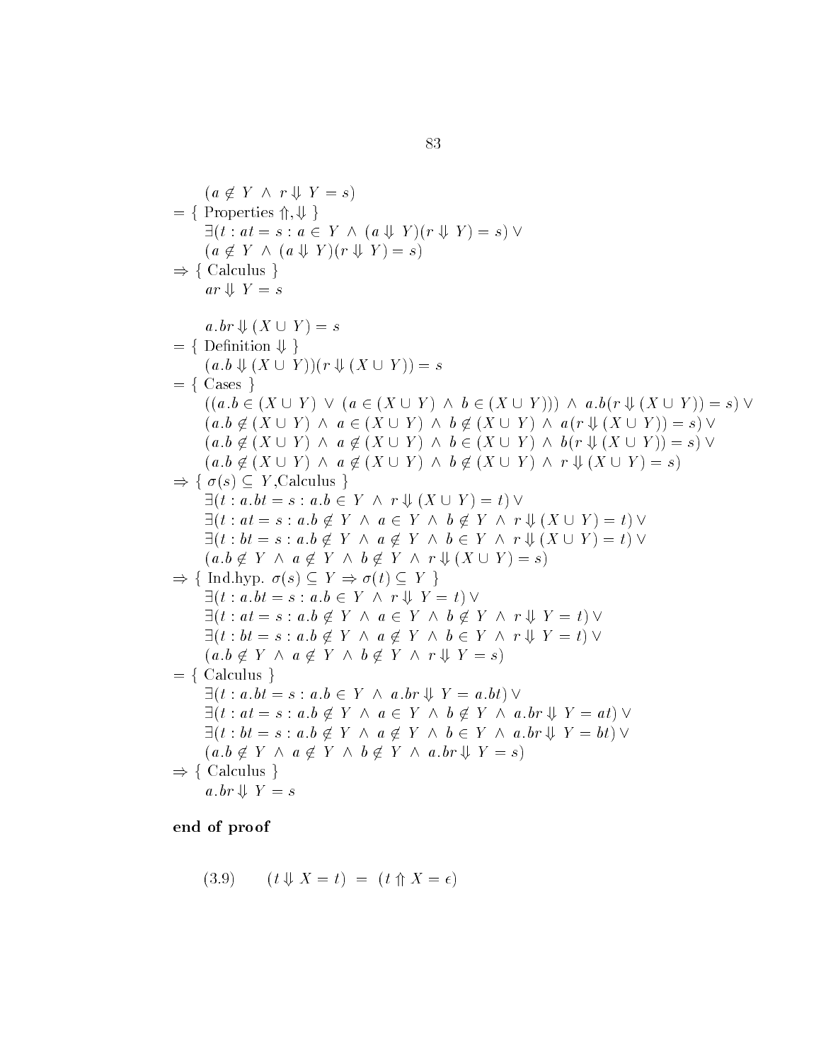$(a \notin Y \;\wedge\; r \Downarrow Y = s)$

$= \{$ Properties $\Uparrow, \Downarrow$ $\}$

$\exists(t : at = s : a \in Y \;\wedge\; (a \Downarrow Y)(r \Downarrow Y) = s) \,\vee$

$(a \notin Y \;\wedge\; (a \Downarrow Y)(r \Downarrow Y) = s)$

$\Rightarrow \{$ Calculus $\}$

$ar \Downarrow Y = s$

$a.br \Downarrow (X \cup Y) = s$

$= \{$ Definition $\Downarrow$ $\}$

$(a.b \Downarrow (X \cup Y))(r \Downarrow (X \cup Y)) = s$

$= \{$ Cases $\}$

$((a.b \in (X \cup Y) \;\vee\; (a \in (X \cup Y) \;\wedge\; b \in (X \cup Y))) \;\wedge\; a.b(r \Downarrow (X \cup Y)) = s) \,\vee$

$(a.b \notin (X \cup Y) \;\wedge\; a \in (X \cup Y) \;\wedge\; b \notin (X \cup Y) \;\wedge\; a(r \Downarrow (X \cup Y)) = s) \,\vee$

$(a.b \notin (X \cup Y) \;\wedge\; a \notin (X \cup Y) \;\wedge\; b \in (X \cup Y) \;\wedge\; b(r \Downarrow (X \cup Y)) = s) \,\vee$

$(a.b \notin (X \cup Y) \;\wedge\; a \notin (X \cup Y) \;\wedge\; b \notin (X \cup Y) \;\wedge\; r \Downarrow (X \cup Y) = s)$

$\Rightarrow \{$ $\sigma(s) \subseteq Y$,Calculus $\}$

$\exists(t : a.bt = s : a.b \in Y \;\wedge\; r \Downarrow (X \cup Y) = t) \,\vee$

$\exists(t : at = s : a.b \notin Y \;\wedge\; a \in Y \;\wedge\; b \notin Y \;\wedge\; r \Downarrow (X \cup Y) = t) \,\vee$

$\exists(t : bt = s : a.b \notin Y \;\wedge\; a \notin Y \;\wedge\; b \in Y \;\wedge\; r \Downarrow (X \cup Y) = t) \,\vee$

$(a.b \notin Y \;\wedge\; a \notin Y \;\wedge\; b \notin Y \;\wedge\; r \Downarrow (X \cup Y) = s)$

$\Rightarrow \{$ Ind.hyp. $\sigma(s) \subseteq Y \Rightarrow \sigma(t) \subseteq Y$ $\}$

$\exists(t : a.bt = s : a.b \in Y \;\wedge\; r \Downarrow Y = t) \,\vee$

$\exists(t : at = s : a.b \notin Y \;\wedge\; a \in Y \;\wedge\; b \notin Y \;\wedge\; r \Downarrow Y = t) \,\vee$

$\exists(t : bt = s : a.b \notin Y \;\wedge\; a \notin Y \;\wedge\; b \in Y \;\wedge\; r \Downarrow Y = t) \,\vee$

$(a.b \notin Y \;\wedge\; a \notin Y \;\wedge\; b \notin Y \;\wedge\; r \Downarrow Y = s)$

$= \{$ Calculus $\}$

$\exists(t : a.bt = s : a.b \in Y \;\wedge\; a.br \Downarrow Y = a.bt) \,\vee$

$\exists(t : at = s : a.b \notin Y \;\wedge\; a \in Y \;\wedge\; b \notin Y \;\wedge\; a.br \Downarrow Y = at) \,\vee$

$\exists(t : bt = s : a.b \notin Y \;\wedge\; a \notin Y \;\wedge\; b \in Y \;\wedge\; a.br \Downarrow Y = bt) \,\vee$

$(a.b \notin Y \;\wedge\; a \notin Y \;\wedge\; b \notin Y \;\wedge\; a.br \Downarrow Y = s)$

$\Rightarrow \{$ Calculus $\}$

$a.br \Downarrow Y = s$

**end of proof**

$$(3.9) \qquad (t \Downarrow X = t) \;=\; (t \Uparrow X = \epsilon)$$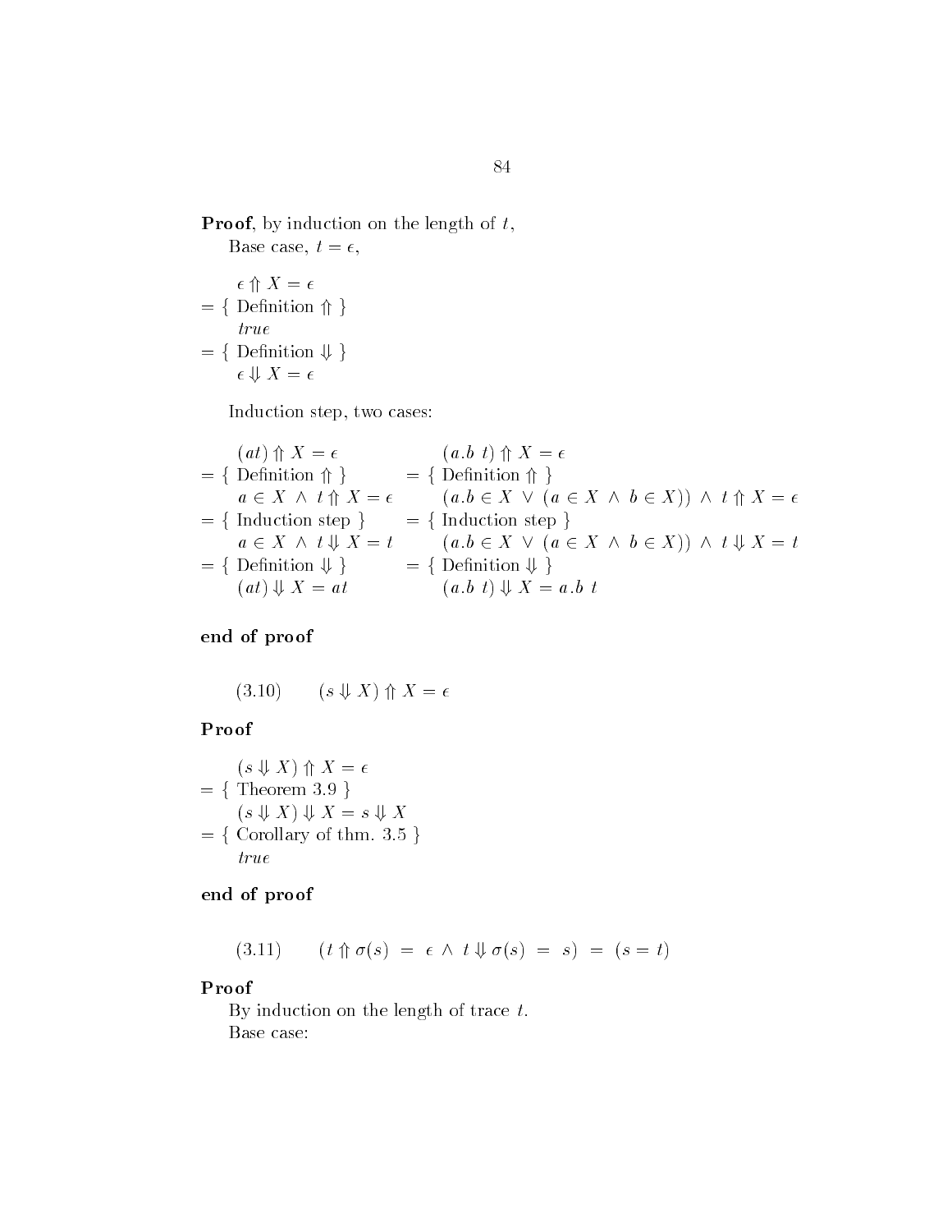**Proof**, by induction on the length of $t$,

Base case, $t = \epsilon$,

$$
\begin{array}{l}
\quad \epsilon \Uparrow X = \epsilon \\
= \{ \text{ Definition } \Uparrow \} \\
\quad \mathit{true} \\
= \{ \text{ Definition } \Downarrow \} \\
\quad \epsilon \Downarrow X = \epsilon
\end{array}
$$

Induction step, two cases:

$$
\begin{array}{ll}
\quad (at) \Uparrow X = \epsilon & \quad (a.b\ t) \Uparrow X = \epsilon \\
= \{ \text{ Definition } \Uparrow \} & = \{ \text{ Definition } \Uparrow \} \\
\quad a \in X \ \wedge \ t \Uparrow X = \epsilon & \quad (a.b \in X \ \vee \ (a \in X \ \wedge \ b \in X)) \ \wedge \ t \Uparrow X = \epsilon \\
= \{ \text{ Induction step } \} & = \{ \text{ Induction step } \} \\
\quad a \in X \ \wedge \ t \Downarrow X = t & \quad (a.b \in X \ \vee \ (a \in X \ \wedge \ b \in X)) \ \wedge \ t \Downarrow X = t \\
= \{ \text{ Definition } \Downarrow \} & = \{ \text{ Definition } \Downarrow \} \\
\quad (at) \Downarrow X = at & \quad (a.b\ t) \Downarrow X = a.b\ t
\end{array}
$$

**end of proof**

$$(3.10) \qquad (s \Downarrow X) \Uparrow X = \epsilon$$

**Proof**

$$
\begin{array}{l}
\quad (s \Downarrow X) \Uparrow X = \epsilon \\
= \{ \text{ Theorem 3.9 } \} \\
\quad (s \Downarrow X) \Downarrow X = s \Downarrow X \\
= \{ \text{ Corollary of thm. 3.5 } \} \\
\quad \mathit{true}
\end{array}
$$

**end of proof**

$$(3.11) \qquad (t \Uparrow \sigma(s) \ = \ \epsilon \ \wedge \ t \Downarrow \sigma(s) \ = \ s) \ = \ (s = t)$$

**Proof**

By induction on the length of trace $t$.

Base case: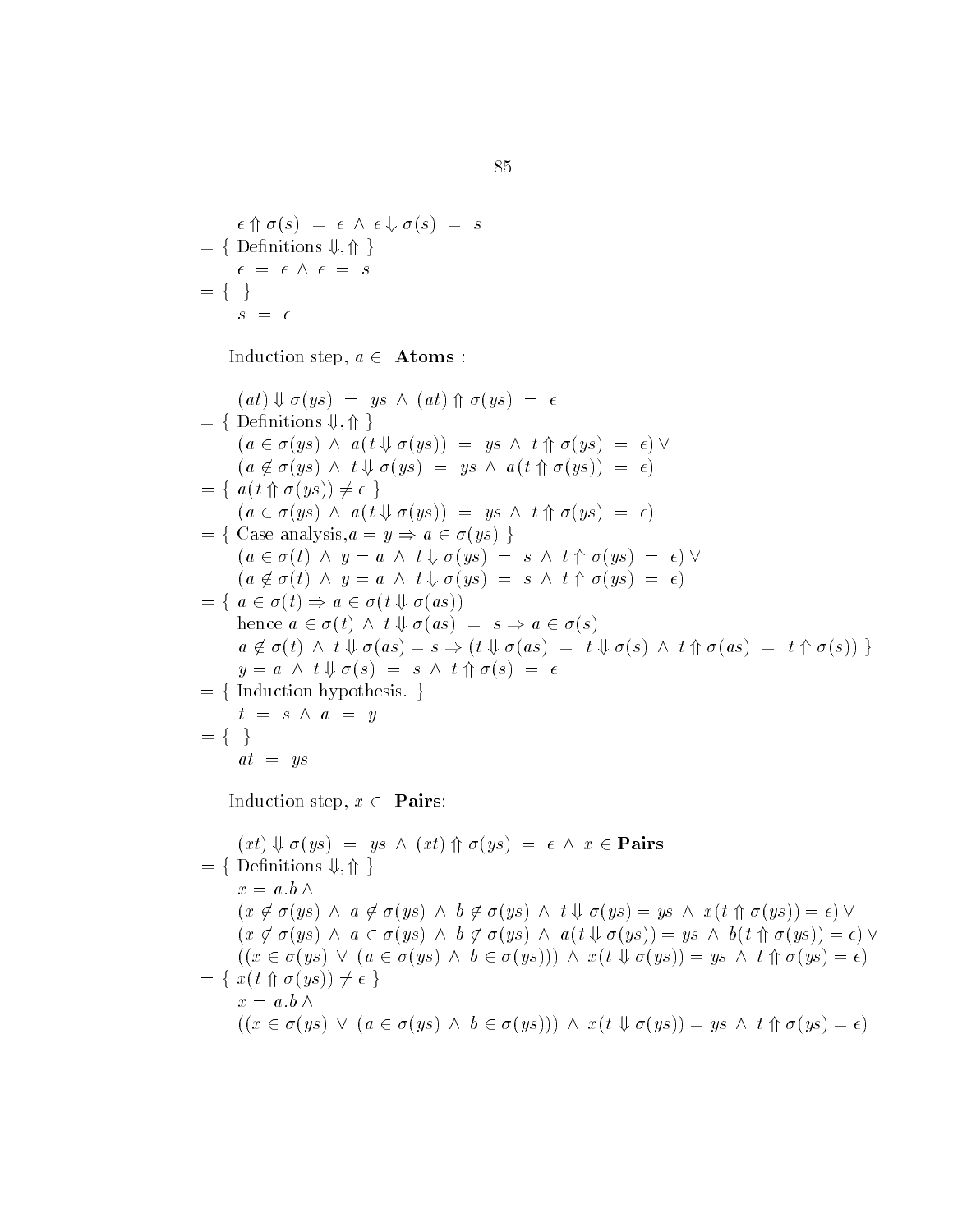$$
\begin{array}{ll}
 & \epsilon \Uparrow \sigma(s) \;=\; \epsilon \;\wedge\; \epsilon \Downarrow \sigma(s) \;=\; s \\
= & \{ \text{ Definitions } \Downarrow, \Uparrow \; \} \\
 & \epsilon \;=\; \epsilon \;\wedge\; \epsilon \;=\; s \\
= & \{ \quad \} \\
 & s \;=\; \epsilon
\end{array}
$$

Induction step, $a \in$ **Atoms** :

$$
\begin{array}{ll}
 & (at) \Downarrow \sigma(ys) \;=\; ys \;\wedge\; (at) \Uparrow \sigma(ys) \;=\; \epsilon \\
= & \{ \text{ Definitions } \Downarrow, \Uparrow \; \} \\
 & (a \in \sigma(ys) \;\wedge\; a(t \Downarrow \sigma(ys)) \;=\; ys \;\wedge\; t \Uparrow \sigma(ys) \;=\; \epsilon) \vee \\
 & (a \notin \sigma(ys) \;\wedge\; t \Downarrow \sigma(ys) \;=\; ys \;\wedge\; a(t \Uparrow \sigma(ys)) \;=\; \epsilon) \\
= & \{ \; a(t \Uparrow \sigma(ys)) \neq \epsilon \; \} \\
 & (a \in \sigma(ys) \;\wedge\; a(t \Downarrow \sigma(ys)) \;=\; ys \;\wedge\; t \Uparrow \sigma(ys) \;=\; \epsilon) \\
= & \{ \text{ Case analysis,} a = y \Rightarrow a \in \sigma(ys) \; \} \\
 & (a \in \sigma(t) \;\wedge\; y = a \;\wedge\; t \Downarrow \sigma(ys) \;=\; s \;\wedge\; t \Uparrow \sigma(ys) \;=\; \epsilon) \vee \\
 & (a \notin \sigma(t) \;\wedge\; y = a \;\wedge\; t \Downarrow \sigma(ys) \;=\; s \;\wedge\; t \Uparrow \sigma(ys) \;=\; \epsilon) \\
= & \{ \; a \in \sigma(t) \Rightarrow a \in \sigma(t \Downarrow \sigma(as)) \\
 & \text{hence } a \in \sigma(t) \;\wedge\; t \Downarrow \sigma(as) \;=\; s \Rightarrow a \in \sigma(s) \\
 & a \notin \sigma(t) \;\wedge\; t \Downarrow \sigma(as) = s \Rightarrow (t \Downarrow \sigma(as) \;=\; t \Downarrow \sigma(s) \;\wedge\; t \Uparrow \sigma(as) \;=\; t \Uparrow \sigma(s)) \; \} \\
 & y = a \;\wedge\; t \Downarrow \sigma(s) \;=\; s \;\wedge\; t \Uparrow \sigma(s) \;=\; \epsilon \\
= & \{ \text{ Induction hypothesis. } \} \\
 & t \;=\; s \wedge a \;=\; y \\
= & \{ \quad \} \\
 & at \;=\; ys
\end{array}
$$

Induction step, $x \in$ **Pairs**:

$$
\begin{array}{ll}
 & (xt) \Downarrow \sigma(ys) \;=\; ys \;\wedge\; (xt) \Uparrow \sigma(ys) \;=\; \epsilon \;\wedge\; x \in \textbf{Pairs} \\
= & \{ \text{ Definitions } \Downarrow, \Uparrow \; \} \\
 & x = a.b \wedge \\
 & (x \notin \sigma(ys) \;\wedge\; a \notin \sigma(ys) \;\wedge\; b \notin \sigma(ys) \;\wedge\; t \Downarrow \sigma(ys) = ys \;\wedge\; x(t \Uparrow \sigma(ys)) = \epsilon) \vee \\
 & (x \notin \sigma(ys) \;\wedge\; a \in \sigma(ys) \;\wedge\; b \notin \sigma(ys) \;\wedge\; a(t \Downarrow \sigma(ys)) = ys \;\wedge\; b(t \Uparrow \sigma(ys)) = \epsilon) \vee \\
 & ((x \in \sigma(ys) \;\vee\; (a \in \sigma(ys) \;\wedge\; b \in \sigma(ys))) \;\wedge\; x(t \Downarrow \sigma(ys)) = ys \;\wedge\; t \Uparrow \sigma(ys) = \epsilon) \\
= & \{ \; x(t \Uparrow \sigma(ys)) \neq \epsilon \; \} \\
 & x = a.b \wedge \\
 & ((x \in \sigma(ys) \;\vee\; (a \in \sigma(ys) \;\wedge\; b \in \sigma(ys))) \;\wedge\; x(t \Downarrow \sigma(ys)) = ys \;\wedge\; t \Uparrow \sigma(ys) = \epsilon)
\end{array}
$$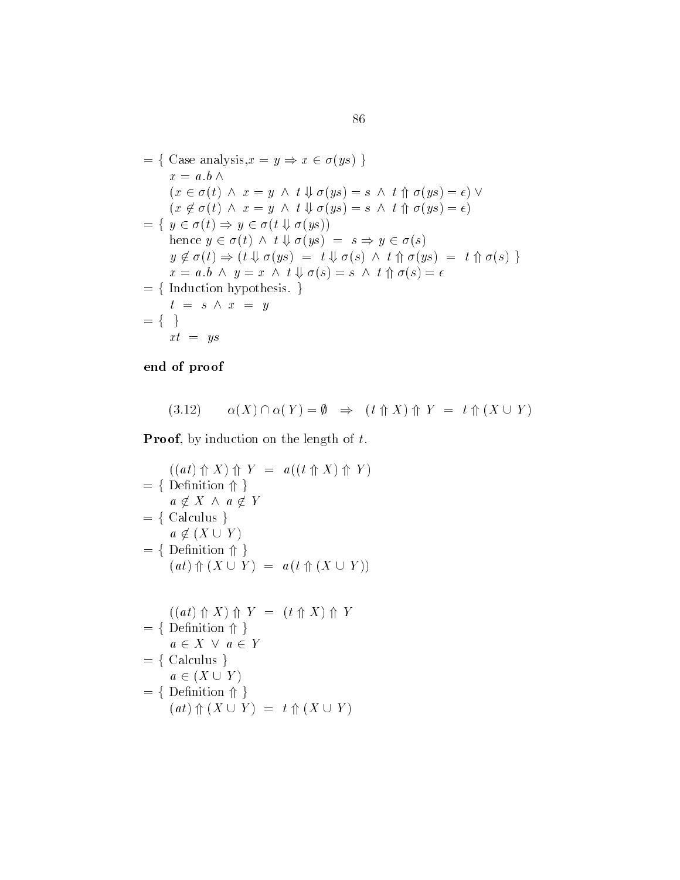$= \{$ Case analysis, $x = y \Rightarrow x \in \sigma(ys)$ $\}$

$\quad x = a.b \wedge$

$\quad (x \in \sigma(t) \wedge x = y \wedge t \Downarrow \sigma(ys) = s \wedge t \Uparrow \sigma(ys) = \epsilon) \vee$

$\quad (x \notin \sigma(t) \wedge x = y \wedge t \Downarrow \sigma(ys) = s \wedge t \Uparrow \sigma(ys) = \epsilon)$

$= \{$ $y \in \sigma(t) \Rightarrow y \in \sigma(t \Downarrow \sigma(ys))$

$\quad$ hence $y \in \sigma(t) \wedge t \Downarrow \sigma(ys) = s \Rightarrow y \in \sigma(s)$

$\quad y \notin \sigma(t) \Rightarrow (t \Downarrow \sigma(ys) = t \Downarrow \sigma(s) \wedge t \Uparrow \sigma(ys) = t \Uparrow \sigma(s)$ $\}$

$\quad x = a.b \wedge y = x \wedge t \Downarrow \sigma(s) = s \wedge t \Uparrow \sigma(s) = \epsilon$

$= \{$ Induction hypothesis. $\}$

$\quad t = s \wedge x = y$

$= \{ \quad \}$

$\quad xt = ys$

**end of proof**

$$(3.12) \qquad \alpha(X) \cap \alpha(Y) = \emptyset \quad \Rightarrow \quad (t \Uparrow X) \Uparrow Y = t \Uparrow (X \cup Y)$$

**Proof**, by induction on the length of $t$.

$\quad ((at) \Uparrow X) \Uparrow Y = a((t \Uparrow X) \Uparrow Y)$

$= \{$ Definition $\Uparrow$ $\}$

$\quad a \notin X \wedge a \notin Y$

$= \{$ Calculus $\}$

$\quad a \notin (X \cup Y)$

$= \{$ Definition $\Uparrow$ $\}$

$\quad (at) \Uparrow (X \cup Y) = a(t \Uparrow (X \cup Y))$

$\quad ((at) \Uparrow X) \Uparrow Y = (t \Uparrow X) \Uparrow Y$

$= \{$ Definition $\Uparrow$ $\}$

$\quad a \in X \vee a \in Y$

$= \{$ Calculus $\}$

$\quad a \in (X \cup Y)$

$= \{$ Definition $\Uparrow$ $\}$

$\quad (at) \Uparrow (X \cup Y) = t \Uparrow (X \cup Y)$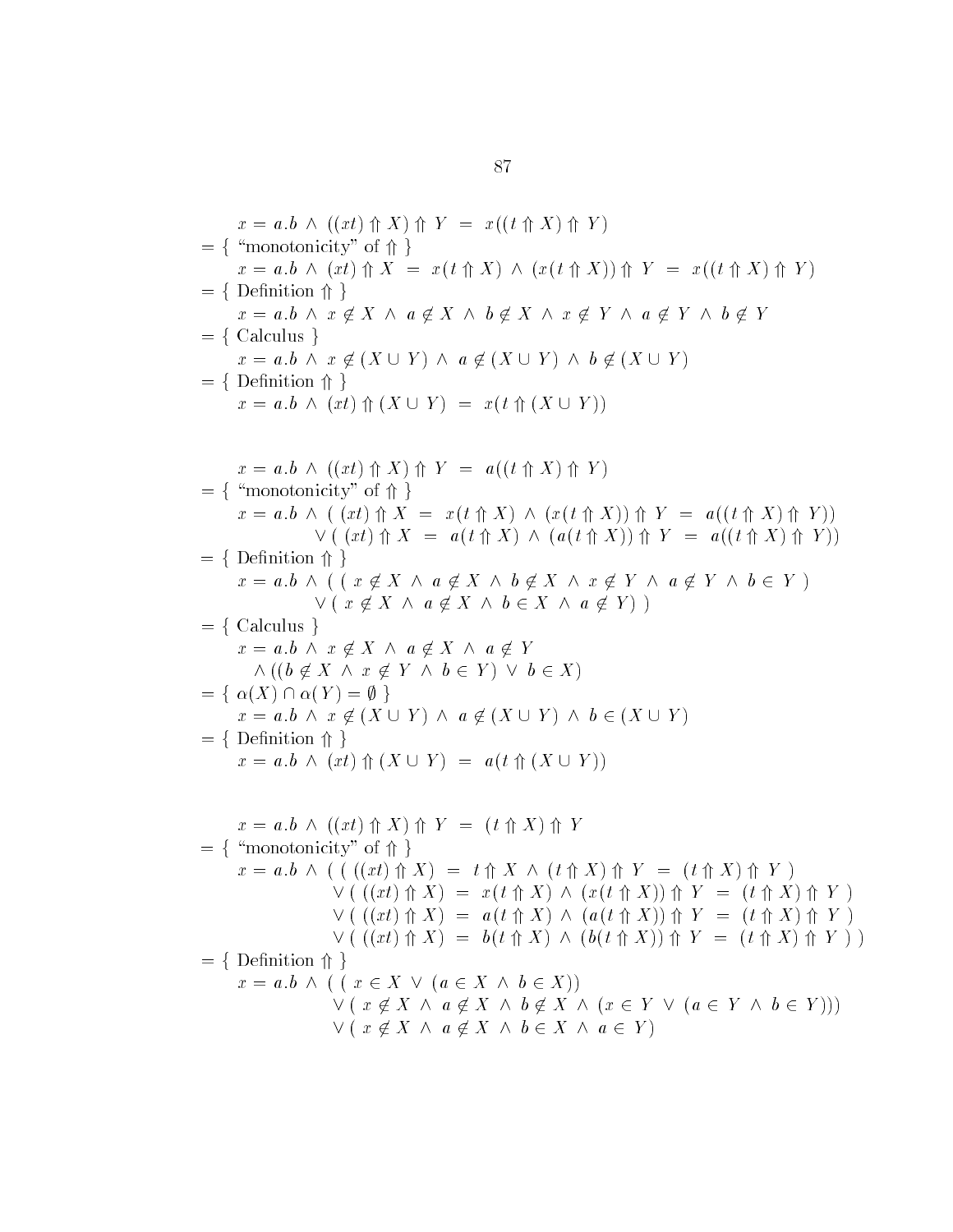$$x = a.b \;\wedge\; ((xt) \Uparrow X) \Uparrow Y \;=\; x((t \Uparrow X) \Uparrow Y)$$

$= \{$ "monotonicity" of $\Uparrow$ $\}$

$$x = a.b \;\wedge\; (xt) \Uparrow X \;=\; x(t \Uparrow X) \;\wedge\; (x(t \Uparrow X)) \Uparrow Y \;=\; x((t \Uparrow X) \Uparrow Y)$$

$= \{$ Definition $\Uparrow$ $\}$

$$x = a.b \;\wedge\; x \notin X \;\wedge\; a \notin X \;\wedge\; b \notin X \;\wedge\; x \notin Y \;\wedge\; a \notin Y \;\wedge\; b \notin Y$$

$= \{$ Calculus $\}$

$$x = a.b \;\wedge\; x \notin (X \cup Y) \;\wedge\; a \notin (X \cup Y) \;\wedge\; b \notin (X \cup Y)$$

$= \{$ Definition $\Uparrow$ $\}$

$$x = a.b \;\wedge\; (xt) \Uparrow (X \cup Y) \;=\; x(t \Uparrow (X \cup Y))$$

$$x = a.b \;\wedge\; ((xt) \Uparrow X) \Uparrow Y \;=\; a((t \Uparrow X) \Uparrow Y)$$

$= \{$ "monotonicity" of $\Uparrow$ $\}$

$$\begin{aligned} x = a.b \;\wedge\; (\; & (xt) \Uparrow X \;=\; x(t \Uparrow X) \;\wedge\; (x(t \Uparrow X)) \Uparrow Y \;=\; a((t \Uparrow X) \Uparrow Y)) \\ \vee\; (\; & (xt) \Uparrow X \;=\; a(t \Uparrow X) \;\wedge\; (a(t \Uparrow X)) \Uparrow Y \;=\; a((t \Uparrow X) \Uparrow Y)) \end{aligned}$$

$= \{$ Definition $\Uparrow$ $\}$

$$\begin{aligned} x = a.b \;\wedge\; (\; & (\; x \notin X \;\wedge\; a \notin X \;\wedge\; b \notin X \;\wedge\; x \notin Y \;\wedge\; a \notin Y \;\wedge\; b \in Y \;) \\ & \vee\; (\; x \notin X \;\wedge\; a \notin X \;\wedge\; b \in X \;\wedge\; a \notin Y) \;) \end{aligned}$$

$= \{$ Calculus $\}$

$$\begin{aligned} & x = a.b \;\wedge\; x \notin X \;\wedge\; a \notin X \;\wedge\; a \notin Y \\ & \;\wedge\; ((b \notin X \;\wedge\; x \notin Y \;\wedge\; b \in Y) \;\vee\; b \in X) \end{aligned}$$

$= \{$ $\alpha(X) \cap \alpha(Y) = \emptyset$ $\}$

$$x = a.b \;\wedge\; x \notin (X \cup Y) \;\wedge\; a \notin (X \cup Y) \;\wedge\; b \in (X \cup Y)$$

$= \{$ Definition $\Uparrow$ $\}$

$$x = a.b \;\wedge\; (xt) \Uparrow (X \cup Y) \;=\; a(t \Uparrow (X \cup Y))$$

$$x = a.b \;\wedge\; ((xt) \Uparrow X) \Uparrow Y \;=\; (t \Uparrow X) \Uparrow Y$$

$= \{$ "monotonicity" of $\Uparrow$ $\}$

$$\begin{aligned} x = a.b \;\wedge\; (\; & (\; ((xt) \Uparrow X) \;=\; t \Uparrow X \;\wedge\; (t \Uparrow X) \Uparrow Y \;=\; (t \Uparrow X) \Uparrow Y \;) \\ \vee\; & (\; ((xt) \Uparrow X) \;=\; x(t \Uparrow X) \;\wedge\; (x(t \Uparrow X)) \Uparrow Y \;=\; (t \Uparrow X) \Uparrow Y \;) \\ \vee\; & (\; ((xt) \Uparrow X) \;=\; a(t \Uparrow X) \;\wedge\; (a(t \Uparrow X)) \Uparrow Y \;=\; (t \Uparrow X) \Uparrow Y \;) \\ \vee\; & (\; ((xt) \Uparrow X) \;=\; b(t \Uparrow X) \;\wedge\; (b(t \Uparrow X)) \Uparrow Y \;=\; (t \Uparrow X) \Uparrow Y \;) \;) \end{aligned}$$

$= \{$ Definition $\Uparrow$ $\}$

$$\begin{aligned} x = a.b \;\wedge\; (\; & (\; x \in X \;\vee\; (a \in X \;\wedge\; b \in X)) \\ \vee\; & (\; x \notin X \;\wedge\; a \notin X \;\wedge\; b \notin X \;\wedge\; (x \in Y \;\vee\; (a \in Y \;\wedge\; b \in Y))) \\ \vee\; & (\; x \notin X \;\wedge\; a \notin X \;\wedge\; b \in X \;\wedge\; a \in Y) \end{aligned}$$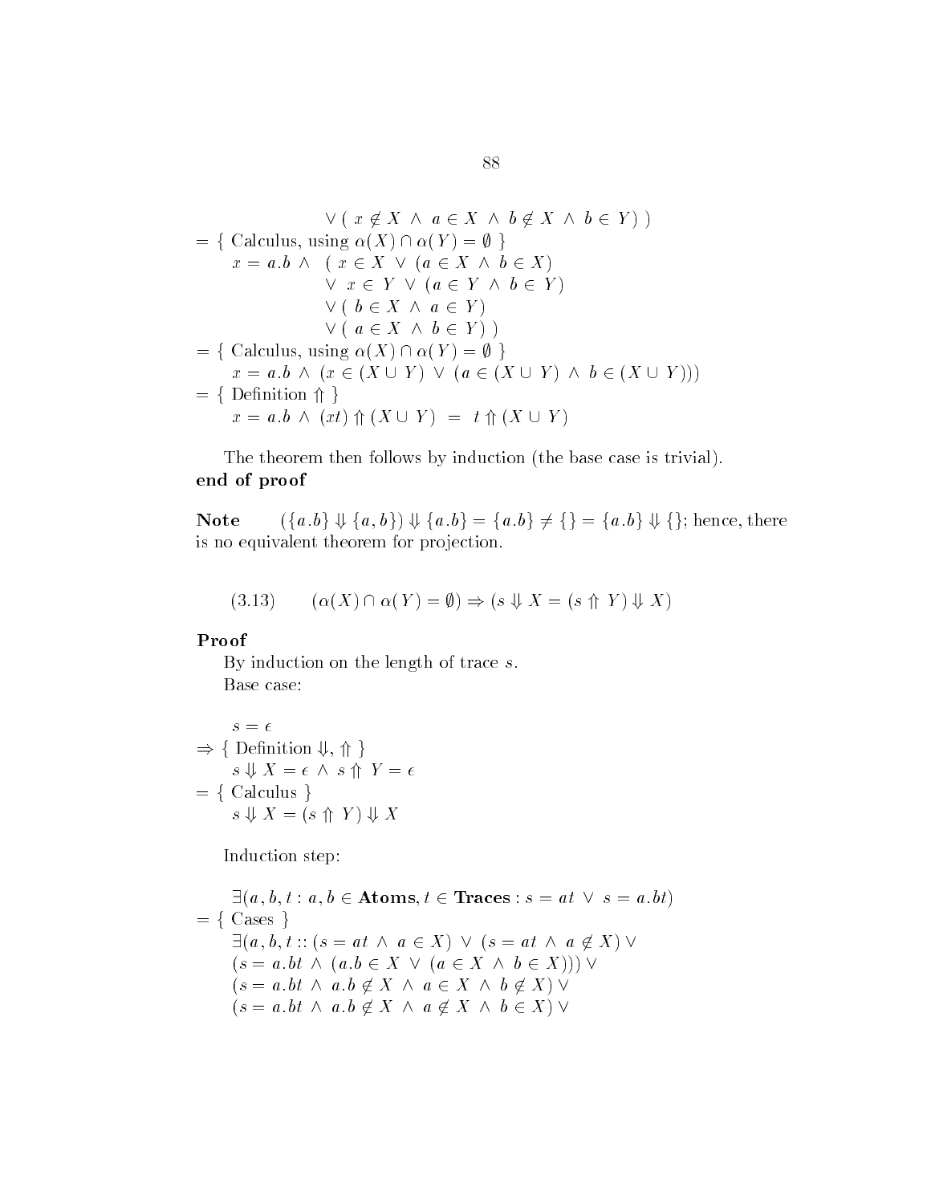$$
\begin{array}{l}
\qquad\qquad\qquad \vee\ (\ x \notin X\ \wedge\ a \in X\ \wedge\ b \notin X\ \wedge\ b \in Y\ )\ ) \\
= \{\ \text{Calculus, using } \alpha(X) \cap \alpha(Y) = \emptyset\ \} \\
\qquad x = a.b\ \wedge\ \ (\ x \in X\ \vee\ (a \in X\ \wedge\ b \in X) \\
\qquad\qquad\qquad \vee\ \ x \in Y\ \vee\ (a \in Y\ \wedge\ b \in Y) \\
\qquad\qquad\qquad \vee\ (\ b \in X\ \wedge\ a \in Y) \\
\qquad\qquad\qquad \vee\ (\ a \in X\ \wedge\ b \in Y)\ ) \\
= \{\ \text{Calculus, using } \alpha(X) \cap \alpha(Y) = \emptyset\ \} \\
\qquad x = a.b\ \wedge\ (x \in (X \cup Y)\ \vee\ (a \in (X \cup Y)\ \wedge\ b \in (X \cup Y))) \\
= \{\ \text{Definition } \Uparrow\ \} \\
\qquad x = a.b\ \wedge\ (xt) \Uparrow (X \cup Y)\ =\ t \Uparrow (X \cup Y)
\end{array}
$$

The theorem then follows by induction (the base case is trivial).

**end of proof**

**Note** $(\{a.b\} \Downarrow \{a, b\}) \Downarrow \{a.b\} = \{a.b\} \neq \{\} = \{a.b\} \Downarrow \{\}$; hence, there is no equivalent theorem for projection.

$$(3.13) \qquad (\alpha(X) \cap \alpha(Y) = \emptyset) \Rightarrow (s \Downarrow X = (s \Uparrow Y) \Downarrow X)$$

**Proof**

By induction on the length of trace $s$.

Base case:

$$
\begin{array}{l}
\qquad s = \epsilon \\
\Rightarrow \{\ \text{Definition } \Downarrow, \Uparrow\ \} \\
\qquad s \Downarrow X = \epsilon\ \wedge\ s \Uparrow Y = \epsilon \\
= \{\ \text{Calculus}\ \} \\
\qquad s \Downarrow X = (s \Uparrow Y) \Downarrow X
\end{array}
$$

Induction step:

$$
\begin{array}{l}
\qquad \exists(a, b, t : a, b \in \textbf{Atoms}, t \in \textbf{Traces} : s = at\ \vee\ s = a.bt) \\
= \{\ \text{Cases}\ \} \\
\qquad \exists(a, b, t :: (s = at\ \wedge\ a \in X)\ \vee\ (s = at\ \wedge\ a \notin X)\ \vee \\
\qquad (s = a.bt\ \wedge\ (a.b \in X\ \vee\ (a \in X\ \wedge\ b \in X)))\ \vee \\
\qquad (s = a.bt\ \wedge\ a.b \notin X\ \wedge\ a \in X\ \wedge\ b \notin X)\ \vee \\
\qquad (s = a.bt\ \wedge\ a.b \notin X\ \wedge\ a \notin X\ \wedge\ b \in X)\ \vee
\end{array}
$$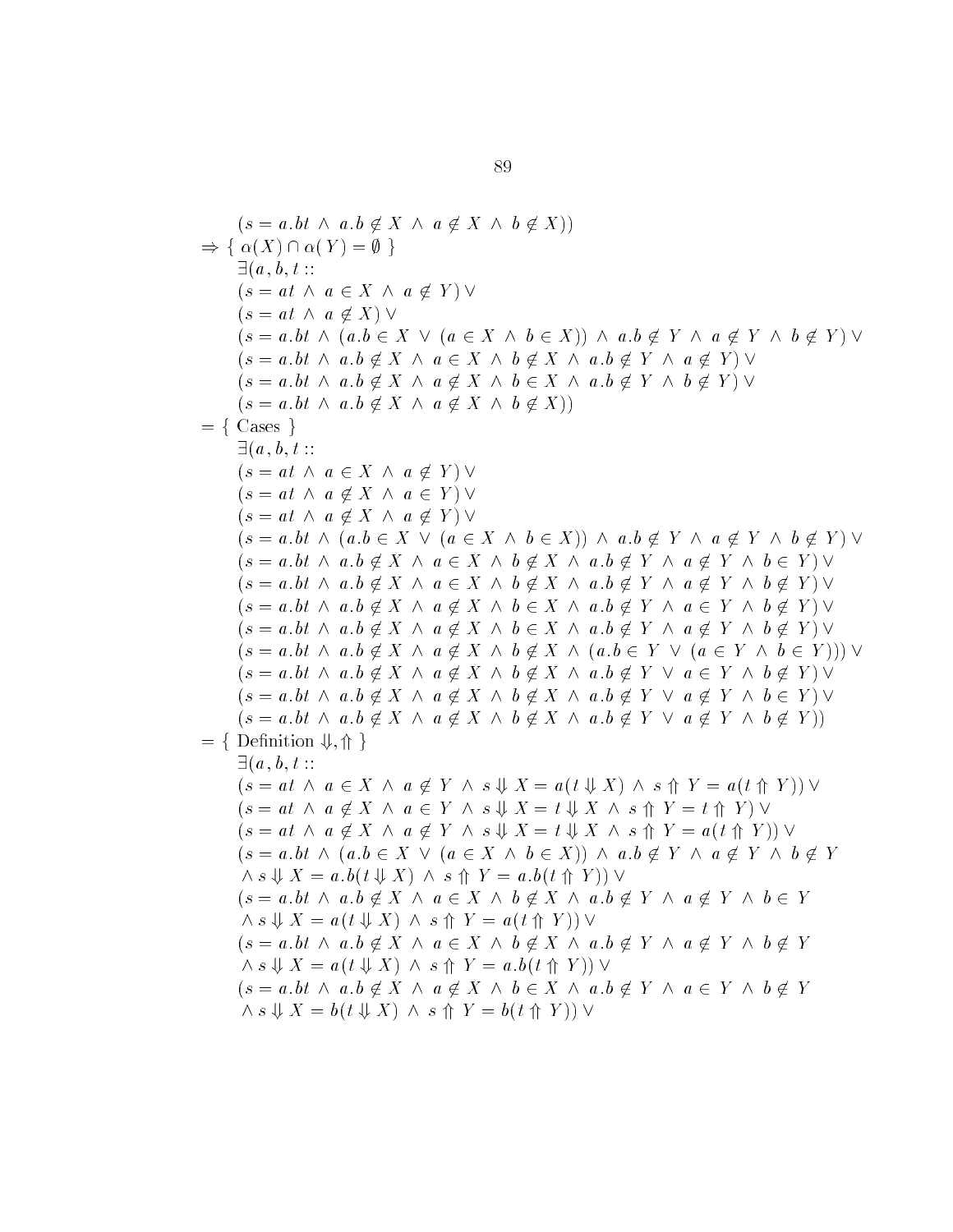$$(s = a.bt \;\wedge\; a.b \notin X \;\wedge\; a \notin X \;\wedge\; b \notin X))$$

$\Rightarrow$ { $\alpha(X) \cap \alpha(Y) = \emptyset$ }

$$
\begin{aligned}
&\exists(a, b, t ::\\
&(s = at \;\wedge\; a \in X \;\wedge\; a \notin Y) \vee\\
&(s = at \;\wedge\; a \notin X) \vee\\
&(s = a.bt \;\wedge\; (a.b \in X \;\vee\; (a \in X \;\wedge\; b \in X)) \;\wedge\; a.b \notin Y \;\wedge\; a \notin Y \;\wedge\; b \notin Y) \vee\\
&(s = a.bt \;\wedge\; a.b \notin X \;\wedge\; a \in X \;\wedge\; b \notin X \;\wedge\; a.b \notin Y \;\wedge\; a \notin Y) \vee\\
&(s = a.bt \;\wedge\; a.b \notin X \;\wedge\; a \notin X \;\wedge\; b \in X \;\wedge\; a.b \notin Y \;\wedge\; b \notin Y) \vee\\
&(s = a.bt \;\wedge\; a.b \notin X \;\wedge\; a \notin X \;\wedge\; b \notin X))
\end{aligned}
$$

$=$ { Cases }

$$
\begin{aligned}
&\exists(a, b, t ::\\
&(s = at \;\wedge\; a \in X \;\wedge\; a \notin Y) \vee\\
&(s = at \;\wedge\; a \notin X \;\wedge\; a \in Y) \vee\\
&(s = at \;\wedge\; a \notin X \;\wedge\; a \notin Y) \vee\\
&(s = a.bt \;\wedge\; (a.b \in X \;\vee\; (a \in X \;\wedge\; b \in X)) \;\wedge\; a.b \notin Y \;\wedge\; a \notin Y \;\wedge\; b \notin Y) \vee\\
&(s = a.bt \;\wedge\; a.b \notin X \;\wedge\; a \in X \;\wedge\; b \notin X \;\wedge\; a.b \notin Y \;\wedge\; a \notin Y \;\wedge\; b \in Y) \vee\\
&(s = a.bt \;\wedge\; a.b \notin X \;\wedge\; a \in X \;\wedge\; b \notin X \;\wedge\; a.b \notin Y \;\wedge\; a \notin Y \;\wedge\; b \notin Y) \vee\\
&(s = a.bt \;\wedge\; a.b \notin X \;\wedge\; a \notin X \;\wedge\; b \in X \;\wedge\; a.b \notin Y \;\wedge\; a \in Y \;\wedge\; b \notin Y) \vee\\
&(s = a.bt \;\wedge\; a.b \notin X \;\wedge\; a \notin X \;\wedge\; b \in X \;\wedge\; a.b \notin Y \;\wedge\; a \notin Y \;\wedge\; b \notin Y) \vee\\
&(s = a.bt \;\wedge\; a.b \notin X \;\wedge\; a \notin X \;\wedge\; b \notin X \;\wedge\; (a.b \in Y \;\vee\; (a \in Y \;\wedge\; b \in Y))) \vee\\
&(s = a.bt \;\wedge\; a.b \notin X \;\wedge\; a \notin X \;\wedge\; b \notin X \;\wedge\; a.b \notin Y \;\vee\; a \in Y \;\wedge\; b \notin Y) \vee\\
&(s = a.bt \;\wedge\; a.b \notin X \;\wedge\; a \notin X \;\wedge\; b \notin X \;\wedge\; a.b \notin Y \;\vee\; a \notin Y \;\wedge\; b \in Y) \vee\\
&(s = a.bt \;\wedge\; a.b \notin X \;\wedge\; a \notin X \;\wedge\; b \notin X \;\wedge\; a.b \notin Y \;\vee\; a \notin Y \;\wedge\; b \notin Y))
\end{aligned}
$$

$=$ { Definition $\Downarrow, \Uparrow$ }

$$
\begin{aligned}
&\exists(a, b, t ::\\
&(s = at \;\wedge\; a \in X \;\wedge\; a \notin Y \;\wedge\; s \Downarrow X = a(t \Downarrow X) \;\wedge\; s \Uparrow Y = a(t \Uparrow Y)) \vee\\
&(s = at \;\wedge\; a \notin X \;\wedge\; a \in Y \;\wedge\; s \Downarrow X = t \Downarrow X \;\wedge\; s \Uparrow Y = t \Uparrow Y) \vee\\
&(s = at \;\wedge\; a \notin X \;\wedge\; a \notin Y \;\wedge\; s \Downarrow X = t \Downarrow X \;\wedge\; s \Uparrow Y = a(t \Uparrow Y)) \vee\\
&(s = a.bt \;\wedge\; (a.b \in X \;\vee\; (a \in X \;\wedge\; b \in X)) \;\wedge\; a.b \notin Y \;\wedge\; a \notin Y \;\wedge\; b \notin Y\\
&\quad \wedge\, s \Downarrow X = a.b(t \Downarrow X) \;\wedge\; s \Uparrow Y = a.b(t \Uparrow Y)) \vee\\
&(s = a.bt \;\wedge\; a.b \notin X \;\wedge\; a \in X \;\wedge\; b \notin X \;\wedge\; a.b \notin Y \;\wedge\; a \notin Y \;\wedge\; b \in Y\\
&\quad \wedge\, s \Downarrow X = a(t \Downarrow X) \;\wedge\; s \Uparrow Y = a(t \Uparrow Y)) \vee\\
&(s = a.bt \;\wedge\; a.b \notin X \;\wedge\; a \in X \;\wedge\; b \notin X \;\wedge\; a.b \notin Y \;\wedge\; a \notin Y \;\wedge\; b \notin Y\\
&\quad \wedge\, s \Downarrow X = a(t \Downarrow X) \;\wedge\; s \Uparrow Y = a.b(t \Uparrow Y)) \vee\\
&(s = a.bt \;\wedge\; a.b \notin X \;\wedge\; a \notin X \;\wedge\; b \in X \;\wedge\; a.b \notin Y \;\wedge\; a \in Y \;\wedge\; b \notin Y\\
&\quad \wedge\, s \Downarrow X = b(t \Downarrow X) \;\wedge\; s \Uparrow Y = b(t \Uparrow Y)) \vee
\end{aligned}
$$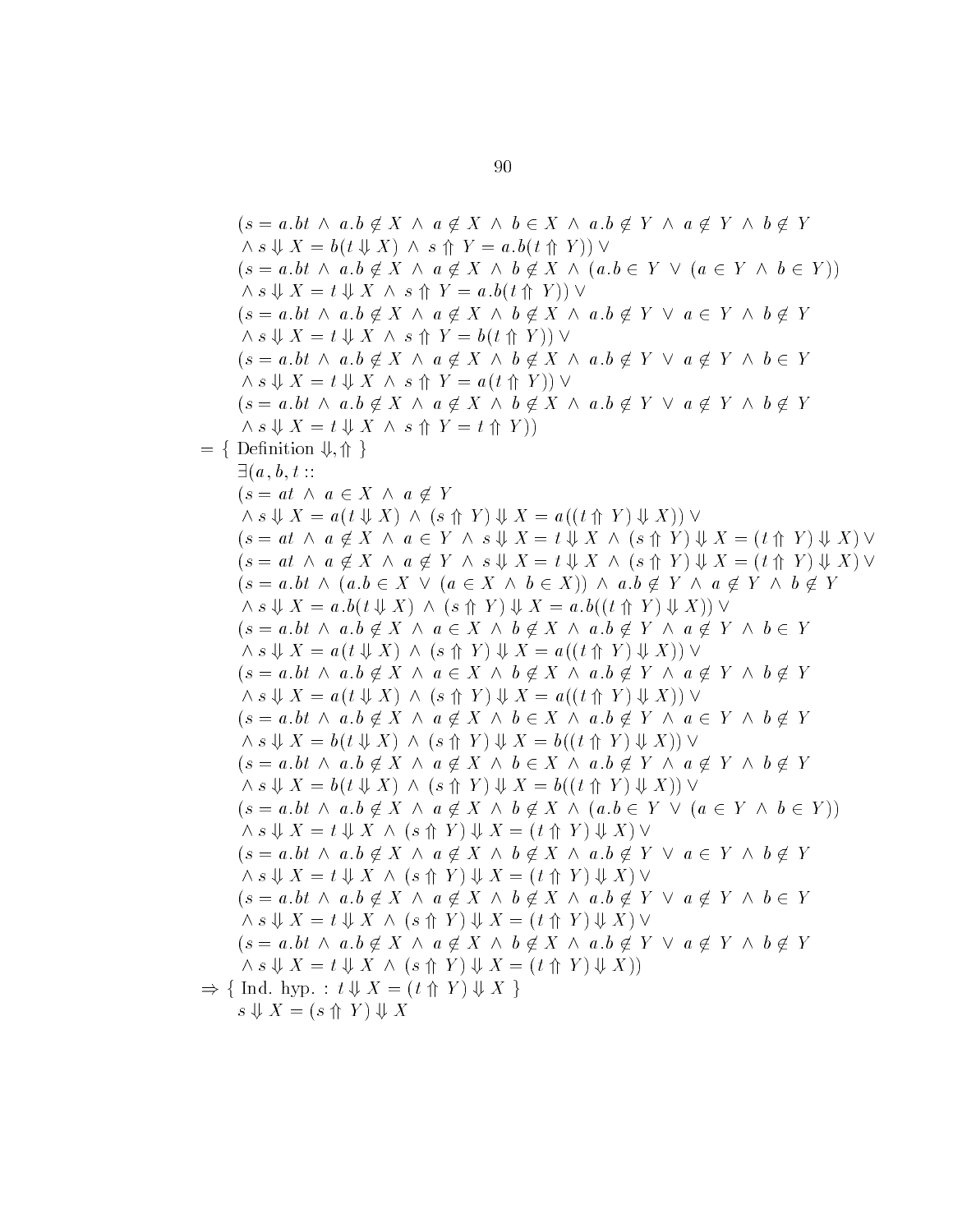$(s = a.bt \;\wedge\; a.b \notin X \;\wedge\; a \notin X \;\wedge\; b \in X \;\wedge\; a.b \notin Y \;\wedge\; a \notin Y \;\wedge\; b \notin Y$

$\wedge\, s \Downarrow X = b(t \Downarrow X) \;\wedge\; s \Uparrow Y = a.b(t \Uparrow Y)) \;\vee$

$(s = a.bt \;\wedge\; a.b \notin X \;\wedge\; a \notin X \;\wedge\; b \notin X \;\wedge\; (a.b \in Y \;\vee\; (a \in Y \;\wedge\; b \in Y))$

$\wedge\, s \Downarrow X = t \Downarrow X \;\wedge\; s \Uparrow Y = a.b(t \Uparrow Y)) \;\vee$

$(s = a.bt \;\wedge\; a.b \notin X \;\wedge\; a \notin X \;\wedge\; b \notin X \;\wedge\; a.b \notin Y \;\vee\; a \in Y \;\wedge\; b \notin Y$

$\wedge\, s \Downarrow X = t \Downarrow X \;\wedge\; s \Uparrow Y = b(t \Uparrow Y)) \;\vee$

$(s = a.bt \;\wedge\; a.b \notin X \;\wedge\; a \notin X \;\wedge\; b \notin X \;\wedge\; a.b \notin Y \;\vee\; a \notin Y \;\wedge\; b \in Y$

$\wedge\, s \Downarrow X = t \Downarrow X \;\wedge\; s \Uparrow Y = a(t \Uparrow Y)) \;\vee$

$(s = a.bt \;\wedge\; a.b \notin X \;\wedge\; a \notin X \;\wedge\; b \notin X \;\wedge\; a.b \notin Y \;\vee\; a \notin Y \;\wedge\; b \notin Y$

$\wedge\, s \Downarrow X = t \Downarrow X \;\wedge\; s \Uparrow Y = t \Uparrow Y))$

$=$ { Definition $\Downarrow, \Uparrow$ }

$\exists (a, b, t ::$

$(s = at \;\wedge\; a \in X \;\wedge\; a \notin Y$

$\wedge\, s \Downarrow X = a(t \Downarrow X) \;\wedge\; (s \Uparrow Y) \Downarrow X = a((t \Uparrow Y) \Downarrow X)) \;\vee$

$(s = at \;\wedge\; a \notin X \;\wedge\; a \in Y \;\wedge\; s \Downarrow X = t \Downarrow X \;\wedge\; (s \Uparrow Y) \Downarrow X = (t \Uparrow Y) \Downarrow X) \;\vee$

$(s = at \;\wedge\; a \notin X \;\wedge\; a \notin Y \;\wedge\; s \Downarrow X = t \Downarrow X \;\wedge\; (s \Uparrow Y) \Downarrow X = (t \Uparrow Y) \Downarrow X) \;\vee$

$(s = a.bt \;\wedge\; (a.b \in X \;\vee\; (a \in X \;\wedge\; b \in X)) \;\wedge\; a.b \notin Y \;\wedge\; a \notin Y \;\wedge\; b \notin Y$

$\wedge\, s \Downarrow X = a.b(t \Downarrow X) \;\wedge\; (s \Uparrow Y) \Downarrow X = a.b((t \Uparrow Y) \Downarrow X)) \;\vee$

$(s = a.bt \;\wedge\; a.b \notin X \;\wedge\; a \in X \;\wedge\; b \notin X \;\wedge\; a.b \notin Y \;\wedge\; a \notin Y \;\wedge\; b \in Y$

$\wedge\, s \Downarrow X = a(t \Downarrow X) \;\wedge\; (s \Uparrow Y) \Downarrow X = a((t \Uparrow Y) \Downarrow X)) \;\vee$

$(s = a.bt \;\wedge\; a.b \notin X \;\wedge\; a \in X \;\wedge\; b \notin X \;\wedge\; a.b \notin Y \;\wedge\; a \notin Y \;\wedge\; b \notin Y$

$\wedge\, s \Downarrow X = a(t \Downarrow X) \;\wedge\; (s \Uparrow Y) \Downarrow X = a((t \Uparrow Y) \Downarrow X)) \;\vee$

$(s = a.bt \;\wedge\; a.b \notin X \;\wedge\; a \notin X \;\wedge\; b \in X \;\wedge\; a.b \notin Y \;\wedge\; a \in Y \;\wedge\; b \notin Y$

$\wedge\, s \Downarrow X = b(t \Downarrow X) \;\wedge\; (s \Uparrow Y) \Downarrow X = b((t \Uparrow Y) \Downarrow X)) \;\vee$

$(s = a.bt \;\wedge\; a.b \notin X \;\wedge\; a \notin X \;\wedge\; b \in X \;\wedge\; a.b \notin Y \;\wedge\; a \notin Y \;\wedge\; b \notin Y$

$\wedge\, s \Downarrow X = b(t \Downarrow X) \;\wedge\; (s \Uparrow Y) \Downarrow X = b((t \Uparrow Y) \Downarrow X)) \;\vee$

$(s = a.bt \;\wedge\; a.b \notin X \;\wedge\; a \notin X \;\wedge\; b \notin X \;\wedge\; (a.b \in Y \;\vee\; (a \in Y \;\wedge\; b \in Y))$

$\wedge\, s \Downarrow X = t \Downarrow X \;\wedge\; (s \Uparrow Y) \Downarrow X = (t \Uparrow Y) \Downarrow X) \;\vee$

$(s = a.bt \;\wedge\; a.b \notin X \;\wedge\; a \notin X \;\wedge\; b \notin X \;\wedge\; a.b \notin Y \;\vee\; a \in Y \;\wedge\; b \notin Y$

$\wedge\, s \Downarrow X = t \Downarrow X \;\wedge\; (s \Uparrow Y) \Downarrow X = (t \Uparrow Y) \Downarrow X) \;\vee$

$(s = a.bt \;\wedge\; a.b \notin X \;\wedge\; a \notin X \;\wedge\; b \notin X \;\wedge\; a.b \notin Y \;\vee\; a \notin Y \;\wedge\; b \in Y$

$\wedge\, s \Downarrow X = t \Downarrow X \;\wedge\; (s \Uparrow Y) \Downarrow X = (t \Uparrow Y) \Downarrow X) \;\vee$

$(s = a.bt \;\wedge\; a.b \notin X \;\wedge\; a \notin X \;\wedge\; b \notin X \;\wedge\; a.b \notin Y \;\vee\; a \notin Y \;\wedge\; b \notin Y$

$\wedge\, s \Downarrow X = t \Downarrow X \;\wedge\; (s \Uparrow Y) \Downarrow X = (t \Uparrow Y) \Downarrow X))$

$\Rightarrow$ { Ind. hyp. : $t \Downarrow X = (t \Uparrow Y) \Downarrow X$ }

$s \Downarrow X = (s \Uparrow Y) \Downarrow X$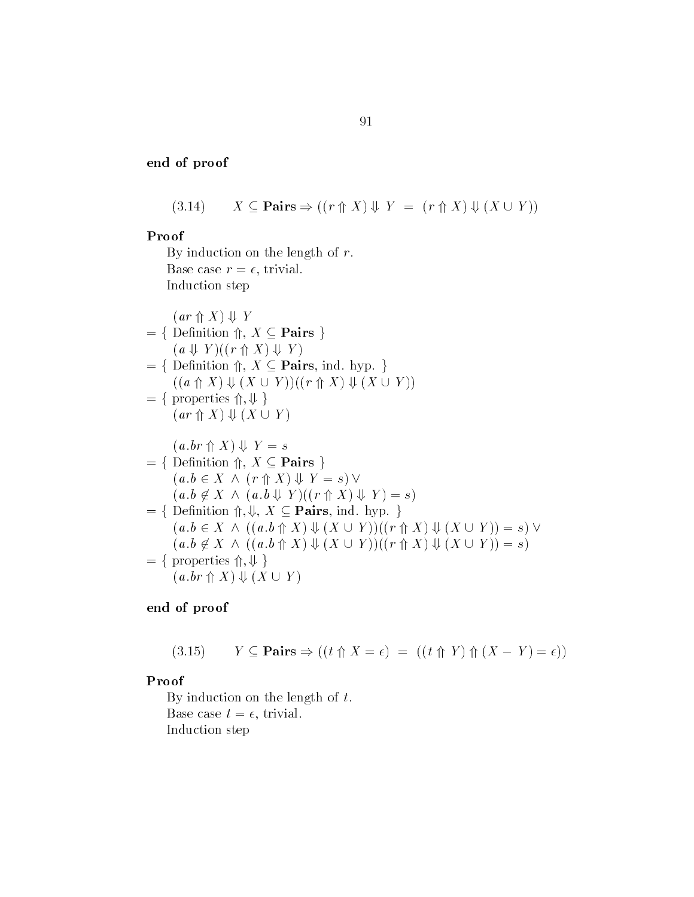**end of proof**

$$(3.14) \qquad X \subseteq \textbf{Pairs} \Rightarrow ((r \Uparrow X) \Downarrow Y \;=\; (r \Uparrow X) \Downarrow (X \cup Y))$$

**Proof**

By induction on the length of $r$.

Base case $r = \epsilon$, trivial.

Induction step

$$
\begin{array}{l}
\quad (ar \Uparrow X) \Downarrow Y \\
= \{ \text{ Definition } \Uparrow,\ X \subseteq \textbf{Pairs} \ \} \\
\quad (a \Downarrow Y)((r \Uparrow X) \Downarrow Y) \\
= \{ \text{ Definition } \Uparrow,\ X \subseteq \textbf{Pairs}, \text{ ind. hyp. } \} \\
\quad ((a \Uparrow X) \Downarrow (X \cup Y))((r \Uparrow X) \Downarrow (X \cup Y)) \\
= \{ \text{ properties } \Uparrow, \Downarrow \ \} \\
\quad (ar \Uparrow X) \Downarrow (X \cup Y)
\end{array}
$$

$$
\begin{array}{l}
\quad (a.br \Uparrow X) \Downarrow Y = s \\
= \{ \text{ Definition } \Uparrow,\ X \subseteq \textbf{Pairs} \ \} \\
\quad (a.b \in X \ \wedge\ (r \Uparrow X) \Downarrow Y = s) \vee \\
\quad (a.b \notin X \ \wedge\ (a.b \Downarrow Y)((r \Uparrow X) \Downarrow Y) = s) \\
= \{ \text{ Definition } \Uparrow, \Downarrow,\ X \subseteq \textbf{Pairs}, \text{ ind. hyp. } \} \\
\quad (a.b \in X \ \wedge\ ((a.b \Uparrow X) \Downarrow (X \cup Y))((r \Uparrow X) \Downarrow (X \cup Y)) = s) \vee \\
\quad (a.b \notin X \ \wedge\ ((a.b \Uparrow X) \Downarrow (X \cup Y))((r \Uparrow X) \Downarrow (X \cup Y)) = s) \\
= \{ \text{ properties } \Uparrow, \Downarrow \ \} \\
\quad (a.br \Uparrow X) \Downarrow (X \cup Y)
\end{array}
$$

**end of proof**

$$(3.15) \qquad Y \subseteq \textbf{Pairs} \Rightarrow ((t \Uparrow X = \epsilon) \;=\; ((t \Uparrow Y) \Uparrow (X - Y) = \epsilon))$$

**Proof**

By induction on the length of $t$.

Base case $t = \epsilon$, trivial.

Induction step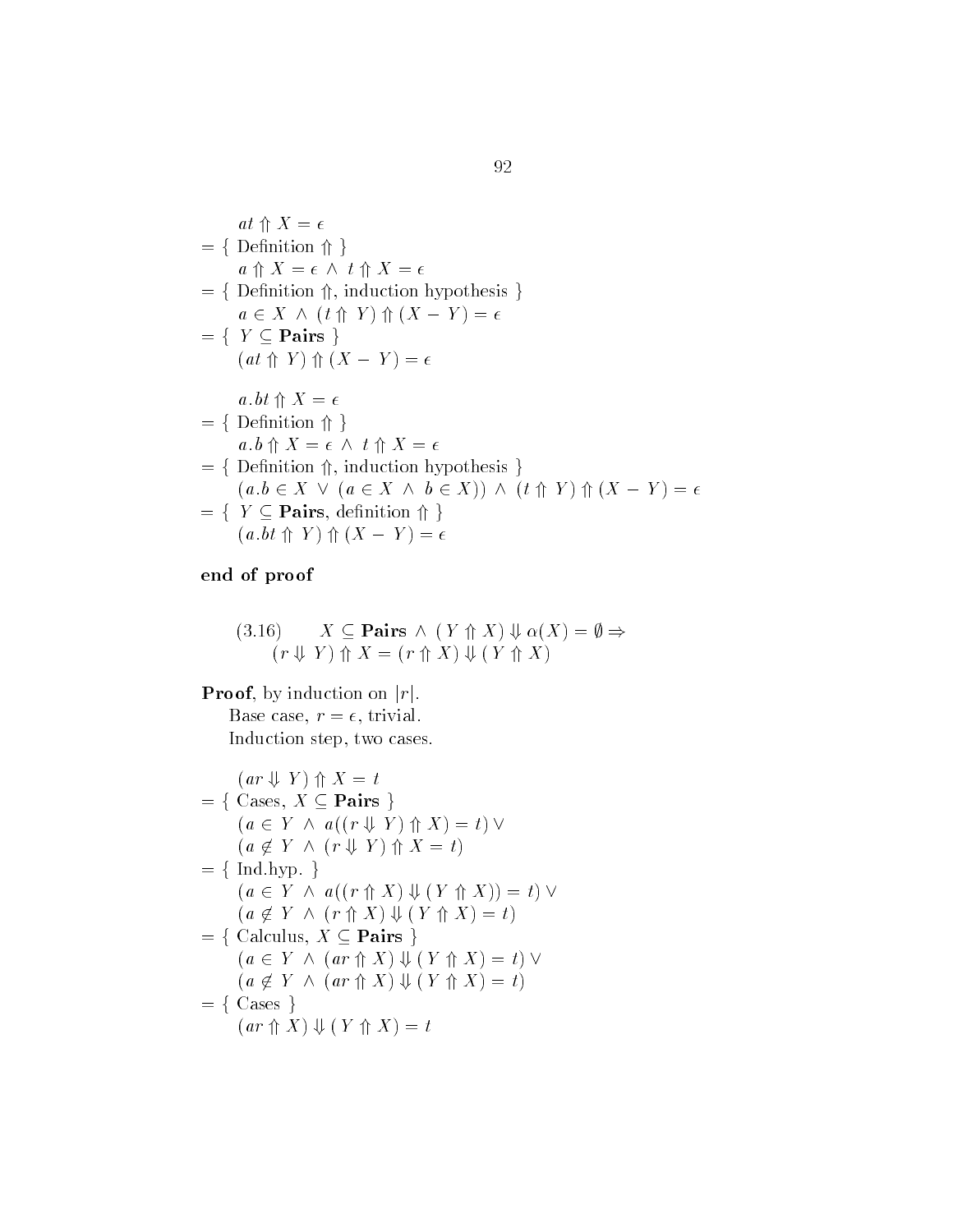$$at \Uparrow X = \epsilon$$

$= \{$ Definition $\Uparrow$ $\}$

$$a \Uparrow X = \epsilon \ \wedge \ t \Uparrow X = \epsilon$$

$= \{$ Definition $\Uparrow$, induction hypothesis $\}$

$$a \in X \ \wedge \ (t \Uparrow Y) \Uparrow (X - Y) = \epsilon$$

$= \{$ $Y \subseteq$ **Pairs** $\}$

$$(at \Uparrow Y) \Uparrow (X - Y) = \epsilon$$

$$a.bt \Uparrow X = \epsilon$$

$= \{$ Definition $\Uparrow$ $\}$

$$a.b \Uparrow X = \epsilon \ \wedge \ t \Uparrow X = \epsilon$$

$= \{$ Definition $\Uparrow$, induction hypothesis $\}$

$$(a.b \in X \ \vee \ (a \in X \ \wedge \ b \in X)) \ \wedge \ (t \Uparrow Y) \Uparrow (X - Y) = \epsilon$$

$= \{$ $Y \subseteq$ **Pairs**, definition $\Uparrow$ $\}$

$$(a.bt \Uparrow Y) \Uparrow (X - Y) = \epsilon$$

**end of proof**

$$(3.16) \qquad X \subseteq \mathbf{Pairs} \ \wedge \ (Y \Uparrow X) \Downarrow \alpha(X) = \emptyset \Rightarrow$$
$$(r \Downarrow Y) \Uparrow X = (r \Uparrow X) \Downarrow (Y \Uparrow X)$$

**Proof**, by induction on $|r|$.

Base case, $r = \epsilon$, trivial.

Induction step, two cases.

$$(ar \Downarrow Y) \Uparrow X = t$$

$= \{$ Cases, $X \subseteq$ **Pairs** $\}$

$$(a \in Y \ \wedge \ a((r \Downarrow Y) \Uparrow X) = t) \ \vee$$
$$(a \notin Y \ \wedge \ (r \Downarrow Y) \Uparrow X = t)$$

$= \{$ Ind.hyp. $\}$

$$(a \in Y \ \wedge \ a((r \Uparrow X) \Downarrow (Y \Uparrow X)) = t) \ \vee$$
$$(a \notin Y \ \wedge \ (r \Uparrow X) \Downarrow (Y \Uparrow X) = t)$$

$= \{$ Calculus, $X \subseteq$ **Pairs** $\}$

$$(a \in Y \ \wedge \ (ar \Uparrow X) \Downarrow (Y \Uparrow X) = t) \ \vee$$
$$(a \notin Y \ \wedge \ (ar \Uparrow X) \Downarrow (Y \Uparrow X) = t)$$

$= \{$ Cases $\}$

$$(ar \Uparrow X) \Downarrow (Y \Uparrow X) = t$$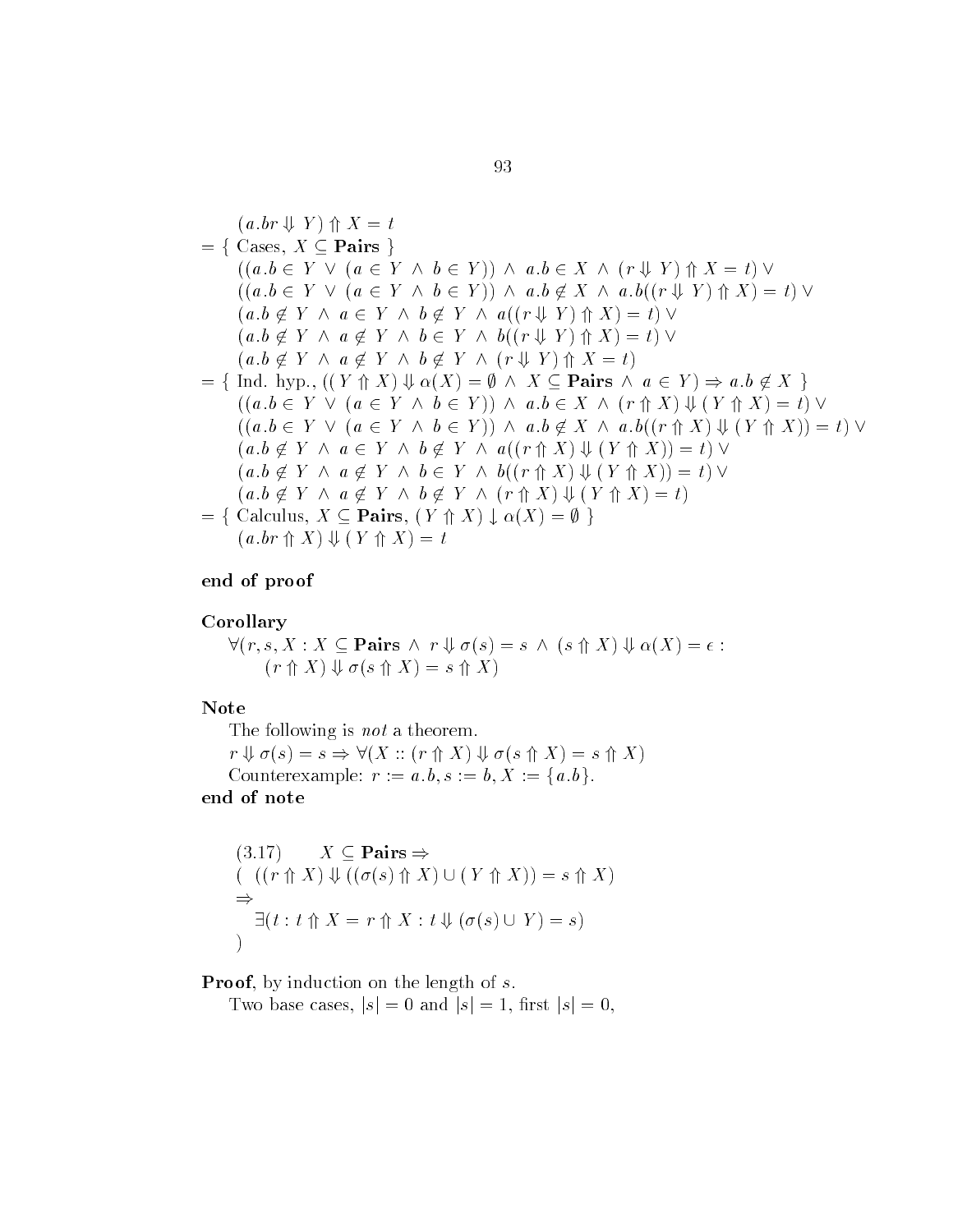$$
\begin{array}{l}
\quad (a.br \Downarrow Y) \Uparrow X = t \\
= \{ \text{ Cases, } X \subseteq \textbf{Pairs} \ \} \\
\quad ((a.b \in Y \ \vee \ (a \in Y \ \wedge \ b \in Y)) \ \wedge \ a.b \in X \ \wedge \ (r \Downarrow Y) \Uparrow X = t) \ \vee \\
\quad ((a.b \in Y \ \vee \ (a \in Y \ \wedge \ b \in Y)) \ \wedge \ a.b \notin X \ \wedge \ a.b((r \Downarrow Y) \Uparrow X) = t) \ \vee \\
\quad (a.b \notin Y \ \wedge \ a \in Y \ \wedge \ b \notin Y \ \wedge \ a((r \Downarrow Y) \Uparrow X) = t) \ \vee \\
\quad (a.b \notin Y \ \wedge \ a \notin Y \ \wedge \ b \in Y \ \wedge \ b((r \Downarrow Y) \Uparrow X) = t) \ \vee \\
\quad (a.b \notin Y \ \wedge \ a \notin Y \ \wedge \ b \notin Y \ \wedge \ (r \Downarrow Y) \Uparrow X = t) \\
= \{ \text{ Ind. hyp., } ((Y \Uparrow X) \Downarrow \alpha(X) = \emptyset \ \wedge \ X \subseteq \textbf{Pairs} \ \wedge \ a \in Y) \Rightarrow a.b \notin X \ \} \\
\quad ((a.b \in Y \ \vee \ (a \in Y \ \wedge \ b \in Y)) \ \wedge \ a.b \in X \ \wedge \ (r \Uparrow X) \Downarrow (Y \Uparrow X) = t) \ \vee \\
\quad ((a.b \in Y \ \vee \ (a \in Y \ \wedge \ b \in Y)) \ \wedge \ a.b \notin X \ \wedge \ a.b((r \Uparrow X) \Downarrow (Y \Uparrow X)) = t) \ \vee \\
\quad (a.b \notin Y \ \wedge \ a \in Y \ \wedge \ b \notin Y \ \wedge \ a((r \Uparrow X) \Downarrow (Y \Uparrow X)) = t) \ \vee \\
\quad (a.b \notin Y \ \wedge \ a \notin Y \ \wedge \ b \in Y \ \wedge \ b((r \Uparrow X) \Downarrow (Y \Uparrow X)) = t) \ \vee \\
\quad (a.b \notin Y \ \wedge \ a \notin Y \ \wedge \ b \notin Y \ \wedge \ (r \Uparrow X) \Downarrow (Y \Uparrow X) = t) \\
= \{ \text{ Calculus, } X \subseteq \textbf{Pairs}, \ (Y \Uparrow X) \downarrow \alpha(X) = \emptyset \ \} \\
\quad (a.br \Uparrow X) \Downarrow (Y \Uparrow X) = t
\end{array}
$$

**end of proof**

**Corollary**

$$
\begin{array}{l}
\forall (r, s, X : X \subseteq \textbf{Pairs} \ \wedge \ r \Downarrow \sigma(s) = s \ \wedge \ (s \Uparrow X) \Downarrow \alpha(X) = \epsilon : \\
\qquad (r \Uparrow X) \Downarrow \sigma(s \Uparrow X) = s \Uparrow X)
\end{array}
$$

**Note**

The following is *not* a theorem.

$r \Downarrow \sigma(s) = s \Rightarrow \forall (X :: (r \Uparrow X) \Downarrow \sigma(s \Uparrow X) = s \Uparrow X)$

Counterexample: $r := a.b, s := b, X := \{a.b\}$.

**end of note**

$$
\begin{array}{l}
(3.17) \qquad X \subseteq \textbf{Pairs} \Rightarrow \\
( \ \ ((r \Uparrow X) \Downarrow ((\sigma(s) \Uparrow X) \cup (Y \Uparrow X)) = s \Uparrow X) \\
\Rightarrow \\
\quad \exists (t : t \Uparrow X = r \Uparrow X : t \Downarrow (\sigma(s) \cup Y) = s) \\
)
\end{array}
$$

**Proof**, by induction on the length of $s$.

Two base cases, $|s| = 0$ and $|s| = 1$, first $|s| = 0$,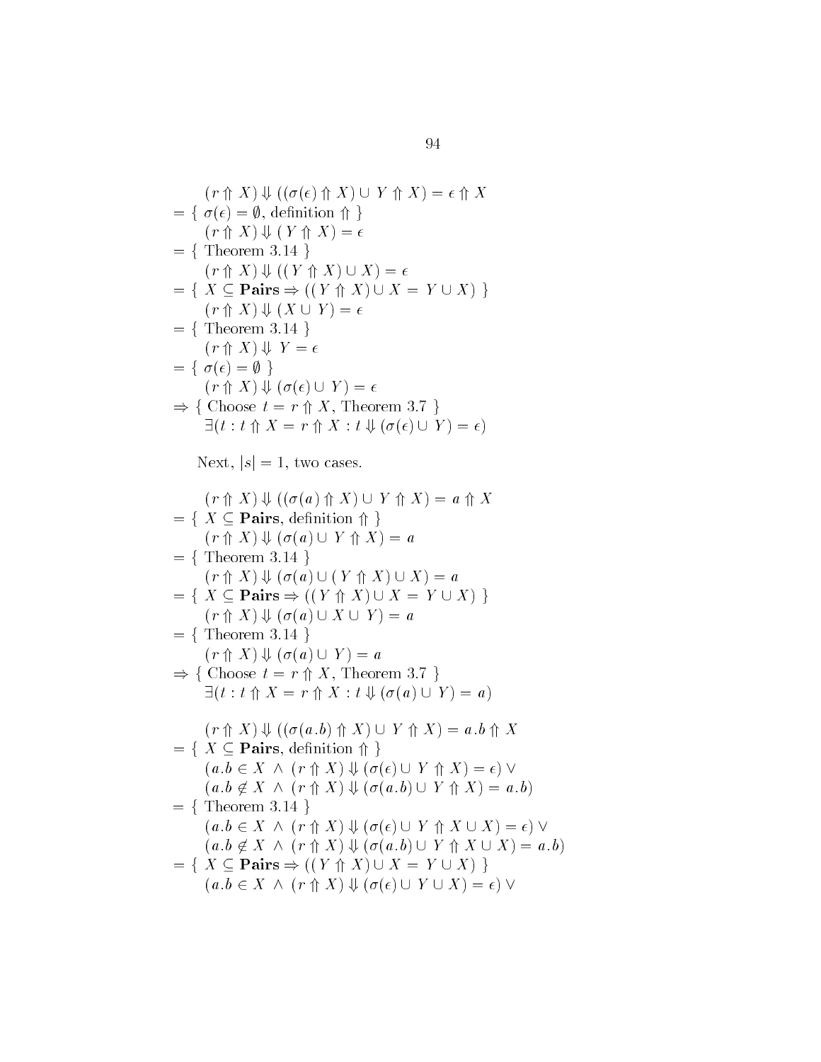$$
\begin{array}{l}
\quad (r \Uparrow X) \Downarrow ((\sigma(\epsilon) \Uparrow X) \cup Y \Uparrow X) = \epsilon \Uparrow X \\
= \{\ \sigma(\epsilon) = \emptyset, \text{ definition } \Uparrow\ \} \\
\quad (r \Uparrow X) \Downarrow (\,Y \Uparrow X) = \epsilon \\
= \{\ \text{Theorem 3.14}\ \} \\
\quad (r \Uparrow X) \Downarrow ((\,Y \Uparrow X) \cup X) = \epsilon \\
= \{\ X \subseteq \textbf{Pairs} \Rightarrow ((\,Y \Uparrow X) \cup X = \,Y \cup X)\ \} \\
\quad (r \Uparrow X) \Downarrow (X \cup \,Y) = \epsilon \\
= \{\ \text{Theorem 3.14}\ \} \\
\quad (r \Uparrow X) \Downarrow \,Y = \epsilon \\
= \{\ \sigma(\epsilon) = \emptyset\ \} \\
\quad (r \Uparrow X) \Downarrow (\sigma(\epsilon) \cup \,Y) = \epsilon \\
\Rightarrow \{\ \text{Choose } t = r \Uparrow X, \text{ Theorem 3.7}\ \} \\
\quad \exists(t : t \Uparrow X = r \Uparrow X : t \Downarrow (\sigma(\epsilon) \cup \,Y) = \epsilon)
\end{array}
$$

Next, $|s| = 1$, two cases.

$$
\begin{array}{l}
\quad (r \Uparrow X) \Downarrow ((\sigma(a) \Uparrow X) \cup Y \Uparrow X) = a \Uparrow X \\
= \{\ X \subseteq \textbf{Pairs}, \text{ definition } \Uparrow\ \} \\
\quad (r \Uparrow X) \Downarrow (\sigma(a) \cup Y \Uparrow X) = a \\
= \{\ \text{Theorem 3.14}\ \} \\
\quad (r \Uparrow X) \Downarrow (\sigma(a) \cup (\,Y \Uparrow X) \cup X) = a \\
= \{\ X \subseteq \textbf{Pairs} \Rightarrow ((\,Y \Uparrow X) \cup X = \,Y \cup X)\ \} \\
\quad (r \Uparrow X) \Downarrow (\sigma(a) \cup X \cup \,Y) = a \\
= \{\ \text{Theorem 3.14}\ \} \\
\quad (r \Uparrow X) \Downarrow (\sigma(a) \cup \,Y) = a \\
\Rightarrow \{\ \text{Choose } t = r \Uparrow X, \text{ Theorem 3.7}\ \} \\
\quad \exists(t : t \Uparrow X = r \Uparrow X : t \Downarrow (\sigma(a) \cup \,Y) = a)
\end{array}
$$

$$
\begin{array}{l}
\quad (r \Uparrow X) \Downarrow ((\sigma(a.b) \Uparrow X) \cup Y \Uparrow X) = a.b \Uparrow X \\
= \{\ X \subseteq \textbf{Pairs}, \text{ definition } \Uparrow\ \} \\
\quad (a.b \in X \ \wedge\ (r \Uparrow X) \Downarrow (\sigma(\epsilon) \cup Y \Uparrow X) = \epsilon) \ \vee \\
\quad (a.b \notin X \ \wedge\ (r \Uparrow X) \Downarrow (\sigma(a.b) \cup Y \Uparrow X) = a.b) \\
= \{\ \text{Theorem 3.14}\ \} \\
\quad (a.b \in X \ \wedge\ (r \Uparrow X) \Downarrow (\sigma(\epsilon) \cup Y \Uparrow X \cup X) = \epsilon) \ \vee \\
\quad (a.b \notin X \ \wedge\ (r \Uparrow X) \Downarrow (\sigma(a.b) \cup Y \Uparrow X \cup X) = a.b) \\
= \{\ X \subseteq \textbf{Pairs} \Rightarrow ((\,Y \Uparrow X) \cup X = \,Y \cup X)\ \} \\
\quad (a.b \in X \ \wedge\ (r \Uparrow X) \Downarrow (\sigma(\epsilon) \cup \,Y \cup X) = \epsilon) \ \vee
\end{array}
$$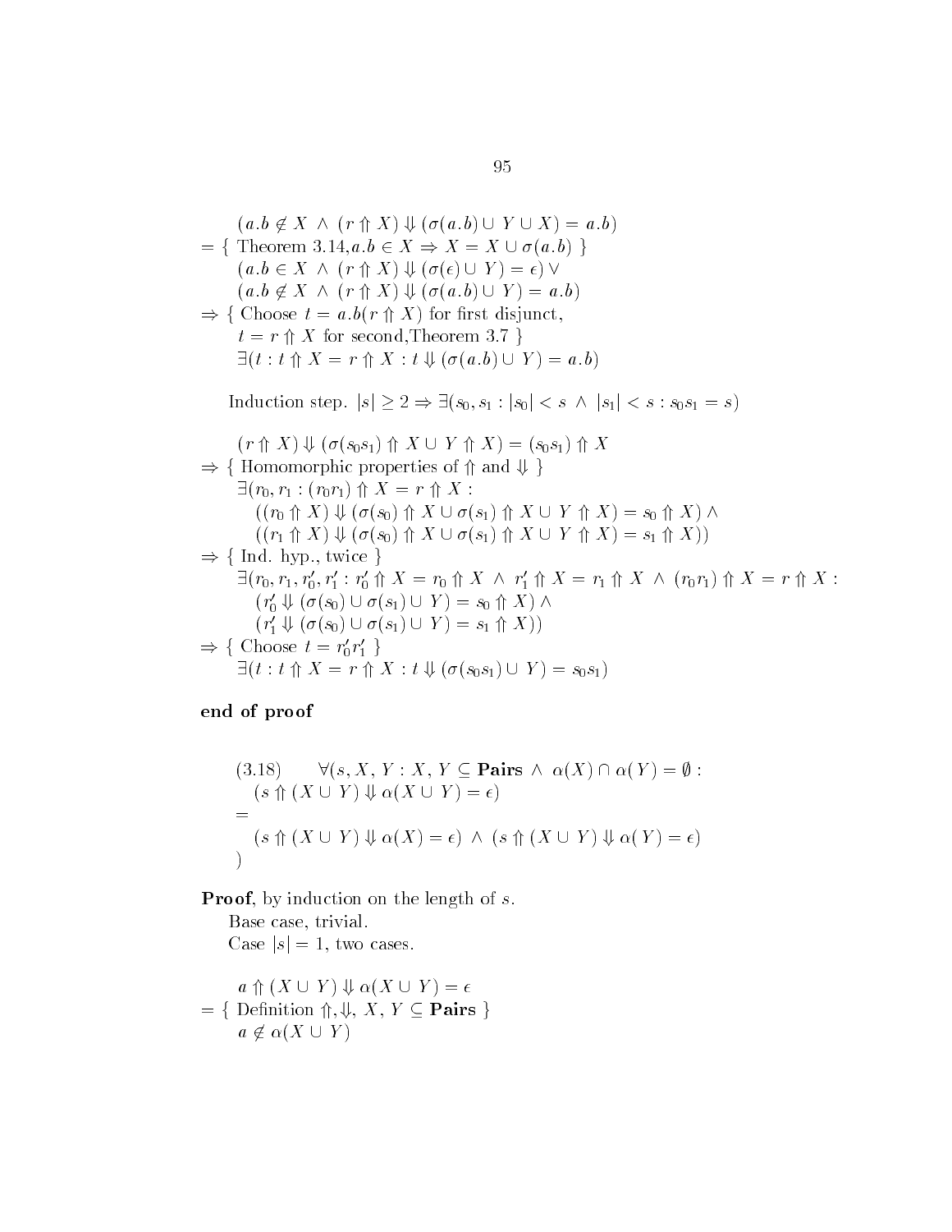$$(a.b \notin X \ \wedge \ (r \Uparrow X) \Downarrow (\sigma(a.b) \cup Y \cup X) = a.b)$$

$= \{$ Theorem 3.14, $a.b \in X \Rightarrow X = X \cup \sigma(a.b)$ $\}$

$$(a.b \in X \ \wedge \ (r \Uparrow X) \Downarrow (\sigma(\epsilon) \cup Y) = \epsilon) \ \vee$$
$$(a.b \notin X \ \wedge \ (r \Uparrow X) \Downarrow (\sigma(a.b) \cup Y) = a.b)$$

$\Rightarrow \{$ Choose $t = a.b(r \Uparrow X)$ for first disjunct, $t = r \Uparrow X$ for second, Theorem 3.7 $\}$

$$\exists(t : t \Uparrow X = r \Uparrow X : t \Downarrow (\sigma(a.b) \cup Y) = a.b)$$

Induction step. $|s| \geq 2 \Rightarrow \exists(s_0, s_1 : |s_0| < s \ \wedge \ |s_1| < s : s_0 s_1 = s)$

$$(r \Uparrow X) \Downarrow (\sigma(s_0 s_1) \Uparrow X \cup Y \Uparrow X) = (s_0 s_1) \Uparrow X$$

$\Rightarrow \{$ Homomorphic properties of $\Uparrow$ and $\Downarrow$ $\}$

$$\exists(r_0, r_1 : (r_0 r_1) \Uparrow X = r \Uparrow X :$$
$$((r_0 \Uparrow X) \Downarrow (\sigma(s_0) \Uparrow X \cup \sigma(s_1) \Uparrow X \cup Y \Uparrow X) = s_0 \Uparrow X) \ \wedge$$
$$((r_1 \Uparrow X) \Downarrow (\sigma(s_0) \Uparrow X \cup \sigma(s_1) \Uparrow X \cup Y \Uparrow X) = s_1 \Uparrow X))$$

$\Rightarrow \{$ Ind. hyp., twice $\}$

$$\exists(r_0, r_1, r_0', r_1' : r_0' \Uparrow X = r_0 \Uparrow X \ \wedge \ r_1' \Uparrow X = r_1 \Uparrow X \ \wedge \ (r_0 r_1) \Uparrow X = r \Uparrow X :$$
$$(r_0' \Downarrow (\sigma(s_0) \cup \sigma(s_1) \cup Y) = s_0 \Uparrow X) \ \wedge$$
$$(r_1' \Downarrow (\sigma(s_0) \cup \sigma(s_1) \cup Y) = s_1 \Uparrow X))$$

$\Rightarrow \{$ Choose $t = r_0' r_1'$ $\}$

$$\exists(t : t \Uparrow X = r \Uparrow X : t \Downarrow (\sigma(s_0 s_1) \cup Y) = s_0 s_1)$$

**end of proof**

$$\begin{aligned}
&(3.18) \qquad \forall(s, X, Y : X, Y \subseteq \textbf{Pairs} \ \wedge \ \alpha(X) \cap \alpha(Y) = \emptyset : \\
&\quad (s \Uparrow (X \cup Y) \Downarrow \alpha(X \cup Y) = \epsilon) \\
&= \\
&\quad (s \Uparrow (X \cup Y) \Downarrow \alpha(X) = \epsilon) \ \wedge \ (s \Uparrow (X \cup Y) \Downarrow \alpha(Y) = \epsilon) \\
&)
\end{aligned}$$

**Proof**, by induction on the length of $s$.

Base case, trivial.

Case $|s| = 1$, two cases.

$$a \Uparrow (X \cup Y) \Downarrow \alpha(X \cup Y) = \epsilon$$

$= \{$ Definition $\Uparrow, \Downarrow$, $X, Y \subseteq \textbf{Pairs}$ $\}$

$$a \notin \alpha(X \cup Y)$$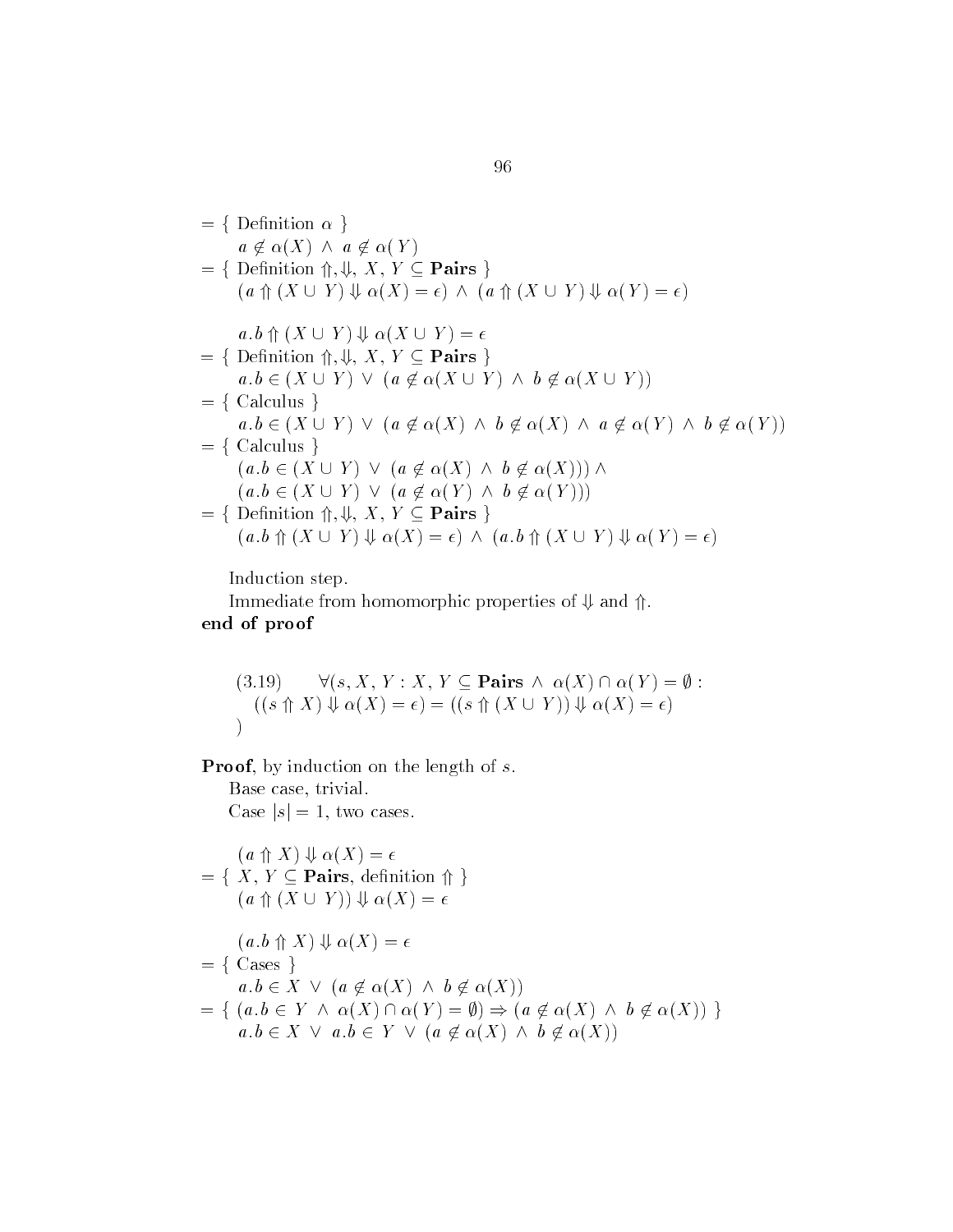$$
\begin{array}{l}
= \{ \text{ Definition } \alpha \ \} \\
\quad a \notin \alpha(X) \ \wedge \ a \notin \alpha(Y) \\
= \{ \text{ Definition } \Uparrow, \Downarrow, \ X, Y \subseteq \mathbf{Pairs} \ \} \\
\quad (a \Uparrow (X \cup Y) \Downarrow \alpha(X) = \epsilon) \ \wedge \ (a \Uparrow (X \cup Y) \Downarrow \alpha(Y) = \epsilon)
\end{array}
$$

$$
\begin{array}{l}
\quad a.b \Uparrow (X \cup Y) \Downarrow \alpha(X \cup Y) = \epsilon \\
= \{ \text{ Definition } \Uparrow, \Downarrow, \ X, Y \subseteq \mathbf{Pairs} \ \} \\
\quad a.b \in (X \cup Y) \ \vee \ (a \notin \alpha(X \cup Y) \ \wedge \ b \notin \alpha(X \cup Y)) \\
= \{ \text{ Calculus } \} \\
\quad a.b \in (X \cup Y) \ \vee \ (a \notin \alpha(X) \ \wedge \ b \notin \alpha(X) \ \wedge \ a \notin \alpha(Y) \ \wedge \ b \notin \alpha(Y)) \\
= \{ \text{ Calculus } \} \\
\quad (a.b \in (X \cup Y) \ \vee \ (a \notin \alpha(X) \ \wedge \ b \notin \alpha(X))) \ \wedge \\
\quad (a.b \in (X \cup Y) \ \vee \ (a \notin \alpha(Y) \ \wedge \ b \notin \alpha(Y))) \\
= \{ \text{ Definition } \Uparrow, \Downarrow, \ X, Y \subseteq \mathbf{Pairs} \ \} \\
\quad (a.b \Uparrow (X \cup Y) \Downarrow \alpha(X) = \epsilon) \ \wedge \ (a.b \Uparrow (X \cup Y) \Downarrow \alpha(Y) = \epsilon)
\end{array}
$$

Induction step.

Immediate from homomorphic properties of $\Downarrow$ and $\Uparrow$.

**end of proof**

$$
\begin{array}{l}
(3.19) \qquad \forall (s, X, Y : X, Y \subseteq \mathbf{Pairs} \ \wedge \ \alpha(X) \cap \alpha(Y) = \emptyset : \\
\quad ((s \Uparrow X) \Downarrow \alpha(X) = \epsilon) = ((s \Uparrow (X \cup Y)) \Downarrow \alpha(X) = \epsilon) \\
)
\end{array}
$$

**Proof**, by induction on the length of $s$.

Base case, trivial.

Case $|s| = 1$, two cases.

$$
\begin{array}{l}
\quad (a \Uparrow X) \Downarrow \alpha(X) = \epsilon \\
= \{ \ X, Y \subseteq \mathbf{Pairs}, \text{ definition } \Uparrow \ \} \\
\quad (a \Uparrow (X \cup Y)) \Downarrow \alpha(X) = \epsilon
\end{array}
$$

$$
\begin{array}{l}
\quad (a.b \Uparrow X) \Downarrow \alpha(X) = \epsilon \\
= \{ \text{ Cases } \} \\
\quad a.b \in X \ \vee \ (a \notin \alpha(X) \ \wedge \ b \notin \alpha(X)) \\
= \{ \ (a.b \in Y \ \wedge \ \alpha(X) \cap \alpha(Y) = \emptyset) \Rightarrow (a \notin \alpha(X) \ \wedge \ b \notin \alpha(X)) \ \} \\
\quad a.b \in X \ \vee \ a.b \in Y \ \vee \ (a \notin \alpha(X) \ \wedge \ b \notin \alpha(X))
\end{array}
$$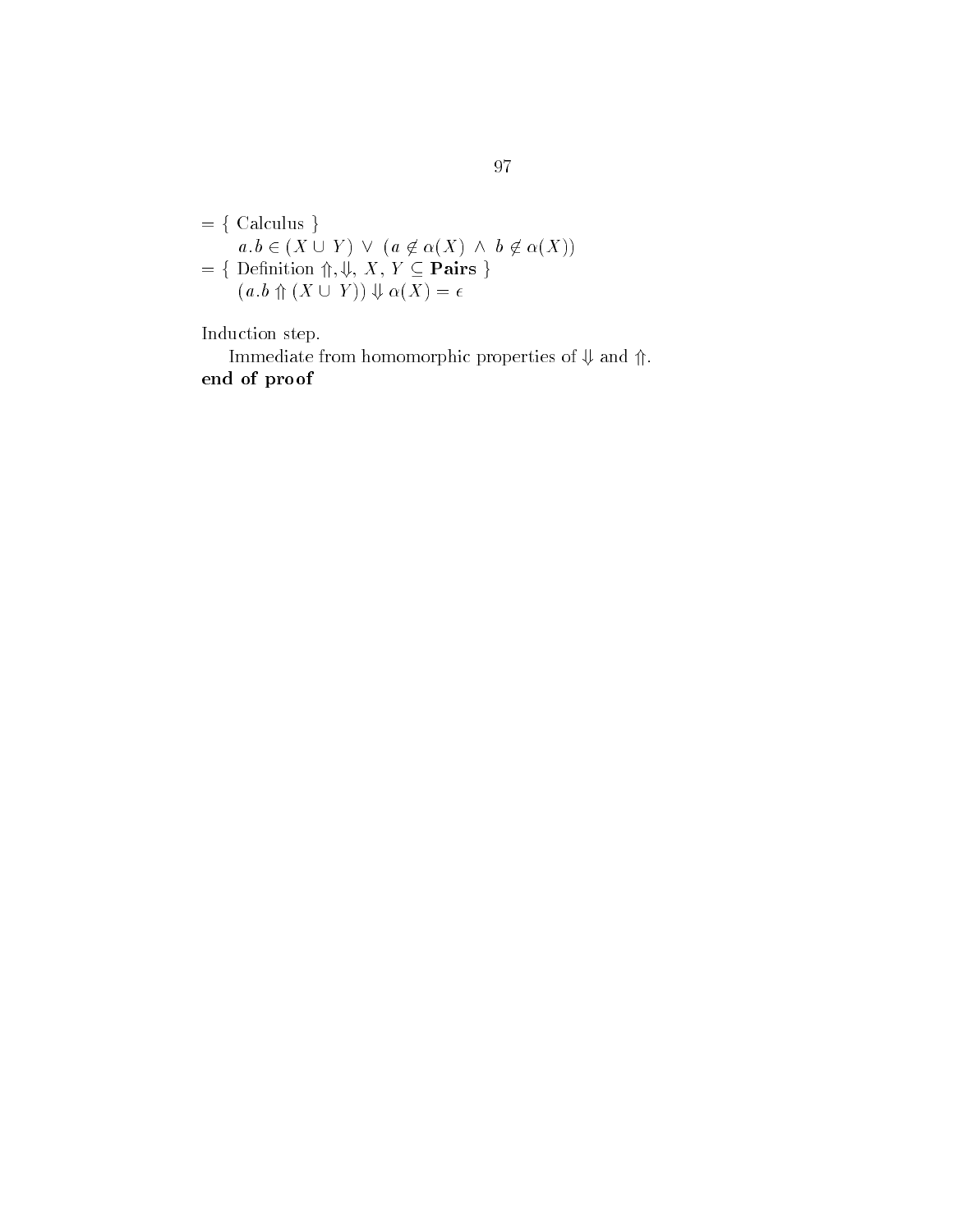$= \{$ Calculus $\}$

$\quad a.b \in (X \cup Y) \;\vee\; (a \notin \alpha(X) \;\wedge\; b \notin \alpha(X))$

$= \{$ Definition $\Uparrow, \Downarrow$, $X, Y \subseteq$ **Pairs** $\}$

$\quad (a.b \Uparrow (X \cup Y)) \Downarrow \alpha(X) = \epsilon$

Induction step.

Immediate from homomorphic properties of $\Downarrow$ and $\Uparrow$.

**end of proof**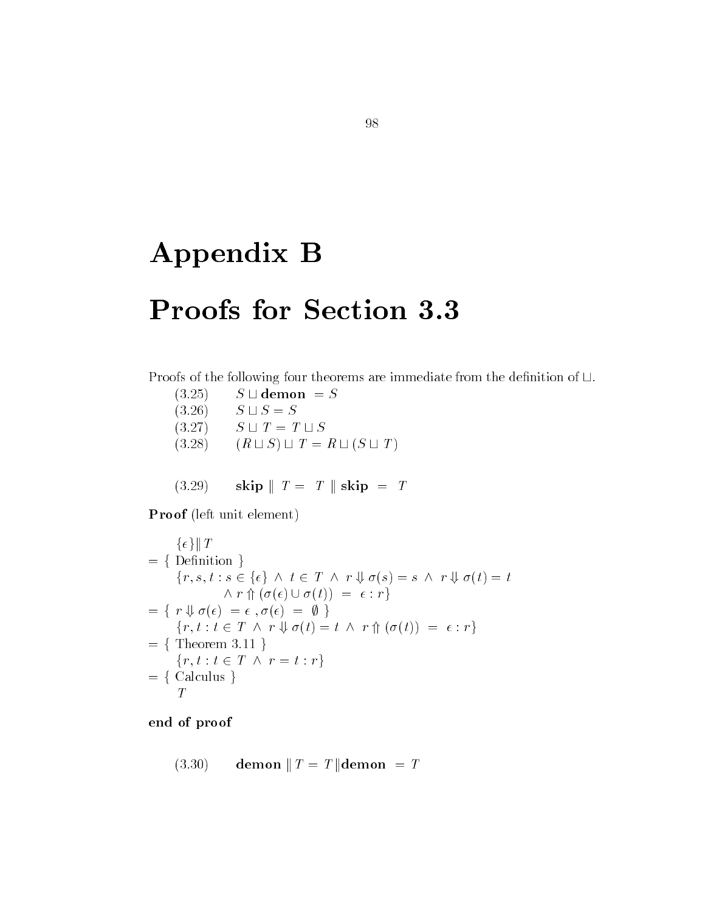# Appendix B

# Proofs for Section 3.3

Proofs of the following four theorems are immediate from the definition of $\sqcup$.

(3.25) $\quad S \sqcup \textbf{demon} = S$

(3.26) $\quad S \sqcup S = S$

(3.27) $\quad S \sqcup T = T \sqcup S$

(3.28) $\quad (R \sqcup S) \sqcup T = R \sqcup (S \sqcup T)$

(3.29) $\quad \textbf{skip} \parallel T = T \parallel \textbf{skip} = T$

**Proof** (left unit element)

$$
\begin{array}{l}
\quad \{\epsilon\} \| T \\
= \{ \text{ Definition } \} \\
\quad \{r, s, t : s \in \{\epsilon\} \ \wedge \ t \in T \ \wedge \ r \Downarrow \sigma(s) = s \ \wedge \ r \Downarrow \sigma(t) = t \\
\qquad\qquad \wedge \ r \Uparrow (\sigma(\epsilon) \cup \sigma(t)) \ = \ \epsilon : r\} \\
= \{ \ r \Downarrow \sigma(\epsilon) \ = \epsilon \ , \sigma(\epsilon) \ = \ \emptyset \ \} \\
\quad \{r, t : t \in T \ \wedge \ r \Downarrow \sigma(t) = t \ \wedge \ r \Uparrow (\sigma(t)) \ = \ \epsilon : r\} \\
= \{ \text{ Theorem 3.11 } \} \\
\quad \{r, t : t \in T \ \wedge \ r = t : r\} \\
= \{ \text{ Calculus } \} \\
\quad T
\end{array}
$$

**end of proof**

(3.30) $\quad \textbf{demon} \parallel T = T \parallel \textbf{demon} = T$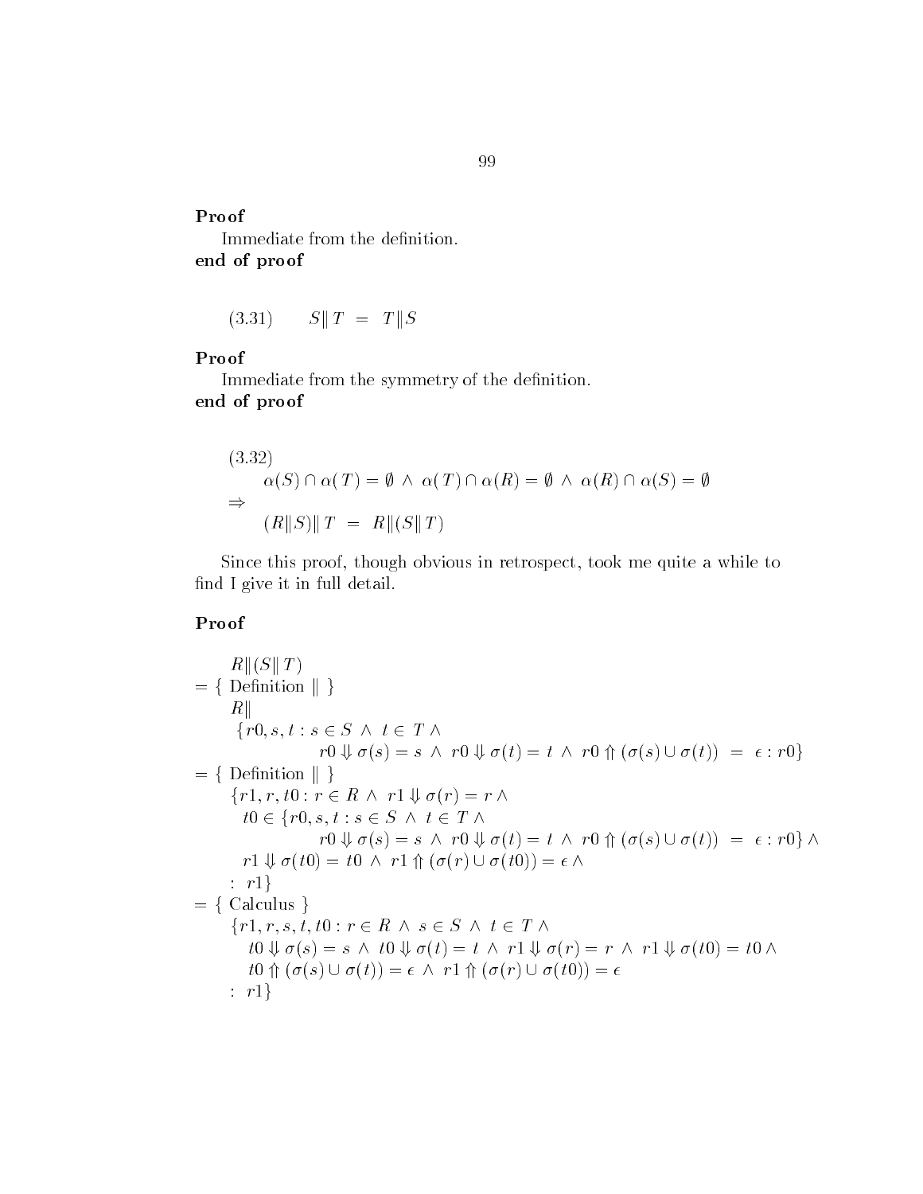**Proof**

Immediate from the definition.

**end of proof**

$$(3.31) \qquad S \| T \;=\; T \| S$$

**Proof**

Immediate from the symmetry of the definition.

**end of proof**

(3.32)

$$\alpha(S) \cap \alpha(T) = \emptyset \;\wedge\; \alpha(T) \cap \alpha(R) = \emptyset \;\wedge\; \alpha(R) \cap \alpha(S) = \emptyset$$

$$\Rightarrow$$

$$(R \| S) \| T \;=\; R \| (S \| T)$$

Since this proof, though obvious in retrospect, took me quite a while to find I give it in full detail.

**Proof**

$$R \| (S \| T)$$

$= \{$ Definition $\|$ $\}$

$$R \| \{r0, s, t : s \in S \;\wedge\; t \in T \;\wedge\; r0 \Downarrow \sigma(s) = s \;\wedge\; r0 \Downarrow \sigma(t) = t \;\wedge\; r0 \Uparrow (\sigma(s) \cup \sigma(t)) \;=\; \epsilon : r0\}$$

$= \{$ Definition $\|$ $\}$

$$\{r1, r, t0 : r \in R \;\wedge\; r1 \Downarrow \sigma(r) = r \;\wedge\; t0 \in \{r0, s, t : s \in S \;\wedge\; t \in T \;\wedge\; r0 \Downarrow \sigma(s) = s \;\wedge\; r0 \Downarrow \sigma(t) = t \;\wedge\; r0 \Uparrow (\sigma(s) \cup \sigma(t)) \;=\; \epsilon : r0\} \;\wedge\; r1 \Downarrow \sigma(t0) = t0 \;\wedge\; r1 \Uparrow (\sigma(r) \cup \sigma(t0)) = \epsilon \;\wedge\; :\; r1\}$$

$= \{$ Calculus $\}$

$$\{r1, r, s, t, t0 : r \in R \;\wedge\; s \in S \;\wedge\; t \in T \;\wedge\; t0 \Downarrow \sigma(s) = s \;\wedge\; t0 \Downarrow \sigma(t) = t \;\wedge\; r1 \Downarrow \sigma(r) = r \;\wedge\; r1 \Downarrow \sigma(t0) = t0 \;\wedge\; t0 \Uparrow (\sigma(s) \cup \sigma(t)) = \epsilon \;\wedge\; r1 \Uparrow (\sigma(r) \cup \sigma(t0)) = \epsilon \;:\; r1\}$$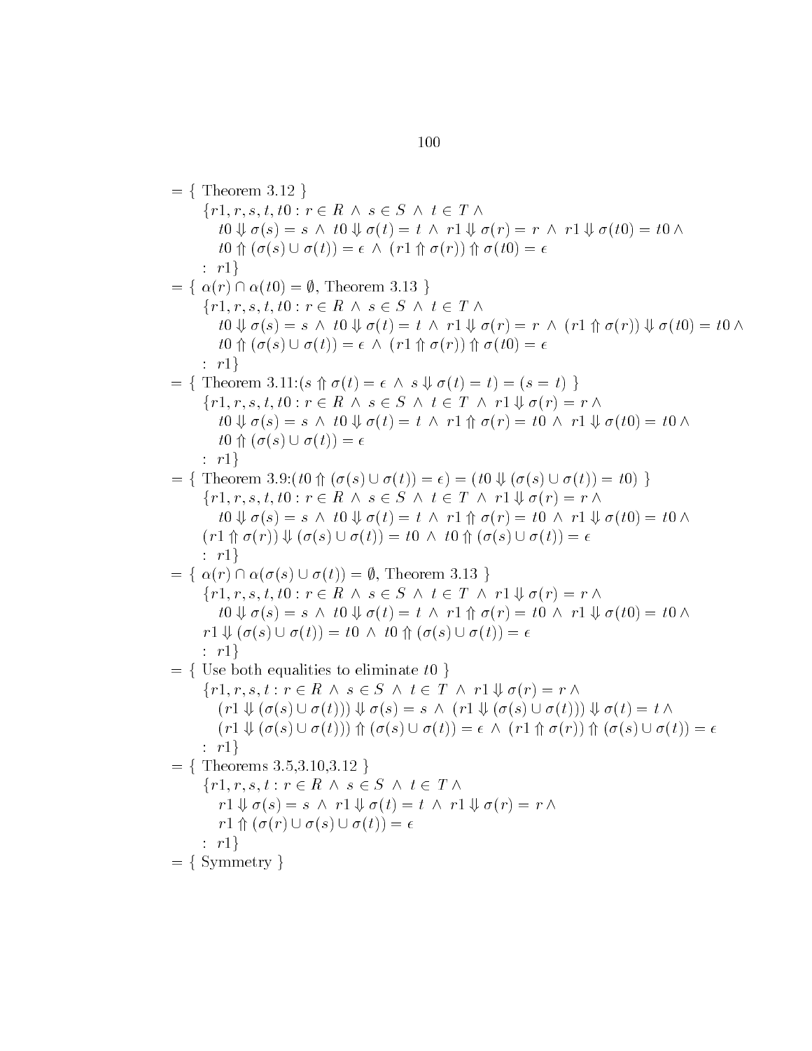$$
\begin{array}{l}
= \{ \text{ Theorem 3.12 } \} \\
\quad \{r1, r, s, t, t0 : r \in R \ \wedge \ s \in S \ \wedge \ t \in T \ \wedge \\
\quad\quad t0 \Downarrow \sigma(s) = s \ \wedge \ t0 \Downarrow \sigma(t) = t \ \wedge \ r1 \Downarrow \sigma(r) = r \ \wedge \ r1 \Downarrow \sigma(t0) = t0 \ \wedge \\
\quad\quad t0 \Uparrow (\sigma(s) \cup \sigma(t)) = \epsilon \ \wedge \ (r1 \Uparrow \sigma(r)) \Uparrow \sigma(t0) = \epsilon \\
\quad : \ r1\} \\
= \{ \ \alpha(r) \cap \alpha(t0) = \emptyset, \text{ Theorem 3.13 } \} \\
\quad \{r1, r, s, t, t0 : r \in R \ \wedge \ s \in S \ \wedge \ t \in T \ \wedge \\
\quad\quad t0 \Downarrow \sigma(s) = s \ \wedge \ t0 \Downarrow \sigma(t) = t \ \wedge \ r1 \Downarrow \sigma(r) = r \ \wedge \ (r1 \Uparrow \sigma(r)) \Downarrow \sigma(t0) = t0 \ \wedge \\
\quad\quad t0 \Uparrow (\sigma(s) \cup \sigma(t)) = \epsilon \ \wedge \ (r1 \Uparrow \sigma(r)) \Uparrow \sigma(t0) = \epsilon \\
\quad : \ r1\} \\
= \{ \text{ Theorem 3.11:}(s \Uparrow \sigma(t) = \epsilon \ \wedge \ s \Downarrow \sigma(t) = t) = (s = t) \ \} \\
\quad \{r1, r, s, t, t0 : r \in R \ \wedge \ s \in S \ \wedge \ t \in T \ \wedge \ r1 \Downarrow \sigma(r) = r \ \wedge \\
\quad\quad t0 \Downarrow \sigma(s) = s \ \wedge \ t0 \Downarrow \sigma(t) = t \ \wedge \ r1 \Uparrow \sigma(r) = t0 \ \wedge \ r1 \Downarrow \sigma(t0) = t0 \ \wedge \\
\quad\quad t0 \Uparrow (\sigma(s) \cup \sigma(t)) = \epsilon \\
\quad : \ r1\} \\
= \{ \text{ Theorem 3.9:}(t0 \Uparrow (\sigma(s) \cup \sigma(t)) = \epsilon) = (t0 \Downarrow (\sigma(s) \cup \sigma(t)) = t0) \ \} \\
\quad \{r1, r, s, t, t0 : r \in R \ \wedge \ s \in S \ \wedge \ t \in T \ \wedge \ r1 \Downarrow \sigma(r) = r \ \wedge \\
\quad\quad t0 \Downarrow \sigma(s) = s \ \wedge \ t0 \Downarrow \sigma(t) = t \ \wedge \ r1 \Uparrow \sigma(r) = t0 \ \wedge \ r1 \Downarrow \sigma(t0) = t0 \ \wedge \\
\quad (r1 \Uparrow \sigma(r)) \Downarrow (\sigma(s) \cup \sigma(t)) = t0 \ \wedge \ t0 \Uparrow (\sigma(s) \cup \sigma(t)) = \epsilon \\
\quad : \ r1\} \\
= \{ \ \alpha(r) \cap \alpha(\sigma(s) \cup \sigma(t)) = \emptyset, \text{ Theorem 3.13 } \} \\
\quad \{r1, r, s, t, t0 : r \in R \ \wedge \ s \in S \ \wedge \ t \in T \ \wedge \ r1 \Downarrow \sigma(r) = r \ \wedge \\
\quad\quad t0 \Downarrow \sigma(s) = s \ \wedge \ t0 \Downarrow \sigma(t) = t \ \wedge \ r1 \Uparrow \sigma(r) = t0 \ \wedge \ r1 \Downarrow \sigma(t0) = t0 \ \wedge \\
\quad r1 \Downarrow (\sigma(s) \cup \sigma(t)) = t0 \ \wedge \ t0 \Uparrow (\sigma(s) \cup \sigma(t)) = \epsilon \\
\quad : \ r1\} \\
= \{ \text{ Use both equalities to eliminate } t0 \ \} \\
\quad \{r1, r, s, t : r \in R \ \wedge \ s \in S \ \wedge \ t \in T \ \wedge \ r1 \Downarrow \sigma(r) = r \ \wedge \\
\quad\quad (r1 \Downarrow (\sigma(s) \cup \sigma(t))) \Downarrow \sigma(s) = s \ \wedge \ (r1 \Downarrow (\sigma(s) \cup \sigma(t))) \Downarrow \sigma(t) = t \ \wedge \\
\quad\quad (r1 \Downarrow (\sigma(s) \cup \sigma(t))) \Uparrow (\sigma(s) \cup \sigma(t)) = \epsilon \ \wedge \ (r1 \Uparrow \sigma(r)) \Uparrow (\sigma(s) \cup \sigma(t)) = \epsilon \\
\quad : \ r1\} \\
= \{ \text{ Theorems 3.5,3.10,3.12 } \} \\
\quad \{r1, r, s, t : r \in R \ \wedge \ s \in S \ \wedge \ t \in T \ \wedge \\
\quad\quad r1 \Downarrow \sigma(s) = s \ \wedge \ r1 \Downarrow \sigma(t) = t \ \wedge \ r1 \Downarrow \sigma(r) = r \ \wedge \\
\quad\quad r1 \Uparrow (\sigma(r) \cup \sigma(s) \cup \sigma(t)) = \epsilon \\
\quad : \ r1\} \\
= \{ \text{ Symmetry } \}
\end{array}
$$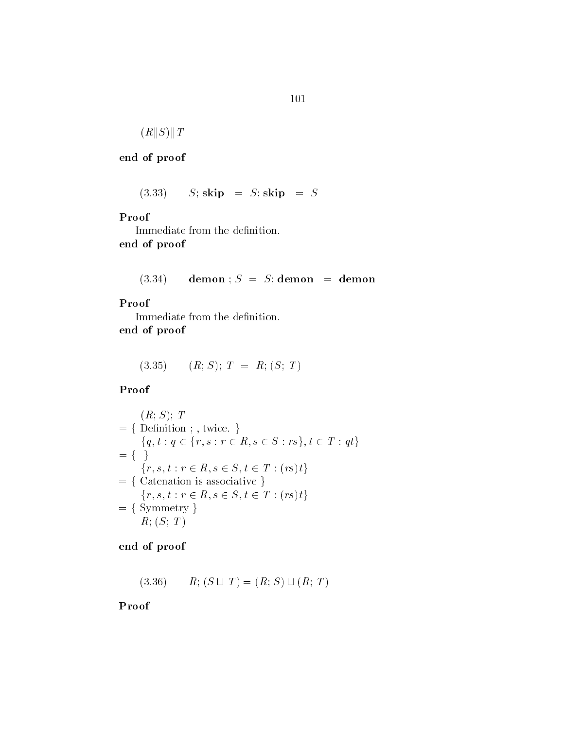$(R \| S) \| T$

**end of proof**

$$(3.33) \qquad S; \mathbf{skip} \;\; = \;\; S; \mathbf{skip} \;\; = \;\; S$$

**Proof**

Immediate from the definition.

**end of proof**

$$(3.34) \qquad \mathbf{demon} \; ; S \;\; = \;\; S; \mathbf{demon} \;\; = \;\; \mathbf{demon}$$

**Proof**

Immediate from the definition.

**end of proof**

$$(3.35) \qquad (R; S);\; T \;\; = \;\; R; (S;\; T)$$

**Proof**

$(R; S);\; T$

$= \{$ Definition ; , twice. $\}$

$\{q, t : q \in \{r, s : r \in R, s \in S : rs\}, t \in T : qt\}$

$= \{ \;\; \}$

$\{r, s, t : r \in R, s \in S, t \in T : (rs)t\}$

$= \{$ Catenation is associative $\}$

$\{r, s, t : r \in R, s \in S, t \in T : (rs)t\}$

$= \{$ Symmetry $\}$

$R; (S;\; T)$

**end of proof**

$$(3.36) \qquad R; (S \sqcup T) = (R; S) \sqcup (R;\; T)$$

**Proof**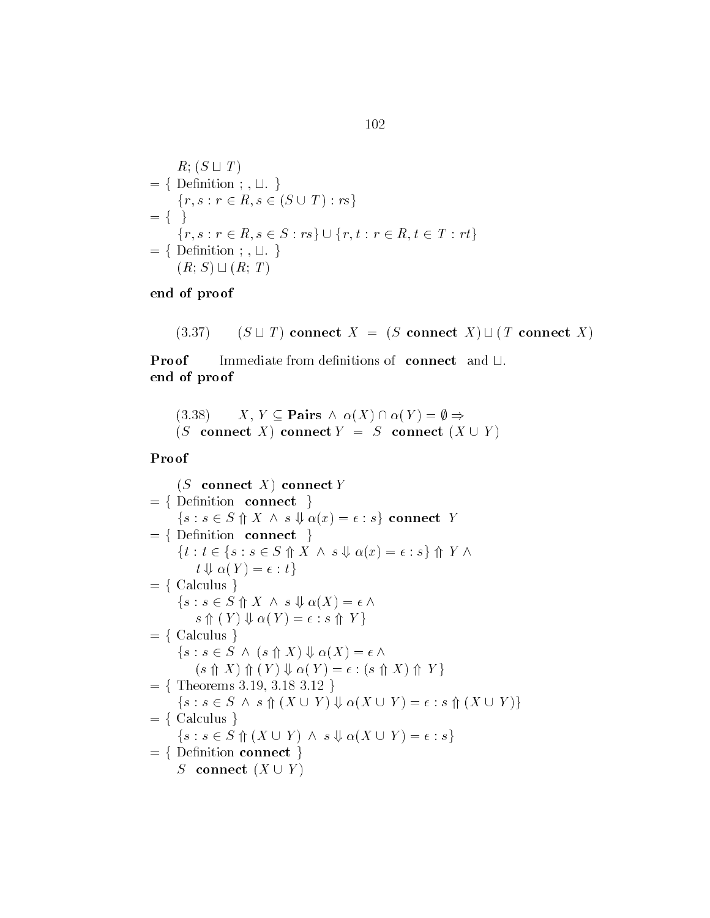$$R;(S \sqcup T)$$

$= \{$ Definition ; , $\sqcup$. $\}$

$$\{r, s : r \in R, s \in (S \cup T) : rs\}$$

$= \{\ \}$

$$\{r, s : r \in R, s \in S : rs\} \cup \{r, t : r \in R, t \in T : rt\}$$

$= \{$ Definition ; , $\sqcup$. $\}$

$$(R;S) \sqcup (R;T)$$

**end of proof**

$$(3.37) \qquad (S \sqcup T) \textbf{ connect } X \;=\; (S \textbf{ connect } X) \sqcup (T \textbf{ connect } X)$$

**Proof** Immediate from definitions of **connect** and $\sqcup$.
**end of proof**

$$(3.38) \qquad X, Y \subseteq \textbf{Pairs} \wedge \alpha(X) \cap \alpha(Y) = \emptyset \Rightarrow$$
$$(S \textbf{ connect } X) \textbf{ connect } Y \;=\; S \textbf{ connect } (X \cup Y)$$

**Proof**

$$(S \textbf{ connect } X) \textbf{ connect } Y$$

$= \{$ Definition **connect** $\}$

$$\{s : s \in S \Uparrow X \wedge s \Downarrow \alpha(x) = \epsilon : s\} \textbf{ connect } Y$$

$= \{$ Definition **connect** $\}$

$$\{t : t \in \{s : s \in S \Uparrow X \wedge s \Downarrow \alpha(x) = \epsilon : s\} \Uparrow Y \wedge$$
$$t \Downarrow \alpha(Y) = \epsilon : t\}$$

$= \{$ Calculus $\}$

$$\{s : s \in S \Uparrow X \wedge s \Downarrow \alpha(X) = \epsilon \wedge$$
$$s \Uparrow (Y) \Downarrow \alpha(Y) = \epsilon : s \Uparrow Y\}$$

$= \{$ Calculus $\}$

$$\{s : s \in S \wedge (s \Uparrow X) \Downarrow \alpha(X) = \epsilon \wedge$$
$$(s \Uparrow X) \Uparrow (Y) \Downarrow \alpha(Y) = \epsilon : (s \Uparrow X) \Uparrow Y\}$$

$= \{$ Theorems 3.19, 3.18 3.12 $\}$

$$\{s : s \in S \wedge s \Uparrow (X \cup Y) \Downarrow \alpha(X \cup Y) = \epsilon : s \Uparrow (X \cup Y)\}$$

$= \{$ Calculus $\}$

$$\{s : s \in S \Uparrow (X \cup Y) \wedge s \Downarrow \alpha(X \cup Y) = \epsilon : s\}$$

$= \{$ Definition **connect** $\}$

$$S \textbf{ connect } (X \cup Y)$$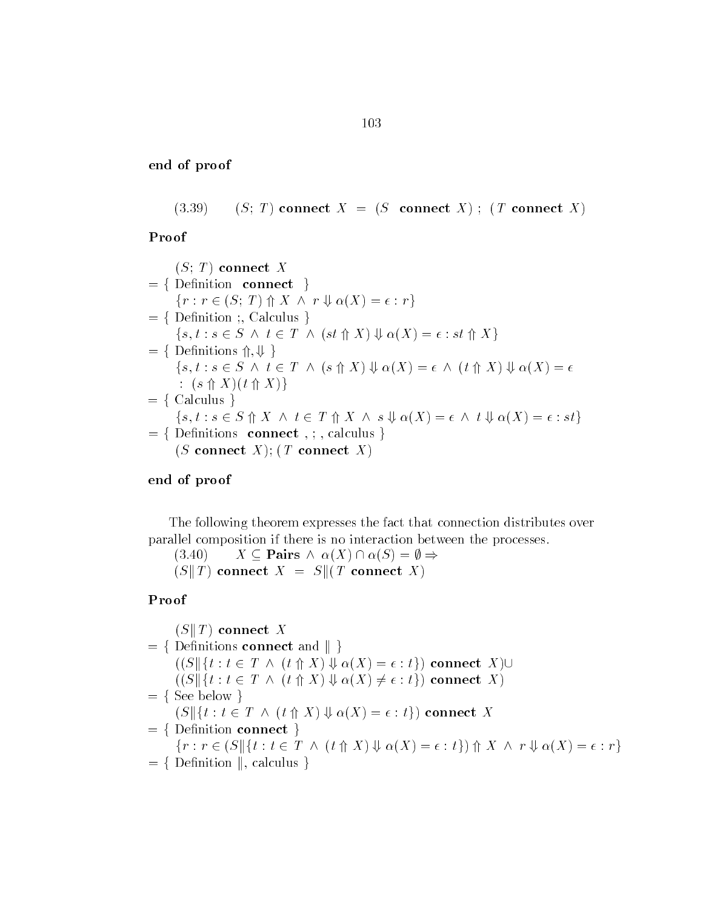**end of proof**

$$(3.39) \qquad (S;\, T) \ \mathbf{connect}\ X \ = \ (S \ \ \mathbf{connect}\ X)\ ;\ (T\ \mathbf{connect}\ X)$$

**Proof**

$$
\begin{array}{l}
\quad (S;\, T)\ \mathbf{connect}\ X \\
= \{ \text{ Definition } \ \mathbf{connect} \ \ \} \\
\quad \{r : r \in (S;\, T) \Uparrow X \ \wedge \ r \Downarrow \alpha(X) = \epsilon : r\} \\
= \{ \text{ Definition ;, Calculus } \} \\
\quad \{s, t : s \in S \ \wedge \ t \in T \ \wedge \ (st \Uparrow X) \Downarrow \alpha(X) = \epsilon : st \Uparrow X\} \\
= \{ \text{ Definitions } \Uparrow, \Downarrow \ \} \\
\quad \{s, t : s \in S \ \wedge \ t \in T \ \wedge \ (s \Uparrow X) \Downarrow \alpha(X) = \epsilon \ \wedge \ (t \Uparrow X) \Downarrow \alpha(X) = \epsilon \\
\quad \ :\ (s \Uparrow X)(t \Uparrow X)\} \\
= \{ \text{ Calculus } \} \\
\quad \{s, t : s \in S \Uparrow X \ \wedge \ t \in T \Uparrow X \ \wedge \ s \Downarrow \alpha(X) = \epsilon \ \wedge \ t \Downarrow \alpha(X) = \epsilon : st\} \\
= \{ \text{ Definitions } \ \mathbf{connect}\ , ;\ , \text{ calculus } \} \\
\quad (S\ \mathbf{connect}\ X); (T\ \mathbf{connect}\ X)
\end{array}
$$

**end of proof**

The following theorem expresses the fact that connection distributes over parallel composition if there is no interaction between the processes.

$$(3.40) \qquad X \subseteq \mathbf{Pairs} \ \wedge \ \alpha(X) \cap \alpha(S) = \emptyset \Rightarrow$$
$$(S \| T)\ \mathbf{connect}\ X \ = \ S \| (T\ \mathbf{connect}\ X)$$

**Proof**

$$
\begin{array}{l}
\quad (S \| T)\ \mathbf{connect}\ X \\
= \{ \text{ Definitions } \mathbf{connect} \text{ and } \| \ \} \\
\quad ((S \| \{t : t \in T \ \wedge \ (t \Uparrow X) \Downarrow \alpha(X) = \epsilon : t\})\ \mathbf{connect}\ X) \cup \\
\quad ((S \| \{t : t \in T \ \wedge \ (t \Uparrow X) \Downarrow \alpha(X) \neq \epsilon : t\})\ \mathbf{connect}\ X) \\
= \{ \text{ See below } \} \\
\quad (S \| \{t : t \in T \ \wedge \ (t \Uparrow X) \Downarrow \alpha(X) = \epsilon : t\})\ \mathbf{connect}\ X \\
= \{ \text{ Definition } \mathbf{connect} \ \} \\
\quad \{r : r \in (S \| \{t : t \in T \ \wedge \ (t \Uparrow X) \Downarrow \alpha(X) = \epsilon : t\}) \Uparrow X \ \wedge \ r \Downarrow \alpha(X) = \epsilon : r\} \\
= \{ \text{ Definition } \|, \text{ calculus } \}
\end{array}
$$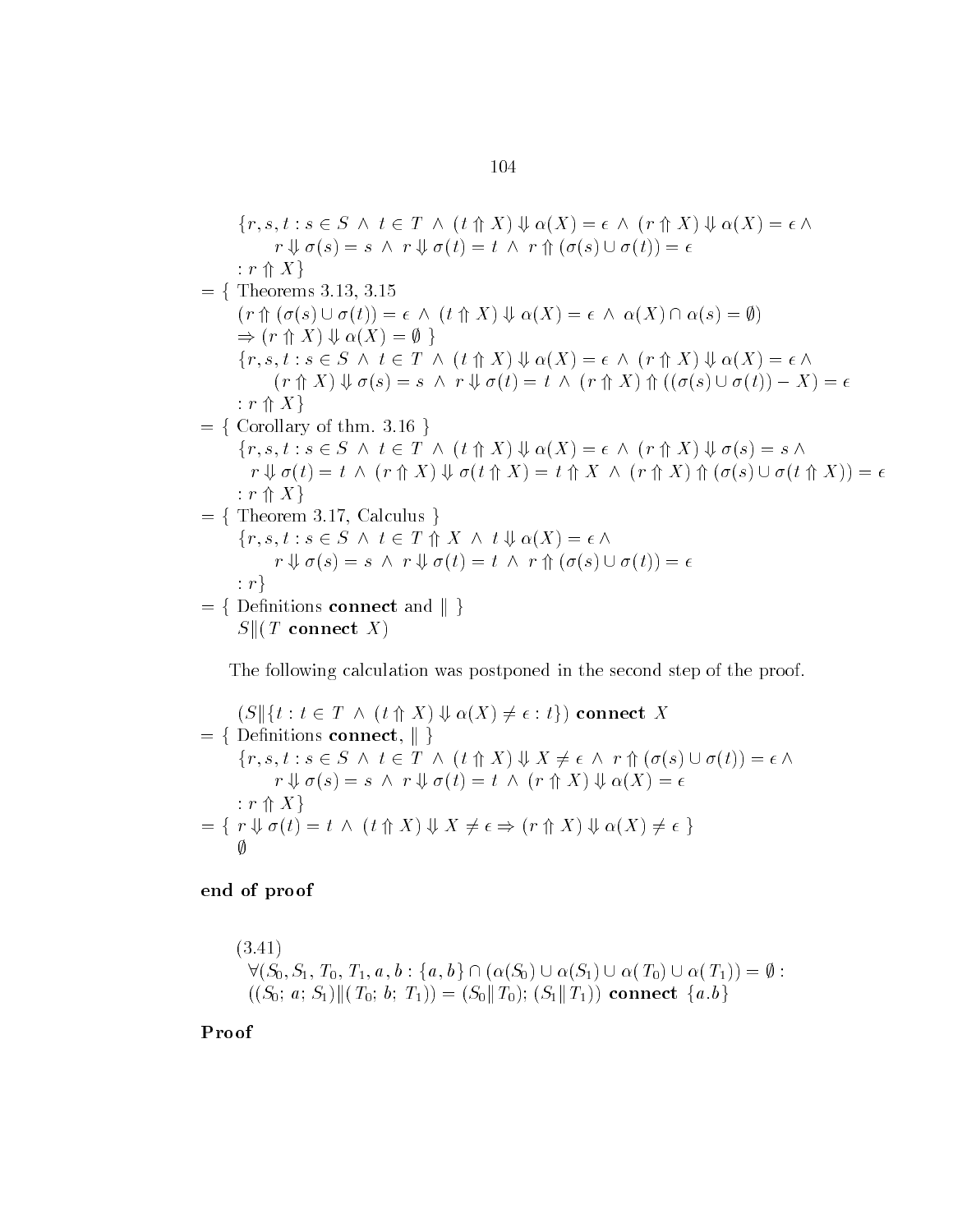$$\{r, s, t : s \in S \ \wedge \ t \in T \ \wedge \ (t \Uparrow X) \Downarrow \alpha(X) = \epsilon \ \wedge \ (r \Uparrow X) \Downarrow \alpha(X) = \epsilon \ \wedge$$
$$r \Downarrow \sigma(s) = s \ \wedge \ r \Downarrow \sigma(t) = t \ \wedge \ r \Uparrow (\sigma(s) \cup \sigma(t)) = \epsilon$$
$$: r \Uparrow X\}$$

$= \{$ Theorems 3.13, 3.15

$$(r \Uparrow (\sigma(s) \cup \sigma(t)) = \epsilon \ \wedge \ (t \Uparrow X) \Downarrow \alpha(X) = \epsilon \ \wedge \ \alpha(X) \cap \alpha(s) = \emptyset)$$
$$\Rightarrow (r \Uparrow X) \Downarrow \alpha(X) = \emptyset \ \}$$

$$\{r, s, t : s \in S \ \wedge \ t \in T \ \wedge \ (t \Uparrow X) \Downarrow \alpha(X) = \epsilon \ \wedge \ (r \Uparrow X) \Downarrow \alpha(X) = \epsilon \ \wedge$$
$$(r \Uparrow X) \Downarrow \sigma(s) = s \ \wedge \ r \Downarrow \sigma(t) = t \ \wedge \ (r \Uparrow X) \Uparrow ((\sigma(s) \cup \sigma(t)) - X) = \epsilon$$
$$: r \Uparrow X\}$$

$= \{$ Corollary of thm. 3.16 $\}$

$$\{r, s, t : s \in S \ \wedge \ t \in T \ \wedge \ (t \Uparrow X) \Downarrow \alpha(X) = \epsilon \ \wedge \ (r \Uparrow X) \Downarrow \sigma(s) = s \ \wedge$$
$$r \Downarrow \sigma(t) = t \ \wedge \ (r \Uparrow X) \Downarrow \sigma(t \Uparrow X) = t \Uparrow X \ \wedge \ (r \Uparrow X) \Uparrow (\sigma(s) \cup \sigma(t \Uparrow X)) = \epsilon$$
$$: r \Uparrow X\}$$

$= \{$ Theorem 3.17, Calculus $\}$

$$\{r, s, t : s \in S \ \wedge \ t \in T \Uparrow X \ \wedge \ t \Downarrow \alpha(X) = \epsilon \ \wedge$$
$$r \Downarrow \sigma(s) = s \ \wedge \ r \Downarrow \sigma(t) = t \ \wedge \ r \Uparrow (\sigma(s) \cup \sigma(t)) = \epsilon$$
$$: r\}$$

$= \{$ Definitions **connect** and $\|$ $\}$

$$S \| (T \textbf{ connect } X)$$

The following calculation was postponed in the second step of the proof.

$$(S \| \{t : t \in T \ \wedge \ (t \Uparrow X) \Downarrow \alpha(X) \neq \epsilon : t\}) \textbf{ connect } X$$

$= \{$ Definitions **connect**, $\|$ $\}$

$$\{r, s, t : s \in S \ \wedge \ t \in T \ \wedge \ (t \Uparrow X) \Downarrow X \neq \epsilon \ \wedge \ r \Uparrow (\sigma(s) \cup \sigma(t)) = \epsilon \ \wedge$$
$$r \Downarrow \sigma(s) = s \ \wedge \ r \Downarrow \sigma(t) = t \ \wedge \ (r \Uparrow X) \Downarrow \alpha(X) = \epsilon$$
$$: r \Uparrow X\}$$

$= \{ \ r \Downarrow \sigma(t) = t \ \wedge \ (t \Uparrow X) \Downarrow X \neq \epsilon \Rightarrow (r \Uparrow X) \Downarrow \alpha(X) \neq \epsilon \ \}$

$$\emptyset$$

**end of proof**

(3.41)

$$\forall (S_0, S_1, T_0, T_1, a, b : \{a, b\} \cap (\alpha(S_0) \cup \alpha(S_1) \cup \alpha(T_0) \cup \alpha(T_1)) = \emptyset :$$
$$((S_0;\ a;\ S_1) \| (T_0;\ b;\ T_1)) = (S_0 \| T_0);\ (S_1 \| T_1)) \textbf{ connect } \{a.b\}$$

**Proof**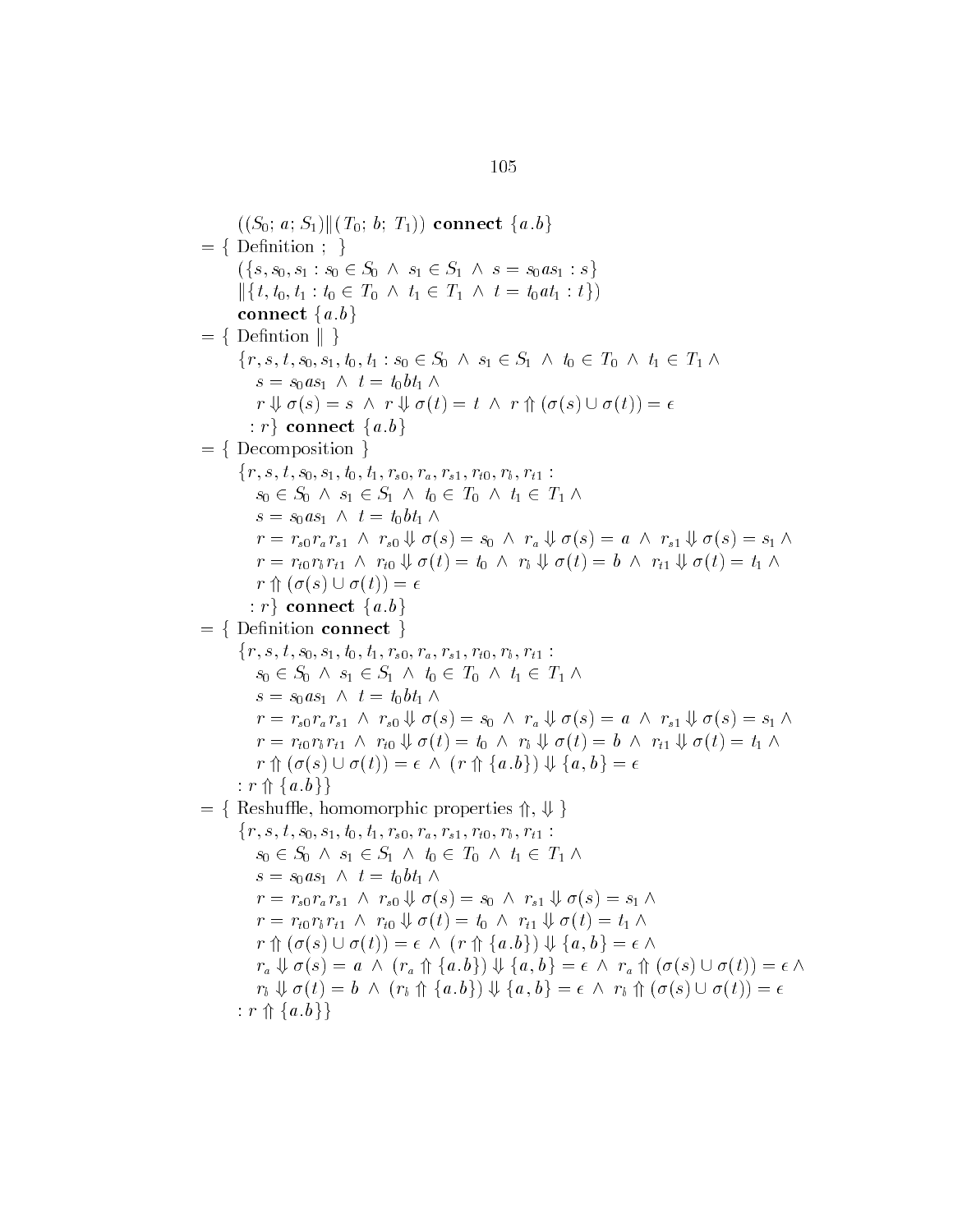$$((S_0;\, a;\, S_1) \| (T_0;\, b;\, T_1))\ \textbf{connect}\ \{a.b\}$$

$= \{$ Definition ; $\}$

$$(\{s, s_0, s_1 : s_0 \in S_0\ \wedge\ s_1 \in S_1\ \wedge\ s = s_0 a s_1 : s\}$$
$$\| \{t, t_0, t_1 : t_0 \in T_0\ \wedge\ t_1 \in T_1\ \wedge\ t = t_0 a t_1 : t\})$$
$$\textbf{connect}\ \{a.b\}$$

$= \{$ Defintion $\|$ $\}$

$$\{r, s, t, s_0, s_1, t_0, t_1 : s_0 \in S_0\ \wedge\ s_1 \in S_1\ \wedge\ t_0 \in T_0\ \wedge\ t_1 \in T_1\ \wedge$$
$$s = s_0 a s_1\ \wedge\ t = t_0 b t_1\ \wedge$$
$$r \Downarrow \sigma(s) = s\ \wedge\ r \Downarrow \sigma(t) = t\ \wedge\ r \Uparrow (\sigma(s) \cup \sigma(t)) = \epsilon$$
$$: r\}\ \textbf{connect}\ \{a.b\}$$

$= \{$ Decomposition $\}$

$$\{r, s, t, s_0, s_1, t_0, t_1, r_{s0}, r_a, r_{s1}, r_{t0}, r_b, r_{t1} :$$
$$s_0 \in S_0\ \wedge\ s_1 \in S_1\ \wedge\ t_0 \in T_0\ \wedge\ t_1 \in T_1\ \wedge$$
$$s = s_0 a s_1\ \wedge\ t = t_0 b t_1\ \wedge$$
$$r = r_{s0} r_a r_{s1}\ \wedge\ r_{s0} \Downarrow \sigma(s) = s_0\ \wedge\ r_a \Downarrow \sigma(s) = a\ \wedge\ r_{s1} \Downarrow \sigma(s) = s_1\ \wedge$$
$$r = r_{t0} r_b r_{t1}\ \wedge\ r_{t0} \Downarrow \sigma(t) = t_0\ \wedge\ r_b \Downarrow \sigma(t) = b\ \wedge\ r_{t1} \Downarrow \sigma(t) = t_1\ \wedge$$
$$r \Uparrow (\sigma(s) \cup \sigma(t)) = \epsilon$$
$$: r\}\ \textbf{connect}\ \{a.b\}$$

$= \{$ Definition **connect** $\}$

$$\{r, s, t, s_0, s_1, t_0, t_1, r_{s0}, r_a, r_{s1}, r_{t0}, r_b, r_{t1} :$$
$$s_0 \in S_0\ \wedge\ s_1 \in S_1\ \wedge\ t_0 \in T_0\ \wedge\ t_1 \in T_1\ \wedge$$
$$s = s_0 a s_1\ \wedge\ t = t_0 b t_1\ \wedge$$
$$r = r_{s0} r_a r_{s1}\ \wedge\ r_{s0} \Downarrow \sigma(s) = s_0\ \wedge\ r_a \Downarrow \sigma(s) = a\ \wedge\ r_{s1} \Downarrow \sigma(s) = s_1\ \wedge$$
$$r = r_{t0} r_b r_{t1}\ \wedge\ r_{t0} \Downarrow \sigma(t) = t_0\ \wedge\ r_b \Downarrow \sigma(t) = b\ \wedge\ r_{t1} \Downarrow \sigma(t) = t_1\ \wedge$$
$$r \Uparrow (\sigma(s) \cup \sigma(t)) = \epsilon\ \wedge\ (r \Uparrow \{a.b\}) \Downarrow \{a, b\} = \epsilon$$
$$: r \Uparrow \{a.b\}\}$$

$= \{$ Reshuffle, homomorphic properties $\Uparrow, \Downarrow$ $\}$

$$\{r, s, t, s_0, s_1, t_0, t_1, r_{s0}, r_a, r_{s1}, r_{t0}, r_b, r_{t1} :$$
$$s_0 \in S_0\ \wedge\ s_1 \in S_1\ \wedge\ t_0 \in T_0\ \wedge\ t_1 \in T_1\ \wedge$$
$$s = s_0 a s_1\ \wedge\ t = t_0 b t_1\ \wedge$$
$$r = r_{s0} r_a r_{s1}\ \wedge\ r_{s0} \Downarrow \sigma(s) = s_0\ \wedge\ r_{s1} \Downarrow \sigma(s) = s_1\ \wedge$$
$$r = r_{t0} r_b r_{t1}\ \wedge\ r_{t0} \Downarrow \sigma(t) = t_0\ \wedge\ r_{t1} \Downarrow \sigma(t) = t_1\ \wedge$$
$$r \Uparrow (\sigma(s) \cup \sigma(t)) = \epsilon\ \wedge\ (r \Uparrow \{a.b\}) \Downarrow \{a, b\} = \epsilon\ \wedge$$
$$r_a \Downarrow \sigma(s) = a\ \wedge\ (r_a \Uparrow \{a.b\}) \Downarrow \{a, b\} = \epsilon\ \wedge\ r_a \Uparrow (\sigma(s) \cup \sigma(t)) = \epsilon\ \wedge$$
$$r_b \Downarrow \sigma(t) = b\ \wedge\ (r_b \Uparrow \{a.b\}) \Downarrow \{a, b\} = \epsilon\ \wedge\ r_b \Uparrow (\sigma(s) \cup \sigma(t)) = \epsilon$$
$$: r \Uparrow \{a.b\}\}$$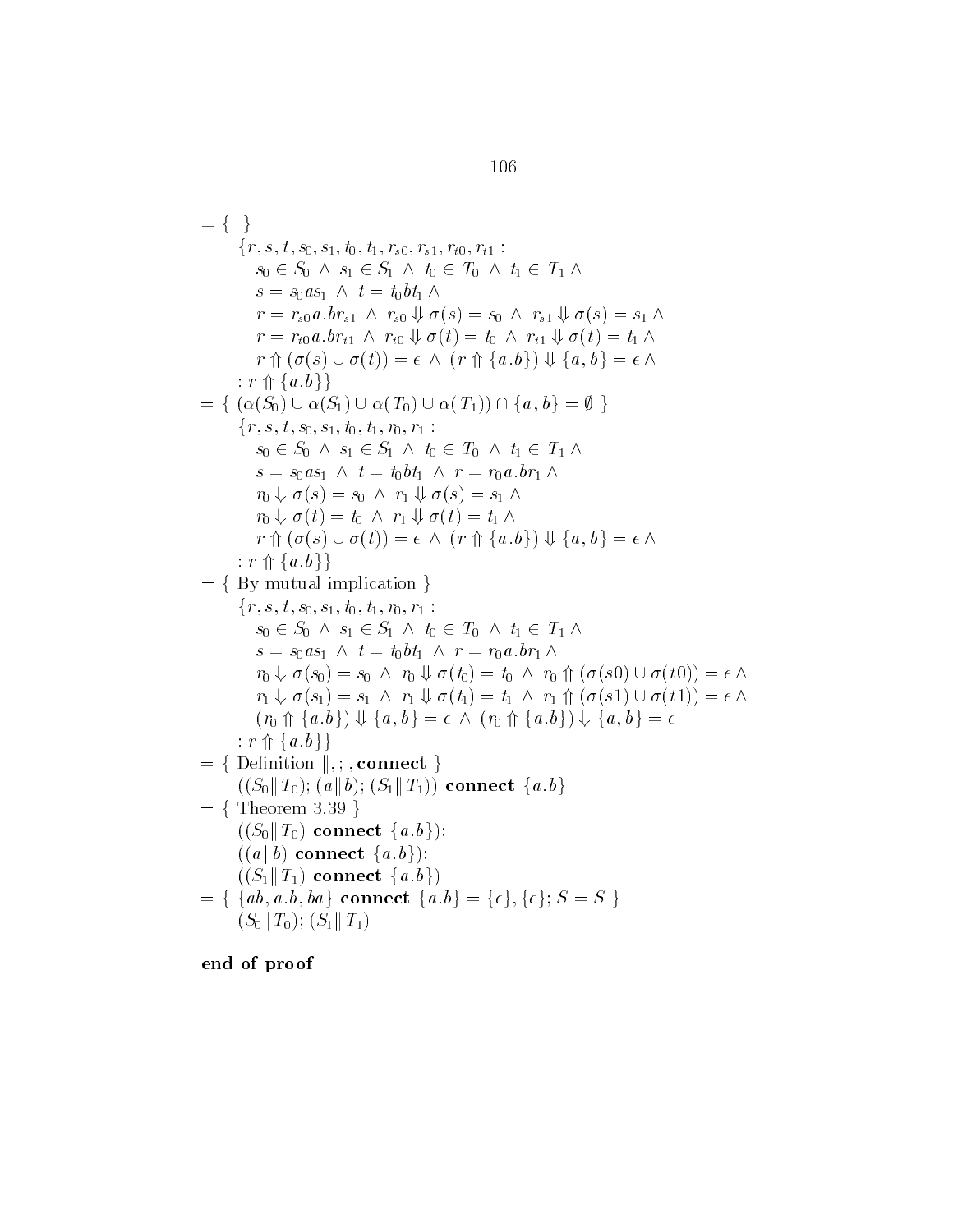$= \{ \ \}$

$$\{r, s, t, s_0, s_1, t_0, t_1, r_{s0}, r_{s1}, r_{t0}, r_{t1} :$$
$$s_0 \in S_0 \ \wedge \ s_1 \in S_1 \ \wedge \ t_0 \in T_0 \ \wedge \ t_1 \in T_1 \ \wedge$$
$$s = s_0 a s_1 \ \wedge \ t = t_0 b t_1 \ \wedge$$
$$r = r_{s0} a.b r_{s1} \ \wedge \ r_{s0} \Downarrow \sigma(s) = s_0 \ \wedge \ r_{s1} \Downarrow \sigma(s) = s_1 \ \wedge$$
$$r = r_{t0} a.b r_{t1} \ \wedge \ r_{t0} \Downarrow \sigma(t) = t_0 \ \wedge \ r_{t1} \Downarrow \sigma(t) = t_1 \ \wedge$$
$$r \Uparrow (\sigma(s) \cup \sigma(t)) = \epsilon \ \wedge \ (r \Uparrow \{a.b\}) \Downarrow \{a, b\} = \epsilon \ \wedge$$
$$: r \Uparrow \{a.b\}\}$$

$= \{ \ (\alpha(S_0) \cup \alpha(S_1) \cup \alpha(T_0) \cup \alpha(T_1)) \cap \{a, b\} = \emptyset \ \}$

$$\{r, s, t, s_0, s_1, t_0, t_1, r_0, r_1 :$$
$$s_0 \in S_0 \ \wedge \ s_1 \in S_1 \ \wedge \ t_0 \in T_0 \ \wedge \ t_1 \in T_1 \ \wedge$$
$$s = s_0 a s_1 \ \wedge \ t = t_0 b t_1 \ \wedge \ r = r_0 a.b r_1 \ \wedge$$
$$r_0 \Downarrow \sigma(s) = s_0 \ \wedge \ r_1 \Downarrow \sigma(s) = s_1 \ \wedge$$
$$r_0 \Downarrow \sigma(t) = t_0 \ \wedge \ r_1 \Downarrow \sigma(t) = t_1 \ \wedge$$
$$r \Uparrow (\sigma(s) \cup \sigma(t)) = \epsilon \ \wedge \ (r \Uparrow \{a.b\}) \Downarrow \{a, b\} = \epsilon \ \wedge$$
$$: r \Uparrow \{a.b\}\}$$

$= \{$ By mutual implication $\}$

$$\{r, s, t, s_0, s_1, t_0, t_1, r_0, r_1 :$$
$$s_0 \in S_0 \ \wedge \ s_1 \in S_1 \ \wedge \ t_0 \in T_0 \ \wedge \ t_1 \in T_1 \ \wedge$$
$$s = s_0 a s_1 \ \wedge \ t = t_0 b t_1 \ \wedge \ r = r_0 a.b r_1 \ \wedge$$
$$r_0 \Downarrow \sigma(s_0) = s_0 \ \wedge \ r_0 \Downarrow \sigma(t_0) = t_0 \ \wedge \ r_0 \Uparrow (\sigma(s0) \cup \sigma(t0)) = \epsilon \ \wedge$$
$$r_1 \Downarrow \sigma(s_1) = s_1 \ \wedge \ r_1 \Downarrow \sigma(t_1) = t_1 \ \wedge \ r_1 \Uparrow (\sigma(s1) \cup \sigma(t1)) = \epsilon \ \wedge$$
$$(r_0 \Uparrow \{a.b\}) \Downarrow \{a, b\} = \epsilon \ \wedge \ (r_0 \Uparrow \{a.b\}) \Downarrow \{a, b\} = \epsilon$$
$$: r \Uparrow \{a.b\}\}$$

$= \{$ Definition $\|, ;,$ **connect** $\}$

$$((S_0 \| T_0); (a \| b); (S_1 \| T_1)) \ \textbf{connect} \ \{a.b\}$$

$= \{$ Theorem 3.39 $\}$

$$((S_0 \| T_0) \ \textbf{connect} \ \{a.b\});$$
$$((a \| b) \ \textbf{connect} \ \{a.b\});$$
$$((S_1 \| T_1) \ \textbf{connect} \ \{a.b\})$$

$= \{ \ \{ab, a.b, ba\} \ \textbf{connect} \ \{a.b\} = \{\epsilon\}, \{\epsilon\}; S = S \ \}$

$$(S_0 \| T_0); (S_1 \| T_1)$$

**end of proof**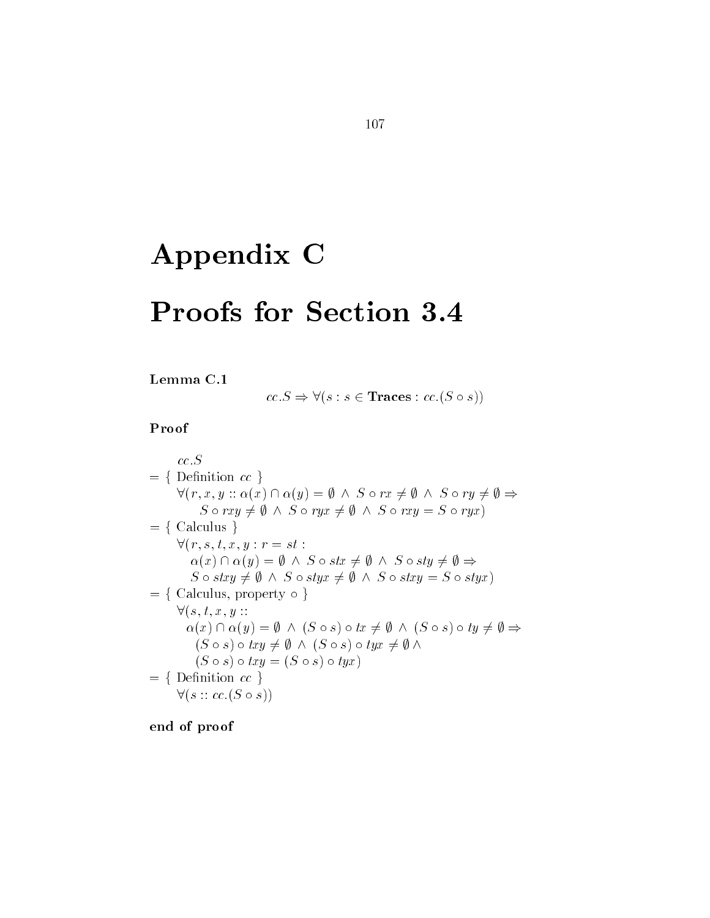# Appendix C

# Proofs for Section 3.4

**Lemma C.1**

$$cc.S \Rightarrow \forall(s : s \in \mathbf{Traces} : cc.(S \circ s))$$

**Proof**

$$
\begin{array}{l}
\quad cc.S \\
= \{ \text{ Definition } cc \ \} \\
\quad \forall(r, x, y :: \alpha(x) \cap \alpha(y) = \emptyset \ \wedge \ S \circ rx \neq \emptyset \ \wedge \ S \circ ry \neq \emptyset \Rightarrow \\
\qquad S \circ rxy \neq \emptyset \ \wedge \ S \circ ryx \neq \emptyset \ \wedge \ S \circ rxy = S \circ ryx) \\
= \{ \text{ Calculus } \} \\
\quad \forall(r, s, t, x, y : r = st : \\
\qquad \alpha(x) \cap \alpha(y) = \emptyset \ \wedge \ S \circ stx \neq \emptyset \ \wedge \ S \circ sty \neq \emptyset \Rightarrow \\
\qquad S \circ stxy \neq \emptyset \ \wedge \ S \circ styx \neq \emptyset \ \wedge \ S \circ stxy = S \circ styx) \\
= \{ \text{ Calculus, property } \circ \ \} \\
\quad \forall(s, t, x, y :: \\
\qquad \alpha(x) \cap \alpha(y) = \emptyset \ \wedge \ (S \circ s) \circ tx \neq \emptyset \ \wedge \ (S \circ s) \circ ty \neq \emptyset \Rightarrow \\
\qquad\quad (S \circ s) \circ txy \neq \emptyset \ \wedge \ (S \circ s) \circ tyx \neq \emptyset \ \wedge \\
\qquad\quad (S \circ s) \circ txy = (S \circ s) \circ tyx) \\
= \{ \text{ Definition } cc \ \} \\
\quad \forall(s :: cc.(S \circ s))
\end{array}
$$

**end of proof**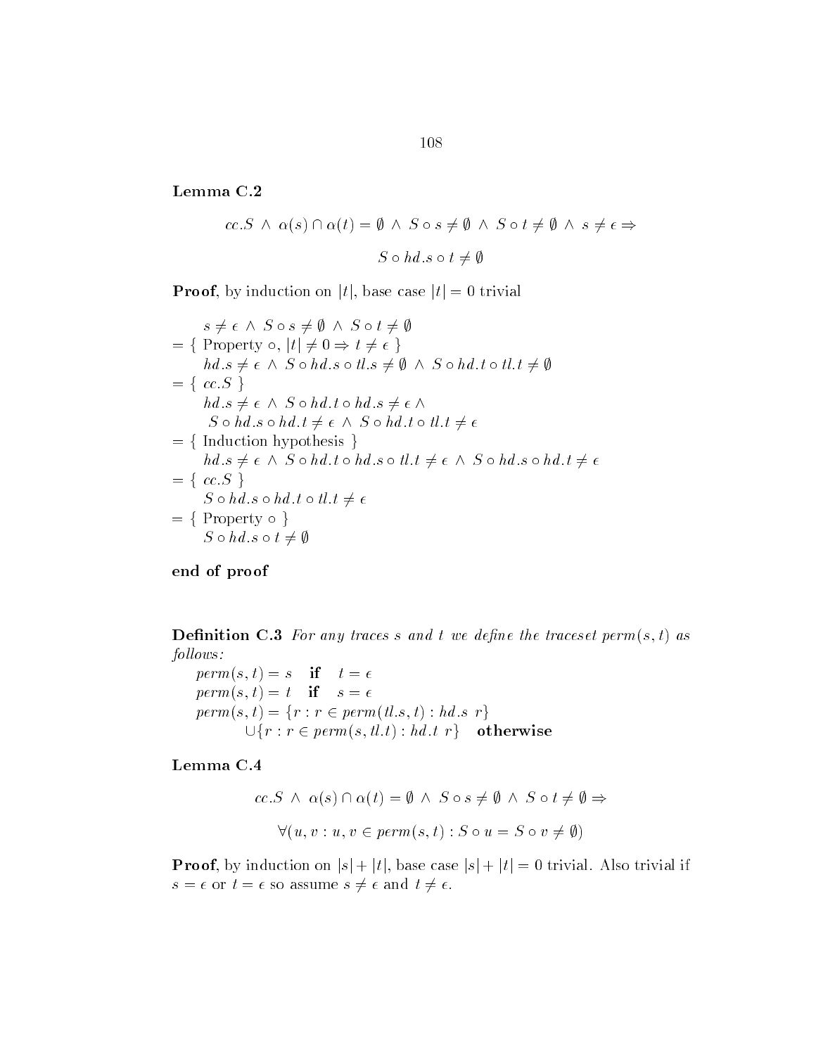**Lemma C.2**

$$cc.S \ \wedge \ \alpha(s) \cap \alpha(t) = \emptyset \ \wedge \ S \circ s \neq \emptyset \ \wedge \ S \circ t \neq \emptyset \ \wedge \ s \neq \epsilon \Rightarrow$$

$$S \circ hd.s \circ t \neq \emptyset$$

**Proof**, by induction on $|t|$, base case $|t| = 0$ trivial

$s \neq \epsilon \ \wedge \ S \circ s \neq \emptyset \ \wedge \ S \circ t \neq \emptyset$

$= \{$ Property $\circ$, $|t| \neq 0 \Rightarrow t \neq \epsilon$ $\}$

$hd.s \neq \epsilon \ \wedge \ S \circ hd.s \circ tl.s \neq \emptyset \ \wedge \ S \circ hd.t \circ tl.t \neq \emptyset$

$= \{$ $cc.S$ $\}$

$hd.s \neq \epsilon \ \wedge \ S \circ hd.t \circ hd.s \neq \epsilon \ \wedge$

$S \circ hd.s \circ hd.t \neq \epsilon \ \wedge \ S \circ hd.t \circ tl.t \neq \epsilon$

$= \{$ Induction hypothesis $\}$

$hd.s \neq \epsilon \ \wedge \ S \circ hd.t \circ hd.s \circ tl.t \neq \epsilon \ \wedge \ S \circ hd.s \circ hd.t \neq \epsilon$

$= \{$ $cc.S$ $\}$

$S \circ hd.s \circ hd.t \circ tl.t \neq \epsilon$

$= \{$ Property $\circ$ $\}$

$S \circ hd.s \circ t \neq \emptyset$

**end of proof**

**Definition C.3** *For any traces $s$ and $t$ we define the traceset $perm(s,t)$ as follows:*

$perm(s,t) = s$ **if** $t = \epsilon$

$perm(s,t) = t$ **if** $s = \epsilon$

$perm(s,t) = \{r : r \in perm(tl.s, t) : hd.s \ r\}$

$\cup \{r : r \in perm(s, tl.t) : hd.t \ r\}$ **otherwise**

**Lemma C.4**

$$cc.S \ \wedge \ \alpha(s) \cap \alpha(t) = \emptyset \ \wedge \ S \circ s \neq \emptyset \ \wedge \ S \circ t \neq \emptyset \Rightarrow$$

$$\forall (u, v : u, v \in perm(s,t) : S \circ u = S \circ v \neq \emptyset)$$

**Proof**, by induction on $|s| + |t|$, base case $|s| + |t| = 0$ trivial. Also trivial if $s = \epsilon$ or $t = \epsilon$ so assume $s \neq \epsilon$ and $t \neq \epsilon$.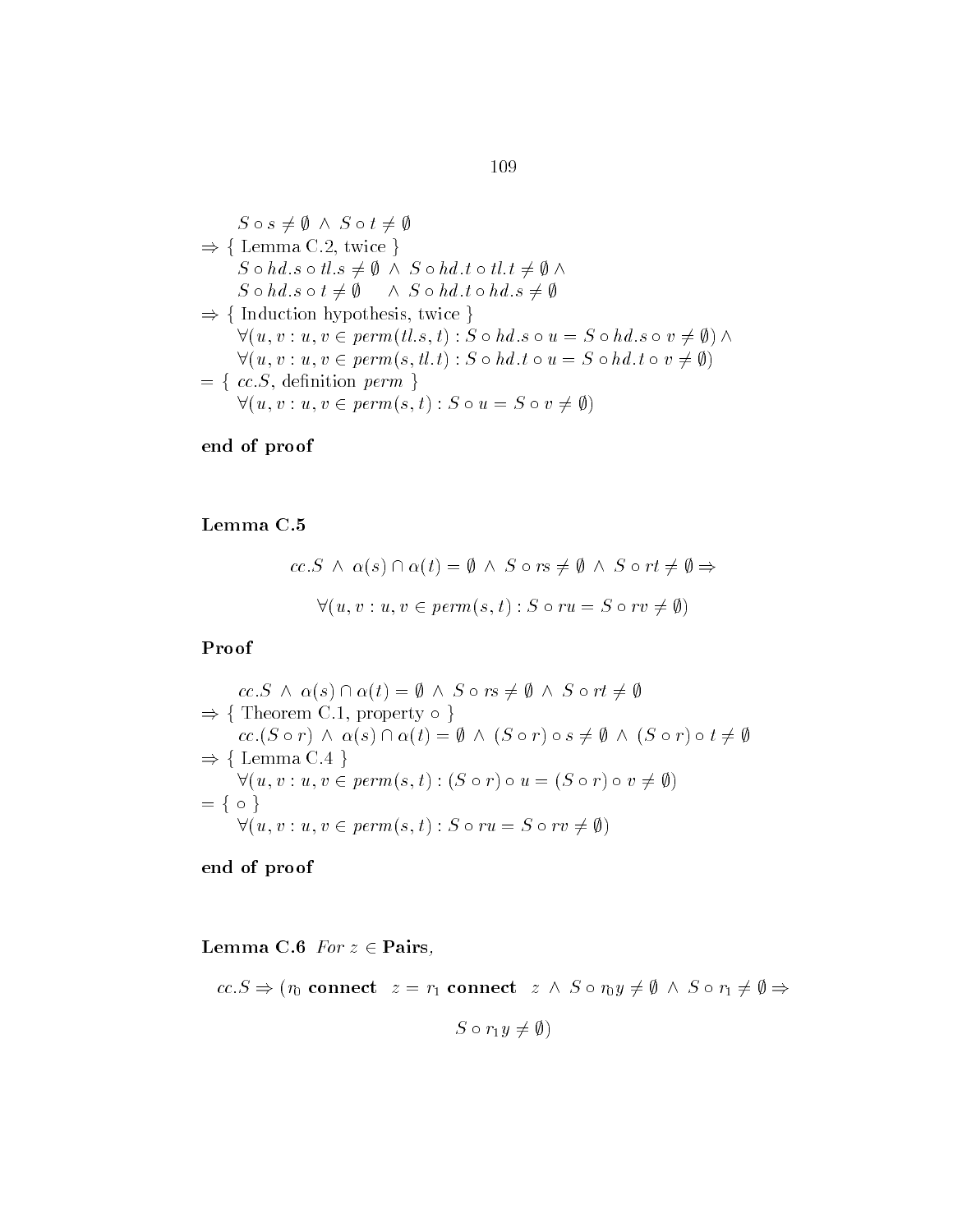$$S \circ s \neq \emptyset \;\wedge\; S \circ t \neq \emptyset$$

$\Rightarrow$ { Lemma C.2, twice }

$$S \circ hd.s \circ tl.s \neq \emptyset \;\wedge\; S \circ hd.t \circ tl.t \neq \emptyset \;\wedge$$
$$S \circ hd.s \circ t \neq \emptyset \quad \wedge\; S \circ hd.t \circ hd.s \neq \emptyset$$

$\Rightarrow$ { Induction hypothesis, twice }

$$\forall(u, v : u, v \in perm(tl.s, t) : S \circ hd.s \circ u = S \circ hd.s \circ v \neq \emptyset) \wedge$$
$$\forall(u, v : u, v \in perm(s, tl.t) : S \circ hd.t \circ u = S \circ hd.t \circ v \neq \emptyset)$$

$=$ { $cc.S$, definition $perm$ }

$$\forall(u, v : u, v \in perm(s, t) : S \circ u = S \circ v \neq \emptyset)$$

**end of proof**

**Lemma C.5**

$$cc.S \;\wedge\; \alpha(s) \cap \alpha(t) = \emptyset \;\wedge\; S \circ rs \neq \emptyset \;\wedge\; S \circ rt \neq \emptyset \Rightarrow$$

$$\forall(u, v : u, v \in perm(s, t) : S \circ ru = S \circ rv \neq \emptyset)$$

**Proof**

$$cc.S \;\wedge\; \alpha(s) \cap \alpha(t) = \emptyset \;\wedge\; S \circ rs \neq \emptyset \;\wedge\; S \circ rt \neq \emptyset$$

$\Rightarrow$ { Theorem C.1, property $\circ$ }

$$cc.(S \circ r) \;\wedge\; \alpha(s) \cap \alpha(t) = \emptyset \;\wedge\; (S \circ r) \circ s \neq \emptyset \;\wedge\; (S \circ r) \circ t \neq \emptyset$$

$\Rightarrow$ { Lemma C.4 }

$$\forall(u, v : u, v \in perm(s, t) : (S \circ r) \circ u = (S \circ r) \circ v \neq \emptyset)$$

$=$ { $\circ$ }

$$\forall(u, v : u, v \in perm(s, t) : S \circ ru = S \circ rv \neq \emptyset)$$

**end of proof**

**Lemma C.6** *For* $z \in$ **Pairs**,

$$cc.S \Rightarrow (r_0 \;\mathbf{connect}\;\; z = r_1 \;\mathbf{connect}\;\; z \;\wedge\; S \circ r_0 y \neq \emptyset \;\wedge\; S \circ r_1 \neq \emptyset \Rightarrow$$

$$S \circ r_1 y \neq \emptyset)$$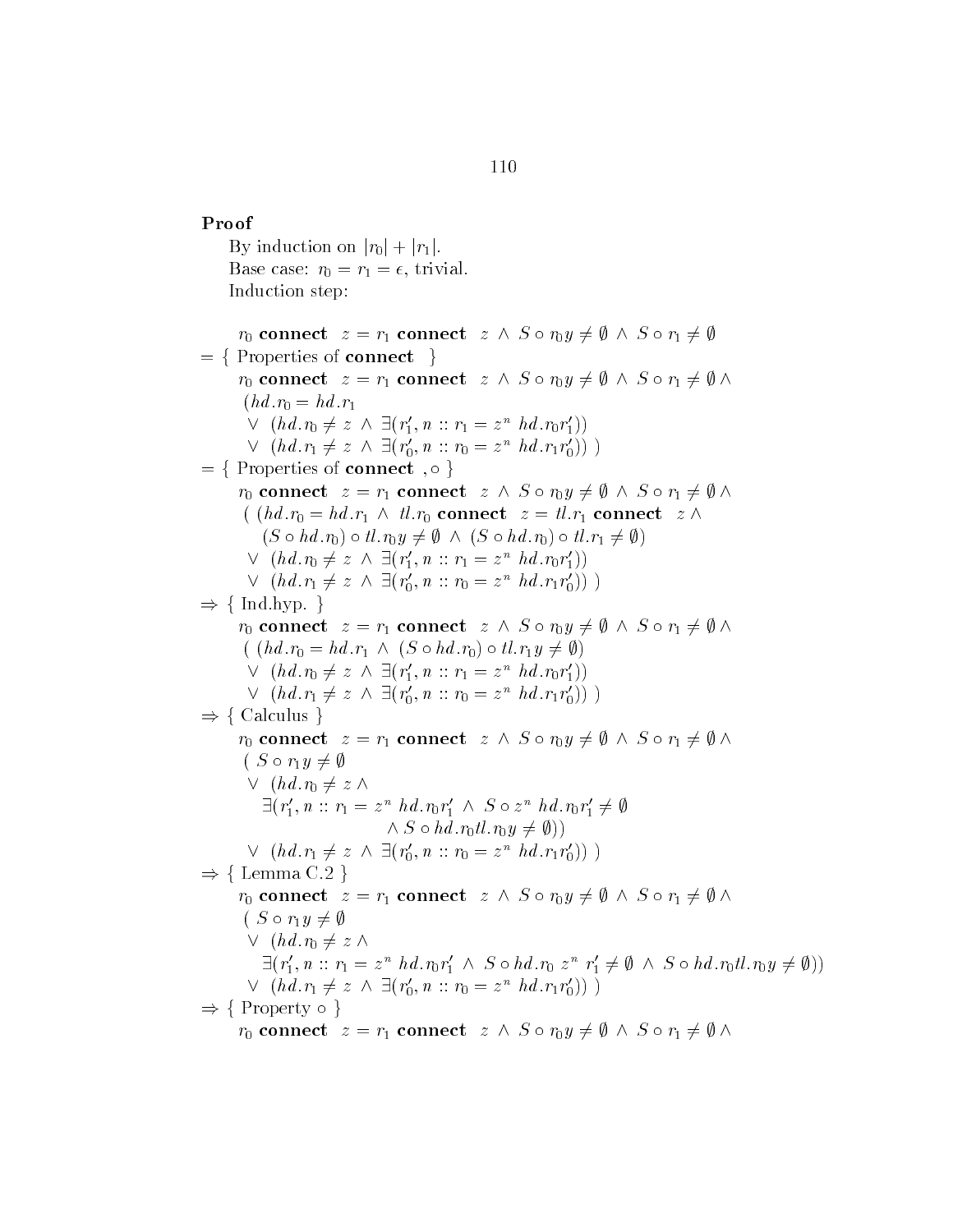**Proof**

By induction on $|r_0| + |r_1|$.

Base case: $r_0 = r_1 = \epsilon$, trivial.

Induction step:

$$
\begin{array}{ll}
& r_0 \textbf{ connect } z = r_1 \textbf{ connect } z \wedge S \circ r_0 y \neq \emptyset \wedge S \circ r_1 \neq \emptyset \\
= & \{ \text{ Properties of } \textbf{connect} \ \} \\
& r_0 \textbf{ connect } z = r_1 \textbf{ connect } z \wedge S \circ r_0 y \neq \emptyset \wedge S \circ r_1 \neq \emptyset \wedge \\
& \ (hd.r_0 = hd.r_1 \\
& \ \vee \ (hd.r_0 \neq z \wedge \exists (r_1', n :: r_1 = z^n \ hd.r_0 r_1')) \\
& \ \vee \ (hd.r_1 \neq z \wedge \exists (r_0', n :: r_0 = z^n \ hd.r_1 r_0')) \ ) \\
= & \{ \text{ Properties of } \textbf{connect} \ , \circ \ \} \\
& r_0 \textbf{ connect } z = r_1 \textbf{ connect } z \wedge S \circ r_0 y \neq \emptyset \wedge S \circ r_1 \neq \emptyset \wedge \\
& \ (\ (hd.r_0 = hd.r_1 \wedge tl.r_0 \textbf{ connect } z = tl.r_1 \textbf{ connect } z \wedge \\
& \quad (S \circ hd.r_0) \circ tl.r_0 y \neq \emptyset \wedge (S \circ hd.r_0) \circ tl.r_1 \neq \emptyset) \\
& \ \vee \ (hd.r_0 \neq z \wedge \exists (r_1', n :: r_1 = z^n \ hd.r_0 r_1')) \\
& \ \vee \ (hd.r_1 \neq z \wedge \exists (r_0', n :: r_0 = z^n \ hd.r_1 r_0')) \ ) \\
\Rightarrow & \{ \text{ Ind.hyp. } \} \\
& r_0 \textbf{ connect } z = r_1 \textbf{ connect } z \wedge S \circ r_0 y \neq \emptyset \wedge S \circ r_1 \neq \emptyset \wedge \\
& \ (\ (hd.r_0 = hd.r_1 \wedge (S \circ hd.r_0) \circ tl.r_1 y \neq \emptyset) \\
& \ \vee \ (hd.r_0 \neq z \wedge \exists (r_1', n :: r_1 = z^n \ hd.r_0 r_1')) \\
& \ \vee \ (hd.r_1 \neq z \wedge \exists (r_0', n :: r_0 = z^n \ hd.r_1 r_0')) \ ) \\
\Rightarrow & \{ \text{ Calculus } \} \\
& r_0 \textbf{ connect } z = r_1 \textbf{ connect } z \wedge S \circ r_0 y \neq \emptyset \wedge S \circ r_1 \neq \emptyset \wedge \\
& \ (\ S \circ r_1 y \neq \emptyset \\
& \ \vee \ (hd.r_0 \neq z \wedge \\
& \quad \exists (r_1', n :: r_1 = z^n \ hd.r_0 r_1' \wedge S \circ z^n \ hd.r_0 r_1' \neq \emptyset \\
& \qquad\qquad \wedge S \circ hd.r_0 tl.r_0 y \neq \emptyset)) \\
& \ \vee \ (hd.r_1 \neq z \wedge \exists (r_0', n :: r_0 = z^n \ hd.r_1 r_0')) \ ) \\
\Rightarrow & \{ \text{ Lemma C.2 } \} \\
& r_0 \textbf{ connect } z = r_1 \textbf{ connect } z \wedge S \circ r_0 y \neq \emptyset \wedge S \circ r_1 \neq \emptyset \wedge \\
& \ (\ S \circ r_1 y \neq \emptyset \\
& \ \vee \ (hd.r_0 \neq z \wedge \\
& \quad \exists (r_1', n :: r_1 = z^n \ hd.r_0 r_1' \wedge S \circ hd.r_0 \ z^n \ r_1' \neq \emptyset \wedge S \circ hd.r_0 tl.r_0 y \neq \emptyset)) \\
& \ \vee \ (hd.r_1 \neq z \wedge \exists (r_0', n :: r_0 = z^n \ hd.r_1 r_0')) \ ) \\
\Rightarrow & \{ \text{ Property } \circ \ \} \\
& r_0 \textbf{ connect } z = r_1 \textbf{ connect } z \wedge S \circ r_0 y \neq \emptyset \wedge S \circ r_1 \neq \emptyset \wedge
\end{array}
$$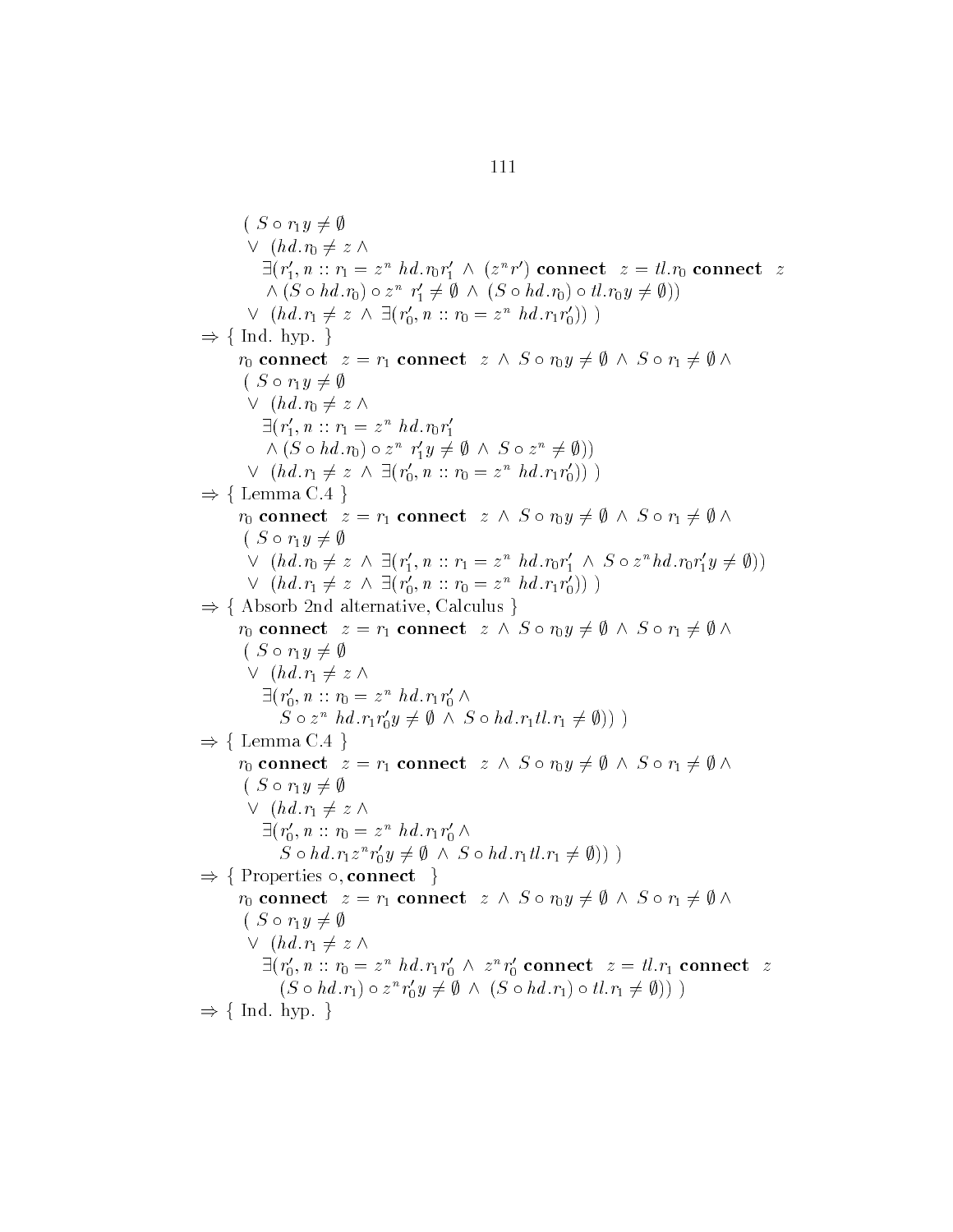$( \; S \circ r_1 y \neq \emptyset$

$\quad \vee \; (hd.r_0 \neq z \; \wedge$

$\qquad \exists (r_1', n :: r_1 = z^n \; hd.r_0 r_1' \; \wedge \; (z^n r') \; \mathbf{connect} \;\; z = tl.r_0 \; \mathbf{connect} \;\; z$

$\qquad \wedge \; (S \circ hd.r_0) \circ z^n \; r_1' \neq \emptyset \; \wedge \; (S \circ hd.r_0) \circ tl.r_0 y \neq \emptyset))$

$\quad \vee \; (hd.r_1 \neq z \; \wedge \; \exists (r_0', n :: r_0 = z^n \; hd.r_1 r_0')) \; )$

$\Rightarrow$ { Ind. hyp. }

$r_0 \; \mathbf{connect} \;\; z = r_1 \; \mathbf{connect} \;\; z \; \wedge \; S \circ r_0 y \neq \emptyset \; \wedge \; S \circ r_1 \neq \emptyset \; \wedge$

$( \; S \circ r_1 y \neq \emptyset$

$\quad \vee \; (hd.r_0 \neq z \; \wedge$

$\qquad \exists (r_1', n :: r_1 = z^n \; hd.r_0 r_1'$

$\qquad \wedge \; (S \circ hd.r_0) \circ z^n \; r_1' y \neq \emptyset \; \wedge \; S \circ z^n \neq \emptyset))$

$\quad \vee \; (hd.r_1 \neq z \; \wedge \; \exists (r_0', n :: r_0 = z^n \; hd.r_1 r_0')) \; )$

$\Rightarrow$ { Lemma C.4 }

$r_0 \; \mathbf{connect} \;\; z = r_1 \; \mathbf{connect} \;\; z \; \wedge \; S \circ r_0 y \neq \emptyset \; \wedge \; S \circ r_1 \neq \emptyset \; \wedge$

$( \; S \circ r_1 y \neq \emptyset$

$\quad \vee \; (hd.r_0 \neq z \; \wedge \; \exists (r_1', n :: r_1 = z^n \; hd.r_0 r_1' \; \wedge \; S \circ z^n hd.r_0 r_1' y \neq \emptyset))$

$\quad \vee \; (hd.r_1 \neq z \; \wedge \; \exists (r_0', n :: r_0 = z^n \; hd.r_1 r_0')) \; )$

$\Rightarrow$ { Absorb 2nd alternative, Calculus }

$r_0 \; \mathbf{connect} \;\; z = r_1 \; \mathbf{connect} \;\; z \; \wedge \; S \circ r_0 y \neq \emptyset \; \wedge \; S \circ r_1 \neq \emptyset \; \wedge$

$( \; S \circ r_1 y \neq \emptyset$

$\quad \vee \; (hd.r_1 \neq z \; \wedge$

$\qquad \exists (r_0', n :: r_0 = z^n \; hd.r_1 r_0' \; \wedge$

$\qquad\quad S \circ z^n \; hd.r_1 r_0' y \neq \emptyset \; \wedge \; S \circ hd.r_1 tl.r_1 \neq \emptyset)) \; )$

$\Rightarrow$ { Lemma C.4 }

$r_0 \; \mathbf{connect} \;\; z = r_1 \; \mathbf{connect} \;\; z \; \wedge \; S \circ r_0 y \neq \emptyset \; \wedge \; S \circ r_1 \neq \emptyset \; \wedge$

$( \; S \circ r_1 y \neq \emptyset$

$\quad \vee \; (hd.r_1 \neq z \; \wedge$

$\qquad \exists (r_0', n :: r_0 = z^n \; hd.r_1 r_0' \; \wedge$

$\qquad\quad S \circ hd.r_1 z^n r_0' y \neq \emptyset \; \wedge \; S \circ hd.r_1 tl.r_1 \neq \emptyset)) \; )$

$\Rightarrow$ { Properties $\circ$, **connect** }

$r_0 \; \mathbf{connect} \;\; z = r_1 \; \mathbf{connect} \;\; z \; \wedge \; S \circ r_0 y \neq \emptyset \; \wedge \; S \circ r_1 \neq \emptyset \; \wedge$

$( \; S \circ r_1 y \neq \emptyset$

$\quad \vee \; (hd.r_1 \neq z \; \wedge$

$\qquad \exists (r_0', n :: r_0 = z^n \; hd.r_1 r_0' \; \wedge \; z^n r_0' \; \mathbf{connect} \;\; z = tl.r_1 \; \mathbf{connect} \;\; z$

$\qquad\quad (S \circ hd.r_1) \circ z^n r_0' y \neq \emptyset \; \wedge \; (S \circ hd.r_1) \circ tl.r_1 \neq \emptyset)) \; )$

$\Rightarrow$ { Ind. hyp. }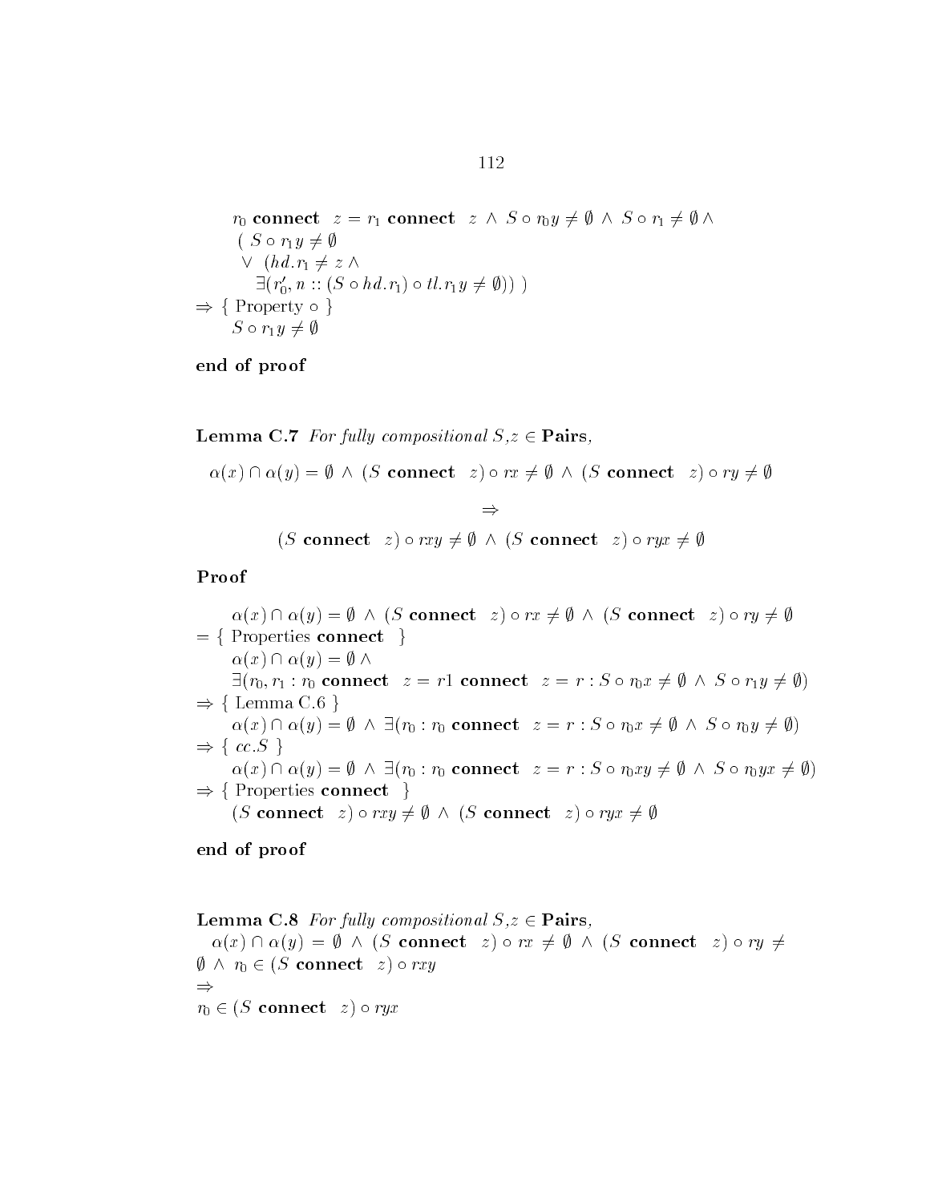$$r_0 \textbf{ connect } z = r_1 \textbf{ connect } z \wedge S \circ r_0 y \neq \emptyset \wedge S \circ r_1 \neq \emptyset \wedge$$
$$( S \circ r_1 y \neq \emptyset$$
$$\vee \ (hd.r_1 \neq z \wedge$$
$$\exists (r_0', n :: (S \circ hd.r_1) \circ tl.r_1 y \neq \emptyset)) \ )$$

$\Rightarrow$ { Property $\circ$ }

$$S \circ r_1 y \neq \emptyset$$

**end of proof**

**Lemma C.7** *For fully compositional* $S$,$z \in$ **Pairs**,

$$\alpha(x) \cap \alpha(y) = \emptyset \wedge (S \textbf{ connect } z) \circ rx \neq \emptyset \wedge (S \textbf{ connect } z) \circ ry \neq \emptyset$$

$$\Rightarrow$$

$$(S \textbf{ connect } z) \circ rxy \neq \emptyset \wedge (S \textbf{ connect } z) \circ ryx \neq \emptyset$$

**Proof**

$$\alpha(x) \cap \alpha(y) = \emptyset \wedge (S \textbf{ connect } z) \circ rx \neq \emptyset \wedge (S \textbf{ connect } z) \circ ry \neq \emptyset$$

= { Properties **connect** }

$$\alpha(x) \cap \alpha(y) = \emptyset \wedge$$
$$\exists (r_0, r_1 : r_0 \textbf{ connect } z = r1 \textbf{ connect } z = r : S \circ r_0 x \neq \emptyset \wedge S \circ r_1 y \neq \emptyset)$$

$\Rightarrow$ { Lemma C.6 }

$$\alpha(x) \cap \alpha(y) = \emptyset \wedge \exists (r_0 : r_0 \textbf{ connect } z = r : S \circ r_0 x \neq \emptyset \wedge S \circ r_0 y \neq \emptyset)$$

$\Rightarrow$ { $cc.S$ }

$$\alpha(x) \cap \alpha(y) = \emptyset \wedge \exists (r_0 : r_0 \textbf{ connect } z = r : S \circ r_0 xy \neq \emptyset \wedge S \circ r_0 yx \neq \emptyset)$$

$\Rightarrow$ { Properties **connect** }

$$(S \textbf{ connect } z) \circ rxy \neq \emptyset \wedge (S \textbf{ connect } z) \circ ryx \neq \emptyset$$

**end of proof**

**Lemma C.8** *For fully compositional* $S$,$z \in$ **Pairs**,

$\alpha(x) \cap \alpha(y) = \emptyset \wedge (S \textbf{ connect } z) \circ rx \neq \emptyset \wedge (S \textbf{ connect } z) \circ ry \neq \emptyset \wedge r_0 \in (S \textbf{ connect } z) \circ rxy$

$\Rightarrow$

$r_0 \in (S \textbf{ connect } z) \circ ryx$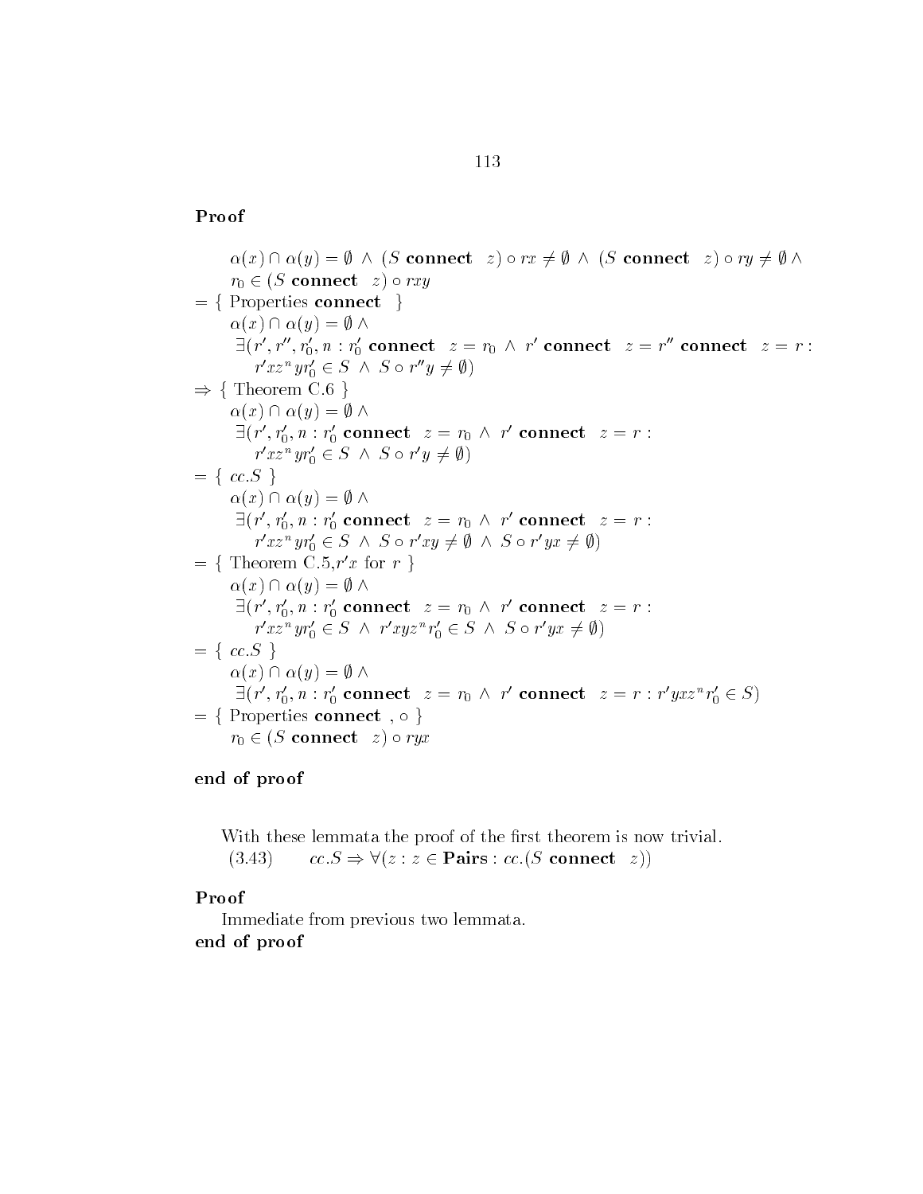**Proof**

$$
\begin{array}{l}
\quad \alpha(x) \cap \alpha(y) = \emptyset \ \wedge \ (S \ \mathbf{connect} \ \ z) \circ rx \neq \emptyset \ \wedge \ (S \ \mathbf{connect} \ \ z) \circ ry \neq \emptyset \ \wedge \\
\quad r_0 \in (S \ \mathbf{connect} \ \ z) \circ rxy \\
= \{ \text{ Properties } \mathbf{connect} \ \ \} \\
\quad \alpha(x) \cap \alpha(y) = \emptyset \ \wedge \\
\quad\ \exists (r', r'', r_0', n : r_0' \ \mathbf{connect} \ \ z = r_0 \ \wedge \ r' \ \mathbf{connect} \ \ z = r'' \ \mathbf{connect} \ \ z = r : \\
\quad\quad r'xz^n yr_0' \in S \ \wedge \ S \circ r''y \neq \emptyset) \\
\Rightarrow \{ \text{ Theorem C.6 } \} \\
\quad \alpha(x) \cap \alpha(y) = \emptyset \ \wedge \\
\quad\ \exists (r', r_0', n : r_0' \ \mathbf{connect} \ \ z = r_0 \ \wedge \ r' \ \mathbf{connect} \ \ z = r : \\
\quad\quad r'xz^n yr_0' \in S \ \wedge \ S \circ r'y \neq \emptyset) \\
= \{ \ cc.S \ \} \\
\quad \alpha(x) \cap \alpha(y) = \emptyset \ \wedge \\
\quad\ \exists (r', r_0', n : r_0' \ \mathbf{connect} \ \ z = r_0 \ \wedge \ r' \ \mathbf{connect} \ \ z = r : \\
\quad\quad r'xz^n yr_0' \in S \ \wedge \ S \circ r'xy \neq \emptyset \ \wedge \ S \circ r'yx \neq \emptyset) \\
= \{ \text{ Theorem C.5,} r'x \text{ for } r \ \} \\
\quad \alpha(x) \cap \alpha(y) = \emptyset \ \wedge \\
\quad\ \exists (r', r_0', n : r_0' \ \mathbf{connect} \ \ z = r_0 \ \wedge \ r' \ \mathbf{connect} \ \ z = r : \\
\quad\quad r'xz^n yr_0' \in S \ \wedge \ r'xyz^n r_0' \in S \ \wedge \ S \circ r'yx \neq \emptyset) \\
= \{ \ cc.S \ \} \\
\quad \alpha(x) \cap \alpha(y) = \emptyset \ \wedge \\
\quad\ \exists (r', r_0', n : r_0' \ \mathbf{connect} \ \ z = r_0 \ \wedge \ r' \ \mathbf{connect} \ \ z = r : r'yxz^n r_0' \in S) \\
= \{ \text{ Properties } \mathbf{connect} \ , \circ \ \} \\
\quad r_0 \in (S \ \mathbf{connect} \ \ z) \circ ryx
\end{array}
$$

**end of proof**

With these lemmata the proof of the first theorem is now trivial.

(3.43) $\quad cc.S \Rightarrow \forall (z : z \in \mathbf{Pairs} : cc.(S \ \mathbf{connect} \ \ z))$

**Proof**

Immediate from previous two lemmata.

**end of proof**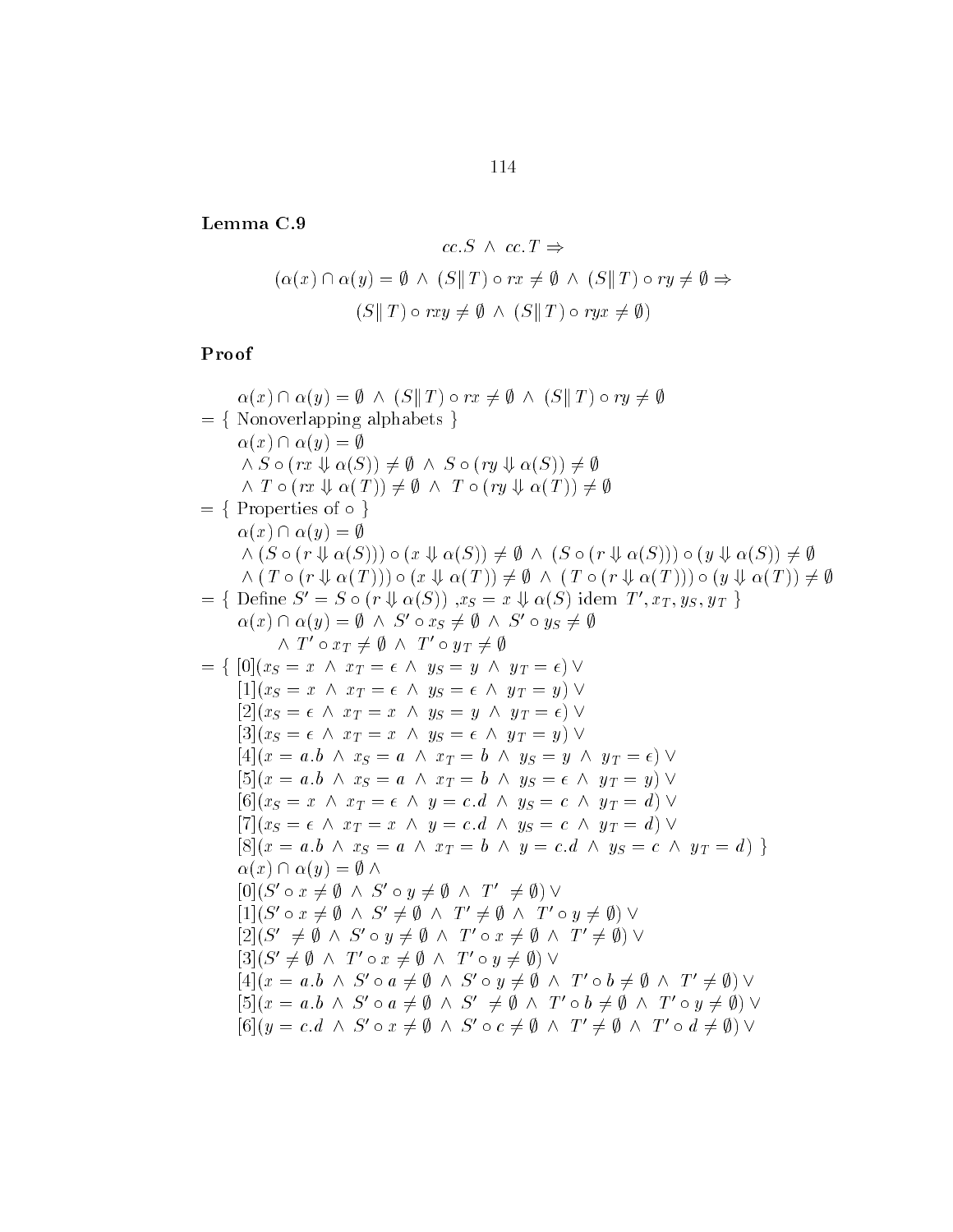**Lemma C.9**

$$cc.S \;\wedge\; cc.T \Rightarrow$$

$$(\alpha(x) \cap \alpha(y) = \emptyset \;\wedge\; (S \| T) \circ rx \neq \emptyset \;\wedge\; (S \| T) \circ ry \neq \emptyset \Rightarrow$$

$$(S \| T) \circ rxy \neq \emptyset \;\wedge\; (S \| T) \circ ryx \neq \emptyset)$$

**Proof**

$\alpha(x) \cap \alpha(y) = \emptyset \;\wedge\; (S \| T) \circ rx \neq \emptyset \;\wedge\; (S \| T) \circ ry \neq \emptyset$

$=$ { Nonoverlapping alphabets }

$\alpha(x) \cap \alpha(y) = \emptyset$

$\wedge\; S \circ (rx \Downarrow \alpha(S)) \neq \emptyset \;\wedge\; S \circ (ry \Downarrow \alpha(S)) \neq \emptyset$

$\wedge\; T \circ (rx \Downarrow \alpha(T)) \neq \emptyset \;\wedge\; T \circ (ry \Downarrow \alpha(T)) \neq \emptyset$

$=$ { Properties of $\circ$ }

$\alpha(x) \cap \alpha(y) = \emptyset$

$\wedge\; (S \circ (r \Downarrow \alpha(S))) \circ (x \Downarrow \alpha(S)) \neq \emptyset \;\wedge\; (S \circ (r \Downarrow \alpha(S))) \circ (y \Downarrow \alpha(S)) \neq \emptyset$

$\wedge\; (T \circ (r \Downarrow \alpha(T))) \circ (x \Downarrow \alpha(T)) \neq \emptyset \;\wedge\; (T \circ (r \Downarrow \alpha(T))) \circ (y \Downarrow \alpha(T)) \neq \emptyset$

$=$ { Define $S' = S \circ (r \Downarrow \alpha(S))$ ,$x_S = x \Downarrow \alpha(S)$ idem $T', x_T, y_S, y_T$ }

$\alpha(x) \cap \alpha(y) = \emptyset \;\wedge\; S' \circ x_S \neq \emptyset \;\wedge\; S' \circ y_S \neq \emptyset$

$\wedge\; T' \circ x_T \neq \emptyset \;\wedge\; T' \circ y_T \neq \emptyset$

$=$ { [0]$(x_S = x \;\wedge\; x_T = \epsilon \;\wedge\; y_S = y \;\wedge\; y_T = \epsilon) \vee$

[1]$(x_S = x \;\wedge\; x_T = \epsilon \;\wedge\; y_S = \epsilon \;\wedge\; y_T = y) \vee$

[2]$(x_S = \epsilon \;\wedge\; x_T = x \;\wedge\; y_S = y \;\wedge\; y_T = \epsilon) \vee$

[3]$(x_S = \epsilon \;\wedge\; x_T = x \;\wedge\; y_S = \epsilon \;\wedge\; y_T = y) \vee$

[4]$(x = a.b \;\wedge\; x_S = a \;\wedge\; x_T = b \;\wedge\; y_S = y \;\wedge\; y_T = \epsilon) \vee$

[5]$(x = a.b \;\wedge\; x_S = a \;\wedge\; x_T = b \;\wedge\; y_S = \epsilon \;\wedge\; y_T = y) \vee$

[6]$(x_S = x \;\wedge\; x_T = \epsilon \;\wedge\; y = c.d \;\wedge\; y_S = c \;\wedge\; y_T = d) \vee$

[7]$(x_S = \epsilon \;\wedge\; x_T = x \;\wedge\; y = c.d \;\wedge\; y_S = c \;\wedge\; y_T = d) \vee$

[8]$(x = a.b \;\wedge\; x_S = a \;\wedge\; x_T = b \;\wedge\; y = c.d \;\wedge\; y_S = c \;\wedge\; y_T = d)$ }

$\alpha(x) \cap \alpha(y) = \emptyset \;\wedge$

[0]$(S' \circ x \neq \emptyset \;\wedge\; S' \circ y \neq \emptyset \;\wedge\; T' \neq \emptyset) \vee$

[1]$(S' \circ x \neq \emptyset \;\wedge\; S' \neq \emptyset \;\wedge\; T' \neq \emptyset \;\wedge\; T' \circ y \neq \emptyset) \vee$

[2]$(S' \neq \emptyset \;\wedge\; S' \circ y \neq \emptyset \;\wedge\; T' \circ x \neq \emptyset \;\wedge\; T' \neq \emptyset) \vee$

[3]$(S' \neq \emptyset \;\wedge\; T' \circ x \neq \emptyset \;\wedge\; T' \circ y \neq \emptyset) \vee$

[4]$(x = a.b \;\wedge\; S' \circ a \neq \emptyset \;\wedge\; S' \circ y \neq \emptyset \;\wedge\; T' \circ b \neq \emptyset \;\wedge\; T' \neq \emptyset) \vee$

[5]$(x = a.b \;\wedge\; S' \circ a \neq \emptyset \;\wedge\; S' \neq \emptyset \;\wedge\; T' \circ b \neq \emptyset \;\wedge\; T' \circ y \neq \emptyset) \vee$

[6]$(y = c.d \;\wedge\; S' \circ x \neq \emptyset \;\wedge\; S' \circ c \neq \emptyset \;\wedge\; T' \neq \emptyset \;\wedge\; T' \circ d \neq \emptyset) \vee$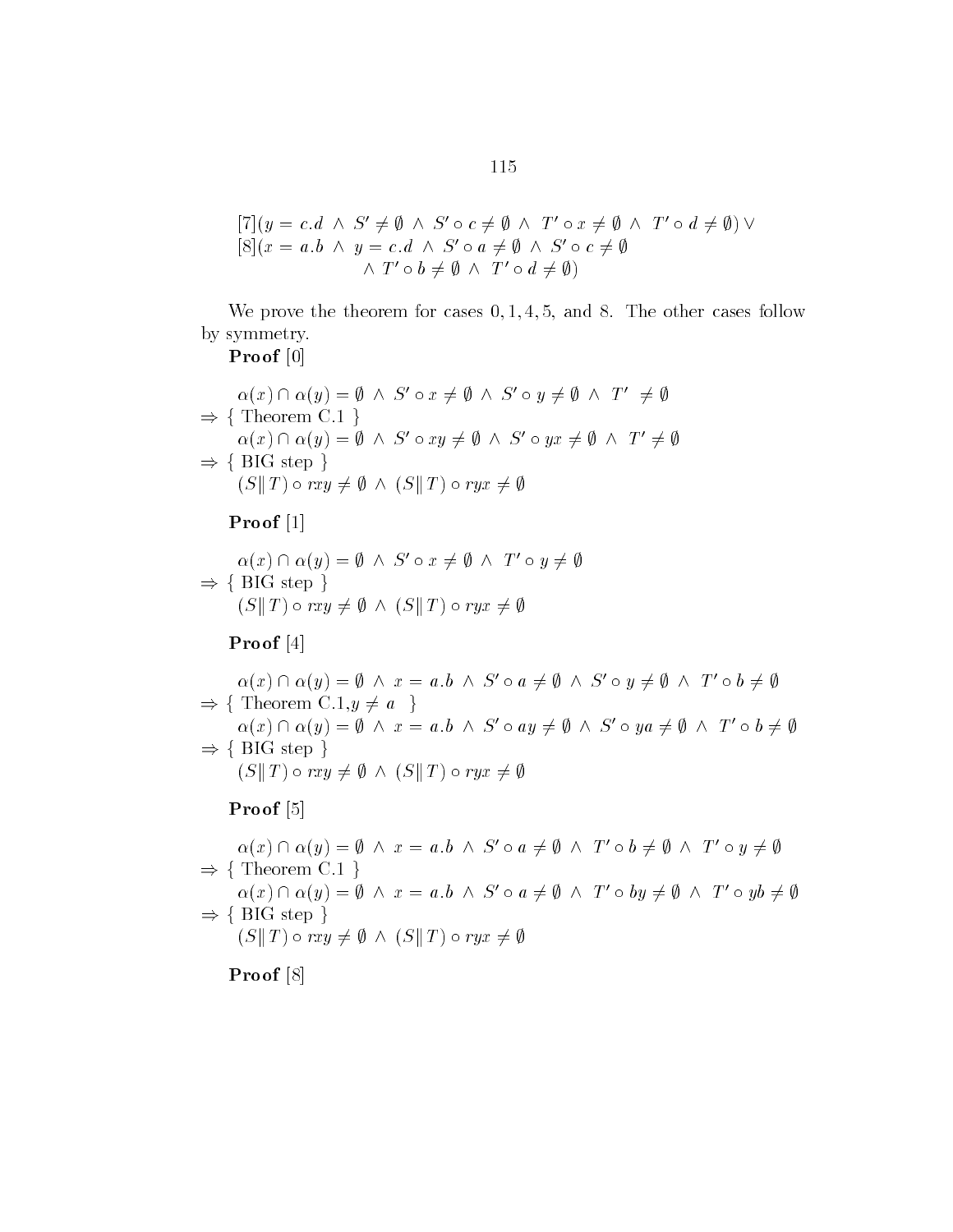$$[7](y = c.d \;\wedge\; S' \neq \emptyset \;\wedge\; S' \circ c \neq \emptyset \;\wedge\; T' \circ x \neq \emptyset \;\wedge\; T' \circ d \neq \emptyset) \vee$$
$$[8](x = a.b \;\wedge\; y = c.d \;\wedge\; S' \circ a \neq \emptyset \;\wedge\; S' \circ c \neq \emptyset \;\wedge\; T' \circ b \neq \emptyset \;\wedge\; T' \circ d \neq \emptyset)$$

We prove the theorem for cases 0, 1, 4, 5, and 8. The other cases follow by symmetry.

**Proof** [0]

$$\alpha(x) \cap \alpha(y) = \emptyset \;\wedge\; S' \circ x \neq \emptyset \;\wedge\; S' \circ y \neq \emptyset \;\wedge\; T' \neq \emptyset$$
$\Rightarrow$ { Theorem C.1 }
$$\alpha(x) \cap \alpha(y) = \emptyset \;\wedge\; S' \circ xy \neq \emptyset \;\wedge\; S' \circ yx \neq \emptyset \;\wedge\; T' \neq \emptyset$$
$\Rightarrow$ { BIG step }
$$(S \| T) \circ rxy \neq \emptyset \;\wedge\; (S \| T) \circ ryx \neq \emptyset$$

**Proof** [1]

$$\alpha(x) \cap \alpha(y) = \emptyset \;\wedge\; S' \circ x \neq \emptyset \;\wedge\; T' \circ y \neq \emptyset$$
$\Rightarrow$ { BIG step }
$$(S \| T) \circ rxy \neq \emptyset \;\wedge\; (S \| T) \circ ryx \neq \emptyset$$

**Proof** [4]

$$\alpha(x) \cap \alpha(y) = \emptyset \;\wedge\; x = a.b \;\wedge\; S' \circ a \neq \emptyset \;\wedge\; S' \circ y \neq \emptyset \;\wedge\; T' \circ b \neq \emptyset$$
$\Rightarrow$ { Theorem C.1, $y \neq a$ }
$$\alpha(x) \cap \alpha(y) = \emptyset \;\wedge\; x = a.b \;\wedge\; S' \circ ay \neq \emptyset \;\wedge\; S' \circ ya \neq \emptyset \;\wedge\; T' \circ b \neq \emptyset$$
$\Rightarrow$ { BIG step }
$$(S \| T) \circ rxy \neq \emptyset \;\wedge\; (S \| T) \circ ryx \neq \emptyset$$

**Proof** [5]

$$\alpha(x) \cap \alpha(y) = \emptyset \;\wedge\; x = a.b \;\wedge\; S' \circ a \neq \emptyset \;\wedge\; T' \circ b \neq \emptyset \;\wedge\; T' \circ y \neq \emptyset$$
$\Rightarrow$ { Theorem C.1 }
$$\alpha(x) \cap \alpha(y) = \emptyset \;\wedge\; x = a.b \;\wedge\; S' \circ a \neq \emptyset \;\wedge\; T' \circ by \neq \emptyset \;\wedge\; T' \circ yb \neq \emptyset$$
$\Rightarrow$ { BIG step }
$$(S \| T) \circ rxy \neq \emptyset \;\wedge\; (S \| T) \circ ryx \neq \emptyset$$

**Proof** [8]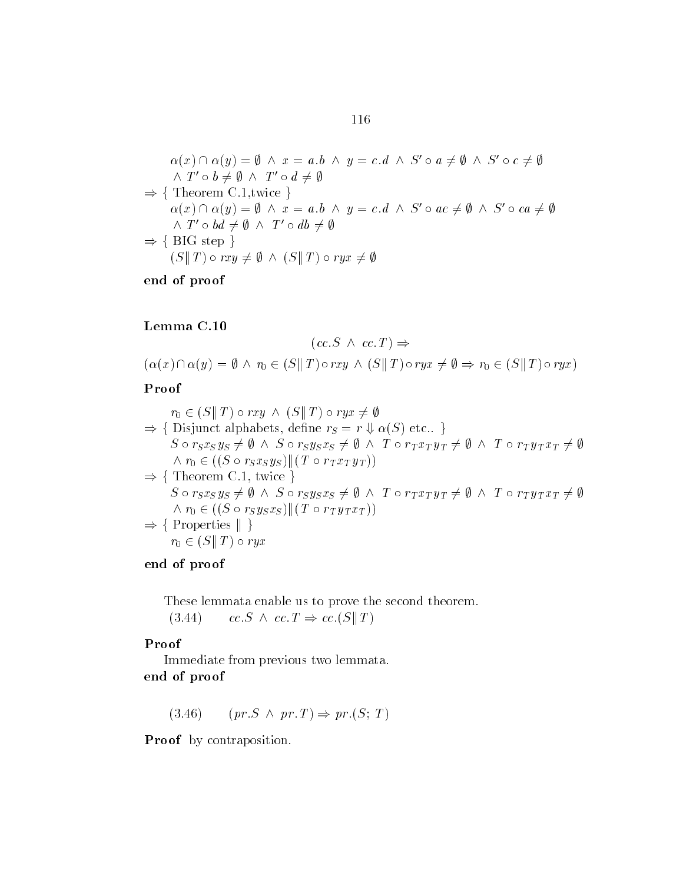$$\alpha(x) \cap \alpha(y) = \emptyset \;\wedge\; x = a.b \;\wedge\; y = c.d \;\wedge\; S' \circ a \neq \emptyset \;\wedge\; S' \circ c \neq \emptyset$$
$$\wedge\; T' \circ b \neq \emptyset \;\wedge\; T' \circ d \neq \emptyset$$

$\Rightarrow$ { Theorem C.1,twice }

$$\alpha(x) \cap \alpha(y) = \emptyset \;\wedge\; x = a.b \;\wedge\; y = c.d \;\wedge\; S' \circ ac \neq \emptyset \;\wedge\; S' \circ ca \neq \emptyset$$
$$\wedge\; T' \circ bd \neq \emptyset \;\wedge\; T' \circ db \neq \emptyset$$

$\Rightarrow$ { BIG step }

$$(S \| T) \circ rxy \neq \emptyset \;\wedge\; (S \| T) \circ ryx \neq \emptyset$$

**end of proof**

**Lemma C.10**

$$(cc.S \;\wedge\; cc.T) \Rightarrow$$
$$(\alpha(x) \cap \alpha(y) = \emptyset \;\wedge\; r_0 \in (S \| T) \circ rxy \;\wedge\; (S \| T) \circ ryx \neq \emptyset \Rightarrow r_0 \in (S \| T) \circ ryx)$$

**Proof**

$$r_0 \in (S \| T) \circ rxy \;\wedge\; (S \| T) \circ ryx \neq \emptyset$$

$\Rightarrow$ { Disjunct alphabets, define $r_S = r \Downarrow \alpha(S)$ etc.. }

$$S \circ r_S x_S y_S \neq \emptyset \;\wedge\; S \circ r_S y_S x_S \neq \emptyset \;\wedge\; T \circ r_T x_T y_T \neq \emptyset \;\wedge\; T \circ r_T y_T x_T \neq \emptyset$$
$$\wedge\; r_0 \in ((S \circ r_S x_S y_S) \| (T \circ r_T x_T y_T))$$

$\Rightarrow$ { Theorem C.1, twice }

$$S \circ r_S x_S y_S \neq \emptyset \;\wedge\; S \circ r_S y_S x_S \neq \emptyset \;\wedge\; T \circ r_T x_T y_T \neq \emptyset \;\wedge\; T \circ r_T y_T x_T \neq \emptyset$$
$$\wedge\; r_0 \in ((S \circ r_S y_S x_S) \| (T \circ r_T y_T x_T))$$

$\Rightarrow$ { Properties $\|$ }

$$r_0 \in (S \| T) \circ ryx$$

**end of proof**

These lemmata enable us to prove the second theorem.

(3.44) $\quad cc.S \;\wedge\; cc.T \Rightarrow cc.(S \| T)$

**Proof**

Immediate from previous two lemmata.

**end of proof**

(3.46) $\quad (pr.S \;\wedge\; pr.T) \Rightarrow pr.(S;\, T)$

**Proof** by contraposition.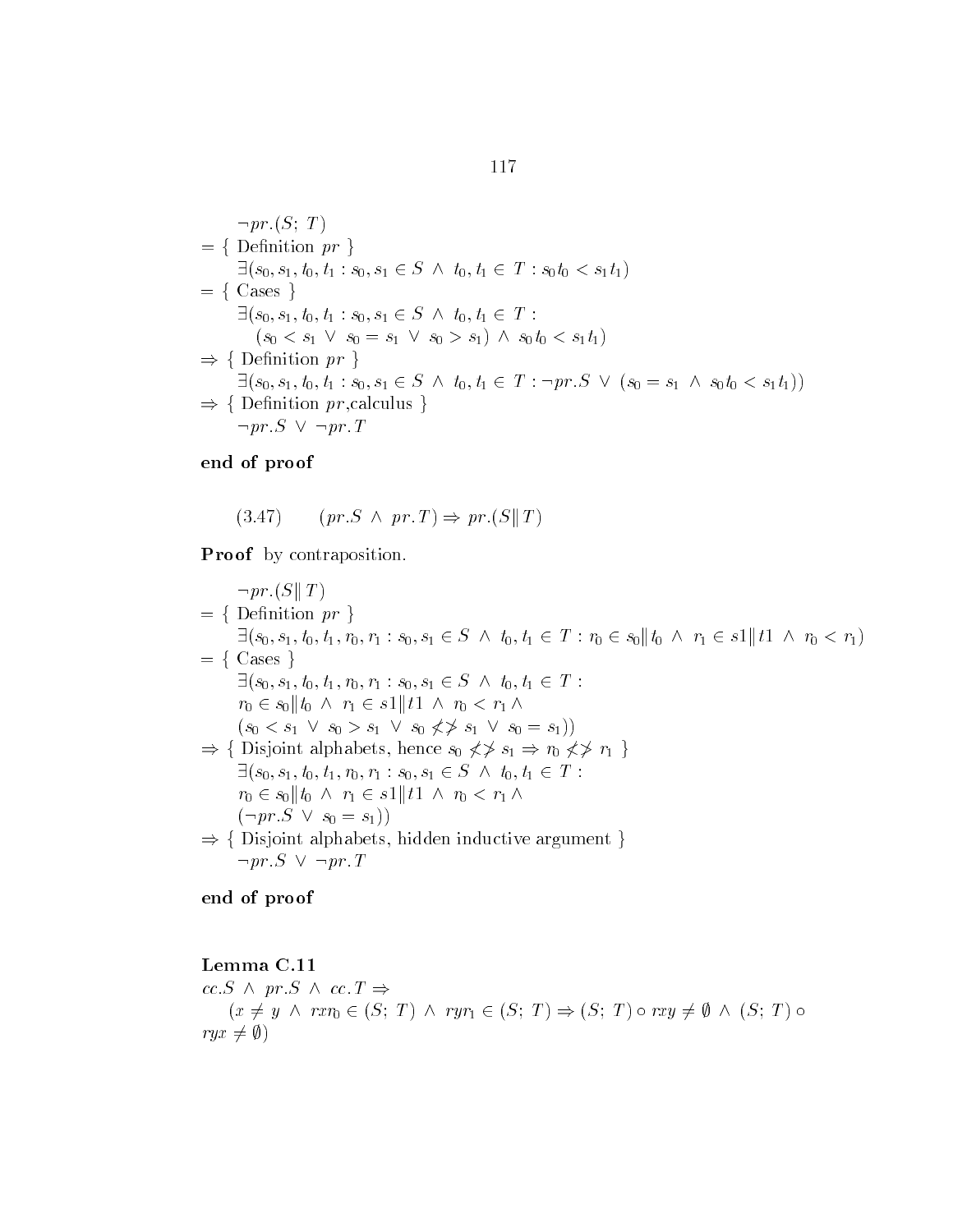$\neg pr.(S;\, T)$

$= \{$ Definition $pr$ $\}$

$\exists(s_0, s_1, t_0, t_1 : s_0, s_1 \in S \;\wedge\; t_0, t_1 \in T : s_0 t_0 < s_1 t_1)$

$= \{$ Cases $\}$

$\exists(s_0, s_1, t_0, t_1 : s_0, s_1 \in S \;\wedge\; t_0, t_1 \in T :$
$(s_0 < s_1 \;\vee\; s_0 = s_1 \;\vee\; s_0 > s_1) \;\wedge\; s_0 t_0 < s_1 t_1)$

$\Rightarrow \{$ Definition $pr$ $\}$

$\exists(s_0, s_1, t_0, t_1 : s_0, s_1 \in S \;\wedge\; t_0, t_1 \in T : \neg pr.S \;\vee\; (s_0 = s_1 \;\wedge\; s_0 t_0 < s_1 t_1))$

$\Rightarrow \{$ Definition $pr$,calculus $\}$

$\neg pr.S \;\vee\; \neg pr.T$

**end of proof**

$$(3.47) \qquad (pr.S \;\wedge\; pr.T) \Rightarrow pr.(S \| T)$$

**Proof** by contraposition.

$\neg pr.(S \| T)$

$= \{$ Definition $pr$ $\}$

$\exists(s_0, s_1, t_0, t_1, r_0, r_1 : s_0, s_1 \in S \;\wedge\; t_0, t_1 \in T : r_0 \in s_0 \| t_0 \;\wedge\; r_1 \in s1 \| t1 \;\wedge\; r_0 < r_1)$

$= \{$ Cases $\}$

$\exists(s_0, s_1, t_0, t_1, r_0, r_1 : s_0, s_1 \in S \;\wedge\; t_0, t_1 \in T :$
$r_0 \in s_0 \| t_0 \;\wedge\; r_1 \in s1 \| t1 \;\wedge\; r_0 < r_1 \;\wedge$
$(s_0 < s_1 \;\vee\; s_0 > s_1 \;\vee\; s_0 \not< \not> s_1 \;\vee\; s_0 = s_1))$

$\Rightarrow \{$ Disjoint alphabets, hence $s_0 \not< \not> s_1 \Rightarrow r_0 \not< \not> r_1$ $\}$

$\exists(s_0, s_1, t_0, t_1, r_0, r_1 : s_0, s_1 \in S \;\wedge\; t_0, t_1 \in T :$
$r_0 \in s_0 \| t_0 \;\wedge\; r_1 \in s1 \| t1 \;\wedge\; r_0 < r_1 \;\wedge$
$(\neg pr.S \;\vee\; s_0 = s_1))$

$\Rightarrow \{$ Disjoint alphabets, hidden inductive argument $\}$

$\neg pr.S \;\vee\; \neg pr.T$

**end of proof**

**Lemma C.11**

$cc.S \;\wedge\; pr.S \;\wedge\; cc.T \Rightarrow$
$(x \neq y \;\wedge\; rxr_0 \in (S;\, T) \;\wedge\; ryr_1 \in (S;\, T) \Rightarrow (S;\, T) \circ rxy \neq \emptyset \;\wedge\; (S;\, T) \circ ryx \neq \emptyset)$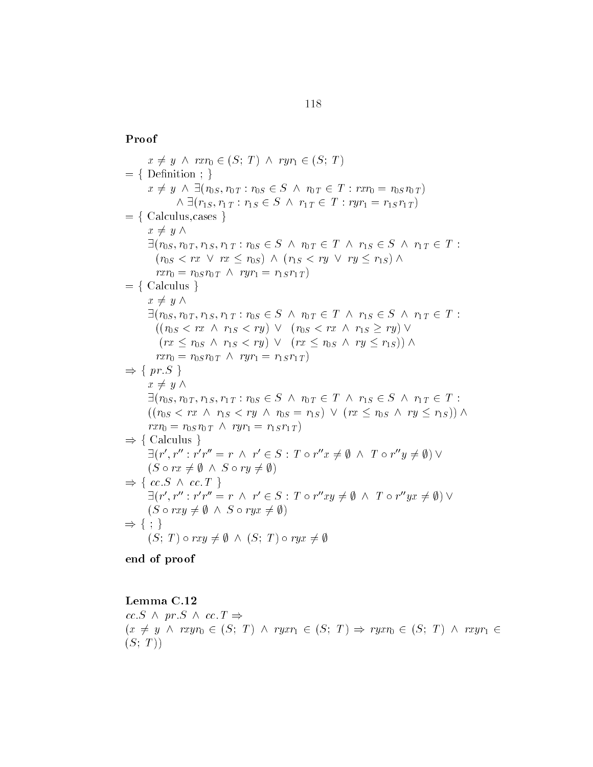**Proof**

$$
\begin{array}{l}
\quad x \neq y \;\wedge\; rxr_0 \in (S;\, T) \;\wedge\; ryr_1 \in (S;\, T) \\
= \{ \text{ Definition } ; \} \\
\quad x \neq y \;\wedge\; \exists(r_{0S}, r_{0T} : r_{0S} \in S \;\wedge\; r_{0T} \in T : rxr_0 = r_{0S}r_{0T}) \\
\qquad\quad \wedge\; \exists(r_{1S}, r_{1T} : r_{1S} \in S \;\wedge\; r_{1T} \in T : ryr_1 = r_{1S}r_{1T}) \\
= \{ \text{ Calculus,cases } \} \\
\quad x \neq y \;\wedge \\
\quad \exists(r_{0S}, r_{0T}, r_{1S}, r_{1T} : r_{0S} \in S \;\wedge\; r_{0T} \in T \;\wedge\; r_{1S} \in S \;\wedge\; r_{1T} \in T : \\
\quad\;\; (r_{0S} < rx \;\vee\; rx \leq r_{0S}) \;\wedge\; (r_{1S} < ry \;\vee\; ry \leq r_{1S}) \;\wedge \\
\quad\;\; rxr_0 = r_{0S}r_{0T} \;\wedge\; ryr_1 = r_{1S}r_{1T}) \\
= \{ \text{ Calculus } \} \\
\quad x \neq y \;\wedge \\
\quad \exists(r_{0S}, r_{0T}, r_{1S}, r_{1T} : r_{0S} \in S \;\wedge\; r_{0T} \in T \;\wedge\; r_{1S} \in S \;\wedge\; r_{1T} \in T : \\
\quad\;\; ((r_{0S} < rx \;\wedge\; r_{1S} < ry) \;\vee\; (r_{0S} < rx \;\wedge\; r_{1S} \geq ry) \;\vee \\
\quad\;\;\; (rx \leq r_{0S} \;\wedge\; r_{1S} < ry) \;\vee\; (rx \leq r_{0S} \;\wedge\; ry \leq r_{1S})) \;\wedge \\
\quad\;\; rxr_0 = r_{0S}r_{0T} \;\wedge\; ryr_1 = r_{1S}r_{1T}) \\
\Rightarrow \{ \; pr.S \; \} \\
\quad x \neq y \;\wedge \\
\quad \exists(r_{0S}, r_{0T}, r_{1S}, r_{1T} : r_{0S} \in S \;\wedge\; r_{0T} \in T \;\wedge\; r_{1S} \in S \;\wedge\; r_{1T} \in T : \\
\quad ((r_{0S} < rx \;\wedge\; r_{1S} < ry \;\wedge\; r_{0S} = r_{1S}) \;\vee\; (rx \leq r_{0S} \;\wedge\; ry \leq r_{1S})) \;\wedge \\
\quad rxr_0 = r_{0S}r_{0T} \;\wedge\; ryr_1 = r_{1S}r_{1T}) \\
\Rightarrow \{ \text{ Calculus } \} \\
\quad \exists(r', r'' : r'r'' = r \;\wedge\; r' \in S : T \circ r''x \neq \emptyset \;\wedge\; T \circ r''y \neq \emptyset) \;\vee \\
\quad (S \circ rx \neq \emptyset \;\wedge\; S \circ ry \neq \emptyset) \\
\Rightarrow \{ \; cc.S \;\wedge\; cc.T \; \} \\
\quad \exists(r', r'' : r'r'' = r \;\wedge\; r' \in S : T \circ r''xy \neq \emptyset \;\wedge\; T \circ r''yx \neq \emptyset) \;\vee \\
\quad (S \circ rxy \neq \emptyset \;\wedge\; S \circ ryx \neq \emptyset) \\
\Rightarrow \{ \; ; \; \} \\
\quad (S;\, T) \circ rxy \neq \emptyset \;\wedge\; (S;\, T) \circ ryx \neq \emptyset
\end{array}
$$

**end of proof**

**Lemma C.12**

$cc.S \;\wedge\; pr.S \;\wedge\; cc.T \Rightarrow$
$(x \neq y \;\wedge\; rxyr_0 \in (S;\, T) \;\wedge\; ryxr_1 \in (S;\, T) \Rightarrow ryxr_0 \in (S;\, T) \;\wedge\; rxyr_1 \in (S;\, T))$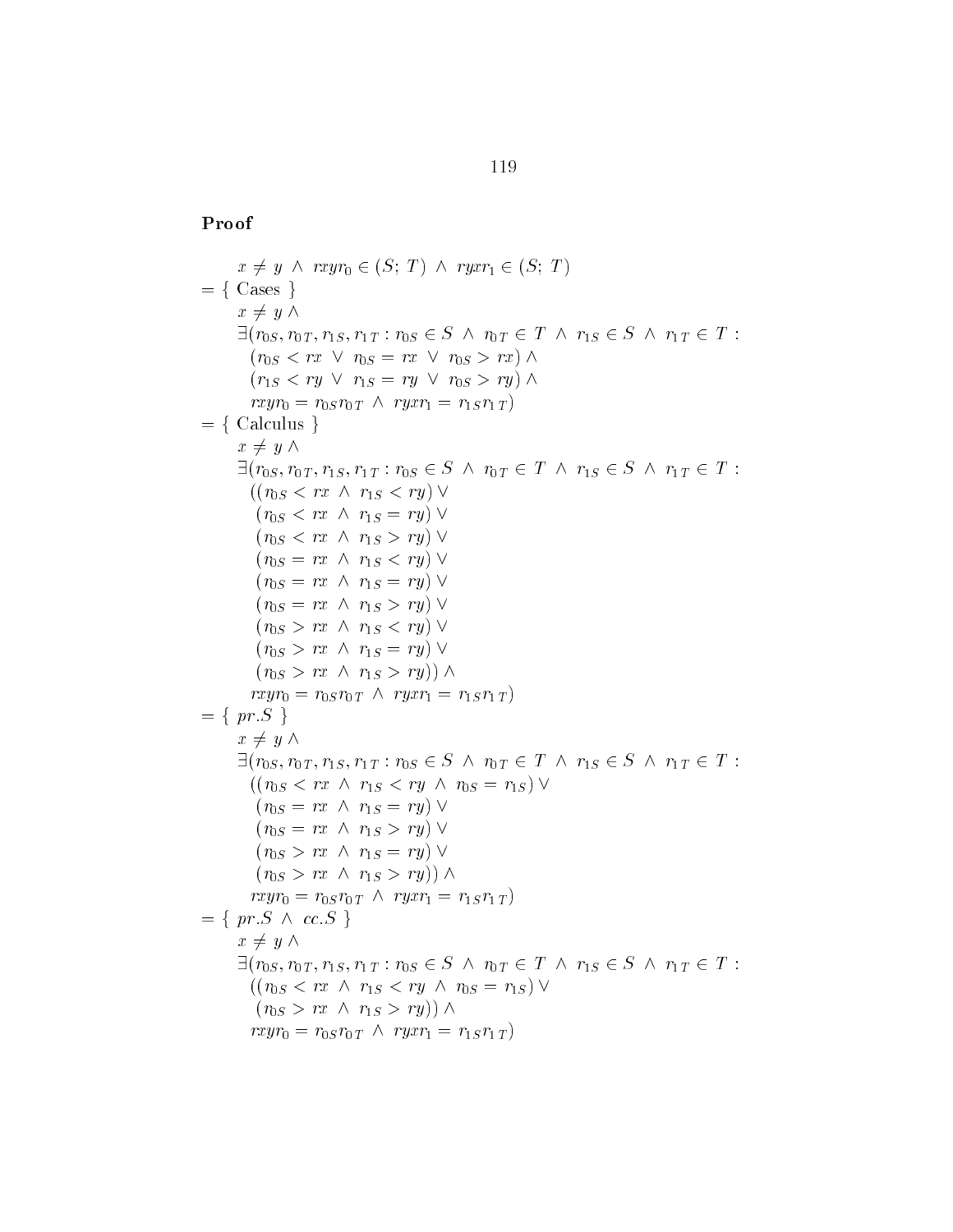**Proof**

$$
\begin{array}{ll}
& x \neq y \ \wedge \ rxyr_0 \in (S;\ T) \ \wedge \ ryxr_1 \in (S;\ T) \\
= & \{ \text{ Cases } \} \\
& x \neq y \ \wedge \\
& \exists (r_{0S}, r_{0T}, r_{1S}, r_{1T} : r_{0S} \in S \ \wedge \ r_{0T} \in T \ \wedge \ r_{1S} \in S \ \wedge \ r_{1T} \in T : \\
& \quad (r_{0S} < rx \ \vee \ r_{0S} = rx \ \vee \ r_{0S} > rx) \ \wedge \\
& \quad (r_{1S} < ry \ \vee \ r_{1S} = ry \ \vee \ r_{0S} > ry) \ \wedge \\
& \quad rxyr_0 = r_{0S} r_{0T} \ \wedge \ ryxr_1 = r_{1S} r_{1T}) \\
= & \{ \text{ Calculus } \} \\
& x \neq y \ \wedge \\
& \exists (r_{0S}, r_{0T}, r_{1S}, r_{1T} : r_{0S} \in S \ \wedge \ r_{0T} \in T \ \wedge \ r_{1S} \in S \ \wedge \ r_{1T} \in T : \\
& \quad ((r_{0S} < rx \ \wedge \ r_{1S} < ry) \ \vee \\
& \quad \ (r_{0S} < rx \ \wedge \ r_{1S} = ry) \ \vee \\
& \quad \ (r_{0S} < rx \ \wedge \ r_{1S} > ry) \ \vee \\
& \quad \ (r_{0S} = rx \ \wedge \ r_{1S} < ry) \ \vee \\
& \quad \ (r_{0S} = rx \ \wedge \ r_{1S} = ry) \ \vee \\
& \quad \ (r_{0S} = rx \ \wedge \ r_{1S} > ry) \ \vee \\
& \quad \ (r_{0S} > rx \ \wedge \ r_{1S} < ry) \ \vee \\
& \quad \ (r_{0S} > rx \ \wedge \ r_{1S} = ry) \ \vee \\
& \quad \ (r_{0S} > rx \ \wedge \ r_{1S} > ry)) \ \wedge \\
& \quad rxyr_0 = r_{0S} r_{0T} \ \wedge \ ryxr_1 = r_{1S} r_{1T}) \\
= & \{ \ pr.S \ \} \\
& x \neq y \ \wedge \\
& \exists (r_{0S}, r_{0T}, r_{1S}, r_{1T} : r_{0S} \in S \ \wedge \ r_{0T} \in T \ \wedge \ r_{1S} \in S \ \wedge \ r_{1T} \in T : \\
& \quad ((r_{0S} < rx \ \wedge \ r_{1S} < ry \ \wedge \ r_{0S} = r_{1S}) \ \vee \\
& \quad \ (r_{0S} = rx \ \wedge \ r_{1S} = ry) \ \vee \\
& \quad \ (r_{0S} = rx \ \wedge \ r_{1S} > ry) \ \vee \\
& \quad \ (r_{0S} > rx \ \wedge \ r_{1S} = ry) \ \vee \\
& \quad \ (r_{0S} > rx \ \wedge \ r_{1S} > ry)) \ \wedge \\
& \quad rxyr_0 = r_{0S} r_{0T} \ \wedge \ ryxr_1 = r_{1S} r_{1T}) \\
= & \{ \ pr.S \ \wedge \ cc.S \ \} \\
& x \neq y \ \wedge \\
& \exists (r_{0S}, r_{0T}, r_{1S}, r_{1T} : r_{0S} \in S \ \wedge \ r_{0T} \in T \ \wedge \ r_{1S} \in S \ \wedge \ r_{1T} \in T : \\
& \quad ((r_{0S} < rx \ \wedge \ r_{1S} < ry \ \wedge \ r_{0S} = r_{1S}) \ \vee \\
& \quad \ (r_{0S} > rx \ \wedge \ r_{1S} > ry)) \ \wedge \\
& \quad rxyr_0 = r_{0S} r_{0T} \ \wedge \ ryxr_1 = r_{1S} r_{1T})
\end{array}
$$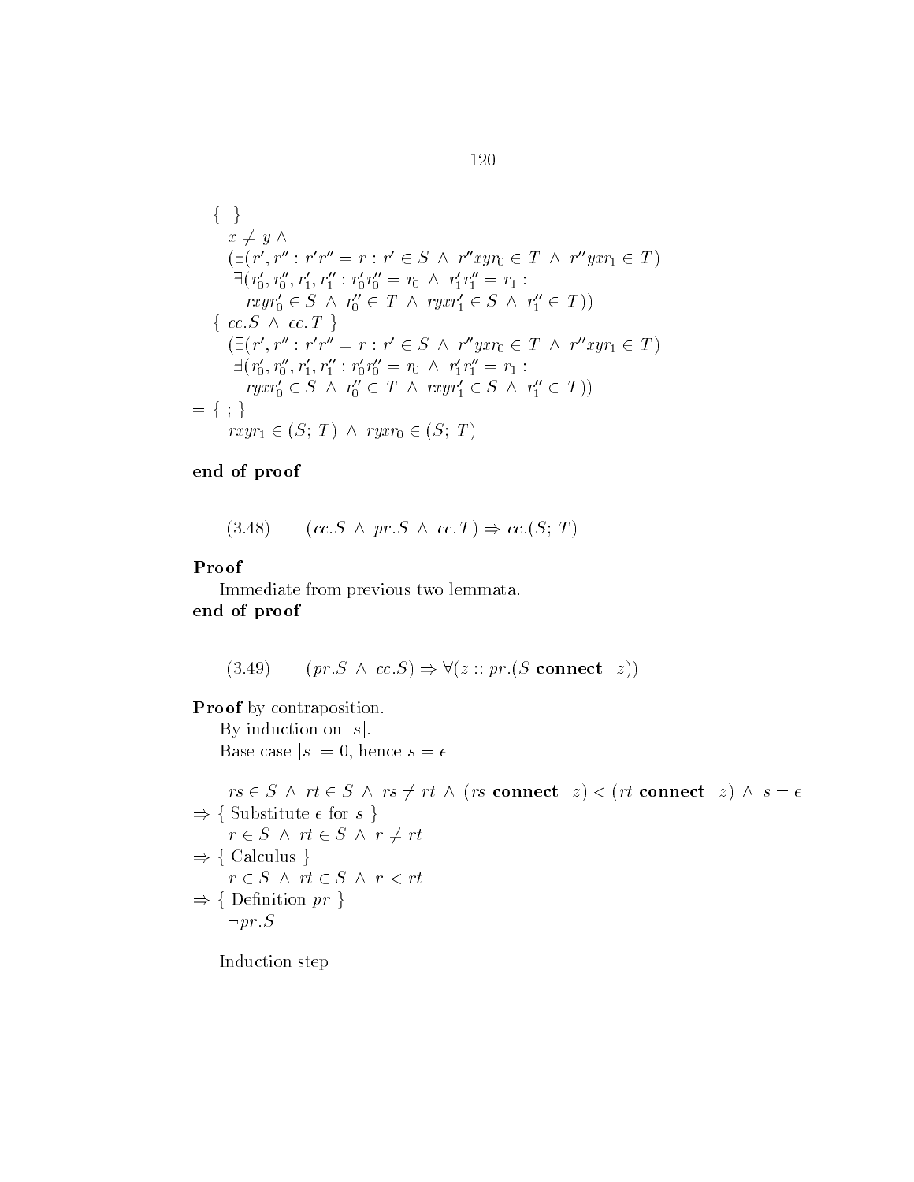$= \{ \quad \}$

$\quad x \neq y \wedge$

$\quad (\exists(r', r'' : r'r'' = r : r' \in S \ \wedge \ r''xyr_0 \in T \ \wedge \ r''yxr_1 \in T)$

$\quad\ \exists(r_0', r_0'', r_1', r_1'' : r_0'r_0'' = r_0 \ \wedge \ r_1'r_1'' = r_1 :$

$\quad\quad rxyr_0' \in S \ \wedge \ r_0'' \in T \ \wedge \ ryxr_1' \in S \ \wedge \ r_1'' \in T))$

$= \{ \ cc.S \ \wedge \ cc.T \ \}$

$\quad (\exists(r', r'' : r'r'' = r : r' \in S \ \wedge \ r''yxr_0 \in T \ \wedge \ r''xyr_1 \in T)$

$\quad\ \exists(r_0', r_0'', r_1', r_1'' : r_0'r_0'' = r_0 \ \wedge \ r_1'r_1'' = r_1 :$

$\quad\quad ryxr_0' \in S \ \wedge \ r_0'' \in T \ \wedge \ rxyr_1' \in S \ \wedge \ r_1'' \in T))$

$= \{ \ ; \ \}$

$\quad rxyr_1 \in (S;\ T) \ \wedge \ ryxr_0 \in (S;\ T)$

**end of proof**

$$(3.48) \qquad (cc.S \ \wedge \ pr.S \ \wedge \ cc.T) \Rightarrow cc.(S;\ T)$$

**Proof**

Immediate from previous two lemmata.

**end of proof**

$$(3.49) \qquad (pr.S \ \wedge \ cc.S) \Rightarrow \forall(z :: pr.(S \ \mathbf{connect} \ \ z))$$

**Proof** by contraposition.

By induction on $|s|$.

Base case $|s| = 0$, hence $s = \epsilon$

$\quad rs \in S \ \wedge \ rt \in S \ \wedge \ rs \neq rt \ \wedge \ (rs \ \mathbf{connect} \ \ z) < (rt \ \mathbf{connect} \ \ z) \ \wedge \ s = \epsilon$

$\Rightarrow \{$ Substitute $\epsilon$ for $s$ $\}$

$\quad r \in S \ \wedge \ rt \in S \ \wedge \ r \neq rt$

$\Rightarrow \{$ Calculus $\}$

$\quad r \in S \ \wedge \ rt \in S \ \wedge \ r < rt$

$\Rightarrow \{$ Definition $pr$ $\}$

$\quad \neg pr.S$

Induction step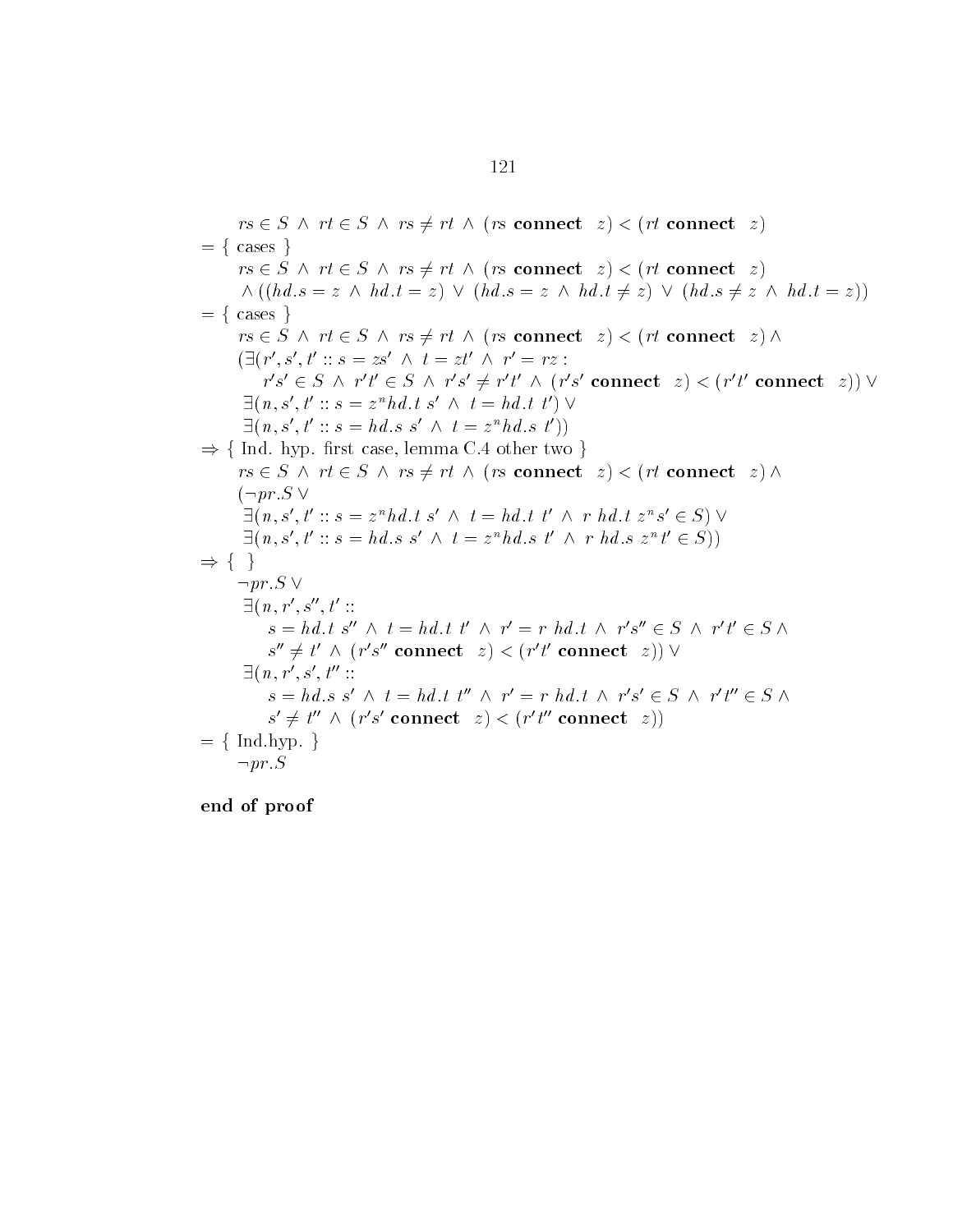$$
\begin{array}{l}
\quad rs \in S \ \wedge \ rt \in S \ \wedge \ rs \neq rt \ \wedge \ (rs \ \mathbf{connect} \ \ z) < (rt \ \mathbf{connect} \ \ z) \\
= \{ \text{ cases } \} \\
\quad rs \in S \ \wedge \ rt \in S \ \wedge \ rs \neq rt \ \wedge \ (rs \ \mathbf{connect} \ \ z) < (rt \ \mathbf{connect} \ \ z) \\
\quad \wedge \ ((hd.s = z \ \wedge \ hd.t = z) \ \vee \ (hd.s = z \ \wedge \ hd.t \neq z) \ \vee \ (hd.s \neq z \ \wedge \ hd.t = z)) \\
= \{ \text{ cases } \} \\
\quad rs \in S \ \wedge \ rt \in S \ \wedge \ rs \neq rt \ \wedge \ (rs \ \mathbf{connect} \ \ z) < (rt \ \mathbf{connect} \ \ z) \wedge \\
\quad (\exists (r', s', t' :: s = zs' \ \wedge \ t = zt' \ \wedge \ r' = rz : \\
\qquad r's' \in S \ \wedge \ r't' \in S \ \wedge \ r's' \neq r't' \ \wedge \ (r's' \ \mathbf{connect} \ \ z) < (r't' \ \mathbf{connect} \ \ z)) \vee \\
\quad \ \exists (n, s', t' :: s = z^n hd.t \ s' \ \wedge \ t = hd.t \ t') \vee \\
\quad \ \exists (n, s', t' :: s = hd.s \ s' \ \wedge \ t = z^n hd.s \ t')) \\
\Rightarrow \{ \text{ Ind. hyp. first case, lemma C.4 other two } \} \\
\quad rs \in S \ \wedge \ rt \in S \ \wedge \ rs \neq rt \ \wedge \ (rs \ \mathbf{connect} \ \ z) < (rt \ \mathbf{connect} \ \ z) \wedge \\
\quad (\neg pr.S \vee \\
\quad \ \exists (n, s', t' :: s = z^n hd.t \ s' \ \wedge \ t = hd.t \ t' \ \wedge \ r \ hd.t \ z^n s' \in S) \vee \\
\quad \ \exists (n, s', t' :: s = hd.s \ s' \ \wedge \ t = z^n hd.s \ t' \ \wedge \ r \ hd.s \ z^n t' \in S)) \\
\Rightarrow \{ \quad \} \\
\quad \neg pr.S \vee \\
\quad \ \exists (n, r', s'', t' :: \\
\qquad s = hd.t \ s'' \ \wedge \ t = hd.t \ t' \ \wedge \ r' = r \ hd.t \ \wedge \ r's'' \in S \ \wedge \ r't' \in S \wedge \\
\qquad s'' \neq t' \ \wedge \ (r's'' \ \mathbf{connect} \ \ z) < (r't' \ \mathbf{connect} \ \ z)) \vee \\
\quad \ \exists (n, r', s', t'' :: \\
\qquad s = hd.s \ s' \ \wedge \ t = hd.t \ t'' \ \wedge \ r' = r \ hd.t \ \wedge \ r's' \in S \ \wedge \ r't'' \in S \wedge \\
\qquad s' \neq t'' \ \wedge \ (r's' \ \mathbf{connect} \ \ z) < (r't'' \ \mathbf{connect} \ \ z)) \\
= \{ \text{ Ind.hyp. } \} \\
\quad \neg pr.S
\end{array}
$$

**end of proof**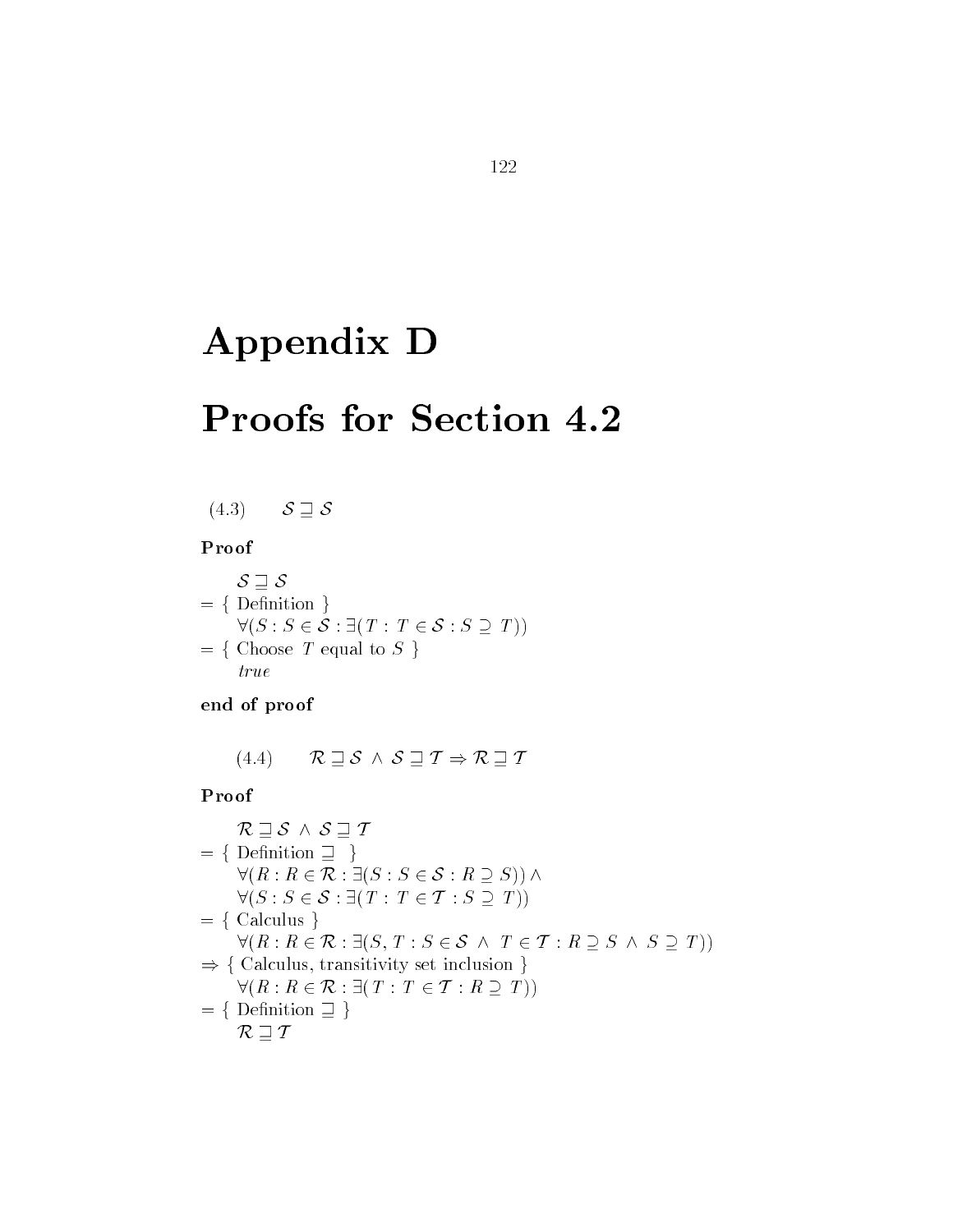# Appendix D

# Proofs for Section 4.2

(4.3) $\quad \mathcal{S} \sqsupseteq \mathcal{S}$

**Proof**

$$
\begin{array}{l}
\quad \mathcal{S} \sqsupseteq \mathcal{S} \\
= \{ \text{ Definition } \} \\
\quad \forall(S : S \in \mathcal{S} : \exists(T : T \in \mathcal{S} : S \supseteq T)) \\
= \{ \text{ Choose } T \text{ equal to } S \text{ } \} \\
\quad \mathit{true}
\end{array}
$$

**end of proof**

(4.4) $\quad \mathcal{R} \sqsupseteq \mathcal{S} \wedge \mathcal{S} \sqsupseteq \mathcal{T} \Rightarrow \mathcal{R} \sqsupseteq \mathcal{T}$

**Proof**

$$
\begin{array}{l}
\quad \mathcal{R} \sqsupseteq \mathcal{S} \wedge \mathcal{S} \sqsupseteq \mathcal{T} \\
= \{ \text{ Definition } \sqsupseteq \text{ } \} \\
\quad \forall(R : R \in \mathcal{R} : \exists(S : S \in \mathcal{S} : R \supseteq S)) \wedge \\
\quad \forall(S : S \in \mathcal{S} : \exists(T : T \in \mathcal{T} : S \supseteq T)) \\
= \{ \text{ Calculus } \} \\
\quad \forall(R : R \in \mathcal{R} : \exists(S, T : S \in \mathcal{S} \wedge T \in \mathcal{T} : R \supseteq S \wedge S \supseteq T)) \\
\Rightarrow \{ \text{ Calculus, transitivity set inclusion } \} \\
\quad \forall(R : R \in \mathcal{R} : \exists(T : T \in \mathcal{T} : R \supseteq T)) \\
= \{ \text{ Definition } \sqsupseteq \text{ } \} \\
\quad \mathcal{R} \sqsupseteq \mathcal{T}
\end{array}
$$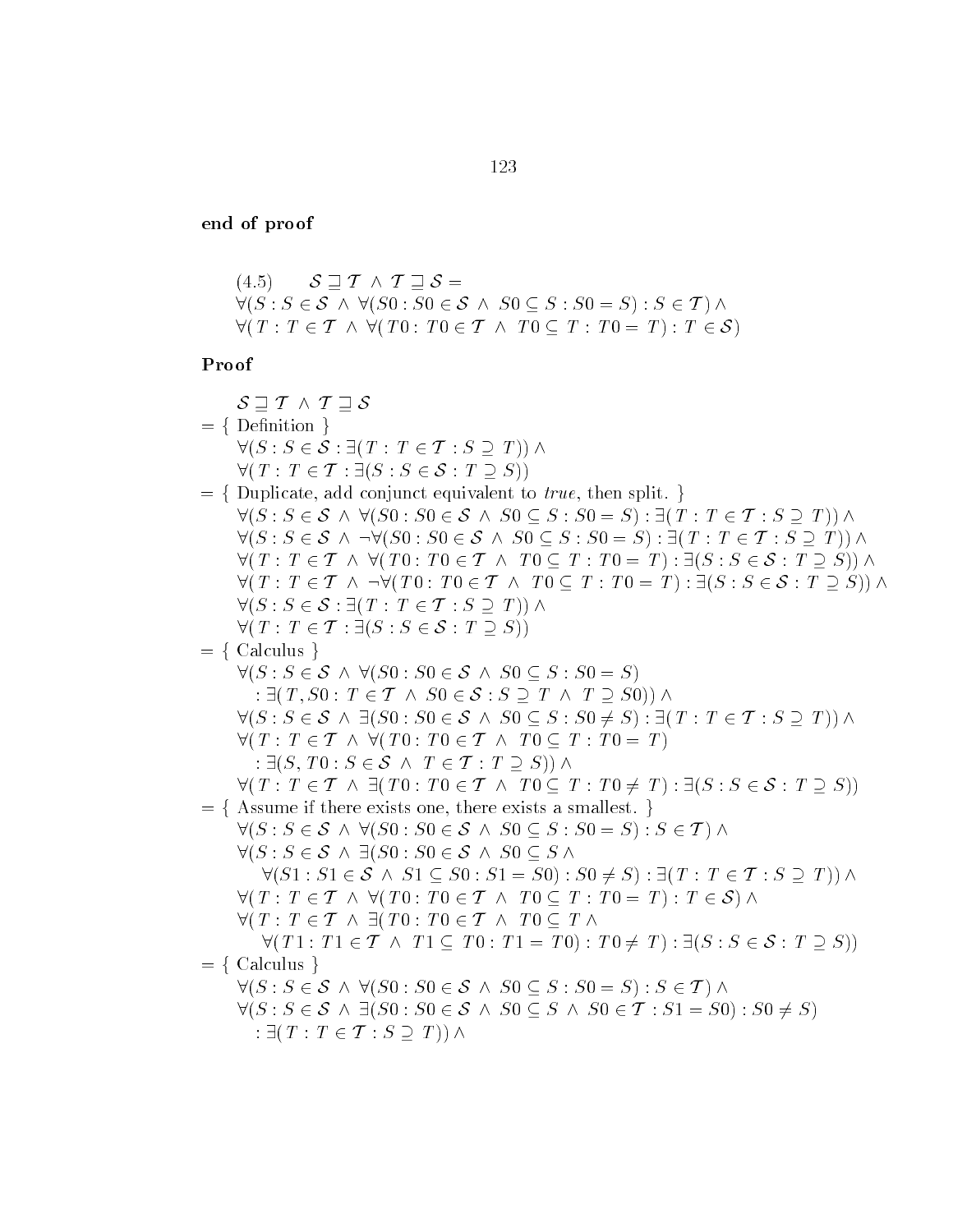**end of proof**

$$(4.5) \qquad \mathcal{S} \sqsupseteq \mathcal{T} \ \wedge \ \mathcal{T} \sqsupseteq \mathcal{S} =$$
$$\forall(S : S \in \mathcal{S} \ \wedge \ \forall(S0 : S0 \in \mathcal{S} \ \wedge \ S0 \subseteq S : S0 = S) : S \in \mathcal{T}) \wedge$$
$$\forall(T : T \in \mathcal{T} \ \wedge \ \forall(T0 : T0 \in \mathcal{T} \ \wedge \ T0 \subseteq T : T0 = T) : T \in \mathcal{S})$$

**Proof**

$$\mathcal{S} \sqsupseteq \mathcal{T} \ \wedge \ \mathcal{T} \sqsupseteq \mathcal{S}$$

$=$ { Definition }

$$\forall(S : S \in \mathcal{S} : \exists(T : T \in \mathcal{T} : S \supseteq T)) \wedge$$
$$\forall(T : T \in \mathcal{T} : \exists(S : S \in \mathcal{S} : T \supseteq S))$$

$=$ { Duplicate, add conjunct equivalent to *true*, then split. }

$$\forall(S : S \in \mathcal{S} \ \wedge \ \forall(S0 : S0 \in \mathcal{S} \ \wedge \ S0 \subseteq S : S0 = S) : \exists(T : T \in \mathcal{T} : S \supseteq T)) \wedge$$
$$\forall(S : S \in \mathcal{S} \ \wedge \ \neg\forall(S0 : S0 \in \mathcal{S} \ \wedge \ S0 \subseteq S : S0 = S) : \exists(T : T \in \mathcal{T} : S \supseteq T)) \wedge$$
$$\forall(T : T \in \mathcal{T} \ \wedge \ \forall(T0 : T0 \in \mathcal{T} \ \wedge \ T0 \subseteq T : T0 = T) : \exists(S : S \in \mathcal{S} : T \supseteq S)) \wedge$$
$$\forall(T : T \in \mathcal{T} \ \wedge \ \neg\forall(T0 : T0 \in \mathcal{T} \ \wedge \ T0 \subseteq T : T0 = T) : \exists(S : S \in \mathcal{S} : T \supseteq S)) \wedge$$
$$\forall(S : S \in \mathcal{S} : \exists(T : T \in \mathcal{T} : S \supseteq T)) \wedge$$
$$\forall(T : T \in \mathcal{T} : \exists(S : S \in \mathcal{S} : T \supseteq S))$$

$=$ { Calculus }

$$\forall(S : S \in \mathcal{S} \ \wedge \ \forall(S0 : S0 \in \mathcal{S} \ \wedge \ S0 \subseteq S : S0 = S)$$
$$: \exists(T, S0 : T \in \mathcal{T} \ \wedge \ S0 \in \mathcal{S} : S \supseteq T \ \wedge \ T \supseteq S0)) \wedge$$
$$\forall(S : S \in \mathcal{S} \ \wedge \ \exists(S0 : S0 \in \mathcal{S} \ \wedge \ S0 \subseteq S : S0 \neq S) : \exists(T : T \in \mathcal{T} : S \supseteq T)) \wedge$$
$$\forall(T : T \in \mathcal{T} \ \wedge \ \forall(T0 : T0 \in \mathcal{T} \ \wedge \ T0 \subseteq T : T0 = T)$$
$$: \exists(S, T0 : S \in \mathcal{S} \ \wedge \ T \in \mathcal{T} : T \supseteq S)) \wedge$$
$$\forall(T : T \in \mathcal{T} \ \wedge \ \exists(T0 : T0 \in \mathcal{T} \ \wedge \ T0 \subseteq T : T0 \neq T) : \exists(S : S \in \mathcal{S} : T \supseteq S))$$

$=$ { Assume if there exists one, there exists a smallest. }

$$\forall(S : S \in \mathcal{S} \ \wedge \ \forall(S0 : S0 \in \mathcal{S} \ \wedge \ S0 \subseteq S : S0 = S) : S \in \mathcal{T}) \wedge$$
$$\forall(S : S \in \mathcal{S} \ \wedge \ \exists(S0 : S0 \in \mathcal{S} \ \wedge \ S0 \subseteq S \ \wedge$$
$$\forall(S1 : S1 \in \mathcal{S} \ \wedge \ S1 \subseteq S0 : S1 = S0) : S0 \neq S) : \exists(T : T \in \mathcal{T} : S \supseteq T)) \wedge$$
$$\forall(T : T \in \mathcal{T} \ \wedge \ \forall(T0 : T0 \in \mathcal{T} \ \wedge \ T0 \subseteq T : T0 = T) : T \in \mathcal{S}) \wedge$$
$$\forall(T : T \in \mathcal{T} \ \wedge \ \exists(T0 : T0 \in \mathcal{T} \ \wedge \ T0 \subseteq T \ \wedge$$
$$\forall(T1 : T1 \in \mathcal{T} \ \wedge \ T1 \subseteq T0 : T1 = T0) : T0 \neq T) : \exists(S : S \in \mathcal{S} : T \supseteq S))$$

$=$ { Calculus }

$$\forall(S : S \in \mathcal{S} \ \wedge \ \forall(S0 : S0 \in \mathcal{S} \ \wedge \ S0 \subseteq S : S0 = S) : S \in \mathcal{T}) \wedge$$
$$\forall(S : S \in \mathcal{S} \ \wedge \ \exists(S0 : S0 \in \mathcal{S} \ \wedge \ S0 \subseteq S \ \wedge \ S0 \in \mathcal{T} : S1 = S0) : S0 \neq S)$$
$$: \exists(T : T \in \mathcal{T} : S \supseteq T)) \wedge$$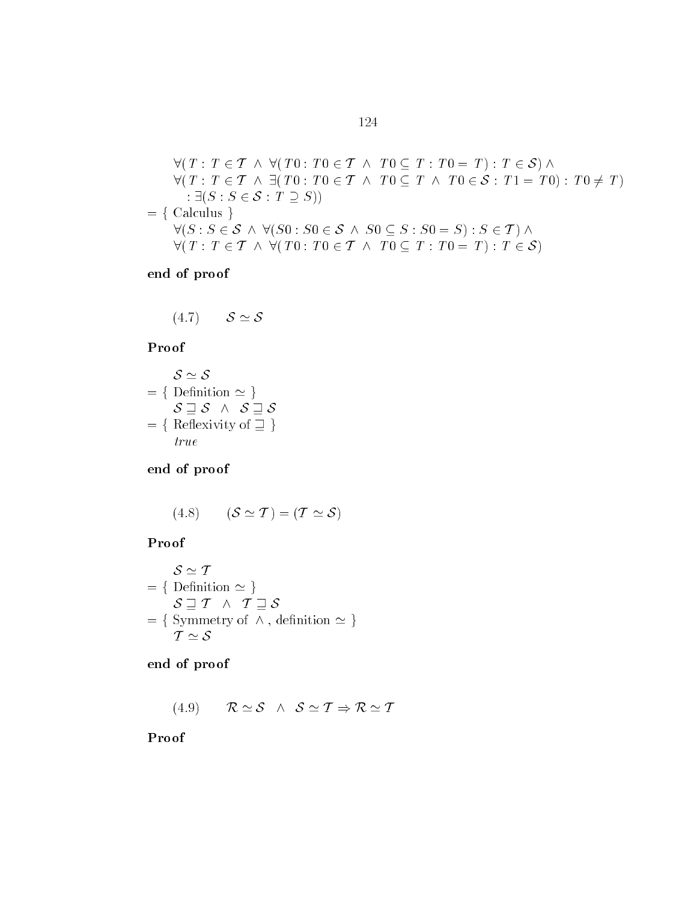$$\forall(T : T \in \mathcal{T} \ \wedge\ \forall(T0 : T0 \in \mathcal{T} \ \wedge\ T0 \subseteq T : T0 = T) : T \in \mathcal{S}) \ \wedge$$
$$\forall(T : T \in \mathcal{T} \ \wedge\ \exists(T0 : T0 \in \mathcal{T} \ \wedge\ T0 \subseteq T \ \wedge\ T0 \in \mathcal{S} : T1 = T0) : T0 \neq T)$$
$$: \exists(S : S \in \mathcal{S} : T \supseteq S))$$

= { Calculus }

$$\forall(S : S \in \mathcal{S} \ \wedge\ \forall(S0 : S0 \in \mathcal{S} \ \wedge\ S0 \subseteq S : S0 = S) : S \in \mathcal{T}) \ \wedge$$
$$\forall(T : T \in \mathcal{T} \ \wedge\ \forall(T0 : T0 \in \mathcal{T} \ \wedge\ T0 \subseteq T : T0 = T) : T \in \mathcal{S})$$

**end of proof**

(4.7) $\quad \mathcal{S} \simeq \mathcal{S}$

**Proof**

$$\mathcal{S} \simeq \mathcal{S}$$

= { Definition $\simeq$ }

$$\mathcal{S} \sqsupseteq \mathcal{S} \ \wedge\ \mathcal{S} \sqsupseteq \mathcal{S}$$

= { Reflexivity of $\sqsupseteq$ }

$$true$$

**end of proof**

(4.8) $\quad (\mathcal{S} \simeq \mathcal{T}) = (\mathcal{T} \simeq \mathcal{S})$

**Proof**

$$\mathcal{S} \simeq \mathcal{T}$$

= { Definition $\simeq$ }

$$\mathcal{S} \sqsupseteq \mathcal{T} \ \wedge\ \mathcal{T} \sqsupseteq \mathcal{S}$$

= { Symmetry of $\wedge$, definition $\simeq$ }

$$\mathcal{T} \simeq \mathcal{S}$$

**end of proof**

(4.9) $\quad \mathcal{R} \simeq \mathcal{S} \ \wedge\ \mathcal{S} \simeq \mathcal{T} \Rightarrow \mathcal{R} \simeq \mathcal{T}$

**Proof**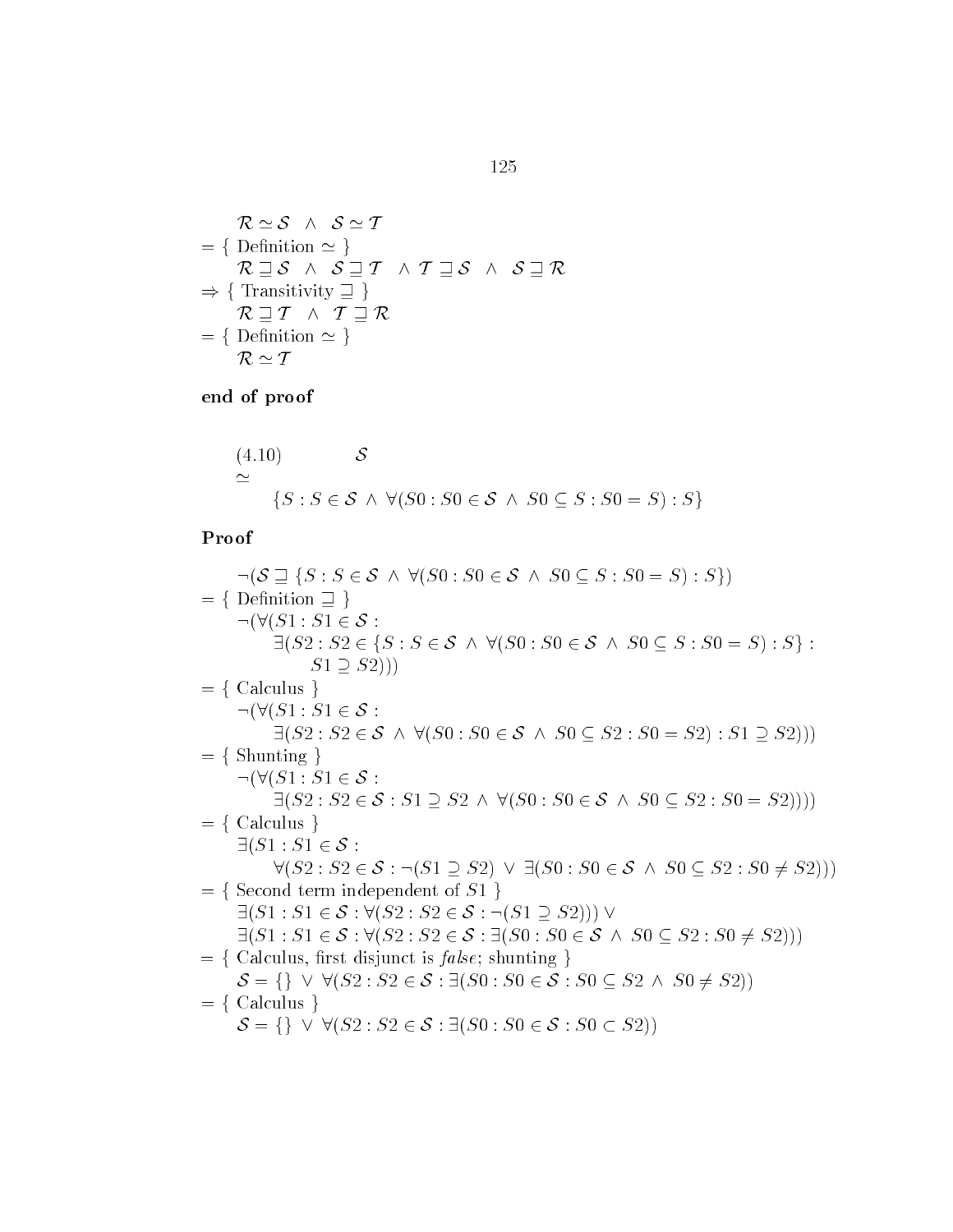$$\mathcal{R} \simeq \mathcal{S} \ \wedge\ \mathcal{S} \simeq \mathcal{T}$$

$= \{$ Definition $\simeq$ $\}$

$$\mathcal{R} \sqsupseteq \mathcal{S} \ \wedge\ \mathcal{S} \sqsupseteq \mathcal{T} \ \wedge\ \mathcal{T} \sqsupseteq \mathcal{S} \ \wedge\ \mathcal{S} \sqsupseteq \mathcal{R}$$

$\Rightarrow \{$ Transitivity $\sqsupseteq$ $\}$

$$\mathcal{R} \sqsupseteq \mathcal{T} \ \wedge\ \mathcal{T} \sqsupseteq \mathcal{R}$$

$= \{$ Definition $\simeq$ $\}$

$$\mathcal{R} \simeq \mathcal{T}$$

**end of proof**

$$(4.10) \qquad \mathcal{S} \simeq \{S : S \in \mathcal{S} \ \wedge\ \forall(S0 : S0 \in \mathcal{S} \ \wedge\ S0 \subseteq S : S0 = S) : S\}$$

**Proof**

$$\neg(\mathcal{S} \sqsupseteq \{S : S \in \mathcal{S} \ \wedge\ \forall(S0 : S0 \in \mathcal{S} \ \wedge\ S0 \subseteq S : S0 = S) : S\})$$

$= \{$ Definition $\sqsupseteq$ $\}$

$$\neg(\forall(S1 : S1 \in \mathcal{S} : \exists(S2 : S2 \in \{S : S \in \mathcal{S} \ \wedge\ \forall(S0 : S0 \in \mathcal{S} \ \wedge\ S0 \subseteq S : S0 = S) : S\} : S1 \supseteq S2)))$$

$= \{$ Calculus $\}$

$$\neg(\forall(S1 : S1 \in \mathcal{S} : \exists(S2 : S2 \in \mathcal{S} \ \wedge\ \forall(S0 : S0 \in \mathcal{S} \ \wedge\ S0 \subseteq S2 : S0 = S2) : S1 \supseteq S2)))$$

$= \{$ Shunting $\}$

$$\neg(\forall(S1 : S1 \in \mathcal{S} : \exists(S2 : S2 \in \mathcal{S} : S1 \supseteq S2 \ \wedge\ \forall(S0 : S0 \in \mathcal{S} \ \wedge\ S0 \subseteq S2 : S0 = S2))))$$

$= \{$ Calculus $\}$

$$\exists(S1 : S1 \in \mathcal{S} : \forall(S2 : S2 \in \mathcal{S} : \neg(S1 \supseteq S2) \ \vee\ \exists(S0 : S0 \in \mathcal{S} \ \wedge\ S0 \subseteq S2 : S0 \neq S2)))$$

$= \{$ Second term independent of $S1$ $\}$

$$\exists(S1 : S1 \in \mathcal{S} : \forall(S2 : S2 \in \mathcal{S} : \neg(S1 \supseteq S2))) \ \vee$$
$$\exists(S1 : S1 \in \mathcal{S} : \forall(S2 : S2 \in \mathcal{S} : \exists(S0 : S0 \in \mathcal{S} \ \wedge\ S0 \subseteq S2 : S0 \neq S2)))$$

$= \{$ Calculus, first disjunct is *false*; shunting $\}$

$$\mathcal{S} = \{\} \ \vee\ \forall(S2 : S2 \in \mathcal{S} : \exists(S0 : S0 \in \mathcal{S} : S0 \subseteq S2 \ \wedge\ S0 \neq S2))$$

$= \{$ Calculus $\}$

$$\mathcal{S} = \{\} \ \vee\ \forall(S2 : S2 \in \mathcal{S} : \exists(S0 : S0 \in \mathcal{S} : S0 \subset S2))$$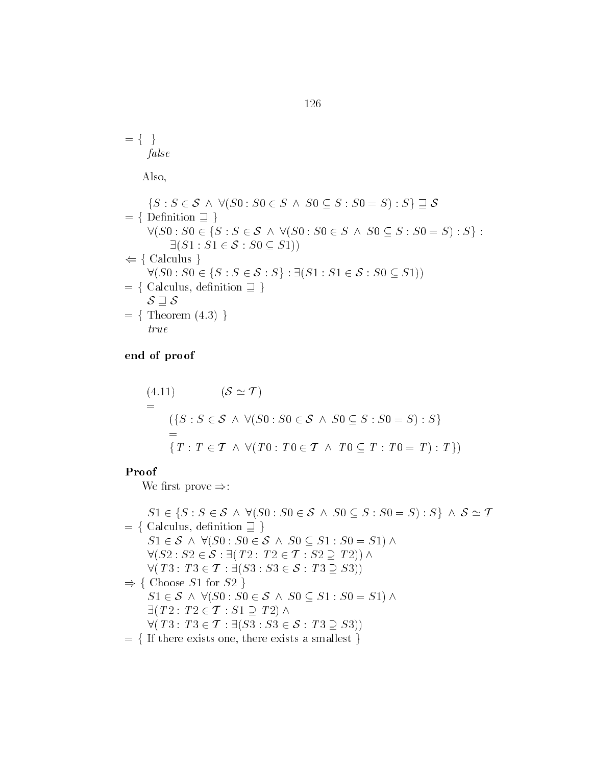$= \{ \ \}$

$\quad$ *false*

Also,

$$
\begin{array}{l}
\quad \{S : S \in \mathcal{S} \ \wedge \ \forall(S0 : S0 \in S \ \wedge \ S0 \subseteq S : S0 = S) : S\} \sqsupseteq \mathcal{S} \\
= \{ \text{ Definition } \sqsupseteq \} \\
\quad \forall(S0 : S0 \in \{S : S \in \mathcal{S} \ \wedge \ \forall(S0 : S0 \in S \ \wedge \ S0 \subseteq S : S0 = S) : S\} : \\
\qquad \exists(S1 : S1 \in \mathcal{S} : S0 \subseteq S1)) \\
\Leftarrow \{ \text{ Calculus } \} \\
\quad \forall(S0 : S0 \in \{S : S \in \mathcal{S} : S\} : \exists(S1 : S1 \in \mathcal{S} : S0 \subseteq S1)) \\
= \{ \text{ Calculus, definition } \sqsupseteq \} \\
\quad \mathcal{S} \sqsupseteq \mathcal{S} \\
= \{ \text{ Theorem (4.3) } \} \\
\quad \mathit{true}
\end{array}
$$

**end of proof**

$$
\begin{array}{l}
(4.11) \qquad (\mathcal{S} \simeq \mathcal{T}) \\
= \\
\qquad (\{S : S \in \mathcal{S} \ \wedge \ \forall(S0 : S0 \in \mathcal{S} \ \wedge \ S0 \subseteq S : S0 = S) : S\} \\
\qquad = \\
\qquad \{T : T \in \mathcal{T} \ \wedge \ \forall(T0 : T0 \in \mathcal{T} \ \wedge \ T0 \subseteq T : T0 = T) : T\})
\end{array}
$$

**Proof**

We first prove $\Rightarrow$:

$$
\begin{array}{l}
\quad S1 \in \{S : S \in \mathcal{S} \ \wedge \ \forall(S0 : S0 \in \mathcal{S} \ \wedge \ S0 \subseteq S : S0 = S) : S\} \ \wedge \ \mathcal{S} \simeq \mathcal{T} \\
= \{ \text{ Calculus, definition } \sqsupseteq \} \\
\quad S1 \in \mathcal{S} \ \wedge \ \forall(S0 : S0 \in \mathcal{S} \ \wedge \ S0 \subseteq S1 : S0 = S1) \ \wedge \\
\quad \forall(S2 : S2 \in \mathcal{S} : \exists(T2 : T2 \in \mathcal{T} : S2 \supseteq T2)) \ \wedge \\
\quad \forall(T3 : T3 \in \mathcal{T} : \exists(S3 : S3 \in \mathcal{S} : T3 \supseteq S3)) \\
\Rightarrow \{ \text{ Choose } S1 \text{ for } S2 \} \\
\quad S1 \in \mathcal{S} \ \wedge \ \forall(S0 : S0 \in \mathcal{S} \ \wedge \ S0 \subseteq S1 : S0 = S1) \ \wedge \\
\quad \exists(T2 : T2 \in \mathcal{T} : S1 \supseteq T2) \ \wedge \\
\quad \forall(T3 : T3 \in \mathcal{T} : \exists(S3 : S3 \in \mathcal{S} : T3 \supseteq S3)) \\
= \{ \text{ If there exists one, there exists a smallest } \}
\end{array}
$$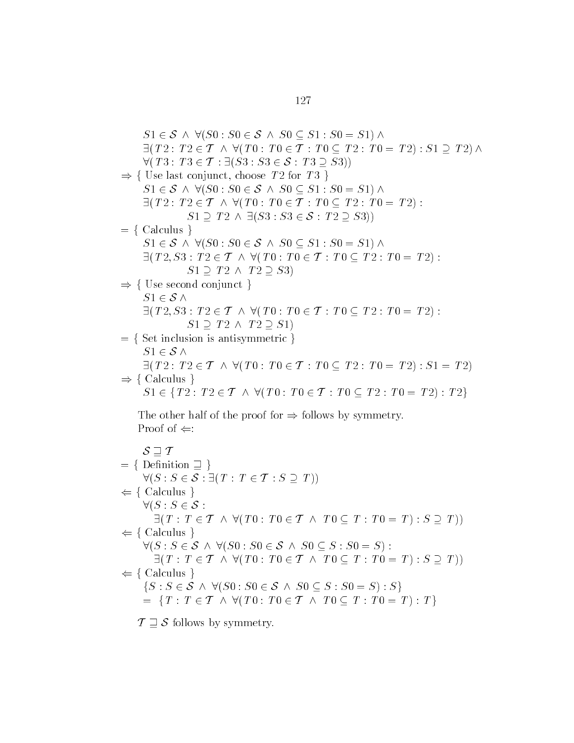$$
\begin{array}{l}
\quad S1 \in \mathcal{S} \ \wedge\ \forall(S0 : S0 \in \mathcal{S} \ \wedge\ S0 \subseteq S1 : S0 = S1) \ \wedge \\
\quad \exists(T2 : T2 \in \mathcal{T} \ \wedge\ \forall(T0 : T0 \in \mathcal{T} : T0 \subseteq T2 : T0 = T2) : S1 \supseteq T2) \ \wedge \\
\quad \forall(T3 : T3 \in \mathcal{T} : \exists(S3 : S3 \in \mathcal{S} : T3 \supseteq S3)) \\
\Rightarrow \{ \text{ Use last conjunct, choose } T2 \text{ for } T3 \ \} \\
\quad S1 \in \mathcal{S} \ \wedge\ \forall(S0 : S0 \in \mathcal{S} \ \wedge\ S0 \subseteq S1 : S0 = S1) \ \wedge \\
\quad \exists(T2 : T2 \in \mathcal{T} \ \wedge\ \forall(T0 : T0 \in \mathcal{T} : T0 \subseteq T2 : T0 = T2) : \\
\qquad\qquad S1 \supseteq T2 \ \wedge\ \exists(S3 : S3 \in \mathcal{S} : T2 \supseteq S3)) \\
= \{ \text{ Calculus } \} \\
\quad S1 \in \mathcal{S} \ \wedge\ \forall(S0 : S0 \in \mathcal{S} \ \wedge\ S0 \subseteq S1 : S0 = S1) \ \wedge \\
\quad \exists(T2, S3 : T2 \in \mathcal{T} \ \wedge\ \forall(T0 : T0 \in \mathcal{T} : T0 \subseteq T2 : T0 = T2) : \\
\qquad\qquad S1 \supseteq T2 \ \wedge\ T2 \supseteq S3) \\
\Rightarrow \{ \text{ Use second conjunct } \} \\
\quad S1 \in \mathcal{S} \ \wedge \\
\quad \exists(T2, S3 : T2 \in \mathcal{T} \ \wedge\ \forall(T0 : T0 \in \mathcal{T} : T0 \subseteq T2 : T0 = T2) : \\
\qquad\qquad S1 \supseteq T2 \ \wedge\ T2 \supseteq S1) \\
= \{ \text{ Set inclusion is antisymmetric } \} \\
\quad S1 \in \mathcal{S} \ \wedge \\
\quad \exists(T2 : T2 \in \mathcal{T} \ \wedge\ \forall(T0 : T0 \in \mathcal{T} : T0 \subseteq T2 : T0 = T2) : S1 = T2) \\
\Rightarrow \{ \text{ Calculus } \} \\
\quad S1 \in \{T2 : T2 \in \mathcal{T} \ \wedge\ \forall(T0 : T0 \in \mathcal{T} : T0 \subseteq T2 : T0 = T2) : T2\}
\end{array}
$$

The other half of the proof for $\Rightarrow$ follows by symmetry.
Proof of $\Leftarrow$:

$$
\begin{array}{l}
\quad \mathcal{S} \sqsupseteq \mathcal{T} \\
= \{ \text{ Definition } \sqsupseteq \ \} \\
\quad \forall(S : S \in \mathcal{S} : \exists(T : T \in \mathcal{T} : S \supseteq T)) \\
\Leftarrow \{ \text{ Calculus } \} \\
\quad \forall(S : S \in \mathcal{S} : \\
\qquad \exists(T : T \in \mathcal{T} \ \wedge\ \forall(T0 : T0 \in \mathcal{T} \ \wedge\ T0 \subseteq T : T0 = T) : S \supseteq T)) \\
\Leftarrow \{ \text{ Calculus } \} \\
\quad \forall(S : S \in \mathcal{S} \ \wedge\ \forall(S0 : S0 \in \mathcal{S} \ \wedge\ S0 \subseteq S : S0 = S) : \\
\qquad \exists(T : T \in \mathcal{T} \ \wedge\ \forall(T0 : T0 \in \mathcal{T} \ \wedge\ T0 \subseteq T : T0 = T) : S \supseteq T)) \\
\Leftarrow \{ \text{ Calculus } \} \\
\quad \{S : S \in \mathcal{S} \ \wedge\ \forall(S0 : S0 \in \mathcal{S} \ \wedge\ S0 \subseteq S : S0 = S) : S\} \\
\quad = \ \{T : T \in \mathcal{T} \ \wedge\ \forall(T0 : T0 \in \mathcal{T} \ \wedge\ T0 \subseteq T : T0 = T) : T\}
\end{array}
$$

$\mathcal{T} \sqsupseteq \mathcal{S}$ follows by symmetry.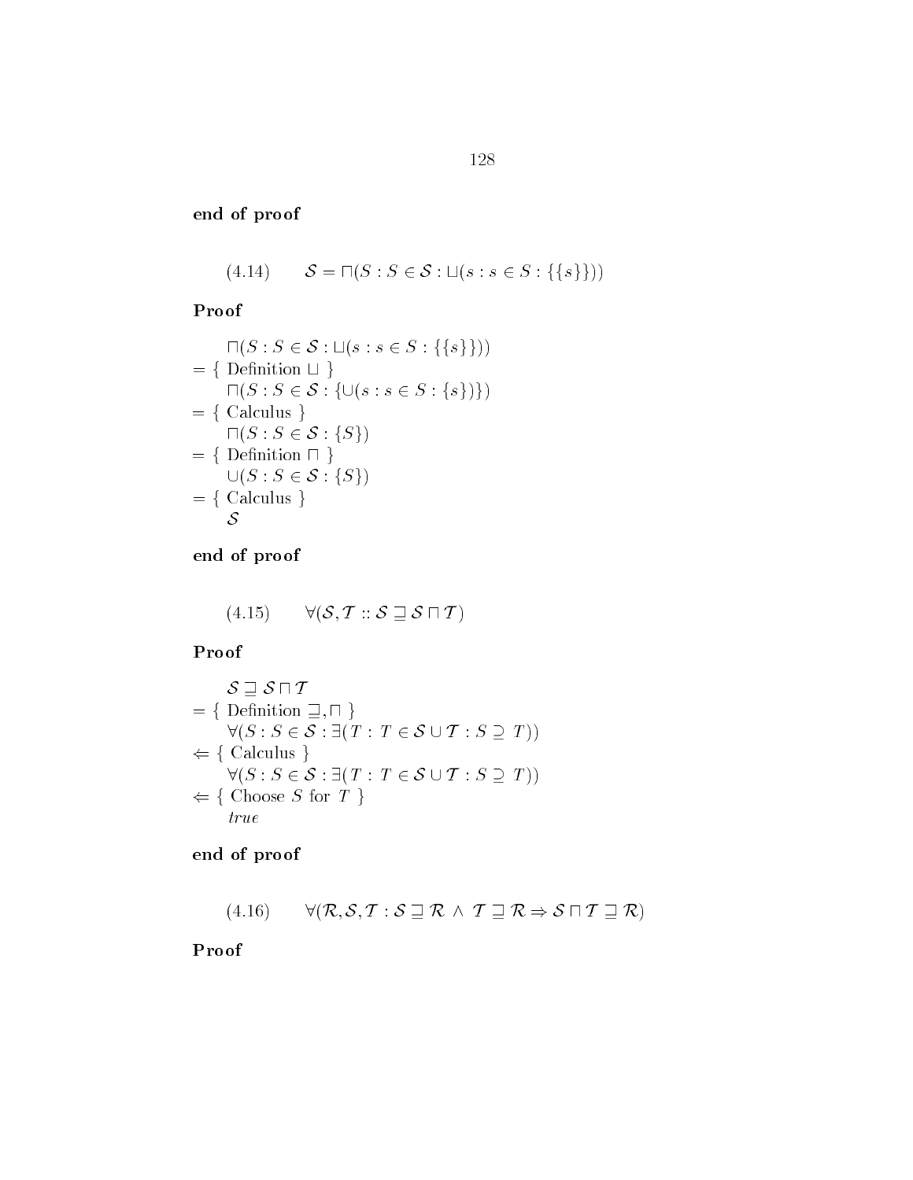**end of proof**

$$(4.14) \qquad \mathcal{S} = \sqcap(S : S \in \mathcal{S} : \sqcup(s : s \in S : \{\{s\}\}))$$

**Proof**

$$
\begin{array}{l}
\quad \sqcap(S : S \in \mathcal{S} : \sqcup(s : s \in S : \{\{s\}\})) \\
= \{ \text{ Definition } \sqcup \ \} \\
\quad \sqcap(S : S \in \mathcal{S} : \{\cup(s : s \in S : \{s\})\}) \\
= \{ \text{ Calculus } \} \\
\quad \sqcap(S : S \in \mathcal{S} : \{S\}) \\
= \{ \text{ Definition } \sqcap \ \} \\
\quad \cup(S : S \in \mathcal{S} : \{S\}) \\
= \{ \text{ Calculus } \} \\
\quad \mathcal{S}
\end{array}
$$

**end of proof**

$$(4.15) \qquad \forall(\mathcal{S}, \mathcal{T} :: \mathcal{S} \sqsupseteq \mathcal{S} \sqcap \mathcal{T})$$

**Proof**

$$
\begin{array}{l}
\quad \mathcal{S} \sqsupseteq \mathcal{S} \sqcap \mathcal{T} \\
= \{ \text{ Definition } \sqsupseteq, \sqcap \ \} \\
\quad \forall(S : S \in \mathcal{S} : \exists(T : T \in \mathcal{S} \cup \mathcal{T} : S \supseteq T)) \\
\Leftarrow \{ \text{ Calculus } \} \\
\quad \forall(S : S \in \mathcal{S} : \exists(T : T \in \mathcal{S} \cup \mathcal{T} : S \supseteq T)) \\
\Leftarrow \{ \text{ Choose } S \text{ for } T \ \} \\
\quad \mathit{true}
\end{array}
$$

**end of proof**

$$(4.16) \qquad \forall(\mathcal{R}, \mathcal{S}, \mathcal{T} : \mathcal{S} \sqsupseteq \mathcal{R} \ \wedge \ \mathcal{T} \sqsupseteq \mathcal{R} \Rightarrow \mathcal{S} \sqcap \mathcal{T} \sqsupseteq \mathcal{R})$$

**Proof**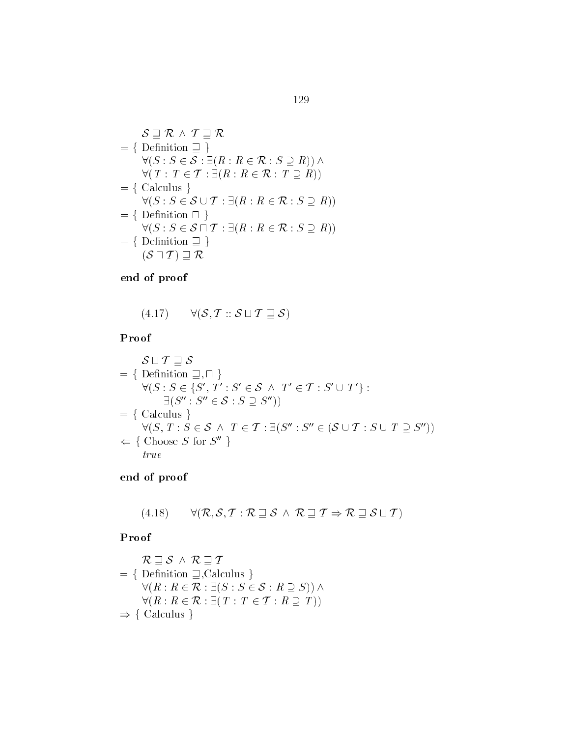$$\mathcal{S} \sqsupseteq \mathcal{R} \wedge \mathcal{T} \sqsupseteq \mathcal{R}$$

$= \{$ Definition $\sqsupseteq$ $\}$

$$\forall (S : S \in \mathcal{S} : \exists (R : R \in \mathcal{R} : S \supseteq R)) \wedge$$
$$\forall (T : T \in \mathcal{T} : \exists (R : R \in \mathcal{R} : T \supseteq R))$$

$= \{$ Calculus $\}$

$$\forall (S : S \in \mathcal{S} \cup \mathcal{T} : \exists (R : R \in \mathcal{R} : S \supseteq R))$$

$= \{$ Definition $\sqcap$ $\}$

$$\forall (S : S \in \mathcal{S} \sqcap \mathcal{T} : \exists (R : R \in \mathcal{R} : S \supseteq R))$$

$= \{$ Definition $\sqsupseteq$ $\}$

$$(\mathcal{S} \sqcap \mathcal{T}) \sqsupseteq \mathcal{R}$$

**end of proof**

$$(4.17) \qquad \forall (\mathcal{S}, \mathcal{T} :: \mathcal{S} \sqcup \mathcal{T} \sqsupseteq \mathcal{S})$$

**Proof**

$$\mathcal{S} \sqcup \mathcal{T} \sqsupseteq \mathcal{S}$$

$= \{$ Definition $\sqsupseteq, \sqcap$ $\}$

$$\forall (S : S \in \{S', T' : S' \in \mathcal{S} \wedge T' \in \mathcal{T} : S' \cup T'\} :$$
$$\exists (S'' : S'' \in \mathcal{S} : S \supseteq S''))$$

$= \{$ Calculus $\}$

$$\forall (S, T : S \in \mathcal{S} \wedge T \in \mathcal{T} : \exists (S'' : S'' \in (\mathcal{S} \cup \mathcal{T} : S \cup T \supseteq S''))$$

$\Leftarrow \{$ Choose $S$ for $S''$ $\}$

$$\mathit{true}$$

**end of proof**

$$(4.18) \qquad \forall (\mathcal{R}, \mathcal{S}, \mathcal{T} : \mathcal{R} \sqsupseteq \mathcal{S} \wedge \mathcal{R} \sqsupseteq \mathcal{T} \Rightarrow \mathcal{R} \sqsupseteq \mathcal{S} \sqcup \mathcal{T})$$

**Proof**

$$\mathcal{R} \sqsupseteq \mathcal{S} \wedge \mathcal{R} \sqsupseteq \mathcal{T}$$

$= \{$ Definition $\sqsupseteq$,Calculus $\}$

$$\forall (R : R \in \mathcal{R} : \exists (S : S \in \mathcal{S} : R \supseteq S)) \wedge$$
$$\forall (R : R \in \mathcal{R} : \exists (T : T \in \mathcal{T} : R \supseteq T))$$

$\Rightarrow \{$ Calculus $\}$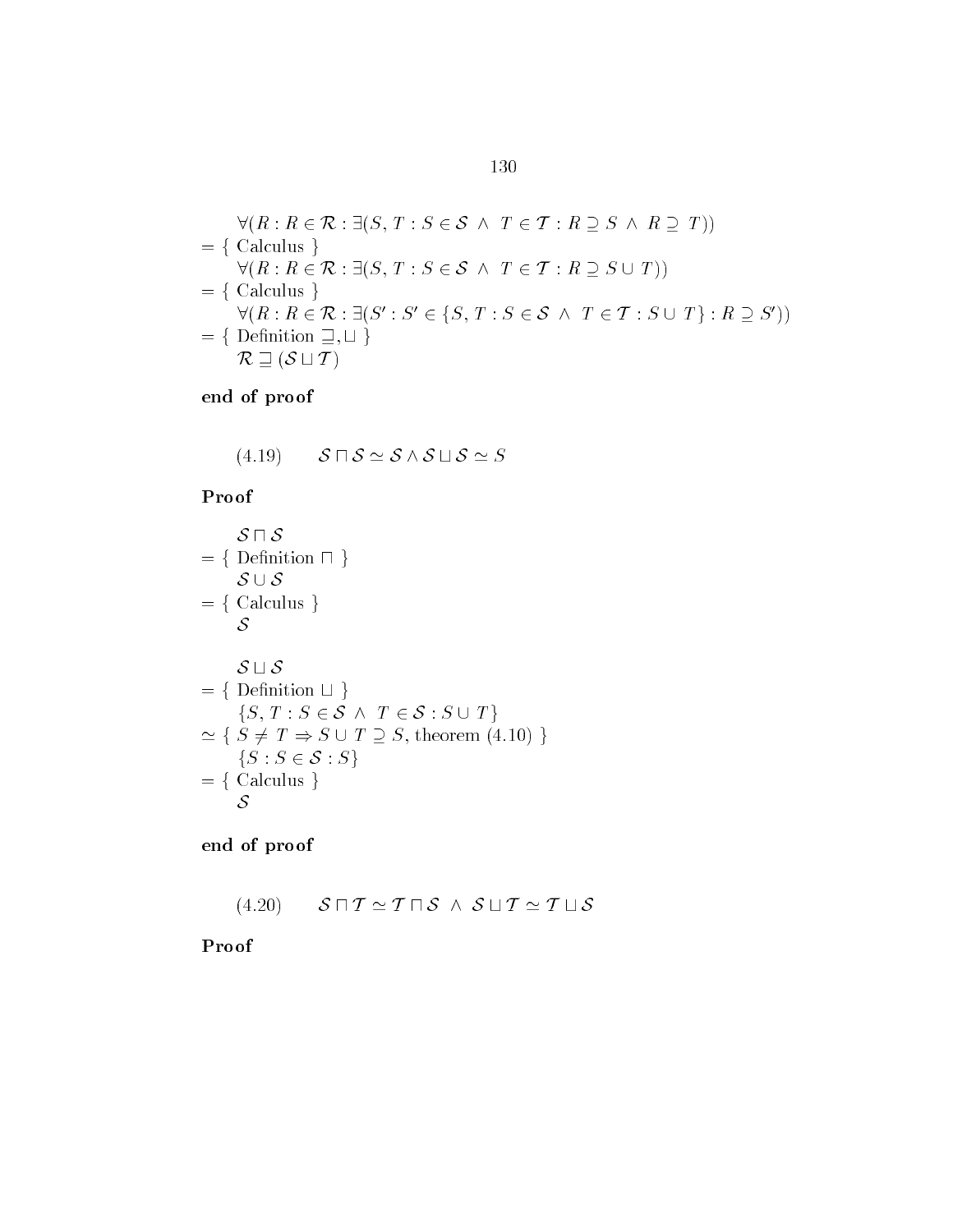$$
\begin{aligned}
& \forall(R : R \in \mathcal{R} : \exists(S, T : S \in \mathcal{S} \ \wedge \ T \in \mathcal{T} : R \supseteq S \ \wedge \ R \supseteq T)) \\
= & \ \{ \text{ Calculus } \} \\
& \forall(R : R \in \mathcal{R} : \exists(S, T : S \in \mathcal{S} \ \wedge \ T \in \mathcal{T} : R \supseteq S \cup T)) \\
= & \ \{ \text{ Calculus } \} \\
& \forall(R : R \in \mathcal{R} : \exists(S' : S' \in \{S, T : S \in \mathcal{S} \ \wedge \ T \in \mathcal{T} : S \cup T\} : R \supseteq S')) \\
= & \ \{ \text{ Definition } \sqsupseteq, \sqcup \ \} \\
& \mathcal{R} \sqsupseteq (\mathcal{S} \sqcup \mathcal{T})
\end{aligned}
$$

**end of proof**

$$(4.19) \qquad \mathcal{S} \sqcap \mathcal{S} \simeq \mathcal{S} \wedge \mathcal{S} \sqcup \mathcal{S} \simeq S$$

**Proof**

$$
\begin{aligned}
& \mathcal{S} \sqcap \mathcal{S} \\
= & \ \{ \text{ Definition } \sqcap \ \} \\
& \mathcal{S} \cup \mathcal{S} \\
= & \ \{ \text{ Calculus } \} \\
& \mathcal{S}
\end{aligned}
$$

$$
\begin{aligned}
& \mathcal{S} \sqcup \mathcal{S} \\
= & \ \{ \text{ Definition } \sqcup \ \} \\
& \{S, T : S \in \mathcal{S} \ \wedge \ T \in \mathcal{S} : S \cup T\} \\
\simeq & \ \{ \ S \neq T \Rightarrow S \cup T \supseteq S, \text{ theorem (4.10) } \} \\
& \{S : S \in \mathcal{S} : S\} \\
= & \ \{ \text{ Calculus } \} \\
& \mathcal{S}
\end{aligned}
$$

**end of proof**

$$(4.20) \qquad \mathcal{S} \sqcap \mathcal{T} \simeq \mathcal{T} \sqcap \mathcal{S} \ \wedge \ \mathcal{S} \sqcup \mathcal{T} \simeq \mathcal{T} \sqcup \mathcal{S}$$

**Proof**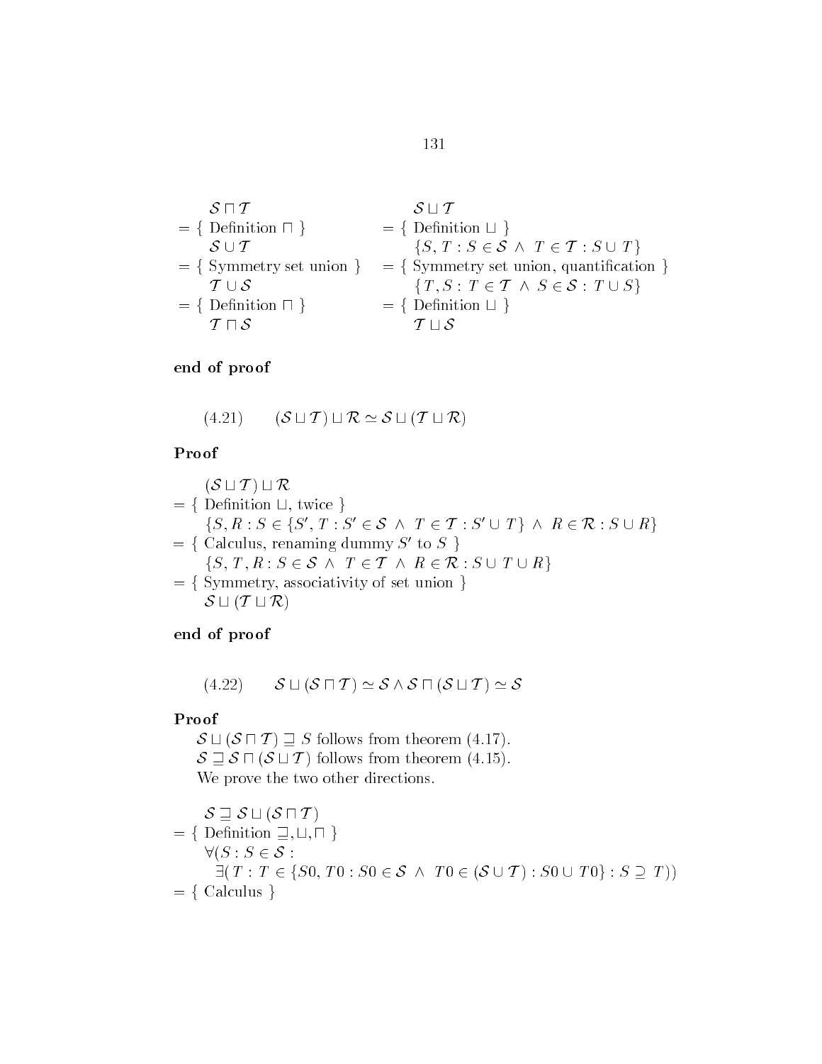$$
\begin{array}{ll}
\quad \mathcal{S} \sqcap \mathcal{T} & \quad \mathcal{S} \sqcup \mathcal{T} \\
= \{ \text{ Definition } \sqcap \ \} & = \{ \text{ Definition } \sqcup \ \} \\
\quad \mathcal{S} \cup \mathcal{T} & \quad \{S, T : S \in \mathcal{S} \ \wedge \ T \in \mathcal{T} : S \cup T\} \\
= \{ \text{ Symmetry set union } \} & = \{ \text{ Symmetry set union, quantification } \} \\
\quad \mathcal{T} \cup \mathcal{S} & \quad \{T, S : T \in \mathcal{T} \ \wedge \ S \in \mathcal{S} : T \cup S\} \\
= \{ \text{ Definition } \sqcap \ \} & = \{ \text{ Definition } \sqcup \ \} \\
\quad \mathcal{T} \sqcap \mathcal{S} & \quad \mathcal{T} \sqcup \mathcal{S}
\end{array}
$$

**end of proof**

$$(4.21) \qquad (\mathcal{S} \sqcup \mathcal{T}) \sqcup \mathcal{R} \simeq \mathcal{S} \sqcup (\mathcal{T} \sqcup \mathcal{R})$$

**Proof**

$$
\begin{array}{l}
\quad (\mathcal{S} \sqcup \mathcal{T}) \sqcup \mathcal{R} \\
= \{ \text{ Definition } \sqcup \text{, twice } \} \\
\quad \{S, R : S \in \{S', T : S' \in \mathcal{S} \ \wedge \ T \in \mathcal{T} : S' \cup T\} \ \wedge \ R \in \mathcal{R} : S \cup R\} \\
= \{ \text{ Calculus, renaming dummy } S' \text{ to } S \ \} \\
\quad \{S, T, R : S \in \mathcal{S} \ \wedge \ T \in \mathcal{T} \ \wedge \ R \in \mathcal{R} : S \cup T \cup R\} \\
= \{ \text{ Symmetry, associativity of set union } \} \\
\quad \mathcal{S} \sqcup (\mathcal{T} \sqcup \mathcal{R})
\end{array}
$$

**end of proof**

$$(4.22) \qquad \mathcal{S} \sqcup (\mathcal{S} \sqcap \mathcal{T}) \simeq \mathcal{S} \wedge \mathcal{S} \sqcap (\mathcal{S} \sqcup \mathcal{T}) \simeq \mathcal{S}$$

**Proof**

$\mathcal{S} \sqcup (\mathcal{S} \sqcap \mathcal{T}) \sqsupseteq S$ follows from theorem (4.17).

$\mathcal{S} \sqsupseteq \mathcal{S} \sqcap (\mathcal{S} \sqcup \mathcal{T})$ follows from theorem (4.15).

We prove the two other directions.

$$
\begin{array}{l}
\quad \mathcal{S} \sqsupseteq \mathcal{S} \sqcup (\mathcal{S} \sqcap \mathcal{T}) \\
= \{ \text{ Definition } \sqsupseteq, \sqcup, \sqcap \ \} \\
\quad \forall (S : S \in \mathcal{S} : \\
\quad\quad \exists (T : T \in \{S0, T0 : S0 \in \mathcal{S} \ \wedge \ T0 \in (\mathcal{S} \cup \mathcal{T}) : S0 \cup T0\} : S \supseteq T)) \\
= \{ \text{ Calculus } \}
\end{array}
$$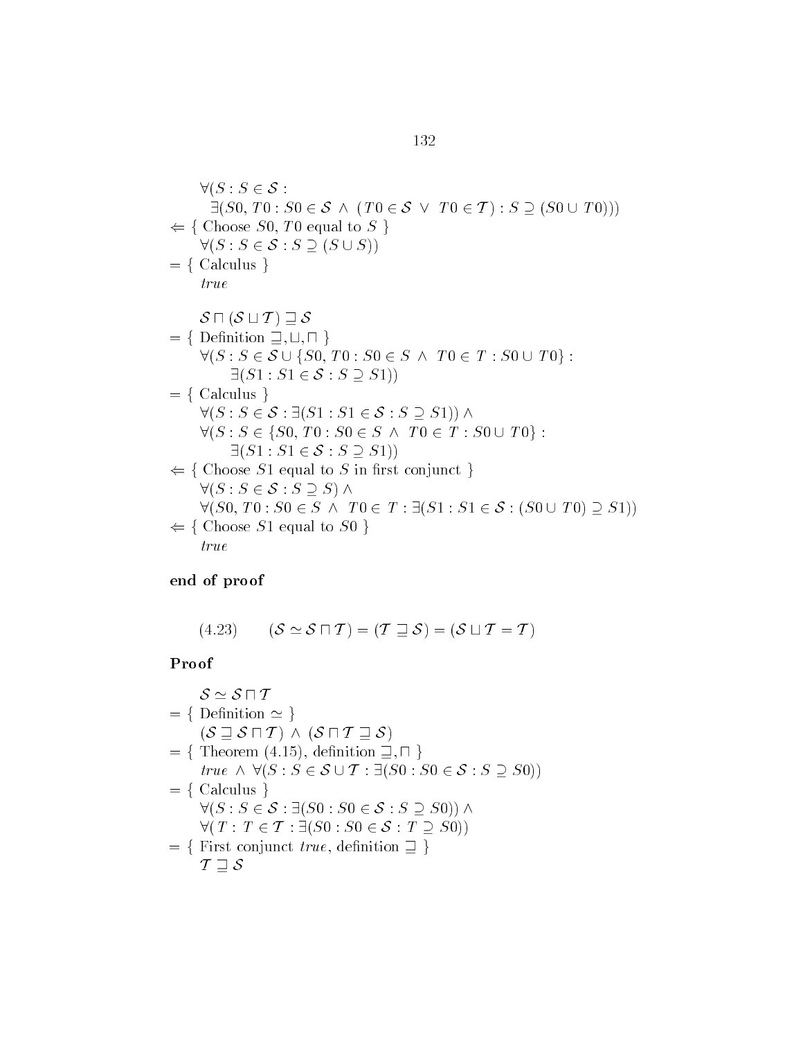$$\forall(S : S \in \mathcal{S} :$$
$$\quad \exists(S0, T0 : S0 \in \mathcal{S} \ \wedge \ (T0 \in \mathcal{S} \ \vee \ T0 \in \mathcal{T}) : S \supseteq (S0 \cup T0)))$$
$\Leftarrow$ { Choose $S0, T0$ equal to $S$ }
$$\forall(S : S \in \mathcal{S} : S \supseteq (S \cup S))$$
$=$ { Calculus }
$$\mathit{true}$$

$$\mathcal{S} \sqcap (\mathcal{S} \sqcup \mathcal{T}) \sqsupseteq \mathcal{S}$$
$=$ { Definition $\sqsupseteq, \sqcup, \sqcap$ }
$$\forall(S : S \in \mathcal{S} \cup \{S0, T0 : S0 \in S \ \wedge \ T0 \in T : S0 \cup T0\} :$$
$$\quad \exists(S1 : S1 \in \mathcal{S} : S \supseteq S1))$$
$=$ { Calculus }
$$\forall(S : S \in \mathcal{S} : \exists(S1 : S1 \in \mathcal{S} : S \supseteq S1)) \ \wedge$$
$$\forall(S : S \in \{S0, T0 : S0 \in S \ \wedge \ T0 \in T : S0 \cup T0\} :$$
$$\quad \exists(S1 : S1 \in \mathcal{S} : S \supseteq S1))$$
$\Leftarrow$ { Choose $S1$ equal to $S$ in first conjunct }
$$\forall(S : S \in \mathcal{S} : S \supseteq S) \ \wedge$$
$$\forall(S0, T0 : S0 \in S \ \wedge \ T0 \in T : \exists(S1 : S1 \in \mathcal{S} : (S0 \cup T0) \supseteq S1))$$
$\Leftarrow$ { Choose $S1$ equal to $S0$ }
$$\mathit{true}$$

**end of proof**

$$(4.23) \qquad (\mathcal{S} \simeq \mathcal{S} \sqcap \mathcal{T}) = (\mathcal{T} \sqsupseteq \mathcal{S}) = (\mathcal{S} \sqcup \mathcal{T} = \mathcal{T})$$

**Proof**

$$\mathcal{S} \simeq \mathcal{S} \sqcap \mathcal{T}$$
$=$ { Definition $\simeq$ }
$$(\mathcal{S} \sqsupseteq \mathcal{S} \sqcap \mathcal{T}) \ \wedge \ (\mathcal{S} \sqcap \mathcal{T} \sqsupseteq \mathcal{S})$$
$=$ { Theorem (4.15), definition $\sqsupseteq, \sqcap$ }
$$\mathit{true} \ \wedge \ \forall(S : S \in \mathcal{S} \cup \mathcal{T} : \exists(S0 : S0 \in \mathcal{S} : S \supseteq S0))$$
$=$ { Calculus }
$$\forall(S : S \in \mathcal{S} : \exists(S0 : S0 \in \mathcal{S} : S \supseteq S0)) \ \wedge$$
$$\forall(T : T \in \mathcal{T} : \exists(S0 : S0 \in \mathcal{S} : T \supseteq S0))$$
$=$ { First conjunct $\mathit{true}$, definition $\sqsupseteq$ }
$$\mathcal{T} \sqsupseteq \mathcal{S}$$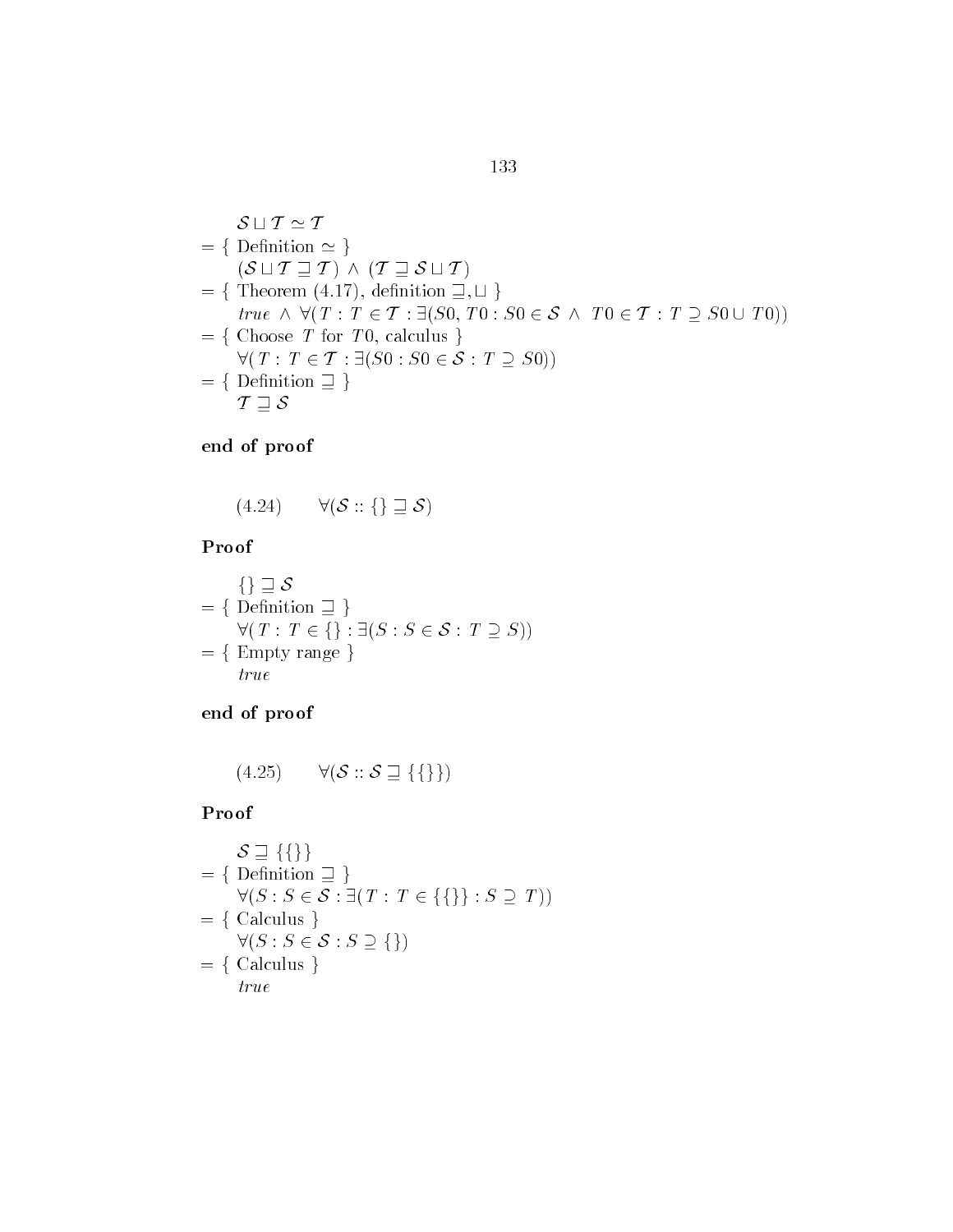$\mathcal{S} \sqcup \mathcal{T} \simeq \mathcal{T}$

$= \{$ Definition $\simeq$ $\}$

$(\mathcal{S} \sqcup \mathcal{T} \sqsupseteq \mathcal{T}) \wedge (\mathcal{T} \sqsupseteq \mathcal{S} \sqcup \mathcal{T})$

$= \{$ Theorem (4.17), definition $\sqsupseteq, \sqcup$ $\}$

$\mathit{true} \wedge \forall(T : T \in \mathcal{T} : \exists(S0, T0 : S0 \in \mathcal{S} \wedge T0 \in \mathcal{T} : T \supseteq S0 \cup T0))$

$= \{$ Choose $T$ for $T0$, calculus $\}$

$\forall(T : T \in \mathcal{T} : \exists(S0 : S0 \in \mathcal{S} : T \supseteq S0))$

$= \{$ Definition $\sqsupseteq$ $\}$

$\mathcal{T} \sqsupseteq \mathcal{S}$

**end of proof**

(4.24) $\quad \forall(\mathcal{S} :: \{\} \sqsupseteq \mathcal{S})$

**Proof**

$\{\} \sqsupseteq \mathcal{S}$

$= \{$ Definition $\sqsupseteq$ $\}$

$\forall(T : T \in \{\} : \exists(S : S \in \mathcal{S} : T \supseteq S))$

$= \{$ Empty range $\}$

$\mathit{true}$

**end of proof**

(4.25) $\quad \forall(\mathcal{S} :: \mathcal{S} \sqsupseteq \{\{\}\})$

**Proof**

$\mathcal{S} \sqsupseteq \{\{\}\}$

$= \{$ Definition $\sqsupseteq$ $\}$

$\forall(S : S \in \mathcal{S} : \exists(T : T \in \{\{\}\} : S \supseteq T))$

$= \{$ Calculus $\}$

$\forall(S : S \in \mathcal{S} : S \supseteq \{\})$

$= \{$ Calculus $\}$

$\mathit{true}$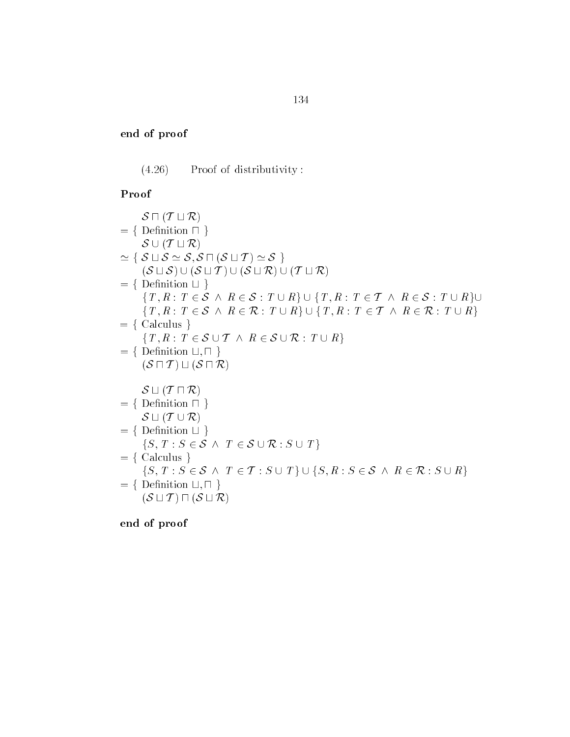**end of proof**

(4.26) Proof of distributivity :

**Proof**

$$
\begin{array}{l}
\quad \mathcal{S} \sqcap (\mathcal{T} \sqcup \mathcal{R}) \\
= \{ \text{ Definition } \sqcap \ \} \\
\quad \mathcal{S} \cup (\mathcal{T} \sqcup \mathcal{R}) \\
\simeq \{ \ \mathcal{S} \sqcup \mathcal{S} \simeq \mathcal{S}, \mathcal{S} \sqcap (\mathcal{S} \sqcup \mathcal{T}) \simeq \mathcal{S} \ \} \\
\quad (\mathcal{S} \sqcup \mathcal{S}) \cup (\mathcal{S} \sqcup \mathcal{T}) \cup (\mathcal{S} \sqcup \mathcal{R}) \cup (\mathcal{T} \sqcup \mathcal{R}) \\
= \{ \text{ Definition } \sqcup \ \} \\
\quad \{ T, R : T \in \mathcal{S} \ \wedge \ R \in \mathcal{S} : T \cup R \} \cup \{ T, R : T \in \mathcal{T} \ \wedge \ R \in \mathcal{S} : T \cup R \} \cup \\
\quad \{ T, R : T \in \mathcal{S} \ \wedge \ R \in \mathcal{R} : T \cup R \} \cup \{ T, R : T \in \mathcal{T} \ \wedge \ R \in \mathcal{R} : T \cup R \} \\
= \{ \text{ Calculus } \} \\
\quad \{ T, R : T \in \mathcal{S} \cup \mathcal{T} \ \wedge \ R \in \mathcal{S} \cup \mathcal{R} : T \cup R \} \\
= \{ \text{ Definition } \sqcup, \sqcap \ \} \\
\quad (\mathcal{S} \sqcap \mathcal{T}) \sqcup (\mathcal{S} \sqcap \mathcal{R})
\end{array}
$$

$$
\begin{array}{l}
\quad \mathcal{S} \sqcup (\mathcal{T} \sqcap \mathcal{R}) \\
= \{ \text{ Definition } \sqcap \ \} \\
\quad \mathcal{S} \sqcup (\mathcal{T} \cup \mathcal{R}) \\
= \{ \text{ Definition } \sqcup \ \} \\
\quad \{ S, T : S \in \mathcal{S} \ \wedge \ T \in \mathcal{S} \cup \mathcal{R} : S \cup T \} \\
= \{ \text{ Calculus } \} \\
\quad \{ S, T : S \in \mathcal{S} \ \wedge \ T \in \mathcal{T} : S \cup T \} \cup \{ S, R : S \in \mathcal{S} \ \wedge \ R \in \mathcal{R} : S \cup R \} \\
= \{ \text{ Definition } \sqcup, \sqcap \ \} \\
\quad (\mathcal{S} \sqcup \mathcal{T}) \sqcap (\mathcal{S} \sqcup \mathcal{R})
\end{array}
$$

**end of proof**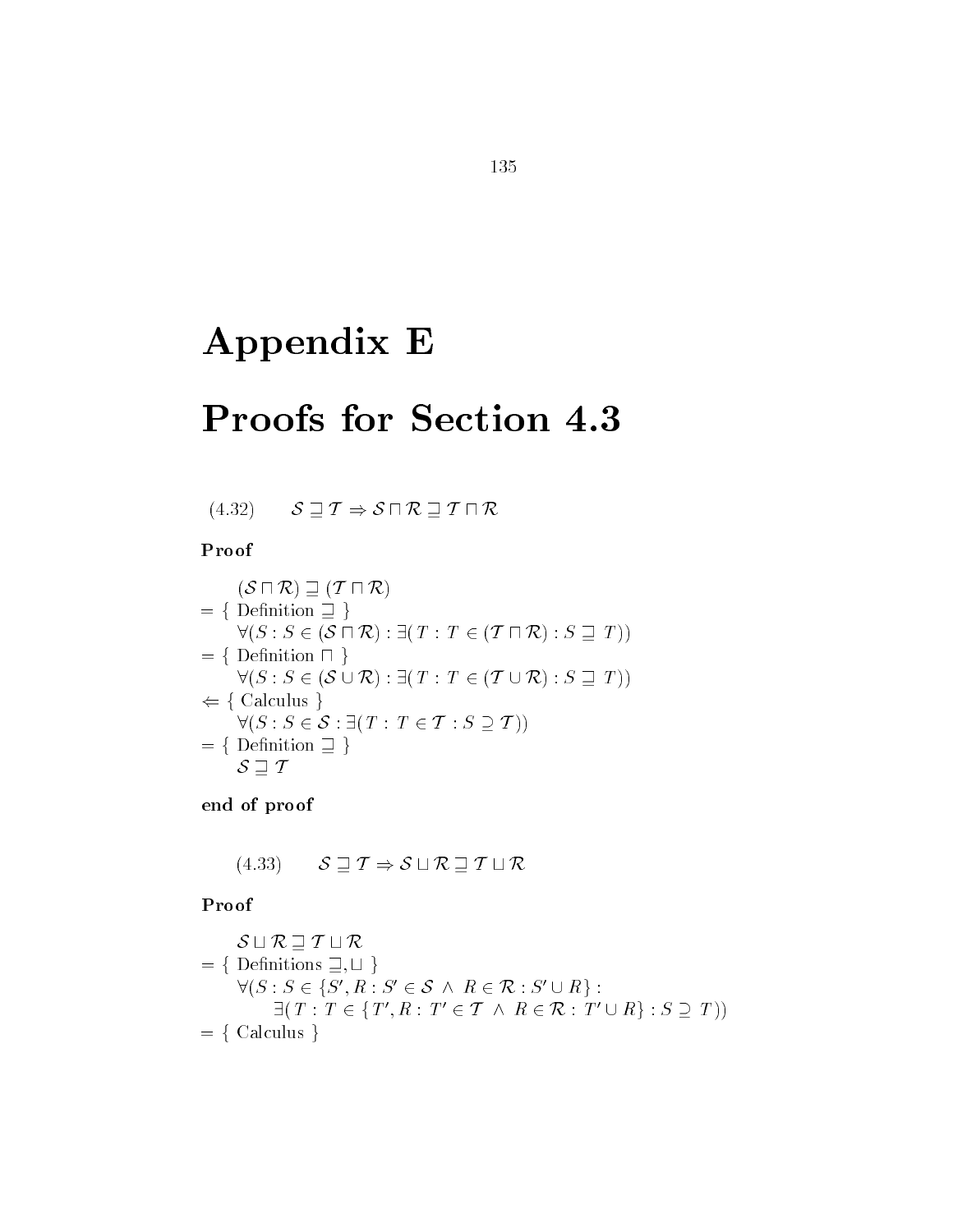# Appendix E

# Proofs for Section 4.3

(4.32) $\quad \mathcal{S} \sqsupseteq \mathcal{T} \Rightarrow \mathcal{S} \sqcap \mathcal{R} \sqsupseteq \mathcal{T} \sqcap \mathcal{R}$

**Proof**

$$
\begin{array}{l}
\quad (\mathcal{S} \sqcap \mathcal{R}) \sqsupseteq (\mathcal{T} \sqcap \mathcal{R}) \\
= \{ \text{ Definition } \sqsupseteq \} \\
\quad \forall (S : S \in (\mathcal{S} \sqcap \mathcal{R}) : \exists (T : T \in (\mathcal{T} \sqcap \mathcal{R}) : S \sqsupseteq T)) \\
= \{ \text{ Definition } \sqcap \} \\
\quad \forall (S : S \in (\mathcal{S} \cup \mathcal{R}) : \exists (T : T \in (\mathcal{T} \cup \mathcal{R}) : S \sqsupseteq T)) \\
\Leftarrow \{ \text{ Calculus } \} \\
\quad \forall (S : S \in \mathcal{S} : \exists (T : T \in \mathcal{T} : S \supseteq \mathcal{T})) \\
= \{ \text{ Definition } \sqsupseteq \} \\
\quad \mathcal{S} \sqsupseteq \mathcal{T}
\end{array}
$$

**end of proof**

(4.33) $\quad \mathcal{S} \sqsupseteq \mathcal{T} \Rightarrow \mathcal{S} \sqcup \mathcal{R} \sqsupseteq \mathcal{T} \sqcup \mathcal{R}$

**Proof**

$$
\begin{array}{l}
\quad \mathcal{S} \sqcup \mathcal{R} \sqsupseteq \mathcal{T} \sqcup \mathcal{R} \\
= \{ \text{ Definitions } \sqsupseteq, \sqcup \} \\
\quad \forall (S : S \in \{S', R : S' \in \mathcal{S} \wedge R \in \mathcal{R} : S' \cup R\} : \\
\qquad \exists (T : T \in \{T', R : T' \in \mathcal{T} \wedge R \in \mathcal{R} : T' \cup R\} : S \supseteq T)) \\
= \{ \text{ Calculus } \}
\end{array}
$$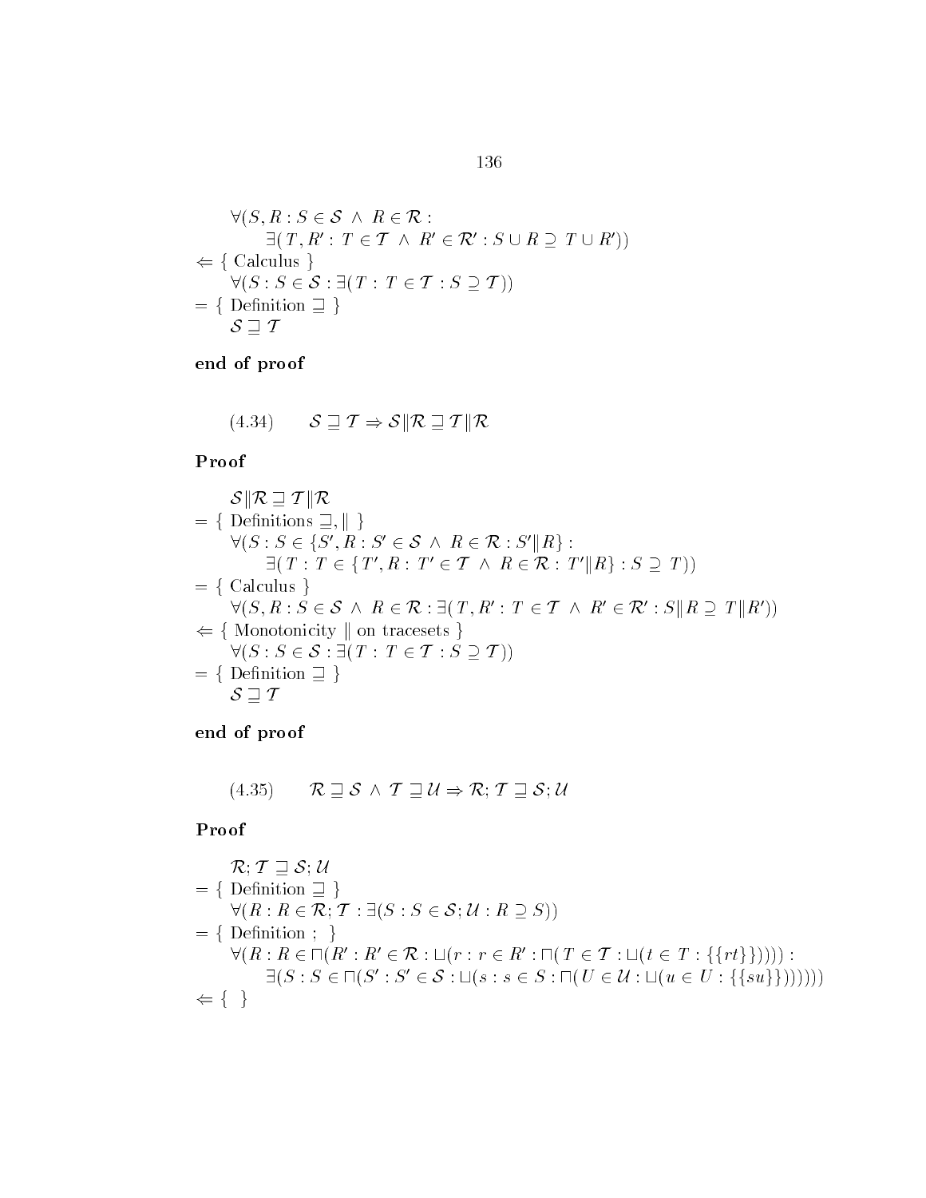$$
\begin{array}{l}
\quad \forall(S,R : S \in \mathcal{S} \ \wedge \ R \in \mathcal{R} : \\
\qquad \exists(\,T, R' : \, T \in \mathcal{T} \ \wedge \ R' \in \mathcal{R}' : S \cup R \supseteq \, T \cup R')) \\
\Leftarrow \{ \text{ Calculus } \} \\
\quad \forall(S : S \in \mathcal{S} : \exists(\,T : \, T \in \mathcal{T} : S \supseteq \mathcal{T})) \\
= \{ \text{ Definition } \sqsupseteq \ \} \\
\quad \mathcal{S} \sqsupseteq \mathcal{T}
\end{array}
$$

**end of proof**

$$(4.34) \qquad \mathcal{S} \sqsupseteq \mathcal{T} \Rightarrow \mathcal{S} \| \mathcal{R} \sqsupseteq \mathcal{T} \| \mathcal{R}$$

**Proof**

$$
\begin{array}{l}
\quad \mathcal{S} \| \mathcal{R} \sqsupseteq \mathcal{T} \| \mathcal{R} \\
= \{ \text{ Definitions } \sqsupseteq, \| \ \} \\
\quad \forall(S : S \in \{S', R : S' \in \mathcal{S} \ \wedge \ R \in \mathcal{R} : S' \| R\} : \\
\qquad \exists(\,T : \, T \in \{T', R : \, T' \in \mathcal{T} \ \wedge \ R \in \mathcal{R} : \, T' \| R\} : S \supseteq \, T)) \\
= \{ \text{ Calculus } \} \\
\quad \forall(S, R : S \in \mathcal{S} \ \wedge \ R \in \mathcal{R} : \exists(\,T, R' : \, T \in \mathcal{T} \ \wedge \ R' \in \mathcal{R}' : S \| R \supseteq \, T \| R')) \\
\Leftarrow \{ \text{ Monotonicity } \| \text{ on tracesets } \} \\
\quad \forall(S : S \in \mathcal{S} : \exists(\,T : \, T \in \mathcal{T} : S \supseteq \mathcal{T})) \\
= \{ \text{ Definition } \sqsupseteq \ \} \\
\quad \mathcal{S} \sqsupseteq \mathcal{T}
\end{array}
$$

**end of proof**

$$(4.35) \qquad \mathcal{R} \sqsupseteq \mathcal{S} \ \wedge \ \mathcal{T} \sqsupseteq \mathcal{U} \Rightarrow \mathcal{R}; \mathcal{T} \sqsupseteq \mathcal{S}; \mathcal{U}$$

**Proof**

$$
\begin{array}{l}
\quad \mathcal{R}; \mathcal{T} \sqsupseteq \mathcal{S}; \mathcal{U} \\
= \{ \text{ Definition } \sqsupseteq \ \} \\
\quad \forall(R : R \in \mathcal{R}; \mathcal{T} : \exists(S : S \in \mathcal{S}; \mathcal{U} : R \supseteq S)) \\
= \{ \text{ Definition } ; \ \} \\
\quad \forall(R : R \in \sqcap(R' : R' \in \mathcal{R} : \sqcup(r : r \in R' : \sqcap(\,T \in \mathcal{T} : \sqcup(t \in T : \{\{rt\}\}))))) : \\
\qquad \exists(S : S \in \sqcap(S' : S' \in \mathcal{S} : \sqcup(s : s \in S : \sqcap(\,U \in \mathcal{U} : \sqcup(u \in U : \{\{su\}\})))))) \\
\Leftarrow \{ \quad \}
\end{array}
$$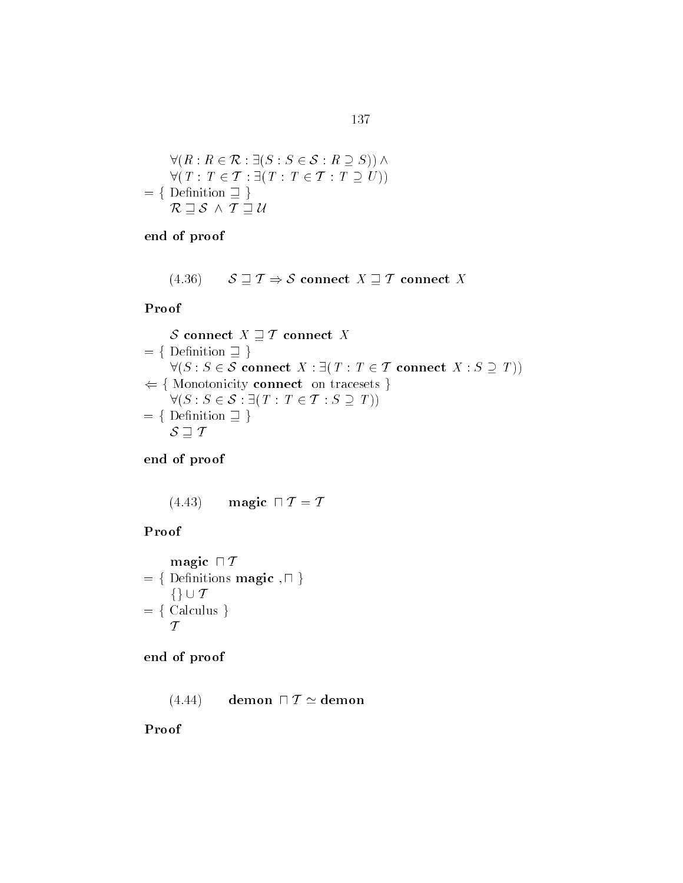$$\forall(R : R \in \mathcal{R} : \exists(S : S \in \mathcal{S} : R \supseteq S)) \wedge$$
$$\forall(T : T \in \mathcal{T} : \exists(T : T \in \mathcal{T} : T \supseteq U))$$
$= \{$ Definition $\sqsupseteq$ $\}$
$$\mathcal{R} \sqsupseteq \mathcal{S} \ \wedge \ \mathcal{T} \sqsupseteq \mathcal{U}$$

**end of proof**

(4.36) $\quad \mathcal{S} \sqsupseteq \mathcal{T} \Rightarrow \mathcal{S}$ **connect** $X \sqsupseteq \mathcal{T}$ **connect** $X$

**Proof**

$\mathcal{S}$ **connect** $X \sqsupseteq \mathcal{T}$ **connect** $X$
$= \{$ Definition $\sqsupseteq$ $\}$
$\forall(S : S \in \mathcal{S}$ **connect** $X : \exists(T : T \in \mathcal{T}$ **connect** $X : S \supseteq T))$
$\Leftarrow \{$ Monotonicity **connect** on tracesets $\}$
$$\forall(S : S \in \mathcal{S} : \exists(T : T \in \mathcal{T} : S \supseteq T))$$
$= \{$ Definition $\sqsupseteq$ $\}$
$$\mathcal{S} \sqsupseteq \mathcal{T}$$

**end of proof**

(4.43) $\quad$ **magic** $\sqcap \mathcal{T} = \mathcal{T}$

**Proof**

**magic** $\sqcap \mathcal{T}$
$= \{$ Definitions **magic** $, \sqcap$ $\}$
$$\{\} \cup \mathcal{T}$$
$= \{$ Calculus $\}$
$$\mathcal{T}$$

**end of proof**

(4.44) $\quad$ **demon** $\sqcap \mathcal{T} \simeq$ **demon**

**Proof**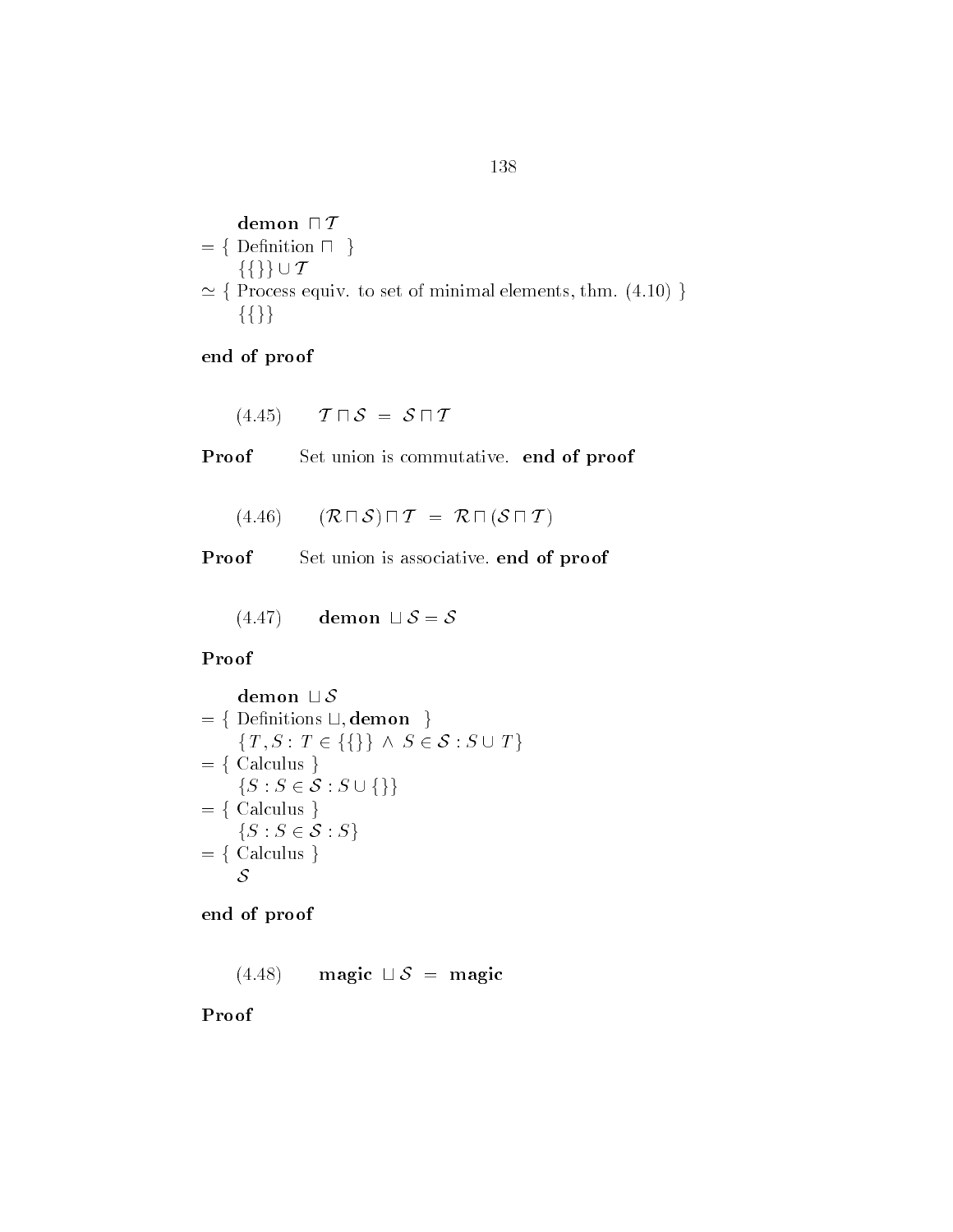$$\begin{aligned}
&\quad \textbf{demon} \sqcap \mathcal{T} \\
&= \{ \text{ Definition } \sqcap \ \} \\
&\quad \{\{\}\} \cup \mathcal{T} \\
&\simeq \{ \text{ Process equiv. to set of minimal elements, thm. (4.10) } \} \\
&\quad \{\{\}\}
\end{aligned}$$

**end of proof**

$$(4.45) \qquad \mathcal{T} \sqcap \mathcal{S} \ = \ \mathcal{S} \sqcap \mathcal{T}$$

**Proof** Set union is commutative. **end of proof**

$$(4.46) \qquad (\mathcal{R} \sqcap \mathcal{S}) \sqcap \mathcal{T} \ = \ \mathcal{R} \sqcap (\mathcal{S} \sqcap \mathcal{T})$$

**Proof** Set union is associative. **end of proof**

$$(4.47) \qquad \textbf{demon} \sqcup \mathcal{S} = \mathcal{S}$$

**Proof**

$$\begin{aligned}
&\quad \textbf{demon} \sqcup \mathcal{S} \\
&= \{ \text{ Definitions } \sqcup, \textbf{demon} \ \} \\
&\quad \{T, S : T \in \{\{\}\} \ \wedge \ S \in \mathcal{S} : S \cup T\} \\
&= \{ \text{ Calculus } \} \\
&\quad \{S : S \in \mathcal{S} : S \cup \{\}\} \\
&= \{ \text{ Calculus } \} \\
&\quad \{S : S \in \mathcal{S} : S\} \\
&= \{ \text{ Calculus } \} \\
&\quad \mathcal{S}
\end{aligned}$$

**end of proof**

$$(4.48) \qquad \textbf{magic} \sqcup \mathcal{S} \ = \ \textbf{magic}$$

**Proof**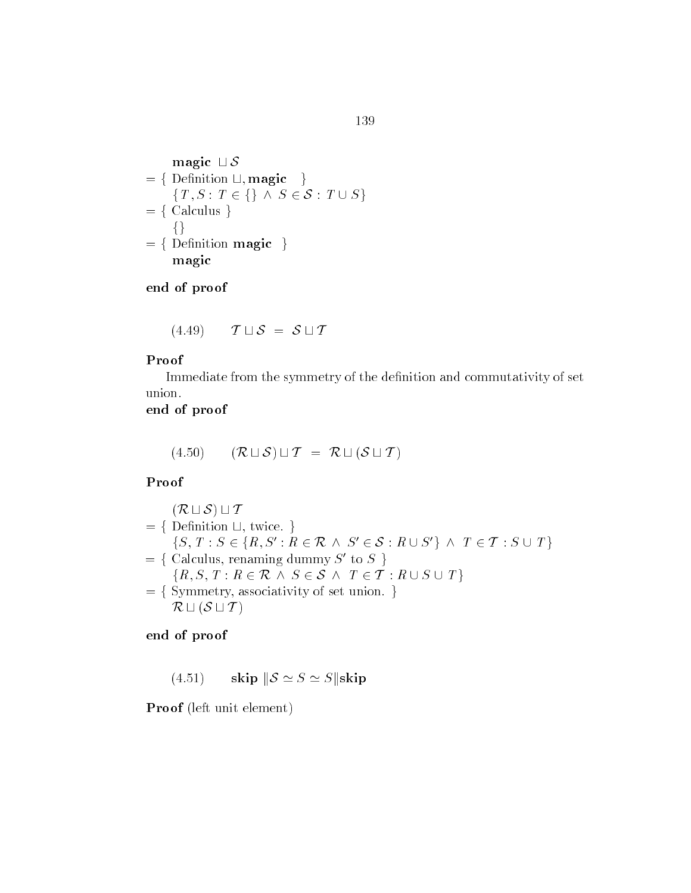$$
\begin{array}{l}
\quad \textbf{magic} \sqcup \mathcal{S} \\
= \{ \text{ Definition } \sqcup, \textbf{magic} \ \} \\
\quad \{ T, S : T \in \{\} \ \wedge \ S \in \mathcal{S} : T \cup S \} \\
= \{ \text{ Calculus } \} \\
\quad \{\} \\
= \{ \text{ Definition } \textbf{magic} \ \} \\
\quad \textbf{magic}
\end{array}
$$

**end of proof**

$$(4.49) \qquad \mathcal{T} \sqcup \mathcal{S} \ = \ \mathcal{S} \sqcup \mathcal{T}$$

**Proof**

Immediate from the symmetry of the definition and commutativity of set union.

**end of proof**

$$(4.50) \qquad (\mathcal{R} \sqcup \mathcal{S}) \sqcup \mathcal{T} \ = \ \mathcal{R} \sqcup (\mathcal{S} \sqcup \mathcal{T})$$

**Proof**

$$
\begin{array}{l}
\quad (\mathcal{R} \sqcup \mathcal{S}) \sqcup \mathcal{T} \\
= \{ \text{ Definition } \sqcup, \text{ twice. } \} \\
\quad \{ S, T : S \in \{ R, S' : R \in \mathcal{R} \ \wedge \ S' \in \mathcal{S} : R \cup S' \} \ \wedge \ T \in \mathcal{T} : S \cup T \} \\
= \{ \text{ Calculus, renaming dummy } S' \text{ to } S \ \} \\
\quad \{ R, S, T : R \in \mathcal{R} \ \wedge \ S \in \mathcal{S} \ \wedge \ T \in \mathcal{T} : R \cup S \cup T \} \\
= \{ \text{ Symmetry, associativity of set union. } \} \\
\quad \mathcal{R} \sqcup (\mathcal{S} \sqcup \mathcal{T})
\end{array}
$$

**end of proof**

$$(4.51) \qquad \textbf{skip} \, \| \mathcal{S} \simeq S \simeq S \| \textbf{skip}$$

**Proof** (left unit element)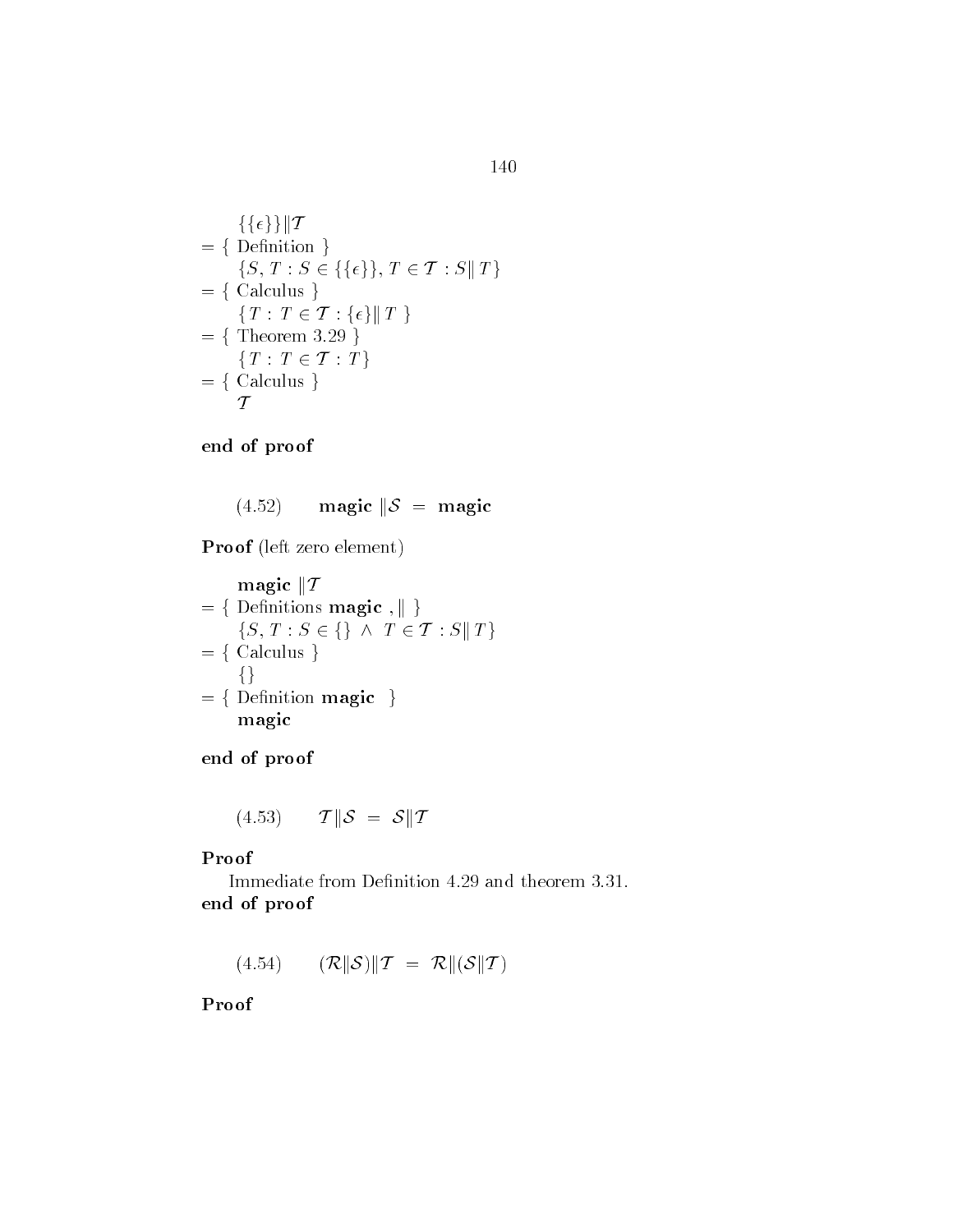$\{\{\epsilon\}\}\|\mathcal{T}$

$= \{$ Definition $\}$

$\{S, T : S \in \{\{\epsilon\}\}, T \in \mathcal{T} : S\| T\}$

$= \{$ Calculus $\}$

$\{T : T \in \mathcal{T} : \{\epsilon\}\| T\}$

$= \{$ Theorem 3.29 $\}$

$\{T : T \in \mathcal{T} : T\}$

$= \{$ Calculus $\}$

$\mathcal{T}$

**end of proof**

$$(4.52) \qquad \textbf{magic}\ \|\mathcal{S} \ = \ \textbf{magic}$$

**Proof** (left zero element)

$\textbf{magic}\ \|\mathcal{T}$

$= \{$ Definitions **magic** , $\|$ $\}$

$\{S, T : S \in \{\} \ \wedge \ T \in \mathcal{T} : S\| T\}$

$= \{$ Calculus $\}$

$\{\}$

$= \{$ Definition **magic** $\}$

**magic**

**end of proof**

$$(4.53) \qquad \mathcal{T}\|\mathcal{S} \ = \ \mathcal{S}\|\mathcal{T}$$

**Proof**

Immediate from Definition 4.29 and theorem 3.31.

**end of proof**

$$(4.54) \qquad (\mathcal{R}\|\mathcal{S})\|\mathcal{T} \ = \ \mathcal{R}\|(\mathcal{S}\|\mathcal{T})$$

**Proof**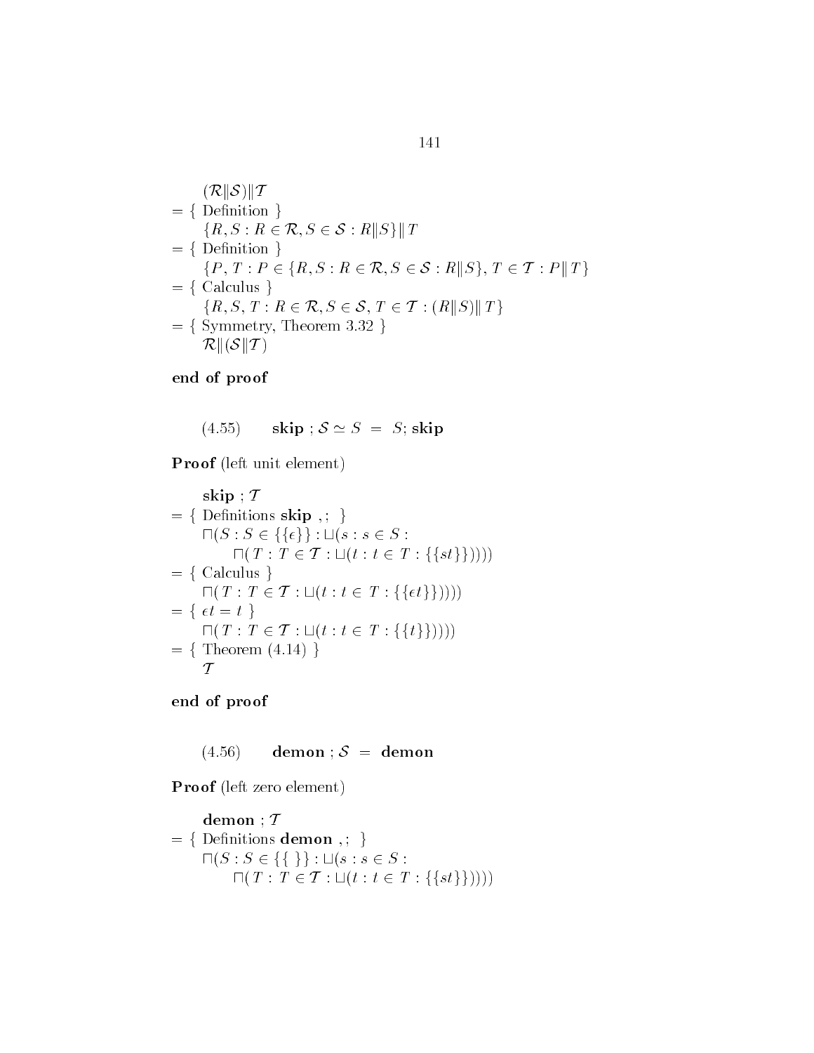$$
\begin{aligned}
& (\mathcal{R} \| \mathcal{S}) \| \mathcal{T} \\
= \{ & \text{ Definition } \} \\
& \{R, S : R \in \mathcal{R}, S \in \mathcal{S} : R \| S\} \| T \\
= \{ & \text{ Definition } \} \\
& \{P, T : P \in \{R, S : R \in \mathcal{R}, S \in \mathcal{S} : R \| S\}, T \in \mathcal{T} : P \| T\} \\
= \{ & \text{ Calculus } \} \\
& \{R, S, T : R \in \mathcal{R}, S \in \mathcal{S}, T \in \mathcal{T} : (R \| S) \| T\} \\
= \{ & \text{ Symmetry, Theorem 3.32 } \} \\
& \mathcal{R} \| (\mathcal{S} \| \mathcal{T})
\end{aligned}
$$

**end of proof**

$$(4.55) \qquad \textbf{skip} \;;\, \mathcal{S} \simeq S \;=\; S ; \textbf{skip}$$

**Proof** (left unit element)

$$
\begin{aligned}
& \textbf{skip} \;;\, \mathcal{T} \\
= \{ & \text{ Definitions } \textbf{skip} \text{ , ; } \} \\
& \sqcap(S : S \in \{\{\epsilon\}\} : \sqcup(s : s \in S : \\
& \qquad \sqcap(T : T \in \mathcal{T} : \sqcup(t : t \in T : \{\{st\}\})))) \\
= \{ & \text{ Calculus } \} \\
& \sqcap(T : T \in \mathcal{T} : \sqcup(t : t \in T : \{\{\epsilon t\}\})))) \\
= \{ & \; \epsilon t = t \; \} \\
& \sqcap(T : T \in \mathcal{T} : \sqcup(t : t \in T : \{\{t\}\})))) \\
= \{ & \text{ Theorem (4.14) } \} \\
& \mathcal{T}
\end{aligned}
$$

**end of proof**

$$(4.56) \qquad \textbf{demon} \;;\, \mathcal{S} \;=\; \textbf{demon}$$

**Proof** (left zero element)

$$
\begin{aligned}
& \textbf{demon} \;;\, \mathcal{T} \\
= \{ & \text{ Definitions } \textbf{demon} \text{ , ; } \} \\
& \sqcap(S : S \in \{\{\ \}\} : \sqcup(s : s \in S : \\
& \qquad \sqcap(T : T \in \mathcal{T} : \sqcup(t : t \in T : \{\{st\}\}))))
\end{aligned}
$$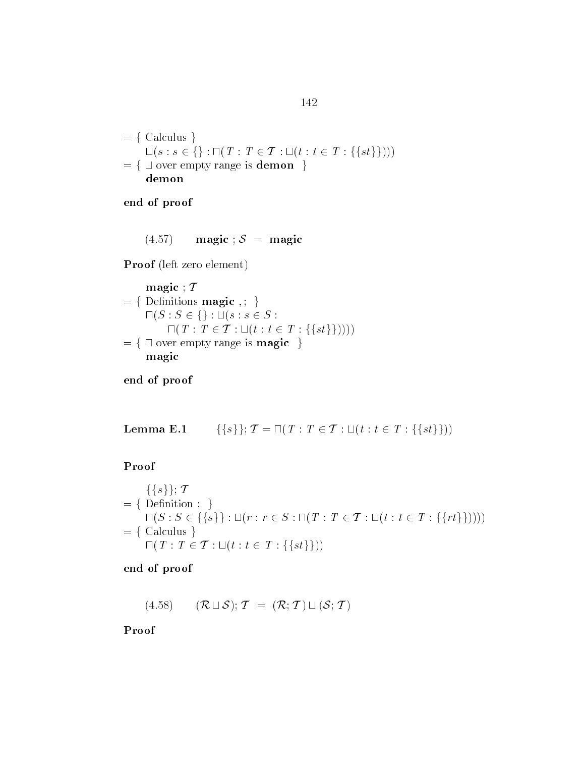$= \{$ Calculus $\}$

$\quad \sqcup(s : s \in \{\} : \sqcap(T : T \in \mathcal{T} : \sqcup(t : t \in T : \{\{st\}\})))$

$= \{ \sqcup$ over empty range is **demon** $\}$

$\quad$ **demon**

**end of proof**

$$(4.57) \qquad \textbf{magic} \; ; \mathcal{S} \; = \; \textbf{magic}$$

**Proof** (left zero element)

$\quad \textbf{magic} \; ; \mathcal{T}$

$= \{$ Definitions **magic** ,; $\}$

$\quad \sqcap(S : S \in \{\} : \sqcup(s : s \in S :$

$\qquad \sqcap(T : T \in \mathcal{T} : \sqcup(t : t \in T : \{\{st\}\}))))$

$= \{ \sqcap$ over empty range is **magic** $\}$

$\quad$ **magic**

**end of proof**

**Lemma E.1** $\qquad \{\{s\}\}; \mathcal{T} = \sqcap(T : T \in \mathcal{T} : \sqcup(t : t \in T : \{\{st\}\}))$

**Proof**

$\quad \{\{s\}\}; \mathcal{T}$

$= \{$ Definition ; $\}$

$\quad \sqcap(S : S \in \{\{s\}\} : \sqcup(r : r \in S : \sqcap(T : T \in \mathcal{T} : \sqcup(t : t \in T : \{\{rt\}\}))))$

$= \{$ Calculus $\}$

$\quad \sqcap(T : T \in \mathcal{T} : \sqcup(t : t \in T : \{\{st\}\}))$

**end of proof**

$$(4.58) \qquad (\mathcal{R} \sqcup \mathcal{S}); \mathcal{T} \; = \; (\mathcal{R}; \mathcal{T}) \sqcup (\mathcal{S}; \mathcal{T})$$

**Proof**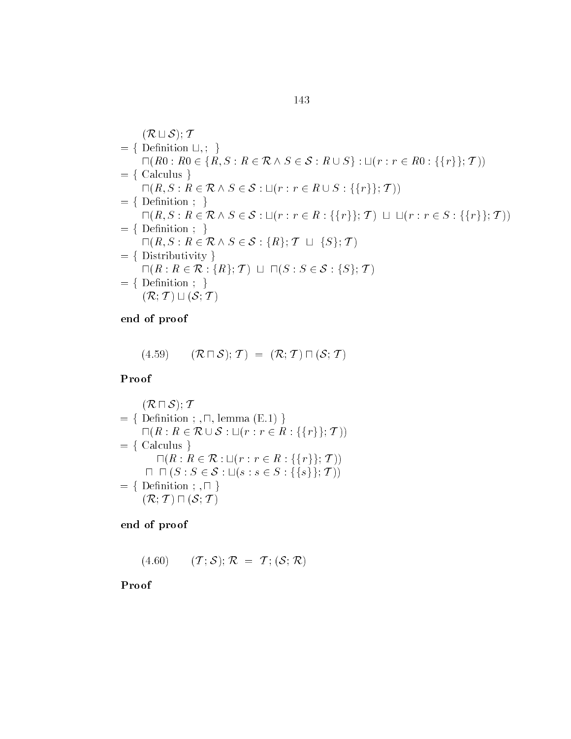$$(\mathcal{R} \sqcup \mathcal{S}); \mathcal{T}$$

$= \{$ Definition $\sqcup, ;$ $\}$

$$\sqcap(R0 : R0 \in \{R, S : R \in \mathcal{R} \wedge S \in \mathcal{S} : R \cup S\} : \sqcup(r : r \in R0 : \{\{r\}\}; \mathcal{T}))$$

$= \{$ Calculus $\}$

$$\sqcap(R, S : R \in \mathcal{R} \wedge S \in \mathcal{S} : \sqcup(r : r \in R \cup S : \{\{r\}\}; \mathcal{T}))$$

$= \{$ Definition ; $\}$

$$\sqcap(R, S : R \in \mathcal{R} \wedge S \in \mathcal{S} : \sqcup(r : r \in R : \{\{r\}\}; \mathcal{T}) \ \sqcup \ \sqcup(r : r \in S : \{\{r\}\}; \mathcal{T}))$$

$= \{$ Definition ; $\}$

$$\sqcap(R, S : R \in \mathcal{R} \wedge S \in \mathcal{S} : \{R\}; \mathcal{T} \ \sqcup \ \{S\}; \mathcal{T})$$

$= \{$ Distributivity $\}$

$$\sqcap(R : R \in \mathcal{R} : \{R\}; \mathcal{T}) \ \sqcup \ \sqcap(S : S \in \mathcal{S} : \{S\}; \mathcal{T})$$

$= \{$ Definition ; $\}$

$$(\mathcal{R}; \mathcal{T}) \sqcup (\mathcal{S}; \mathcal{T})$$

**end of proof**

$$(4.59) \qquad (\mathcal{R} \sqcap \mathcal{S}); \mathcal{T} \ = \ (\mathcal{R}; \mathcal{T}) \sqcap (\mathcal{S}; \mathcal{T})$$

**Proof**

$$(\mathcal{R} \sqcap \mathcal{S}); \mathcal{T}$$

$= \{$ Definition $;, \sqcap$, lemma (E.1) $\}$

$$\sqcap(R : R \in \mathcal{R} \cup \mathcal{S} : \sqcup(r : r \in R : \{\{r\}\}; \mathcal{T}))$$

$= \{$ Calculus $\}$

$$\sqcap(R : R \in \mathcal{R} : \sqcup(r : r \in R : \{\{r\}\}; \mathcal{T})) \ \sqcap \ \sqcap(S : S \in \mathcal{S} : \sqcup(s : s \in S : \{\{s\}\}; \mathcal{T}))$$

$= \{$ Definition $;, \sqcap$ $\}$

$$(\mathcal{R}; \mathcal{T}) \sqcap (\mathcal{S}; \mathcal{T})$$

**end of proof**

$$(4.60) \qquad (\mathcal{T}; \mathcal{S}); \mathcal{R} \ = \ \mathcal{T}; (\mathcal{S}; \mathcal{R})$$

**Proof**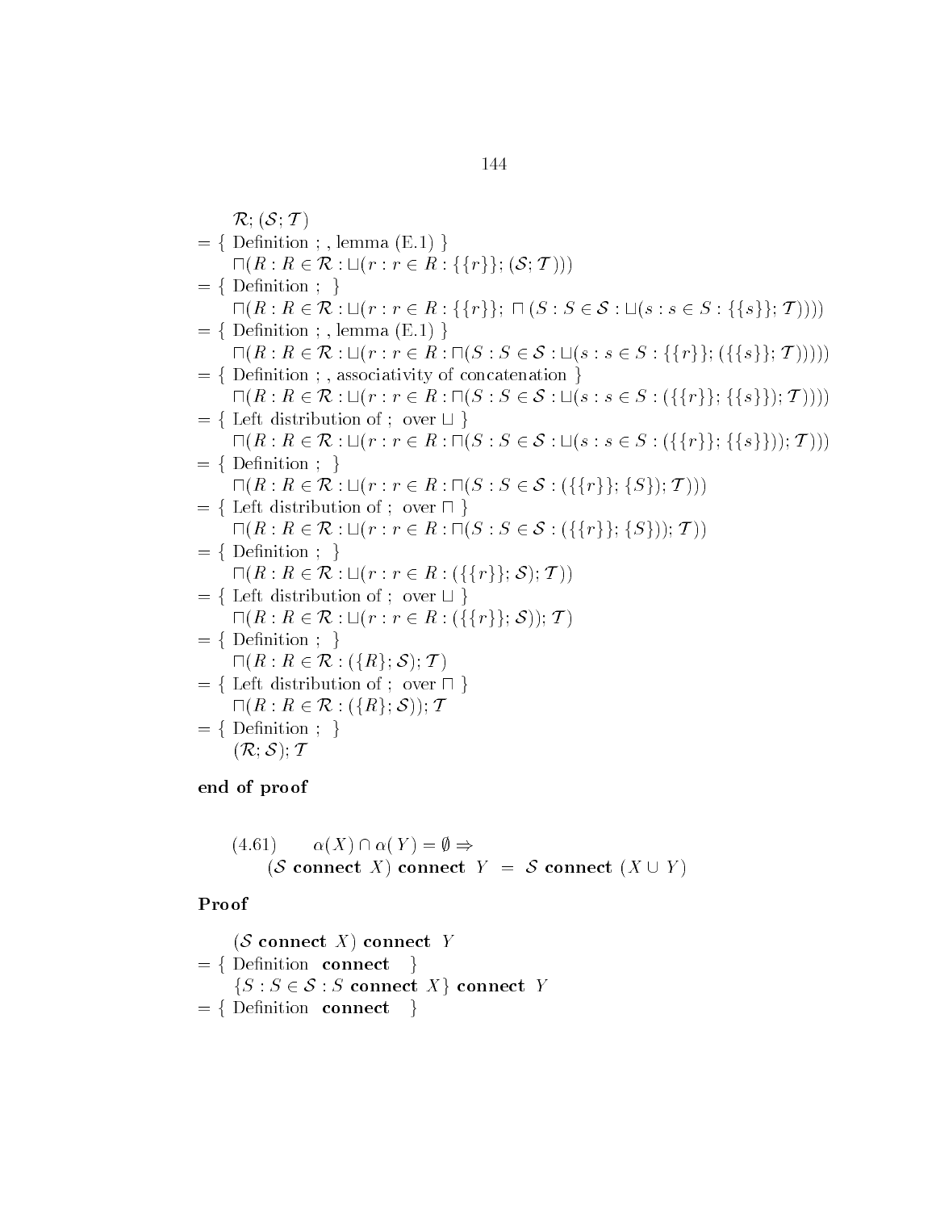$\mathcal{R}; (\mathcal{S}; \mathcal{T})$

$= \{$ Definition ; , lemma (E.1) $\}$

$\sqcap(R : R \in \mathcal{R} : \sqcup(r : r \in R : \{\{r\}\}; (\mathcal{S}; \mathcal{T})))$

$= \{$ Definition ; $\}$

$\sqcap(R : R \in \mathcal{R} : \sqcup(r : r \in R : \{\{r\}\};\ \sqcap (S : S \in \mathcal{S} : \sqcup(s : s \in S : \{\{s\}\}; \mathcal{T}))))$

$= \{$ Definition ; , lemma (E.1) $\}$

$\sqcap(R : R \in \mathcal{R} : \sqcup(r : r \in R : \sqcap(S : S \in \mathcal{S} : \sqcup(s : s \in S : \{\{r\}\}; (\{\{s\}\}; \mathcal{T})))))$

$= \{$ Definition ; , associativity of concatenation $\}$

$\sqcap(R : R \in \mathcal{R} : \sqcup(r : r \in R : \sqcap(S : S \in \mathcal{S} : \sqcup(s : s \in S : (\{\{r\}\}; \{\{s\}\}); \mathcal{T}))))$

$= \{$ Left distribution of ; over $\sqcup$ $\}$

$\sqcap(R : R \in \mathcal{R} : \sqcup(r : r \in R : \sqcap(S : S \in \mathcal{S} : \sqcup(s : s \in S : (\{\{r\}\}; \{\{s\}\})); \mathcal{T})))$

$= \{$ Definition ; $\}$

$\sqcap(R : R \in \mathcal{R} : \sqcup(r : r \in R : \sqcap(S : S \in \mathcal{S} : (\{\{r\}\}; \{S\}); \mathcal{T})))$

$= \{$ Left distribution of ; over $\sqcap$ $\}$

$\sqcap(R : R \in \mathcal{R} : \sqcup(r : r \in R : \sqcap(S : S \in \mathcal{S} : (\{\{r\}\}; \{S\})); \mathcal{T}))$

$= \{$ Definition ; $\}$

$\sqcap(R : R \in \mathcal{R} : \sqcup(r : r \in R : (\{\{r\}\}; \mathcal{S}); \mathcal{T}))$

$= \{$ Left distribution of ; over $\sqcup$ $\}$

$\sqcap(R : R \in \mathcal{R} : \sqcup(r : r \in R : (\{\{r\}\}; \mathcal{S})); \mathcal{T})$

$= \{$ Definition ; $\}$

$\sqcap(R : R \in \mathcal{R} : (\{R\}; \mathcal{S}); \mathcal{T})$

$= \{$ Left distribution of ; over $\sqcap$ $\}$

$\sqcap(R : R \in \mathcal{R} : (\{R\}; \mathcal{S})); \mathcal{T}$

$= \{$ Definition ; $\}$

$(\mathcal{R}; \mathcal{S}); \mathcal{T}$

**end of proof**

(4.61) $\quad \alpha(X) \cap \alpha(Y) = \emptyset \Rightarrow$

$(\mathcal{S}\ \textbf{connect}\ X)\ \textbf{connect}\ Y \ = \ \mathcal{S}\ \textbf{connect}\ (X \cup Y)$

**Proof**

$(\mathcal{S}\ \textbf{connect}\ X)\ \textbf{connect}\ Y$

$= \{$ Definition **connect** $\}$

$\{S : S \in \mathcal{S} : S\ \textbf{connect}\ X\}\ \textbf{connect}\ Y$

$= \{$ Definition **connect** $\}$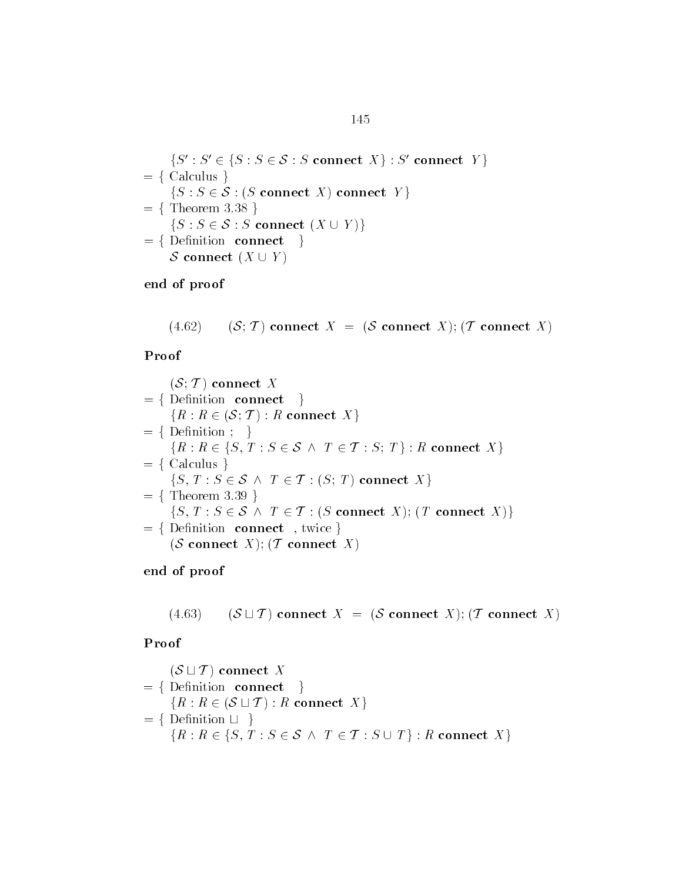$\{S' : S' \in \{S : S \in \mathcal{S} : S \textbf{ connect } X\} : S' \textbf{ connect } Y\}$

$=$ { Calculus }

$\{S : S \in \mathcal{S} : (S \textbf{ connect } X) \textbf{ connect } Y\}$

$=$ { Theorem 3.38 }

$\{S : S \in \mathcal{S} : S \textbf{ connect } (X \cup Y)\}$

$=$ { Definition **connect** }

$\mathcal{S} \textbf{ connect } (X \cup Y)$

**end of proof**

$$(4.62) \qquad (\mathcal{S}; \mathcal{T}) \textbf{ connect } X \;=\; (\mathcal{S} \textbf{ connect } X); (\mathcal{T} \textbf{ connect } X)$$

**Proof**

$(\mathcal{S}; \mathcal{T}) \textbf{ connect } X$

$=$ { Definition **connect** }

$\{R : R \in (\mathcal{S}; \mathcal{T}) : R \textbf{ connect } X\}$

$=$ { Definition ; }

$\{R : R \in \{S, T : S \in \mathcal{S} \wedge T \in \mathcal{T} : S; T\} : R \textbf{ connect } X\}$

$=$ { Calculus }

$\{S, T : S \in \mathcal{S} \wedge T \in \mathcal{T} : (S; T) \textbf{ connect } X\}$

$=$ { Theorem 3.39 }

$\{S, T : S \in \mathcal{S} \wedge T \in \mathcal{T} : (S \textbf{ connect } X); (T \textbf{ connect } X)\}$

$=$ { Definition **connect** , twice }

$(\mathcal{S} \textbf{ connect } X); (\mathcal{T} \textbf{ connect } X)$

**end of proof**

$$(4.63) \qquad (\mathcal{S} \sqcup \mathcal{T}) \textbf{ connect } X \;=\; (\mathcal{S} \textbf{ connect } X); (\mathcal{T} \textbf{ connect } X)$$

**Proof**

$(\mathcal{S} \sqcup \mathcal{T}) \textbf{ connect } X$

$=$ { Definition **connect** }

$\{R : R \in (\mathcal{S} \sqcup \mathcal{T}) : R \textbf{ connect } X\}$

$=$ { Definition $\sqcup$ }

$\{R : R \in \{S, T : S \in \mathcal{S} \wedge T \in \mathcal{T} : S \cup T\} : R \textbf{ connect } X\}$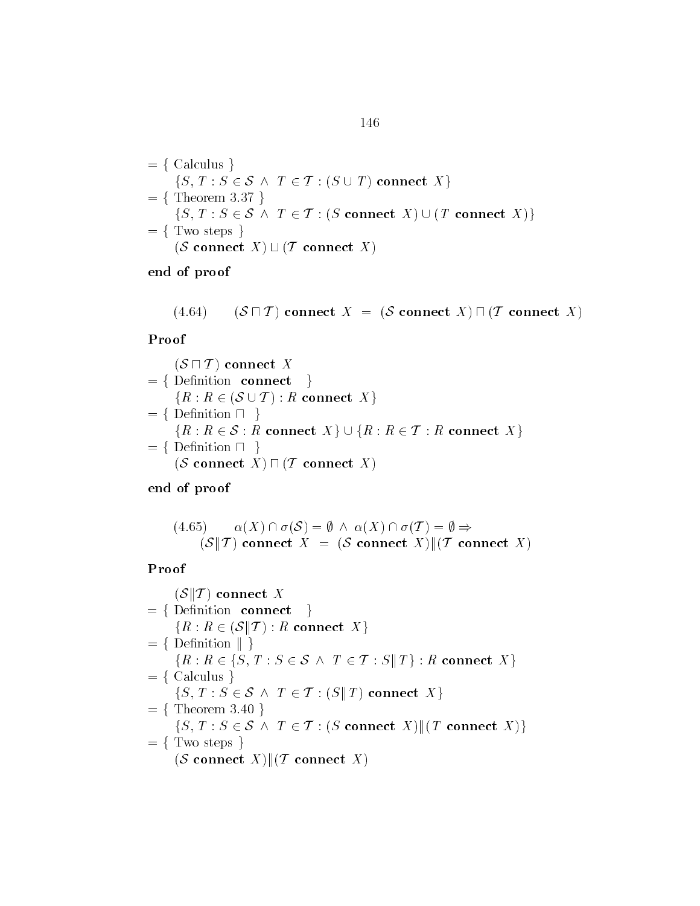$= \{$ Calculus $\}$

$\quad \{S, T : S \in \mathcal{S} \ \wedge \ T \in \mathcal{T} : (S \cup T) \ \mathbf{connect} \ X\}$

$= \{$ Theorem 3.37 $\}$

$\quad \{S, T : S \in \mathcal{S} \ \wedge \ T \in \mathcal{T} : (S \ \mathbf{connect} \ X) \cup (T \ \mathbf{connect} \ X)\}$

$= \{$ Two steps $\}$

$\quad (\mathcal{S} \ \mathbf{connect} \ X) \sqcup (\mathcal{T} \ \mathbf{connect} \ X)$

**end of proof**

$$(4.64) \qquad (\mathcal{S} \sqcap \mathcal{T}) \ \mathbf{connect} \ X \ = \ (\mathcal{S} \ \mathbf{connect} \ X) \sqcap (\mathcal{T} \ \mathbf{connect} \ X)$$

**Proof**

$\quad (\mathcal{S} \sqcap \mathcal{T}) \ \mathbf{connect} \ X$

$= \{$ Definition **connect** $\}$

$\quad \{R : R \in (\mathcal{S} \cup \mathcal{T}) : R \ \mathbf{connect} \ X\}$

$= \{$ Definition $\sqcap$ $\}$

$\quad \{R : R \in \mathcal{S} : R \ \mathbf{connect} \ X\} \cup \{R : R \in \mathcal{T} : R \ \mathbf{connect} \ X\}$

$= \{$ Definition $\sqcap$ $\}$

$\quad (\mathcal{S} \ \mathbf{connect} \ X) \sqcap (\mathcal{T} \ \mathbf{connect} \ X)$

**end of proof**

$$(4.65) \qquad \alpha(X) \cap \sigma(\mathcal{S}) = \emptyset \ \wedge \ \alpha(X) \cap \sigma(\mathcal{T}) = \emptyset \Rightarrow$$
$$(\mathcal{S} \| \mathcal{T}) \ \mathbf{connect} \ X \ = \ (\mathcal{S} \ \mathbf{connect} \ X) \| (\mathcal{T} \ \mathbf{connect} \ X)$$

**Proof**

$\quad (\mathcal{S} \| \mathcal{T}) \ \mathbf{connect} \ X$

$= \{$ Definition **connect** $\}$

$\quad \{R : R \in (\mathcal{S} \| \mathcal{T}) : R \ \mathbf{connect} \ X\}$

$= \{$ Definition $\|$ $\}$

$\quad \{R : R \in \{S, T : S \in \mathcal{S} \ \wedge \ T \in \mathcal{T} : S \| T\} : R \ \mathbf{connect} \ X\}$

$= \{$ Calculus $\}$

$\quad \{S, T : S \in \mathcal{S} \ \wedge \ T \in \mathcal{T} : (S \| T) \ \mathbf{connect} \ X\}$

$= \{$ Theorem 3.40 $\}$

$\quad \{S, T : S \in \mathcal{S} \ \wedge \ T \in \mathcal{T} : (S \ \mathbf{connect} \ X) \| (T \ \mathbf{connect} \ X)\}$

$= \{$ Two steps $\}$

$\quad (\mathcal{S} \ \mathbf{connect} \ X) \| (\mathcal{T} \ \mathbf{connect} \ X)$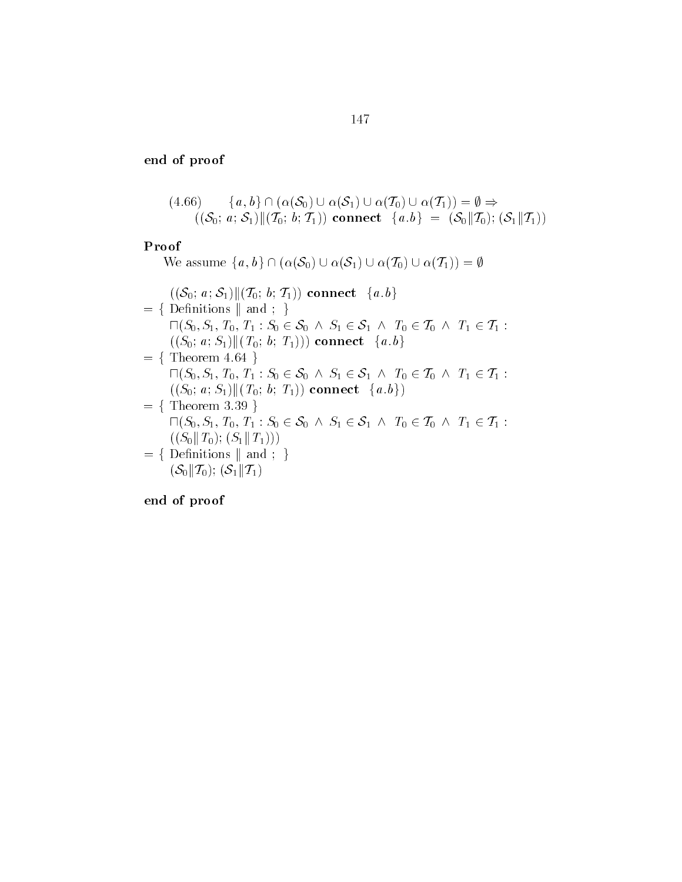**end of proof**

$$(4.66) \qquad \{a, b\} \cap (\alpha(\mathcal{S}_0) \cup \alpha(\mathcal{S}_1) \cup \alpha(\mathcal{T}_0) \cup \alpha(\mathcal{T}_1)) = \emptyset \Rightarrow$$
$$((\mathcal{S}_0;\ a;\ \mathcal{S}_1) \| (\mathcal{T}_0;\ b;\ \mathcal{T}_1)) \ \mathbf{connect} \ \ \{a.b\} \ = \ (\mathcal{S}_0 \| \mathcal{T}_0);\ (\mathcal{S}_1 \| \mathcal{T}_1))$$

**Proof**

We assume $\{a, b\} \cap (\alpha(\mathcal{S}_0) \cup \alpha(\mathcal{S}_1) \cup \alpha(\mathcal{T}_0) \cup \alpha(\mathcal{T}_1)) = \emptyset$

$((\mathcal{S}_0;\ a;\ \mathcal{S}_1) \| (\mathcal{T}_0;\ b;\ \mathcal{T}_1)) \ \mathbf{connect} \ \ \{a.b\}$

$= \{$ Definitions $\|$ and ; $\}$

$\sqcap(S_0, S_1, T_0, T_1 : S_0 \in \mathcal{S}_0 \ \wedge \ S_1 \in \mathcal{S}_1 \ \wedge \ T_0 \in \mathcal{T}_0 \ \wedge \ T_1 \in \mathcal{T}_1 :$
$((S_0;\ a;\ S_1) \| (T_0;\ b;\ T_1))) \ \mathbf{connect} \ \ \{a.b\}$

$= \{$ Theorem 4.64 $\}$

$\sqcap(S_0, S_1, T_0, T_1 : S_0 \in \mathcal{S}_0 \ \wedge \ S_1 \in \mathcal{S}_1 \ \wedge \ T_0 \in \mathcal{T}_0 \ \wedge \ T_1 \in \mathcal{T}_1 :$
$((S_0;\ a;\ S_1) \| (T_0;\ b;\ T_1)) \ \mathbf{connect} \ \ \{a.b\})$

$= \{$ Theorem 3.39 $\}$

$\sqcap(S_0, S_1, T_0, T_1 : S_0 \in \mathcal{S}_0 \ \wedge \ S_1 \in \mathcal{S}_1 \ \wedge \ T_0 \in \mathcal{T}_0 \ \wedge \ T_1 \in \mathcal{T}_1 :$
$((S_0 \| T_0);\ (S_1 \| T_1)))$

$= \{$ Definitions $\|$ and ; $\}$

$(\mathcal{S}_0 \| \mathcal{T}_0);\ (\mathcal{S}_1 \| \mathcal{T}_1)$

**end of proof**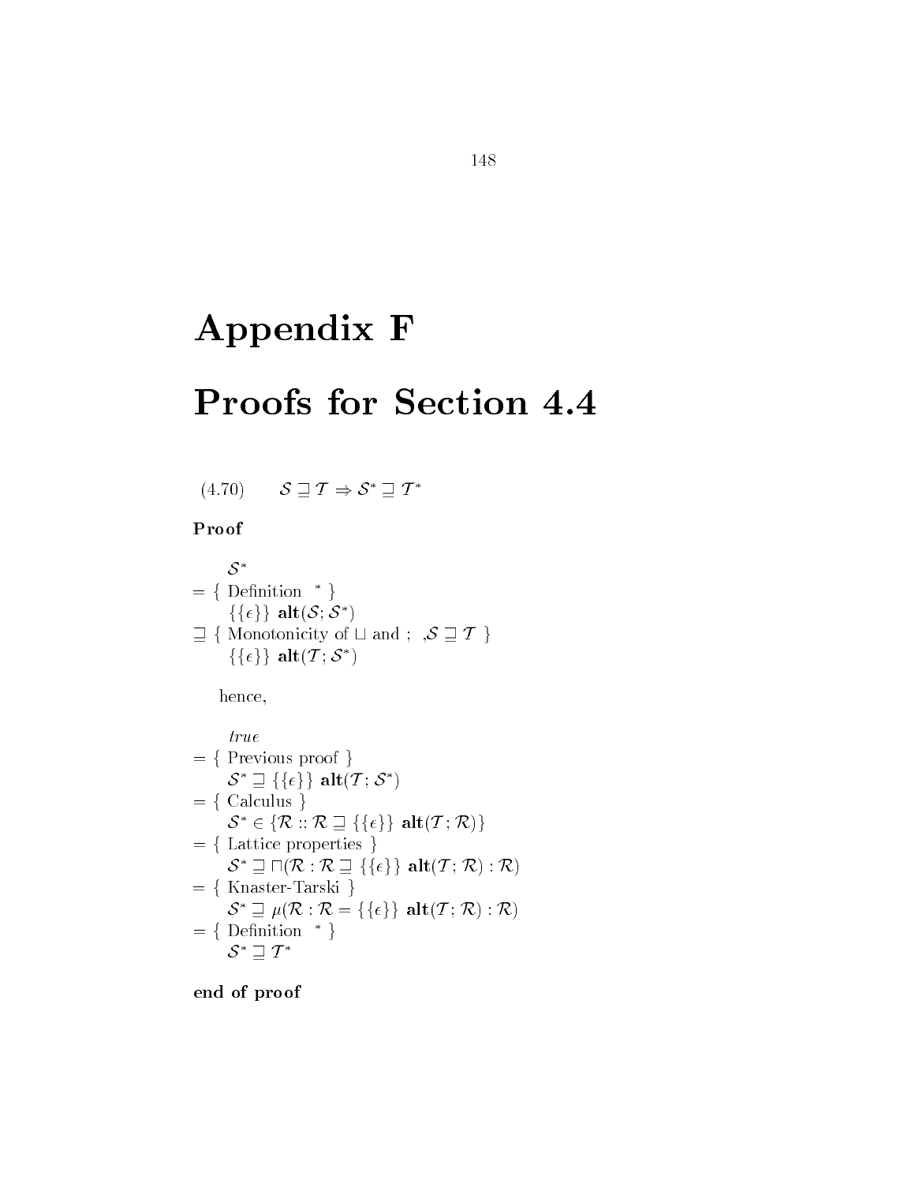# Appendix F

# Proofs for Section 4.4

(4.70) $\quad \mathcal{S} \sqsupseteq \mathcal{T} \Rightarrow \mathcal{S}^* \sqsupseteq \mathcal{T}^*$

**Proof**

$$
\begin{array}{l}
\quad \mathcal{S}^* \\
= \{ \text{ Definition } {}^* \} \\
\quad \{\{\epsilon\}\} \ \mathbf{alt}(\mathcal{S}; \mathcal{S}^*) \\
\sqsupseteq \{ \text{ Monotonicity of } \sqcup \text{ and } ; \ , \mathcal{S} \sqsupseteq \mathcal{T} \ \} \\
\quad \{\{\epsilon\}\} \ \mathbf{alt}(\mathcal{T}; \mathcal{S}^*)
\end{array}
$$

hence,

$$
\begin{array}{l}
\quad \mathit{true} \\
= \{ \text{ Previous proof } \} \\
\quad \mathcal{S}^* \sqsupseteq \{\{\epsilon\}\} \ \mathbf{alt}(\mathcal{T}; \mathcal{S}^*) \\
= \{ \text{ Calculus } \} \\
\quad \mathcal{S}^* \in \{\mathcal{R} :: \mathcal{R} \sqsupseteq \{\{\epsilon\}\} \ \mathbf{alt}(\mathcal{T}; \mathcal{R})\} \\
= \{ \text{ Lattice properties } \} \\
\quad \mathcal{S}^* \sqsupseteq \sqcap(\mathcal{R} : \mathcal{R} \sqsupseteq \{\{\epsilon\}\} \ \mathbf{alt}(\mathcal{T}; \mathcal{R}) : \mathcal{R}) \\
= \{ \text{ Knaster-Tarski } \} \\
\quad \mathcal{S}^* \sqsupseteq \mu(\mathcal{R} : \mathcal{R} = \{\{\epsilon\}\} \ \mathbf{alt}(\mathcal{T}; \mathcal{R}) : \mathcal{R}) \\
= \{ \text{ Definition } {}^* \} \\
\quad \mathcal{S}^* \sqsupseteq \mathcal{T}^*
\end{array}
$$

**end of proof**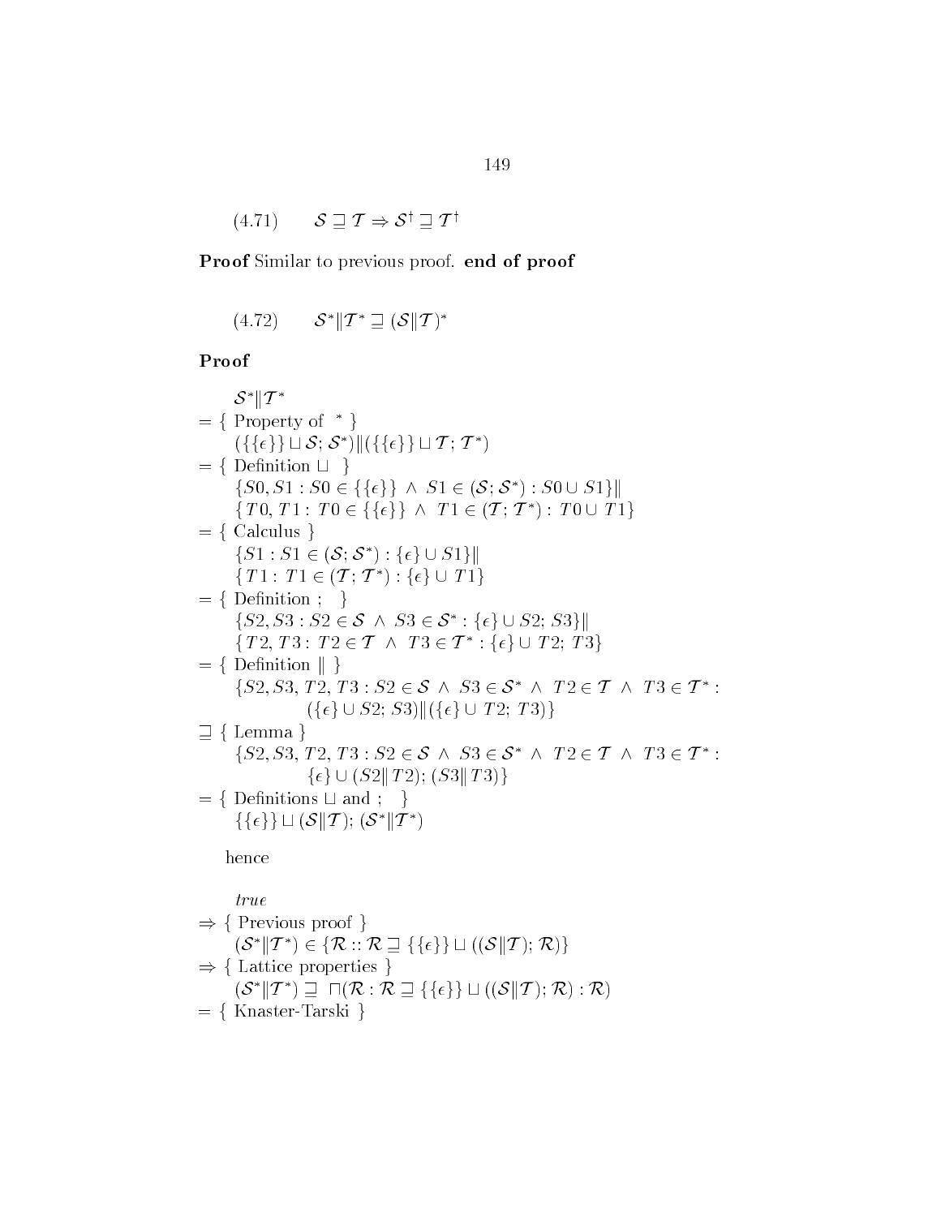(4.71) $\quad \mathcal{S} \sqsupseteq \mathcal{T} \Rightarrow \mathcal{S}^{\dagger} \sqsupseteq \mathcal{T}^{\dagger}$

**Proof** Similar to previous proof. **end of proof**

(4.72) $\quad \mathcal{S}^{*} \| \mathcal{T}^{*} \sqsupseteq (\mathcal{S} \| \mathcal{T})^{*}$

**Proof**

$$
\begin{aligned}
& \mathcal{S}^{*} \| \mathcal{T}^{*} \\
= & \{ \text{ Property of } ^{*} \} \\
& (\{\{\epsilon\}\} \sqcup \mathcal{S}; \mathcal{S}^{*}) \| (\{\{\epsilon\}\} \sqcup \mathcal{T}; \mathcal{T}^{*}) \\
= & \{ \text{ Definition } \sqcup \ \} \\
& \{S0, S1 : S0 \in \{\{\epsilon\}\} \ \wedge \ S1 \in (\mathcal{S}; \mathcal{S}^{*}) : S0 \cup S1\} \| \\
& \{T0, T1 : T0 \in \{\{\epsilon\}\} \ \wedge \ T1 \in (\mathcal{T}; \mathcal{T}^{*}) : T0 \cup T1\} \\
= & \{ \text{ Calculus } \} \\
& \{S1 : S1 \in (\mathcal{S}; \mathcal{S}^{*}) : \{\epsilon\} \cup S1\} \| \\
& \{T1 : T1 \in (\mathcal{T}; \mathcal{T}^{*}) : \{\epsilon\} \cup T1\} \\
= & \{ \text{ Definition } ; \ \} \\
& \{S2, S3 : S2 \in \mathcal{S} \ \wedge \ S3 \in \mathcal{S}^{*} : \{\epsilon\} \cup S2; S3\} \| \\
& \{T2, T3 : T2 \in \mathcal{T} \ \wedge \ T3 \in \mathcal{T}^{*} : \{\epsilon\} \cup T2; T3\} \\
= & \{ \text{ Definition } \| \ \} \\
& \{S2, S3, T2, T3 : S2 \in \mathcal{S} \ \wedge \ S3 \in \mathcal{S}^{*} \ \wedge \ T2 \in \mathcal{T} \ \wedge \ T3 \in \mathcal{T}^{*} : \\
& \qquad (\{\epsilon\} \cup S2; S3) \| (\{\epsilon\} \cup T2; T3)\} \\
\sqsupseteq & \{ \text{ Lemma } \} \\
& \{S2, S3, T2, T3 : S2 \in \mathcal{S} \ \wedge \ S3 \in \mathcal{S}^{*} \ \wedge \ T2 \in \mathcal{T} \ \wedge \ T3 \in \mathcal{T}^{*} : \\
& \qquad \{\epsilon\} \cup (S2 \| T2); (S3 \| T3)\} \\
= & \{ \text{ Definitions } \sqcup \text{ and } ; \ \} \\
& \{\{\epsilon\}\} \sqcup (\mathcal{S} \| \mathcal{T}); (\mathcal{S}^{*} \| \mathcal{T}^{*})
\end{aligned}
$$

hence

$$
\begin{aligned}
& \mathit{true} \\
\Rightarrow & \{ \text{ Previous proof } \} \\
& (\mathcal{S}^{*} \| \mathcal{T}^{*}) \in \{\mathcal{R} :: \mathcal{R} \sqsupseteq \{\{\epsilon\}\} \sqcup ((\mathcal{S} \| \mathcal{T}); \mathcal{R})\} \\
\Rightarrow & \{ \text{ Lattice properties } \} \\
& (\mathcal{S}^{*} \| \mathcal{T}^{*}) \sqsupseteq \ \sqcap(\mathcal{R} : \mathcal{R} \sqsupseteq \{\{\epsilon\}\} \sqcup ((\mathcal{S} \| \mathcal{T}); \mathcal{R}) : \mathcal{R}) \\
= & \{ \text{ Knaster-Tarski } \}
\end{aligned}
$$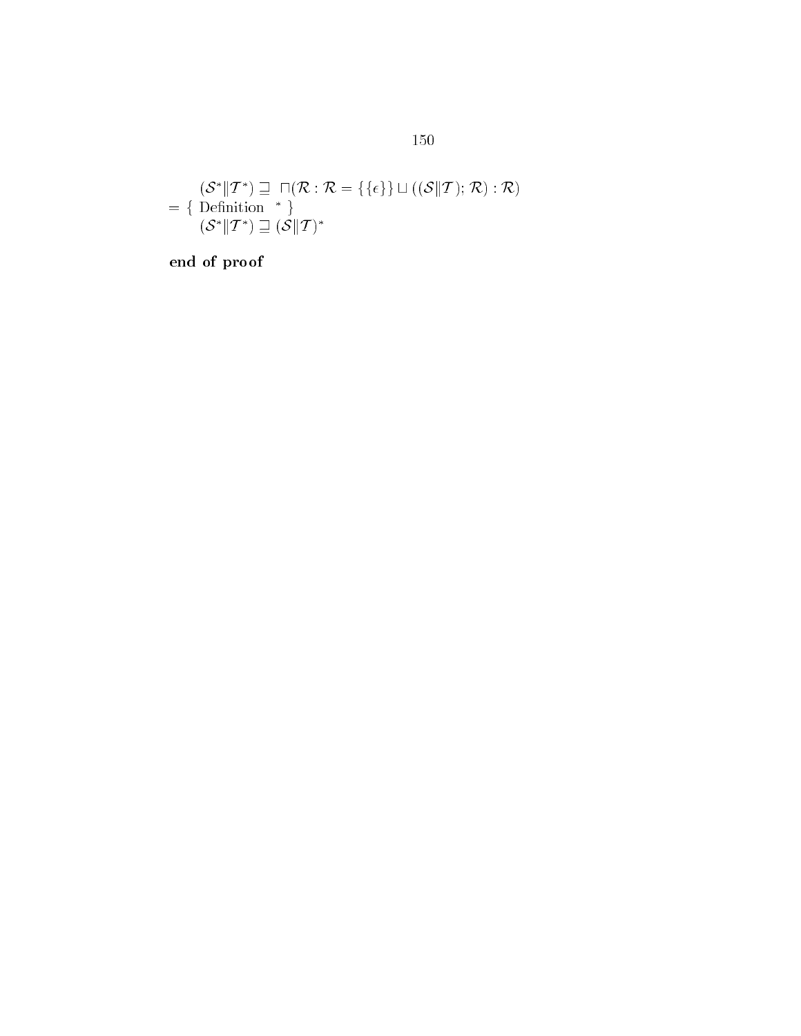$$(\mathcal{S}^* \| \mathcal{T}^*) \sqsupseteq \; \sqcap(\mathcal{R} : \mathcal{R} = \{\{\epsilon\}\} \sqcup ((\mathcal{S} \| \mathcal{T}); \mathcal{R}) : \mathcal{R})$$

$= \{$ Definition $^*$ $\}$

$$(\mathcal{S}^* \| \mathcal{T}^*) \sqsupseteq (\mathcal{S} \| \mathcal{T})^*$$

**end of proof**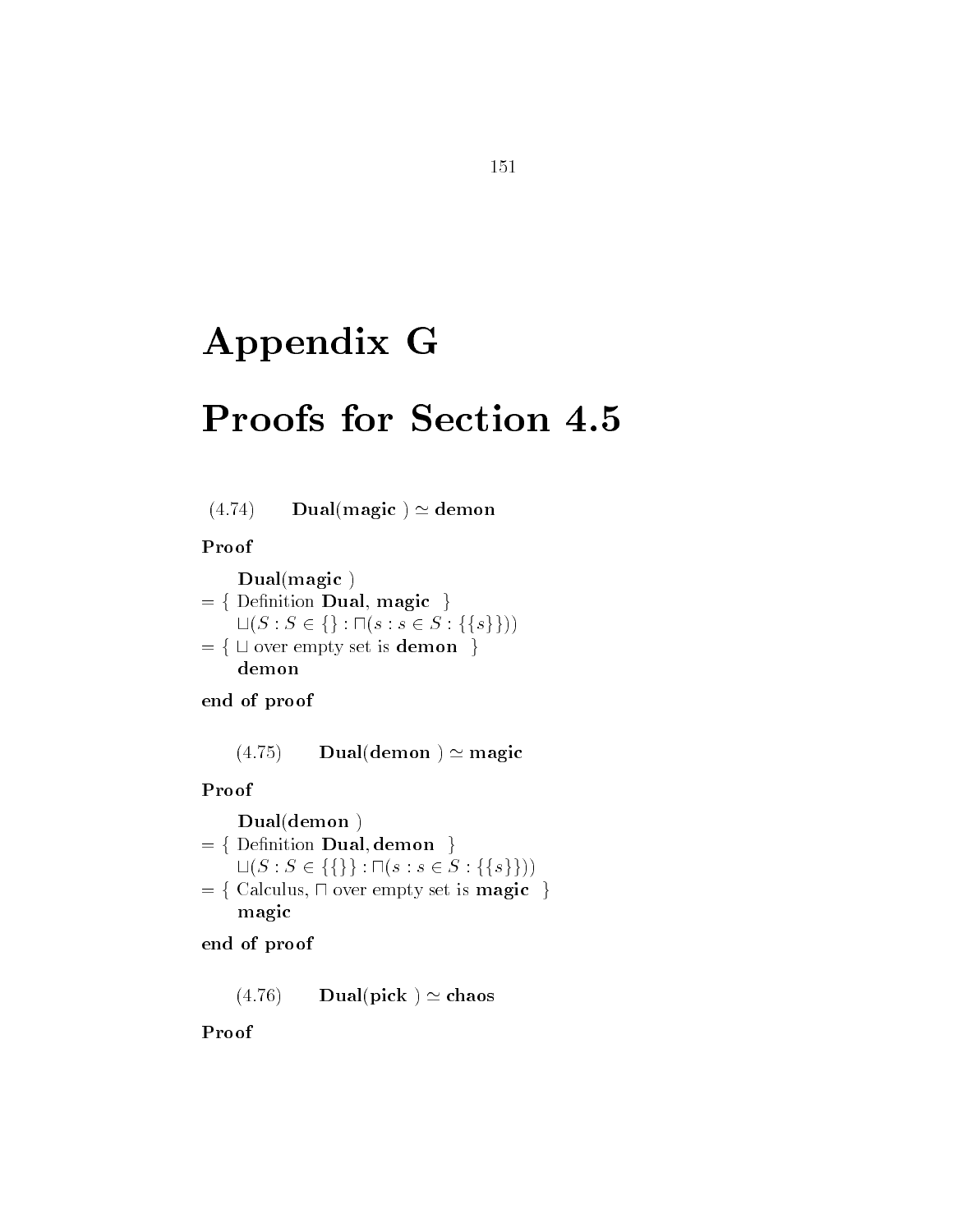# Appendix G

# Proofs for Section 4.5

(4.74) $\quad$ **Dual(magic) $\simeq$ demon**

**Proof**

$$
\begin{array}{l}
\quad \textbf{Dual}(\textbf{magic}) \\
= \{ \text{ Definition } \textbf{Dual}, \textbf{magic} \ \} \\
\quad \sqcup(S : S \in \{\} : \sqcap(s : s \in S : \{\{s\}\})) \\
= \{ \ \sqcup \text{ over empty set is } \textbf{demon} \ \} \\
\quad \textbf{demon}
\end{array}
$$

**end of proof**

(4.75) $\quad$ **Dual(demon) $\simeq$ magic**

**Proof**

$$
\begin{array}{l}
\quad \textbf{Dual}(\textbf{demon}) \\
= \{ \text{ Definition } \textbf{Dual}, \textbf{demon} \ \} \\
\quad \sqcup(S : S \in \{\{\}\} : \sqcap(s : s \in S : \{\{s\}\})) \\
= \{ \text{ Calculus, } \sqcap \text{ over empty set is } \textbf{magic} \ \} \\
\quad \textbf{magic}
\end{array}
$$

**end of proof**

(4.76) $\quad$ **Dual(pick) $\simeq$ chaos**

**Proof**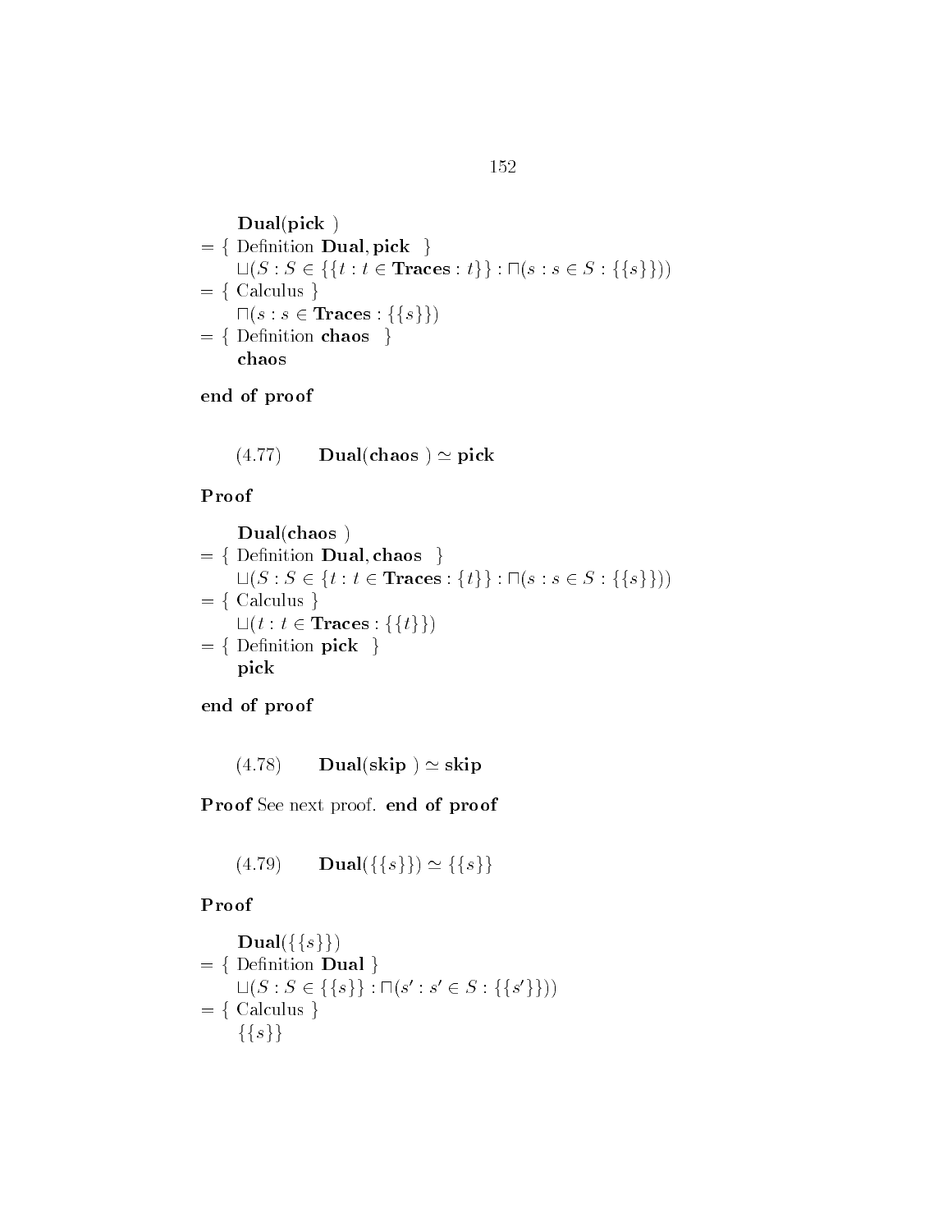$$
\begin{array}{l}
\quad \mathbf{Dual}(\mathbf{pick}) \\
= \{ \text{ Definition } \mathbf{Dual}, \mathbf{pick} \ \} \\
\quad \sqcup(S : S \in \{\{t : t \in \mathbf{Traces} : t\}\} : \sqcap(s : s \in S : \{\{s\}\})) \\
= \{ \text{ Calculus } \} \\
\quad \sqcap(s : s \in \mathbf{Traces} : \{\{s\}\}) \\
= \{ \text{ Definition } \mathbf{chaos} \ \} \\
\quad \mathbf{chaos}
\end{array}
$$

**end of proof**

$$(4.77) \qquad \mathbf{Dual}(\mathbf{chaos}) \simeq \mathbf{pick}$$

**Proof**

$$
\begin{array}{l}
\quad \mathbf{Dual}(\mathbf{chaos}) \\
= \{ \text{ Definition } \mathbf{Dual}, \mathbf{chaos} \ \} \\
\quad \sqcup(S : S \in \{t : t \in \mathbf{Traces} : \{t\}\} : \sqcap(s : s \in S : \{\{s\}\})) \\
= \{ \text{ Calculus } \} \\
\quad \sqcup(t : t \in \mathbf{Traces} : \{\{t\}\}) \\
= \{ \text{ Definition } \mathbf{pick} \ \} \\
\quad \mathbf{pick}
\end{array}
$$

**end of proof**

$$(4.78) \qquad \mathbf{Dual}(\mathbf{skip}) \simeq \mathbf{skip}$$

**Proof** See next proof. **end of proof**

$$(4.79) \qquad \mathbf{Dual}(\{\{s\}\}) \simeq \{\{s\}\}$$

**Proof**

$$
\begin{array}{l}
\quad \mathbf{Dual}(\{\{s\}\}) \\
= \{ \text{ Definition } \mathbf{Dual} \} \\
\quad \sqcup(S : S \in \{\{s\}\} : \sqcap(s' : s' \in S : \{\{s'\}\})) \\
= \{ \text{ Calculus } \} \\
\quad \{\{s\}\}
\end{array}
$$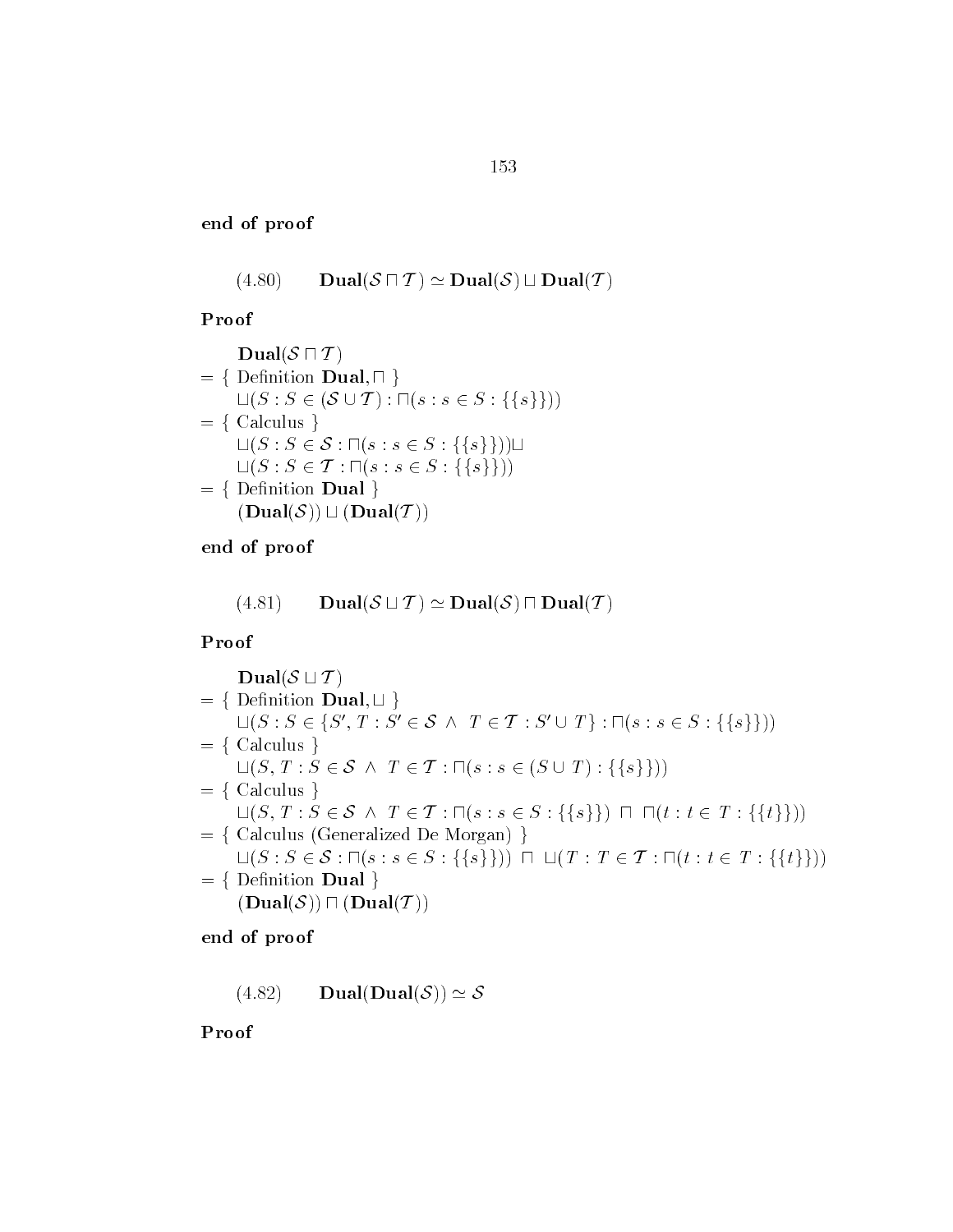**end of proof**

$$(4.80) \qquad \mathbf{Dual}(\mathcal{S} \sqcap \mathcal{T}) \simeq \mathbf{Dual}(\mathcal{S}) \sqcup \mathbf{Dual}(\mathcal{T})$$

**Proof**

$\quad \mathbf{Dual}(\mathcal{S} \sqcap \mathcal{T})$

$= \{$ Definition $\mathbf{Dual}, \sqcap$ $\}$

$\quad \sqcup(S : S \in (\mathcal{S} \cup \mathcal{T}) : \sqcap(s : s \in S : \{\{s\}\}))$

$= \{$ Calculus $\}$

$\quad \sqcup(S : S \in \mathcal{S} : \sqcap(s : s \in S : \{\{s\}\})) \sqcup$

$\quad \sqcup(S : S \in \mathcal{T} : \sqcap(s : s \in S : \{\{s\}\}))$

$= \{$ Definition $\mathbf{Dual}$ $\}$

$\quad (\mathbf{Dual}(\mathcal{S})) \sqcup (\mathbf{Dual}(\mathcal{T}))$

**end of proof**

$$(4.81) \qquad \mathbf{Dual}(\mathcal{S} \sqcup \mathcal{T}) \simeq \mathbf{Dual}(\mathcal{S}) \sqcap \mathbf{Dual}(\mathcal{T})$$

**Proof**

$\quad \mathbf{Dual}(\mathcal{S} \sqcup \mathcal{T})$

$= \{$ Definition $\mathbf{Dual}, \sqcup$ $\}$

$\quad \sqcup(S : S \in \{S', T : S' \in \mathcal{S} \ \wedge \ T \in \mathcal{T} : S' \cup T\} : \sqcap(s : s \in S : \{\{s\}\}))$

$= \{$ Calculus $\}$

$\quad \sqcup(S, T : S \in \mathcal{S} \ \wedge \ T \in \mathcal{T} : \sqcap(s : s \in (S \cup T) : \{\{s\}\}))$

$= \{$ Calculus $\}$

$\quad \sqcup(S, T : S \in \mathcal{S} \ \wedge \ T \in \mathcal{T} : \sqcap(s : s \in S : \{\{s\}\}) \ \sqcap \ \sqcap(t : t \in T : \{\{t\}\}))$

$= \{$ Calculus (Generalized De Morgan) $\}$

$\quad \sqcup(S : S \in \mathcal{S} : \sqcap(s : s \in S : \{\{s\}\})) \ \sqcap \ \sqcup(T : T \in \mathcal{T} : \sqcap(t : t \in T : \{\{t\}\}))$

$= \{$ Definition $\mathbf{Dual}$ $\}$

$\quad (\mathbf{Dual}(\mathcal{S})) \sqcap (\mathbf{Dual}(\mathcal{T}))$

**end of proof**

$$(4.82) \qquad \mathbf{Dual}(\mathbf{Dual}(\mathcal{S})) \simeq \mathcal{S}$$

**Proof**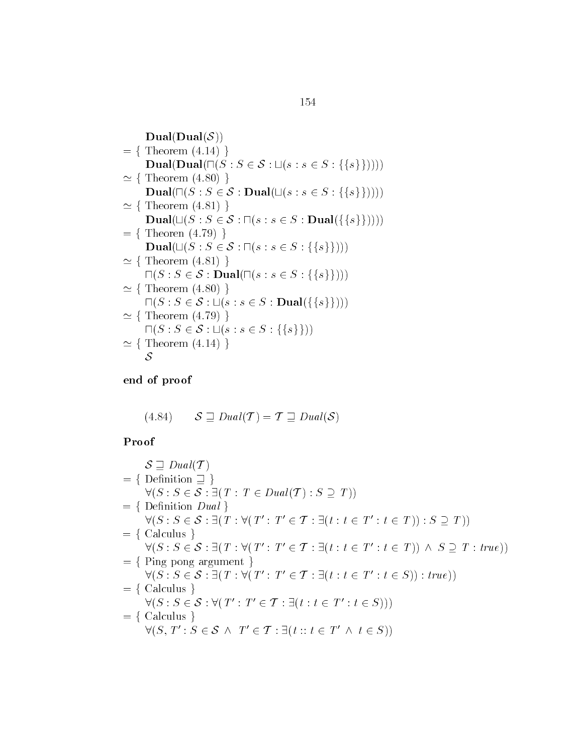$$
\begin{array}{l}
\quad \mathbf{Dual}(\mathbf{Dual}(\mathcal{S})) \\
= \{ \text{ Theorem } (4.14) \} \\
\quad \mathbf{Dual}(\mathbf{Dual}(\sqcap(S : S \in \mathcal{S} : \sqcup(s : s \in S : \{\{s\}\})))) \\
\simeq \{ \text{ Theorem } (4.80) \} \\
\quad \mathbf{Dual}(\sqcap(S : S \in \mathcal{S} : \mathbf{Dual}(\sqcup(s : s \in S : \{\{s\}\})))) \\
\simeq \{ \text{ Theorem } (4.81) \} \\
\quad \mathbf{Dual}(\sqcup(S : S \in \mathcal{S} : \sqcap(s : s \in S : \mathbf{Dual}(\{\{s\}\})))) \\
= \{ \text{ Theoren } (4.79) \} \\
\quad \mathbf{Dual}(\sqcup(S : S \in \mathcal{S} : \sqcap(s : s \in S : \{\{s\}\}))) \\
\simeq \{ \text{ Theorem } (4.81) \} \\
\quad \sqcap(S : S \in \mathcal{S} : \mathbf{Dual}(\sqcap(s : s \in S : \{\{s\}\}))) \\
\simeq \{ \text{ Theorem } (4.80) \} \\
\quad \sqcap(S : S \in \mathcal{S} : \sqcup(s : s \in S : \mathbf{Dual}(\{\{s\}\}))) \\
\simeq \{ \text{ Theorem } (4.79) \} \\
\quad \sqcap(S : S \in \mathcal{S} : \sqcup(s : s \in S : \{\{s\}\})) \\
\simeq \{ \text{ Theorem } (4.14) \} \\
\quad \mathcal{S}
\end{array}
$$

**end of proof**

$$(4.84) \qquad \mathcal{S} \sqsupseteq \mathit{Dual}(\mathcal{T}) = \mathcal{T} \sqsupseteq \mathit{Dual}(\mathcal{S})$$

**Proof**

$$
\begin{array}{l}
\quad \mathcal{S} \sqsupseteq \mathit{Dual}(\mathcal{T}) \\
= \{ \text{ Definition } \sqsupseteq \} \\
\quad \forall(S : S \in \mathcal{S} : \exists(T : T \in \mathit{Dual}(\mathcal{T}) : S \supseteq T)) \\
= \{ \text{ Definition } \mathit{Dual} \} \\
\quad \forall(S : S \in \mathcal{S} : \exists(T : \forall(T' : T' \in \mathcal{T} : \exists(t : t \in T' : t \in T)) : S \supseteq T)) \\
= \{ \text{ Calculus } \} \\
\quad \forall(S : S \in \mathcal{S} : \exists(T : \forall(T' : T' \in \mathcal{T} : \exists(t : t \in T' : t \in T)) \wedge S \supseteq T : \mathit{true})) \\
= \{ \text{ Ping pong argument } \} \\
\quad \forall(S : S \in \mathcal{S} : \exists(T : \forall(T' : T' \in \mathcal{T} : \exists(t : t \in T' : t \in S)) : \mathit{true})) \\
= \{ \text{ Calculus } \} \\
\quad \forall(S : S \in \mathcal{S} : \forall(T' : T' \in \mathcal{T} : \exists(t : t \in T' : t \in S))) \\
= \{ \text{ Calculus } \} \\
\quad \forall(S, T' : S \in \mathcal{S} \wedge T' \in \mathcal{T} : \exists(t :: t \in T' \wedge t \in S))
\end{array}
$$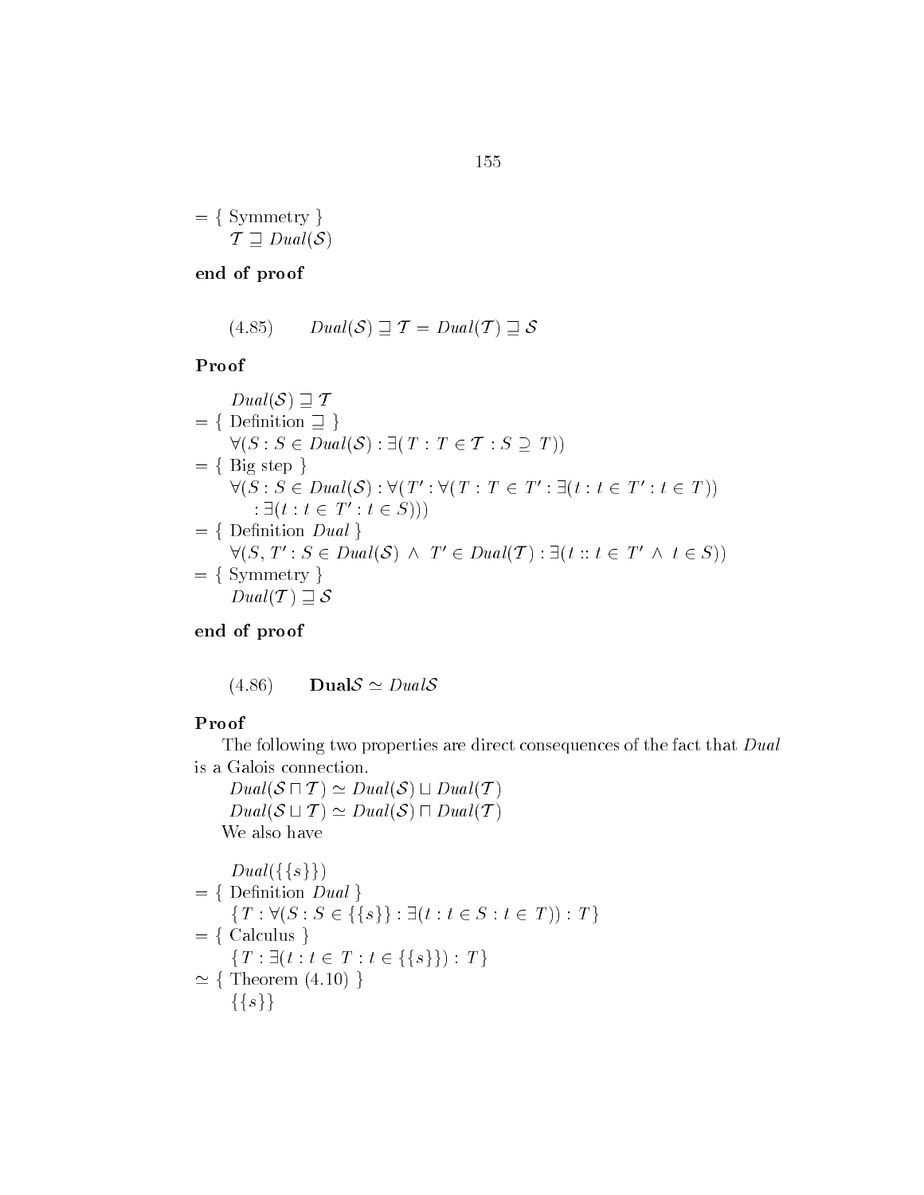$= \{$ Symmetry $\}$
$\quad \mathcal{T} \sqsupseteq Dual(\mathcal{S})$

**end of proof**

$$(4.85) \qquad Dual(\mathcal{S}) \sqsupseteq \mathcal{T} = Dual(\mathcal{T}) \sqsupseteq \mathcal{S}$$

**Proof**

$\quad Dual(\mathcal{S}) \sqsupseteq \mathcal{T}$
$= \{$ Definition $\sqsupseteq$ $\}$
$\quad \forall (S : S \in Dual(\mathcal{S}) : \exists (T : T \in \mathcal{T} : S \supseteq T))$
$= \{$ Big step $\}$
$\quad \forall (S : S \in Dual(\mathcal{S}) : \forall (T' : \forall (T : T \in T' : \exists (t : t \in T' : t \in T))$
$\qquad : \exists (t : t \in T' : t \in S)))$
$= \{$ Definition $Dual$ $\}$
$\quad \forall (S, T' : S \in Dual(\mathcal{S}) \land T' \in Dual(\mathcal{T}) : \exists (t :: t \in T' \land t \in S))$
$= \{$ Symmetry $\}$
$\quad Dual(\mathcal{T}) \sqsupseteq \mathcal{S}$

**end of proof**

$$(4.86) \qquad \mathbf{Dual}\mathcal{S} \simeq Dual\mathcal{S}$$

**Proof**

The following two properties are direct consequences of the fact that $Dual$ is a Galois connection.

$\quad Dual(\mathcal{S} \sqcap \mathcal{T}) \simeq Dual(\mathcal{S}) \sqcup Dual(\mathcal{T})$
$\quad Dual(\mathcal{S} \sqcup \mathcal{T}) \simeq Dual(\mathcal{S}) \sqcap Dual(\mathcal{T})$

We also have

$\quad Dual(\{\{s\}\})$
$= \{$ Definition $Dual$ $\}$
$\quad \{T : \forall (S : S \in \{\{s\}\} : \exists (t : t \in S : t \in T)) : T\}$
$= \{$ Calculus $\}$
$\quad \{T : \exists (t : t \in T : t \in \{\{s\}\}) : T\}$
$\simeq \{$ Theorem (4.10) $\}$
$\quad \{\{s\}\}$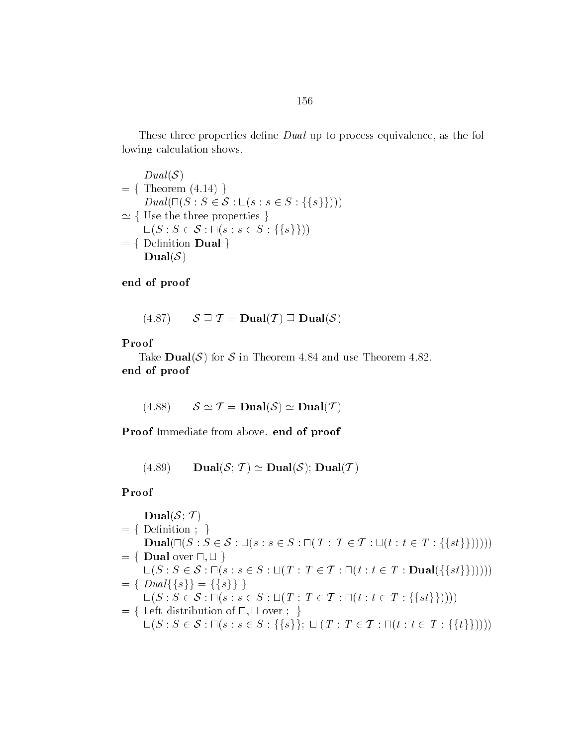These three properties define *Dual* up to process equivalence, as the following calculation shows.

$$
\begin{array}{l}
\quad Dual(\mathcal{S}) \\
= \{ \text{ Theorem (4.14) } \} \\
\quad Dual(\sqcap(S : S \in \mathcal{S} : \sqcup(s : s \in S : \{\{s\}\}))) \\
\simeq \{ \text{ Use the three properties } \} \\
\quad \sqcup(S : S \in \mathcal{S} : \sqcap(s : s \in S : \{\{s\}\})) \\
= \{ \text{ Definition } \mathbf{Dual} \} \\
\quad \mathbf{Dual}(\mathcal{S})
\end{array}
$$

**end of proof**

$$(4.87) \qquad \mathcal{S} \sqsupseteq \mathcal{T} = \mathbf{Dual}(\mathcal{T}) \sqsupseteq \mathbf{Dual}(\mathcal{S})$$

**Proof**
Take $\mathbf{Dual}(\mathcal{S})$ for $\mathcal{S}$ in Theorem 4.84 and use Theorem 4.82.
**end of proof**

$$(4.88) \qquad \mathcal{S} \simeq \mathcal{T} = \mathbf{Dual}(\mathcal{S}) \simeq \mathbf{Dual}(\mathcal{T})$$

**Proof** Immediate from above. **end of proof**

$$(4.89) \qquad \mathbf{Dual}(\mathcal{S}; \mathcal{T}) \simeq \mathbf{Dual}(\mathcal{S}); \mathbf{Dual}(\mathcal{T})$$

**Proof**

$$
\begin{array}{l}
\quad \mathbf{Dual}(\mathcal{S}; \mathcal{T}) \\
= \{ \text{ Definition } ; \ \} \\
\quad \mathbf{Dual}(\sqcap(S : S \in \mathcal{S} : \sqcup(s : s \in S : \sqcap(T : T \in \mathcal{T} : \sqcup(t : t \in T : \{\{st\}\}))))) \\
= \{ \ \mathbf{Dual} \text{ over } \sqcap, \sqcup \ \} \\
\quad \sqcup(S : S \in \mathcal{S} : \sqcap(s : s \in S : \sqcup(T : T \in \mathcal{T} : \sqcap(t : t \in T : \mathbf{Dual}(\{\{st\}\}))))) \\
= \{ \ Dual\{\{s\}\} = \{\{s\}\} \ \} \\
\quad \sqcup(S : S \in \mathcal{S} : \sqcap(s : s \in S : \sqcup(T : T \in \mathcal{T} : \sqcap(t : t \in T : \{\{st\}\})))) \\
= \{ \text{ Left distribution of } \sqcap, \sqcup \text{ over } ; \ \} \\
\quad \sqcup(S : S \in \mathcal{S} : \sqcap(s : s \in S : \{\{s\}\}; \sqcup(T : T \in \mathcal{T} : \sqcap(t : t \in T : \{\{t\}\}))))
\end{array}
$$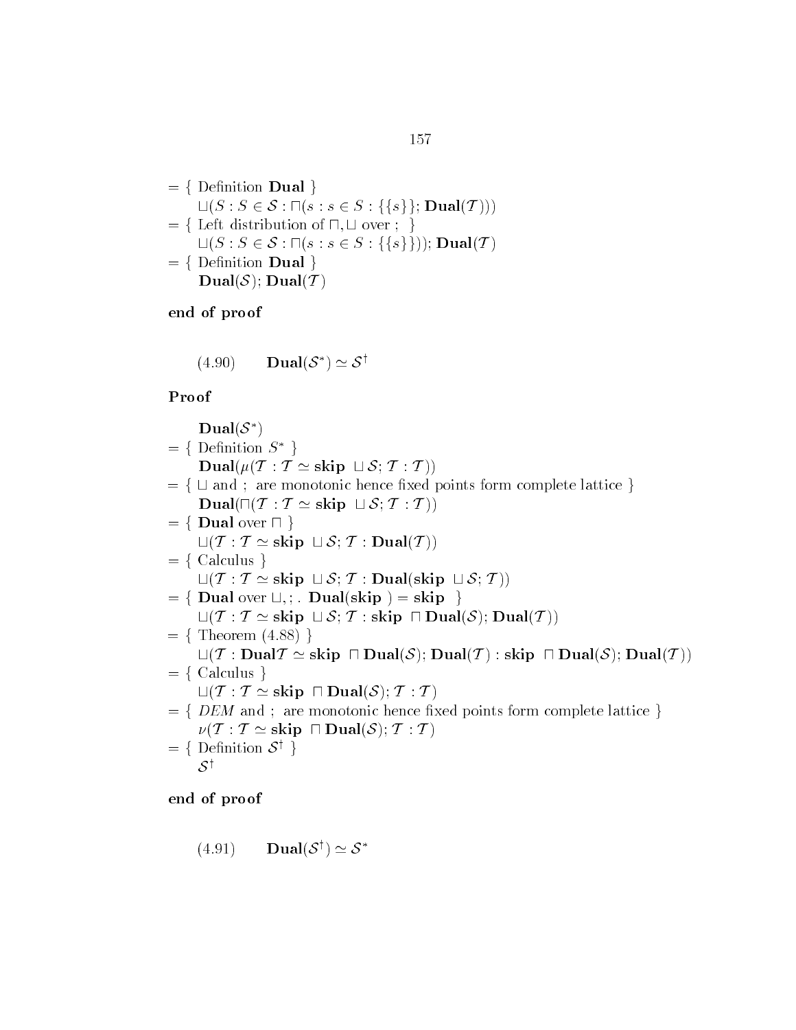$= \{$ Definition **Dual** $\}$

$\quad \sqcup(S : S \in \mathcal{S} : \sqcap(s : s \in S : \{\{s\}\}; \mathbf{Dual}(\mathcal{T})))$

$= \{$ Left distribution of $\sqcap, \sqcup$ over ; $\}$

$\quad \sqcup(S : S \in \mathcal{S} : \sqcap(s : s \in S : \{\{s\}\})); \mathbf{Dual}(\mathcal{T})$

$= \{$ Definition **Dual** $\}$

$\quad \mathbf{Dual}(\mathcal{S}); \mathbf{Dual}(\mathcal{T})$

**end of proof**

$$(4.90) \qquad \mathbf{Dual}(\mathcal{S}^*) \simeq \mathcal{S}^\dagger$$

**Proof**

$\quad \mathbf{Dual}(\mathcal{S}^*)$

$= \{$ Definition $S^*$ $\}$

$\quad \mathbf{Dual}(\mu(\mathcal{T} : \mathcal{T} \simeq \mathbf{skip} \sqcup \mathcal{S}; \mathcal{T} : \mathcal{T}))$

$= \{$ $\sqcup$ and ; are monotonic hence fixed points form complete lattice $\}$

$\quad \mathbf{Dual}(\sqcap(\mathcal{T} : \mathcal{T} \simeq \mathbf{skip} \sqcup \mathcal{S}; \mathcal{T} : \mathcal{T}))$

$= \{$ **Dual** over $\sqcap$ $\}$

$\quad \sqcup(\mathcal{T} : \mathcal{T} \simeq \mathbf{skip} \sqcup \mathcal{S}; \mathcal{T} : \mathbf{Dual}(\mathcal{T}))$

$= \{$ Calculus $\}$

$\quad \sqcup(\mathcal{T} : \mathcal{T} \simeq \mathbf{skip} \sqcup \mathcal{S}; \mathcal{T} : \mathbf{Dual}(\mathbf{skip} \sqcup \mathcal{S}; \mathcal{T}))$

$= \{$ **Dual** over $\sqcup$, ; . $\mathbf{Dual}(\mathbf{skip}) = \mathbf{skip}$ $\}$

$\quad \sqcup(\mathcal{T} : \mathcal{T} \simeq \mathbf{skip} \sqcup \mathcal{S}; \mathcal{T} : \mathbf{skip} \sqcap \mathbf{Dual}(\mathcal{S}); \mathbf{Dual}(\mathcal{T}))$

$= \{$ Theorem (4.88) $\}$

$\quad \sqcup(\mathcal{T} : \mathbf{Dual}\mathcal{T} \simeq \mathbf{skip} \sqcap \mathbf{Dual}(\mathcal{S}); \mathbf{Dual}(\mathcal{T}) : \mathbf{skip} \sqcap \mathbf{Dual}(\mathcal{S}); \mathbf{Dual}(\mathcal{T}))$

$= \{$ Calculus $\}$

$\quad \sqcup(\mathcal{T} : \mathcal{T} \simeq \mathbf{skip} \sqcap \mathbf{Dual}(\mathcal{S}); \mathcal{T} : \mathcal{T})$

$= \{$ *DEM* and ; are monotonic hence fixed points form complete lattice $\}$

$\quad \nu(\mathcal{T} : \mathcal{T} \simeq \mathbf{skip} \sqcap \mathbf{Dual}(\mathcal{S}); \mathcal{T} : \mathcal{T})$

$= \{$ Definition $\mathcal{S}^\dagger$ $\}$

$\quad \mathcal{S}^\dagger$

**end of proof**

$$(4.91) \qquad \mathbf{Dual}(\mathcal{S}^\dagger) \simeq \mathcal{S}^*$$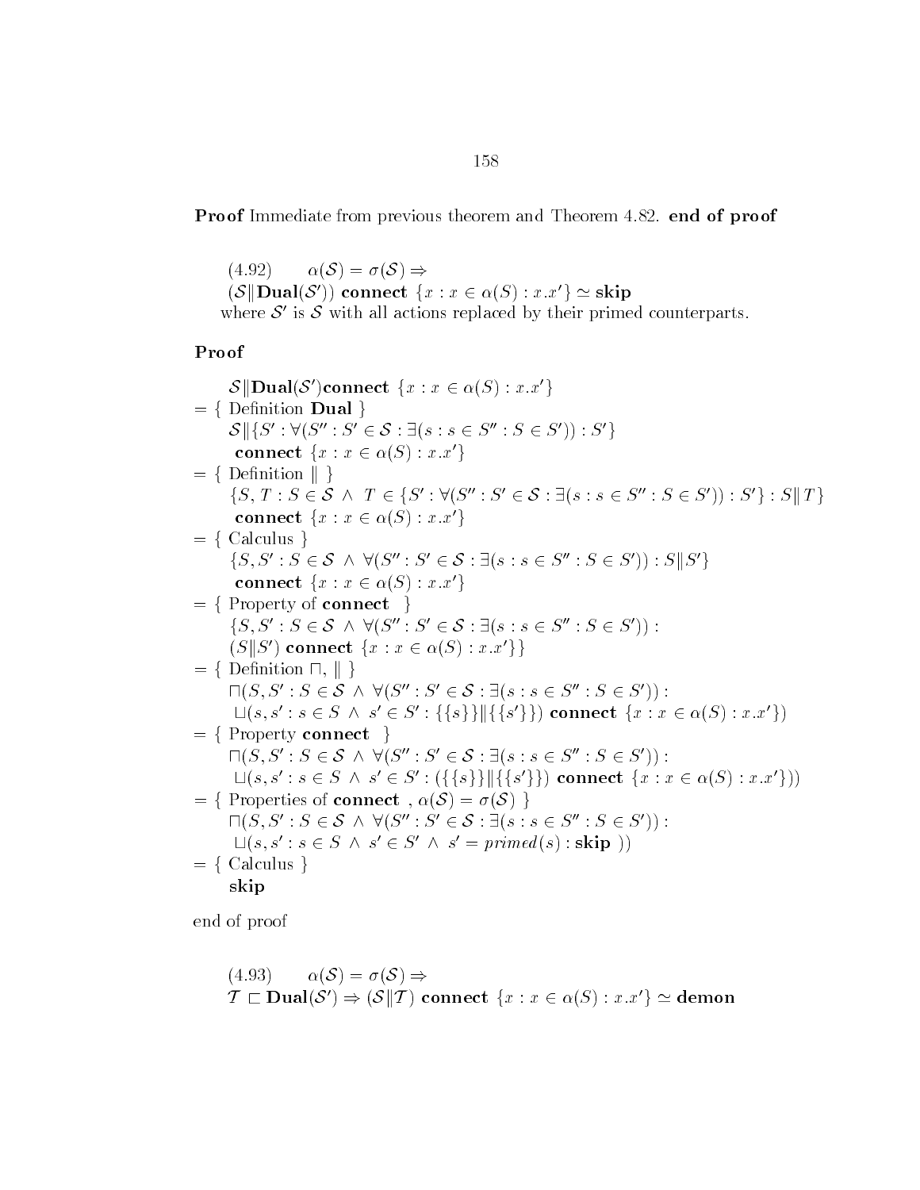**Proof** Immediate from previous theorem and Theorem 4.82. **end of proof**

(4.92) $\quad \alpha(\mathcal{S}) = \sigma(\mathcal{S}) \Rightarrow$
$(\mathcal{S} \| \mathbf{Dual}(\mathcal{S}'))$ **connect** $\{x : x \in \alpha(S) : x.x'\} \simeq$ **skip**
where $\mathcal{S}'$ is $\mathcal{S}$ with all actions replaced by their primed counterparts.

**Proof**

$$
\begin{array}{l}
\quad \mathcal{S} \| \mathbf{Dual}(\mathcal{S}') \mathbf{connect}\ \{x : x \in \alpha(S) : x.x'\} \\
= \{ \text{ Definition } \mathbf{Dual} \} \\
\quad \mathcal{S} \| \{S' : \forall(S'' : S' \in \mathcal{S} : \exists(s : s \in S'' : S \in S')) : S'\} \\
\quad\ \mathbf{connect}\ \{x : x \in \alpha(S) : x.x'\} \\
= \{ \text{ Definition } \| \} \\
\quad \{S, T : S \in \mathcal{S}\ \wedge\ T \in \{S' : \forall(S'' : S' \in \mathcal{S} : \exists(s : s \in S'' : S \in S')) : S'\} : S \| T\} \\
\quad\ \mathbf{connect}\ \{x : x \in \alpha(S) : x.x'\} \\
= \{ \text{ Calculus } \} \\
\quad \{S, S' : S \in \mathcal{S}\ \wedge\ \forall(S'' : S' \in \mathcal{S} : \exists(s : s \in S'' : S \in S')) : S \| S'\} \\
\quad\ \mathbf{connect}\ \{x : x \in \alpha(S) : x.x'\} \\
= \{ \text{ Property of } \mathbf{connect} \ \} \\
\quad \{S, S' : S \in \mathcal{S}\ \wedge\ \forall(S'' : S' \in \mathcal{S} : \exists(s : s \in S'' : S \in S')) : \\
\quad (S \| S')\ \mathbf{connect}\ \{x : x \in \alpha(S) : x.x'\}\} \\
= \{ \text{ Definition } \sqcap, \| \} \\
\quad \sqcap(S, S' : S \in \mathcal{S}\ \wedge\ \forall(S'' : S' \in \mathcal{S} : \exists(s : s \in S'' : S \in S')) : \\
\quad\ \sqcup(s, s' : s \in S\ \wedge\ s' \in S' : \{\{s\}\} \| \{\{s'\}\})\ \mathbf{connect}\ \{x : x \in \alpha(S) : x.x'\}) \\
= \{ \text{ Property } \mathbf{connect} \ \} \\
\quad \sqcap(S, S' : S \in \mathcal{S}\ \wedge\ \forall(S'' : S' \in \mathcal{S} : \exists(s : s \in S'' : S \in S')) : \\
\quad\ \sqcup(s, s' : s \in S\ \wedge\ s' \in S' : (\{\{s\}\} \| \{\{s'\}\})\ \mathbf{connect}\ \{x : x \in \alpha(S) : x.x'\})) \\
= \{ \text{ Properties of } \mathbf{connect}\ ,\ \alpha(\mathcal{S}) = \sigma(\mathcal{S}) \} \\
\quad \sqcap(S, S' : S \in \mathcal{S}\ \wedge\ \forall(S'' : S' \in \mathcal{S} : \exists(s : s \in S'' : S \in S')) : \\
\quad\ \sqcup(s, s' : s \in S\ \wedge\ s' \in S'\ \wedge\ s' = \mathit{primed}(s) : \mathbf{skip}\ )) \\
= \{ \text{ Calculus } \} \\
\quad \mathbf{skip}
\end{array}
$$

end of proof

(4.93) $\quad \alpha(\mathcal{S}) = \sigma(\mathcal{S}) \Rightarrow$
$\mathcal{T} \sqsubset \mathbf{Dual}(\mathcal{S}') \Rightarrow (\mathcal{S} \| \mathcal{T})$ **connect** $\{x : x \in \alpha(S) : x.x'\} \simeq$ **demon**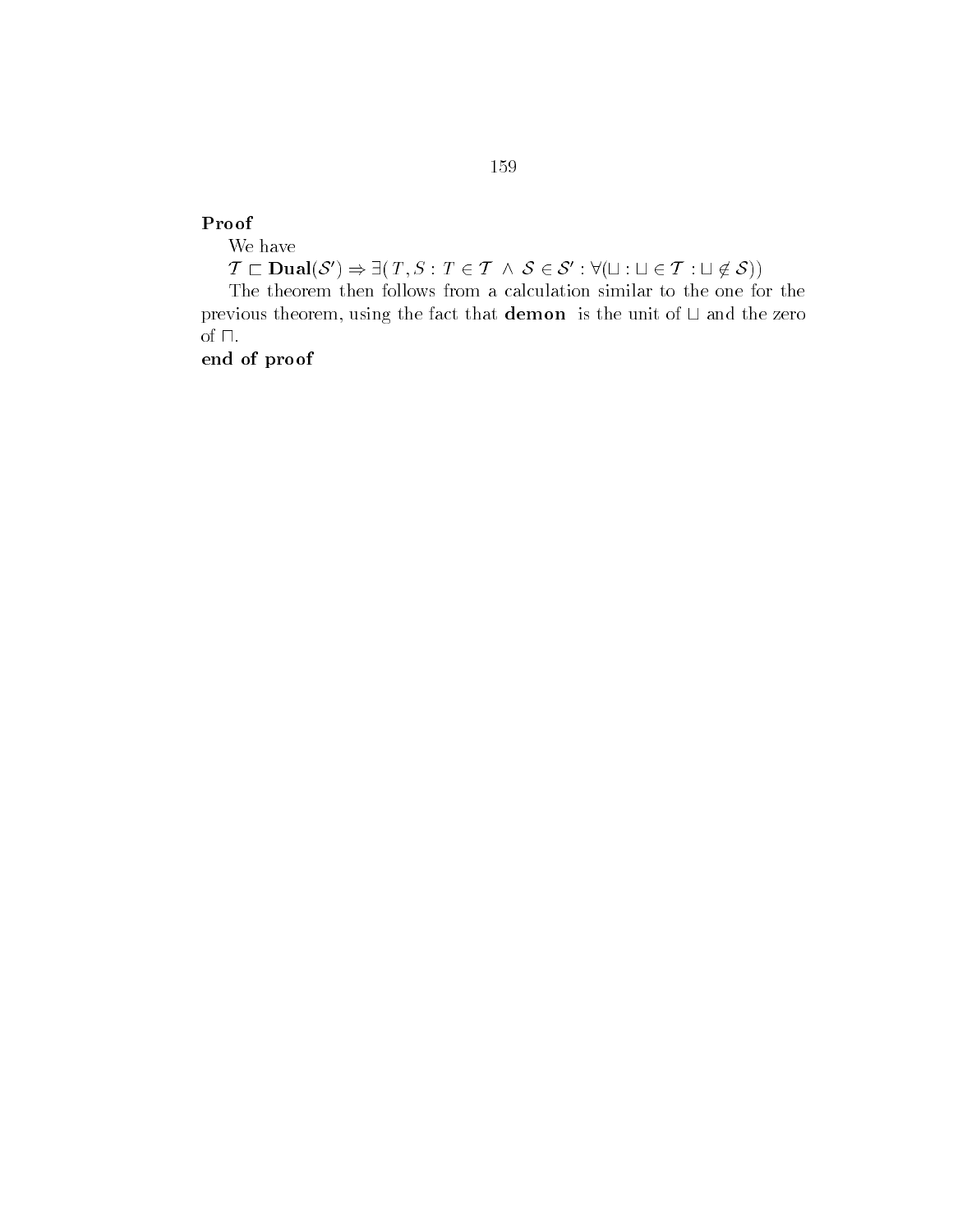**Proof**

We have

$\mathcal{T} \sqsubset \mathbf{Dual}(\mathcal{S}') \Rightarrow \exists(\, T, S : T \in \mathcal{T} \ \wedge \ \mathcal{S} \in \mathcal{S}' : \forall(\sqcup : \sqcup \in \mathcal{T} : \sqcup \notin \mathcal{S}))$

The theorem then follows from a calculation similar to the one for the previous theorem, using the fact that **demon** is the unit of $\sqcup$ and the zero of $\sqcap$.

**end of proof**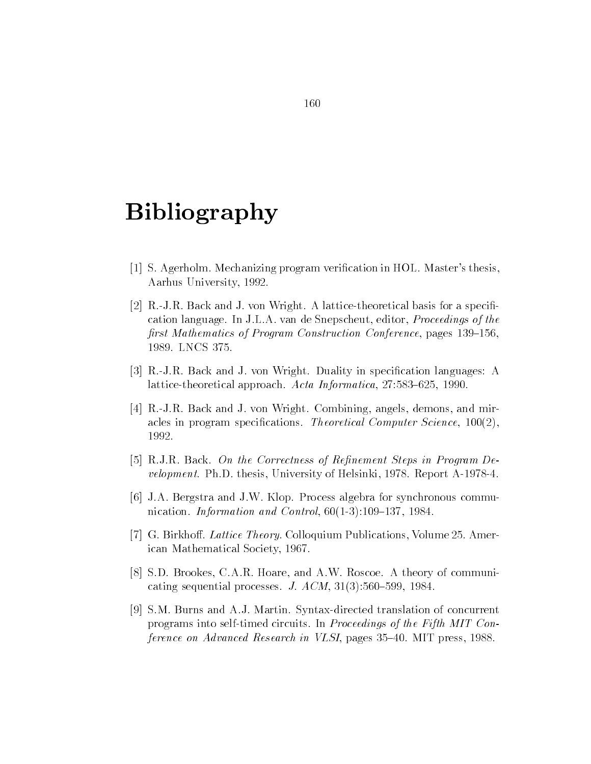# Bibliography

[1] S. Agerholm. Mechanizing program verification in HOL. Master's thesis, Aarhus University, 1992.

[2] R.-J.R. Back and J. von Wright. A lattice-theoretical basis for a specification language. In J.L.A. van de Snepscheut, editor, *Proceedings of the first Mathematics of Program Construction Conference*, pages 139–156, 1989. LNCS 375.

[3] R.-J.R. Back and J. von Wright. Duality in specification languages: A lattice-theoretical approach. *Acta Informatica*, 27:583–625, 1990.

[4] R.-J.R. Back and J. von Wright. Combining, angels, demons, and miracles in program specifications. *Theoretical Computer Science*, 100(2), 1992.

[5] R.J.R. Back. *On the Correctness of Refinement Steps in Program Development*. Ph.D. thesis, University of Helsinki, 1978. Report A-1978-4.

[6] J.A. Bergstra and J.W. Klop. Process algebra for synchronous communication. *Information and Control*, 60(1-3):109–137, 1984.

[7] G. Birkhoff. *Lattice Theory*. Colloquium Publications, Volume 25. American Mathematical Society, 1967.

[8] S.D. Brookes, C.A.R. Hoare, and A.W. Roscoe. A theory of communicating sequential processes. *J. ACM*, 31(3):560–599, 1984.

[9] S.M. Burns and A.J. Martin. Syntax-directed translation of concurrent programs into self-timed circuits. In *Proceedings of the Fifth MIT Conference on Advanced Research in VLSI*, pages 35–40. MIT press, 1988.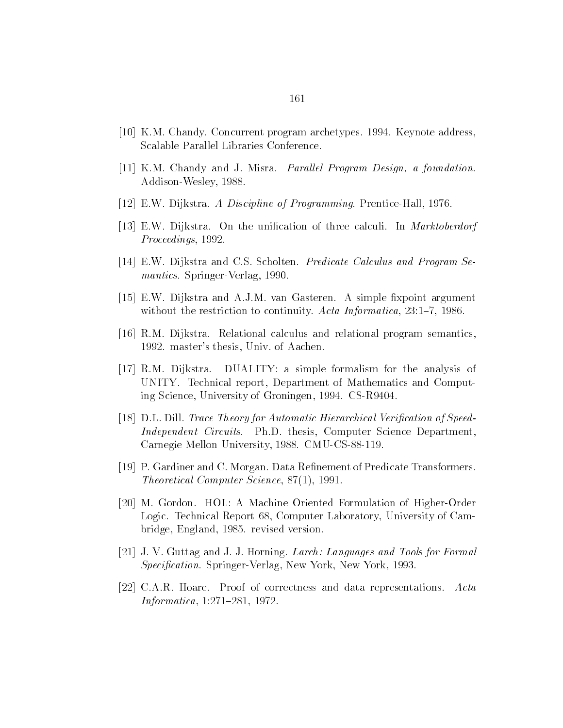[10] K.M. Chandy. Concurrent program archetypes. 1994. Keynote address, Scalable Parallel Libraries Conference.

[11] K.M. Chandy and J. Misra. *Parallel Program Design, a foundation*. Addison-Wesley, 1988.

[12] E.W. Dijkstra. *A Discipline of Programming*. Prentice-Hall, 1976.

[13] E.W. Dijkstra. On the unification of three calculi. In *Marktoberdorf Proceedings*, 1992.

[14] E.W. Dijkstra and C.S. Scholten. *Predicate Calculus and Program Semantics*. Springer-Verlag, 1990.

[15] E.W. Dijkstra and A.J.M. van Gasteren. A simple fixpoint argument without the restriction to continuity. *Acta Informatica*, 23:1–7, 1986.

[16] R.M. Dijkstra. Relational calculus and relational program semantics, 1992. master's thesis, Univ. of Aachen.

[17] R.M. Dijkstra. DUALITY: a simple formalism for the analysis of UNITY. Technical report, Department of Mathematics and Computing Science, University of Groningen, 1994. CS-R9404.

[18] D.L. Dill. *Trace Theory for Automatic Hierarchical Verification of Speed-Independent Circuits*. Ph.D. thesis, Computer Science Department, Carnegie Mellon University, 1988. CMU-CS-88-119.

[19] P. Gardiner and C. Morgan. Data Refinement of Predicate Transformers. *Theoretical Computer Science*, 87(1), 1991.

[20] M. Gordon. HOL: A Machine Oriented Formulation of Higher-Order Logic. Technical Report 68, Computer Laboratory, University of Cambridge, England, 1985. revised version.

[21] J. V. Guttag and J. J. Horning. *Larch: Languages and Tools for Formal Specification*. Springer-Verlag, New York, New York, 1993.

[22] C.A.R. Hoare. Proof of correctness and data representations. *Acta Informatica*, 1:271–281, 1972.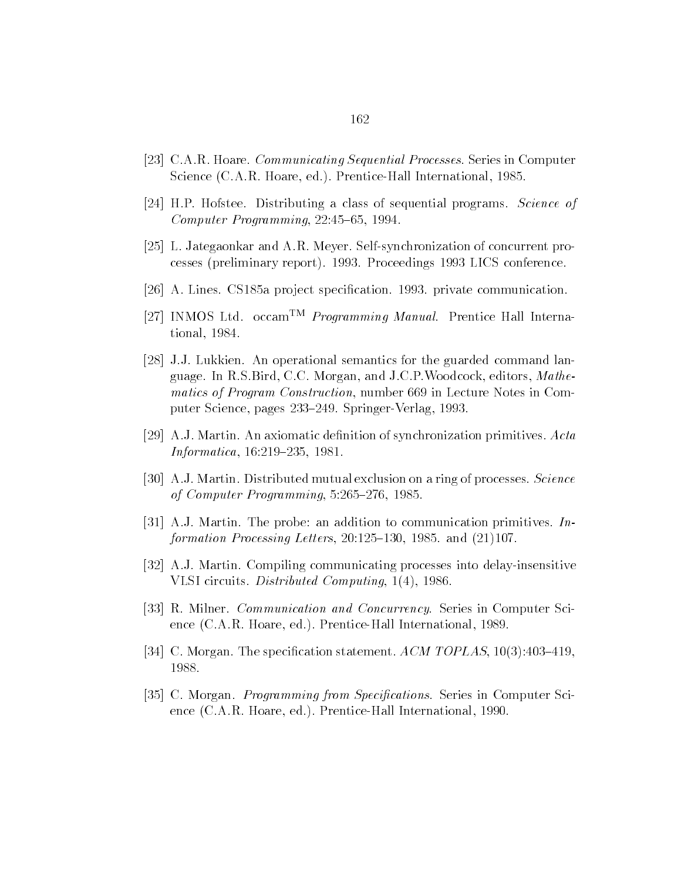[23] C.A.R. Hoare. *Communicating Sequential Processes*. Series in Computer Science (C.A.R. Hoare, ed.). Prentice-Hall International, 1985.

[24] H.P. Hofstee. Distributing a class of sequential programs. *Science of Computer Programming*, 22:45–65, 1994.

[25] L. Jategaonkar and A.R. Meyer. Self-synchronization of concurrent processes (preliminary report). 1993. Proceedings 1993 LICS conference.

[26] A. Lines. CS185a project specification. 1993. private communication.

[27] INMOS Ltd. occam$^{TM}$ *Programming Manual*. Prentice Hall International, 1984.

[28] J.J. Lukkien. An operational semantics for the guarded command language. In R.S.Bird, C.C. Morgan, and J.C.P.Woodcock, editors, *Mathematics of Program Construction*, number 669 in Lecture Notes in Computer Science, pages 233–249. Springer-Verlag, 1993.

[29] A.J. Martin. An axiomatic definition of synchronization primitives. *Acta Informatica*, 16:219–235, 1981.

[30] A.J. Martin. Distributed mutual exclusion on a ring of processes. *Science of Computer Programming*, 5:265–276, 1985.

[31] A.J. Martin. The probe: an addition to communication primitives. *Information Processing Letters*, 20:125–130, 1985. and (21)107.

[32] A.J. Martin. Compiling communicating processes into delay-insensitive VLSI circuits. *Distributed Computing*, 1(4), 1986.

[33] R. Milner. *Communication and Concurrency*. Series in Computer Science (C.A.R. Hoare, ed.). Prentice-Hall International, 1989.

[34] C. Morgan. The specification statement. *ACM TOPLAS*, 10(3):403–419, 1988.

[35] C. Morgan. *Programming from Specifications*. Series in Computer Science (C.A.R. Hoare, ed.). Prentice-Hall International, 1990.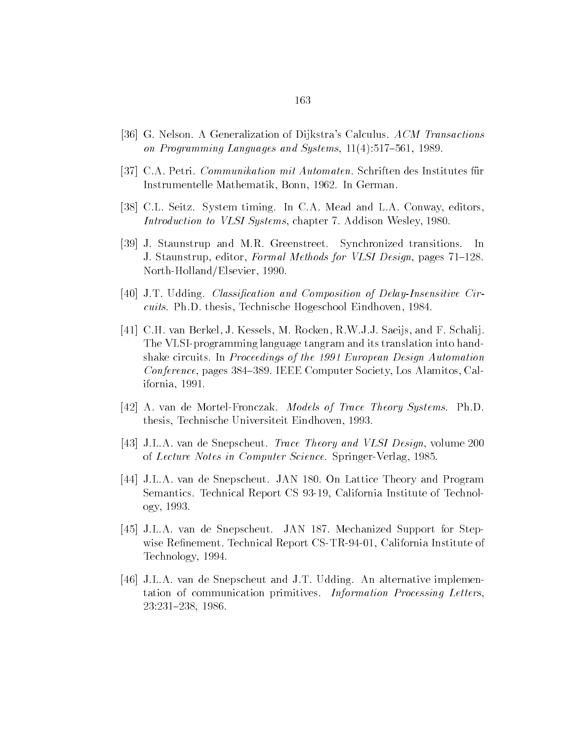[36] G. Nelson. A Generalization of Dijkstra's Calculus. *ACM Transactions on Programming Languages and Systems*, 11(4):517–561, 1989.

[37] C.A. Petri. *Communikation mit Automaten*. Schriften des Institutes für Instrumentelle Mathematik, Bonn, 1962. In German.

[38] C.L. Seitz. System timing. In C.A. Mead and L.A. Conway, editors, *Introduction to VLSI Systems*, chapter 7. Addison Wesley, 1980.

[39] J. Staunstrup and M.R. Greenstreet. Synchronized transitions. In J. Staunstrup, editor, *Formal Methods for VLSI Design*, pages 71–128. North-Holland/Elsevier, 1990.

[40] J.T. Udding. *Classification and Composition of Delay-Insensitive Circuits*. Ph.D. thesis, Technische Hogeschool Eindhoven, 1984.

[41] C.H. van Berkel, J. Kessels, M. Rocken, R.W.J.J. Saeijs, and F. Schalij. The VLSI-programming language tangram and its translation into handshake circuits. In *Proceedings of the 1991 European Design Automation Conference*, pages 384–389. IEEE Computer Society, Los Alamitos, California, 1991.

[42] A. van de Mortel-Fronczak. *Models of Trace Theory Systems*. Ph.D. thesis, Technische Universiteit Eindhoven, 1993.

[43] J.L.A. van de Snepscheut. *Trace Theory and VLSI Design*, volume 200 of *Lecture Notes in Computer Science*. Springer-Verlag, 1985.

[44] J.L.A. van de Snepscheut. JAN 180. On Lattice Theory and Program Semantics. Technical Report CS 93-19, California Institute of Technology, 1993.

[45] J.L.A. van de Snepscheut. JAN 187. Mechanized Support for Stepwise Refinement. Technical Report CS-TR-94-01, California Institute of Technology, 1994.

[46] J.L.A. van de Snepscheut and J.T. Udding. An alternative implementation of communication primitives. *Information Processing Letters*, 23:231–238, 1986.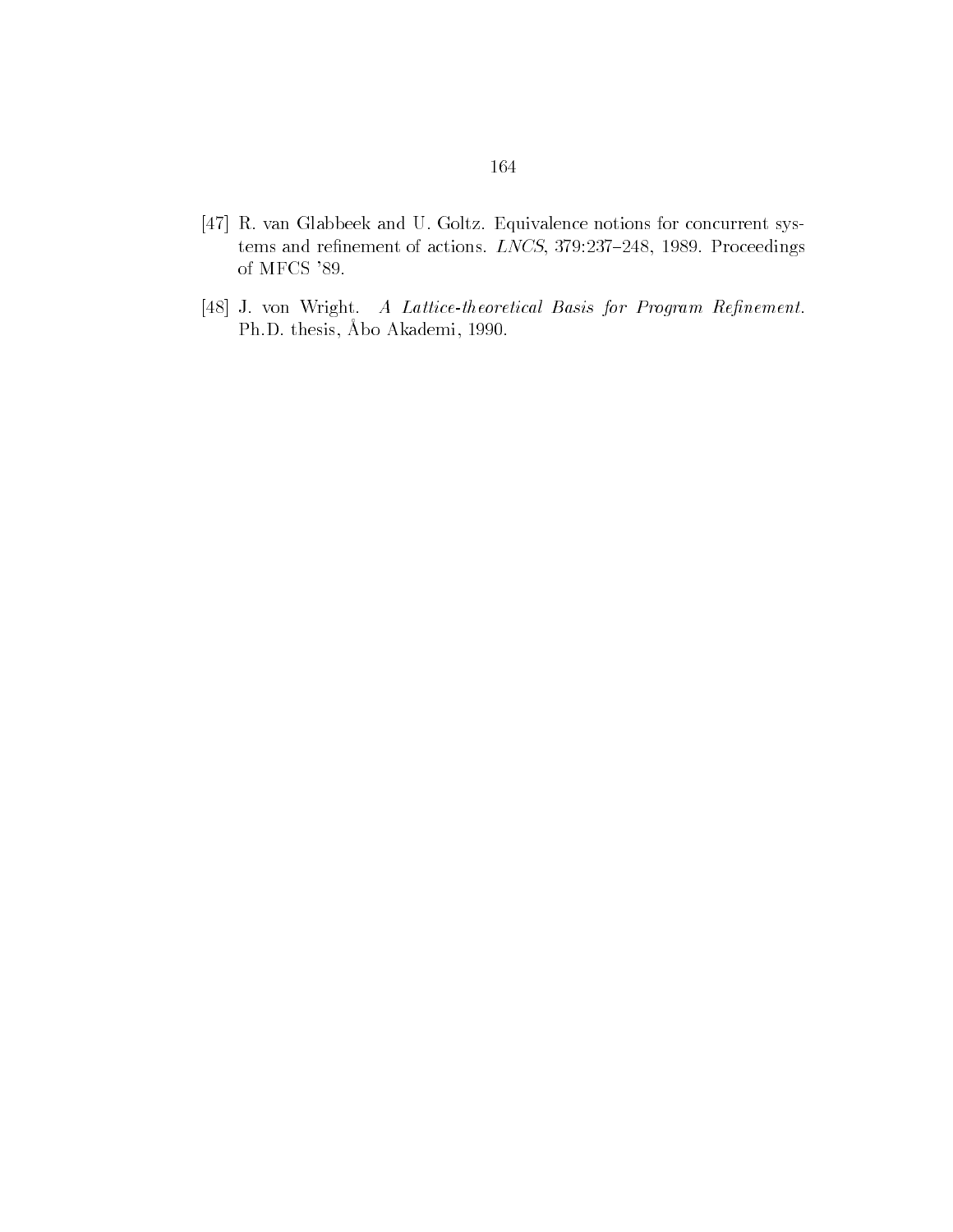[47] R. van Glabbeek and U. Goltz. Equivalence notions for concurrent systems and refinement of actions. *LNCS*, 379:237–248, 1989. Proceedings of MFCS '89.

[48] J. von Wright. *A Lattice-theoretical Basis for Program Refinement.* Ph.D. thesis, Åbo Akademi, 1990.